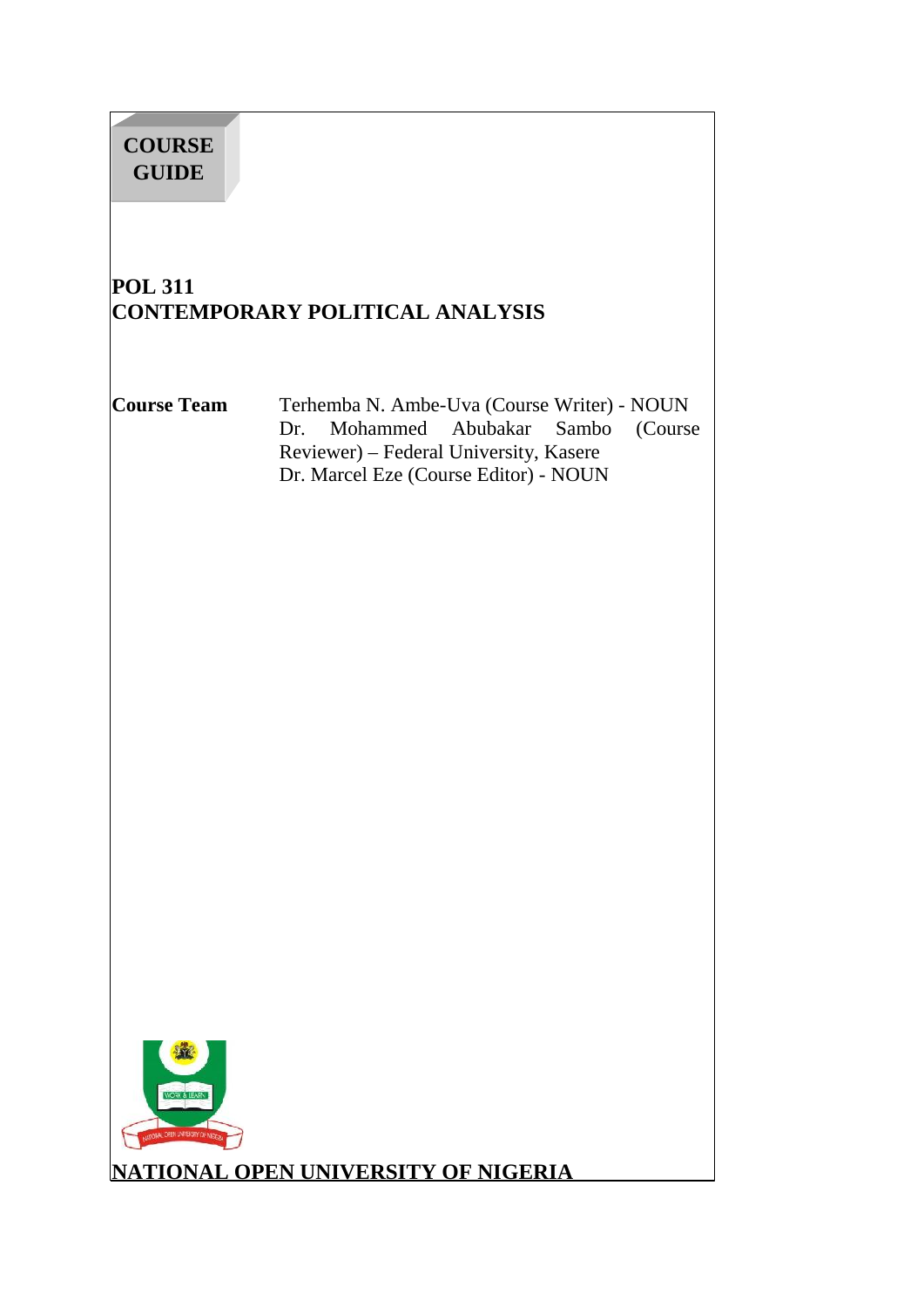**COURSE GUIDE**

# POL 311
# CONTEMPORARY POLITICAL ANALYSIS

**Course Team**

Terhemba N. Ambe-Uva (Course Writer) - NOUN
Dr. Mohammed Abubakar Sambo (Course Reviewer) – Federal University, Kasere
Dr. Marcel Eze (Course Editor) - NOUN

**NATIONAL OPEN UNIVERSITY OF NIGERIA**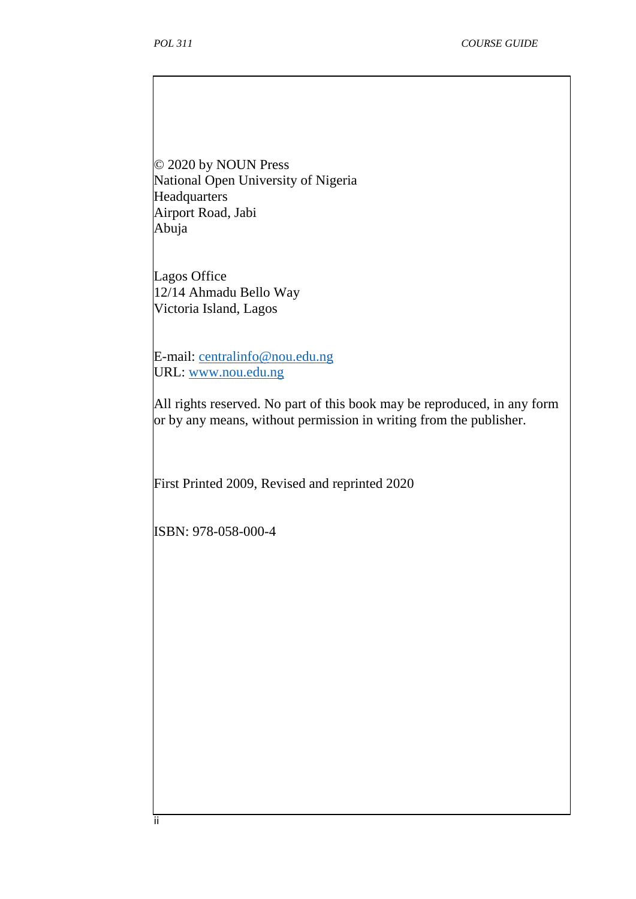© 2020 by NOUN Press
National Open University of Nigeria
Headquarters
Airport Road, Jabi
Abuja

Lagos Office
12/14 Ahmadu Bello Way
Victoria Island, Lagos

E-mail: centralinfo@nou.edu.ng
URL: www.nou.edu.ng

All rights reserved. No part of this book may be reproduced, in any form or by any means, without permission in writing from the publisher.

First Printed 2009, Revised and reprinted 2020

ISBN: 978-058-000-4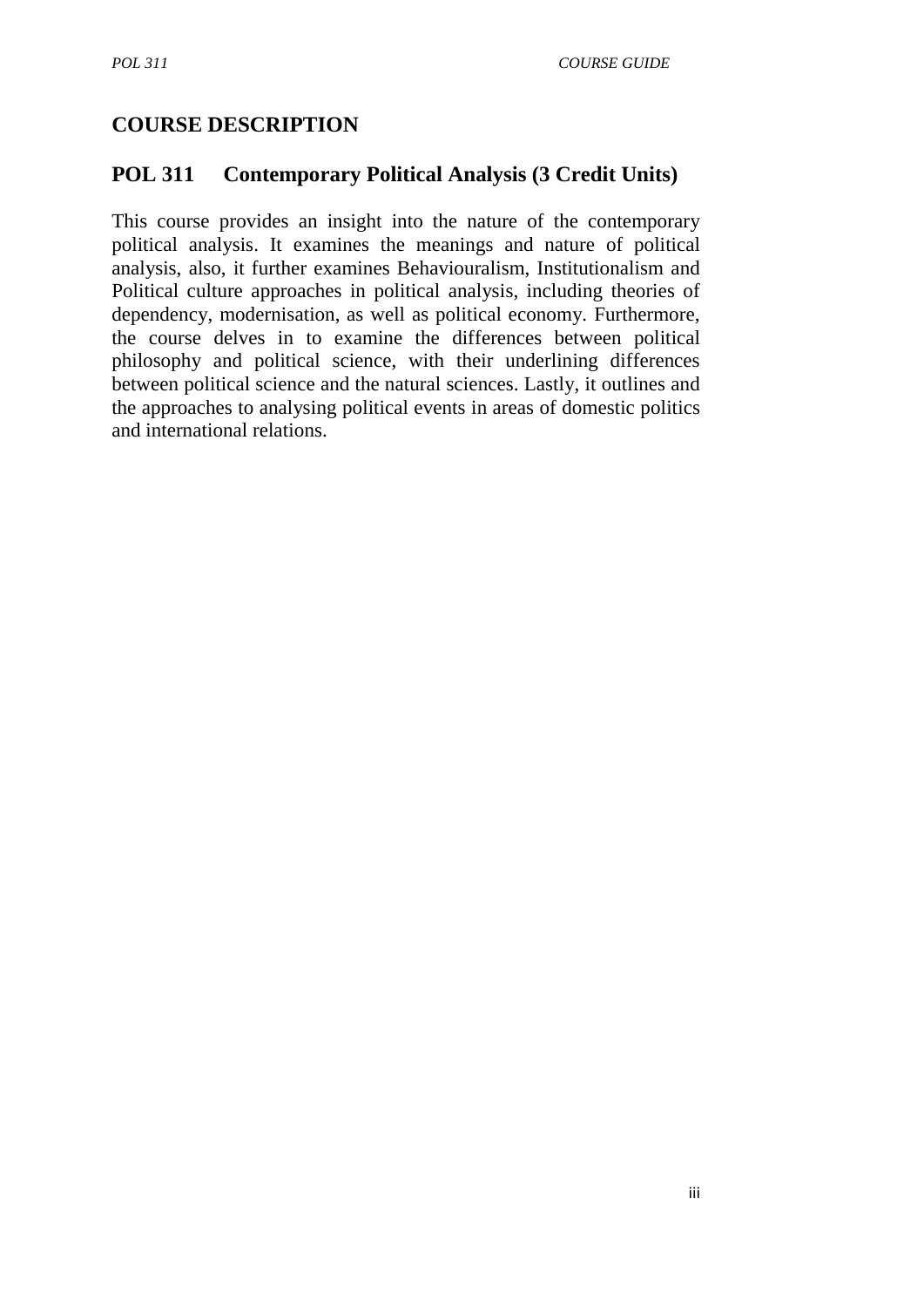## COURSE DESCRIPTION

### POL 311 Contemporary Political Analysis (3 Credit Units)

This course provides an insight into the nature of the contemporary political analysis. It examines the meanings and nature of political analysis, also, it further examines Behaviouralism, Institutionalism and Political culture approaches in political analysis, including theories of dependency, modernisation, as well as political economy. Furthermore, the course delves in to examine the differences between political philosophy and political science, with their underlining differences between political science and the natural sciences. Lastly, it outlines and the approaches to analysing political events in areas of domestic politics and international relations.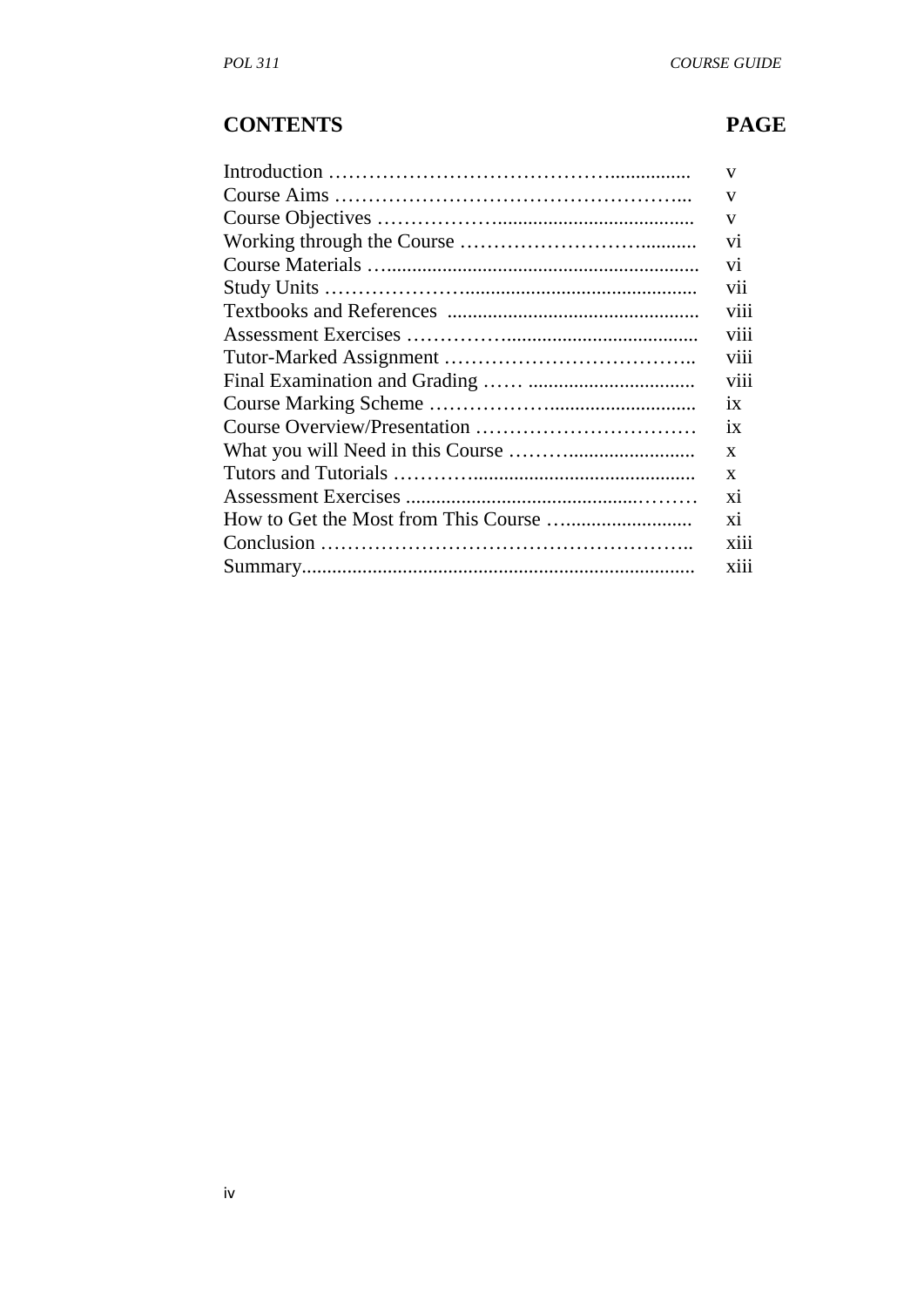| CONTENTS | PAGE |
|---|---|
| Introduction | v |
| Course Aims | v |
| Course Objectives | v |
| Working through the Course | vi |
| Course Materials | vi |
| Study Units | vii |
| Textbooks and References | viii |
| Assessment Exercises | viii |
| Tutor-Marked Assignment | viii |
| Final Examination and Grading | viii |
| Course Marking Scheme | ix |
| Course Overview/Presentation | ix |
| What you will Need in this Course | x |
| Tutors and Tutorials | x |
| Assessment Exercises | xi |
| How to Get the Most from This Course | xi |
| Conclusion | xiii |
| Summary | xiii |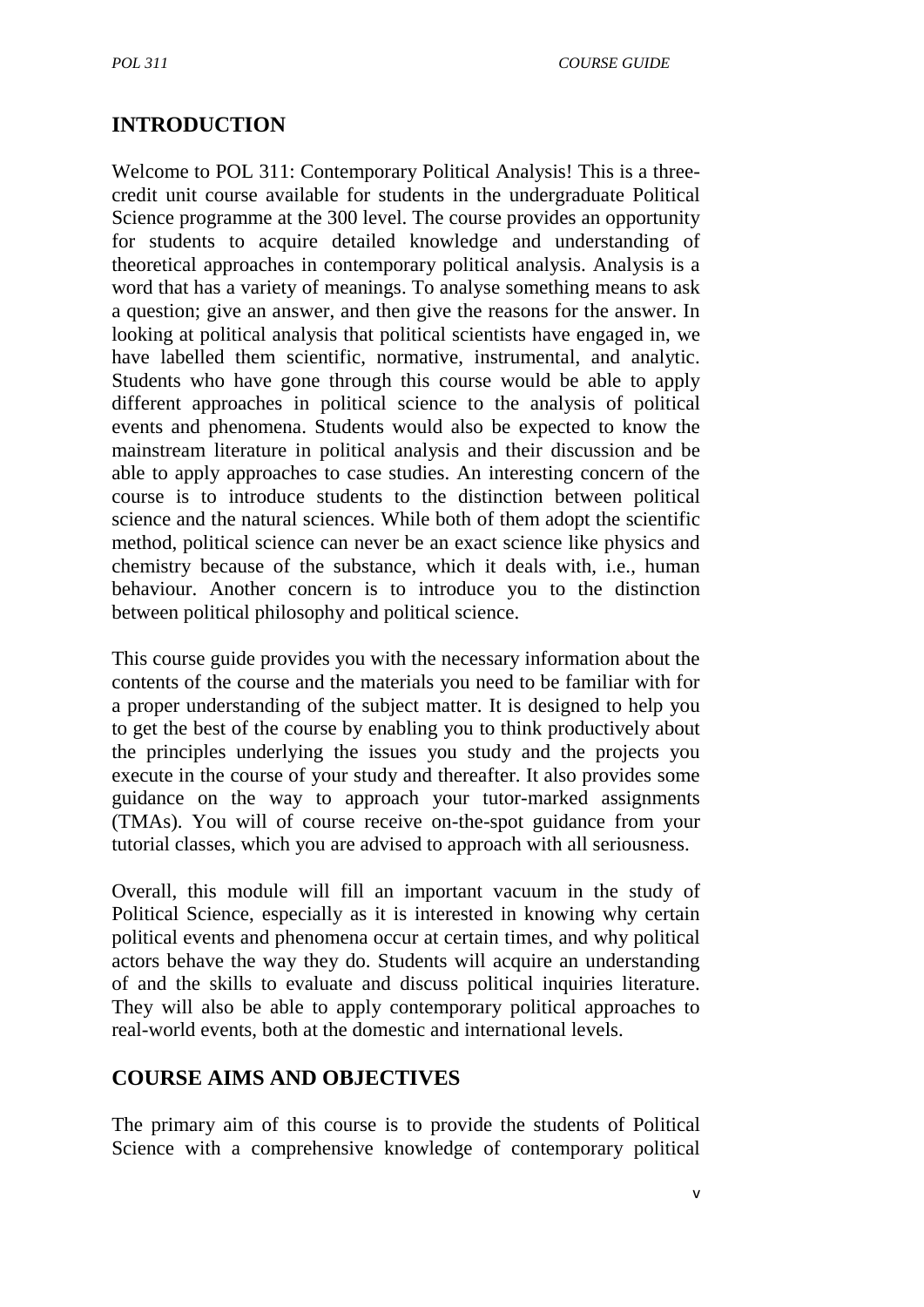## INTRODUCTION

Welcome to POL 311: Contemporary Political Analysis! This is a three-credit unit course available for students in the undergraduate Political Science programme at the 300 level. The course provides an opportunity for students to acquire detailed knowledge and understanding of theoretical approaches in contemporary political analysis. Analysis is a word that has a variety of meanings. To analyse something means to ask a question; give an answer, and then give the reasons for the answer. In looking at political analysis that political scientists have engaged in, we have labelled them scientific, normative, instrumental, and analytic. Students who have gone through this course would be able to apply different approaches in political science to the analysis of political events and phenomena. Students would also be expected to know the mainstream literature in political analysis and their discussion and be able to apply approaches to case studies. An interesting concern of the course is to introduce students to the distinction between political science and the natural sciences. While both of them adopt the scientific method, political science can never be an exact science like physics and chemistry because of the substance, which it deals with, i.e., human behaviour. Another concern is to introduce you to the distinction between political philosophy and political science.

This course guide provides you with the necessary information about the contents of the course and the materials you need to be familiar with for a proper understanding of the subject matter. It is designed to help you to get the best of the course by enabling you to think productively about the principles underlying the issues you study and the projects you execute in the course of your study and thereafter. It also provides some guidance on the way to approach your tutor-marked assignments (TMAs). You will of course receive on-the-spot guidance from your tutorial classes, which you are advised to approach with all seriousness.

Overall, this module will fill an important vacuum in the study of Political Science, especially as it is interested in knowing why certain political events and phenomena occur at certain times, and why political actors behave the way they do. Students will acquire an understanding of and the skills to evaluate and discuss political inquiries literature. They will also be able to apply contemporary political approaches to real-world events, both at the domestic and international levels.

## COURSE AIMS AND OBJECTIVES

The primary aim of this course is to provide the students of Political Science with a comprehensive knowledge of contemporary political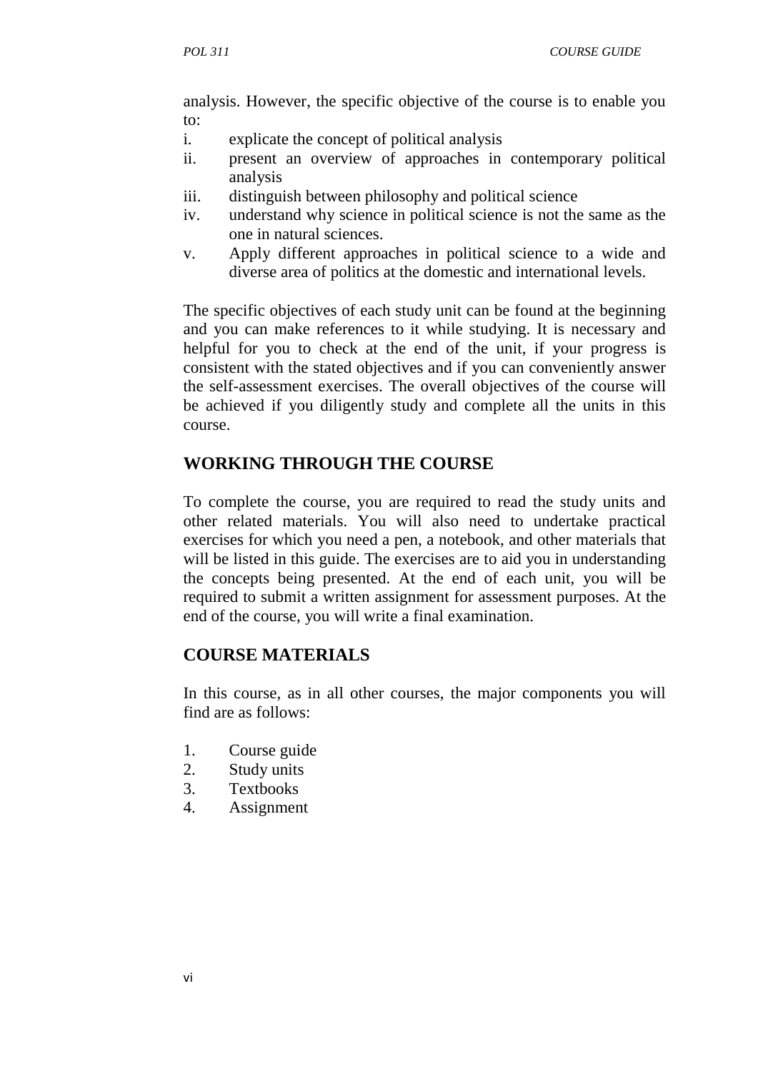analysis. However, the specific objective of the course is to enable you to:

i. explicate the concept of political analysis
ii. present an overview of approaches in contemporary political analysis
iii. distinguish between philosophy and political science
iv. understand why science in political science is not the same as the one in natural sciences.
v. Apply different approaches in political science to a wide and diverse area of politics at the domestic and international levels.

The specific objectives of each study unit can be found at the beginning and you can make references to it while studying. It is necessary and helpful for you to check at the end of the unit, if your progress is consistent with the stated objectives and if you can conveniently answer the self-assessment exercises. The overall objectives of the course will be achieved if you diligently study and complete all the units in this course.

## WORKING THROUGH THE COURSE

To complete the course, you are required to read the study units and other related materials. You will also need to undertake practical exercises for which you need a pen, a notebook, and other materials that will be listed in this guide. The exercises are to aid you in understanding the concepts being presented. At the end of each unit, you will be required to submit a written assignment for assessment purposes. At the end of the course, you will write a final examination.

## COURSE MATERIALS

In this course, as in all other courses, the major components you will find are as follows:

1. Course guide
2. Study units
3. Textbooks
4. Assignment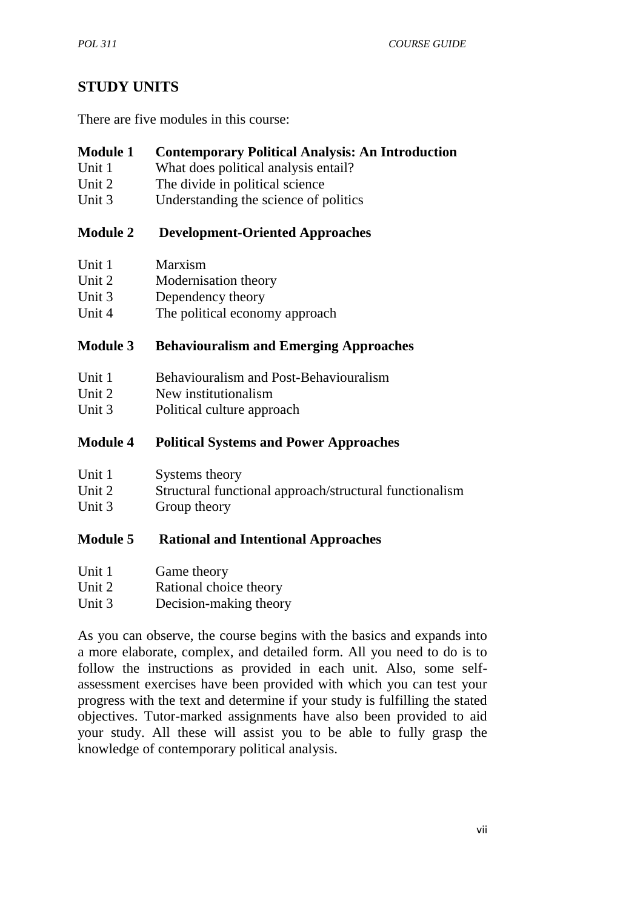## STUDY UNITS

There are five modules in this course:

**Module 1 Contemporary Political Analysis: An Introduction**

Unit 1 What does political analysis entail?
Unit 2 The divide in political science
Unit 3 Understanding the science of politics

**Module 2 Development-Oriented Approaches**

Unit 1 Marxism
Unit 2 Modernisation theory
Unit 3 Dependency theory
Unit 4 The political economy approach

**Module 3 Behaviouralism and Emerging Approaches**

Unit 1 Behaviouralism and Post-Behaviouralism
Unit 2 New institutionalism
Unit 3 Political culture approach

**Module 4 Political Systems and Power Approaches**

Unit 1 Systems theory
Unit 2 Structural functional approach/structural functionalism
Unit 3 Group theory

**Module 5 Rational and Intentional Approaches**

Unit 1 Game theory
Unit 2 Rational choice theory
Unit 3 Decision-making theory

As you can observe, the course begins with the basics and expands into a more elaborate, complex, and detailed form. All you need to do is to follow the instructions as provided in each unit. Also, some self-assessment exercises have been provided with which you can test your progress with the text and determine if your study is fulfilling the stated objectives. Tutor-marked assignments have also been provided to aid your study. All these will assist you to be able to fully grasp the knowledge of contemporary political analysis.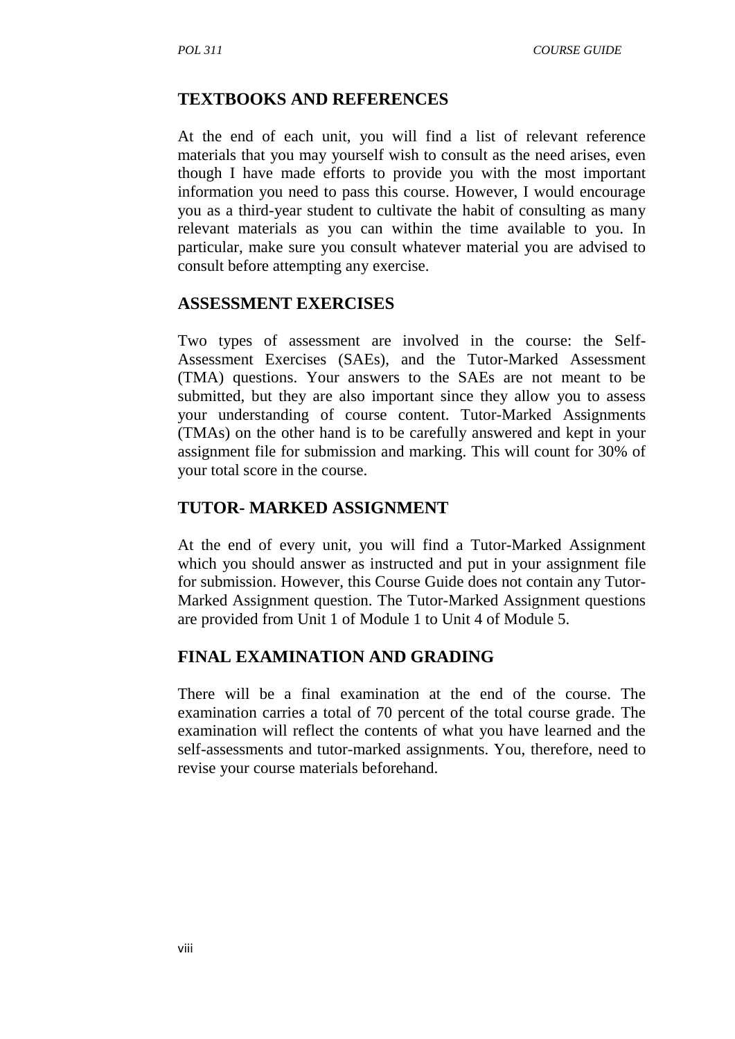## TEXTBOOKS AND REFERENCES

At the end of each unit, you will find a list of relevant reference materials that you may yourself wish to consult as the need arises, even though I have made efforts to provide you with the most important information you need to pass this course. However, I would encourage you as a third-year student to cultivate the habit of consulting as many relevant materials as you can within the time available to you. In particular, make sure you consult whatever material you are advised to consult before attempting any exercise.

## ASSESSMENT EXERCISES

Two types of assessment are involved in the course: the Self-Assessment Exercises (SAEs), and the Tutor-Marked Assessment (TMA) questions. Your answers to the SAEs are not meant to be submitted, but they are also important since they allow you to assess your understanding of course content. Tutor-Marked Assignments (TMAs) on the other hand is to be carefully answered and kept in your assignment file for submission and marking. This will count for 30% of your total score in the course.

## TUTOR- MARKED ASSIGNMENT

At the end of every unit, you will find a Tutor-Marked Assignment which you should answer as instructed and put in your assignment file for submission. However, this Course Guide does not contain any Tutor-Marked Assignment question. The Tutor-Marked Assignment questions are provided from Unit 1 of Module 1 to Unit 4 of Module 5.

## FINAL EXAMINATION AND GRADING

There will be a final examination at the end of the course. The examination carries a total of 70 percent of the total course grade. The examination will reflect the contents of what you have learned and the self-assessments and tutor-marked assignments. You, therefore, need to revise your course materials beforehand.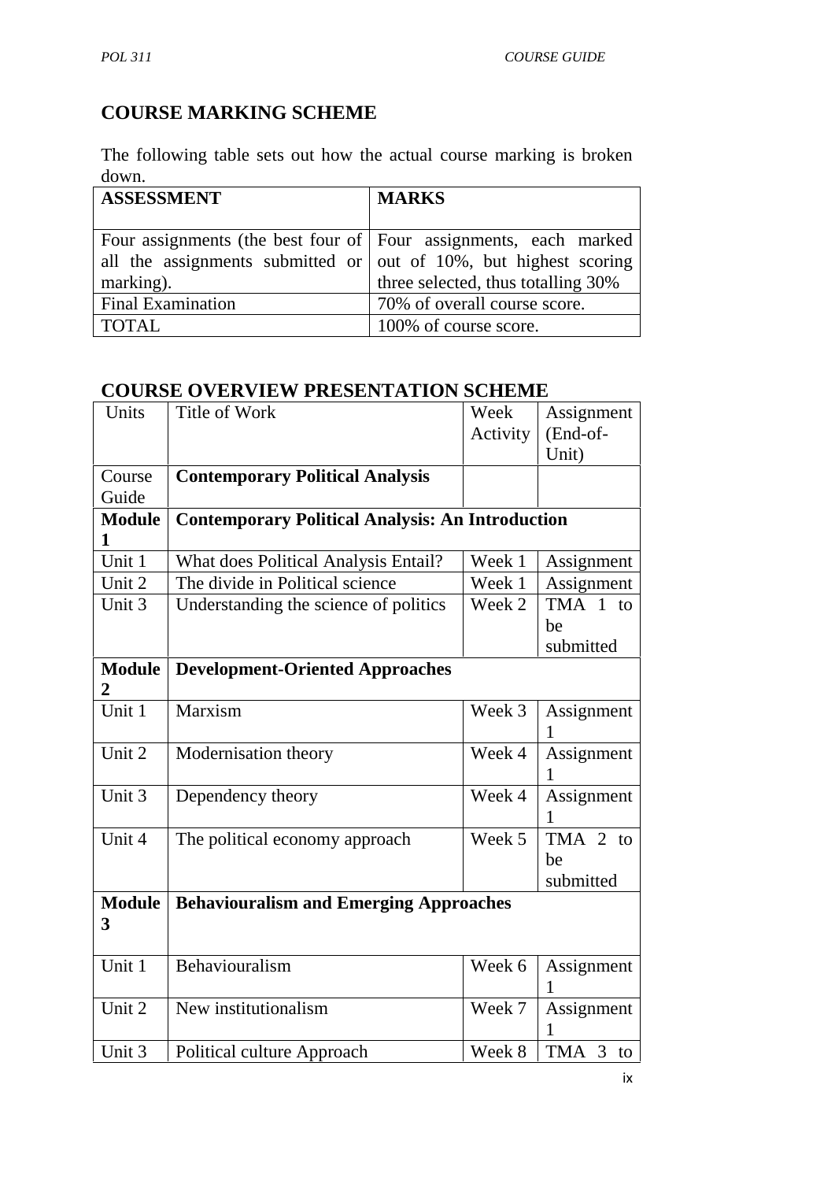## COURSE MARKING SCHEME

The following table sets out how the actual course marking is broken down.

| ASSESSMENT | MARKS |
|---|---|
| Four assignments (the best four of all the assignments submitted or marking). | Four assignments, each marked out of 10%, but highest scoring three selected, thus totalling 30% |
| Final Examination | 70% of overall course score. |
| TOTAL | 100% of course score. |

## COURSE OVERVIEW PRESENTATION SCHEME

| Units | Title of Work | Week Activity | Assignment (End-of-Unit) |
|---|---|---|---|
| Course Guide | **Contemporary Political Analysis** | | |
| **Module 1** | **Contemporary Political Analysis: An Introduction** | | |
| Unit 1 | What does Political Analysis Entail? | Week 1 | Assignment |
| Unit 2 | The divide in Political science | Week 1 | Assignment |
| Unit 3 | Understanding the science of politics | Week 2 | TMA 1 to be submitted |
| **Module 2** | **Development-Oriented Approaches** | | |
| Unit 1 | Marxism | Week 3 | Assignment 1 |
| Unit 2 | Modernisation theory | Week 4 | Assignment 1 |
| Unit 3 | Dependency theory | Week 4 | Assignment 1 |
| Unit 4 | The political economy approach | Week 5 | TMA 2 to be submitted |
| **Module 3** | **Behaviouralism and Emerging Approaches** | | |
| Unit 1 | Behaviouralism | Week 6 | Assignment 1 |
| Unit 2 | New institutionalism | Week 7 | Assignment 1 |
| Unit 3 | Political culture Approach | Week 8 | TMA 3 to |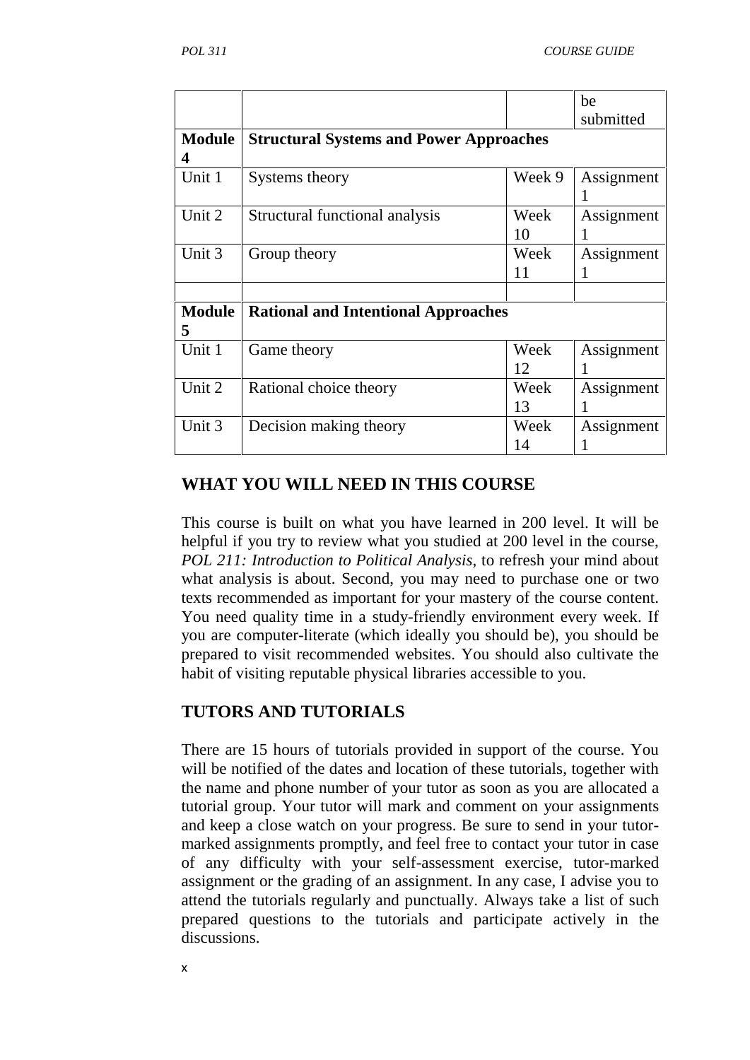|  |  |  | be submitted |
|---|---|---|---|
| **Module 4** | **Structural Systems and Power Approaches** | | |
| Unit 1 | Systems theory | Week 9 | Assignment 1 |
| Unit 2 | Structural functional analysis | Week 10 | Assignment 1 |
| Unit 3 | Group theory | Week 11 | Assignment 1 |
|  |  |  |  |
| **Module 5** | **Rational and Intentional Approaches** | | |
| Unit 1 | Game theory | Week 12 | Assignment 1 |
| Unit 2 | Rational choice theory | Week 13 | Assignment 1 |
| Unit 3 | Decision making theory | Week 14 | Assignment 1 |

## WHAT YOU WILL NEED IN THIS COURSE

This course is built on what you have learned in 200 level. It will be helpful if you try to review what you studied at 200 level in the course, *POL 211: Introduction to Political Analysis*, to refresh your mind about what analysis is about. Second, you may need to purchase one or two texts recommended as important for your mastery of the course content. You need quality time in a study-friendly environment every week. If you are computer-literate (which ideally you should be), you should be prepared to visit recommended websites. You should also cultivate the habit of visiting reputable physical libraries accessible to you.

## TUTORS AND TUTORIALS

There are 15 hours of tutorials provided in support of the course. You will be notified of the dates and location of these tutorials, together with the name and phone number of your tutor as soon as you are allocated a tutorial group. Your tutor will mark and comment on your assignments and keep a close watch on your progress. Be sure to send in your tutor-marked assignments promptly, and feel free to contact your tutor in case of any difficulty with your self-assessment exercise, tutor-marked assignment or the grading of an assignment. In any case, I advise you to attend the tutorials regularly and punctually. Always take a list of such prepared questions to the tutorials and participate actively in the discussions.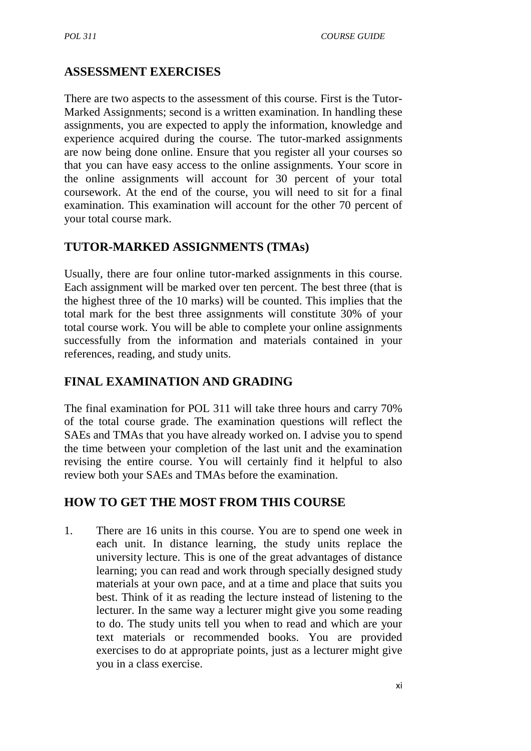## ASSESSMENT EXERCISES

There are two aspects to the assessment of this course. First is the Tutor-Marked Assignments; second is a written examination. In handling these assignments, you are expected to apply the information, knowledge and experience acquired during the course. The tutor-marked assignments are now being done online. Ensure that you register all your courses so that you can have easy access to the online assignments. Your score in the online assignments will account for 30 percent of your total coursework. At the end of the course, you will need to sit for a final examination. This examination will account for the other 70 percent of your total course mark.

## TUTOR-MARKED ASSIGNMENTS (TMAs)

Usually, there are four online tutor-marked assignments in this course. Each assignment will be marked over ten percent. The best three (that is the highest three of the 10 marks) will be counted. This implies that the total mark for the best three assignments will constitute 30% of your total course work. You will be able to complete your online assignments successfully from the information and materials contained in your references, reading, and study units.

## FINAL EXAMINATION AND GRADING

The final examination for POL 311 will take three hours and carry 70% of the total course grade. The examination questions will reflect the SAEs and TMAs that you have already worked on. I advise you to spend the time between your completion of the last unit and the examination revising the entire course. You will certainly find it helpful to also review both your SAEs and TMAs before the examination.

## HOW TO GET THE MOST FROM THIS COURSE

1. There are 16 units in this course. You are to spend one week in each unit. In distance learning, the study units replace the university lecture. This is one of the great advantages of distance learning; you can read and work through specially designed study materials at your own pace, and at a time and place that suits you best. Think of it as reading the lecture instead of listening to the lecturer. In the same way a lecturer might give you some reading to do. The study units tell you when to read and which are your text materials or recommended books. You are provided exercises to do at appropriate points, just as a lecturer might give you in a class exercise.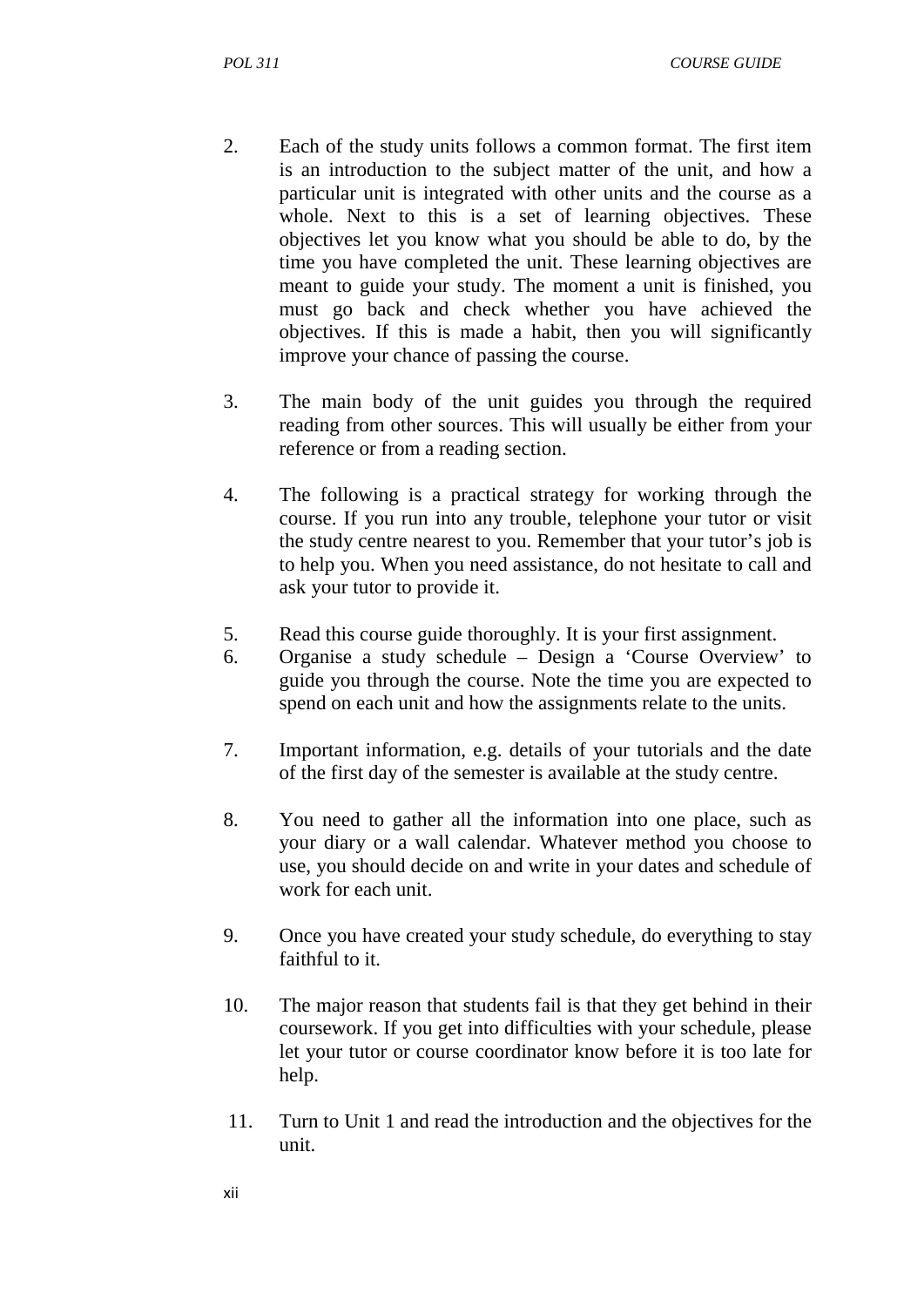2. Each of the study units follows a common format. The first item is an introduction to the subject matter of the unit, and how a particular unit is integrated with other units and the course as a whole. Next to this is a set of learning objectives. These objectives let you know what you should be able to do, by the time you have completed the unit. These learning objectives are meant to guide your study. The moment a unit is finished, you must go back and check whether you have achieved the objectives. If this is made a habit, then you will significantly improve your chance of passing the course.

3. The main body of the unit guides you through the required reading from other sources. This will usually be either from your reference or from a reading section.

4. The following is a practical strategy for working through the course. If you run into any trouble, telephone your tutor or visit the study centre nearest to you. Remember that your tutor's job is to help you. When you need assistance, do not hesitate to call and ask your tutor to provide it.

5. Read this course guide thoroughly. It is your first assignment.
6. Organise a study schedule – Design a 'Course Overview' to guide you through the course. Note the time you are expected to spend on each unit and how the assignments relate to the units.

7. Important information, e.g. details of your tutorials and the date of the first day of the semester is available at the study centre.

8. You need to gather all the information into one place, such as your diary or a wall calendar. Whatever method you choose to use, you should decide on and write in your dates and schedule of work for each unit.

9. Once you have created your study schedule, do everything to stay faithful to it.

10. The major reason that students fail is that they get behind in their coursework. If you get into difficulties with your schedule, please let your tutor or course coordinator know before it is too late for help.

11. Turn to Unit 1 and read the introduction and the objectives for the unit.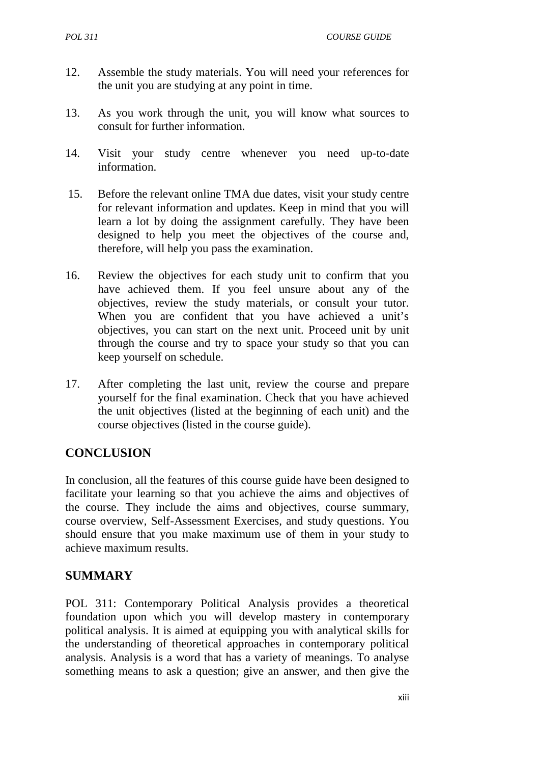12. Assemble the study materials. You will need your references for the unit you are studying at any point in time.

13. As you work through the unit, you will know what sources to consult for further information.

14. Visit your study centre whenever you need up-to-date information.

15. Before the relevant online TMA due dates, visit your study centre for relevant information and updates. Keep in mind that you will learn a lot by doing the assignment carefully. They have been designed to help you meet the objectives of the course and, therefore, will help you pass the examination.

16. Review the objectives for each study unit to confirm that you have achieved them. If you feel unsure about any of the objectives, review the study materials, or consult your tutor. When you are confident that you have achieved a unit's objectives, you can start on the next unit. Proceed unit by unit through the course and try to space your study so that you can keep yourself on schedule.

17. After completing the last unit, review the course and prepare yourself for the final examination. Check that you have achieved the unit objectives (listed at the beginning of each unit) and the course objectives (listed in the course guide).

## CONCLUSION

In conclusion, all the features of this course guide have been designed to facilitate your learning so that you achieve the aims and objectives of the course. They include the aims and objectives, course summary, course overview, Self-Assessment Exercises, and study questions. You should ensure that you make maximum use of them in your study to achieve maximum results.

## SUMMARY

POL 311: Contemporary Political Analysis provides a theoretical foundation upon which you will develop mastery in contemporary political analysis. It is aimed at equipping you with analytical skills for the understanding of theoretical approaches in contemporary political analysis. Analysis is a word that has a variety of meanings. To analyse something means to ask a question; give an answer, and then give the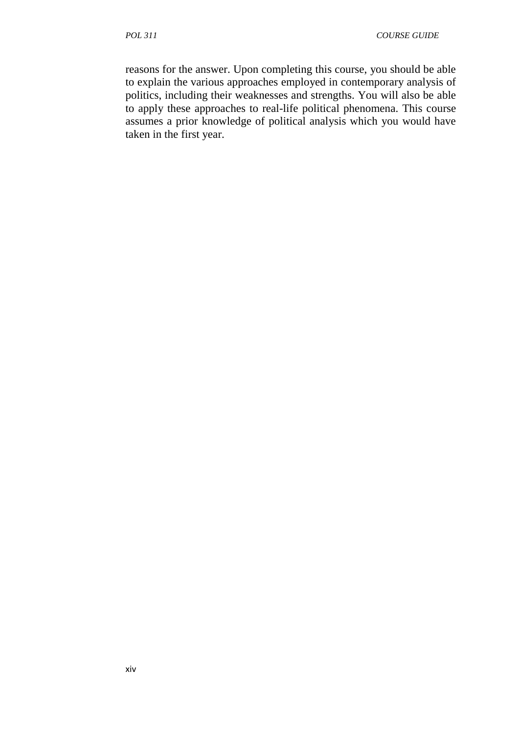reasons for the answer. Upon completing this course, you should be able to explain the various approaches employed in contemporary analysis of politics, including their weaknesses and strengths. You will also be able to apply these approaches to real-life political phenomena. This course assumes a prior knowledge of political analysis which you would have taken in the first year.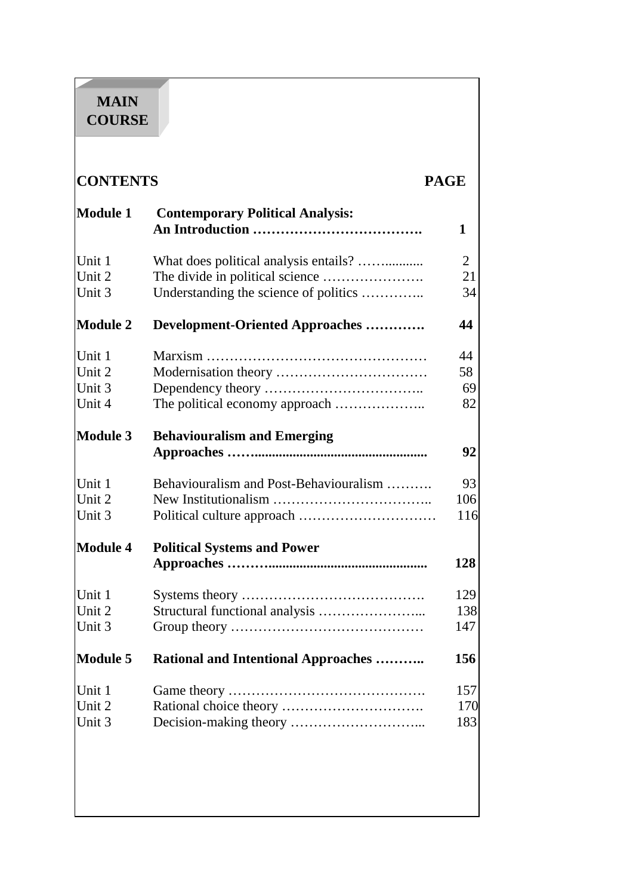# MAIN COURSE

| CONTENTS | | PAGE |
|---|---|---|
| **Module 1** | **Contemporary Political Analysis: An Introduction ……………………………….** | **1** |
| Unit 1 | What does political analysis entails? ……........... | 2 |
| Unit 2 | The divide in political science …………………. | 21 |
| Unit 3 | Understanding the science of politics ………….. | 34 |
| **Module 2** | **Development-Oriented Approaches ………….** | **44** |
| Unit 1 | Marxism ………………………………………… | 44 |
| Unit 2 | Modernisation theory …………………………… | 58 |
| Unit 3 | Dependency theory …………………………….. | 69 |
| Unit 4 | The political economy approach ……………….. | 82 |
| **Module 3** | **Behaviouralism and Emerging Approaches ……...................................................** | **92** |
| Unit 1 | Behaviouralism and Post-Behaviouralism ………. | 93 |
| Unit 2 | New Institutionalism …………………………….. | 106 |
| Unit 3 | Political culture approach ………………………… | 116 |
| **Module 4** | **Political Systems and Power Approaches ………..............................................** | **128** |
| Unit 1 | Systems theory …………………………………. | 129 |
| Unit 2 | Structural functional analysis …………………... | 138 |
| Unit 3 | Group theory …………………………………… | 147 |
| **Module 5** | **Rational and Intentional Approaches ………..** | **156** |
| Unit 1 | Game theory ……………………………………. | 157 |
| Unit 2 | Rational choice theory …………………………. | 170 |
| Unit 3 | Decision-making theory ………………………... | 183 |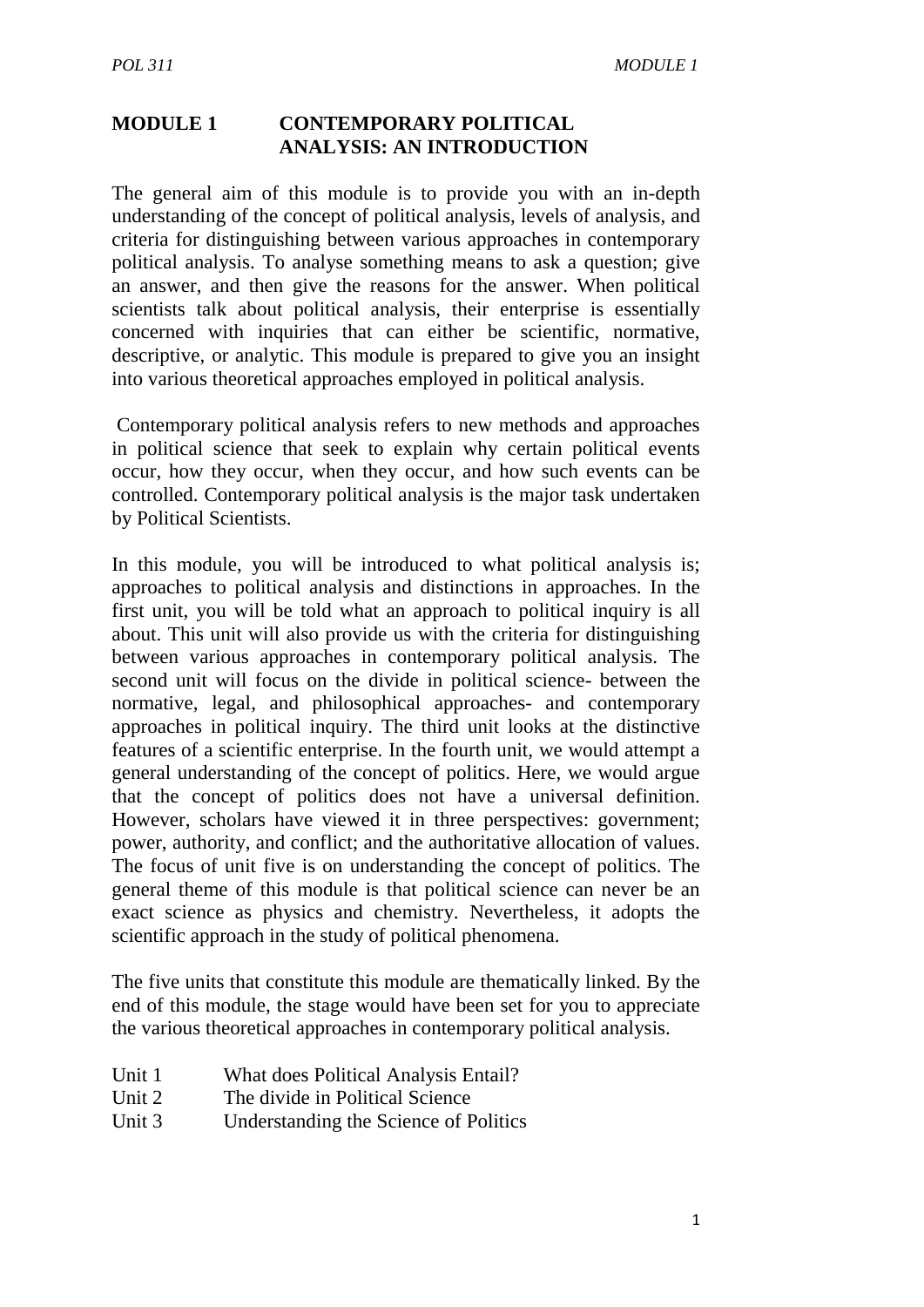# MODULE 1 CONTEMPORARY POLITICAL ANALYSIS: AN INTRODUCTION

The general aim of this module is to provide you with an in-depth understanding of the concept of political analysis, levels of analysis, and criteria for distinguishing between various approaches in contemporary political analysis. To analyse something means to ask a question; give an answer, and then give the reasons for the answer. When political scientists talk about political analysis, their enterprise is essentially concerned with inquiries that can either be scientific, normative, descriptive, or analytic. This module is prepared to give you an insight into various theoretical approaches employed in political analysis.

Contemporary political analysis refers to new methods and approaches in political science that seek to explain why certain political events occur, how they occur, when they occur, and how such events can be controlled. Contemporary political analysis is the major task undertaken by Political Scientists.

In this module, you will be introduced to what political analysis is; approaches to political analysis and distinctions in approaches. In the first unit, you will be told what an approach to political inquiry is all about. This unit will also provide us with the criteria for distinguishing between various approaches in contemporary political analysis. The second unit will focus on the divide in political science- between the normative, legal, and philosophical approaches- and contemporary approaches in political inquiry. The third unit looks at the distinctive features of a scientific enterprise. In the fourth unit, we would attempt a general understanding of the concept of politics. Here, we would argue that the concept of politics does not have a universal definition. However, scholars have viewed it in three perspectives: government; power, authority, and conflict; and the authoritative allocation of values. The focus of unit five is on understanding the concept of politics. The general theme of this module is that political science can never be an exact science as physics and chemistry. Nevertheless, it adopts the scientific approach in the study of political phenomena.

The five units that constitute this module are thematically linked. By the end of this module, the stage would have been set for you to appreciate the various theoretical approaches in contemporary political analysis.

Unit 1 What does Political Analysis Entail?
Unit 2 The divide in Political Science
Unit 3 Understanding the Science of Politics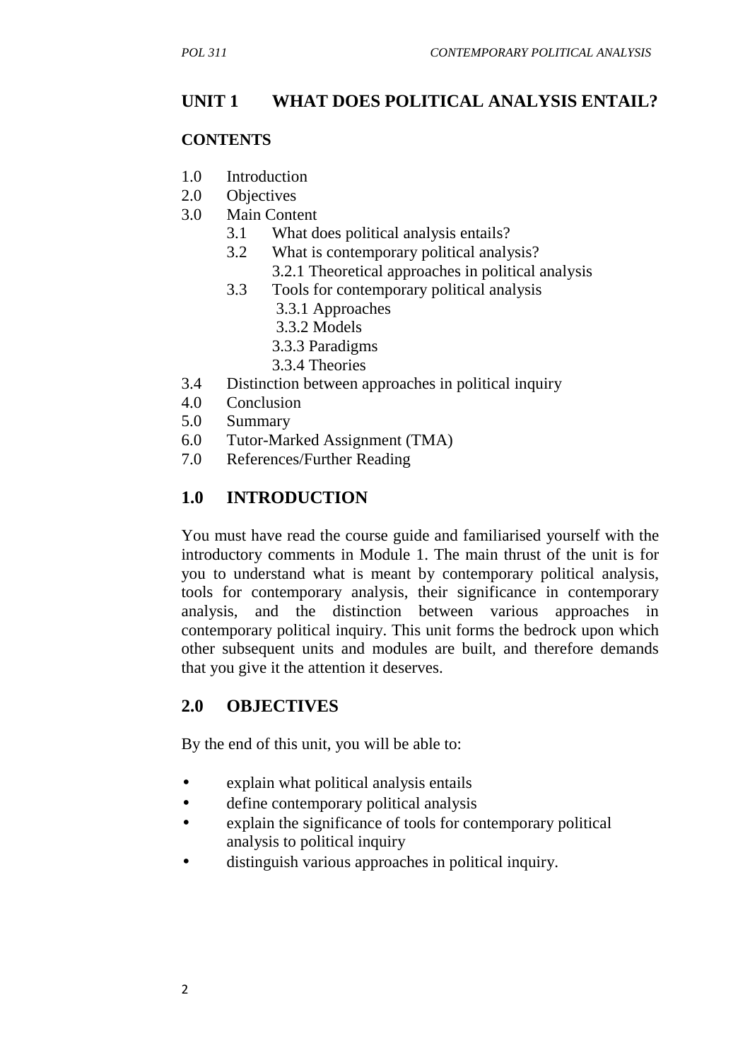## UNIT 1 WHAT DOES POLITICAL ANALYSIS ENTAIL?

**CONTENTS**

- 1.0 Introduction
- 2.0 Objectives
- 3.0 Main Content
    - 3.1 What does political analysis entails?
    - 3.2 What is contemporary political analysis?
        - 3.2.1 Theoretical approaches in political analysis
    - 3.3 Tools for contemporary political analysis
        - 3.3.1 Approaches
        - 3.3.2 Models
        - 3.3.3 Paradigms
        - 3.3.4 Theories
- 3.4 Distinction between approaches in political inquiry
- 4.0 Conclusion
- 5.0 Summary
- 6.0 Tutor-Marked Assignment (TMA)
- 7.0 References/Further Reading

## 1.0 INTRODUCTION

You must have read the course guide and familiarised yourself with the introductory comments in Module 1. The main thrust of the unit is for you to understand what is meant by contemporary political analysis, tools for contemporary analysis, their significance in contemporary analysis, and the distinction between various approaches in contemporary political inquiry. This unit forms the bedrock upon which other subsequent units and modules are built, and therefore demands that you give it the attention it deserves.

## 2.0 OBJECTIVES

By the end of this unit, you will be able to:

- explain what political analysis entails
- define contemporary political analysis
- explain the significance of tools for contemporary political analysis to political inquiry
- distinguish various approaches in political inquiry.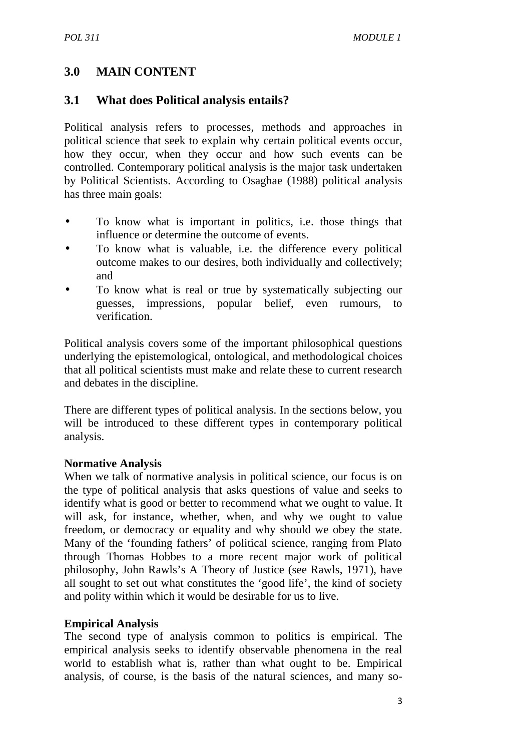## 3.0 MAIN CONTENT

### 3.1 What does Political analysis entails?

Political analysis refers to processes, methods and approaches in political science that seek to explain why certain political events occur, how they occur, when they occur and how such events can be controlled. Contemporary political analysis is the major task undertaken by Political Scientists. According to Osaghae (1988) political analysis has three main goals:

- To know what is important in politics, i.e. those things that influence or determine the outcome of events.
- To know what is valuable, i.e. the difference every political outcome makes to our desires, both individually and collectively; and
- To know what is real or true by systematically subjecting our guesses, impressions, popular belief, even rumours, to verification.

Political analysis covers some of the important philosophical questions underlying the epistemological, ontological, and methodological choices that all political scientists must make and relate these to current research and debates in the discipline.

There are different types of political analysis. In the sections below, you will be introduced to these different types in contemporary political analysis.

**Normative Analysis**

When we talk of normative analysis in political science, our focus is on the type of political analysis that asks questions of value and seeks to identify what is good or better to recommend what we ought to value. It will ask, for instance, whether, when, and why we ought to value freedom, or democracy or equality and why should we obey the state. Many of the 'founding fathers' of political science, ranging from Plato through Thomas Hobbes to a more recent major work of political philosophy, John Rawls's A Theory of Justice (see Rawls, 1971), have all sought to set out what constitutes the 'good life', the kind of society and polity within which it would be desirable for us to live.

**Empirical Analysis**

The second type of analysis common to politics is empirical. The empirical analysis seeks to identify observable phenomena in the real world to establish what is, rather than what ought to be. Empirical analysis, of course, is the basis of the natural sciences, and many so-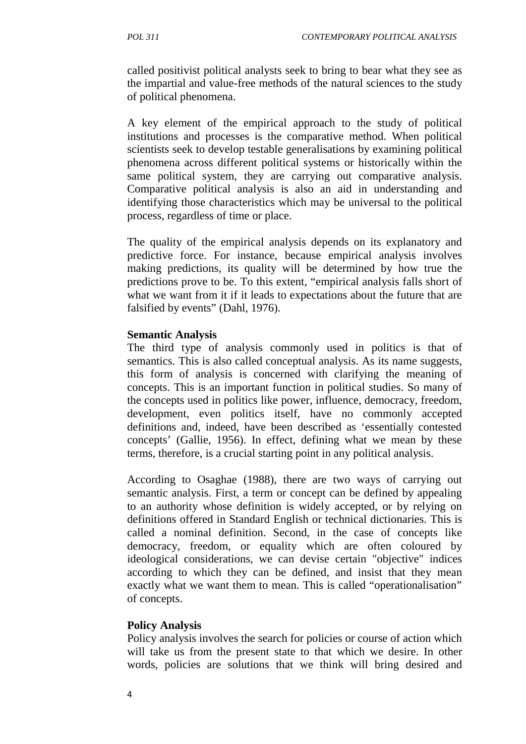called positivist political analysts seek to bring to bear what they see as the impartial and value-free methods of the natural sciences to the study of political phenomena.

A key element of the empirical approach to the study of political institutions and processes is the comparative method. When political scientists seek to develop testable generalisations by examining political phenomena across different political systems or historically within the same political system, they are carrying out comparative analysis. Comparative political analysis is also an aid in understanding and identifying those characteristics which may be universal to the political process, regardless of time or place.

The quality of the empirical analysis depends on its explanatory and predictive force. For instance, because empirical analysis involves making predictions, its quality will be determined by how true the predictions prove to be. To this extent, "empirical analysis falls short of what we want from it if it leads to expectations about the future that are falsified by events" (Dahl, 1976).

**Semantic Analysis**

The third type of analysis commonly used in politics is that of semantics. This is also called conceptual analysis. As its name suggests, this form of analysis is concerned with clarifying the meaning of concepts. This is an important function in political studies. So many of the concepts used in politics like power, influence, democracy, freedom, development, even politics itself, have no commonly accepted definitions and, indeed, have been described as 'essentially contested concepts' (Gallie, 1956). In effect, defining what we mean by these terms, therefore, is a crucial starting point in any political analysis.

According to Osaghae (1988), there are two ways of carrying out semantic analysis. First, a term or concept can be defined by appealing to an authority whose definition is widely accepted, or by relying on definitions offered in Standard English or technical dictionaries. This is called a nominal definition. Second, in the case of concepts like democracy, freedom, or equality which are often coloured by ideological considerations, we can devise certain "objective" indices according to which they can be defined, and insist that they mean exactly what we want them to mean. This is called "operationalisation" of concepts.

**Policy Analysis**

Policy analysis involves the search for policies or course of action which will take us from the present state to that which we desire. In other words, policies are solutions that we think will bring desired and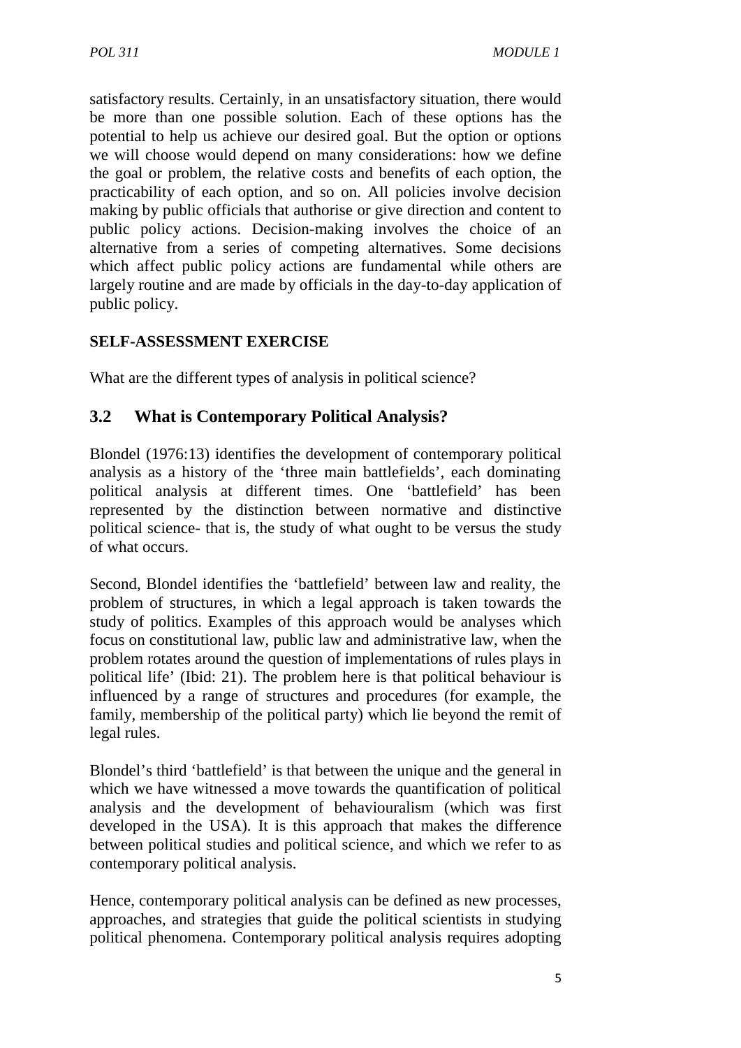satisfactory results. Certainly, in an unsatisfactory situation, there would be more than one possible solution. Each of these options has the potential to help us achieve our desired goal. But the option or options we will choose would depend on many considerations: how we define the goal or problem, the relative costs and benefits of each option, the practicability of each option, and so on. All policies involve decision making by public officials that authorise or give direction and content to public policy actions. Decision-making involves the choice of an alternative from a series of competing alternatives. Some decisions which affect public policy actions are fundamental while others are largely routine and are made by officials in the day-to-day application of public policy.

**SELF-ASSESSMENT EXERCISE**

What are the different types of analysis in political science?

## 3.2 What is Contemporary Political Analysis?

Blondel (1976:13) identifies the development of contemporary political analysis as a history of the 'three main battlefields', each dominating political analysis at different times. One 'battlefield' has been represented by the distinction between normative and distinctive political science- that is, the study of what ought to be versus the study of what occurs.

Second, Blondel identifies the 'battlefield' between law and reality, the problem of structures, in which a legal approach is taken towards the study of politics. Examples of this approach would be analyses which focus on constitutional law, public law and administrative law, when the problem rotates around the question of implementations of rules plays in political life' (Ibid: 21). The problem here is that political behaviour is influenced by a range of structures and procedures (for example, the family, membership of the political party) which lie beyond the remit of legal rules.

Blondel's third 'battlefield' is that between the unique and the general in which we have witnessed a move towards the quantification of political analysis and the development of behaviouralism (which was first developed in the USA). It is this approach that makes the difference between political studies and political science, and which we refer to as contemporary political analysis.

Hence, contemporary political analysis can be defined as new processes, approaches, and strategies that guide the political scientists in studying political phenomena. Contemporary political analysis requires adopting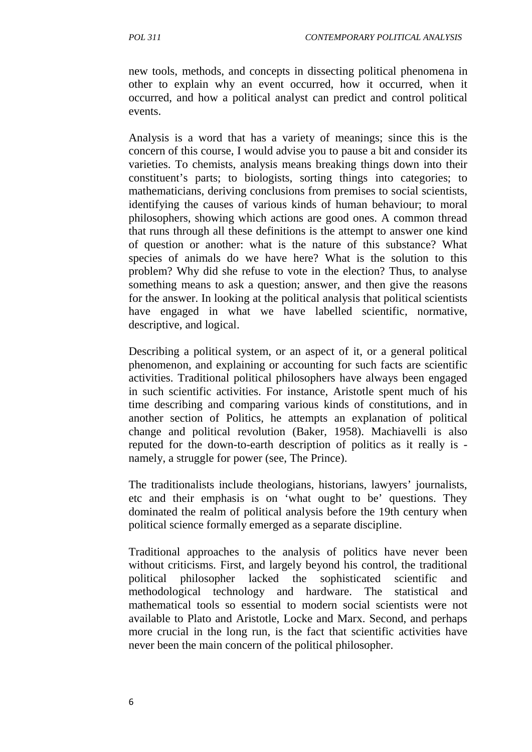new tools, methods, and concepts in dissecting political phenomena in other to explain why an event occurred, how it occurred, when it occurred, and how a political analyst can predict and control political events.

Analysis is a word that has a variety of meanings; since this is the concern of this course, I would advise you to pause a bit and consider its varieties. To chemists, analysis means breaking things down into their constituent's parts; to biologists, sorting things into categories; to mathematicians, deriving conclusions from premises to social scientists, identifying the causes of various kinds of human behaviour; to moral philosophers, showing which actions are good ones. A common thread that runs through all these definitions is the attempt to answer one kind of question or another: what is the nature of this substance? What species of animals do we have here? What is the solution to this problem? Why did she refuse to vote in the election? Thus, to analyse something means to ask a question; answer, and then give the reasons for the answer. In looking at the political analysis that political scientists have engaged in what we have labelled scientific, normative, descriptive, and logical.

Describing a political system, or an aspect of it, or a general political phenomenon, and explaining or accounting for such facts are scientific activities. Traditional political philosophers have always been engaged in such scientific activities. For instance, Aristotle spent much of his time describing and comparing various kinds of constitutions, and in another section of Politics, he attempts an explanation of political change and political revolution (Baker, 1958). Machiavelli is also reputed for the down-to-earth description of politics as it really is - namely, a struggle for power (see, The Prince).

The traditionalists include theologians, historians, lawyers' journalists, etc and their emphasis is on 'what ought to be' questions. They dominated the realm of political analysis before the 19th century when political science formally emerged as a separate discipline.

Traditional approaches to the analysis of politics have never been without criticisms. First, and largely beyond his control, the traditional political philosopher lacked the sophisticated scientific and methodological technology and hardware. The statistical and mathematical tools so essential to modern social scientists were not available to Plato and Aristotle, Locke and Marx. Second, and perhaps more crucial in the long run, is the fact that scientific activities have never been the main concern of the political philosopher.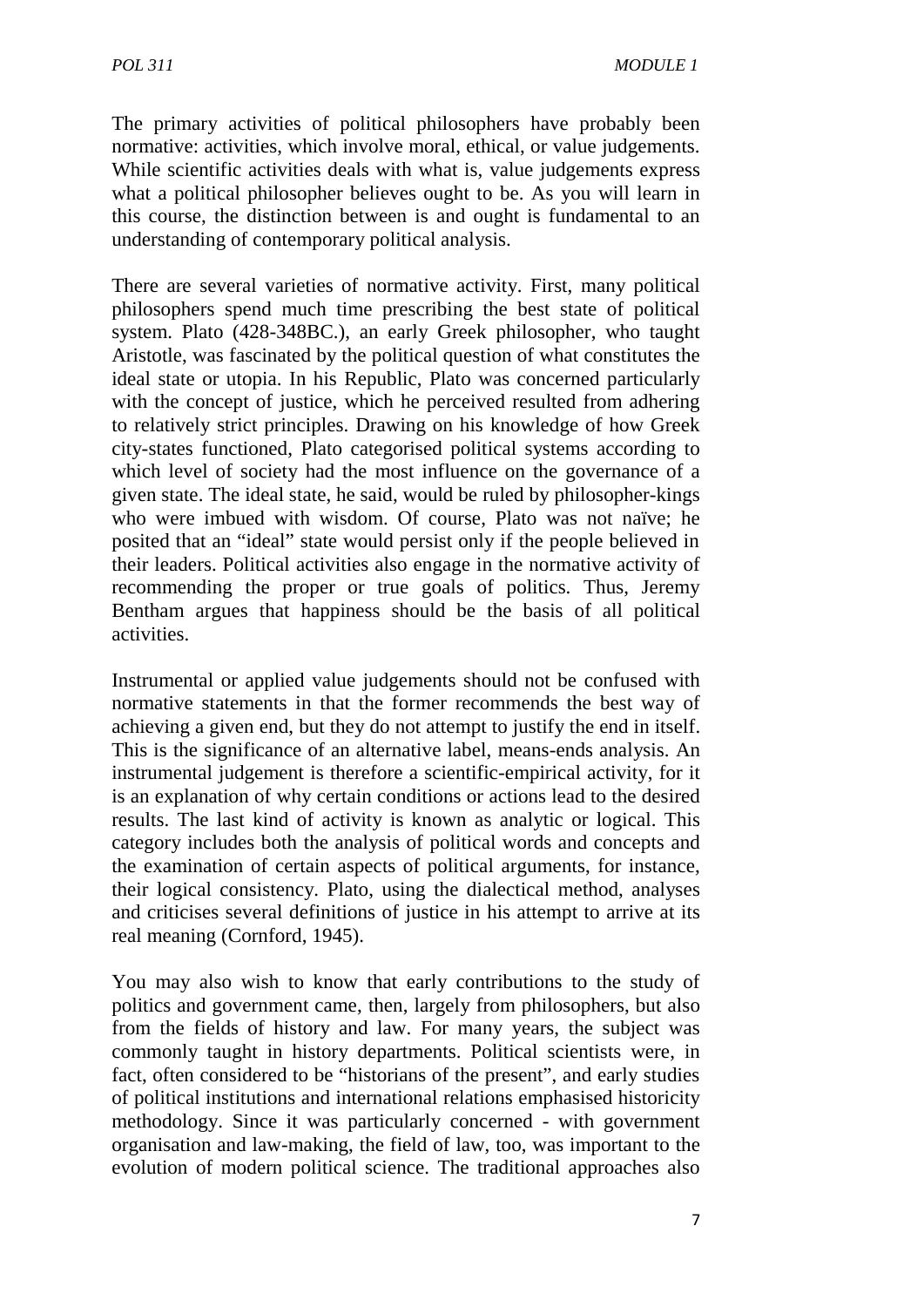The primary activities of political philosophers have probably been normative: activities, which involve moral, ethical, or value judgements. While scientific activities deals with what is, value judgements express what a political philosopher believes ought to be. As you will learn in this course, the distinction between is and ought is fundamental to an understanding of contemporary political analysis.

There are several varieties of normative activity. First, many political philosophers spend much time prescribing the best state of political system. Plato (428-348BC.), an early Greek philosopher, who taught Aristotle, was fascinated by the political question of what constitutes the ideal state or utopia. In his Republic, Plato was concerned particularly with the concept of justice, which he perceived resulted from adhering to relatively strict principles. Drawing on his knowledge of how Greek city-states functioned, Plato categorised political systems according to which level of society had the most influence on the governance of a given state. The ideal state, he said, would be ruled by philosopher-kings who were imbued with wisdom. Of course, Plato was not naïve; he posited that an "ideal" state would persist only if the people believed in their leaders. Political activities also engage in the normative activity of recommending the proper or true goals of politics. Thus, Jeremy Bentham argues that happiness should be the basis of all political activities.

Instrumental or applied value judgements should not be confused with normative statements in that the former recommends the best way of achieving a given end, but they do not attempt to justify the end in itself. This is the significance of an alternative label, means-ends analysis. An instrumental judgement is therefore a scientific-empirical activity, for it is an explanation of why certain conditions or actions lead to the desired results. The last kind of activity is known as analytic or logical. This category includes both the analysis of political words and concepts and the examination of certain aspects of political arguments, for instance, their logical consistency. Plato, using the dialectical method, analyses and criticises several definitions of justice in his attempt to arrive at its real meaning (Cornford, 1945).

You may also wish to know that early contributions to the study of politics and government came, then, largely from philosophers, but also from the fields of history and law. For many years, the subject was commonly taught in history departments. Political scientists were, in fact, often considered to be "historians of the present", and early studies of political institutions and international relations emphasised historicity methodology. Since it was particularly concerned - with government organisation and law-making, the field of law, too, was important to the evolution of modern political science. The traditional approaches also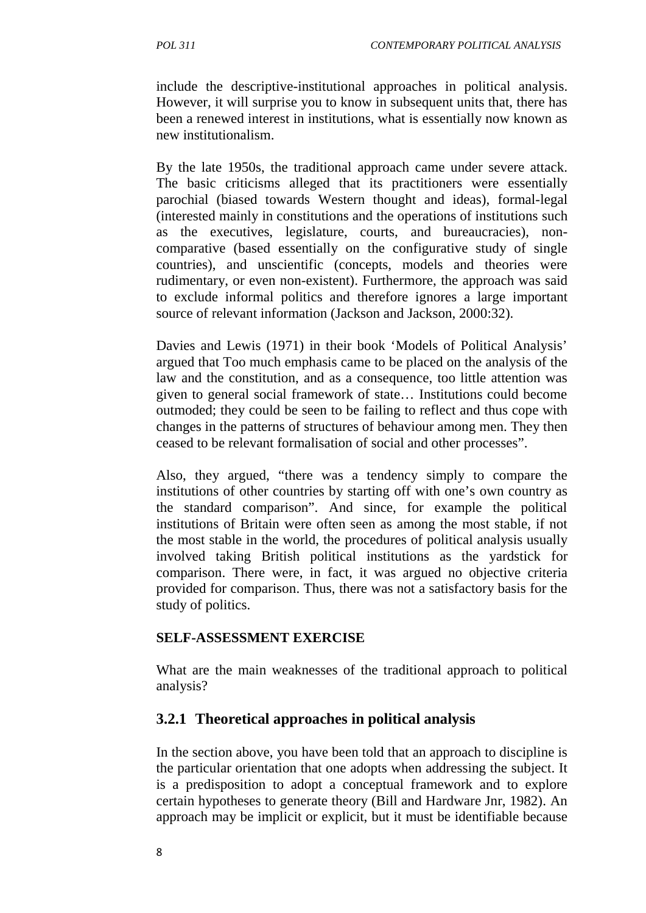include the descriptive-institutional approaches in political analysis. However, it will surprise you to know in subsequent units that, there has been a renewed interest in institutions, what is essentially now known as new institutionalism.

By the late 1950s, the traditional approach came under severe attack. The basic criticisms alleged that its practitioners were essentially parochial (biased towards Western thought and ideas), formal-legal (interested mainly in constitutions and the operations of institutions such as the executives, legislature, courts, and bureaucracies), non-comparative (based essentially on the configurative study of single countries), and unscientific (concepts, models and theories were rudimentary, or even non-existent). Furthermore, the approach was said to exclude informal politics and therefore ignores a large important source of relevant information (Jackson and Jackson, 2000:32).

Davies and Lewis (1971) in their book 'Models of Political Analysis' argued that Too much emphasis came to be placed on the analysis of the law and the constitution, and as a consequence, too little attention was given to general social framework of state… Institutions could become outmoded; they could be seen to be failing to reflect and thus cope with changes in the patterns of structures of behaviour among men. They then ceased to be relevant formalisation of social and other processes".

Also, they argued, "there was a tendency simply to compare the institutions of other countries by starting off with one's own country as the standard comparison". And since, for example the political institutions of Britain were often seen as among the most stable, if not the most stable in the world, the procedures of political analysis usually involved taking British political institutions as the yardstick for comparison. There were, in fact, it was argued no objective criteria provided for comparison. Thus, there was not a satisfactory basis for the study of politics.

**SELF-ASSESSMENT EXERCISE**

What are the main weaknesses of the traditional approach to political analysis?

### 3.2.1 Theoretical approaches in political analysis

In the section above, you have been told that an approach to discipline is the particular orientation that one adopts when addressing the subject. It is a predisposition to adopt a conceptual framework and to explore certain hypotheses to generate theory (Bill and Hardware Jnr, 1982). An approach may be implicit or explicit, but it must be identifiable because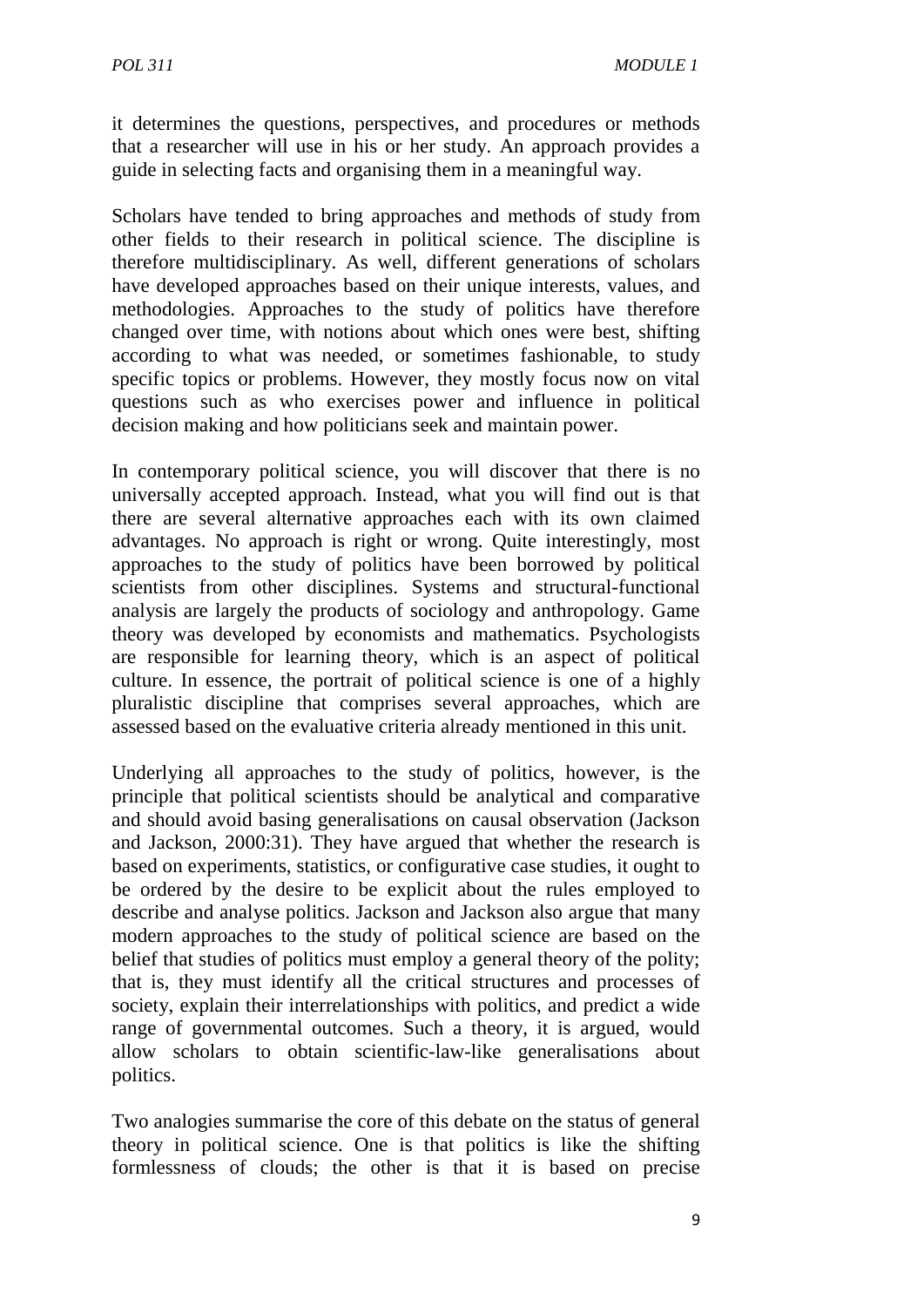it determines the questions, perspectives, and procedures or methods that a researcher will use in his or her study. An approach provides a guide in selecting facts and organising them in a meaningful way.

Scholars have tended to bring approaches and methods of study from other fields to their research in political science. The discipline is therefore multidisciplinary. As well, different generations of scholars have developed approaches based on their unique interests, values, and methodologies. Approaches to the study of politics have therefore changed over time, with notions about which ones were best, shifting according to what was needed, or sometimes fashionable, to study specific topics or problems. However, they mostly focus now on vital questions such as who exercises power and influence in political decision making and how politicians seek and maintain power.

In contemporary political science, you will discover that there is no universally accepted approach. Instead, what you will find out is that there are several alternative approaches each with its own claimed advantages. No approach is right or wrong. Quite interestingly, most approaches to the study of politics have been borrowed by political scientists from other disciplines. Systems and structural-functional analysis are largely the products of sociology and anthropology. Game theory was developed by economists and mathematics. Psychologists are responsible for learning theory, which is an aspect of political culture. In essence, the portrait of political science is one of a highly pluralistic discipline that comprises several approaches, which are assessed based on the evaluative criteria already mentioned in this unit.

Underlying all approaches to the study of politics, however, is the principle that political scientists should be analytical and comparative and should avoid basing generalisations on causal observation (Jackson and Jackson, 2000:31). They have argued that whether the research is based on experiments, statistics, or configurative case studies, it ought to be ordered by the desire to be explicit about the rules employed to describe and analyse politics. Jackson and Jackson also argue that many modern approaches to the study of political science are based on the belief that studies of politics must employ a general theory of the polity; that is, they must identify all the critical structures and processes of society, explain their interrelationships with politics, and predict a wide range of governmental outcomes. Such a theory, it is argued, would allow scholars to obtain scientific-law-like generalisations about politics.

Two analogies summarise the core of this debate on the status of general theory in political science. One is that politics is like the shifting formlessness of clouds; the other is that it is based on precise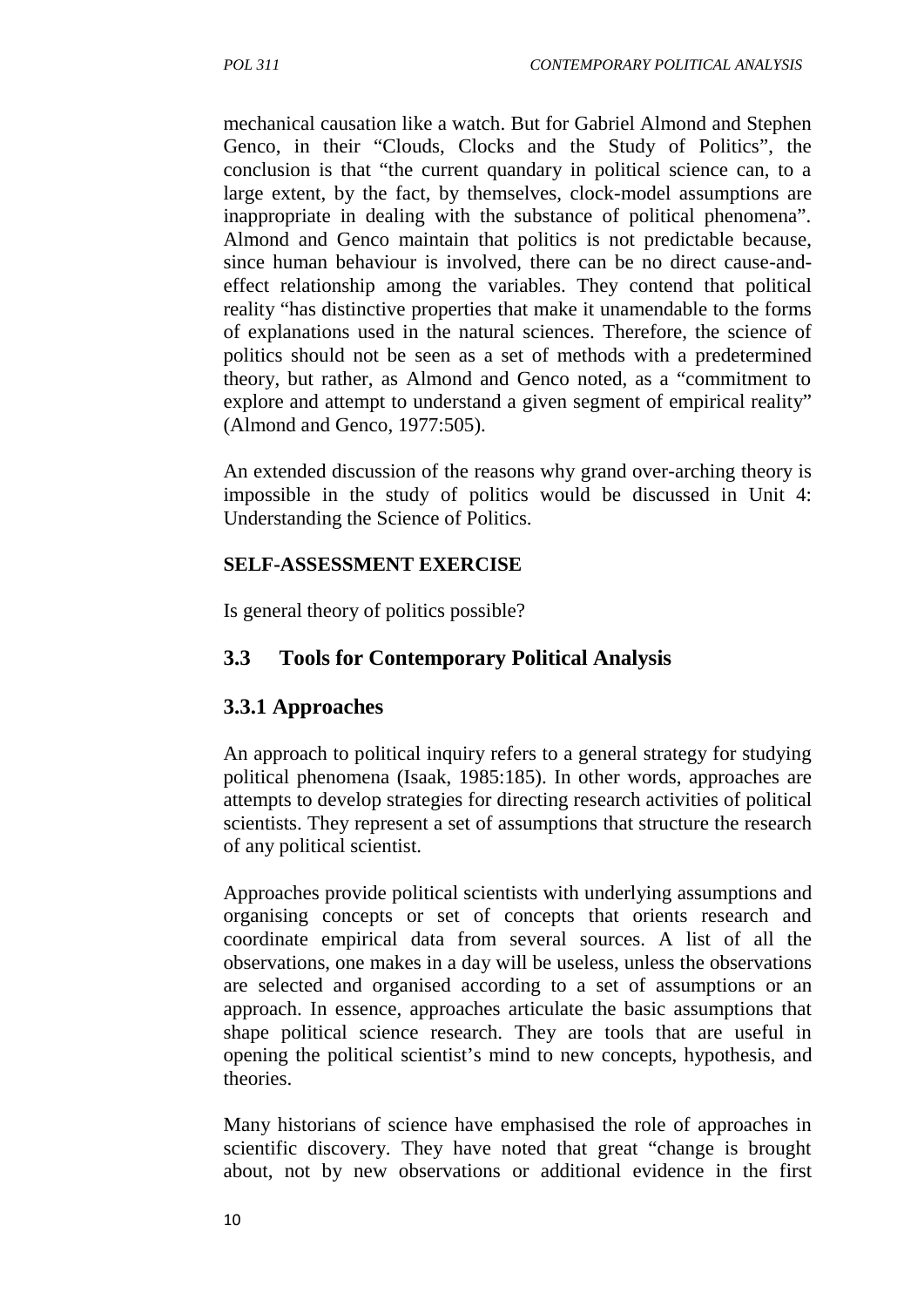mechanical causation like a watch. But for Gabriel Almond and Stephen Genco, in their "Clouds, Clocks and the Study of Politics", the conclusion is that "the current quandary in political science can, to a large extent, by the fact, by themselves, clock-model assumptions are inappropriate in dealing with the substance of political phenomena". Almond and Genco maintain that politics is not predictable because, since human behaviour is involved, there can be no direct cause-and-effect relationship among the variables. They contend that political reality "has distinctive properties that make it unamendable to the forms of explanations used in the natural sciences. Therefore, the science of politics should not be seen as a set of methods with a predetermined theory, but rather, as Almond and Genco noted, as a "commitment to explore and attempt to understand a given segment of empirical reality" (Almond and Genco, 1977:505).

An extended discussion of the reasons why grand over-arching theory is impossible in the study of politics would be discussed in Unit 4: Understanding the Science of Politics.

**SELF-ASSESSMENT EXERCISE**

Is general theory of politics possible?

## 3.3 Tools for Contemporary Political Analysis

### 3.3.1 Approaches

An approach to political inquiry refers to a general strategy for studying political phenomena (Isaak, 1985:185). In other words, approaches are attempts to develop strategies for directing research activities of political scientists. They represent a set of assumptions that structure the research of any political scientist.

Approaches provide political scientists with underlying assumptions and organising concepts or set of concepts that orients research and coordinate empirical data from several sources. A list of all the observations, one makes in a day will be useless, unless the observations are selected and organised according to a set of assumptions or an approach. In essence, approaches articulate the basic assumptions that shape political science research. They are tools that are useful in opening the political scientist's mind to new concepts, hypothesis, and theories.

Many historians of science have emphasised the role of approaches in scientific discovery. They have noted that great "change is brought about, not by new observations or additional evidence in the first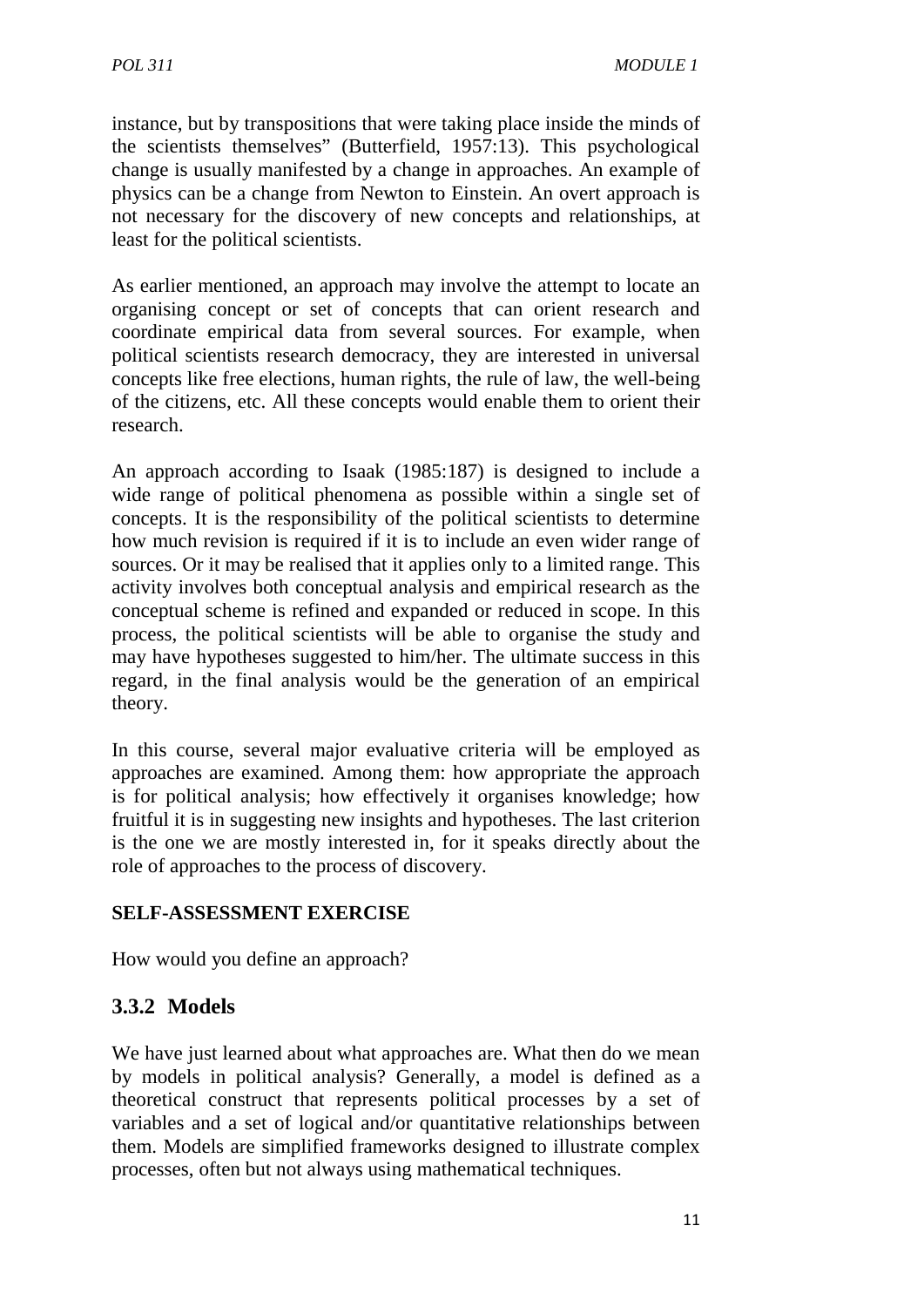instance, but by transpositions that were taking place inside the minds of the scientists themselves" (Butterfield, 1957:13). This psychological change is usually manifested by a change in approaches. An example of physics can be a change from Newton to Einstein. An overt approach is not necessary for the discovery of new concepts and relationships, at least for the political scientists.

As earlier mentioned, an approach may involve the attempt to locate an organising concept or set of concepts that can orient research and coordinate empirical data from several sources. For example, when political scientists research democracy, they are interested in universal concepts like free elections, human rights, the rule of law, the well-being of the citizens, etc. All these concepts would enable them to orient their research.

An approach according to Isaak (1985:187) is designed to include a wide range of political phenomena as possible within a single set of concepts. It is the responsibility of the political scientists to determine how much revision is required if it is to include an even wider range of sources. Or it may be realised that it applies only to a limited range. This activity involves both conceptual analysis and empirical research as the conceptual scheme is refined and expanded or reduced in scope. In this process, the political scientists will be able to organise the study and may have hypotheses suggested to him/her. The ultimate success in this regard, in the final analysis would be the generation of an empirical theory.

In this course, several major evaluative criteria will be employed as approaches are examined. Among them: how appropriate the approach is for political analysis; how effectively it organises knowledge; how fruitful it is in suggesting new insights and hypotheses. The last criterion is the one we are mostly interested in, for it speaks directly about the role of approaches to the process of discovery.

**SELF-ASSESSMENT EXERCISE**

How would you define an approach?

### 3.3.2 Models

We have just learned about what approaches are. What then do we mean by models in political analysis? Generally, a model is defined as a theoretical construct that represents political processes by a set of variables and a set of logical and/or quantitative relationships between them. Models are simplified frameworks designed to illustrate complex processes, often but not always using mathematical techniques.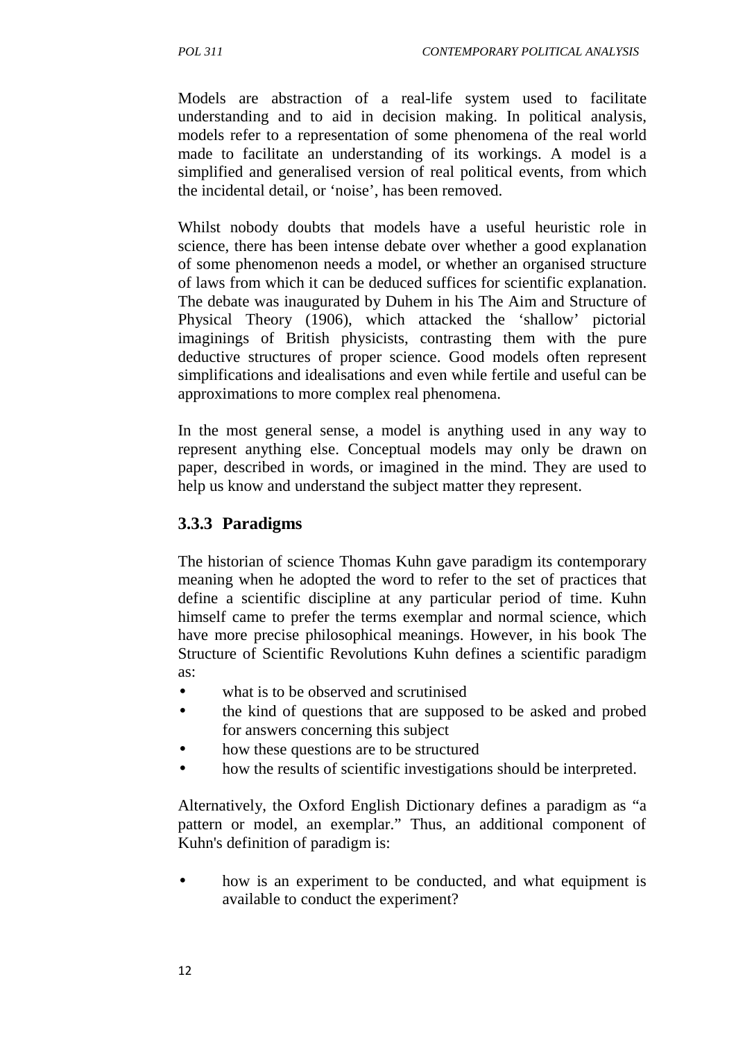Models are abstraction of a real-life system used to facilitate understanding and to aid in decision making. In political analysis, models refer to a representation of some phenomena of the real world made to facilitate an understanding of its workings. A model is a simplified and generalised version of real political events, from which the incidental detail, or 'noise', has been removed.

Whilst nobody doubts that models have a useful heuristic role in science, there has been intense debate over whether a good explanation of some phenomenon needs a model, or whether an organised structure of laws from which it can be deduced suffices for scientific explanation. The debate was inaugurated by Duhem in his The Aim and Structure of Physical Theory (1906), which attacked the 'shallow' pictorial imaginings of British physicists, contrasting them with the pure deductive structures of proper science. Good models often represent simplifications and idealisations and even while fertile and useful can be approximations to more complex real phenomena.

In the most general sense, a model is anything used in any way to represent anything else. Conceptual models may only be drawn on paper, described in words, or imagined in the mind. They are used to help us know and understand the subject matter they represent.

### 3.3.3 Paradigms

The historian of science Thomas Kuhn gave paradigm its contemporary meaning when he adopted the word to refer to the set of practices that define a scientific discipline at any particular period of time. Kuhn himself came to prefer the terms exemplar and normal science, which have more precise philosophical meanings. However, in his book The Structure of Scientific Revolutions Kuhn defines a scientific paradigm as:

- what is to be observed and scrutinised
- the kind of questions that are supposed to be asked and probed for answers concerning this subject
- how these questions are to be structured
- how the results of scientific investigations should be interpreted.

Alternatively, the Oxford English Dictionary defines a paradigm as "a pattern or model, an exemplar." Thus, an additional component of Kuhn's definition of paradigm is:

- how is an experiment to be conducted, and what equipment is available to conduct the experiment?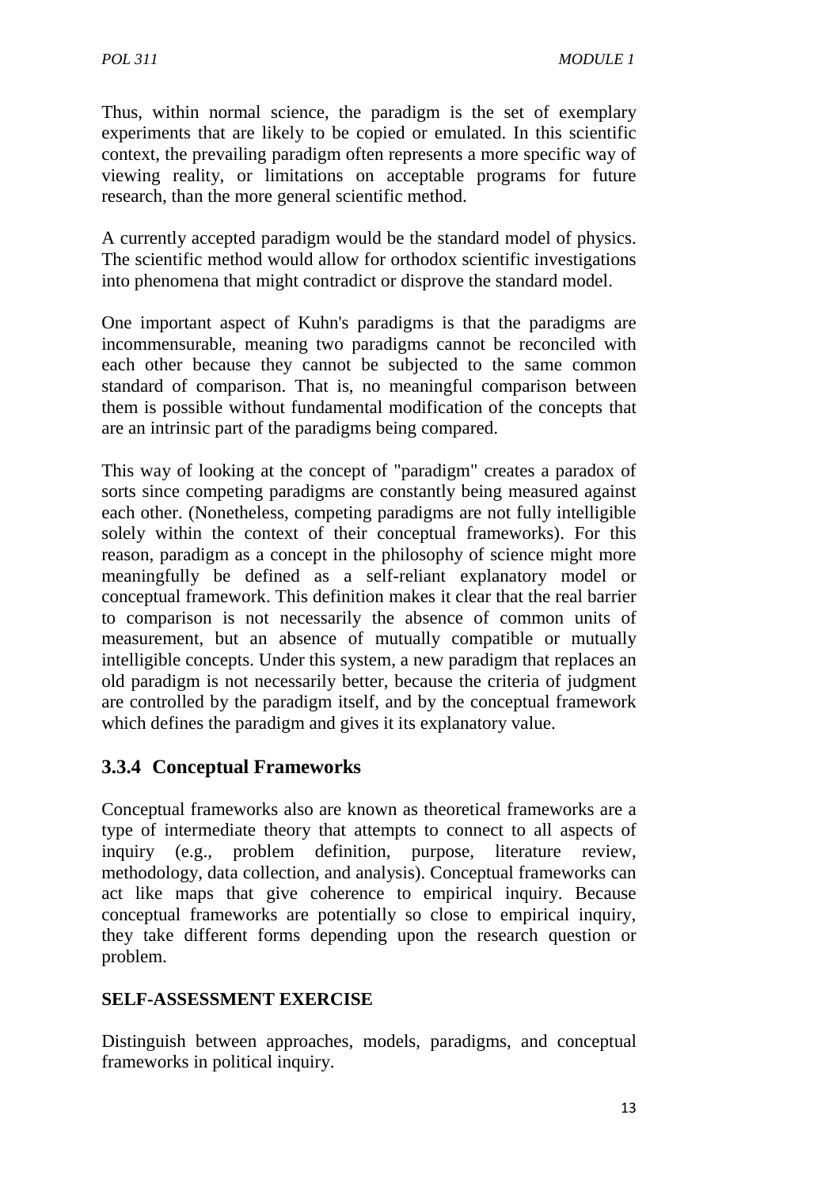Thus, within normal science, the paradigm is the set of exemplary experiments that are likely to be copied or emulated. In this scientific context, the prevailing paradigm often represents a more specific way of viewing reality, or limitations on acceptable programs for future research, than the more general scientific method.

A currently accepted paradigm would be the standard model of physics. The scientific method would allow for orthodox scientific investigations into phenomena that might contradict or disprove the standard model.

One important aspect of Kuhn's paradigms is that the paradigms are incommensurable, meaning two paradigms cannot be reconciled with each other because they cannot be subjected to the same common standard of comparison. That is, no meaningful comparison between them is possible without fundamental modification of the concepts that are an intrinsic part of the paradigms being compared.

This way of looking at the concept of "paradigm" creates a paradox of sorts since competing paradigms are constantly being measured against each other. (Nonetheless, competing paradigms are not fully intelligible solely within the context of their conceptual frameworks). For this reason, paradigm as a concept in the philosophy of science might more meaningfully be defined as a self-reliant explanatory model or conceptual framework. This definition makes it clear that the real barrier to comparison is not necessarily the absence of common units of measurement, but an absence of mutually compatible or mutually intelligible concepts. Under this system, a new paradigm that replaces an old paradigm is not necessarily better, because the criteria of judgment are controlled by the paradigm itself, and by the conceptual framework which defines the paradigm and gives it its explanatory value.

### 3.3.4 Conceptual Frameworks

Conceptual frameworks also are known as theoretical frameworks are a type of intermediate theory that attempts to connect to all aspects of inquiry (e.g., problem definition, purpose, literature review, methodology, data collection, and analysis). Conceptual frameworks can act like maps that give coherence to empirical inquiry. Because conceptual frameworks are potentially so close to empirical inquiry, they take different forms depending upon the research question or problem.

**SELF-ASSESSMENT EXERCISE**

Distinguish between approaches, models, paradigms, and conceptual frameworks in political inquiry.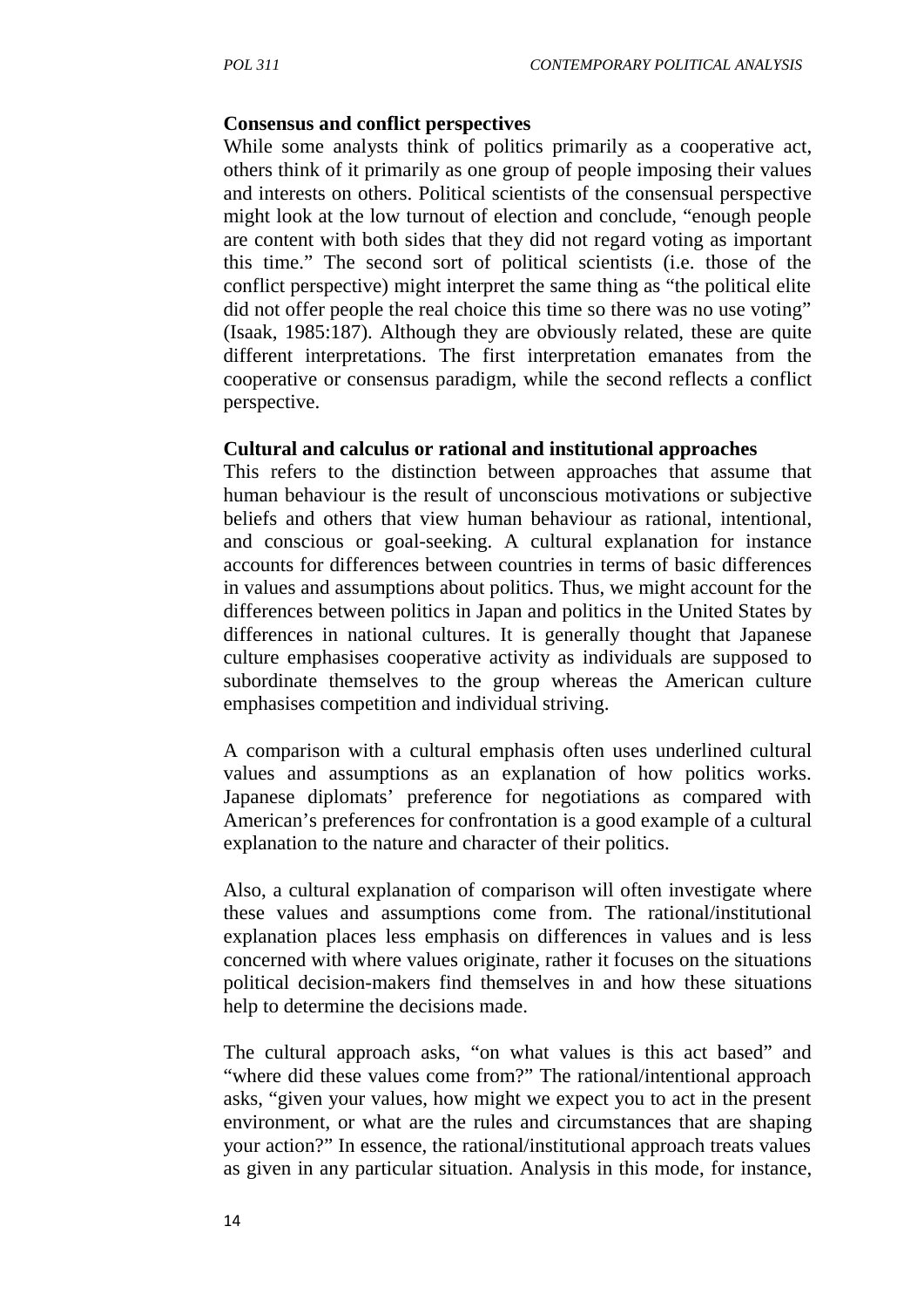**Consensus and conflict perspectives**

While some analysts think of politics primarily as a cooperative act, others think of it primarily as one group of people imposing their values and interests on others. Political scientists of the consensual perspective might look at the low turnout of election and conclude, "enough people are content with both sides that they did not regard voting as important this time." The second sort of political scientists (i.e. those of the conflict perspective) might interpret the same thing as "the political elite did not offer people the real choice this time so there was no use voting" (Isaak, 1985:187). Although they are obviously related, these are quite different interpretations. The first interpretation emanates from the cooperative or consensus paradigm, while the second reflects a conflict perspective.

**Cultural and calculus or rational and institutional approaches**

This refers to the distinction between approaches that assume that human behaviour is the result of unconscious motivations or subjective beliefs and others that view human behaviour as rational, intentional, and conscious or goal-seeking. A cultural explanation for instance accounts for differences between countries in terms of basic differences in values and assumptions about politics. Thus, we might account for the differences between politics in Japan and politics in the United States by differences in national cultures. It is generally thought that Japanese culture emphasises cooperative activity as individuals are supposed to subordinate themselves to the group whereas the American culture emphasises competition and individual striving.

A comparison with a cultural emphasis often uses underlined cultural values and assumptions as an explanation of how politics works. Japanese diplomats' preference for negotiations as compared with American's preferences for confrontation is a good example of a cultural explanation to the nature and character of their politics.

Also, a cultural explanation of comparison will often investigate where these values and assumptions come from. The rational/institutional explanation places less emphasis on differences in values and is less concerned with where values originate, rather it focuses on the situations political decision-makers find themselves in and how these situations help to determine the decisions made.

The cultural approach asks, "on what values is this act based" and "where did these values come from?" The rational/intentional approach asks, "given your values, how might we expect you to act in the present environment, or what are the rules and circumstances that are shaping your action?" In essence, the rational/institutional approach treats values as given in any particular situation. Analysis in this mode, for instance,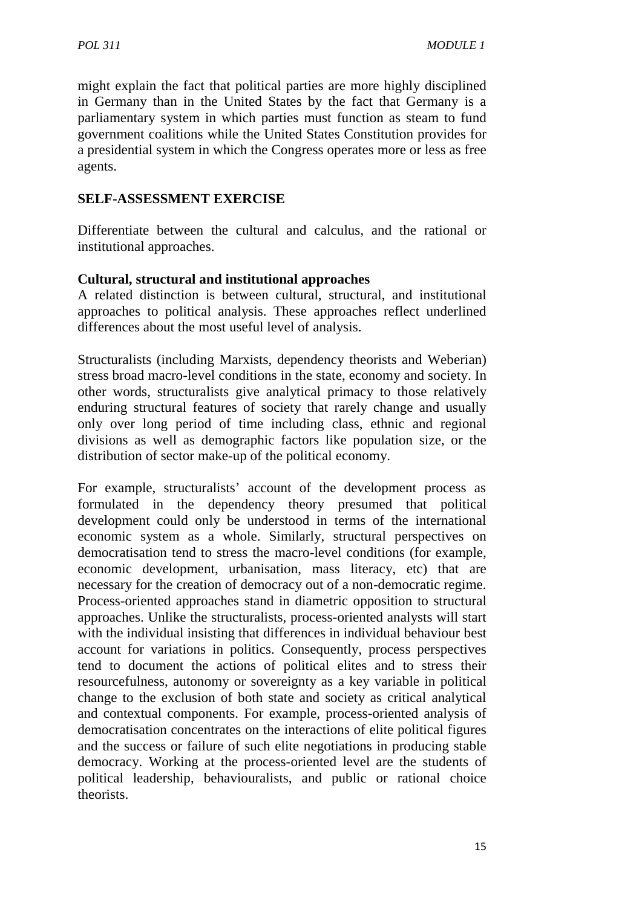might explain the fact that political parties are more highly disciplined in Germany than in the United States by the fact that Germany is a parliamentary system in which parties must function as steam to fund government coalitions while the United States Constitution provides for a presidential system in which the Congress operates more or less as free agents.

**SELF-ASSESSMENT EXERCISE**

Differentiate between the cultural and calculus, and the rational or institutional approaches.

**Cultural, structural and institutional approaches**

A related distinction is between cultural, structural, and institutional approaches to political analysis. These approaches reflect underlined differences about the most useful level of analysis.

Structuralists (including Marxists, dependency theorists and Weberian) stress broad macro-level conditions in the state, economy and society. In other words, structuralists give analytical primacy to those relatively enduring structural features of society that rarely change and usually only over long period of time including class, ethnic and regional divisions as well as demographic factors like population size, or the distribution of sector make-up of the political economy.

For example, structuralists' account of the development process as formulated in the dependency theory presumed that political development could only be understood in terms of the international economic system as a whole. Similarly, structural perspectives on democratisation tend to stress the macro-level conditions (for example, economic development, urbanisation, mass literacy, etc) that are necessary for the creation of democracy out of a non-democratic regime. Process-oriented approaches stand in diametric opposition to structural approaches. Unlike the structuralists, process-oriented analysts will start with the individual insisting that differences in individual behaviour best account for variations in politics. Consequently, process perspectives tend to document the actions of political elites and to stress their resourcefulness, autonomy or sovereignty as a key variable in political change to the exclusion of both state and society as critical analytical and contextual components. For example, process-oriented analysis of democratisation concentrates on the interactions of elite political figures and the success or failure of such elite negotiations in producing stable democracy. Working at the process-oriented level are the students of political leadership, behaviouralists, and public or rational choice theorists.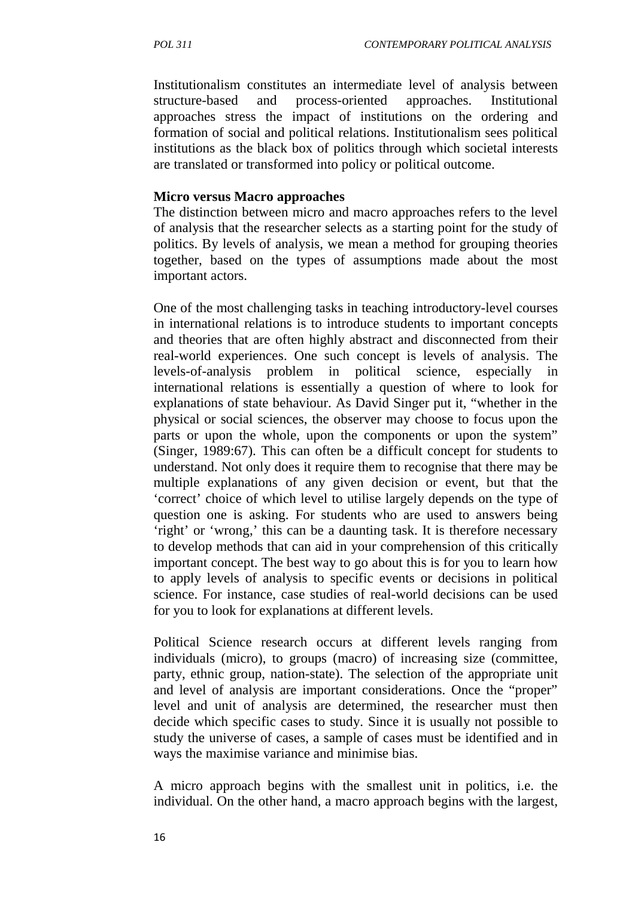Institutionalism constitutes an intermediate level of analysis between structure-based and process-oriented approaches. Institutional approaches stress the impact of institutions on the ordering and formation of social and political relations. Institutionalism sees political institutions as the black box of politics through which societal interests are translated or transformed into policy or political outcome.

**Micro versus Macro approaches**

The distinction between micro and macro approaches refers to the level of analysis that the researcher selects as a starting point for the study of politics. By levels of analysis, we mean a method for grouping theories together, based on the types of assumptions made about the most important actors.

One of the most challenging tasks in teaching introductory-level courses in international relations is to introduce students to important concepts and theories that are often highly abstract and disconnected from their real-world experiences. One such concept is levels of analysis. The levels-of-analysis problem in political science, especially in international relations is essentially a question of where to look for explanations of state behaviour. As David Singer put it, "whether in the physical or social sciences, the observer may choose to focus upon the parts or upon the whole, upon the components or upon the system" (Singer, 1989:67). This can often be a difficult concept for students to understand. Not only does it require them to recognise that there may be multiple explanations of any given decision or event, but that the 'correct' choice of which level to utilise largely depends on the type of question one is asking. For students who are used to answers being 'right' or 'wrong,' this can be a daunting task. It is therefore necessary to develop methods that can aid in your comprehension of this critically important concept. The best way to go about this is for you to learn how to apply levels of analysis to specific events or decisions in political science. For instance, case studies of real-world decisions can be used for you to look for explanations at different levels.

Political Science research occurs at different levels ranging from individuals (micro), to groups (macro) of increasing size (committee, party, ethnic group, nation-state). The selection of the appropriate unit and level of analysis are important considerations. Once the "proper" level and unit of analysis are determined, the researcher must then decide which specific cases to study. Since it is usually not possible to study the universe of cases, a sample of cases must be identified and in ways the maximise variance and minimise bias.

A micro approach begins with the smallest unit in politics, i.e. the individual. On the other hand, a macro approach begins with the largest,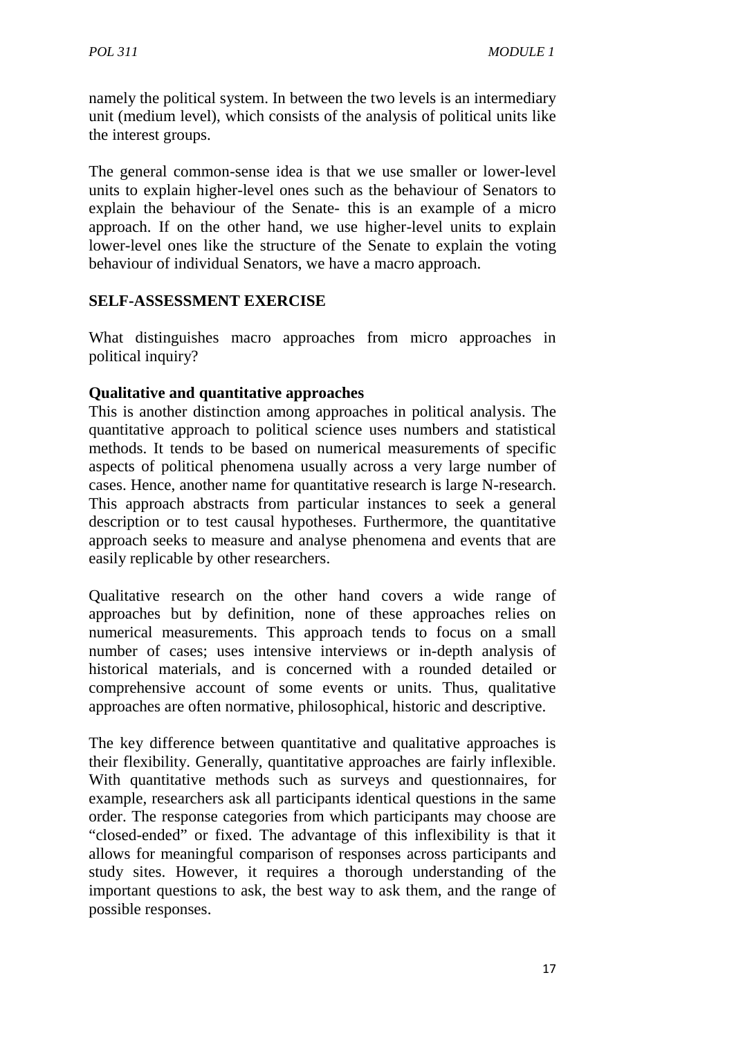namely the political system. In between the two levels is an intermediary unit (medium level), which consists of the analysis of political units like the interest groups.

The general common-sense idea is that we use smaller or lower-level units to explain higher-level ones such as the behaviour of Senators to explain the behaviour of the Senate- this is an example of a micro approach. If on the other hand, we use higher-level units to explain lower-level ones like the structure of the Senate to explain the voting behaviour of individual Senators, we have a macro approach.

## SELF-ASSESSMENT EXERCISE

What distinguishes macro approaches from micro approaches in political inquiry?

### Qualitative and quantitative approaches

This is another distinction among approaches in political analysis. The quantitative approach to political science uses numbers and statistical methods. It tends to be based on numerical measurements of specific aspects of political phenomena usually across a very large number of cases. Hence, another name for quantitative research is large N-research. This approach abstracts from particular instances to seek a general description or to test causal hypotheses. Furthermore, the quantitative approach seeks to measure and analyse phenomena and events that are easily replicable by other researchers.

Qualitative research on the other hand covers a wide range of approaches but by definition, none of these approaches relies on numerical measurements. This approach tends to focus on a small number of cases; uses intensive interviews or in-depth analysis of historical materials, and is concerned with a rounded detailed or comprehensive account of some events or units. Thus, qualitative approaches are often normative, philosophical, historic and descriptive.

The key difference between quantitative and qualitative approaches is their flexibility. Generally, quantitative approaches are fairly inflexible. With quantitative methods such as surveys and questionnaires, for example, researchers ask all participants identical questions in the same order. The response categories from which participants may choose are "closed-ended" or fixed. The advantage of this inflexibility is that it allows for meaningful comparison of responses across participants and study sites. However, it requires a thorough understanding of the important questions to ask, the best way to ask them, and the range of possible responses.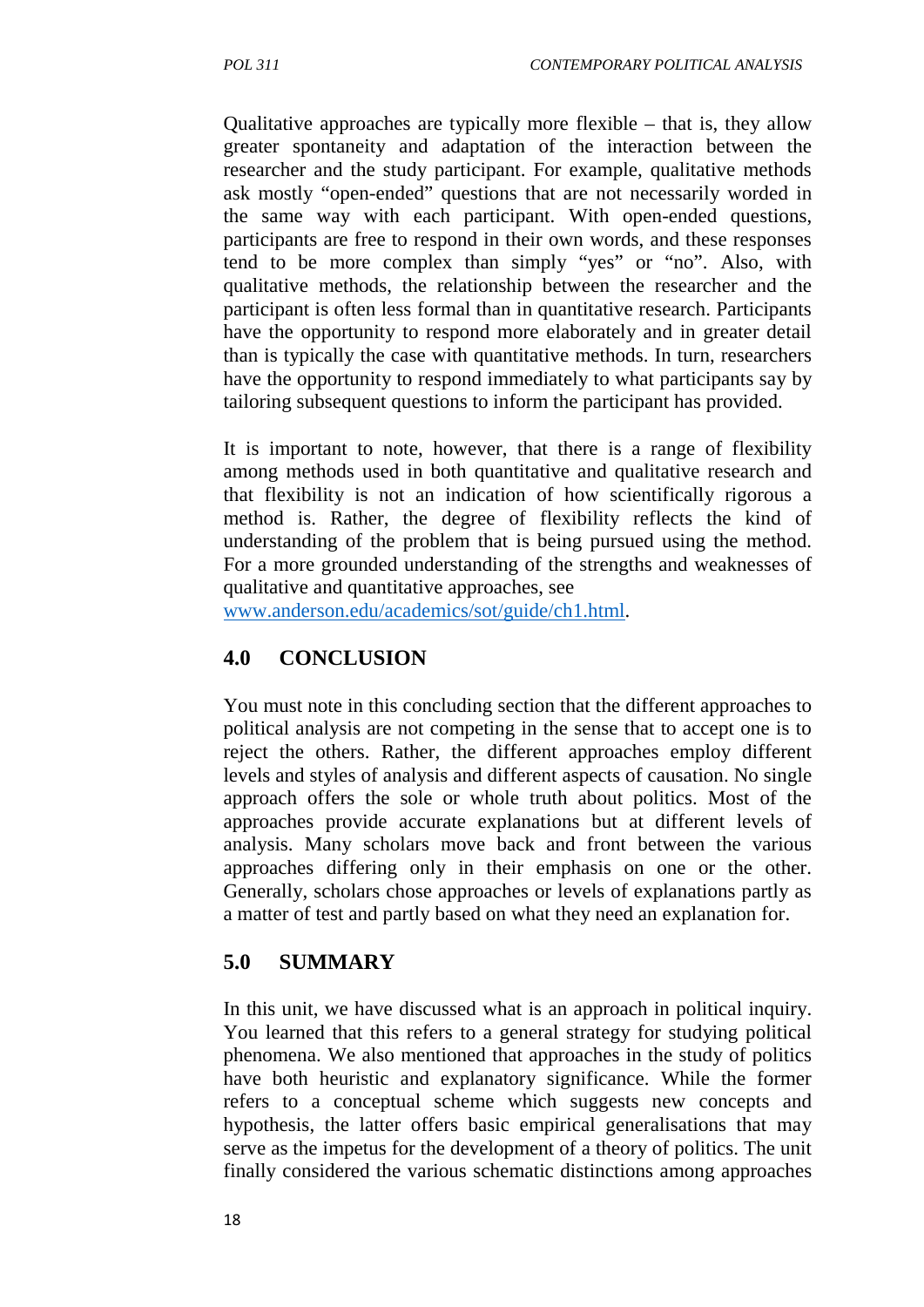Qualitative approaches are typically more flexible – that is, they allow greater spontaneity and adaptation of the interaction between the researcher and the study participant. For example, qualitative methods ask mostly "open-ended" questions that are not necessarily worded in the same way with each participant. With open-ended questions, participants are free to respond in their own words, and these responses tend to be more complex than simply "yes" or "no". Also, with qualitative methods, the relationship between the researcher and the participant is often less formal than in quantitative research. Participants have the opportunity to respond more elaborately and in greater detail than is typically the case with quantitative methods. In turn, researchers have the opportunity to respond immediately to what participants say by tailoring subsequent questions to inform the participant has provided.

It is important to note, however, that there is a range of flexibility among methods used in both quantitative and qualitative research and that flexibility is not an indication of how scientifically rigorous a method is. Rather, the degree of flexibility reflects the kind of understanding of the problem that is being pursued using the method. For a more grounded understanding of the strengths and weaknesses of qualitative and quantitative approaches, see www.anderson.edu/academics/sot/guide/ch1.html.

## 4.0 CONCLUSION

You must note in this concluding section that the different approaches to political analysis are not competing in the sense that to accept one is to reject the others. Rather, the different approaches employ different levels and styles of analysis and different aspects of causation. No single approach offers the sole or whole truth about politics. Most of the approaches provide accurate explanations but at different levels of analysis. Many scholars move back and front between the various approaches differing only in their emphasis on one or the other. Generally, scholars chose approaches or levels of explanations partly as a matter of test and partly based on what they need an explanation for.

## 5.0 SUMMARY

In this unit, we have discussed what is an approach in political inquiry. You learned that this refers to a general strategy for studying political phenomena. We also mentioned that approaches in the study of politics have both heuristic and explanatory significance. While the former refers to a conceptual scheme which suggests new concepts and hypothesis, the latter offers basic empirical generalisations that may serve as the impetus for the development of a theory of politics. The unit finally considered the various schematic distinctions among approaches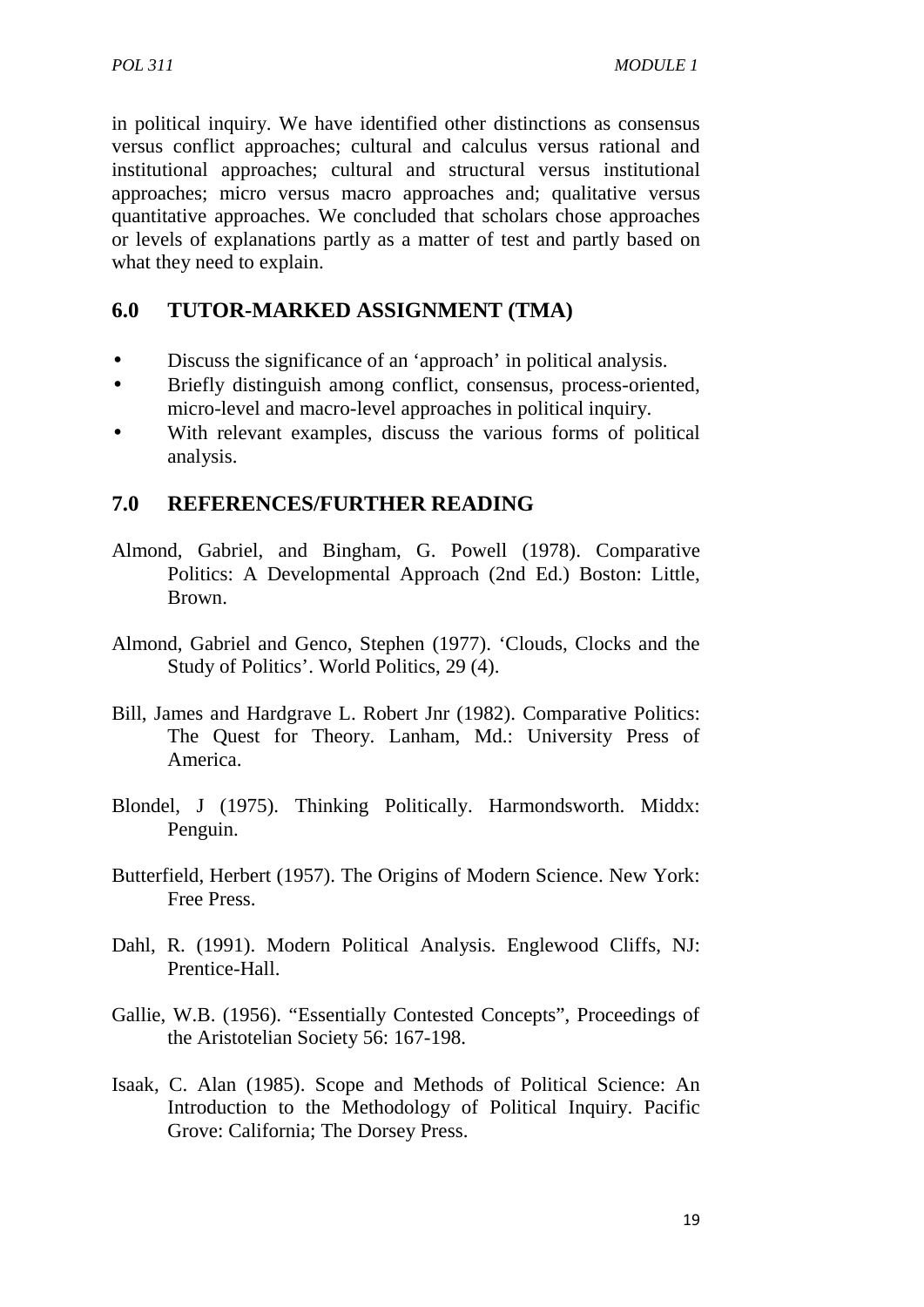in political inquiry. We have identified other distinctions as consensus versus conflict approaches; cultural and calculus versus rational and institutional approaches; cultural and structural versus institutional approaches; micro versus macro approaches and; qualitative versus quantitative approaches. We concluded that scholars chose approaches or levels of explanations partly as a matter of test and partly based on what they need to explain.

## 6.0 TUTOR-MARKED ASSIGNMENT (TMA)

- Discuss the significance of an 'approach' in political analysis.
- Briefly distinguish among conflict, consensus, process-oriented, micro-level and macro-level approaches in political inquiry.
- With relevant examples, discuss the various forms of political analysis.

## 7.0 REFERENCES/FURTHER READING

Almond, Gabriel, and Bingham, G. Powell (1978). Comparative Politics: A Developmental Approach (2nd Ed.) Boston: Little, Brown.

Almond, Gabriel and Genco, Stephen (1977). 'Clouds, Clocks and the Study of Politics'. World Politics, 29 (4).

Bill, James and Hardgrave L. Robert Jnr (1982). Comparative Politics: The Quest for Theory. Lanham, Md.: University Press of America.

Blondel, J (1975). Thinking Politically. Harmondsworth. Middx: Penguin.

Butterfield, Herbert (1957). The Origins of Modern Science. New York: Free Press.

Dahl, R. (1991). Modern Political Analysis. Englewood Cliffs, NJ: Prentice-Hall.

Gallie, W.B. (1956). "Essentially Contested Concepts", Proceedings of the Aristotelian Society 56: 167-198.

Isaak, C. Alan (1985). Scope and Methods of Political Science: An Introduction to the Methodology of Political Inquiry. Pacific Grove: California; The Dorsey Press.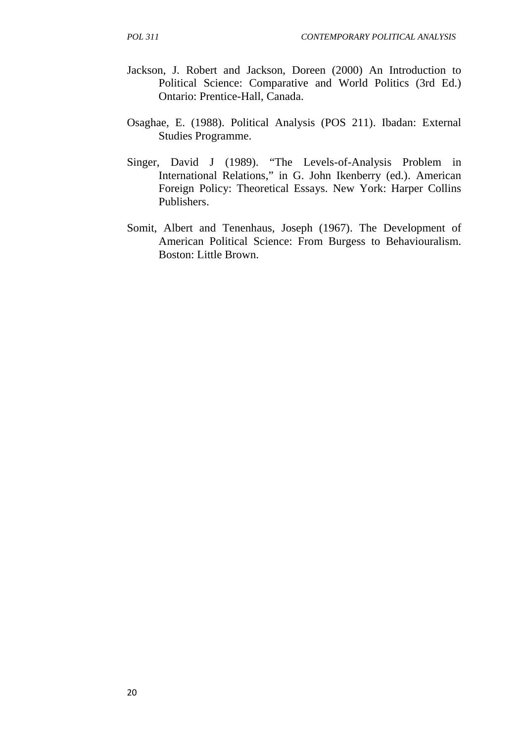Jackson, J. Robert and Jackson, Doreen (2000) An Introduction to Political Science: Comparative and World Politics (3rd Ed.) Ontario: Prentice-Hall, Canada.

Osaghae, E. (1988). Political Analysis (POS 211). Ibadan: External Studies Programme.

Singer, David J (1989). "The Levels-of-Analysis Problem in International Relations," in G. John Ikenberry (ed.). American Foreign Policy: Theoretical Essays. New York: Harper Collins Publishers.

Somit, Albert and Tenenhaus, Joseph (1967). The Development of American Political Science: From Burgess to Behaviouralism. Boston: Little Brown.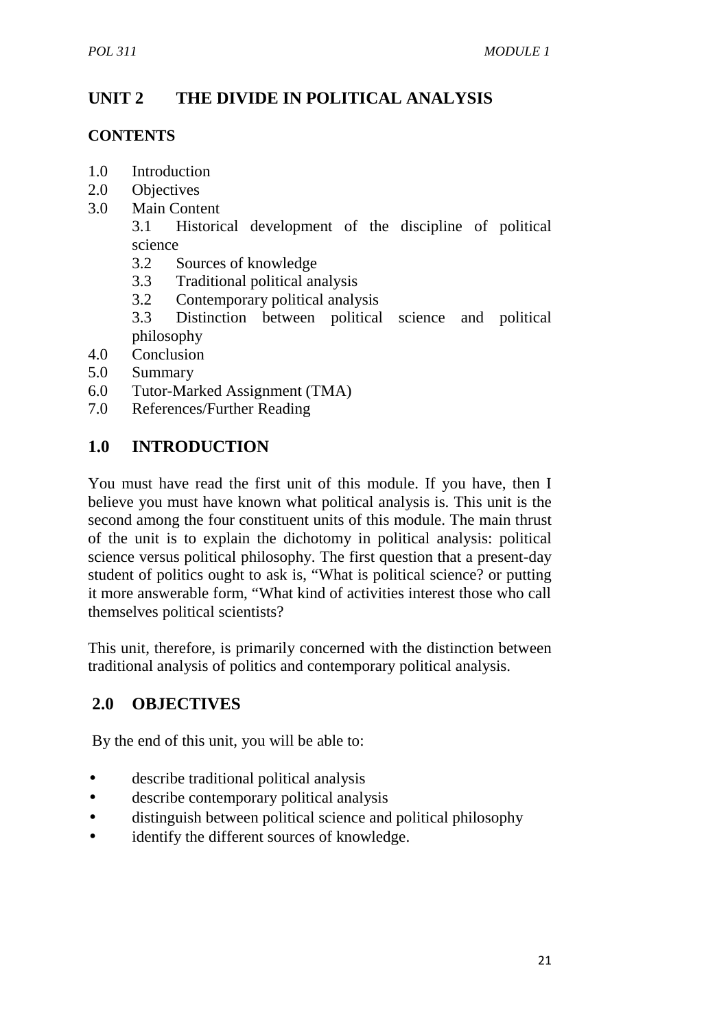## UNIT 2 THE DIVIDE IN POLITICAL ANALYSIS

### CONTENTS

1.0 Introduction
2.0 Objectives
3.0 Main Content
  3.1 Historical development of the discipline of political science
  3.2 Sources of knowledge
  3.3 Traditional political analysis
  3.2 Contemporary political analysis
  3.3 Distinction between political science and political philosophy
4.0 Conclusion
5.0 Summary
6.0 Tutor-Marked Assignment (TMA)
7.0 References/Further Reading

## 1.0 INTRODUCTION

You must have read the first unit of this module. If you have, then I believe you must have known what political analysis is. This unit is the second among the four constituent units of this module. The main thrust of the unit is to explain the dichotomy in political analysis: political science versus political philosophy. The first question that a present-day student of politics ought to ask is, "What is political science? or putting it more answerable form, "What kind of activities interest those who call themselves political scientists?

This unit, therefore, is primarily concerned with the distinction between traditional analysis of politics and contemporary political analysis.

## 2.0 OBJECTIVES

By the end of this unit, you will be able to:

- describe traditional political analysis
- describe contemporary political analysis
- distinguish between political science and political philosophy
- identify the different sources of knowledge.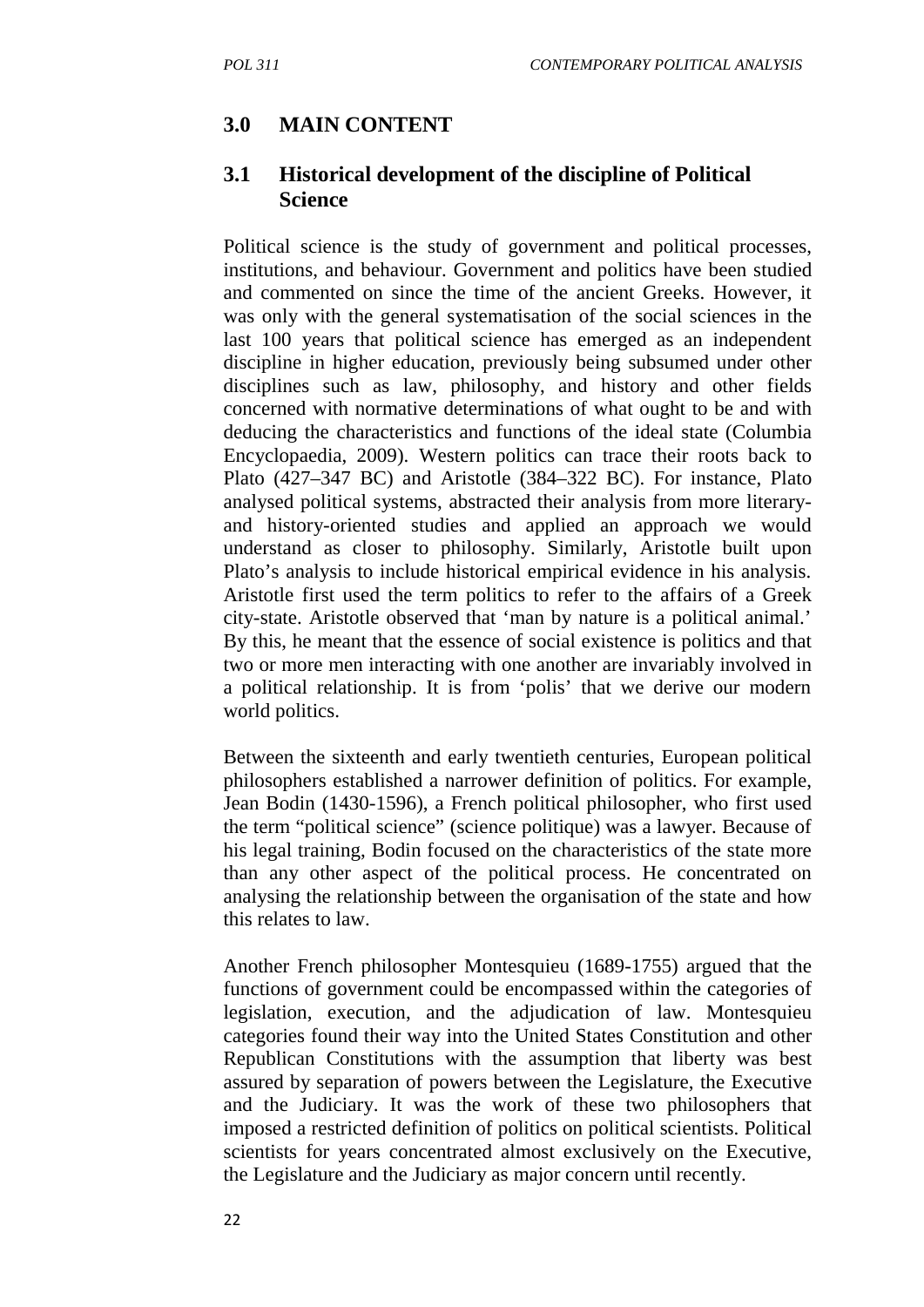## 3.0 MAIN CONTENT

### 3.1 Historical development of the discipline of Political Science

Political science is the study of government and political processes, institutions, and behaviour. Government and politics have been studied and commented on since the time of the ancient Greeks. However, it was only with the general systematisation of the social sciences in the last 100 years that political science has emerged as an independent discipline in higher education, previously being subsumed under other disciplines such as law, philosophy, and history and other fields concerned with normative determinations of what ought to be and with deducing the characteristics and functions of the ideal state (Columbia Encyclopaedia, 2009). Western politics can trace their roots back to Plato (427–347 BC) and Aristotle (384–322 BC). For instance, Plato analysed political systems, abstracted their analysis from more literary- and history-oriented studies and applied an approach we would understand as closer to philosophy. Similarly, Aristotle built upon Plato's analysis to include historical empirical evidence in his analysis. Aristotle first used the term politics to refer to the affairs of a Greek city-state. Aristotle observed that 'man by nature is a political animal.' By this, he meant that the essence of social existence is politics and that two or more men interacting with one another are invariably involved in a political relationship. It is from 'polis' that we derive our modern world politics.

Between the sixteenth and early twentieth centuries, European political philosophers established a narrower definition of politics. For example, Jean Bodin (1430-1596), a French political philosopher, who first used the term "political science" (science politique) was a lawyer. Because of his legal training, Bodin focused on the characteristics of the state more than any other aspect of the political process. He concentrated on analysing the relationship between the organisation of the state and how this relates to law.

Another French philosopher Montesquieu (1689-1755) argued that the functions of government could be encompassed within the categories of legislation, execution, and the adjudication of law. Montesquieu categories found their way into the United States Constitution and other Republican Constitutions with the assumption that liberty was best assured by separation of powers between the Legislature, the Executive and the Judiciary. It was the work of these two philosophers that imposed a restricted definition of politics on political scientists. Political scientists for years concentrated almost exclusively on the Executive, the Legislature and the Judiciary as major concern until recently.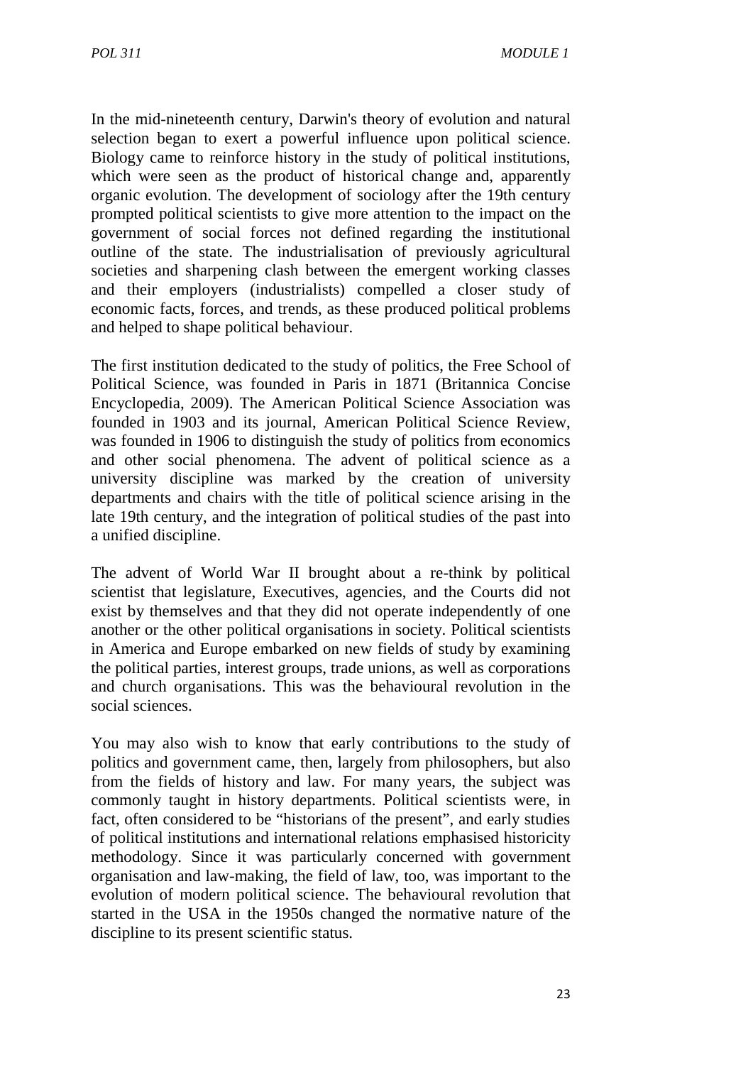In the mid-nineteenth century, Darwin's theory of evolution and natural selection began to exert a powerful influence upon political science. Biology came to reinforce history in the study of political institutions, which were seen as the product of historical change and, apparently organic evolution. The development of sociology after the 19th century prompted political scientists to give more attention to the impact on the government of social forces not defined regarding the institutional outline of the state. The industrialisation of previously agricultural societies and sharpening clash between the emergent working classes and their employers (industrialists) compelled a closer study of economic facts, forces, and trends, as these produced political problems and helped to shape political behaviour.

The first institution dedicated to the study of politics, the Free School of Political Science, was founded in Paris in 1871 (Britannica Concise Encyclopedia, 2009). The American Political Science Association was founded in 1903 and its journal, American Political Science Review, was founded in 1906 to distinguish the study of politics from economics and other social phenomena. The advent of political science as a university discipline was marked by the creation of university departments and chairs with the title of political science arising in the late 19th century, and the integration of political studies of the past into a unified discipline.

The advent of World War II brought about a re-think by political scientist that legislature, Executives, agencies, and the Courts did not exist by themselves and that they did not operate independently of one another or the other political organisations in society. Political scientists in America and Europe embarked on new fields of study by examining the political parties, interest groups, trade unions, as well as corporations and church organisations. This was the behavioural revolution in the social sciences.

You may also wish to know that early contributions to the study of politics and government came, then, largely from philosophers, but also from the fields of history and law. For many years, the subject was commonly taught in history departments. Political scientists were, in fact, often considered to be "historians of the present", and early studies of political institutions and international relations emphasised historicity methodology. Since it was particularly concerned with government organisation and law-making, the field of law, too, was important to the evolution of modern political science. The behavioural revolution that started in the USA in the 1950s changed the normative nature of the discipline to its present scientific status.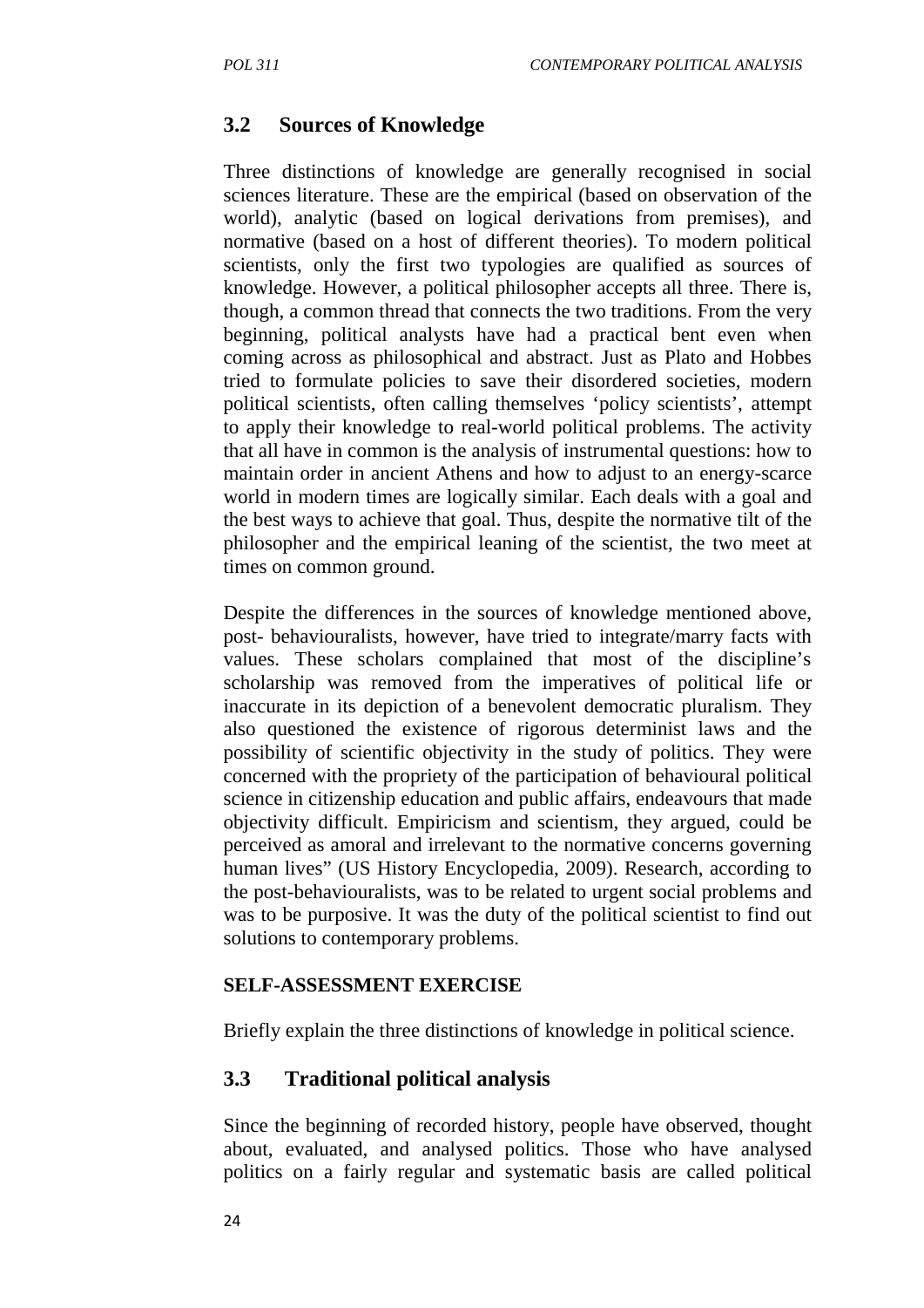## 3.2 Sources of Knowledge

Three distinctions of knowledge are generally recognised in social sciences literature. These are the empirical (based on observation of the world), analytic (based on logical derivations from premises), and normative (based on a host of different theories). To modern political scientists, only the first two typologies are qualified as sources of knowledge. However, a political philosopher accepts all three. There is, though, a common thread that connects the two traditions. From the very beginning, political analysts have had a practical bent even when coming across as philosophical and abstract. Just as Plato and Hobbes tried to formulate policies to save their disordered societies, modern political scientists, often calling themselves 'policy scientists', attempt to apply their knowledge to real-world political problems. The activity that all have in common is the analysis of instrumental questions: how to maintain order in ancient Athens and how to adjust to an energy-scarce world in modern times are logically similar. Each deals with a goal and the best ways to achieve that goal. Thus, despite the normative tilt of the philosopher and the empirical leaning of the scientist, the two meet at times on common ground.

Despite the differences in the sources of knowledge mentioned above, post- behaviouralists, however, have tried to integrate/marry facts with values. These scholars complained that most of the discipline's scholarship was removed from the imperatives of political life or inaccurate in its depiction of a benevolent democratic pluralism. They also questioned the existence of rigorous determinist laws and the possibility of scientific objectivity in the study of politics. They were concerned with the propriety of the participation of behavioural political science in citizenship education and public affairs, endeavours that made objectivity difficult. Empiricism and scientism, they argued, could be perceived as amoral and irrelevant to the normative concerns governing human lives" (US History Encyclopedia, 2009). Research, according to the post-behaviouralists, was to be related to urgent social problems and was to be purposive. It was the duty of the political scientist to find out solutions to contemporary problems.

**SELF-ASSESSMENT EXERCISE**

Briefly explain the three distinctions of knowledge in political science.

## 3.3 Traditional political analysis

Since the beginning of recorded history, people have observed, thought about, evaluated, and analysed politics. Those who have analysed politics on a fairly regular and systematic basis are called political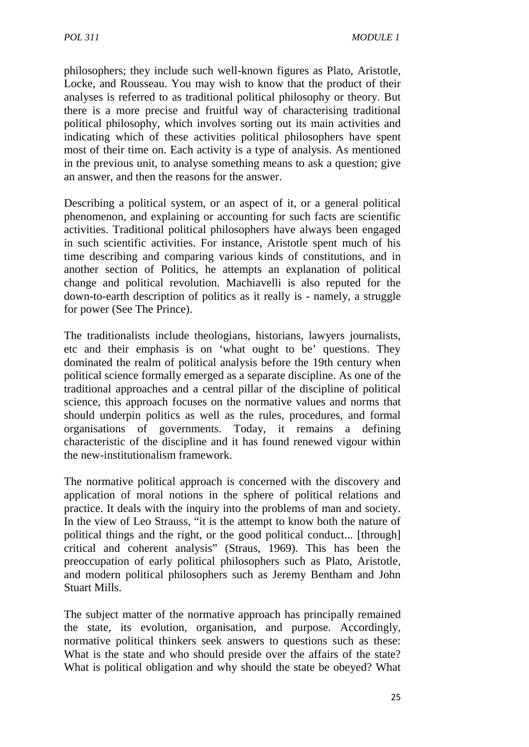philosophers; they include such well-known figures as Plato, Aristotle, Locke, and Rousseau. You may wish to know that the product of their analyses is referred to as traditional political philosophy or theory. But there is a more precise and fruitful way of characterising traditional political philosophy, which involves sorting out its main activities and indicating which of these activities political philosophers have spent most of their time on. Each activity is a type of analysis. As mentioned in the previous unit, to analyse something means to ask a question; give an answer, and then the reasons for the answer.

Describing a political system, or an aspect of it, or a general political phenomenon, and explaining or accounting for such facts are scientific activities. Traditional political philosophers have always been engaged in such scientific activities. For instance, Aristotle spent much of his time describing and comparing various kinds of constitutions, and in another section of Politics, he attempts an explanation of political change and political revolution. Machiavelli is also reputed for the down-to-earth description of politics as it really is - namely, a struggle for power (See The Prince).

The traditionalists include theologians, historians, lawyers journalists, etc and their emphasis is on 'what ought to be' questions. They dominated the realm of political analysis before the 19th century when political science formally emerged as a separate discipline. As one of the traditional approaches and a central pillar of the discipline of political science, this approach focuses on the normative values and norms that should underpin politics as well as the rules, procedures, and formal organisations of governments. Today, it remains a defining characteristic of the discipline and it has found renewed vigour within the new-institutionalism framework.

The normative political approach is concerned with the discovery and application of moral notions in the sphere of political relations and practice. It deals with the inquiry into the problems of man and society. In the view of Leo Strauss, "it is the attempt to know both the nature of political things and the right, or the good political conduct... [through] critical and coherent analysis" (Straus, 1969). This has been the preoccupation of early political philosophers such as Plato, Aristotle, and modern political philosophers such as Jeremy Bentham and John Stuart Mills.

The subject matter of the normative approach has principally remained the state, its evolution, organisation, and purpose. Accordingly, normative political thinkers seek answers to questions such as these: What is the state and who should preside over the affairs of the state? What is political obligation and why should the state be obeyed? What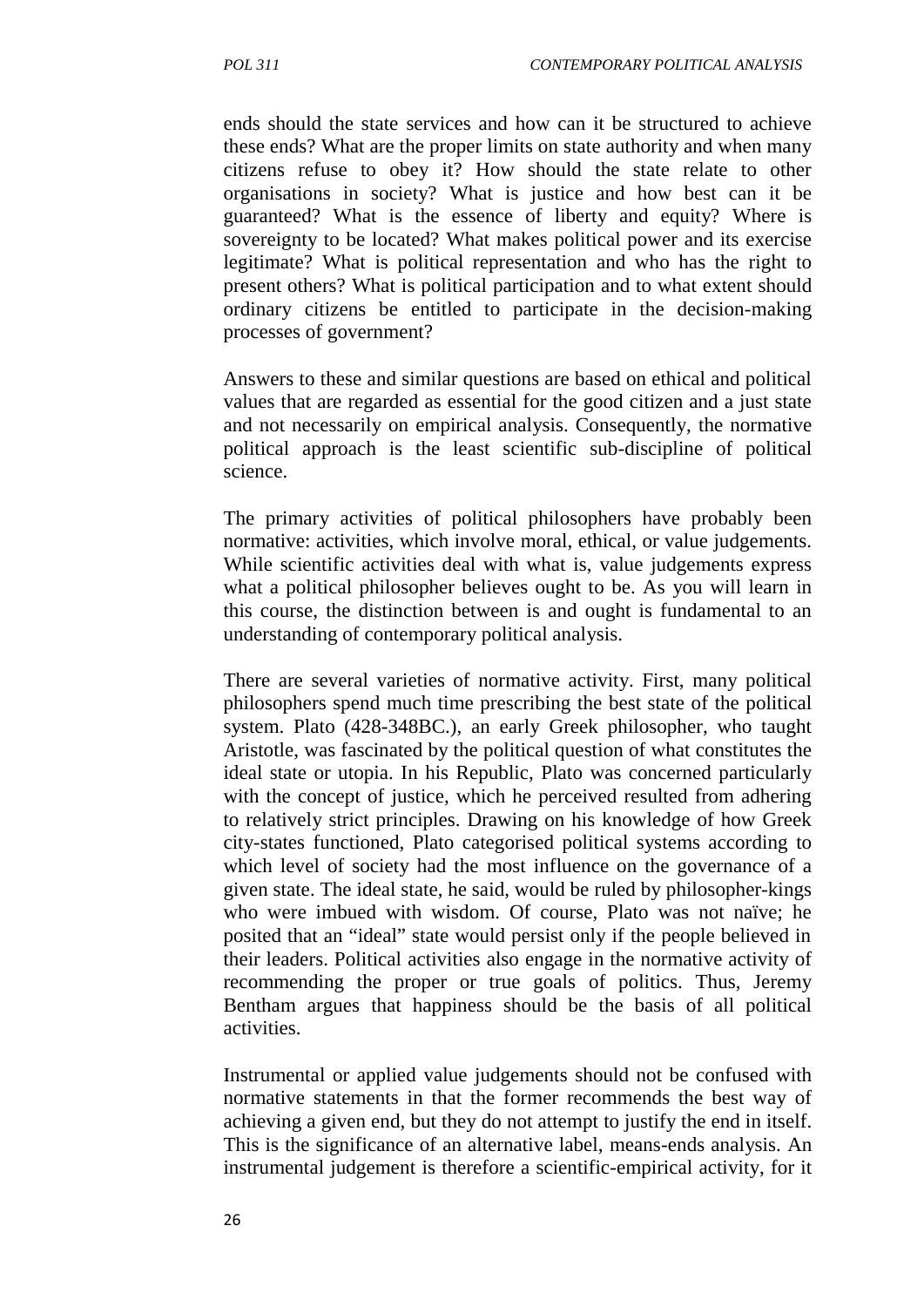ends should the state services and how can it be structured to achieve these ends? What are the proper limits on state authority and when many citizens refuse to obey it? How should the state relate to other organisations in society? What is justice and how best can it be guaranteed? What is the essence of liberty and equity? Where is sovereignty to be located? What makes political power and its exercise legitimate? What is political representation and who has the right to present others? What is political participation and to what extent should ordinary citizens be entitled to participate in the decision-making processes of government?

Answers to these and similar questions are based on ethical and political values that are regarded as essential for the good citizen and a just state and not necessarily on empirical analysis. Consequently, the normative political approach is the least scientific sub-discipline of political science.

The primary activities of political philosophers have probably been normative: activities, which involve moral, ethical, or value judgements. While scientific activities deal with what is, value judgements express what a political philosopher believes ought to be. As you will learn in this course, the distinction between is and ought is fundamental to an understanding of contemporary political analysis.

There are several varieties of normative activity. First, many political philosophers spend much time prescribing the best state of the political system. Plato (428-348BC.), an early Greek philosopher, who taught Aristotle, was fascinated by the political question of what constitutes the ideal state or utopia. In his Republic, Plato was concerned particularly with the concept of justice, which he perceived resulted from adhering to relatively strict principles. Drawing on his knowledge of how Greek city-states functioned, Plato categorised political systems according to which level of society had the most influence on the governance of a given state. The ideal state, he said, would be ruled by philosopher-kings who were imbued with wisdom. Of course, Plato was not naïve; he posited that an "ideal" state would persist only if the people believed in their leaders. Political activities also engage in the normative activity of recommending the proper or true goals of politics. Thus, Jeremy Bentham argues that happiness should be the basis of all political activities.

Instrumental or applied value judgements should not be confused with normative statements in that the former recommends the best way of achieving a given end, but they do not attempt to justify the end in itself. This is the significance of an alternative label, means-ends analysis. An instrumental judgement is therefore a scientific-empirical activity, for it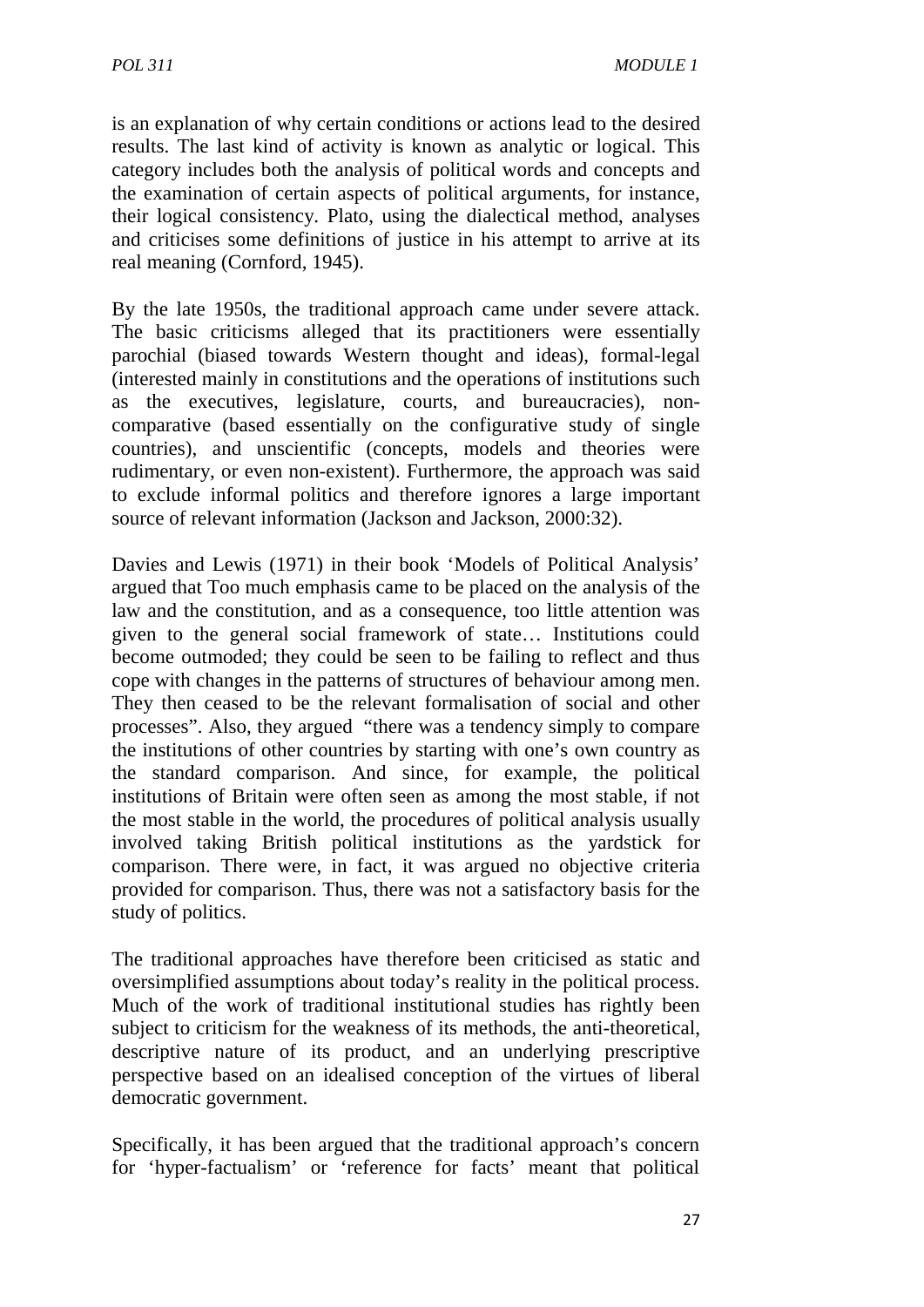is an explanation of why certain conditions or actions lead to the desired results. The last kind of activity is known as analytic or logical. This category includes both the analysis of political words and concepts and the examination of certain aspects of political arguments, for instance, their logical consistency. Plato, using the dialectical method, analyses and criticises some definitions of justice in his attempt to arrive at its real meaning (Cornford, 1945).

By the late 1950s, the traditional approach came under severe attack. The basic criticisms alleged that its practitioners were essentially parochial (biased towards Western thought and ideas), formal-legal (interested mainly in constitutions and the operations of institutions such as the executives, legislature, courts, and bureaucracies), non-comparative (based essentially on the configurative study of single countries), and unscientific (concepts, models and theories were rudimentary, or even non-existent). Furthermore, the approach was said to exclude informal politics and therefore ignores a large important source of relevant information (Jackson and Jackson, 2000:32).

Davies and Lewis (1971) in their book 'Models of Political Analysis' argued that Too much emphasis came to be placed on the analysis of the law and the constitution, and as a consequence, too little attention was given to the general social framework of state… Institutions could become outmoded; they could be seen to be failing to reflect and thus cope with changes in the patterns of structures of behaviour among men. They then ceased to be the relevant formalisation of social and other processes". Also, they argued "there was a tendency simply to compare the institutions of other countries by starting with one's own country as the standard comparison. And since, for example, the political institutions of Britain were often seen as among the most stable, if not the most stable in the world, the procedures of political analysis usually involved taking British political institutions as the yardstick for comparison. There were, in fact, it was argued no objective criteria provided for comparison. Thus, there was not a satisfactory basis for the study of politics.

The traditional approaches have therefore been criticised as static and oversimplified assumptions about today's reality in the political process. Much of the work of traditional studies has rightly been subject to criticism for the weakness of its methods, the anti-theoretical, descriptive nature of its product, and an underlying prescriptive perspective based on an idealised conception of the virtues of liberal democratic government.

Specifically, it has been argued that the traditional approach's concern for 'hyper-factualism' or 'reference for facts' meant that political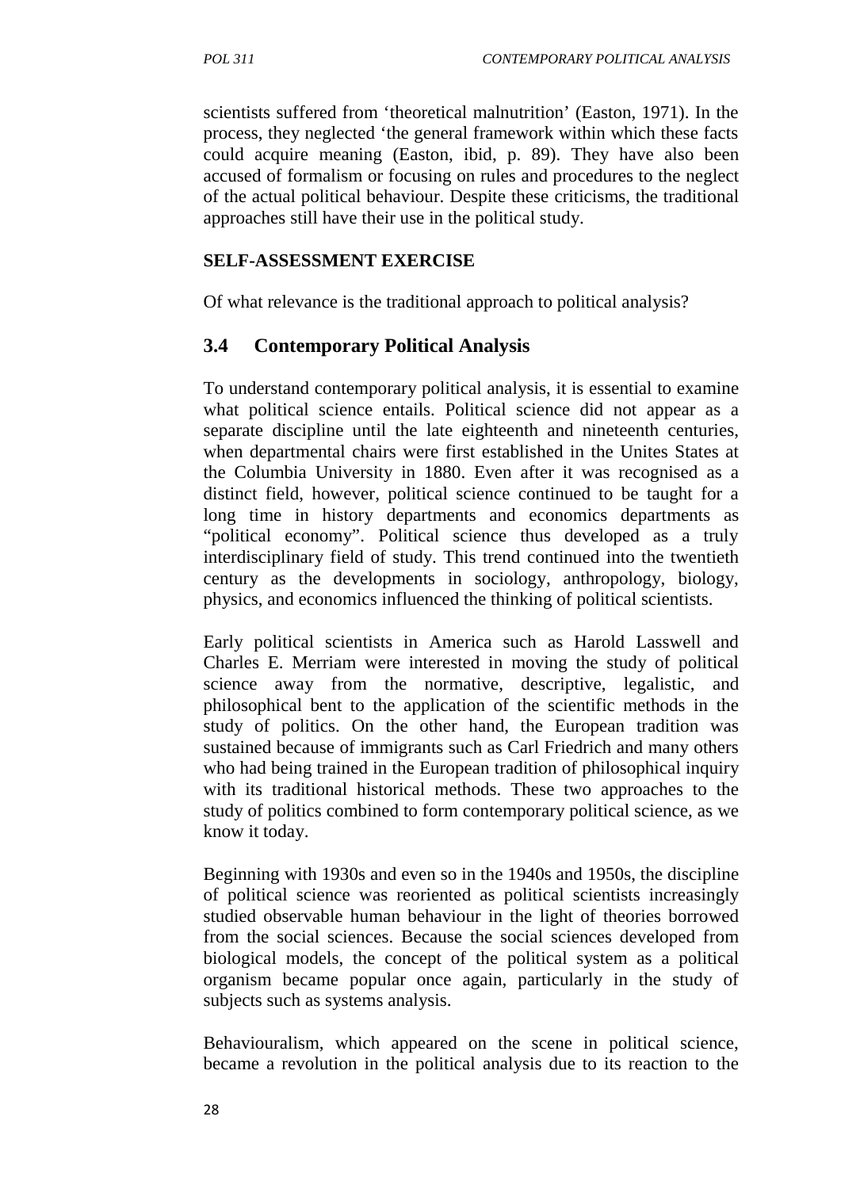scientists suffered from 'theoretical malnutrition' (Easton, 1971). In the process, they neglected 'the general framework within which these facts could acquire meaning (Easton, ibid, p. 89). They have also been accused of formalism or focusing on rules and procedures to the neglect of the actual political behaviour. Despite these criticisms, the traditional approaches still have their use in the political study.

**SELF-ASSESSMENT EXERCISE**

Of what relevance is the traditional approach to political analysis?

## 3.4 Contemporary Political Analysis

To understand contemporary political analysis, it is essential to examine what political science entails. Political science did not appear as a separate discipline until the late eighteenth and nineteenth centuries, when departmental chairs were first established in the Unites States at the Columbia University in 1880. Even after it was recognised as a distinct field, however, political science continued to be taught for a long time in history departments and economics departments as "political economy". Political science thus developed as a truly interdisciplinary field of study. This trend continued into the twentieth century as the developments in sociology, anthropology, biology, physics, and economics influenced the thinking of political scientists.

Early political scientists in America such as Harold Lasswell and Charles E. Merriam were interested in moving the study of political science away from the normative, descriptive, legalistic, and philosophical bent to the application of the scientific methods in the study of politics. On the other hand, the European tradition was sustained because of immigrants such as Carl Friedrich and many others who had being trained in the European tradition of philosophical inquiry with its traditional historical methods. These two approaches to the study of politics combined to form contemporary political science, as we know it today.

Beginning with 1930s and even so in the 1940s and 1950s, the discipline of political science was reoriented as political scientists increasingly studied observable human behaviour in the light of theories borrowed from the social sciences. Because the social sciences developed from biological models, the concept of the political system as a political organism became popular once again, particularly in the study of subjects such as systems analysis.

Behaviouralism, which appeared on the scene in political science, became a revolution in the political analysis due to its reaction to the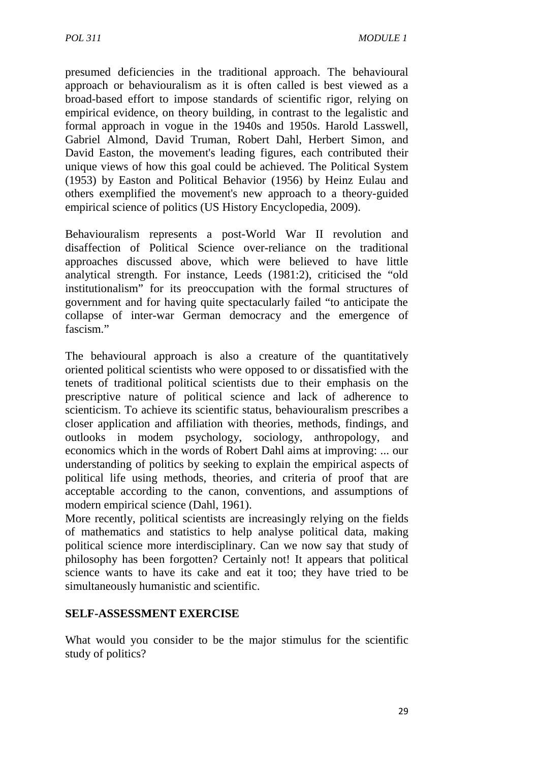presumed deficiencies in the traditional approach. The behavioural approach or behaviouralism as it is often called is best viewed as a broad-based effort to impose standards of scientific rigor, relying on empirical evidence, on theory building, in contrast to the legalistic and formal approach in vogue in the 1940s and 1950s. Harold Lasswell, Gabriel Almond, David Truman, Robert Dahl, Herbert Simon, and David Easton, the movement's leading figures, each contributed their unique views of how this goal could be achieved. The Political System (1953) by Easton and Political Behavior (1956) by Heinz Eulau and others exemplified the movement's new approach to a theory-guided empirical science of politics (US History Encyclopedia, 2009).

Behaviouralism represents a post-World War II revolution and disaffection of Political Science over-reliance on the traditional approaches discussed above, which were believed to have little analytical strength. For instance, Leeds (1981:2), criticised the "old institutionalism" for its preoccupation with the formal structures of government and for having quite spectacularly failed "to anticipate the collapse of inter-war German democracy and the emergence of fascism."

The behavioural approach is also a creature of the quantitatively oriented political scientists who were opposed to or dissatisfied with the tenets of traditional political scientists due to their emphasis on the prescriptive nature of political science and lack of adherence to scienticism. To achieve its scientific status, behaviouralism prescribes a closer application and affiliation with theories, methods, findings, and outlooks in modem psychology, sociology, anthropology, and economics which in the words of Robert Dahl aims at improving: ... our understanding of politics by seeking to explain the empirical aspects of political life using methods, theories, and criteria of proof that are acceptable according to the canon, conventions, and assumptions of modern empirical science (Dahl, 1961).

More recently, political scientists are increasingly relying on the fields of mathematics and statistics to help analyse political data, making political science more interdisciplinary. Can we now say that study of philosophy has been forgotten? Certainly not! It appears that political science wants to have its cake and eat it too; they have tried to be simultaneously humanistic and scientific.

## SELF-ASSESSMENT EXERCISE

What would you consider to be the major stimulus for the scientific study of politics?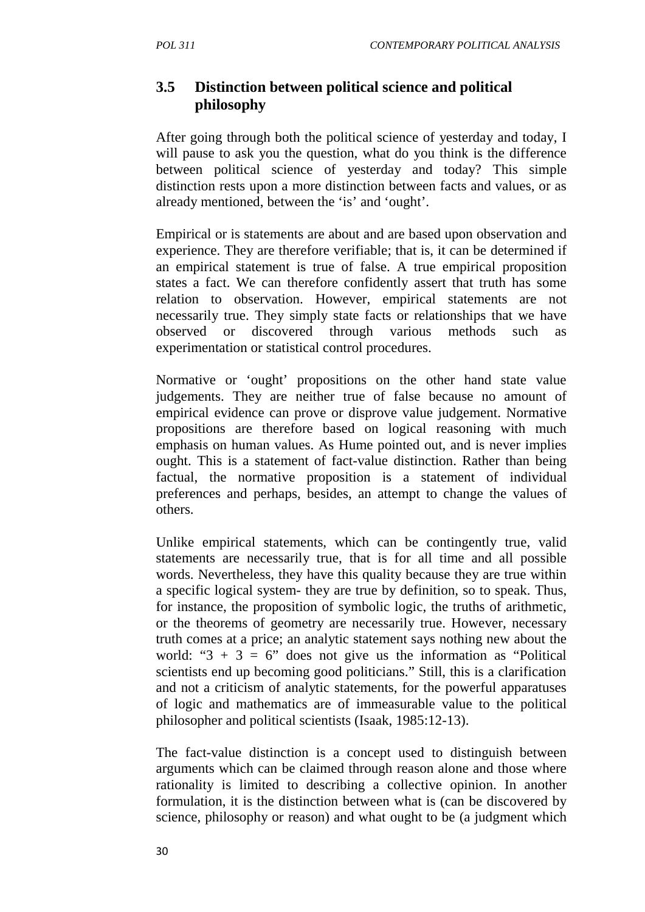### 3.5 Distinction between political science and political philosophy

After going through both the political science of yesterday and today, I will pause to ask you the question, what do you think is the difference between political science of yesterday and today? This simple distinction rests upon a more distinction between facts and values, or as already mentioned, between the 'is' and 'ought'.

Empirical or is statements are about and are based upon observation and experience. They are therefore verifiable; that is, it can be determined if an empirical statement is true of false. A true empirical proposition states a fact. We can therefore confidently assert that truth has some relation to observation. However, empirical statements are not necessarily true. They simply state facts or relationships that we have observed or discovered through various methods such as experimentation or statistical control procedures.

Normative or 'ought' propositions on the other hand state value judgements. They are neither true of false because no amount of empirical evidence can prove or disprove value judgement. Normative propositions are therefore based on logical reasoning with much emphasis on human values. As Hume pointed out, and is never implies ought. This is a statement of fact-value distinction. Rather than being factual, the normative proposition is a statement of individual preferences and perhaps, besides, an attempt to change the values of others.

Unlike empirical statements, which can be contingently true, valid statements are necessarily true, that is for all time and all possible words. Nevertheless, they have this quality because they are true within a specific logical system- they are true by definition, so to speak. Thus, for instance, the proposition of symbolic logic, the truths of arithmetic, or the theorems of geometry are necessarily true. However, necessary truth comes at a price; an analytic statement says nothing new about the world: "3 + 3 = 6" does not give us the information as "Political scientists end up becoming good politicians." Still, this is a clarification and not a criticism of analytic statements, for the powerful apparatuses of logic and mathematics are of immeasurable value to the political philosopher and political scientists (Isaak, 1985:12-13).

The fact-value distinction is a concept used to distinguish between arguments which can be claimed through reason alone and those where rationality is limited to describing a collective opinion. In another formulation, it is the distinction between what is (can be discovered by science, philosophy or reason) and what ought to be (a judgment which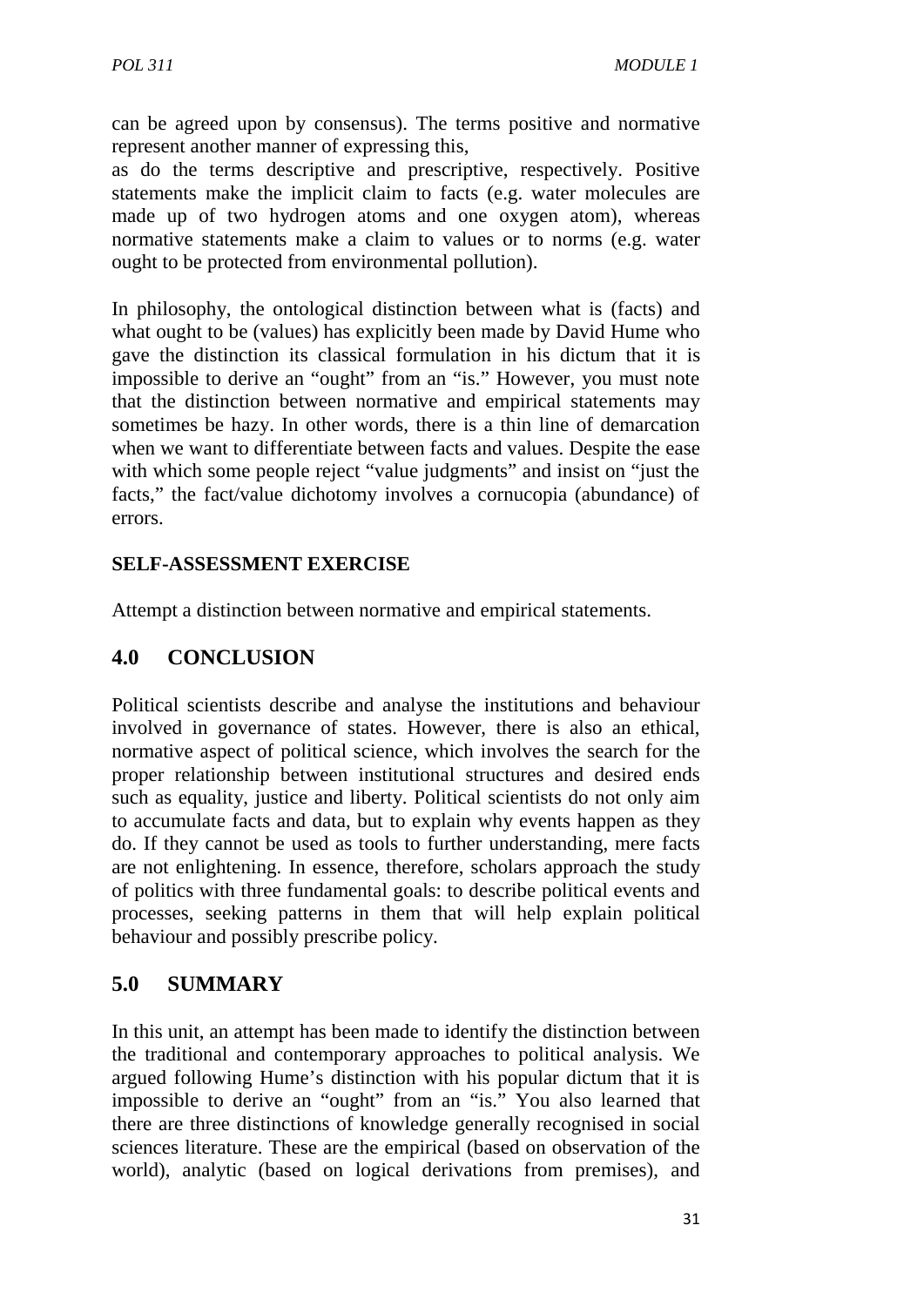can be agreed upon by consensus). The terms positive and normative represent another manner of expressing this,

as do the terms descriptive and prescriptive, respectively. Positive statements make the implicit claim to facts (e.g. water molecules are made up of two hydrogen atoms and one oxygen atom), whereas normative statements make a claim to values or to norms (e.g. water ought to be protected from environmental pollution).

In philosophy, the ontological distinction between what is (facts) and what ought to be (values) has explicitly been made by David Hume who gave the distinction its classical formulation in his dictum that it is impossible to derive an "ought" from an "is." However, you must note that the distinction between normative and empirical statements may sometimes be hazy. In other words, there is a thin line of demarcation when we want to differentiate between facts and values. Despite the ease with which some people reject "value judgments" and insist on "just the facts," the fact/value dichotomy involves a cornucopia (abundance) of errors.

**SELF-ASSESSMENT EXERCISE**

Attempt a distinction between normative and empirical statements.

## 4.0 CONCLUSION

Political scientists describe and analyse the institutions and behaviour involved in governance of states. However, there is also an ethical, normative aspect of political science, which involves the search for the proper relationship between institutional structures and desired ends such as equality, justice and liberty. Political scientists do not only aim to accumulate facts and data, but to explain why events happen as they do. If they cannot be used as tools to further understanding, mere facts are not enlightening. In essence, therefore, scholars approach the study of politics with three fundamental goals: to describe political events and processes, seeking patterns in them that will help explain political behaviour and possibly prescribe policy.

## 5.0 SUMMARY

In this unit, an attempt has been made to identify the distinction between the traditional and contemporary approaches to political analysis. We argued following Hume's distinction with his popular dictum that it is impossible to derive an "ought" from an "is." You also learned that there are three distinctions of knowledge generally recognised in social sciences literature. These are the empirical (based on observation of the world), analytic (based on logical derivations from premises), and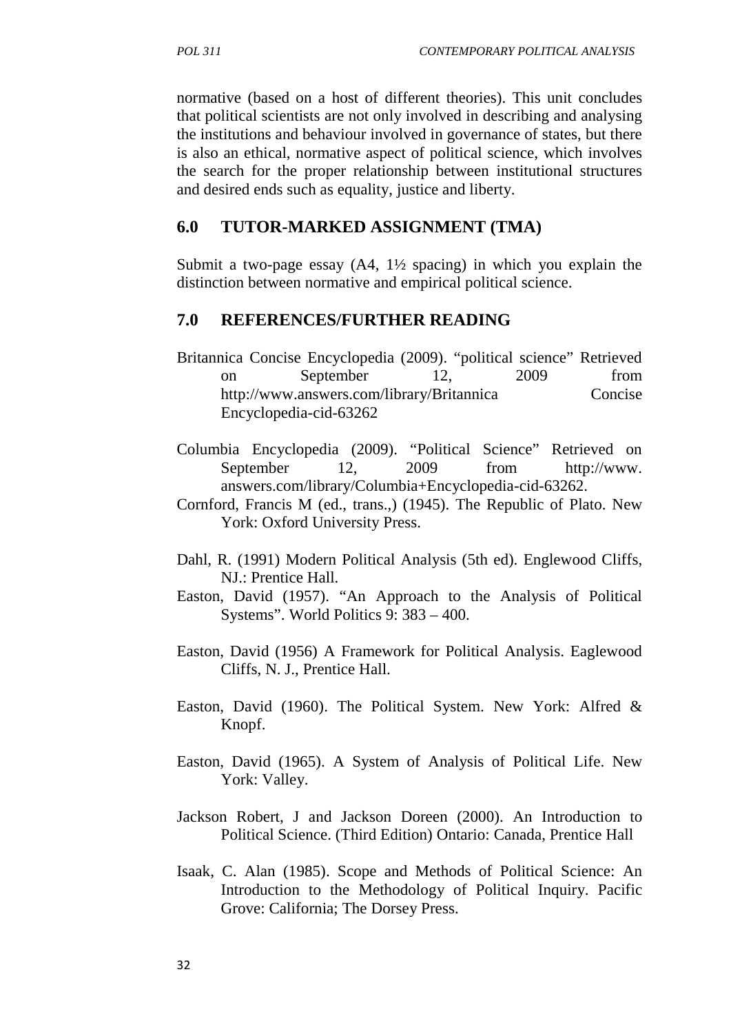normative (based on a host of different theories). This unit concludes that political scientists are not only involved in describing and analysing the institutions and behaviour involved in governance of states, but there is also an ethical, normative aspect of political science, which involves the search for the proper relationship between institutional structures and desired ends such as equality, justice and liberty.

## 6.0 TUTOR-MARKED ASSIGNMENT (TMA)

Submit a two-page essay (A4, 1½ spacing) in which you explain the distinction between normative and empirical political science.

## 7.0 REFERENCES/FURTHER READING

Britannica Concise Encyclopedia (2009). "political science" Retrieved on September 12, 2009 from http://www.answers.com/library/Britannica Concise Encyclopedia-cid-63262

Columbia Encyclopedia (2009). "Political Science" Retrieved on September 12, 2009 from http://www. answers.com/library/Columbia+Encyclopedia-cid-63262.

Cornford, Francis M (ed., trans.,) (1945). The Republic of Plato. New York: Oxford University Press.

Dahl, R. (1991) Modern Political Analysis (5th ed). Englewood Cliffs, NJ.: Prentice Hall.

Easton, David (1957). "An Approach to the Analysis of Political Systems". World Politics 9: 383 – 400.

Easton, David (1956) A Framework for Political Analysis. Eaglewood Cliffs, N. J., Prentice Hall.

Easton, David (1960). The Political System. New York: Alfred & Knopf.

Easton, David (1965). A System of Analysis of Political Life. New York: Valley.

Jackson Robert, J and Jackson Doreen (2000). An Introduction to Political Science. (Third Edition) Ontario: Canada, Prentice Hall

Isaak, C. Alan (1985). Scope and Methods of Political Science: An Introduction to the Methodology of Political Inquiry. Pacific Grove: California; The Dorsey Press.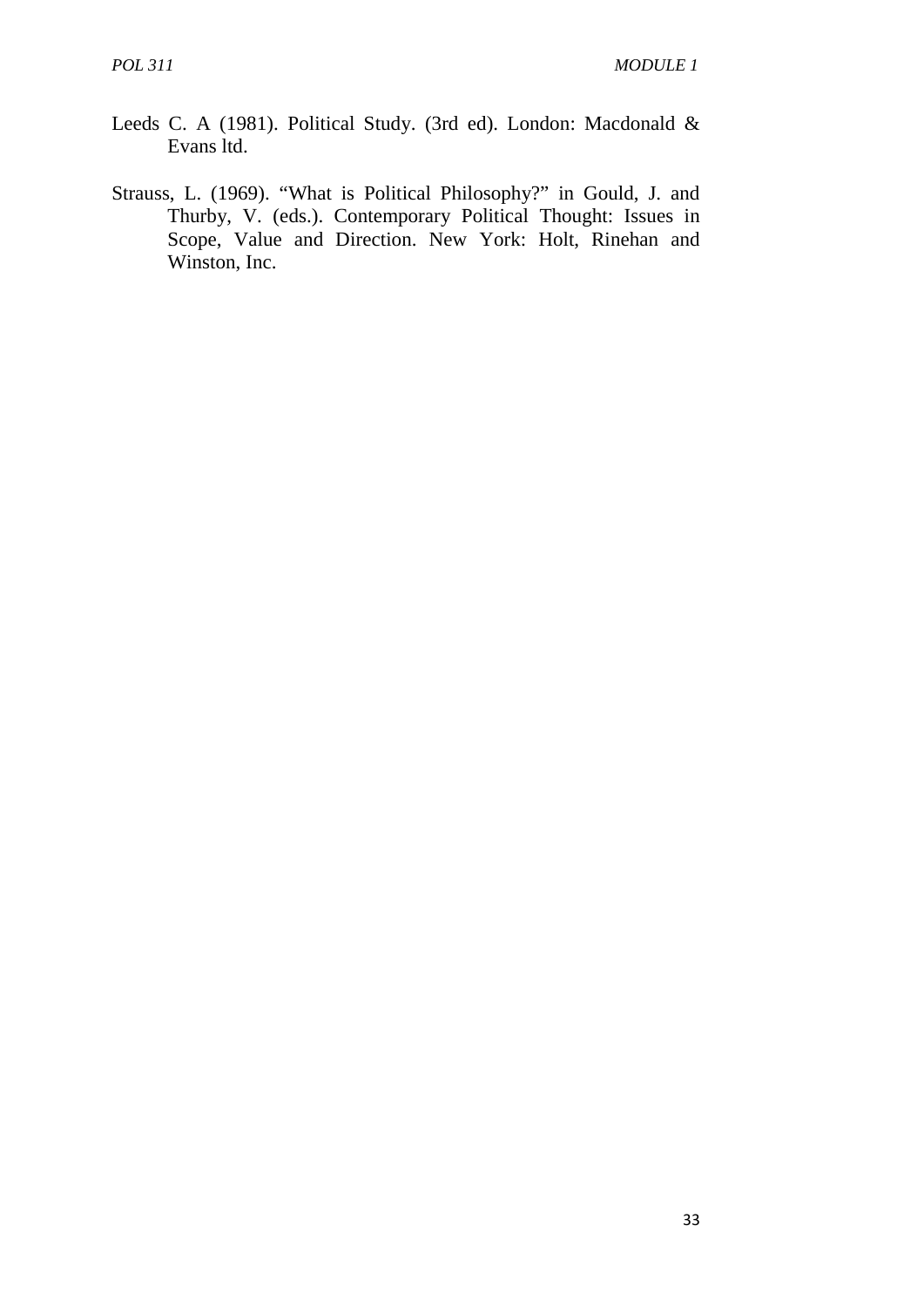Leeds C. A (1981). Political Study. (3rd ed). London: Macdonald & Evans ltd.

Strauss, L. (1969). "What is Political Philosophy?" in Gould, J. and Thurby, V. (eds.). Contemporary Political Thought: Issues in Scope, Value and Direction. New York: Holt, Rinehan and Winston, Inc.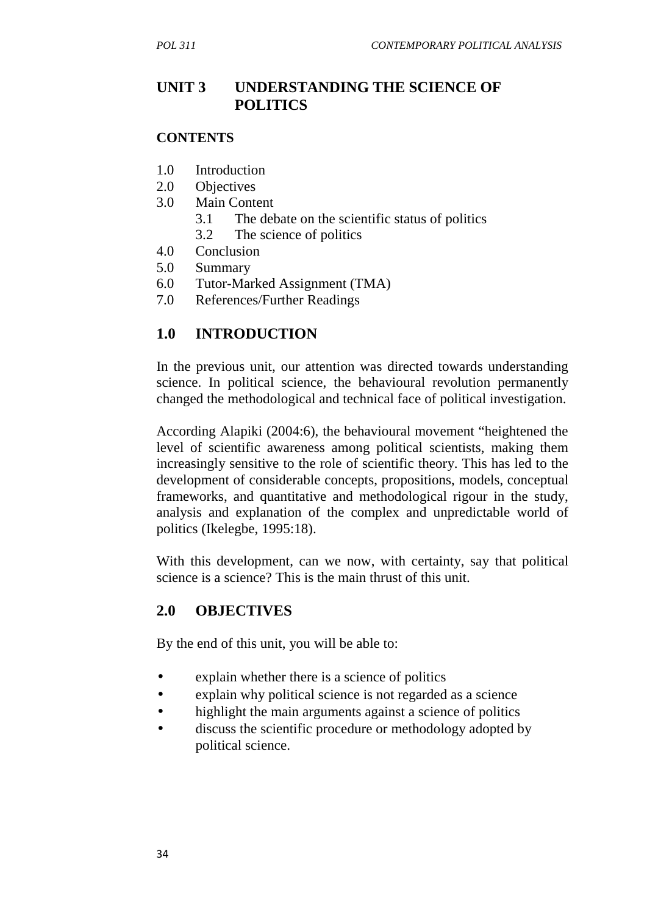# UNIT 3 UNDERSTANDING THE SCIENCE OF POLITICS

**CONTENTS**

1.0 Introduction
2.0 Objectives
3.0 Main Content
    3.1 The debate on the scientific status of politics
    3.2 The science of politics
4.0 Conclusion
5.0 Summary
6.0 Tutor-Marked Assignment (TMA)
7.0 References/Further Readings

## 1.0 INTRODUCTION

In the previous unit, our attention was directed towards understanding science. In political science, the behavioural revolution permanently changed the methodological and technical face of political investigation.

According Alapiki (2004:6), the behavioural movement "heightened the level of scientific awareness among political scientists, making them increasingly sensitive to the role of scientific theory. This has led to the development of considerable concepts, propositions, models, conceptual frameworks, and quantitative and methodological rigour in the study, analysis and explanation of the complex and unpredictable world of politics (Ikelegbe, 1995:18).

With this development, can we now, with certainty, say that political science is a science? This is the main thrust of this unit.

## 2.0 OBJECTIVES

By the end of this unit, you will be able to:

- explain whether there is a science of politics
- explain why political science is not regarded as a science
- highlight the main arguments against a science of politics
- discuss the scientific procedure or methodology adopted by political science.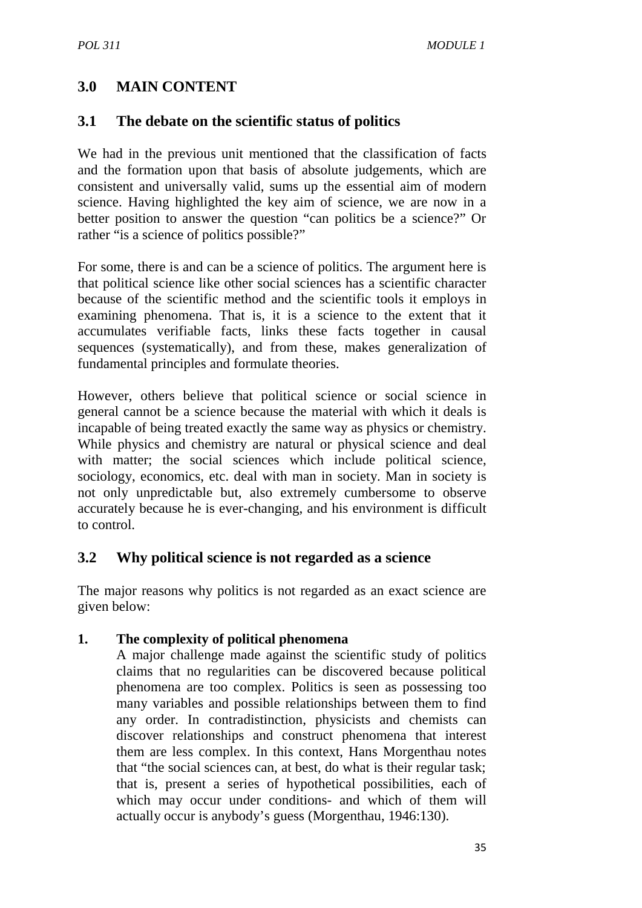## 3.0 MAIN CONTENT

### 3.1 The debate on the scientific status of politics

We had in the previous unit mentioned that the classification of facts and the formation upon that basis of absolute judgements, which are consistent and universally valid, sums up the essential aim of modern science. Having highlighted the key aim of science, we are now in a better position to answer the question "can politics be a science?" Or rather "is a science of politics possible?"

For some, there is and can be a science of politics. The argument here is that political science like other social sciences has a scientific character because of the scientific method and the scientific tools it employs in examining phenomena. That is, it is a science to the extent that it accumulates verifiable facts, links these facts together in causal sequences (systematically), and from these, makes generalization of fundamental principles and formulate theories.

However, others believe that political science or social science in general cannot be a science because the material with which it deals is incapable of being treated exactly the same way as physics or chemistry. While physics and chemistry are natural or physical science and deal with matter; the social sciences which include political science, sociology, economics, etc. deal with man in society. Man in society is not only unpredictable but, also extremely cumbersome to observe accurately because he is ever-changing, and his environment is difficult to control.

### 3.2 Why political science is not regarded as a science

The major reasons why politics is not regarded as an exact science are given below:

1. **The complexity of political phenomena**
   A major challenge made against the scientific study of politics claims that no regularities can be discovered because political phenomena are too complex. Politics is seen as possessing too many variables and possible relationships between them to find any order. In contradistinction, physicists and chemists can discover relationships and construct phenomena that interest them are less complex. In this context, Hans Morgenthau notes that "the social sciences can, at best, do what is their regular task; that is, present a series of hypothetical possibilities, each of which may occur under conditions- and which of them will actually occur is anybody's guess (Morgenthau, 1946:130).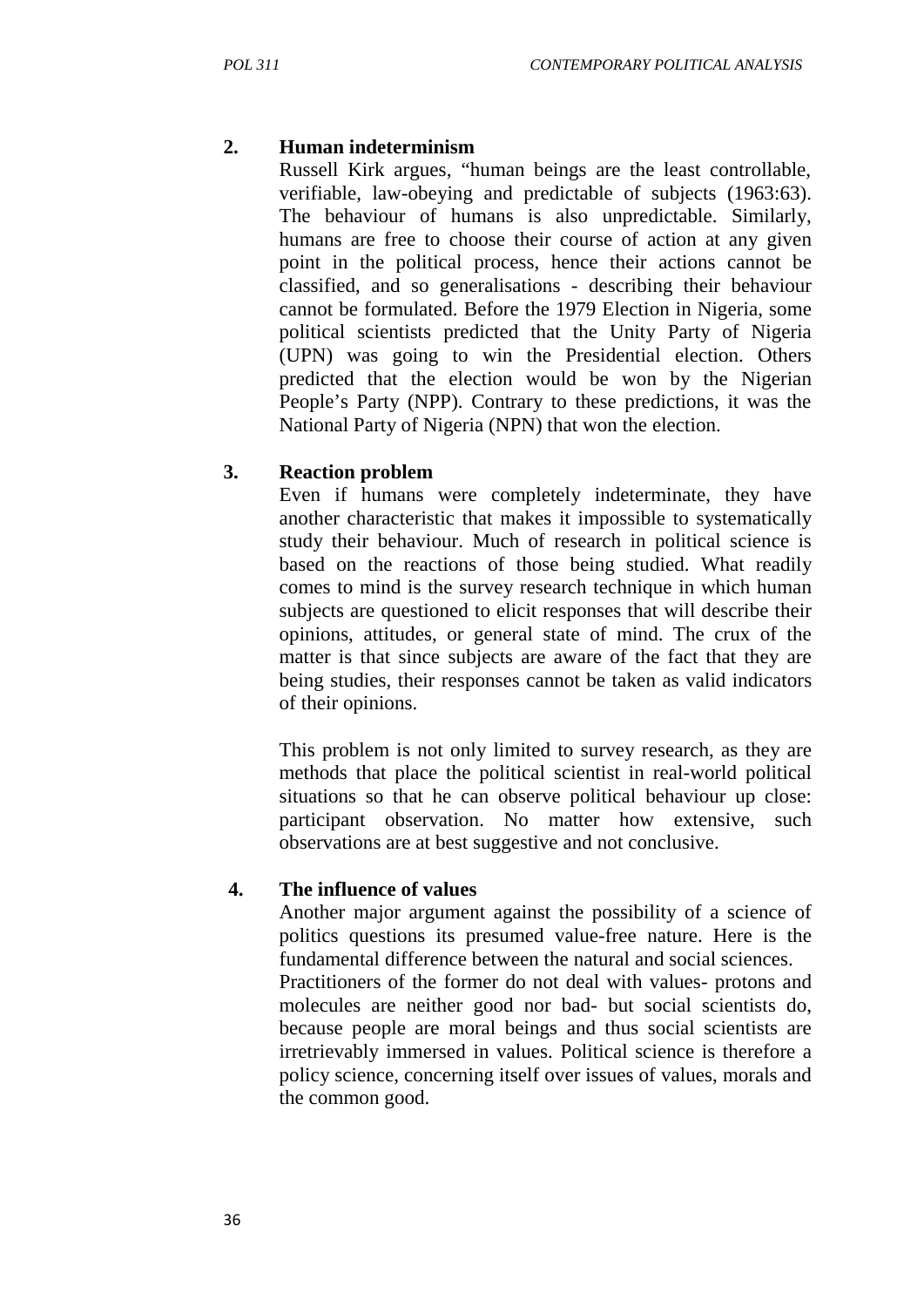## 2. Human indeterminism

Russell Kirk argues, "human beings are the least controllable, verifiable, law-obeying and predictable of subjects (1963:63). The behaviour of humans is also unpredictable. Similarly, humans are free to choose their course of action at any given point in the political process, hence their actions cannot be classified, and so generalisations - describing their behaviour cannot be formulated. Before the 1979 Election in Nigeria, some political scientists predicted that the Unity Party of Nigeria (UPN) was going to win the Presidential election. Others predicted that the election would be won by the Nigerian People's Party (NPP). Contrary to these predictions, it was the National Party of Nigeria (NPN) that won the election.

## 3. Reaction problem

Even if humans were completely indeterminate, they have another characteristic that makes it impossible to systematically study their behaviour. Much of research in political science is based on the reactions of those being studied. What readily comes to mind is the survey research technique in which human subjects are questioned to elicit responses that will describe their opinions, attitudes, or general state of mind. The crux of the matter is that since subjects are aware of the fact that they are being studies, their responses cannot be taken as valid indicators of their opinions.

This problem is not only limited to survey research, as they are methods that place the political scientist in real-world political situations so that he can observe political behaviour up close: participant observation. No matter how extensive, such observations are at best suggestive and not conclusive.

## 4. The influence of values

Another major argument against the possibility of a science of politics questions its presumed value-free nature. Here is the fundamental difference between the natural and social sciences. Practitioners of the former do not deal with values- protons and molecules are neither good nor bad- but social scientists do, because people are moral beings and thus social scientists are irretrievably immersed in values. Political science is therefore a policy science, concerning itself over issues of values, morals and the common good.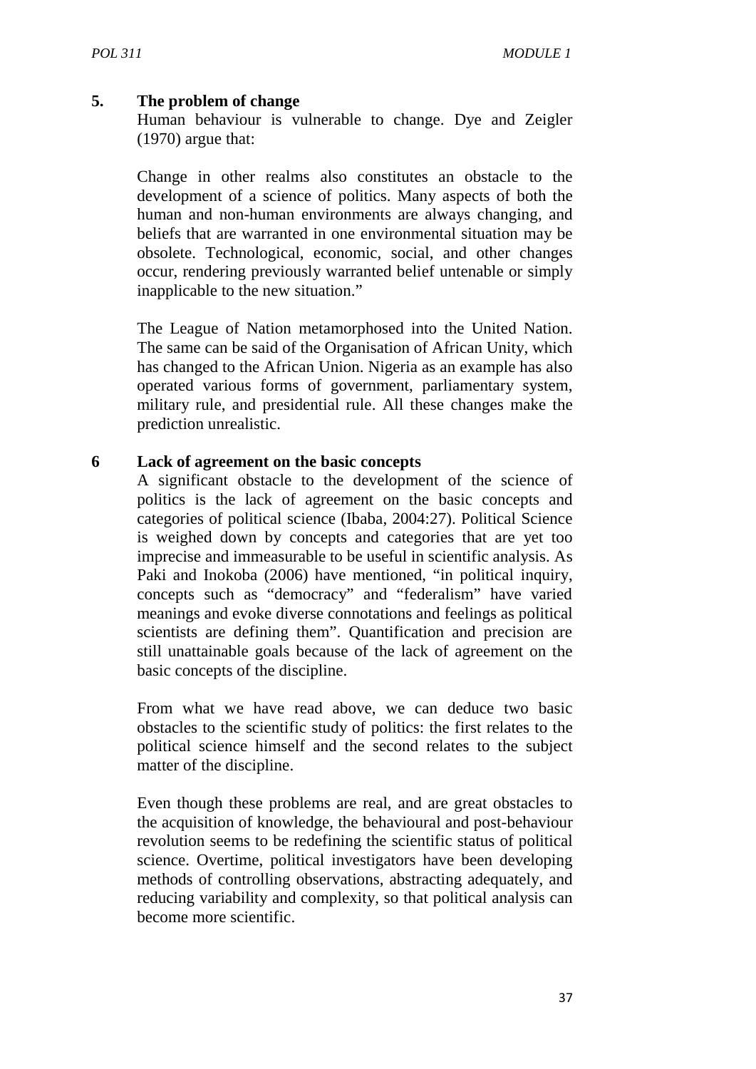**5. The problem of change**

Human behaviour is vulnerable to change. Dye and Zeigler (1970) argue that:

Change in other realms also constitutes an obstacle to the development of a science of politics. Many aspects of both the human and non-human environments are always changing, and beliefs that are warranted in one environmental situation may be obsolete. Technological, economic, social, and other changes occur, rendering previously warranted belief untenable or simply inapplicable to the new situation."

The League of Nation metamorphosed into the United Nation. The same can be said of the Organisation of African Unity, which has changed to the African Union. Nigeria as an example has also operated various forms of government, parliamentary system, military rule, and presidential rule. All these changes make the prediction unrealistic.

**6 Lack of agreement on the basic concepts**

A significant obstacle to the development of the science of politics is the lack of agreement on the basic concepts and categories of political science (Ibaba, 2004:27). Political Science is weighed down by concepts and categories that are yet too imprecise and immeasurable to be useful in scientific analysis. As Paki and Inokoba (2006) have mentioned, "in political inquiry, concepts such as "democracy" and "federalism" have varied meanings and evoke diverse connotations and feelings as political scientists are defining them". Quantification and precision are still unattainable goals because of the lack of agreement on the basic concepts of the discipline.

From what we have read above, we can deduce two basic obstacles to the scientific study of politics: the first relates to the political science himself and the second relates to the subject matter of the discipline.

Even though these problems are real, and are great obstacles to the acquisition of knowledge, the behavioural and post-behaviour revolution seems to be redefining the scientific status of political science. Overtime, political investigators have been developing methods of controlling observations, abstracting adequately, and reducing variability and complexity, so that political analysis can become more scientific.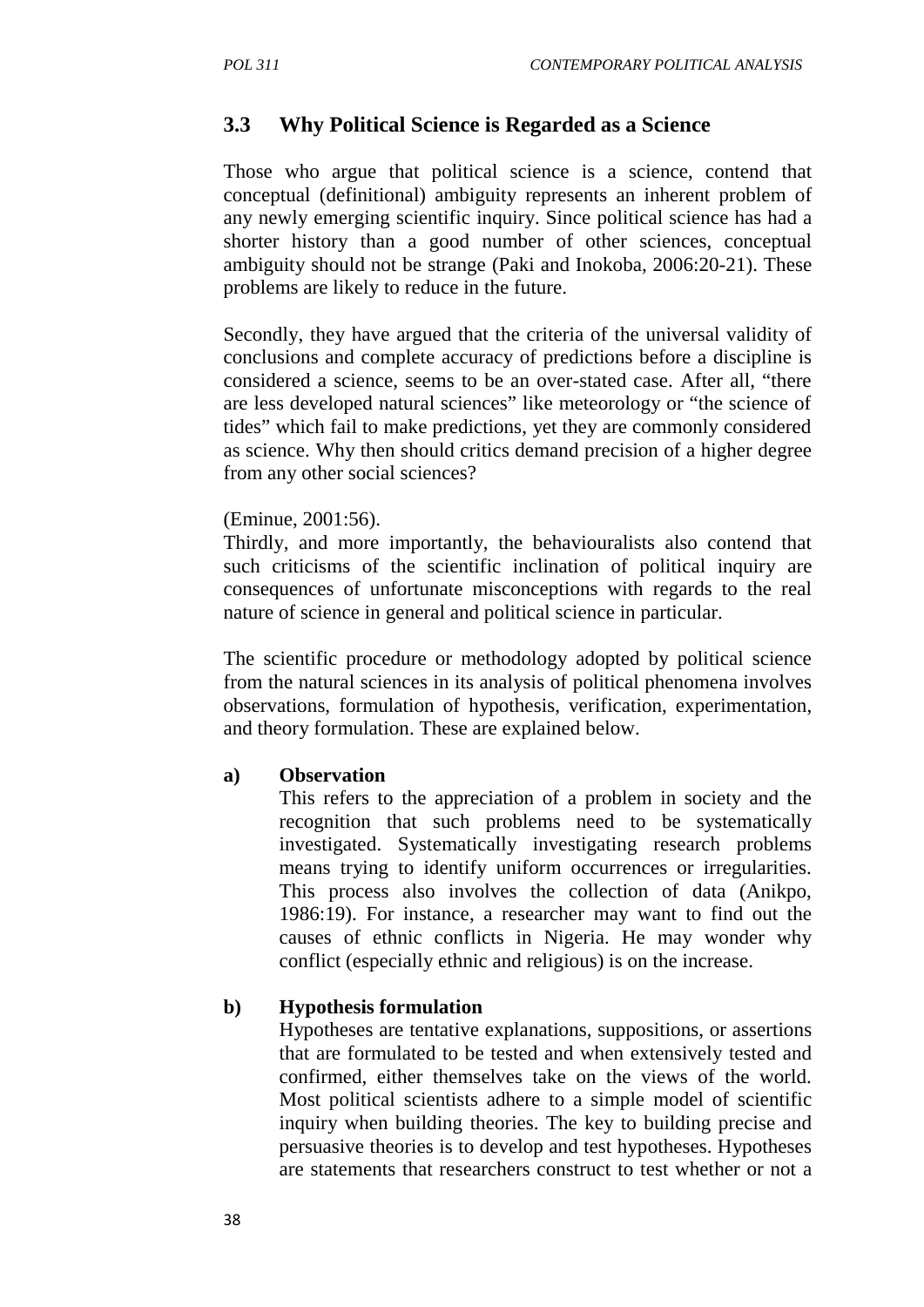## 3.3 Why Political Science is Regarded as a Science

Those who argue that political science is a science, contend that conceptual (definitional) ambiguity represents an inherent problem of any newly emerging scientific inquiry. Since political science has had a shorter history than a good number of other sciences, conceptual ambiguity should not be strange (Paki and Inokoba, 2006:20-21). These problems are likely to reduce in the future.

Secondly, they have argued that the criteria of the universal validity of conclusions and complete accuracy of predictions before a discipline is considered a science, seems to be an over-stated case. After all, "there are less developed natural sciences" like meteorology or "the science of tides" which fail to make predictions, yet they are commonly considered as science. Why then should critics demand precision of a higher degree from any other social sciences?

(Eminue, 2001:56).

Thirdly, and more importantly, the behaviouralists also contend that such criticisms of the scientific inclination of political inquiry are consequences of unfortunate misconceptions with regards to the real nature of science in general and political science in particular.

The scientific procedure or methodology adopted by political science from the natural sciences in its analysis of political phenomena involves observations, formulation of hypothesis, verification, experimentation, and theory formulation. These are explained below.

**a) Observation**

This refers to the appreciation of a problem in society and the recognition that such problems need to be systematically investigated. Systematically investigating research problems means trying to identify uniform occurrences or irregularities. This process also involves the collection of data (Anikpo, 1986:19). For instance, a researcher may want to find out the causes of ethnic conflicts in Nigeria. He may wonder why conflict (especially ethnic and religious) is on the increase.

**b) Hypothesis formulation**

Hypotheses are tentative explanations, suppositions, or assertions that are formulated to be tested and when extensively tested and confirmed, either themselves take on the views of the world. Most political scientists adhere to a simple model of scientific inquiry when building theories. The key to building precise and persuasive theories is to develop and test hypotheses. Hypotheses are statements that researchers construct to test whether or not a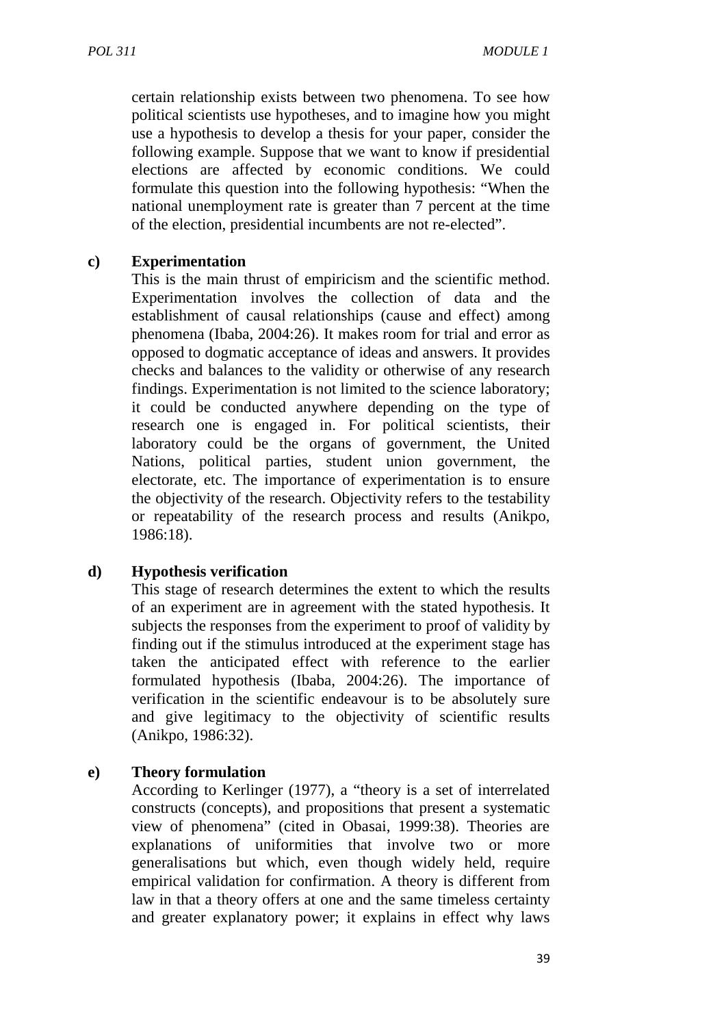certain relationship exists between two phenomena. To see how political scientists use hypotheses, and to imagine how you might use a hypothesis to develop a thesis for your paper, consider the following example. Suppose that we want to know if presidential elections are affected by economic conditions. We could formulate this question into the following hypothesis: "When the national unemployment rate is greater than 7 percent at the time of the election, presidential incumbents are not re-elected".

**c) Experimentation**

This is the main thrust of empiricism and the scientific method. Experimentation involves the collection of data and the establishment of causal relationships (cause and effect) among phenomena (Ibaba, 2004:26). It makes room for trial and error as opposed to dogmatic acceptance of ideas and answers. It provides checks and balances to the validity or otherwise of any research findings. Experimentation is not limited to the science laboratory; it could be conducted anywhere depending on the type of research one is engaged in. For political scientists, their laboratory could be the organs of government, the United Nations, political parties, student union government, the electorate, etc. The importance of experimentation is to ensure the objectivity of the research. Objectivity refers to the testability or repeatability of the research process and results (Anikpo, 1986:18).

**d) Hypothesis verification**

This stage of research determines the extent to which the results of an experiment are in agreement with the stated hypothesis. It subjects the responses from the experiment to proof of validity by finding out if the stimulus introduced at the experiment stage has taken the anticipated effect with reference to the earlier formulated hypothesis (Ibaba, 2004:26). The importance of verification in the scientific endeavour is to be absolutely sure and give legitimacy to the objectivity of scientific results (Anikpo, 1986:32).

**e) Theory formulation**

According to Kerlinger (1977), a "theory is a set of interrelated constructs (concepts), and propositions that present a systematic view of phenomena" (cited in Obasai, 1999:38). Theories are explanations of uniformities that involve two or more generalisations but which, even though widely held, require empirical validation for confirmation. A theory is different from law in that a theory offers at one and the same timeless certainty and greater explanatory power; it explains in effect why laws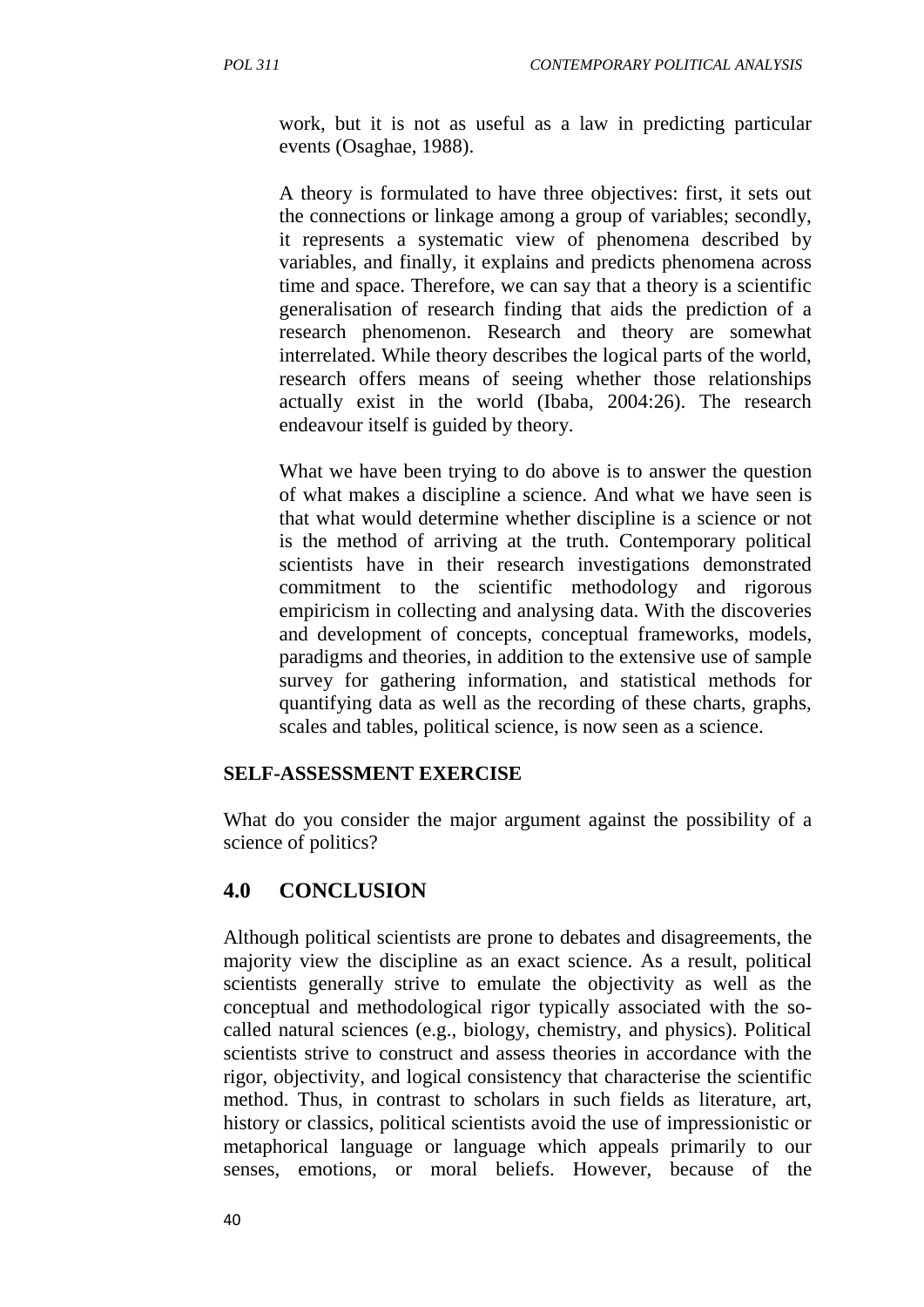work, but it is not as useful as a law in predicting particular events (Osaghae, 1988).

A theory is formulated to have three objectives: first, it sets out the connections or linkage among a group of variables; secondly, it represents a systematic view of phenomena described by variables, and finally, it explains and predicts phenomena across time and space. Therefore, we can say that a theory is a scientific generalisation of research finding that aids the prediction of a research phenomenon. Research and theory are somewhat interrelated. While theory describes the logical parts of the world, research offers means of seeing whether those relationships actually exist in the world (Ibaba, 2004:26). The research endeavour itself is guided by theory.

What we have been trying to do above is to answer the question of what makes a discipline a science. And what we have seen is that what would determine whether discipline is a science or not is the method of arriving at the truth. Contemporary political scientists have in their research investigations demonstrated commitment to the scientific methodology and rigorous empiricism in collecting and analysing data. With the discoveries and development of concepts, conceptual frameworks, models, paradigms and theories, in addition to the extensive use of sample survey for gathering information, and statistical methods for quantifying data as well as the recording of these charts, graphs, scales and tables, political science, is now seen as a science.

**SELF-ASSESSMENT EXERCISE**

What do you consider the major argument against the possibility of a science of politics?

## 4.0 CONCLUSION

Although political scientists are prone to debates and disagreements, the majority view the discipline as an exact science. As a result, political scientists generally strive to emulate the objectivity as well as the conceptual and methodological rigor typically associated with the so-called natural sciences (e.g., biology, chemistry, and physics). Political scientists strive to construct and assess theories in accordance with the rigor, objectivity, and logical consistency that characterise the scientific method. Thus, in contrast to scholars in such fields as literature, art, history or classics, political scientists avoid the use of impressionistic or metaphorical language or language which appeals primarily to our senses, emotions, or moral beliefs. However, because of the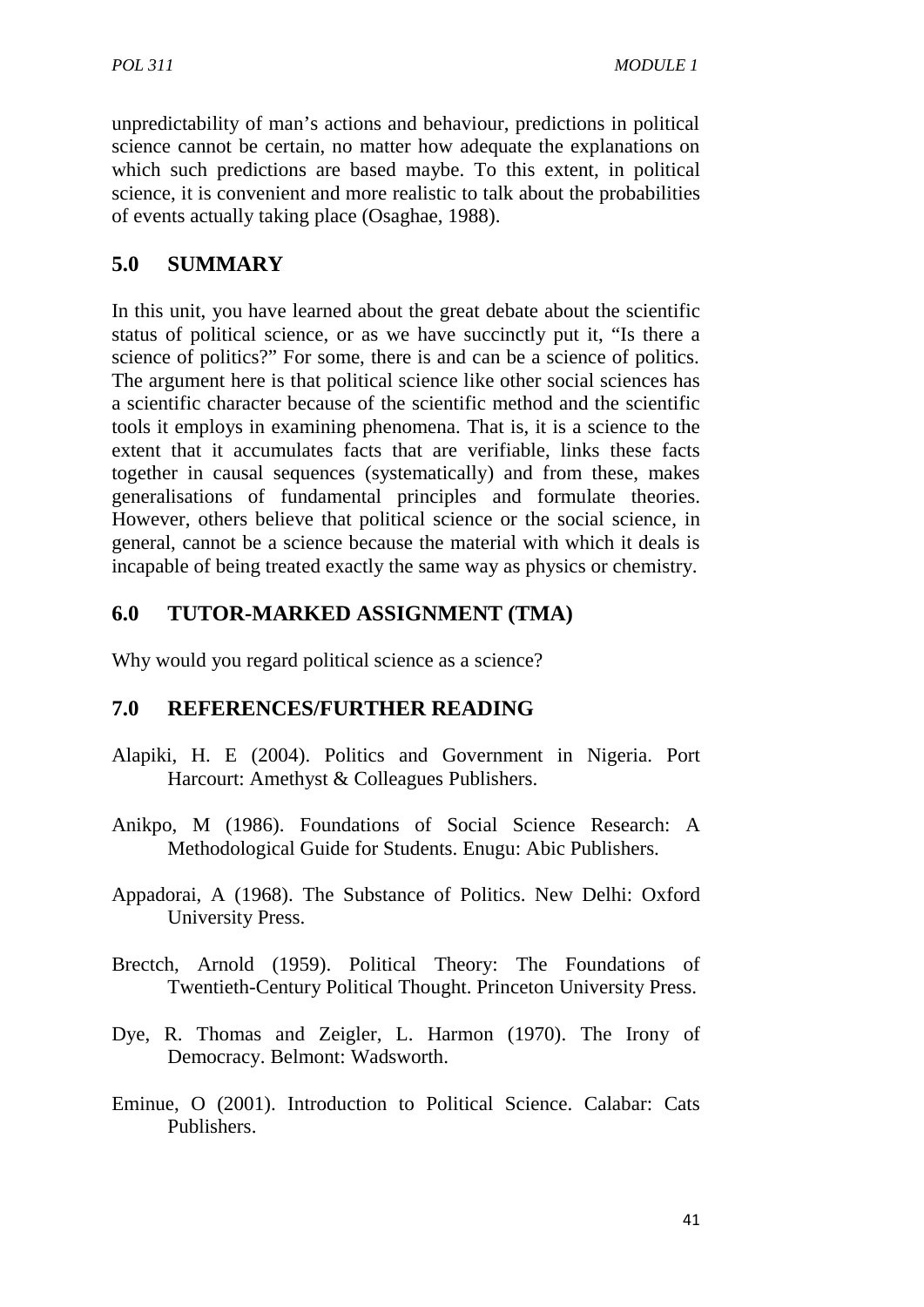unpredictability of man's actions and behaviour, predictions in political science cannot be certain, no matter how adequate the explanations on which such predictions are based maybe. To this extent, in political science, it is convenient and more realistic to talk about the probabilities of events actually taking place (Osaghae, 1988).

## 5.0 SUMMARY

In this unit, you have learned about the great debate about the scientific status of political science, or as we have succinctly put it, "Is there a science of politics?" For some, there is and can be a science of politics. The argument here is that political science like other social sciences has a scientific character because of the scientific method and the scientific tools it employs in examining phenomena. That is, it is a science to the extent that it accumulates facts that are verifiable, links these facts together in causal sequences (systematically) and from these, makes generalisations of fundamental principles and formulate theories. However, others believe that political science or the social science, in general, cannot be a science because the material with which it deals is incapable of being treated exactly the same way as physics or chemistry.

## 6.0 TUTOR-MARKED ASSIGNMENT (TMA)

Why would you regard political science as a science?

## 7.0 REFERENCES/FURTHER READING

Alapiki, H. E (2004). Politics and Government in Nigeria. Port Harcourt: Amethyst & Colleagues Publishers.

Anikpo, M (1986). Foundations of Social Science Research: A Methodological Guide for Students. Enugu: Abic Publishers.

Appadorai, A (1968). The Substance of Politics. New Delhi: Oxford University Press.

Brectch, Arnold (1959). Political Theory: The Foundations of Twentieth-Century Political Thought. Princeton University Press.

Dye, R. Thomas and Zeigler, L. Harmon (1970). The Irony of Democracy. Belmont: Wadsworth.

Eminue, O (2001). Introduction to Political Science. Calabar: Cats Publishers.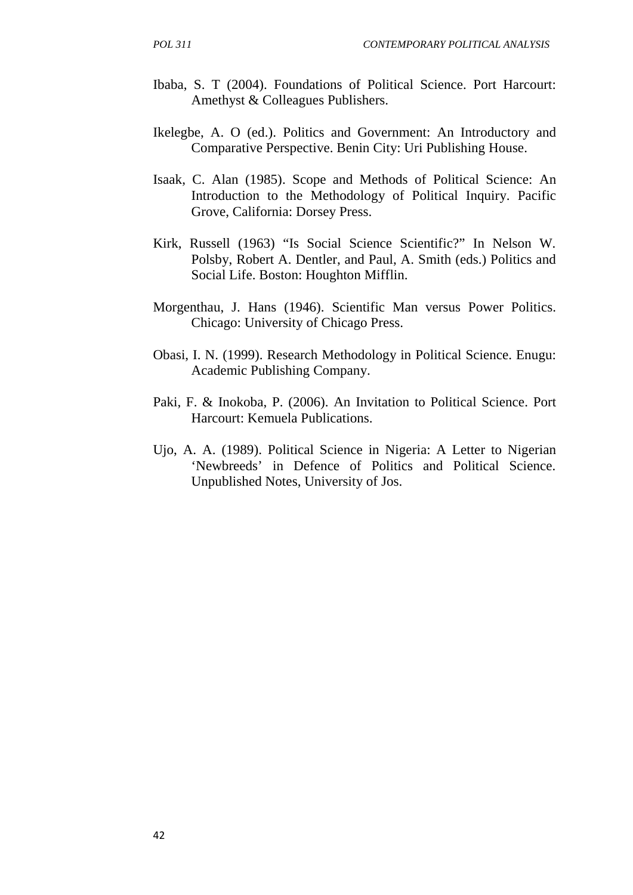Ibaba, S. T (2004). Foundations of Political Science. Port Harcourt: Amethyst & Colleagues Publishers.

Ikelegbe, A. O (ed.). Politics and Government: An Introductory and Comparative Perspective. Benin City: Uri Publishing House.

Isaak, C. Alan (1985). Scope and Methods of Political Science: An Introduction to the Methodology of Political Inquiry. Pacific Grove, California: Dorsey Press.

Kirk, Russell (1963) "Is Social Science Scientific?" In Nelson W. Polsby, Robert A. Dentler, and Paul, A. Smith (eds.) Politics and Social Life. Boston: Houghton Mifflin.

Morgenthau, J. Hans (1946). Scientific Man versus Power Politics. Chicago: University of Chicago Press.

Obasi, I. N. (1999). Research Methodology in Political Science. Enugu: Academic Publishing Company.

Paki, F. & Inokoba, P. (2006). An Invitation to Political Science. Port Harcourt: Kemuela Publications.

Ujo, A. A. (1989). Political Science in Nigeria: A Letter to Nigerian 'Newbreeds' in Defence of Politics and Political Science. Unpublished Notes, University of Jos.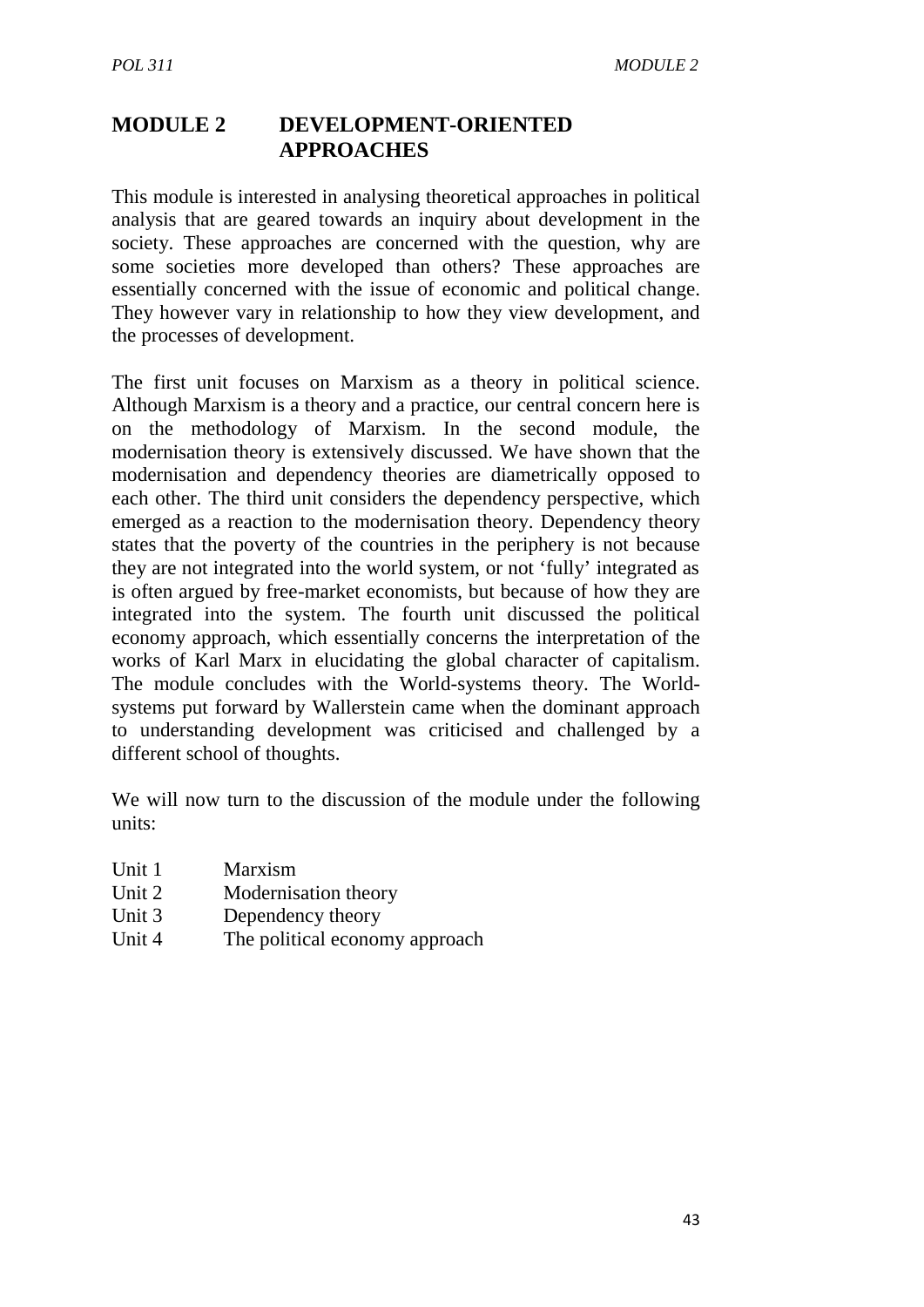# MODULE 2 DEVELOPMENT-ORIENTED APPROACHES

This module is interested in analysing theoretical approaches in political analysis that are geared towards an inquiry about development in the society. These approaches are concerned with the question, why are some societies more developed than others? These approaches are essentially concerned with the issue of economic and political change. They however vary in relationship to how they view development, and the processes of development.

The first unit focuses on Marxism as a theory in political science. Although Marxism is a theory and a practice, our central concern here is on the methodology of Marxism. In the second module, the modernisation theory is extensively discussed. We have shown that the modernisation and dependency theories are diametrically opposed to each other. The third unit considers the dependency perspective, which emerged as a reaction to the modernisation theory. Dependency theory states that the poverty of the countries in the periphery is not because they are not integrated into the world system, or not 'fully' integrated as is often argued by free-market economists, but because of how they are integrated into the system. The fourth unit discussed the political economy approach, which essentially concerns the interpretation of the works of Karl Marx in elucidating the global character of capitalism. The module concludes with the World-systems theory. The World-systems put forward by Wallerstein came when the dominant approach to understanding development was criticised and challenged by a different school of thoughts.

We will now turn to the discussion of the module under the following units:

- Unit 1 Marxism
- Unit 2 Modernisation theory
- Unit 3 Dependency theory
- Unit 4 The political economy approach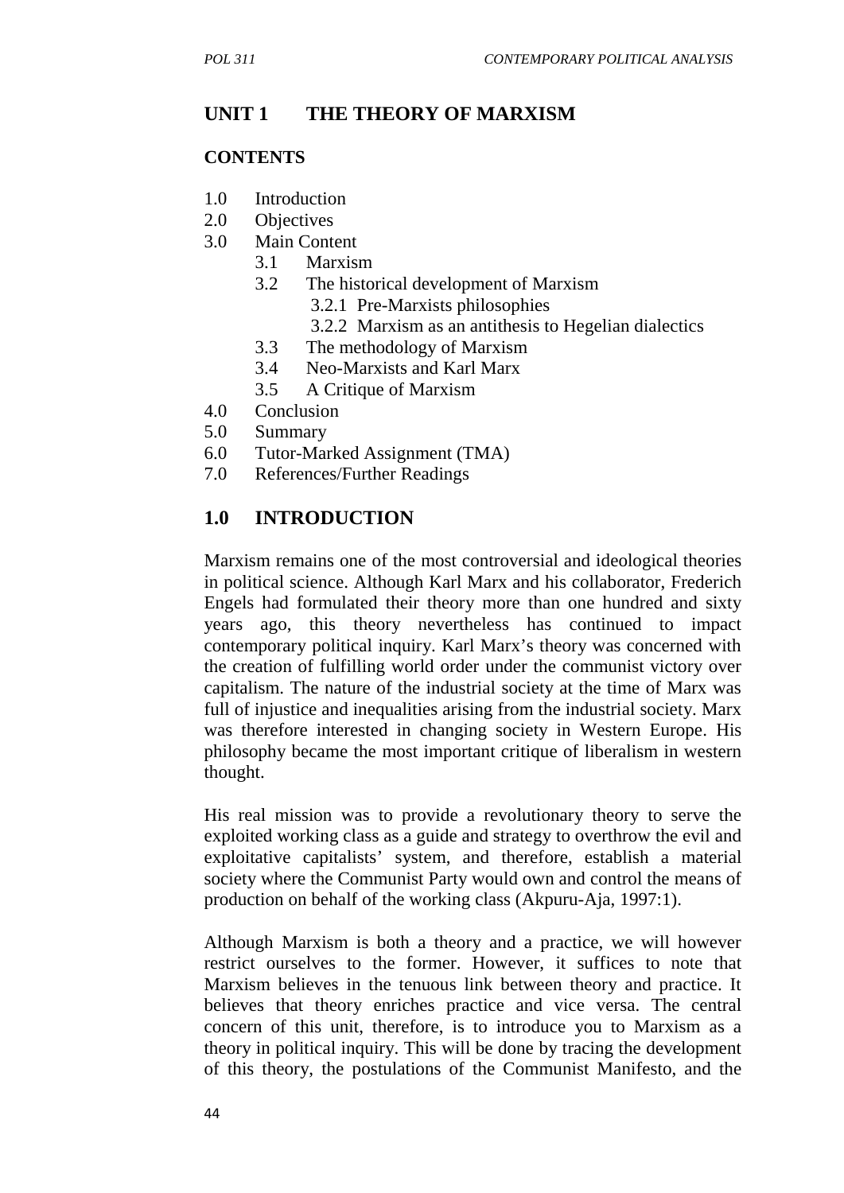## UNIT 1 THE THEORY OF MARXISM

**CONTENTS**

- 1.0 Introduction
- 2.0 Objectives
- 3.0 Main Content
    - 3.1 Marxism
    - 3.2 The historical development of Marxism
        - 3.2.1 Pre-Marxists philosophies
        - 3.2.2 Marxism as an antithesis to Hegelian dialectics
    - 3.3 The methodology of Marxism
    - 3.4 Neo-Marxists and Karl Marx
    - 3.5 A Critique of Marxism
- 4.0 Conclusion
- 5.0 Summary
- 6.0 Tutor-Marked Assignment (TMA)
- 7.0 References/Further Readings

## 1.0 INTRODUCTION

Marxism remains one of the most controversial and ideological theories in political science. Although Karl Marx and his collaborator, Frederich Engels had formulated their theory more than one hundred and sixty years ago, this theory nevertheless has continued to impact contemporary political inquiry. Karl Marx's theory was concerned with the creation of fulfilling world order under the communist victory over capitalism. The nature of the industrial society at the time of Marx was full of injustice and inequalities arising from the industrial society. Marx was therefore interested in changing society in Western Europe. His philosophy became the most important critique of liberalism in western thought.

His real mission was to provide a revolutionary theory to serve the exploited working class as a guide and strategy to overthrow the evil and exploitative capitalists' system, and therefore, establish a material society where the Communist Party would own and control the means of production on behalf of the working class (Akpuru-Aja, 1997:1).

Although Marxism is both a theory and a practice, we will however restrict ourselves to the former. However, it suffices to note that Marxism believes in the tenuous link between theory and practice. It believes that theory enriches practice and vice versa. The central concern of this unit, therefore, is to introduce you to Marxism as a theory in political inquiry. This will be done by tracing the development of this theory, the postulations of the Communist Manifesto, and the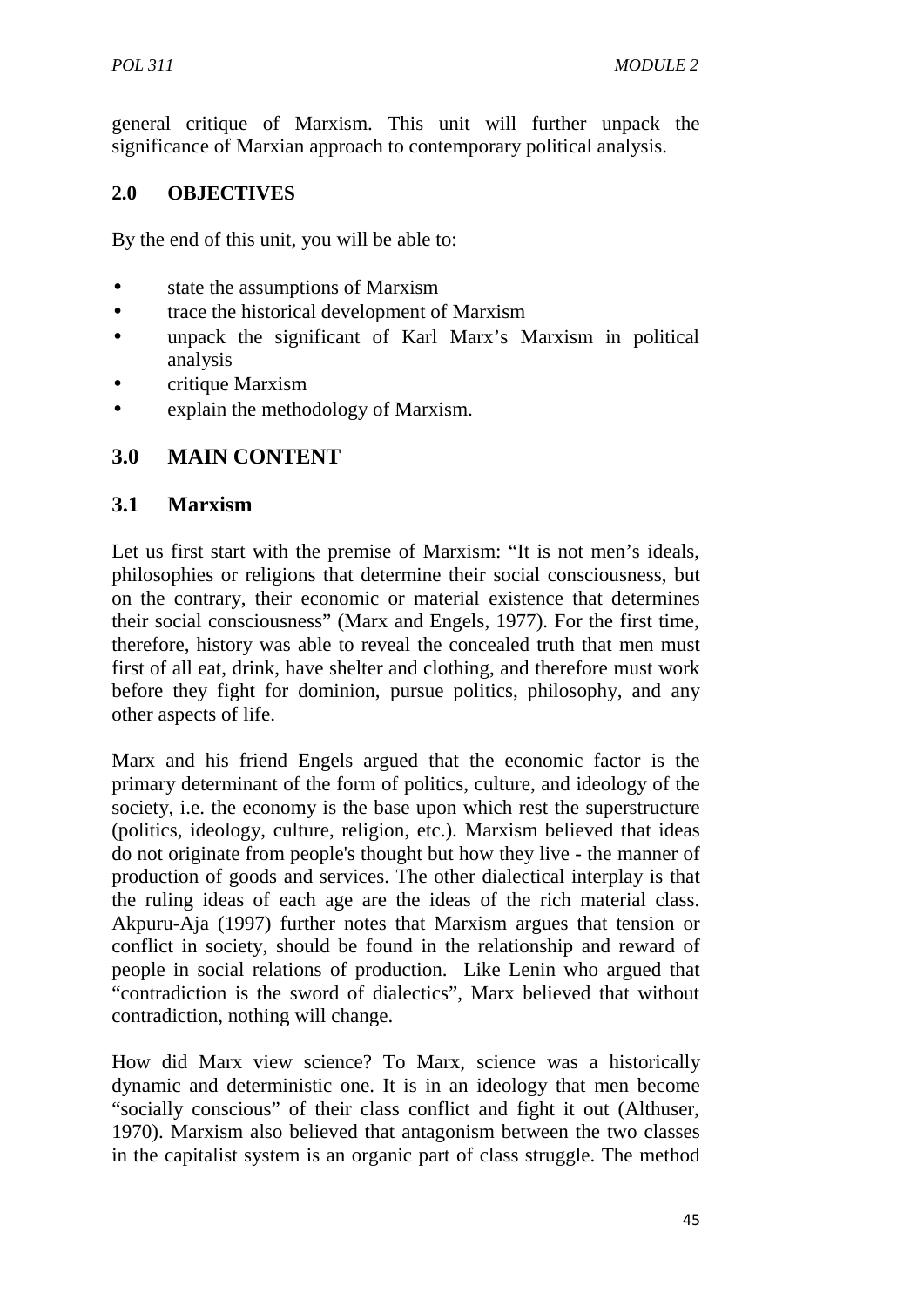general critique of Marxism. This unit will further unpack the significance of Marxian approach to contemporary political analysis.

## 2.0 OBJECTIVES

By the end of this unit, you will be able to:

- state the assumptions of Marxism
- trace the historical development of Marxism
- unpack the significant of Karl Marx's Marxism in political analysis
- critique Marxism
- explain the methodology of Marxism.

## 3.0 MAIN CONTENT

### 3.1 Marxism

Let us first start with the premise of Marxism: "It is not men's ideals, philosophies or religions that determine their social consciousness, but on the contrary, their economic or material existence that determines their social consciousness" (Marx and Engels, 1977). For the first time, therefore, history was able to reveal the concealed truth that men must first of all eat, drink, have shelter and clothing, and therefore must work before they fight for dominion, pursue politics, philosophy, and any other aspects of life.

Marx and his friend Engels argued that the economic factor is the primary determinant of the form of politics, culture, and ideology of the society, i.e. the economy is the base upon which rest the superstructure (politics, ideology, culture, religion, etc.). Marxism believed that ideas do not originate from people's thought but how they live - the manner of production of goods and services. The other dialectical interplay is that the ruling ideas of each age are the ideas of the rich material class. Akpuru-Aja (1997) further notes that Marxism argues that tension or conflict in society, should be found in the relationship and reward of people in social relations of production. Like Lenin who argued that "contradiction is the sword of dialectics", Marx believed that without contradiction, nothing will change.

How did Marx view science? To Marx, science was a historically dynamic and deterministic one. It is in an ideology that men become "socially conscious" of their class conflict and fight it out (Althuser, 1970). Marxism also believed that antagonism between the two classes in the capitalist system is an organic part of class struggle. The method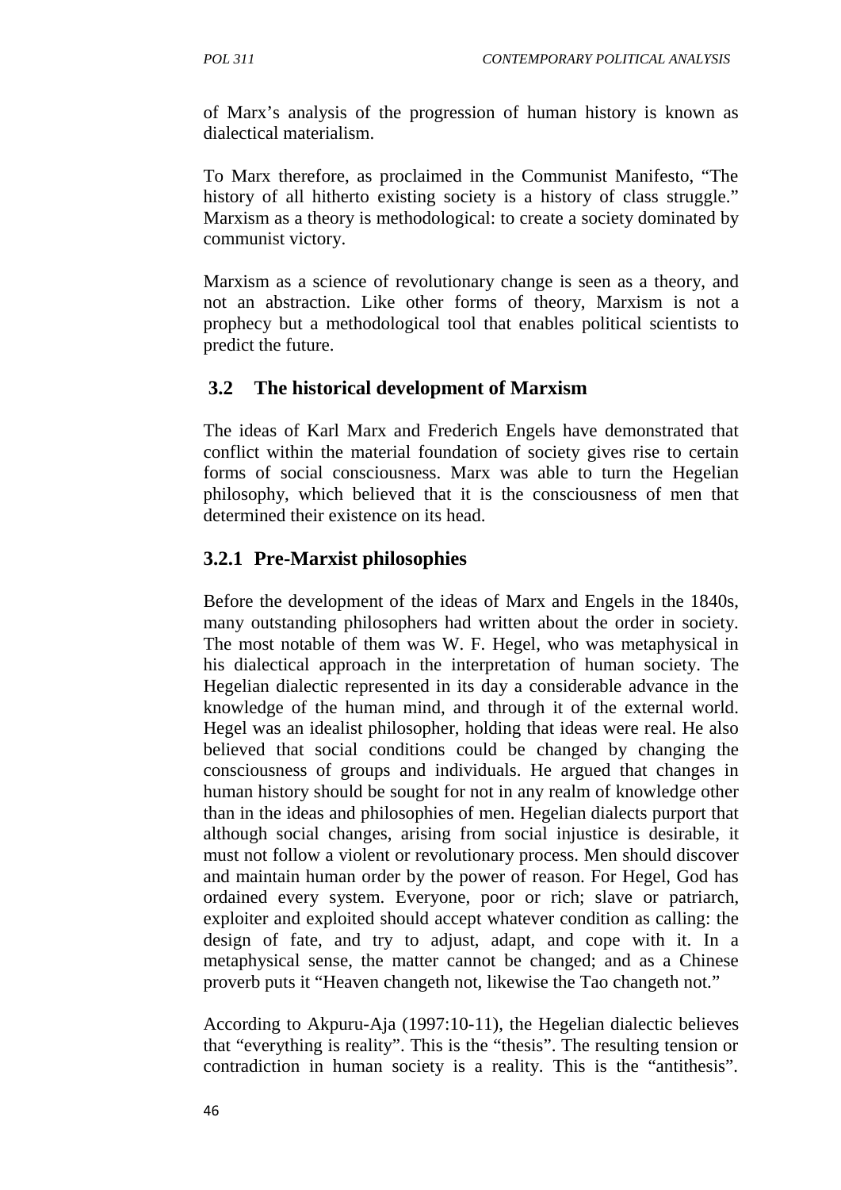of Marx's analysis of the progression of human history is known as dialectical materialism.

To Marx therefore, as proclaimed in the Communist Manifesto, "The history of all hitherto existing society is a history of class struggle." Marxism as a theory is methodological: to create a society dominated by communist victory.

Marxism as a science of revolutionary change is seen as a theory, and not an abstraction. Like other forms of theory, Marxism is not a prophecy but a methodological tool that enables political scientists to predict the future.

## 3.2 The historical development of Marxism

The ideas of Karl Marx and Frederich Engels have demonstrated that conflict within the material foundation of society gives rise to certain forms of social consciousness. Marx was able to turn the Hegelian philosophy, which believed that it is the consciousness of men that determined their existence on its head.

### 3.2.1 Pre-Marxist philosophies

Before the development of the ideas of Marx and Engels in the 1840s, many outstanding philosophers had written about the order in society. The most notable of them was W. F. Hegel, who was metaphysical in his dialectical approach in the interpretation of human society. The Hegelian dialectic represented in its day a considerable advance in the knowledge of the human mind, and through it of the external world. Hegel was an idealist philosopher, holding that ideas were real. He also believed that social conditions could be changed by changing the consciousness of groups and individuals. He argued that changes in human history should be sought for not in any realm of knowledge other than in the ideas and philosophies of men. Hegelian dialects purport that although social changes, arising from social injustice is desirable, it must not follow a violent or revolutionary process. Men should discover and maintain human order by the power of reason. For Hegel, God has ordained every system. Everyone, poor or rich; slave or patriarch, exploiter and exploited should accept whatever condition as calling: the design of fate, and try to adjust, adapt, and cope with it. In a metaphysical sense, the matter cannot be changed; and as a Chinese proverb puts it "Heaven changeth not, likewise the Tao changeth not."

According to Akpuru-Aja (1997:10-11), the Hegelian dialectic believes that "everything is reality". This is the "thesis". The resulting tension or contradiction in human society is a reality. This is the "antithesis".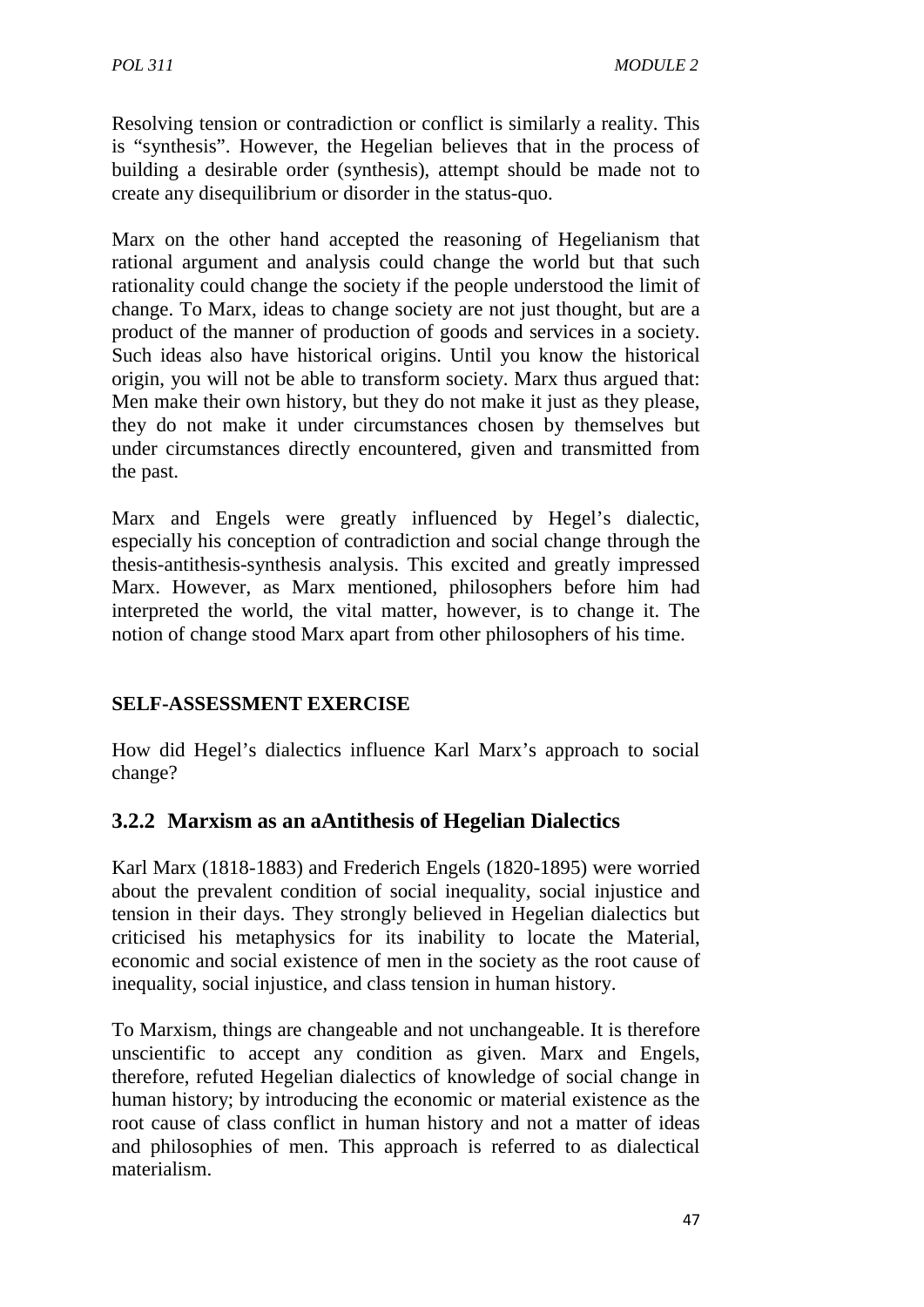Resolving tension or contradiction or conflict is similarly a reality. This is "synthesis". However, the Hegelian believes that in the process of building a desirable order (synthesis), attempt should be made not to create any disequilibrium or disorder in the status-quo.

Marx on the other hand accepted the reasoning of Hegelianism that rational argument and analysis could change the world but that such rationality could change the society if the people understood the limit of change. To Marx, ideas to change society are not just thought, but are a product of the manner of production of goods and services in a society. Such ideas also have historical origins. Until you know the historical origin, you will not be able to transform society. Marx thus argued that: Men make their own history, but they do not make it just as they please, they do not make it under circumstances chosen by themselves but under circumstances directly encountered, given and transmitted from the past.

Marx and Engels were greatly influenced by Hegel's dialectic, especially his conception of contradiction and social change through the thesis-antithesis-synthesis analysis. This excited and greatly impressed Marx. However, as Marx mentioned, philosophers before him had interpreted the world, the vital matter, however, is to change it. The notion of change stood Marx apart from other philosophers of his time.

**SELF-ASSESSMENT EXERCISE**

How did Hegel's dialectics influence Karl Marx's approach to social change?

### 3.2.2 Marxism as an aAntithesis of Hegelian Dialectics

Karl Marx (1818-1883) and Frederich Engels (1820-1895) were worried about the prevalent condition of social inequality, social injustice and tension in their days. They strongly believed in Hegelian dialectics but criticised his metaphysics for its inability to locate the Material, economic and social existence of men in the society as the root cause of inequality, social injustice, and class tension in human history.

To Marxism, things are changeable and not unchangeable. It is therefore unscientific to accept any condition as given. Marx and Engels, therefore, refuted Hegelian dialectics of knowledge of social change in human history; by introducing the economic or material existence as the root cause of class conflict in human history and not a matter of ideas and philosophies of men. This approach is referred to as dialectical materialism.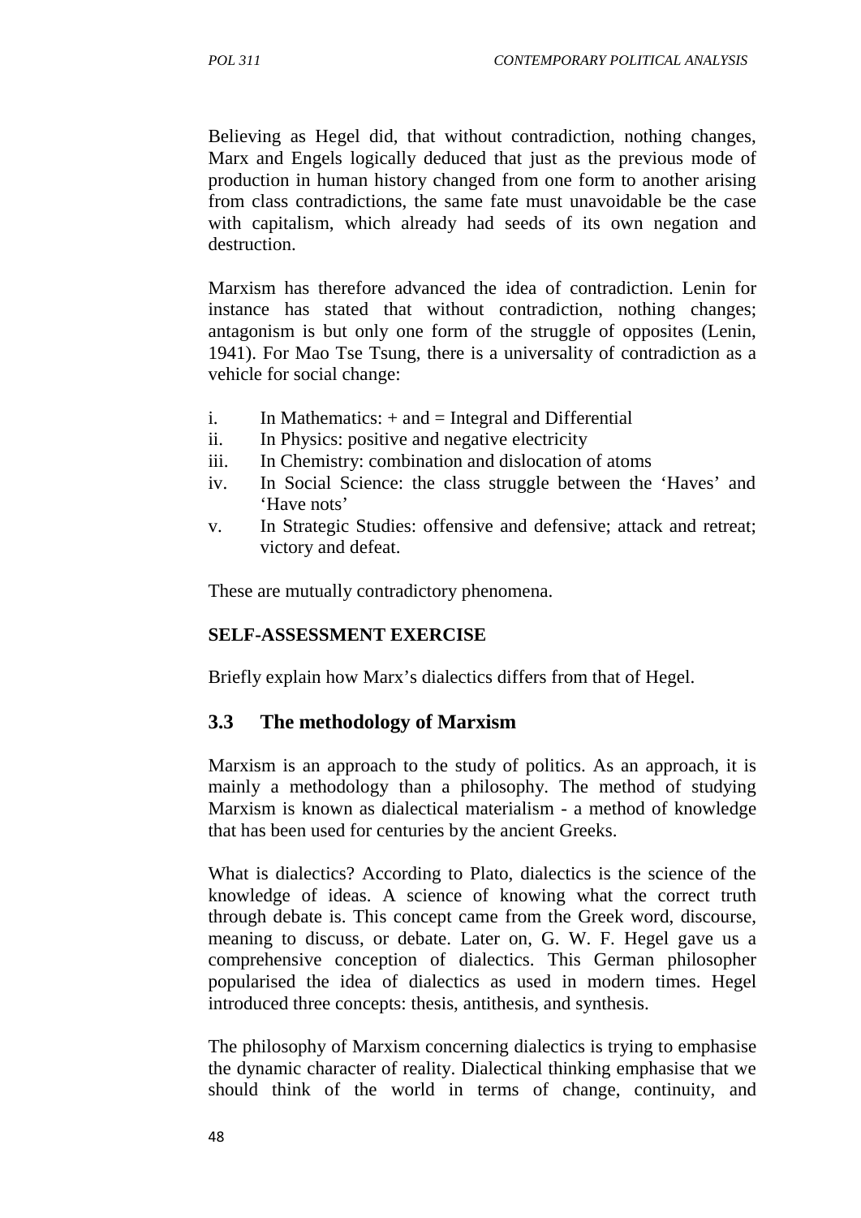Believing as Hegel did, that without contradiction, nothing changes, Marx and Engels logically deduced that just as the previous mode of production in human history changed from one form to another arising from class contradictions, the same fate must unavoidable be the case with capitalism, which already had seeds of its own negation and destruction.

Marxism has therefore advanced the idea of contradiction. Lenin for instance has stated that without contradiction, nothing changes; antagonism is but only one form of the struggle of opposites (Lenin, 1941). For Mao Tse Tsung, there is a universality of contradiction as a vehicle for social change:

i. In Mathematics: + and = Integral and Differential
ii. In Physics: positive and negative electricity
iii. In Chemistry: combination and dislocation of atoms
iv. In Social Science: the class struggle between the 'Haves' and 'Have nots'
v. In Strategic Studies: offensive and defensive; attack and retreat; victory and defeat.

These are mutually contradictory phenomena.

**SELF-ASSESSMENT EXERCISE**

Briefly explain how Marx's dialectics differs from that of Hegel.

## 3.3 The methodology of Marxism

Marxism is an approach to the study of politics. As an approach, it is mainly a methodology than a philosophy. The method of studying Marxism is known as dialectical materialism - a method of knowledge that has been used for centuries by the ancient Greeks.

What is dialectics? According to Plato, dialectics is the science of the knowledge of ideas. A science of knowing what the correct truth through debate is. This concept came from the Greek word, discourse, meaning to discuss, or debate. Later on, G. W. F. Hegel gave us a comprehensive conception of dialectics. This German philosopher popularised the idea of dialectics as used in modern times. Hegel introduced three concepts: thesis, antithesis, and synthesis.

The philosophy of Marxism concerning dialectics is trying to emphasise the dynamic character of reality. Dialectical thinking emphasise that we should think of the world in terms of change, continuity, and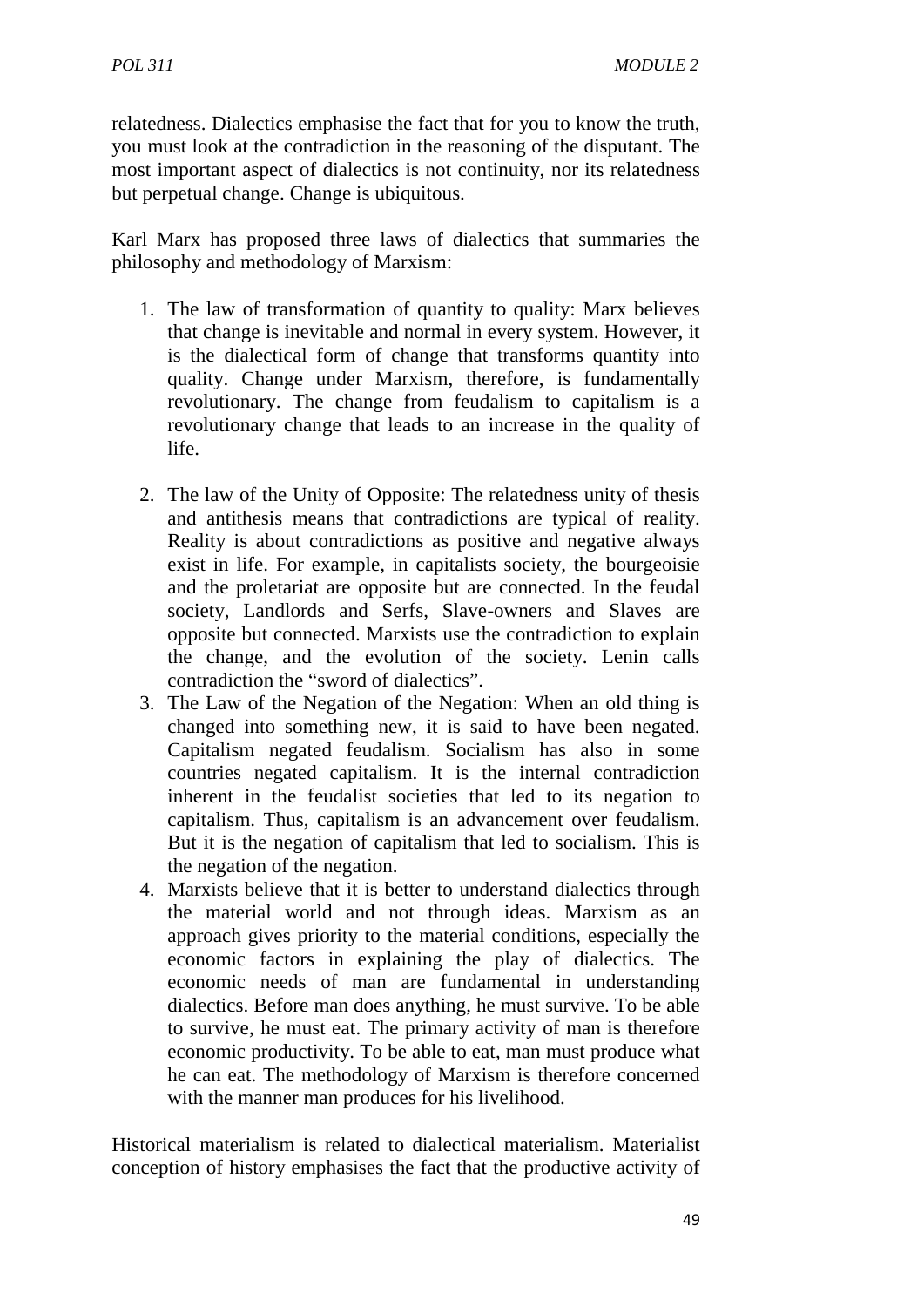relatedness. Dialectics emphasise the fact that for you to know the truth, you must look at the contradiction in the reasoning of the disputant. The most important aspect of dialectics is not continuity, nor its relatedness but perpetual change. Change is ubiquitous.

Karl Marx has proposed three laws of dialectics that summaries the philosophy and methodology of Marxism:

1. The law of transformation of quantity to quality: Marx believes that change is inevitable and normal in every system. However, it is the dialectical form of change that transforms quantity into quality. Change under Marxism, therefore, is fundamentally revolutionary. The change from feudalism to capitalism is a revolutionary change that leads to an increase in the quality of life.

2. The law of the Unity of Opposite: The relatedness unity of thesis and antithesis means that contradictions are typical of reality. Reality is about contradictions as positive and negative always exist in life. For example, in capitalists society, the bourgeoisie and the proletariat are opposite but are connected. In the feudal society, Landlords and Serfs, Slave-owners and Slaves are opposite but connected. Marxists use the contradiction to explain the change, and the evolution of the society. Lenin calls contradiction the "sword of dialectics".
3. The Law of the Negation of the Negation: When an old thing is changed into something new, it is said to have been negated. Capitalism negated feudalism. Socialism has also in some countries negated capitalism. It is the internal contradiction inherent in the feudalist societies that led to its negation to capitalism. Thus, capitalism is an advancement over feudalism. But it is the negation of capitalism that led to socialism. This is the negation of the negation.
4. Marxists believe that it is better to understand dialectics through the material world and not through ideas. Marxism as an approach gives priority to the material conditions, especially the economic factors in explaining the play of dialectics. The economic needs of man are fundamental in understanding dialectics. Before man does anything, he must survive. To be able to survive, he must eat. The primary activity of man is therefore economic productivity. To be able to eat, man must produce what he can eat. The methodology of Marxism is therefore concerned with the manner man produces for his livelihood.

Historical materialism is related to dialectical materialism. Materialist conception of history emphasises the fact that the productive activity of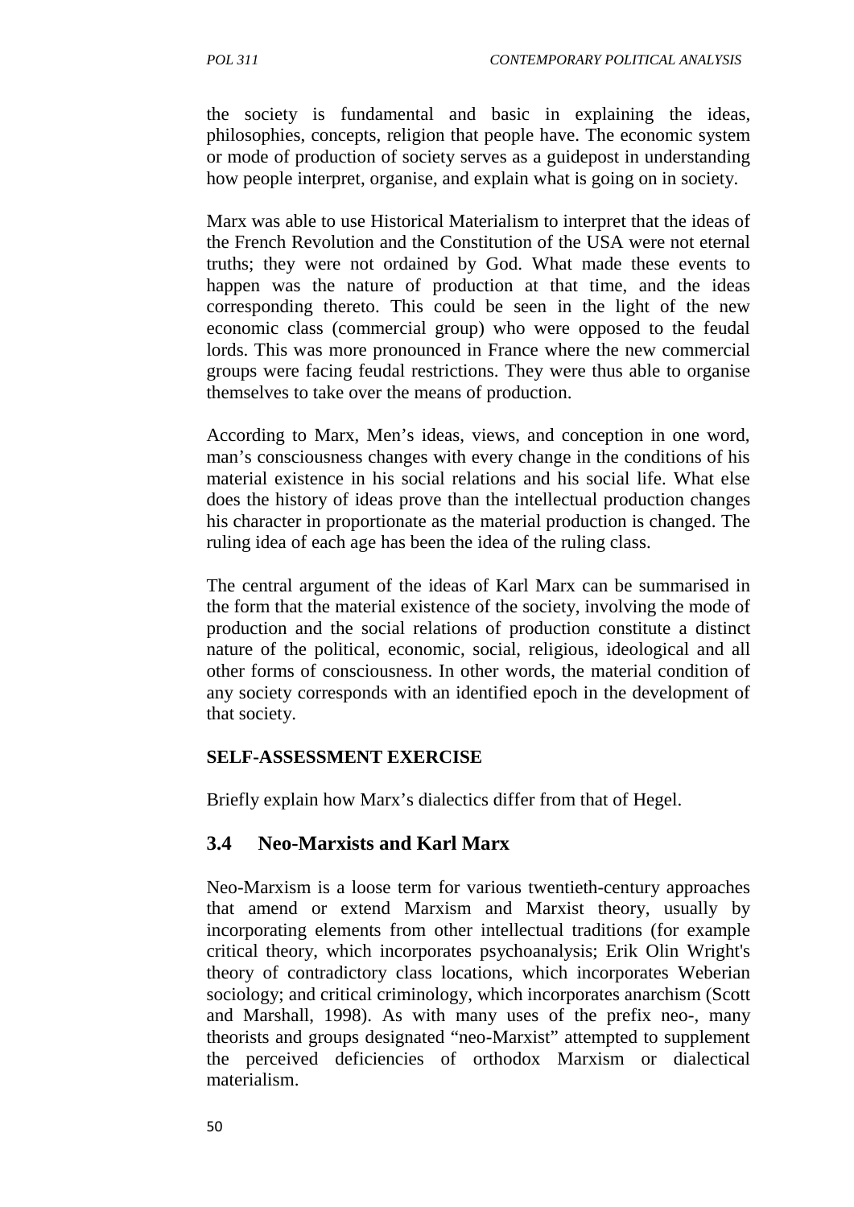the society is fundamental and basic in explaining the ideas, philosophies, concepts, religion that people have. The economic system or mode of production of society serves as a guidepost in understanding how people interpret, organise, and explain what is going on in society.

Marx was able to use Historical Materialism to interpret that the ideas of the French Revolution and the Constitution of the USA were not eternal truths; they were not ordained by God. What made these events to happen was the nature of production at that time, and the ideas corresponding thereto. This could be seen in the light of the new economic class (commercial group) who were opposed to the feudal lords. This was more pronounced in France where the new commercial groups were facing feudal restrictions. They were thus able to organise themselves to take over the means of production.

According to Marx, Men's ideas, views, and conception in one word, man's consciousness changes with every change in the conditions of his material existence in his social relations and his social life. What else does the history of ideas prove than the intellectual production changes his character in proportionate as the material production is changed. The ruling idea of each age has been the idea of the ruling class.

The central argument of the ideas of Karl Marx can be summarised in the form that the material existence of the society, involving the mode of production and the social relations of production constitute a distinct nature of the political, economic, social, religious, ideological and all other forms of consciousness. In other words, the material condition of any society corresponds with an identified epoch in the development of that society.

**SELF-ASSESSMENT EXERCISE**

Briefly explain how Marx's dialectics differ from that of Hegel.

## 3.4 Neo-Marxists and Karl Marx

Neo-Marxism is a loose term for various twentieth-century approaches that amend or extend Marxism and Marxist theory, usually by incorporating elements from other intellectual traditions (for example critical theory, which incorporates psychoanalysis; Erik Olin Wright's theory of contradictory class locations, which incorporates Weberian sociology; and critical criminology, which incorporates anarchism (Scott and Marshall, 1998). As with many uses of the prefix neo-, many theorists and groups designated "neo-Marxist" attempted to supplement the perceived deficiencies of orthodox Marxism or dialectical materialism.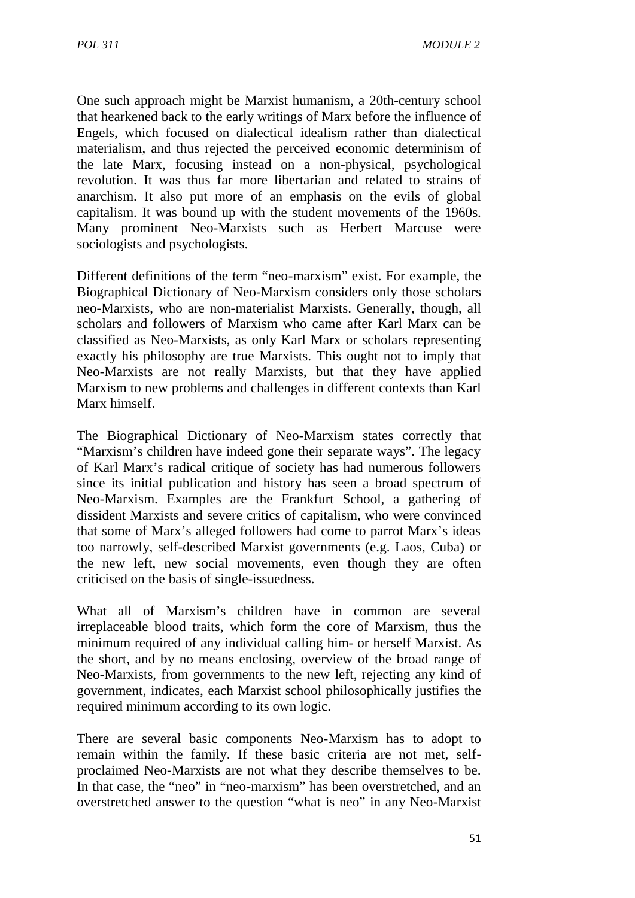One such approach might be Marxist humanism, a 20th-century school that hearkened back to the early writings of Marx before the influence of Engels, which focused on dialectical idealism rather than dialectical materialism, and thus rejected the perceived economic determinism of the late Marx, focusing instead on a non-physical, psychological revolution. It was thus far more libertarian and related to strains of anarchism. It also put more of an emphasis on the evils of global capitalism. It was bound up with the student movements of the 1960s. Many prominent Neo-Marxists such as Herbert Marcuse were sociologists and psychologists.

Different definitions of the term "neo-marxism" exist. For example, the Biographical Dictionary of Neo-Marxism considers only those scholars neo-Marxists, who are non-materialist Marxists. Generally, though, all scholars and followers of Marxism who came after Karl Marx can be classified as Neo-Marxists, as only Karl Marx or scholars representing exactly his philosophy are true Marxists. This ought not to imply that Neo-Marxists are not really Marxists, but that they have applied Marxism to new problems and challenges in different contexts than Karl Marx himself.

The Biographical Dictionary of Neo-Marxism states correctly that "Marxism's children have indeed gone their separate ways". The legacy of Karl Marx's radical critique of society has had numerous followers since its initial publication and history has seen a broad spectrum of Neo-Marxism. Examples are the Frankfurt School, a gathering of dissident Marxists and severe critics of capitalism, who were convinced that some of Marx's alleged followers had come to parrot Marx's ideas too narrowly, self-described Marxist governments (e.g. Laos, Cuba) or the new left, new social movements, even though they are often criticised on the basis of single-issuedness.

What all of Marxism's children have in common are several irreplaceable blood traits, which form the core of Marxism, thus the minimum required of any individual calling him- or herself Marxist. As the short, and by no means enclosing, overview of the broad range of Neo-Marxists, from governments to the new left, rejecting any kind of government, indicates, each Marxist school philosophically justifies the required minimum according to its own logic.

There are several basic components Neo-Marxism has to adopt to remain within the family. If these basic criteria are not met, self-proclaimed Neo-Marxists are not what they describe themselves to be. In that case, the "neo" in "neo-marxism" has been overstretched, and an overstretched answer to the question "what is neo" in any Neo-Marxist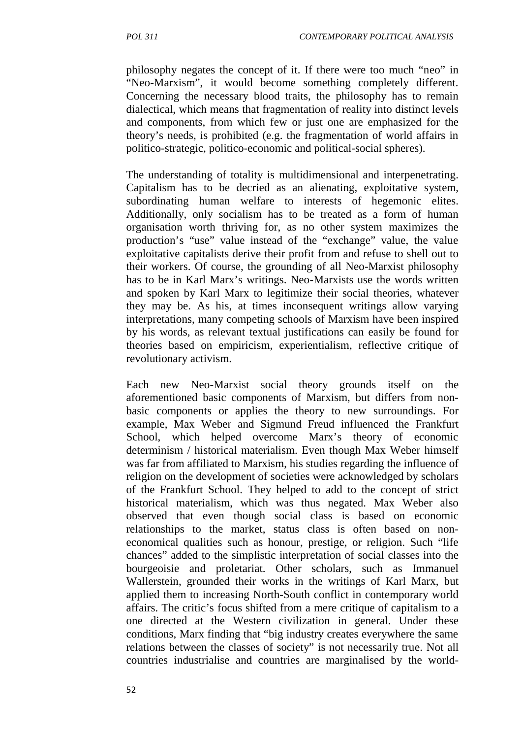philosophy negates the concept of it. If there were too much "neo" in "Neo-Marxism", it would become something completely different. Concerning the necessary blood traits, the philosophy has to remain dialectical, which means that fragmentation of reality into distinct levels and components, from which few or just one are emphasized for the theory's needs, is prohibited (e.g. the fragmentation of world affairs in politico-strategic, politico-economic and political-social spheres).

The understanding of totality is multidimensional and interpenetrating. Capitalism has to be decried as an alienating, exploitative system, subordinating human welfare to interests of hegemonic elites. Additionally, only socialism has to be treated as a form of human organisation worth thriving for, as no other system maximizes the production's "use" value instead of the "exchange" value, the value exploitative capitalists derive their profit from and refuse to shell out to their workers. Of course, the grounding of all Neo-Marxist philosophy has to be in Karl Marx's writings. Neo-Marxists use the words written and spoken by Karl Marx to legitimize their social theories, whatever they may be. As his, at times inconsequent writings allow varying interpretations, many competing schools of Marxism have been inspired by his words, as relevant textual justifications can easily be found for theories based on empiricism, experientialism, reflective critique of revolutionary activism.

Each new Neo-Marxist social theory grounds itself on the aforementioned basic components of Marxism, but differs from non-basic components or applies the theory to new surroundings. For example, Max Weber and Sigmund Freud influenced the Frankfurt School, which helped overcome Marx's theory of economic determinism / historical materialism. Even though Max Weber himself was far from affiliated to Marxism, his studies regarding the influence of religion on the development of societies were acknowledged by scholars of the Frankfurt School. They helped to add to the concept of strict historical materialism, which was thus negated. Max Weber also observed that even though social class is based on economic relationships to the market, status class is often based on non-economical qualities such as honour, prestige, or religion. Such "life chances" added to the simplistic interpretation of social classes into the bourgeoisie and proletariat. Other scholars, such as Immanuel Wallerstein, grounded their works in the writings of Karl Marx, but applied them to increasing North-South conflict in contemporary world affairs. The critic's focus shifted from a mere critique of capitalism to a one directed at the Western civilization in general. Under these conditions, Marx finding that "big industry creates everywhere the same relations between the classes of society" is not necessarily true. Not all countries industrialise and countries are marginalised by the world-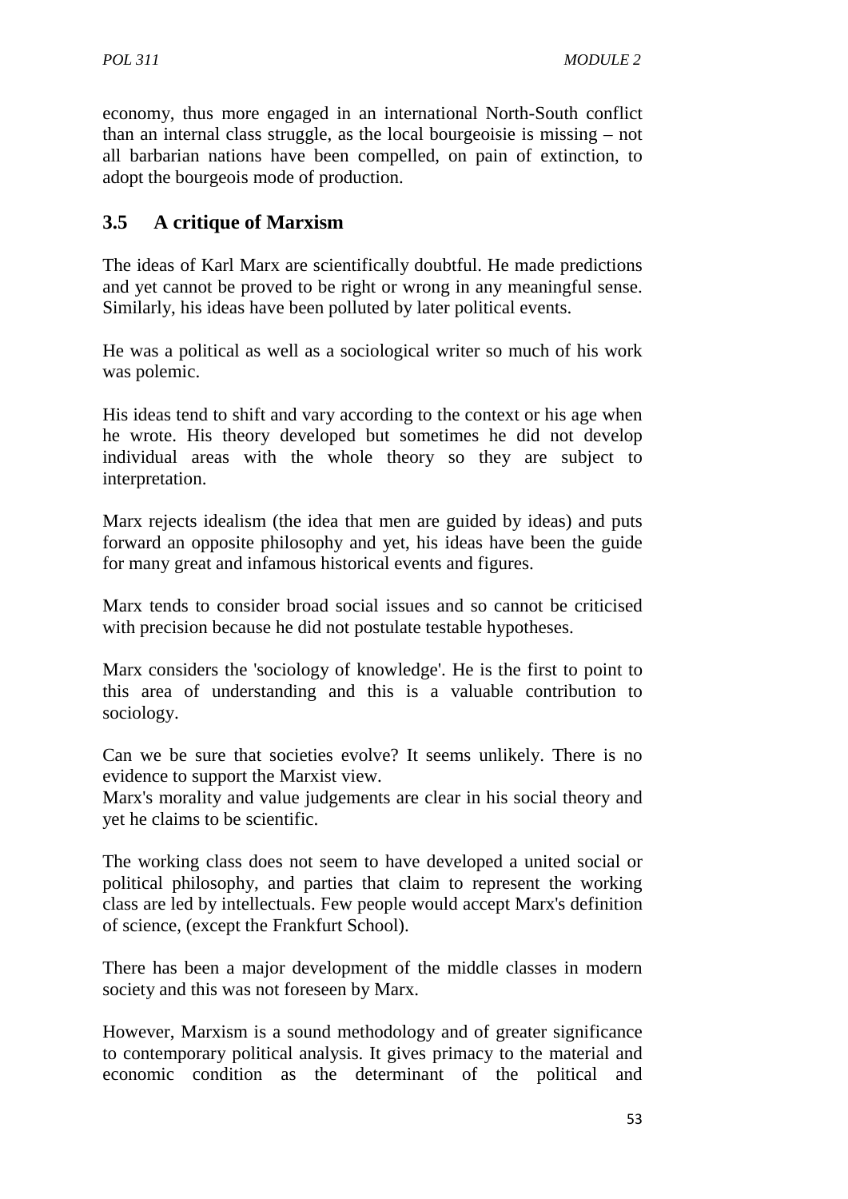economy, thus more engaged in an international North-South conflict than an internal class struggle, as the local bourgeoisie is missing – not all barbarian nations have been compelled, on pain of extinction, to adopt the bourgeois mode of production.

## 3.5 A critique of Marxism

The ideas of Karl Marx are scientifically doubtful. He made predictions and yet cannot be proved to be right or wrong in any meaningful sense. Similarly, his ideas have been polluted by later political events.

He was a political as well as a sociological writer so much of his work was polemic.

His ideas tend to shift and vary according to the context or his age when he wrote. His theory developed but sometimes he did not develop individual areas with the whole theory so they are subject to interpretation.

Marx rejects idealism (the idea that men are guided by ideas) and puts forward an opposite philosophy and yet, his ideas have been the guide for many great and infamous historical events and figures.

Marx tends to consider broad social issues and so cannot be criticised with precision because he did not postulate testable hypotheses.

Marx considers the 'sociology of knowledge'. He is the first to point to this area of understanding and this is a valuable contribution to sociology.

Can we be sure that societies evolve? It seems unlikely. There is no evidence to support the Marxist view.
Marx's morality and value judgements are clear in his social theory and yet he claims to be scientific.

The working class does not seem to have developed a united social or political philosophy, and parties that claim to represent the working class are led by intellectuals. Few people would accept Marx's definition of science, (except the Frankfurt School).

There has been a major development of the middle classes in modern society and this was not foreseen by Marx.

However, Marxism is a sound methodology and of greater significance to contemporary political analysis. It gives primacy to the material and economic condition as the determinant of the political and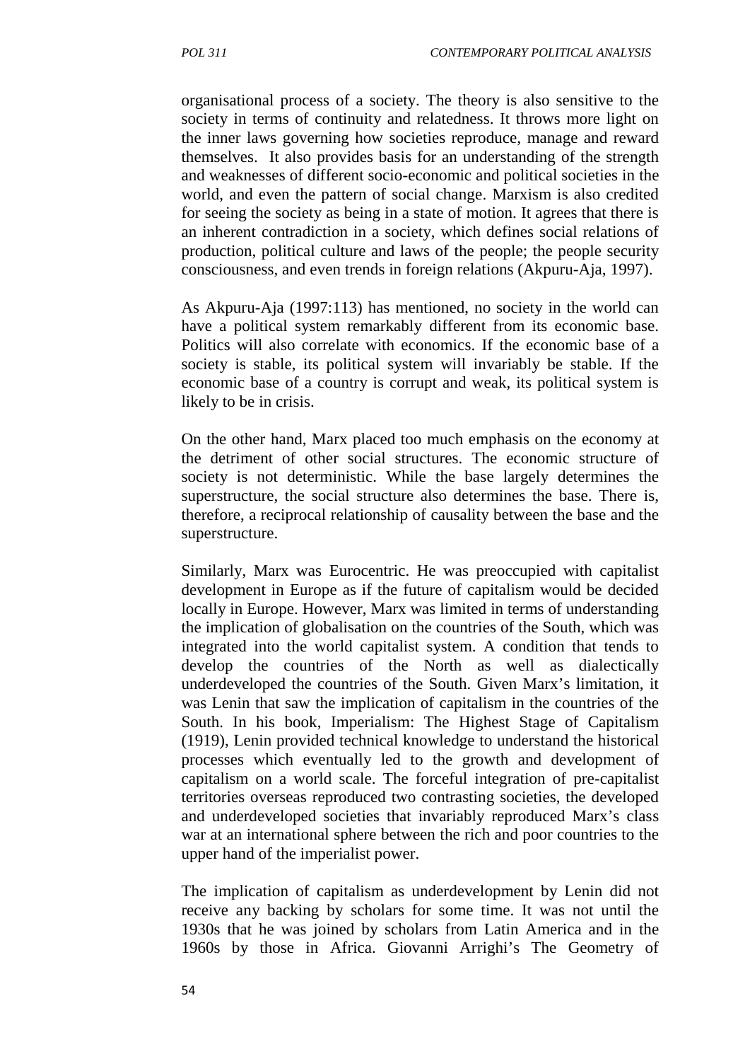organisational process of a society. The theory is also sensitive to the society in terms of continuity and relatedness. It throws more light on the inner laws governing how societies reproduce, manage and reward themselves. It also provides basis for an understanding of the strength and weaknesses of different socio-economic and political societies in the world, and even the pattern of social change. Marxism is also credited for seeing the society as being in a state of motion. It agrees that there is an inherent contradiction in a society, which defines social relations of production, political culture and laws of the people; the people security consciousness, and even trends in foreign relations (Akpuru-Aja, 1997).

As Akpuru-Aja (1997:113) has mentioned, no society in the world can have a political system remarkably different from its economic base. Politics will also correlate with economics. If the economic base of a society is stable, its political system will invariably be stable. If the economic base of a country is corrupt and weak, its political system is likely to be in crisis.

On the other hand, Marx placed too much emphasis on the economy at the detriment of other social structures. The economic structure of society is not deterministic. While the base largely determines the superstructure, the social structure also determines the base. There is, therefore, a reciprocal relationship of causality between the base and the superstructure.

Similarly, Marx was Eurocentric. He was preoccupied with capitalist development in Europe as if the future of capitalism would be decided locally in Europe. However, Marx was limited in terms of understanding the implication of globalisation on the countries of the South, which was integrated into the world capitalist system. A condition that tends to develop the countries of the North as well as dialectically underdeveloped the countries of the South. Given Marx's limitation, it was Lenin that saw the implication of capitalism in the countries of the South. In his book, Imperialism: The Highest Stage of Capitalism (1919), Lenin provided technical knowledge to understand the historical processes which eventually led to the growth and development of capitalism on a world scale. The forceful integration of pre-capitalist territories overseas reproduced two contrasting societies, the developed and underdeveloped societies that invariably reproduced Marx's class war at an international sphere between the rich and poor countries to the upper hand of the imperialist power.

The implication of capitalism as underdevelopment by Lenin did not receive any backing by scholars for some time. It was not until the 1930s that he was joined by scholars from Latin America and in the 1960s by those in Africa. Giovanni Arrighi's The Geometry of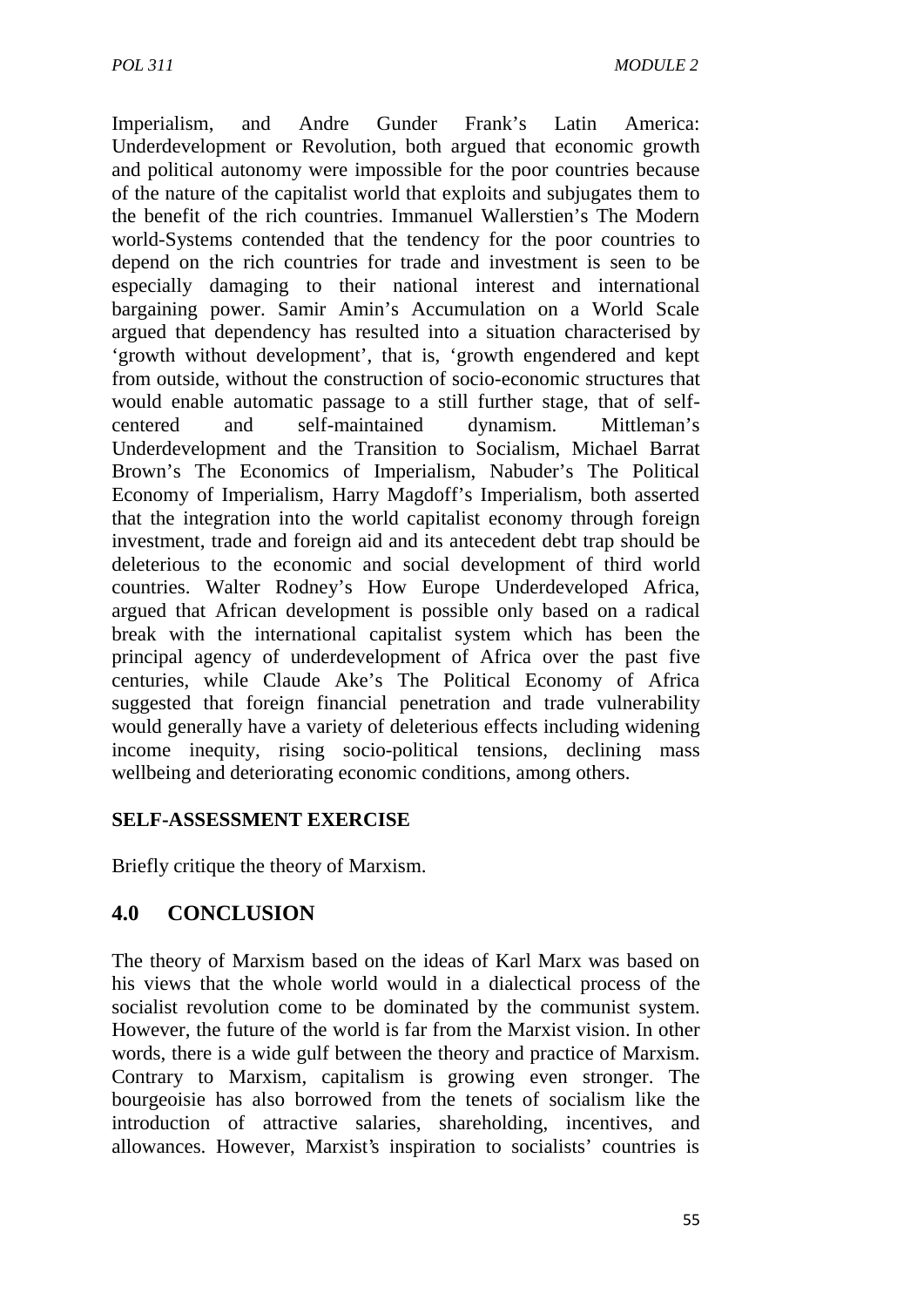Imperialism, and Andre Gunder Frank's Latin America: Underdevelopment or Revolution, both argued that economic growth and political autonomy were impossible for the poor countries because of the nature of the capitalist world that exploits and subjugates them to the benefit of the rich countries. Immanuel Wallerstien's The Modern world-Systems contended that the tendency for the poor countries to depend on the rich countries for trade and investment is seen to be especially damaging to their national interest and international bargaining power. Samir Amin's Accumulation on a World Scale argued that dependency has resulted into a situation characterised by 'growth without development', that is, 'growth engendered and kept from outside, without the construction of socio-economic structures that would enable automatic passage to a still further stage, that of self-centered and self-maintained dynamism. Mittleman's Underdevelopment and the Transition to Socialism, Michael Barrat Brown's The Economics of Imperialism, Nabuder's The Political Economy of Imperialism, Harry Magdoff's Imperialism, both asserted that the integration into the world capitalist economy through foreign investment, trade and foreign aid and its antecedent debt trap should be deleterious to the economic and social development of third world countries. Walter Rodney's How Europe Underdeveloped Africa, argued that African development is possible only based on a radical break with the international capitalist system which has been the principal agency of underdevelopment of Africa over the past five centuries, while Claude Ake's The Political Economy of Africa suggested that foreign financial penetration and trade vulnerability would generally have a variety of deleterious effects including widening income inequity, rising socio-political tensions, declining mass wellbeing and deteriorating economic conditions, among others.

**SELF-ASSESSMENT EXERCISE**

Briefly critique the theory of Marxism.

## 4.0 CONCLUSION

The theory of Marxism based on the ideas of Karl Marx was based on his views that the whole world would in a dialectical process of the socialist revolution come to be dominated by the communist system. However, the future of the world is far from the Marxist vision. In other words, there is a wide gulf between the theory and practice of Marxism. Contrary to Marxism, capitalism is growing even stronger. The bourgeoisie has also borrowed from the tenets of socialism like the introduction of attractive salaries, shareholding, incentives, and allowances. However, Marxist's inspiration to socialists' countries is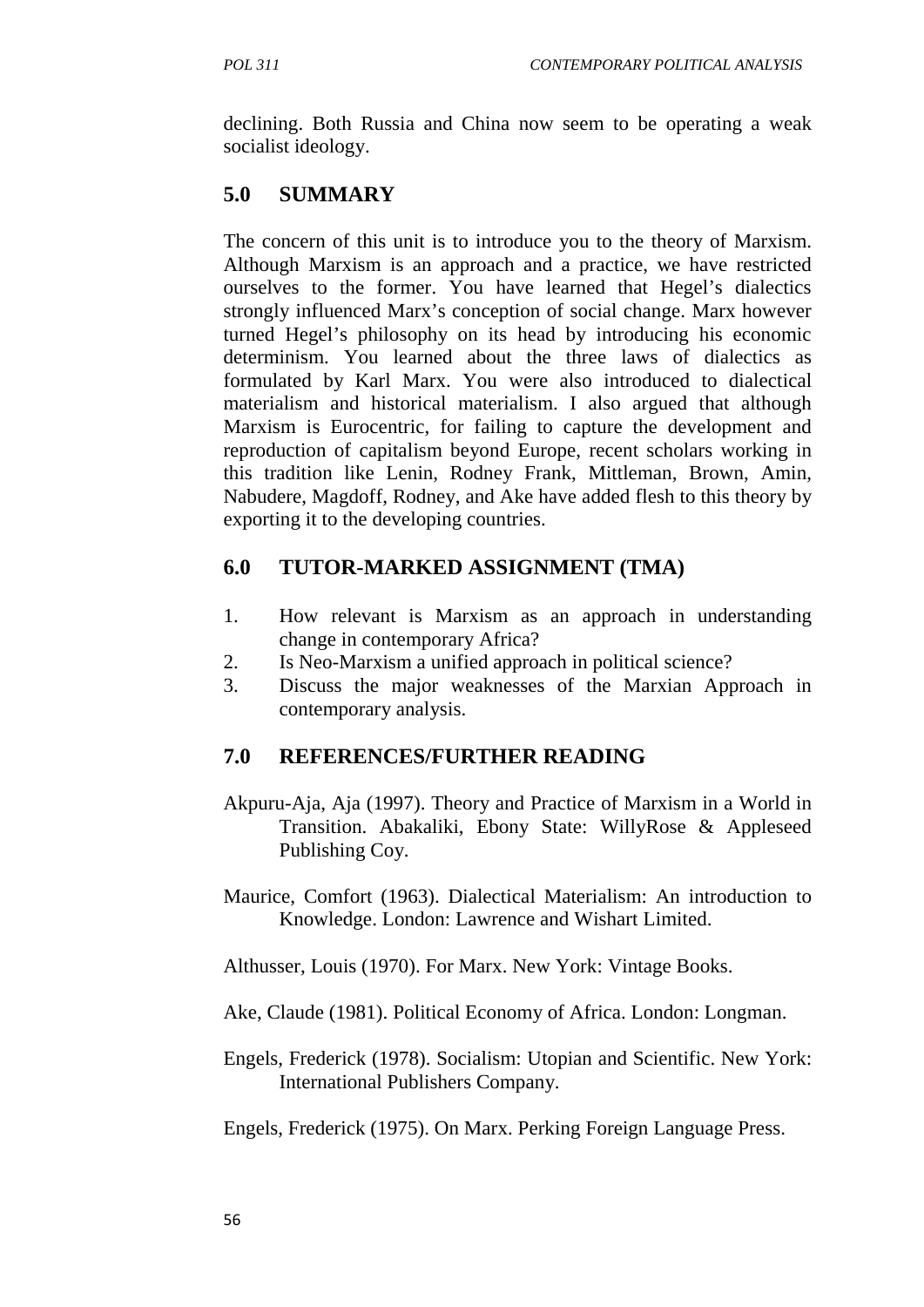declining. Both Russia and China now seem to be operating a weak socialist ideology.

## 5.0 SUMMARY

The concern of this unit is to introduce you to the theory of Marxism. Although Marxism is an approach and a practice, we have restricted ourselves to the former. You have learned that Hegel's dialectics strongly influenced Marx's conception of social change. Marx however turned Hegel's philosophy on its head by introducing his economic determinism. You learned about the three laws of dialectics as formulated by Karl Marx. You were also introduced to dialectical materialism and historical materialism. I also argued that although Marxism is Eurocentric, for failing to capture the development and reproduction of capitalism beyond Europe, recent scholars working in this tradition like Lenin, Rodney Frank, Mittleman, Brown, Amin, Nabudere, Magdoff, Rodney, and Ake have added flesh to this theory by exporting it to the developing countries.

## 6.0 TUTOR-MARKED ASSIGNMENT (TMA)

1. How relevant is Marxism as an approach in understanding change in contemporary Africa?
2. Is Neo-Marxism a unified approach in political science?
3. Discuss the major weaknesses of the Marxian Approach in contemporary analysis.

## 7.0 REFERENCES/FURTHER READING

Akpuru-Aja, Aja (1997). Theory and Practice of Marxism in a World in Transition. Abakaliki, Ebony State: WillyRose & Appleseed Publishing Coy.

Maurice, Comfort (1963). Dialectical Materialism: An introduction to Knowledge. London: Lawrence and Wishart Limited.

Althusser, Louis (1970). For Marx. New York: Vintage Books.

Ake, Claude (1981). Political Economy of Africa. London: Longman.

Engels, Frederick (1978). Socialism: Utopian and Scientific. New York: International Publishers Company.

Engels, Frederick (1975). On Marx. Perking Foreign Language Press.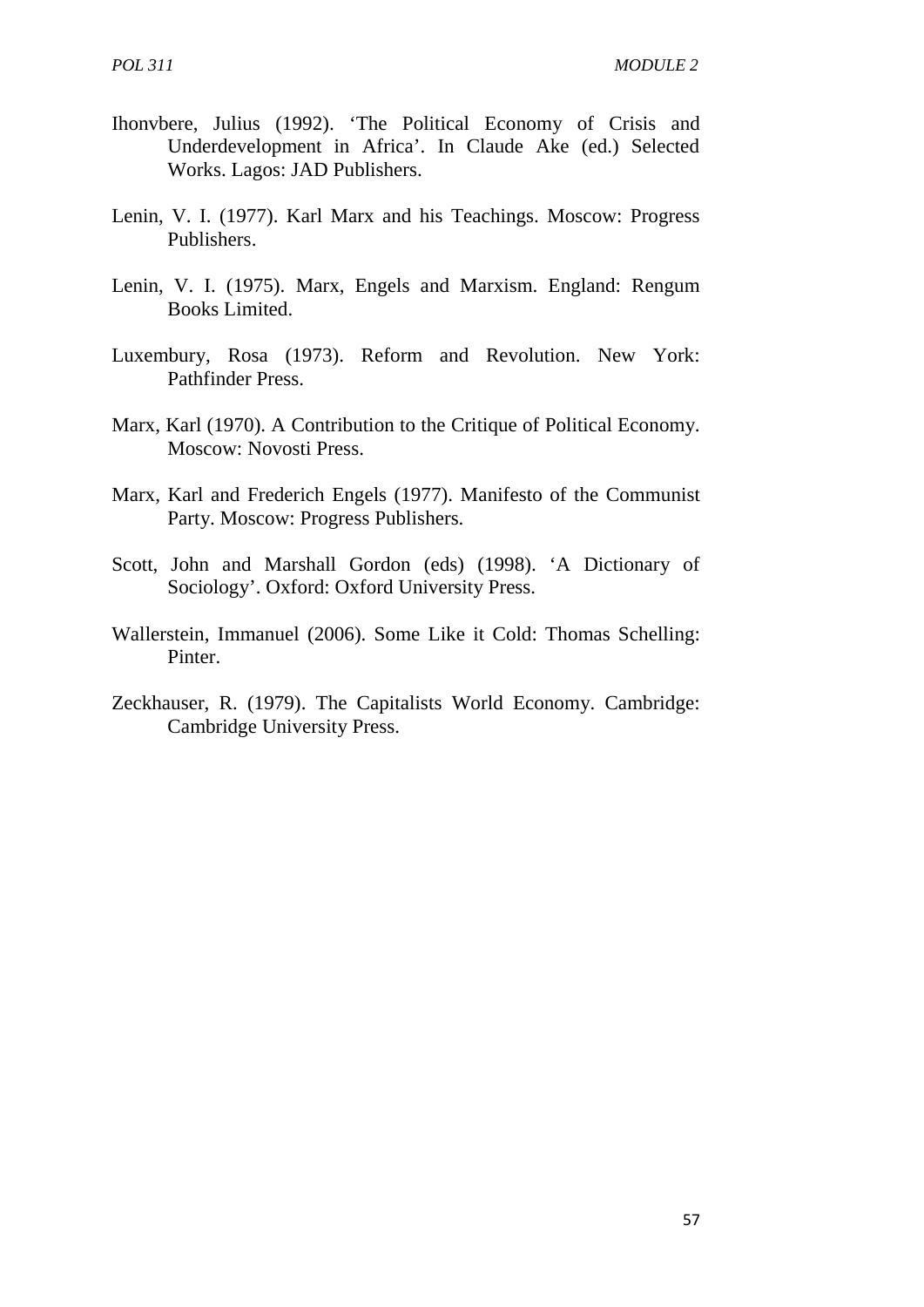Ihonvbere, Julius (1992). 'The Political Economy of Crisis and Underdevelopment in Africa'. In Claude Ake (ed.) Selected Works. Lagos: JAD Publishers.

Lenin, V. I. (1977). Karl Marx and his Teachings. Moscow: Progress Publishers.

Lenin, V. I. (1975). Marx, Engels and Marxism. England: Rengum Books Limited.

Luxembury, Rosa (1973). Reform and Revolution. New York: Pathfinder Press.

Marx, Karl (1970). A Contribution to the Critique of Political Economy. Moscow: Novosti Press.

Marx, Karl and Frederich Engels (1977). Manifesto of the Communist Party. Moscow: Progress Publishers.

Scott, John and Marshall Gordon (eds) (1998). 'A Dictionary of Sociology'. Oxford: Oxford University Press.

Wallerstein, Immanuel (2006). Some Like it Cold: Thomas Schelling: Pinter.

Zeckhauser, R. (1979). The Capitalists World Economy. Cambridge: Cambridge University Press.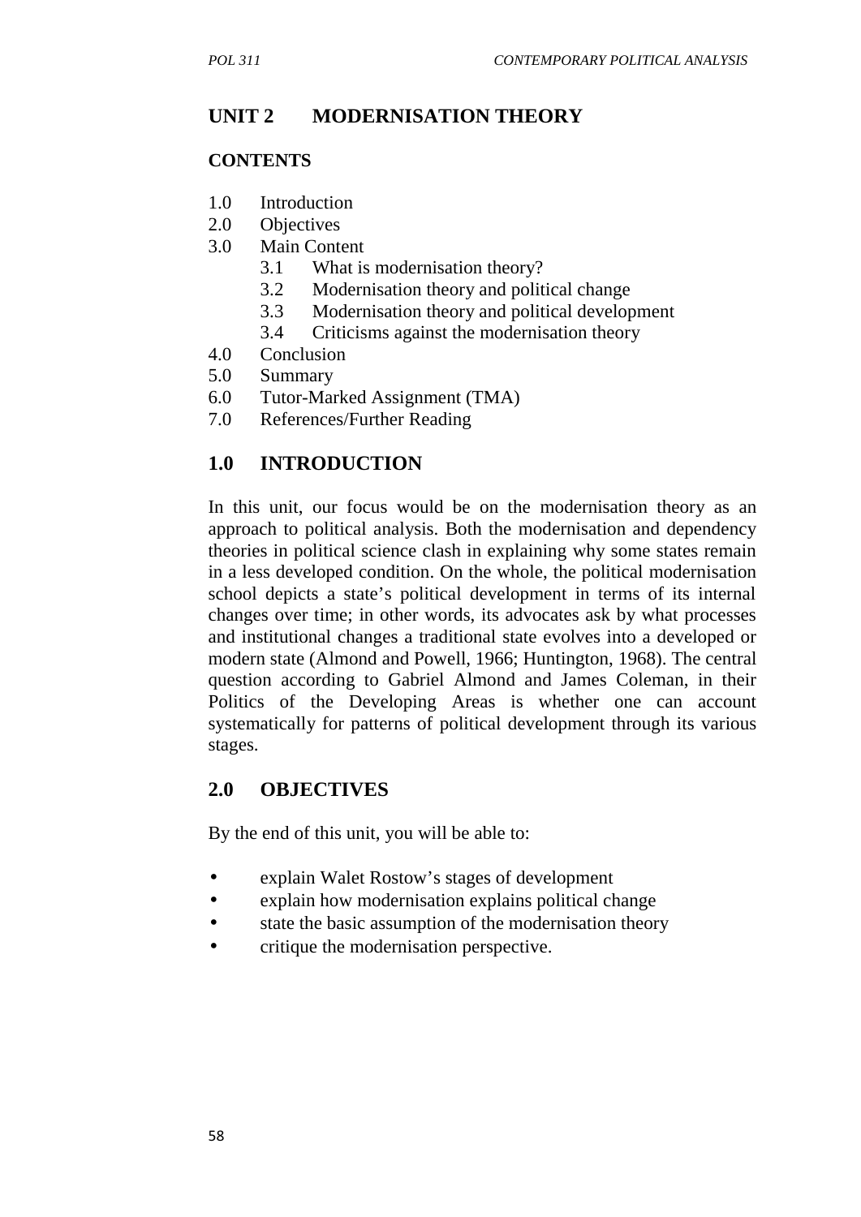# UNIT 2 MODERNISATION THEORY

**CONTENTS**

1.0 Introduction
2.0 Objectives
3.0 Main Content
   3.1 What is modernisation theory?
   3.2 Modernisation theory and political change
   3.3 Modernisation theory and political development
   3.4 Criticisms against the modernisation theory
4.0 Conclusion
5.0 Summary
6.0 Tutor-Marked Assignment (TMA)
7.0 References/Further Reading

## 1.0 INTRODUCTION

In this unit, our focus would be on the modernisation theory as an approach to political analysis. Both the modernisation and dependency theories in political science clash in explaining why some states remain in a less developed condition. On the whole, the political modernisation school depicts a state's political development in terms of its internal changes over time; in other words, its advocates ask by what processes and institutional changes a traditional state evolves into a developed or modern state (Almond and Powell, 1966; Huntington, 1968). The central question according to Gabriel Almond and James Coleman, in their Politics of the Developing Areas is whether one can account systematically for patterns of political development through its various stages.

## 2.0 OBJECTIVES

By the end of this unit, you will be able to:

- explain Walet Rostow's stages of development
- explain how modernisation explains political change
- state the basic assumption of the modernisation theory
- critique the modernisation perspective.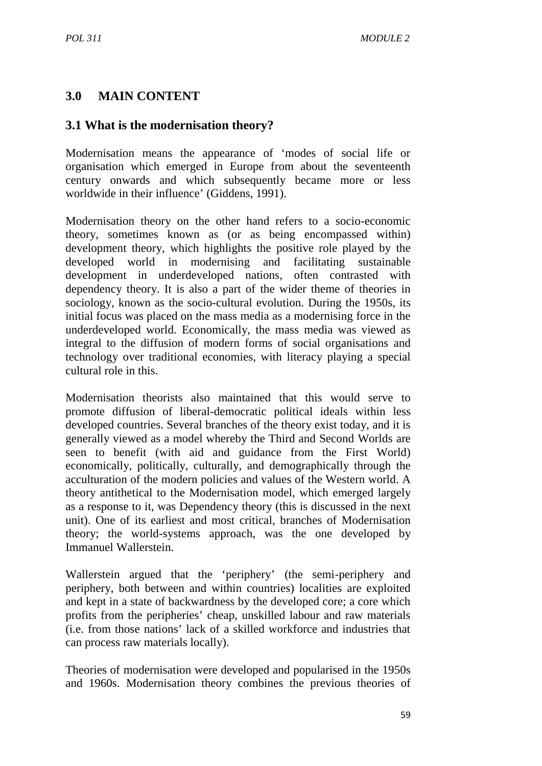## 3.0 MAIN CONTENT

### 3.1 What is the modernisation theory?

Modernisation means the appearance of 'modes of social life or organisation which emerged in Europe from about the seventeenth century onwards and which subsequently became more or less worldwide in their influence' (Giddens, 1991).

Modernisation theory on the other hand refers to a socio-economic theory, sometimes known as (or as being encompassed within) development theory, which highlights the positive role played by the developed world in modernising and facilitating sustainable development in underdeveloped nations, often contrasted with dependency theory. It is also a part of the wider theme of theories in sociology, known as the socio-cultural evolution. During the 1950s, its initial focus was placed on the mass media as a modernising force in the underdeveloped world. Economically, the mass media was viewed as integral to the diffusion of modern forms of social organisations and technology over traditional economies, with literacy playing a special cultural role in this.

Modernisation theorists also maintained that this would serve to promote diffusion of liberal-democratic political ideals within less developed countries. Several branches of the theory exist today, and it is generally viewed as a model whereby the Third and Second Worlds are seen to benefit (with aid and guidance from the First World) economically, politically, culturally, and demographically through the acculturation of the modern policies and values of the Western world. A theory antithetical to the Modernisation model, which emerged largely as a response to it, was Dependency theory (this is discussed in the next unit). One of its earliest and most critical, branches of Modernisation theory; the world-systems approach, was the one developed by Immanuel Wallerstein.

Wallerstein argued that the 'periphery' (the semi-periphery and periphery, both between and within countries) localities are exploited and kept in a state of backwardness by the developed core; a core which profits from the peripheries' cheap, unskilled labour and raw materials (i.e. from those nations' lack of a skilled workforce and industries that can process raw materials locally).

Theories of modernisation were developed and popularised in the 1950s and 1960s. Modernisation theory combines the previous theories of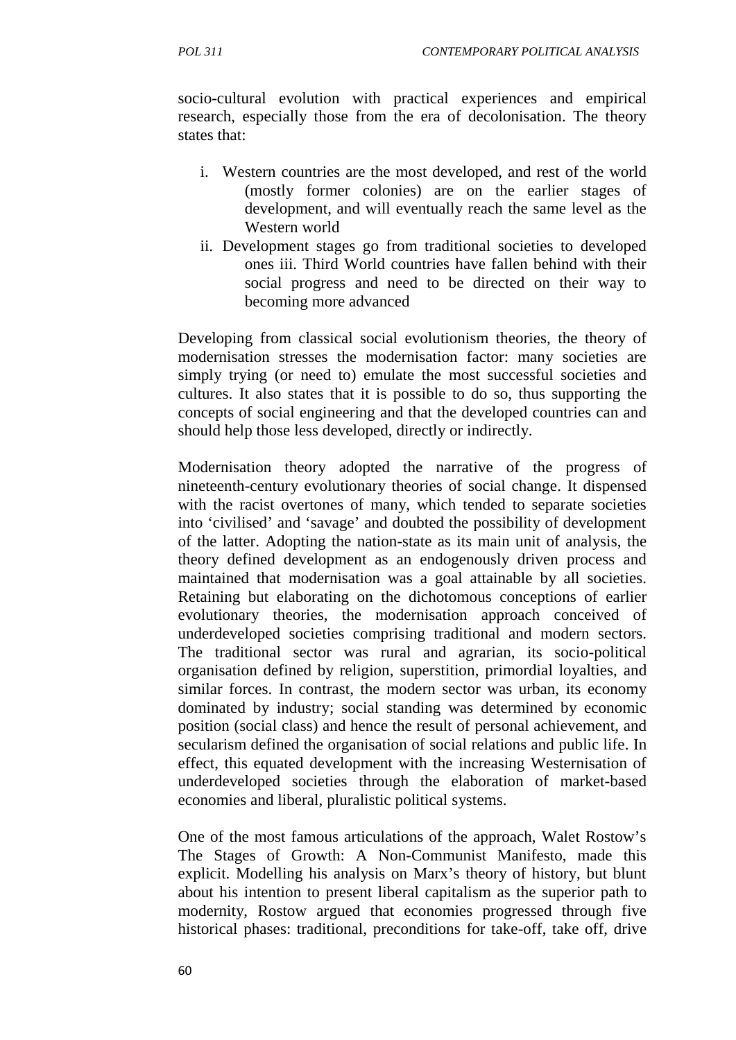socio-cultural evolution with practical experiences and empirical research, especially those from the era of decolonisation. The theory states that:

i. Western countries are the most developed, and rest of the world (mostly former colonies) are on the earlier stages of development, and will eventually reach the same level as the Western world
ii. Development stages go from traditional societies to developed ones iii. Third World countries have fallen behind with their social progress and need to be directed on their way to becoming more advanced

Developing from classical social evolutionism theories, the theory of modernisation stresses the modernisation factor: many societies are simply trying (or need to) emulate the most successful societies and cultures. It also states that it is possible to do so, thus supporting the concepts of social engineering and that the developed countries can and should help those less developed, directly or indirectly.

Modernisation theory adopted the narrative of the progress of nineteenth-century evolutionary theories of social change. It dispensed with the racist overtones of many, which tended to separate societies into 'civilised' and 'savage' and doubted the possibility of development of the latter. Adopting the nation-state as its main unit of analysis, the theory defined development as an endogenously driven process and maintained that modernisation was a goal attainable by all societies. Retaining but elaborating on the dichotomous conceptions of earlier evolutionary theories, the modernisation approach conceived of underdeveloped societies comprising traditional and modern sectors. The traditional sector was rural and agrarian, its socio-political organisation defined by religion, superstition, primordial loyalties, and similar forces. In contrast, the modern sector was urban, its economy dominated by industry; social standing was determined by economic position (social class) and hence the result of personal achievement, and secularism defined the organisation of social relations and public life. In effect, this equated development with the increasing Westernisation of underdeveloped societies through the elaboration of market-based economies and liberal, pluralistic political systems.

One of the most famous articulations of the approach, Walet Rostow's The Stages of Growth: A Non-Communist Manifesto, made this explicit. Modelling his analysis on Marx's theory of history, but blunt about his intention to present liberal capitalism as the superior path to modernity, Rostow argued that economies progressed through five historical phases: traditional, preconditions for take-off, take off, drive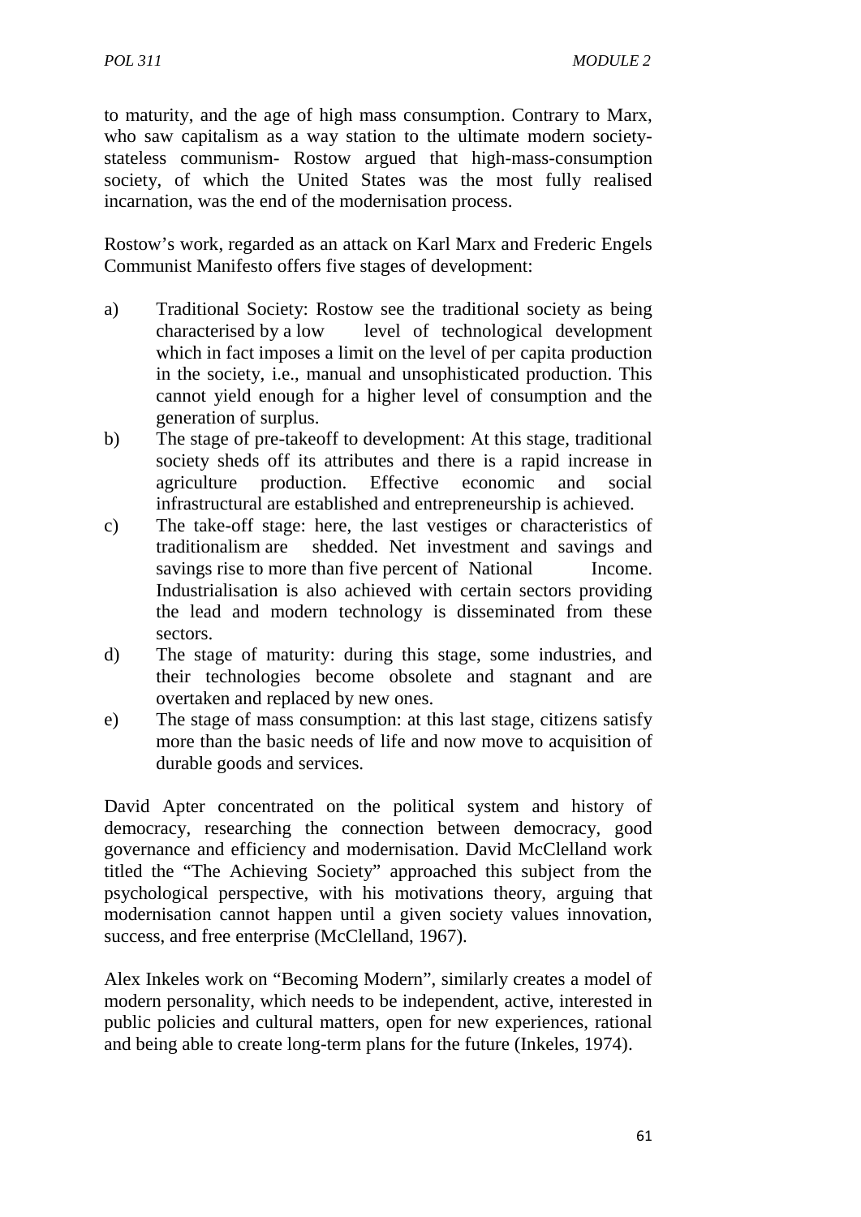to maturity, and the age of high mass consumption. Contrary to Marx, who saw capitalism as a way station to the ultimate modern society-stateless communism- Rostow argued that high-mass-consumption society, of which the United States was the most fully realised incarnation, was the end of the modernisation process.

Rostow's work, regarded as an attack on Karl Marx and Frederic Engels Communist Manifesto offers five stages of development:

a) Traditional Society: Rostow see the traditional society as being characterised by a low level of technological development which in fact imposes a limit on the level of per capita production in the society, i.e., manual and unsophisticated production. This cannot yield enough for a higher level of consumption and the generation of surplus.
b) The stage of pre-takeoff to development: At this stage, traditional society sheds off its attributes and there is a rapid increase in agriculture production. Effective economic and social infrastructural are established and entrepreneurship is achieved.
c) The take-off stage: here, the last vestiges or characteristics of traditionalism are shedded. Net investment and savings and savings rise to more than five percent of National Income. Industrialisation is also achieved with certain sectors providing the lead and modern technology is disseminated from these sectors.
d) The stage of maturity: during this stage, some industries, and their technologies become obsolete and stagnant and are overtaken and replaced by new ones.
e) The stage of mass consumption: at this last stage, citizens satisfy more than the basic needs of life and now move to acquisition of durable goods and services.

David Apter concentrated on the political system and history of democracy, researching the connection between democracy, good governance and efficiency and modernisation. David McClelland work titled the "The Achieving Society" approached this subject from the psychological perspective, with his motivations theory, arguing that modernisation cannot happen until a given society values innovation, success, and free enterprise (McClelland, 1967).

Alex Inkeles work on "Becoming Modern", similarly creates a model of modern personality, which needs to be independent, active, interested in public policies and cultural matters, open for new experiences, rational and being able to create long-term plans for the future (Inkeles, 1974).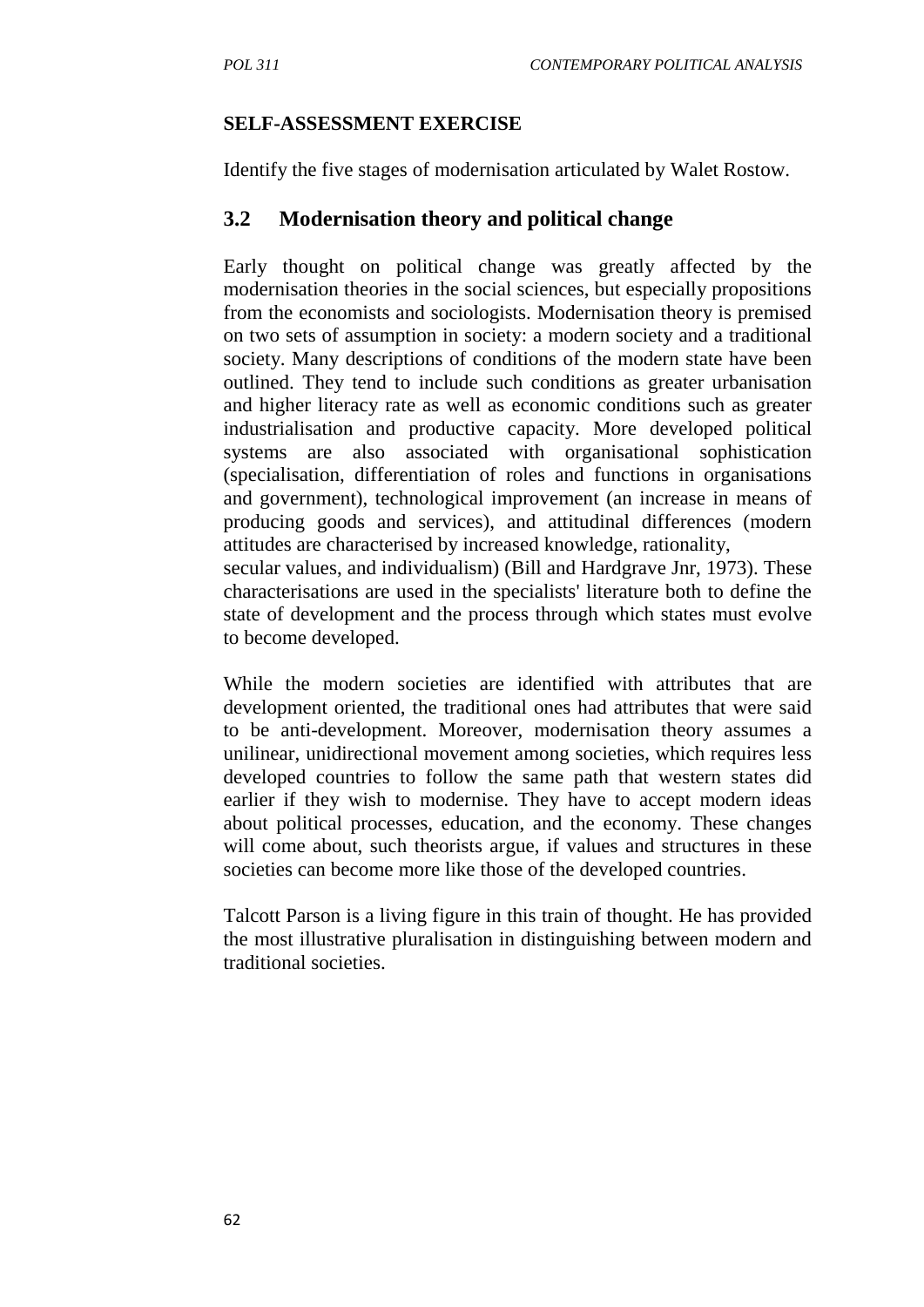**SELF-ASSESSMENT EXERCISE**

Identify the five stages of modernisation articulated by Walet Rostow.

## 3.2 Modernisation theory and political change

Early thought on political change was greatly affected by the modernisation theories in the social sciences, but especially propositions from the economists and sociologists. Modernisation theory is premised on two sets of assumption in society: a modern society and a traditional society. Many descriptions of conditions of the modern state have been outlined. They tend to include such conditions as greater urbanisation and higher literacy rate as well as economic conditions such as greater industrialisation and productive capacity. More developed political systems are also associated with organisational sophistication (specialisation, differentiation of roles and functions in organisations and government), technological improvement (an increase in means of producing goods and services), and attitudinal differences (modern attitudes are characterised by increased knowledge, rationality, secular values, and individualism) (Bill and Hardgrave Jnr, 1973). These characterisations are used in the specialists' literature both to define the state of development and the process through which states must evolve to become developed.

While the modern societies are identified with attributes that are development oriented, the traditional ones had attributes that were said to be anti-development. Moreover, modernisation theory assumes a unilinear, unidirectional movement among societies, which requires less developed countries to follow the same path that western states did earlier if they wish to modernise. They have to accept modern ideas about political processes, education, and the economy. These changes will come about, such theorists argue, if values and structures in these societies can become more like those of the developed countries.

Talcott Parson is a living figure in this train of thought. He has provided the most illustrative pluralisation in distinguishing between modern and traditional societies.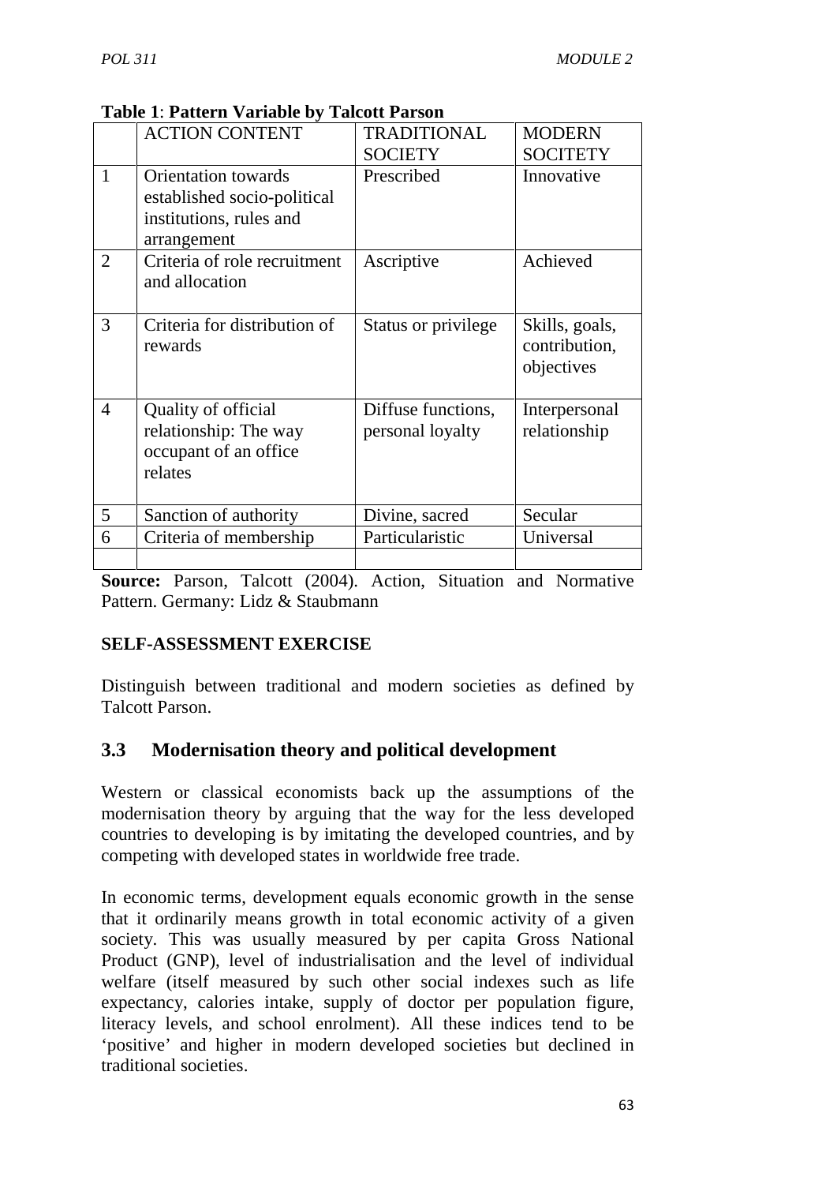**Table 1**: **Pattern Variable by Talcott Parson**

| | ACTION CONTENT | TRADITIONAL SOCIETY | MODERN SOCITETY |
|---|---|---|---|
| 1 | Orientation towards established socio-political institutions, rules and arrangement | Prescribed | Innovative |
| 2 | Criteria of role recruitment and allocation | Ascriptive | Achieved |
| 3 | Criteria for distribution of rewards | Status or privilege | Skills, goals, contribution, objectives |
| 4 | Quality of official relationship: The way occupant of an office relates | Diffuse functions, personal loyalty | Interpersonal relationship |
| 5 | Sanction of authority | Divine, sacred | Secular |
| 6 | Criteria of membership | Particularistic | Universal |
| | | | |

**Source:** Parson, Talcott (2004). Action, Situation and Normative Pattern. Germany: Lidz & Staubmann

**SELF-ASSESSMENT EXERCISE**

Distinguish between traditional and modern societies as defined by Talcott Parson.

## 3.3 Modernisation theory and political development

Western or classical economists back up the assumptions of the modernisation theory by arguing that the way for the less developed countries to developing is by imitating the developed countries, and by competing with developed states in worldwide free trade.

In economic terms, development equals economic growth in the sense that it ordinarily means growth in total economic activity of a given society. This was usually measured by per capita Gross National Product (GNP), level of industrialisation and the level of individual welfare (itself measured by such other social indexes such as life expectancy, calories intake, supply of doctor per population figure, literacy levels, and school enrolment). All these indices tend to be 'positive' and higher in modern developed societies but declined in traditional societies.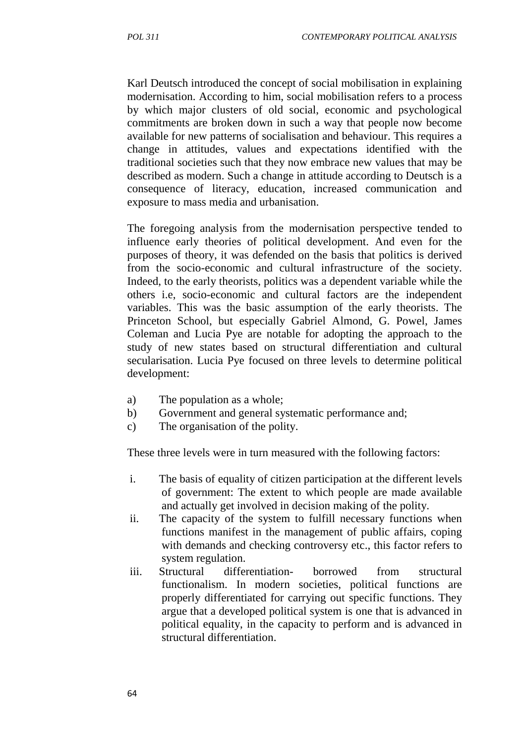Karl Deutsch introduced the concept of social mobilisation in explaining modernisation. According to him, social mobilisation refers to a process by which major clusters of old social, economic and psychological commitments are broken down in such a way that people now become available for new patterns of socialisation and behaviour. This requires a change in attitudes, values and expectations identified with the traditional societies such that they now embrace new values that may be described as modern. Such a change in attitude according to Deutsch is a consequence of literacy, education, increased communication and exposure to mass media and urbanisation.

The foregoing analysis from the modernisation perspective tended to influence early theories of political development. And even for the purposes of theory, it was defended on the basis that politics is derived from the socio-economic and cultural infrastructure of the society. Indeed, to the early theorists, politics was a dependent variable while the others i.e, socio-economic and cultural factors are the independent variables. This was the basic assumption of the early theorists. The Princeton School, but especially Gabriel Almond, G. Powel, James Coleman and Lucia Pye are notable for adopting the approach to the study of new states based on structural differentiation and cultural secularisation. Lucia Pye focused on three levels to determine political development:

a) The population as a whole;
b) Government and general systematic performance and;
c) The organisation of the polity.

These three levels were in turn measured with the following factors:

i. The basis of equality of citizen participation at the different levels of government: The extent to which people are made available and actually get involved in decision making of the polity.
ii. The capacity of the system to fulfill necessary functions when functions manifest in the management of public affairs, coping with demands and checking controversy etc., this factor refers to system regulation.
iii. Structural differentiation- borrowed from structural functionalism. In modern societies, political functions are properly differentiated for carrying out specific functions. They argue that a developed political system is one that is advanced in political equality, in the capacity to perform and is advanced in structural differentiation.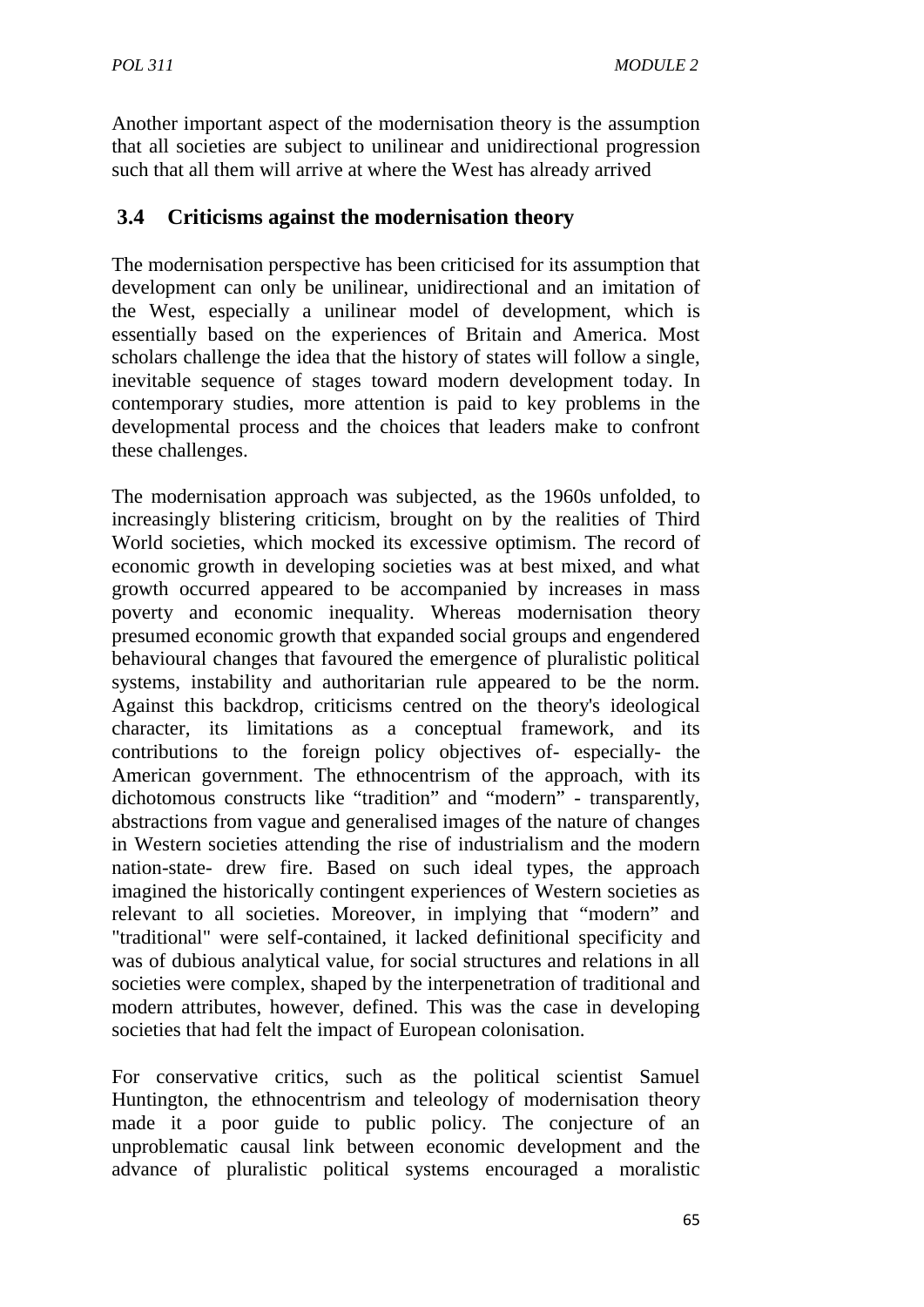Another important aspect of the modernisation theory is the assumption that all societies are subject to unilinear and unidirectional progression such that all them will arrive at where the West has already arrived

## 3.4 Criticisms against the modernisation theory

The modernisation perspective has been criticised for its assumption that development can only be unilinear, unidirectional and an imitation of the West, especially a unilinear model of development, which is essentially based on the experiences of Britain and America. Most scholars challenge the idea that the history of states will follow a single, inevitable sequence of stages toward modern development today. In contemporary studies, more attention is paid to key problems in the developmental process and the choices that leaders make to confront these challenges.

The modernisation approach was subjected, as the 1960s unfolded, to increasingly blistering criticism, brought on by the realities of Third World societies, which mocked its excessive optimism. The record of economic growth in developing societies was at best mixed, and what growth occurred appeared to be accompanied by increases in mass poverty and economic inequality. Whereas modernisation theory presumed economic growth that expanded social groups and engendered behavioural changes that favoured the emergence of pluralistic political systems, instability and authoritarian rule appeared to be the norm. Against this backdrop, criticisms centred on the theory's ideological character, its limitations as a conceptual framework, and its contributions to the foreign policy objectives of- especially- the American government. The ethnocentrism of the approach, with its dichotomous constructs like “tradition” and “modern” - transparently, abstractions from vague and generalised images of the nature of changes in Western societies attending the rise of industrialism and the modern nation-state- drew fire. Based on such ideal types, the approach imagined the historically contingent experiences of Western societies as relevant to all societies. Moreover, in implying that “modern” and "traditional" were self-contained, it lacked definitional specificity and was of dubious analytical value, for social structures and relations in all societies were complex, shaped by the interpenetration of traditional and modern attributes, however, defined. This was the case in developing societies that had felt the impact of European colonisation.

For conservative critics, such as the political scientist Samuel Huntington, the ethnocentrism and teleology of modernisation theory made it a poor guide to public policy. The conjecture of an unproblematic causal link between economic development and the advance of pluralistic political systems encouraged a moralistic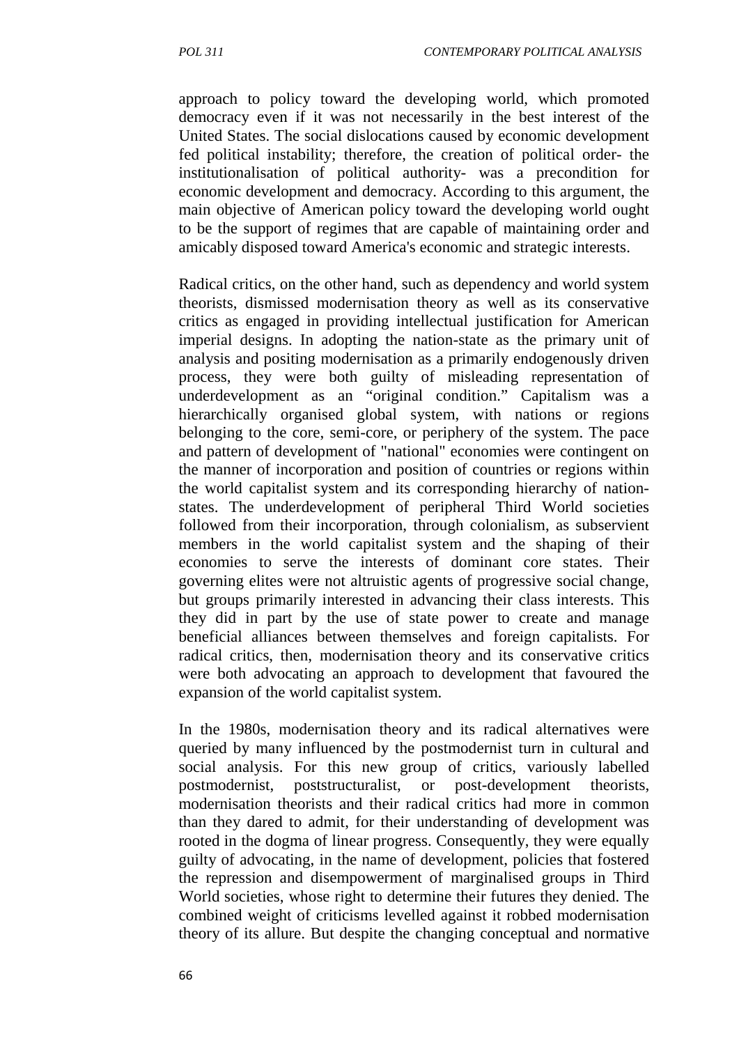approach to policy toward the developing world, which promoted democracy even if it was not necessarily in the best interest of the United States. The social dislocations caused by economic development fed political instability; therefore, the creation of political order- the institutionalisation of political authority- was a precondition for economic development and democracy. According to this argument, the main objective of American policy toward the developing world ought to be the support of regimes that are capable of maintaining order and amicably disposed toward America's economic and strategic interests.

Radical critics, on the other hand, such as dependency and world system theorists, dismissed modernisation theory as well as its conservative critics as engaged in providing intellectual justification for American imperial designs. In adopting the nation-state as the primary unit of analysis and positing modernisation as a primarily endogenously driven process, they were both guilty of misleading representation of underdevelopment as an "original condition." Capitalism was a hierarchically organised global system, with nations or regions belonging to the core, semi-core, or periphery of the system. The pace and pattern of development of "national" economies were contingent on the manner of incorporation and position of countries or regions within the world capitalist system and its corresponding hierarchy of nation-states. The underdevelopment of peripheral Third World societies followed from their incorporation, through colonialism, as subservient members in the world capitalist system and the shaping of their economies to serve the interests of dominant core states. Their governing elites were not altruistic agents of progressive social change, but groups primarily interested in advancing their class interests. This they did in part by the use of state power to create and manage beneficial alliances between themselves and foreign capitalists. For radical critics, then, modernisation theory and its conservative critics were both advocating an approach to development that favoured the expansion of the world capitalist system.

In the 1980s, modernisation theory and its radical alternatives were queried by many influenced by the postmodernist turn in cultural and social analysis. For this new group of critics, variously labelled postmodernist, poststructuralist, or post-development theorists, modernisation theorists and their radical critics had more in common than they dared to admit, for their understanding of development was rooted in the dogma of linear progress. Consequently, they were equally guilty of advocating, in the name of development, policies that fostered the repression and disempowerment of marginalised groups in Third World societies, whose right to determine their futures they denied. The combined weight of criticisms levelled against it robbed modernisation theory of its allure. But despite the changing conceptual and normative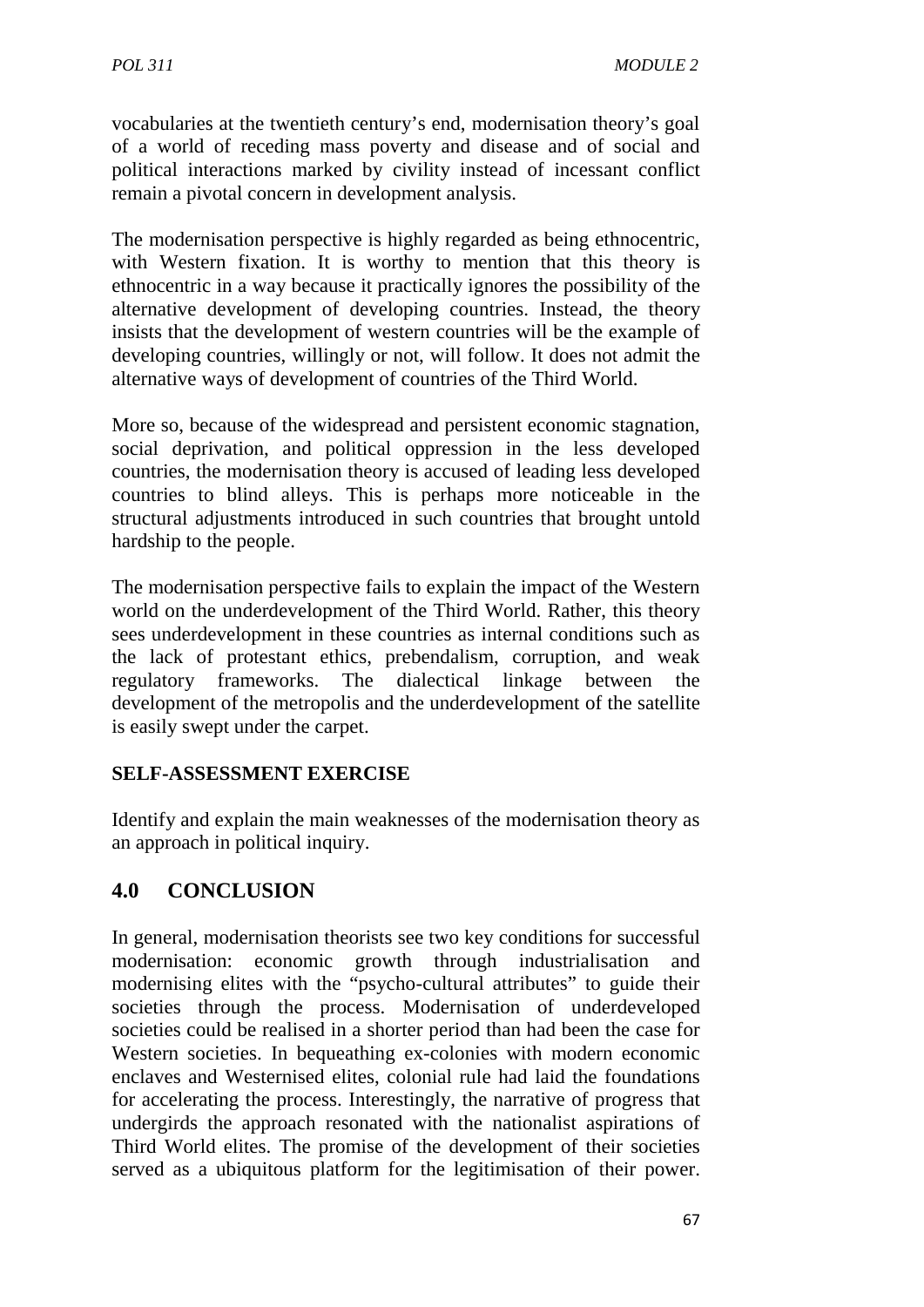vocabularies at the twentieth century's end, modernisation theory's goal of a world of receding mass poverty and disease and of social and political interactions marked by civility instead of incessant conflict remain a pivotal concern in development analysis.

The modernisation perspective is highly regarded as being ethnocentric, with Western fixation. It is worthy to mention that this theory is ethnocentric in a way because it practically ignores the possibility of the alternative development of developing countries. Instead, the theory insists that the development of western countries will be the example of developing countries, willingly or not, will follow. It does not admit the alternative ways of development of countries of the Third World.

More so, because of the widespread and persistent economic stagnation, social deprivation, and political oppression in the less developed countries, the modernisation theory is accused of leading less developed countries to blind alleys. This is perhaps more noticeable in the structural adjustments introduced in such countries that brought untold hardship to the people.

The modernisation perspective fails to explain the impact of the Western world on the underdevelopment of the Third World. Rather, this theory sees underdevelopment in these countries as internal conditions such as the lack of protestant ethics, prebendalism, corruption, and weak regulatory frameworks. The dialectical linkage between the development of the metropolis and the underdevelopment of the satellite is easily swept under the carpet.

**SELF-ASSESSMENT EXERCISE**

Identify and explain the main weaknesses of the modernisation theory as an approach in political inquiry.

## 4.0 CONCLUSION

In general, modernisation theorists see two key conditions for successful modernisation: economic growth through industrialisation and modernising elites with the "psycho-cultural attributes" to guide their societies through the process. Modernisation of underdeveloped societies could be realised in a shorter period than had been the case for Western societies. In bequeathing ex-colonies with modern economic enclaves and Westernised elites, colonial rule had laid the foundations for accelerating the process. Interestingly, the narrative of progress that undergirds the approach resonated with the nationalist aspirations of Third World elites. The promise of the development of their societies served as a ubiquitous platform for the legitimisation of their power.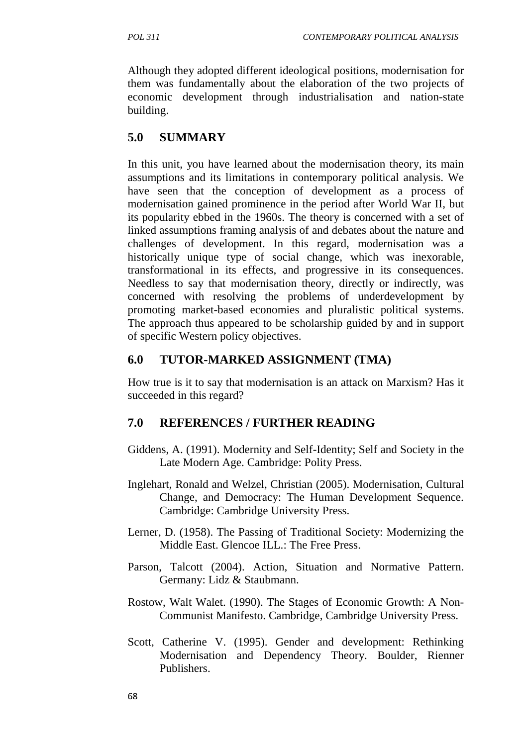Although they adopted different ideological positions, modernisation for them was fundamentally about the elaboration of the two projects of economic development through industrialisation and nation-state building.

## 5.0 SUMMARY

In this unit, you have learned about the modernisation theory, its main assumptions and its limitations in contemporary political analysis. We have seen that the conception of development as a process of modernisation gained prominence in the period after World War II, but its popularity ebbed in the 1960s. The theory is concerned with a set of linked assumptions framing analysis of and debates about the nature and challenges of development. In this regard, modernisation was a historically unique type of social change, which was inexorable, transformational in its effects, and progressive in its consequences. Needless to say that modernisation theory, directly or indirectly, was concerned with resolving the problems of underdevelopment by promoting market-based economies and pluralistic political systems. The approach thus appeared to be scholarship guided by and in support of specific Western policy objectives.

## 6.0 TUTOR-MARKED ASSIGNMENT (TMA)

How true is it to say that modernisation is an attack on Marxism? Has it succeeded in this regard?

## 7.0 REFERENCES / FURTHER READING

Giddens, A. (1991). Modernity and Self-Identity; Self and Society in the Late Modern Age. Cambridge: Polity Press.

Inglehart, Ronald and Welzel, Christian (2005). Modernisation, Cultural Change, and Democracy: The Human Development Sequence. Cambridge: Cambridge University Press.

Lerner, D. (1958). The Passing of Traditional Society: Modernizing the Middle East. Glencoe ILL.: The Free Press.

Parson, Talcott (2004). Action, Situation and Normative Pattern. Germany: Lidz & Staubmann.

Rostow, Walt Walet. (1990). The Stages of Economic Growth: A Non-Communist Manifesto. Cambridge, Cambridge University Press.

Scott, Catherine V. (1995). Gender and development: Rethinking Modernisation and Dependency Theory. Boulder, Rienner Publishers.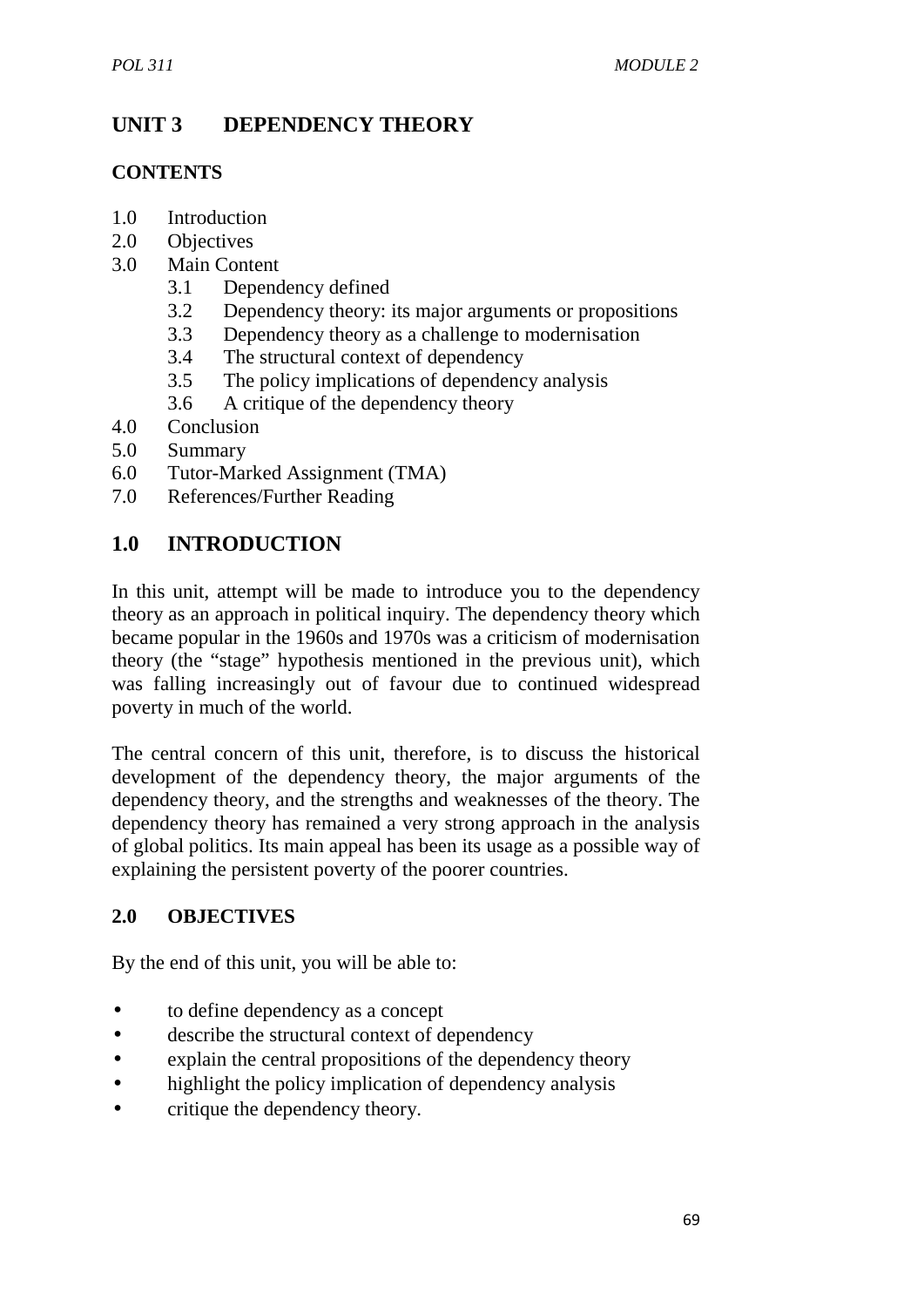# UNIT 3 DEPENDENCY THEORY

## CONTENTS

1.0 Introduction
2.0 Objectives
3.0 Main Content
    3.1 Dependency defined
    3.2 Dependency theory: its major arguments or propositions
    3.3 Dependency theory as a challenge to modernisation
    3.4 The structural context of dependency
    3.5 The policy implications of dependency analysis
    3.6 A critique of the dependency theory
4.0 Conclusion
5.0 Summary
6.0 Tutor-Marked Assignment (TMA)
7.0 References/Further Reading

## 1.0 INTRODUCTION

In this unit, attempt will be made to introduce you to the dependency theory as an approach in political inquiry. The dependency theory which became popular in the 1960s and 1970s was a criticism of modernisation theory (the "stage" hypothesis mentioned in the previous unit), which was falling increasingly out of favour due to continued widespread poverty in much of the world.

The central concern of this unit, therefore, is to discuss the historical development of the dependency theory, the major arguments of the dependency theory, and the strengths and weaknesses of the theory. The dependency theory has remained a very strong approach in the analysis of global politics. Its main appeal has been its usage as a possible way of explaining the persistent poverty of the poorer countries.

## 2.0 OBJECTIVES

By the end of this unit, you will be able to:

- to define dependency as a concept
- describe the structural context of dependency
- explain the central propositions of the dependency theory
- highlight the policy implication of dependency analysis
- critique the dependency theory.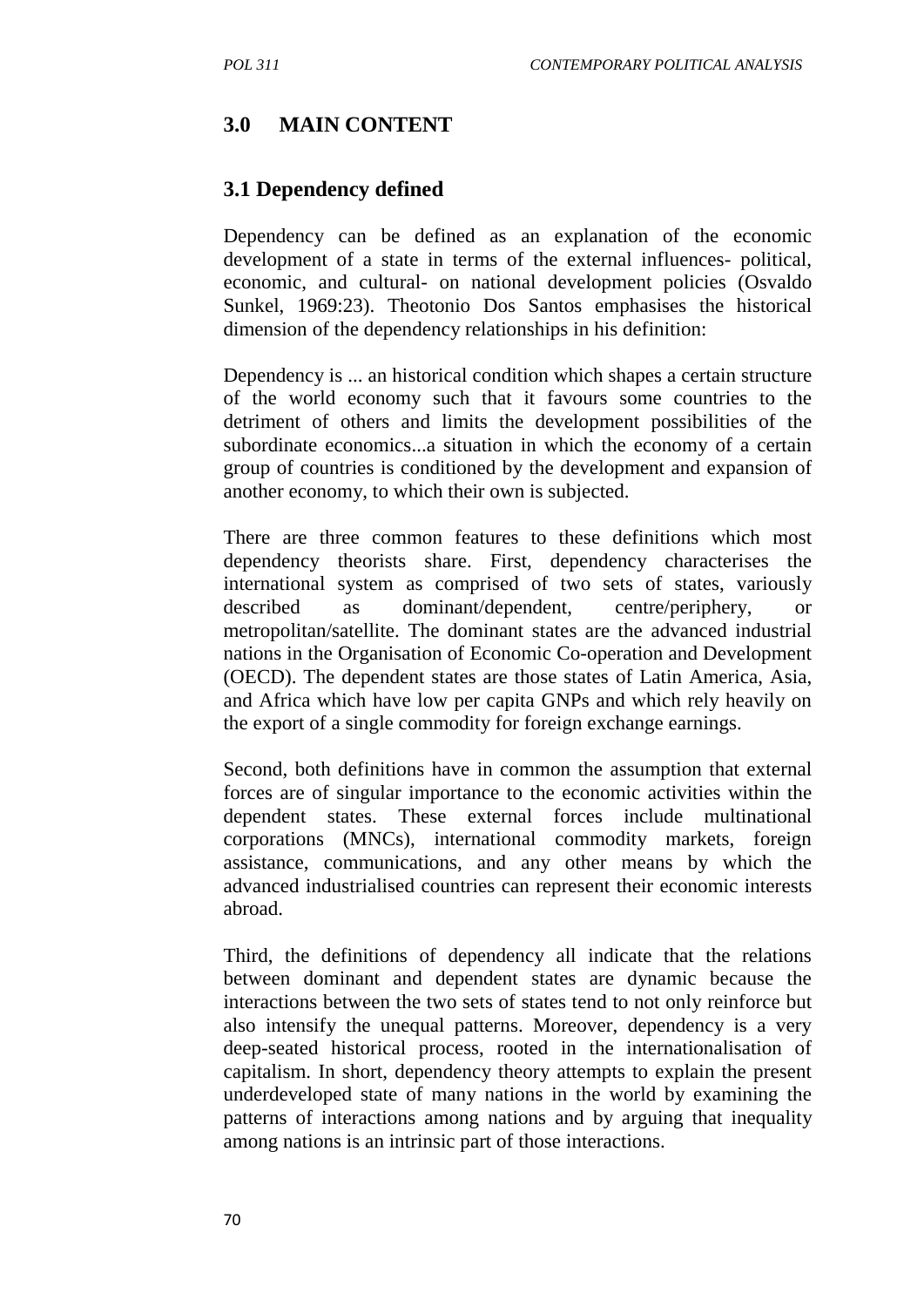## 3.0 MAIN CONTENT

### 3.1 Dependency defined

Dependency can be defined as an explanation of the economic development of a state in terms of the external influences- political, economic, and cultural- on national development policies (Osvaldo Sunkel, 1969:23). Theotonio Dos Santos emphasises the historical dimension of the dependency relationships in his definition:

Dependency is ... an historical condition which shapes a certain structure of the world economy such that it favours some countries to the detriment of others and limits the development possibilities of the subordinate economics...a situation in which the economy of a certain group of countries is conditioned by the development and expansion of another economy, to which their own is subjected.

There are three common features to these definitions which most dependency theorists share. First, dependency characterises the international system as comprised of two sets of states, variously described as dominant/dependent, centre/periphery, or metropolitan/satellite. The dominant states are the advanced industrial nations in the Organisation of Economic Co-operation and Development (OECD). The dependent states are those states of Latin America, Asia, and Africa which have low per capita GNPs and which rely heavily on the export of a single commodity for foreign exchange earnings.

Second, both definitions have in common the assumption that external forces are of singular importance to the economic activities within the dependent states. These external forces include multinational corporations (MNCs), international commodity markets, foreign assistance, communications, and any other means by which the advanced industrialised countries can represent their economic interests abroad.

Third, the definitions of dependency all indicate that the relations between dominant and dependent states are dynamic because the interactions between the two sets of states tend to not only reinforce but also intensify the unequal patterns. Moreover, dependency is a very deep-seated historical process, rooted in the internationalisation of capitalism. In short, dependency theory attempts to explain the present underdeveloped state of many nations in the world by examining the patterns of interactions among nations and by arguing that inequality among nations is an intrinsic part of those interactions.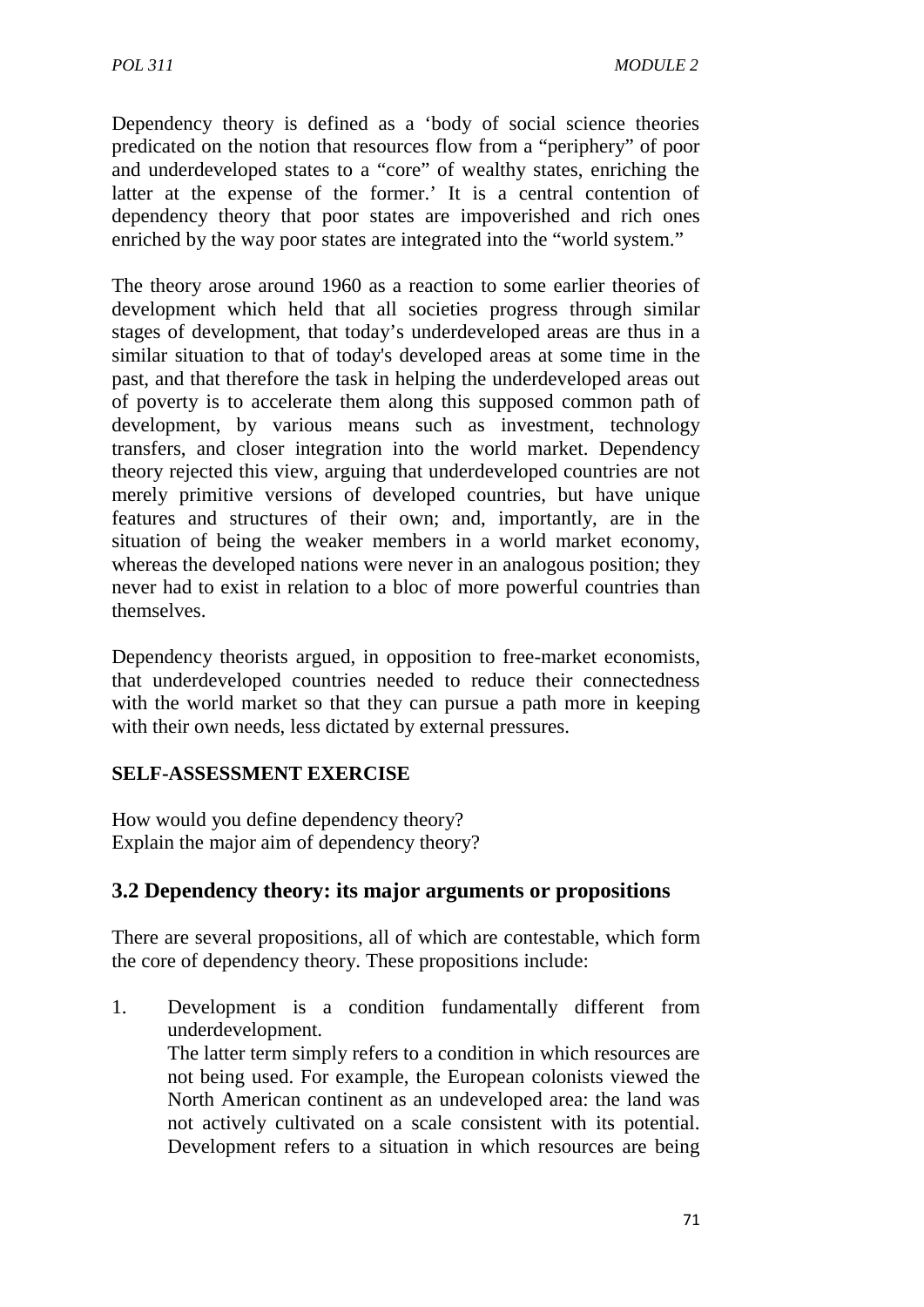Dependency theory is defined as a 'body of social science theories predicated on the notion that resources flow from a "periphery" of poor and underdeveloped states to a "core" of wealthy states, enriching the latter at the expense of the former.' It is a central contention of dependency theory that poor states are impoverished and rich ones enriched by the way poor states are integrated into the "world system."

The theory arose around 1960 as a reaction to some earlier theories of development which held that all societies progress through similar stages of development, that today's underdeveloped areas are thus in a similar situation to that of today's developed areas at some time in the past, and that therefore the task in helping the underdeveloped areas out of poverty is to accelerate them along this supposed common path of development, by various means such as investment, technology transfers, and closer integration into the world market. Dependency theory rejected this view, arguing that underdeveloped countries are not merely primitive versions of developed countries, but have unique features and structures of their own; and, importantly, are in the situation of being the weaker members in a world market economy, whereas the developed nations were never in an analogous position; they never had to exist in relation to a bloc of more powerful countries than themselves.

Dependency theorists argued, in opposition to free-market economists, that underdeveloped countries needed to reduce their connectedness with the world market so that they can pursue a path more in keeping with their own needs, less dictated by external pressures.

**SELF-ASSESSMENT EXERCISE**

How would you define dependency theory?
Explain the major aim of dependency theory?

## 3.2 Dependency theory: its major arguments or propositions

There are several propositions, all of which are contestable, which form the core of dependency theory. These propositions include:

1. Development is a condition fundamentally different from underdevelopment.
   The latter term simply refers to a condition in which resources are not being used. For example, the European colonists viewed the North American continent as an undeveloped area: the land was not actively cultivated on a scale consistent with its potential. Development refers to a situation in which resources are being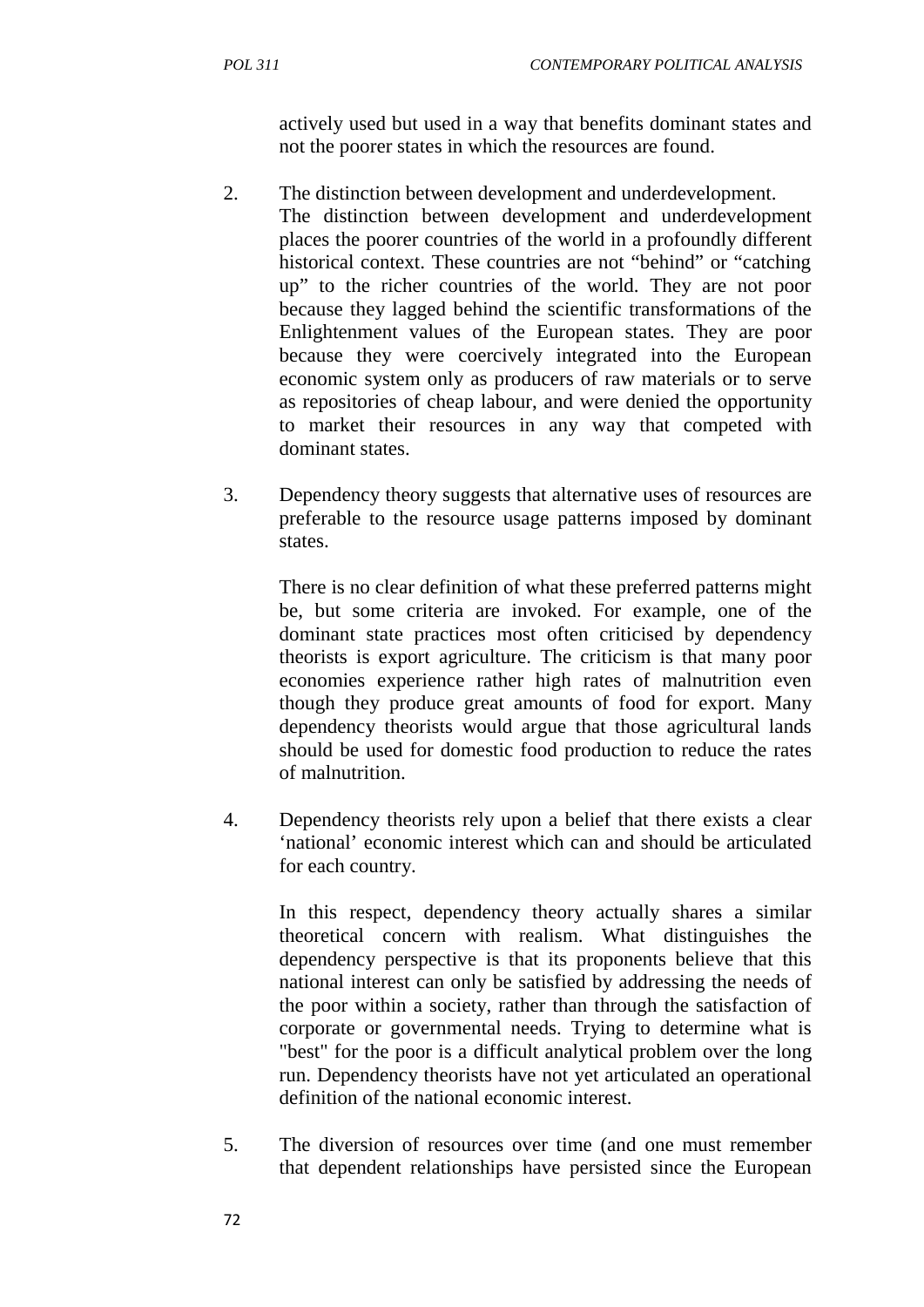actively used but used in a way that benefits dominant states and not the poorer states in which the resources are found.

2. The distinction between development and underdevelopment.

   The distinction between development and underdevelopment places the poorer countries of the world in a profoundly different historical context. These countries are not "behind" or "catching up" to the richer countries of the world. They are not poor because they lagged behind the scientific transformations of the Enlightenment values of the European states. They are poor because they were coercively integrated into the European economic system only as producers of raw materials or to serve as repositories of cheap labour, and were denied the opportunity to market their resources in any way that competed with dominant states.

3. Dependency theory suggests that alternative uses of resources are preferable to the resource usage patterns imposed by dominant states.

   There is no clear definition of what these preferred patterns might be, but some criteria are invoked. For example, one of the dominant state practices most often criticised by dependency theorists is export agriculture. The criticism is that many poor economies experience rather high rates of malnutrition even though they produce great amounts of food for export. Many dependency theorists would argue that those agricultural lands should be used for domestic food production to reduce the rates of malnutrition.

4. Dependency theorists rely upon a belief that there exists a clear 'national' economic interest which can and should be articulated for each country.

   In this respect, dependency theory actually shares a similar theoretical concern with realism. What distinguishes the dependency perspective is that its proponents believe that this national interest can only be satisfied by addressing the needs of the poor within a society, rather than through the satisfaction of corporate or governmental needs. Trying to determine what is "best" for the poor is a difficult analytical problem over the long run. Dependency theorists have not yet articulated an operational definition of the national economic interest.

5. The diversion of resources over time (and one must remember that dependent relationships have persisted since the European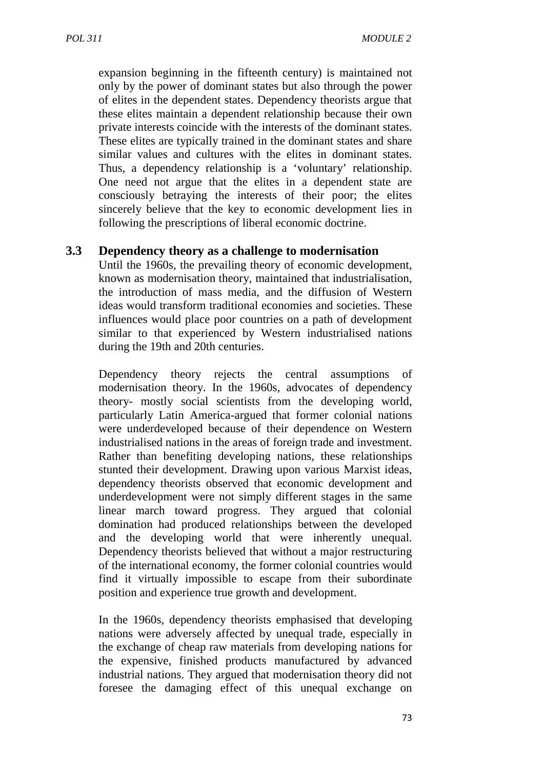expansion beginning in the fifteenth century) is maintained not only by the power of dominant states but also through the power of elites in the dependent states. Dependency theorists argue that these elites maintain a dependent relationship because their own private interests coincide with the interests of the dominant states. These elites are typically trained in the dominant states and share similar values and cultures with the elites in dominant states. Thus, a dependency relationship is a 'voluntary' relationship. One need not argue that the elites in a dependent state are consciously betraying the interests of their poor; the elites sincerely believe that the key to economic development lies in following the prescriptions of liberal economic doctrine.

## 3.3 Dependency theory as a challenge to modernisation

Until the 1960s, the prevailing theory of economic development, known as modernisation theory, maintained that industrialisation, the introduction of mass media, and the diffusion of Western ideas would transform traditional economies and societies. These influences would place poor countries on a path of development similar to that experienced by Western industrialised nations during the 19th and 20th centuries.

Dependency theory rejects the central assumptions of modernisation theory. In the 1960s, advocates of dependency theory- mostly social scientists from the developing world, particularly Latin America-argued that former colonial nations were underdeveloped because of their dependence on Western industrialised nations in the areas of foreign trade and investment. Rather than benefiting developing nations, these relationships stunted their development. Drawing upon various Marxist ideas, dependency theorists observed that economic development and underdevelopment were not simply different stages in the same linear march toward progress. They argued that colonial domination had produced relationships between the developed and the developing world that were inherently unequal. Dependency theorists believed that without a major restructuring of the international economy, the former colonial countries would find it virtually impossible to escape from their subordinate position and experience true growth and development.

In the 1960s, dependency theorists emphasised that developing nations were adversely affected by unequal trade, especially in the exchange of cheap raw materials from developing nations for the expensive, finished products manufactured by advanced industrial nations. They argued that modernisation theory did not foresee the damaging effect of this unequal exchange on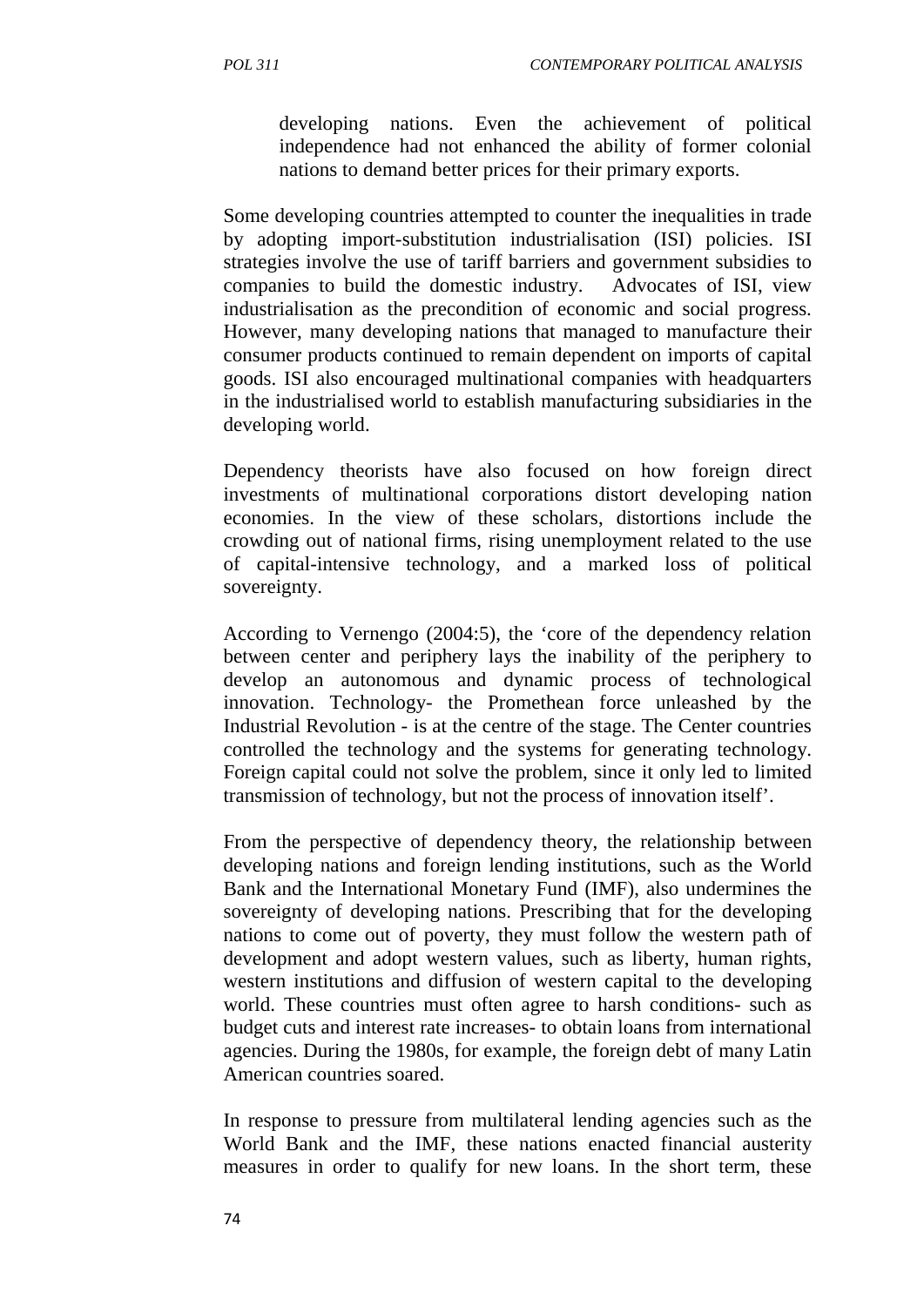developing nations. Even the achievement of political independence had not enhanced the ability of former colonial nations to demand better prices for their primary exports.

Some developing countries attempted to counter the inequalities in trade by adopting import-substitution industrialisation (ISI) policies. ISI strategies involve the use of tariff barriers and government subsidies to companies to build the domestic industry. Advocates of ISI, view industrialisation as the precondition of economic and social progress. However, many developing nations that managed to manufacture their consumer products continued to remain dependent on imports of capital goods. ISI also encouraged multinational companies with headquarters in the industrialised world to establish manufacturing subsidiaries in the developing world.

Dependency theorists have also focused on how foreign direct investments of multinational corporations distort developing nation economies. In the view of these scholars, distortions include the crowding out of national firms, rising unemployment related to the use of capital-intensive technology, and a marked loss of political sovereignty.

According to Vernengo (2004:5), the 'core of the dependency relation between center and periphery lays the inability of the periphery to develop an autonomous and dynamic process of technological innovation. Technology- the Promethean force unleashed by the Industrial Revolution - is at the centre of the stage. The Center countries controlled the technology and the systems for generating technology. Foreign capital could not solve the problem, since it only led to limited transmission of technology, but not the process of innovation itself'.

From the perspective of dependency theory, the relationship between developing nations and foreign lending institutions, such as the World Bank and the International Monetary Fund (IMF), also undermines the sovereignty of developing nations. Prescribing that for the developing nations to come out of poverty, they must follow the western path of development and adopt western values, such as liberty, human rights, western institutions and diffusion of western capital to the developing world. These countries must often agree to harsh conditions- such as budget cuts and interest rate increases- to obtain loans from international agencies. During the 1980s, for example, the foreign debt of many Latin American countries soared.

In response to pressure from multilateral lending agencies such as the World Bank and the IMF, these nations enacted financial austerity measures in order to qualify for new loans. In the short term, these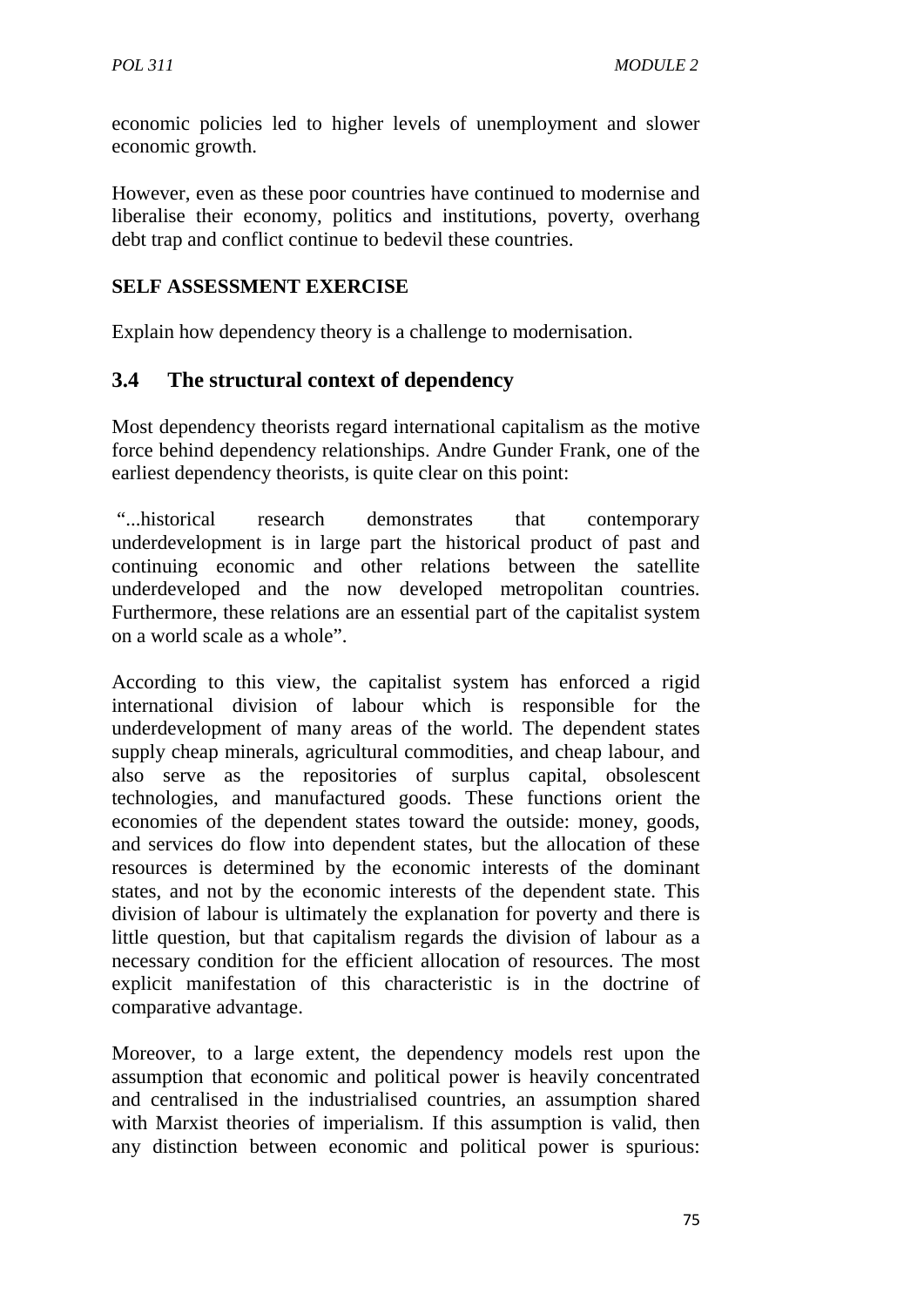economic policies led to higher levels of unemployment and slower economic growth.

However, even as these poor countries have continued to modernise and liberalise their economy, politics and institutions, poverty, overhang debt trap and conflict continue to bedevil these countries.

**SELF ASSESSMENT EXERCISE**

Explain how dependency theory is a challenge to modernisation.

## 3.4 The structural context of dependency

Most dependency theorists regard international capitalism as the motive force behind dependency relationships. Andre Gunder Frank, one of the earliest dependency theorists, is quite clear on this point:

"...historical research demonstrates that contemporary underdevelopment is in large part the historical product of past and continuing economic and other relations between the satellite underdeveloped and the now developed metropolitan countries. Furthermore, these relations are an essential part of the capitalist system on a world scale as a whole".

According to this view, the capitalist system has enforced a rigid international division of labour which is responsible for the underdevelopment of many areas of the world. The dependent states supply cheap minerals, agricultural commodities, and cheap labour, and also serve as the repositories of surplus capital, obsolescent technologies, and manufactured goods. These functions orient the economies of the dependent states toward the outside: money, goods, and services do flow into dependent states, but the allocation of these resources is determined by the economic interests of the dominant states, and not by the economic interests of the dependent state. This division of labour is ultimately the explanation for poverty and there is little question, but that capitalism regards the division of labour as a necessary condition for the efficient allocation of resources. The most explicit manifestation of this characteristic is in the doctrine of comparative advantage.

Moreover, to a large extent, the dependency models rest upon the assumption that economic and political power is heavily concentrated and centralised in the industrialised countries, an assumption shared with Marxist theories of imperialism. If this assumption is valid, then any distinction between economic and political power is spurious: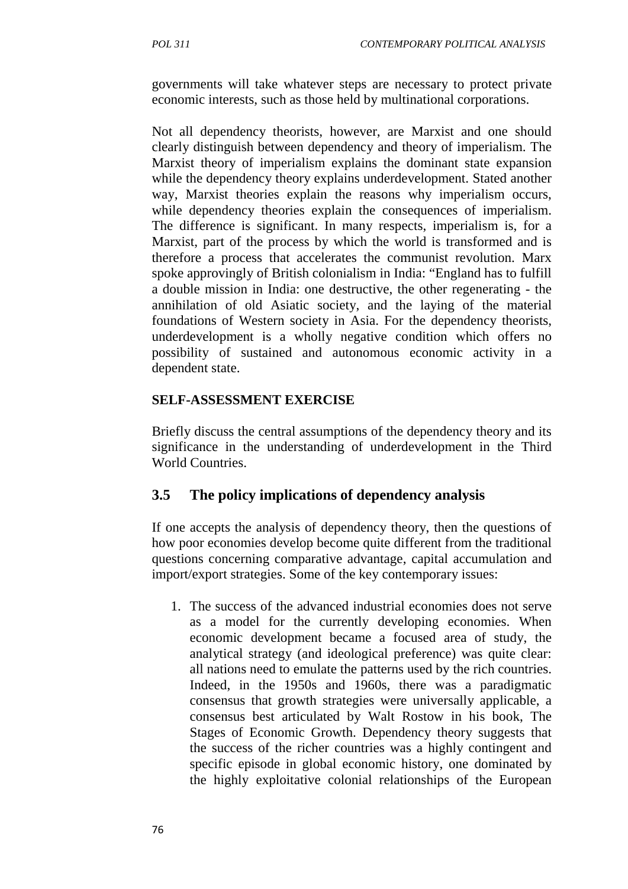governments will take whatever steps are necessary to protect private economic interests, such as those held by multinational corporations.

Not all dependency theorists, however, are Marxist and one should clearly distinguish between dependency and theory of imperialism. The Marxist theory of imperialism explains the dominant state expansion while the dependency theory explains underdevelopment. Stated another way, Marxist theories explain the reasons why imperialism occurs, while dependency theories explain the consequences of imperialism. The difference is significant. In many respects, imperialism is, for a Marxist, part of the process by which the world is transformed and is therefore a process that accelerates the communist revolution. Marx spoke approvingly of British colonialism in India: "England has to fulfill a double mission in India: one destructive, the other regenerating - the annihilation of old Asiatic society, and the laying of the material foundations of Western society in Asia. For the dependency theorists, underdevelopment is a wholly negative condition which offers no possibility of sustained and autonomous economic activity in a dependent state.

**SELF-ASSESSMENT EXERCISE**

Briefly discuss the central assumptions of the dependency theory and its significance in the understanding of underdevelopment in the Third World Countries.

## 3.5 The policy implications of dependency analysis

If one accepts the analysis of dependency theory, then the questions of how poor economies develop become quite different from the traditional questions concerning comparative advantage, capital accumulation and import/export strategies. Some of the key contemporary issues:

1. The success of the advanced industrial economies does not serve as a model for the currently developing economies. When economic development became a focused area of study, the analytical strategy (and ideological preference) was quite clear: all nations need to emulate the patterns used by the rich countries. Indeed, in the 1950s and 1960s, there was a paradigmatic consensus that growth strategies were universally applicable, a consensus best articulated by Walt Rostow in his book, The Stages of Economic Growth. Dependency theory suggests that the success of the richer countries was a highly contingent and specific episode in global economic history, one dominated by the highly exploitative colonial relationships of the European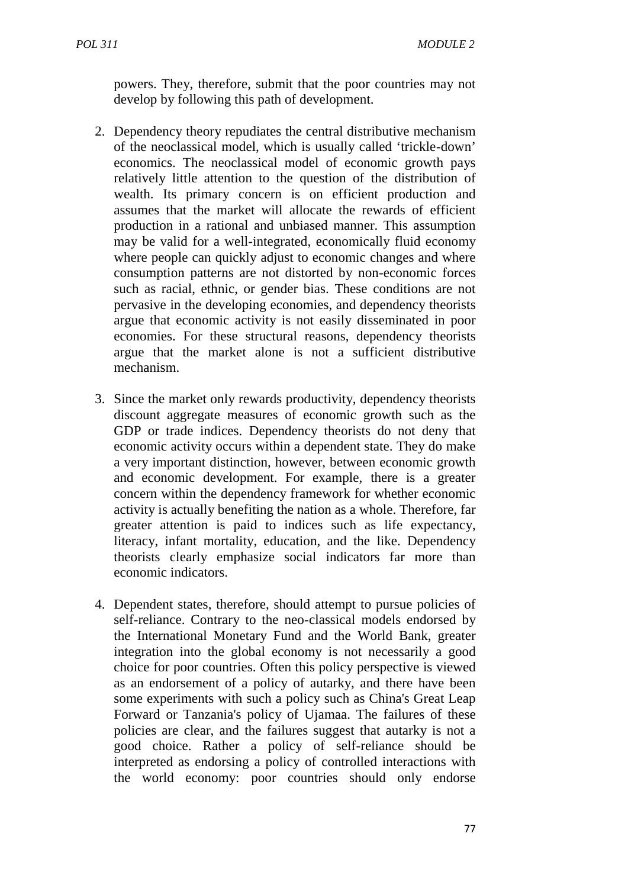powers. They, therefore, submit that the poor countries may not develop by following this path of development.

2. Dependency theory repudiates the central distributive mechanism of the neoclassical model, which is usually called 'trickle-down' economics. The neoclassical model of economic growth pays relatively little attention to the question of the distribution of wealth. Its primary concern is on efficient production and assumes that the market will allocate the rewards of efficient production in a rational and unbiased manner. This assumption may be valid for a well-integrated, economically fluid economy where people can quickly adjust to economic changes and where consumption patterns are not distorted by non-economic forces such as racial, ethnic, or gender bias. These conditions are not pervasive in the developing economies, and dependency theorists argue that economic activity is not easily disseminated in poor economies. For these structural reasons, dependency theorists argue that the market alone is not a sufficient distributive mechanism.

3. Since the market only rewards productivity, dependency theorists discount aggregate measures of economic growth such as the GDP or trade indices. Dependency theorists do not deny that economic activity occurs within a dependent state. They do make a very important distinction, however, between economic growth and economic development. For example, there is a greater concern within the dependency framework for whether economic activity is actually benefiting the nation as a whole. Therefore, far greater attention is paid to indices such as life expectancy, literacy, infant mortality, education, and the like. Dependency theorists clearly emphasize social indicators far more than economic indicators.

4. Dependent states, therefore, should attempt to pursue policies of self-reliance. Contrary to the neo-classical models endorsed by the International Monetary Fund and the World Bank, greater integration into the global economy is not necessarily a good choice for poor countries. Often this policy perspective is viewed as an endorsement of a policy of autarky, and there have been some experiments with such a policy such as China's Great Leap Forward or Tanzania's policy of Ujamaa. The failures of these policies are clear, and the failures suggest that autarky is not a good choice. Rather a policy of self-reliance should be interpreted as endorsing a policy of controlled interactions with the world economy: poor countries should only endorse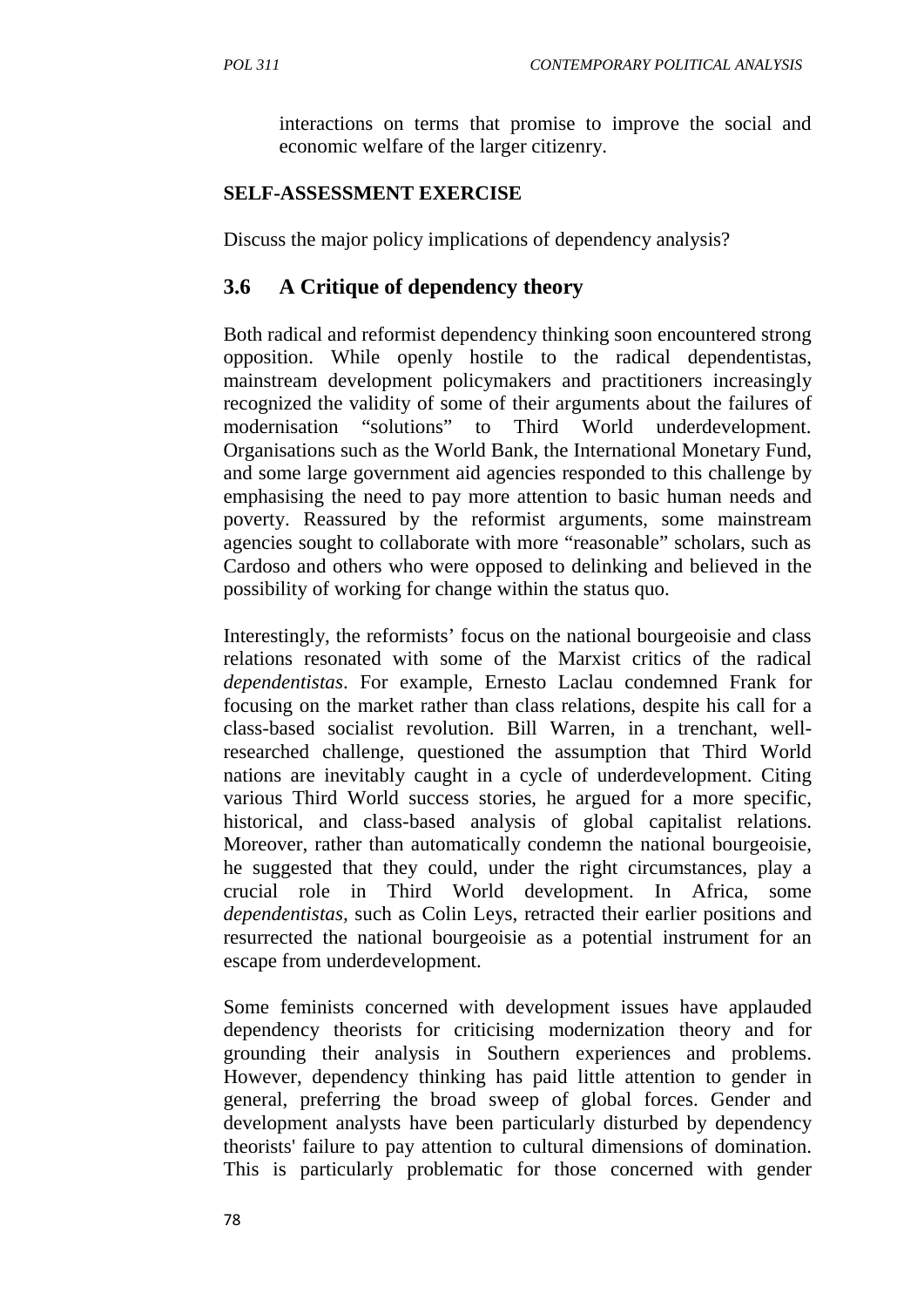interactions on terms that promise to improve the social and economic welfare of the larger citizenry.

**SELF-ASSESSMENT EXERCISE**

Discuss the major policy implications of dependency analysis?

## 3.6 A Critique of dependency theory

Both radical and reformist dependency thinking soon encountered strong opposition. While openly hostile to the radical dependentistas, mainstream development policymakers and practitioners increasingly recognized the validity of some of their arguments about the failures of modernisation "solutions" to Third World underdevelopment. Organisations such as the World Bank, the International Monetary Fund, and some large government aid agencies responded to this challenge by emphasising the need to pay more attention to basic human needs and poverty. Reassured by the reformist arguments, some mainstream agencies sought to collaborate with more "reasonable" scholars, such as Cardoso and others who were opposed to delinking and believed in the possibility of working for change within the status quo.

Interestingly, the reformists' focus on the national bourgeoisie and class relations resonated with some of the Marxist critics of the radical *dependentistas*. For example, Ernesto Laclau condemned Frank for focusing on the market rather than class relations, despite his call for a class-based socialist revolution. Bill Warren, in a trenchant, well-researched challenge, questioned the assumption that Third World nations are inevitably caught in a cycle of underdevelopment. Citing various Third World success stories, he argued for a more specific, historical, and class-based analysis of global capitalist relations. Moreover, rather than automatically condemn the national bourgeoisie, he suggested that they could, under the right circumstances, play a crucial role in Third World development. In Africa, some *dependentistas,* such as Colin Leys, retracted their earlier positions and resurrected the national bourgeoisie as a potential instrument for an escape from underdevelopment.

Some feminists concerned with development issues have applauded dependency theorists for criticising modernization theory and for grounding their analysis in Southern experiences and problems. However, dependency thinking has paid little attention to gender in general, preferring the broad sweep of global forces. Gender and development analysts have been particularly disturbed by dependency theorists' failure to pay attention to cultural dimensions of domination. This is particularly problematic for those concerned with gender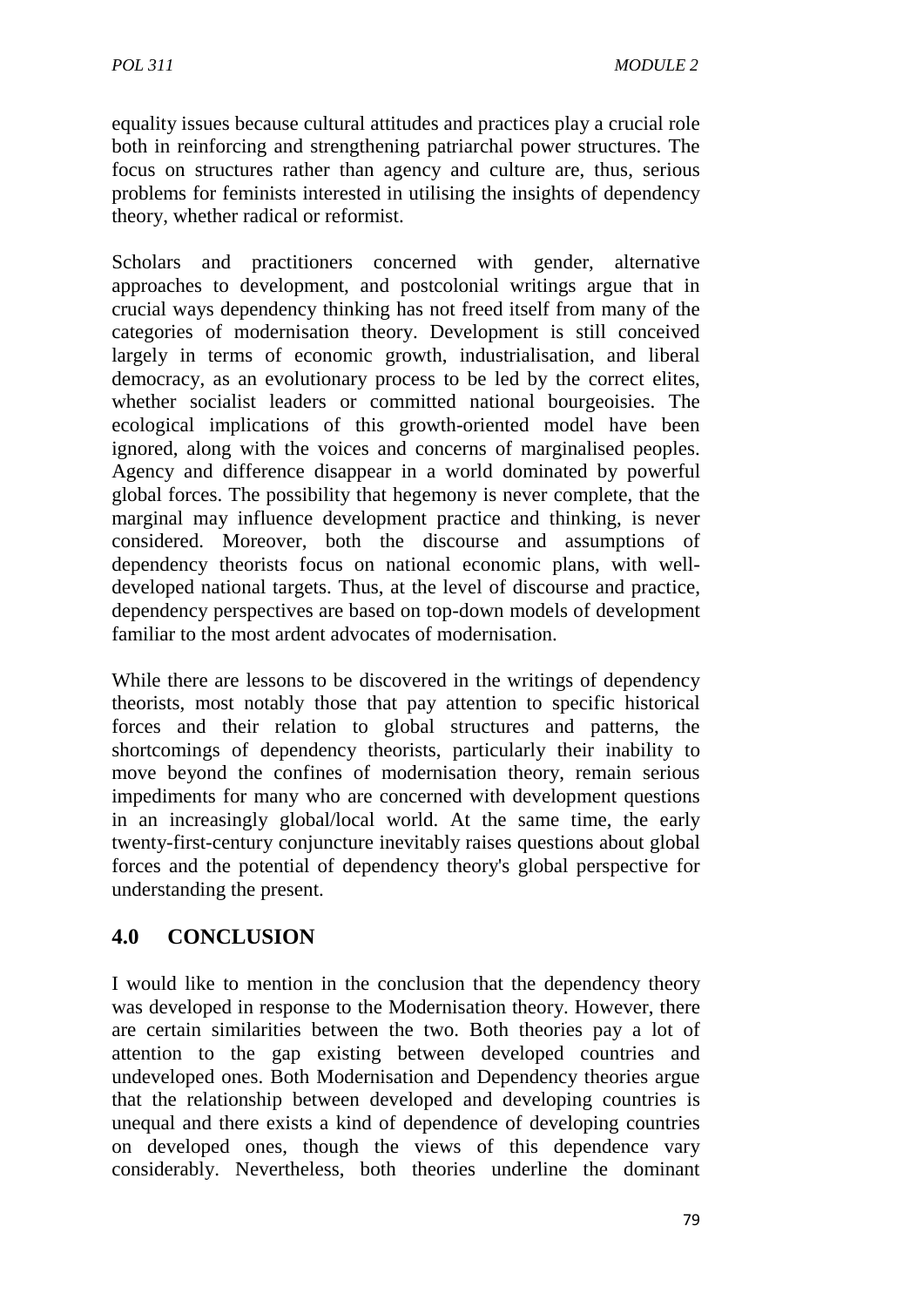equality issues because cultural attitudes and practices play a crucial role both in reinforcing and strengthening patriarchal power structures. The focus on structures rather than agency and culture are, thus, serious problems for feminists interested in utilising the insights of dependency theory, whether radical or reformist.

Scholars and practitioners concerned with gender, alternative approaches to development, and postcolonial writings argue that in crucial ways dependency thinking has not freed itself from many of the categories of modernisation theory. Development is still conceived largely in terms of economic growth, industrialisation, and liberal democracy, as an evolutionary process to be led by the correct elites, whether socialist leaders or committed national bourgeoisies. The ecological implications of this growth-oriented model have been ignored, along with the voices and concerns of marginalised peoples. Agency and difference disappear in a world dominated by powerful global forces. The possibility that hegemony is never complete, that the marginal may influence development practice and thinking, is never considered. Moreover, both the discourse and assumptions of dependency theorists focus on national economic plans, with well-developed national targets. Thus, at the level of discourse and practice, dependency perspectives are based on top-down models of development familiar to the most ardent advocates of modernisation.

While there are lessons to be discovered in the writings of dependency theorists, most notably those that pay attention to specific historical forces and their relation to global structures and patterns, the shortcomings of dependency theorists, particularly their inability to move beyond the confines of modernisation theory, remain serious impediments for many who are concerned with development questions in an increasingly global/local world. At the same time, the early twenty-first-century conjuncture inevitably raises questions about global forces and the potential of dependency theory's global perspective for understanding the present.

## 4.0 CONCLUSION

I would like to mention in the conclusion that the dependency theory was developed in response to the Modernisation theory. However, there are certain similarities between the two. Both theories pay a lot of attention to the gap existing between developed countries and undeveloped ones. Both Modernisation and Dependency theories argue that the relationship between developed and developing countries is unequal and there exists a kind of dependence of developing countries on developed ones, though the views of this dependence vary considerably. Nevertheless, both theories underline the dominant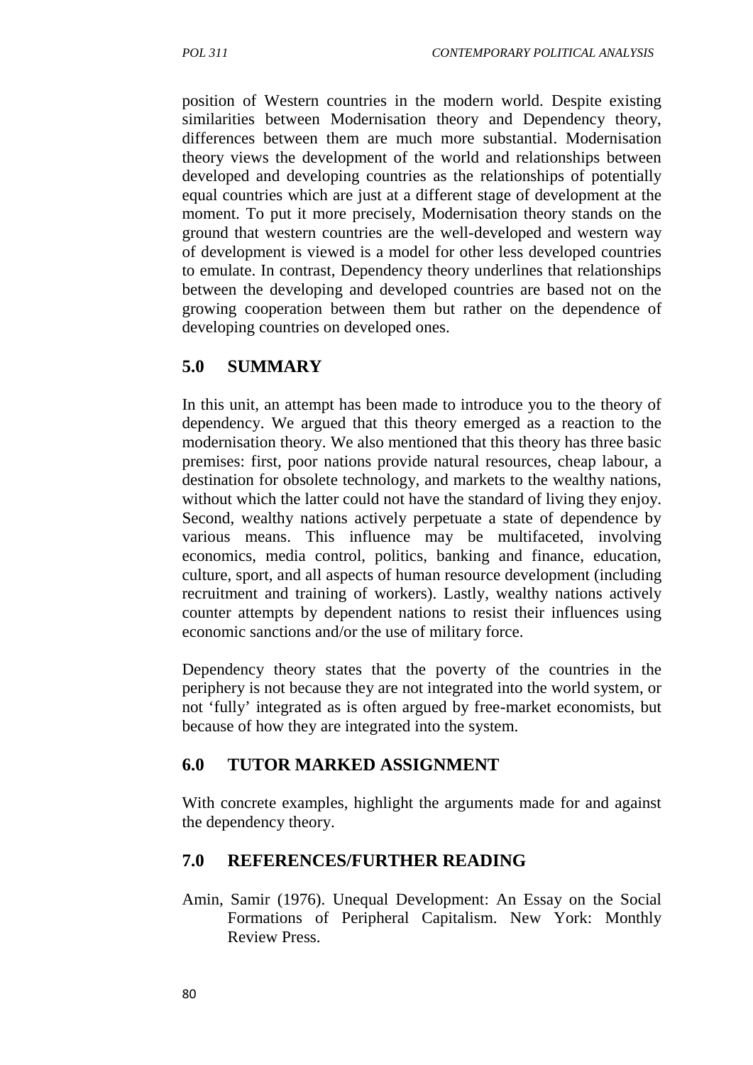position of Western countries in the modern world. Despite existing similarities between Modernisation theory and Dependency theory, differences between them are much more substantial. Modernisation theory views the development of the world and relationships between developed and developing countries as the relationships of potentially equal countries which are just at a different stage of development at the moment. To put it more precisely, Modernisation theory stands on the ground that western countries are the well-developed and western way of development is viewed is a model for other less developed countries to emulate. In contrast, Dependency theory underlines that relationships between the developing and developed countries are based not on the growing cooperation between them but rather on the dependence of developing countries on developed ones.

## 5.0 SUMMARY

In this unit, an attempt has been made to introduce you to the theory of dependency. We argued that this theory emerged as a reaction to the modernisation theory. We also mentioned that this theory has three basic premises: first, poor nations provide natural resources, cheap labour, a destination for obsolete technology, and markets to the wealthy nations, without which the latter could not have the standard of living they enjoy. Second, wealthy nations actively perpetuate a state of dependence by various means. This influence may be multifaceted, involving economics, media control, politics, banking and finance, education, culture, sport, and all aspects of human resource development (including recruitment and training of workers). Lastly, wealthy nations actively counter attempts by dependent nations to resist their influences using economic sanctions and/or the use of military force.

Dependency theory states that the poverty of the countries in the periphery is not because they are not integrated into the world system, or not 'fully' integrated as is often argued by free-market economists, but because of how they are integrated into the system.

## 6.0 TUTOR MARKED ASSIGNMENT

With concrete examples, highlight the arguments made for and against the dependency theory.

## 7.0 REFERENCES/FURTHER READING

Amin, Samir (1976). Unequal Development: An Essay on the Social Formations of Peripheral Capitalism. New York: Monthly Review Press.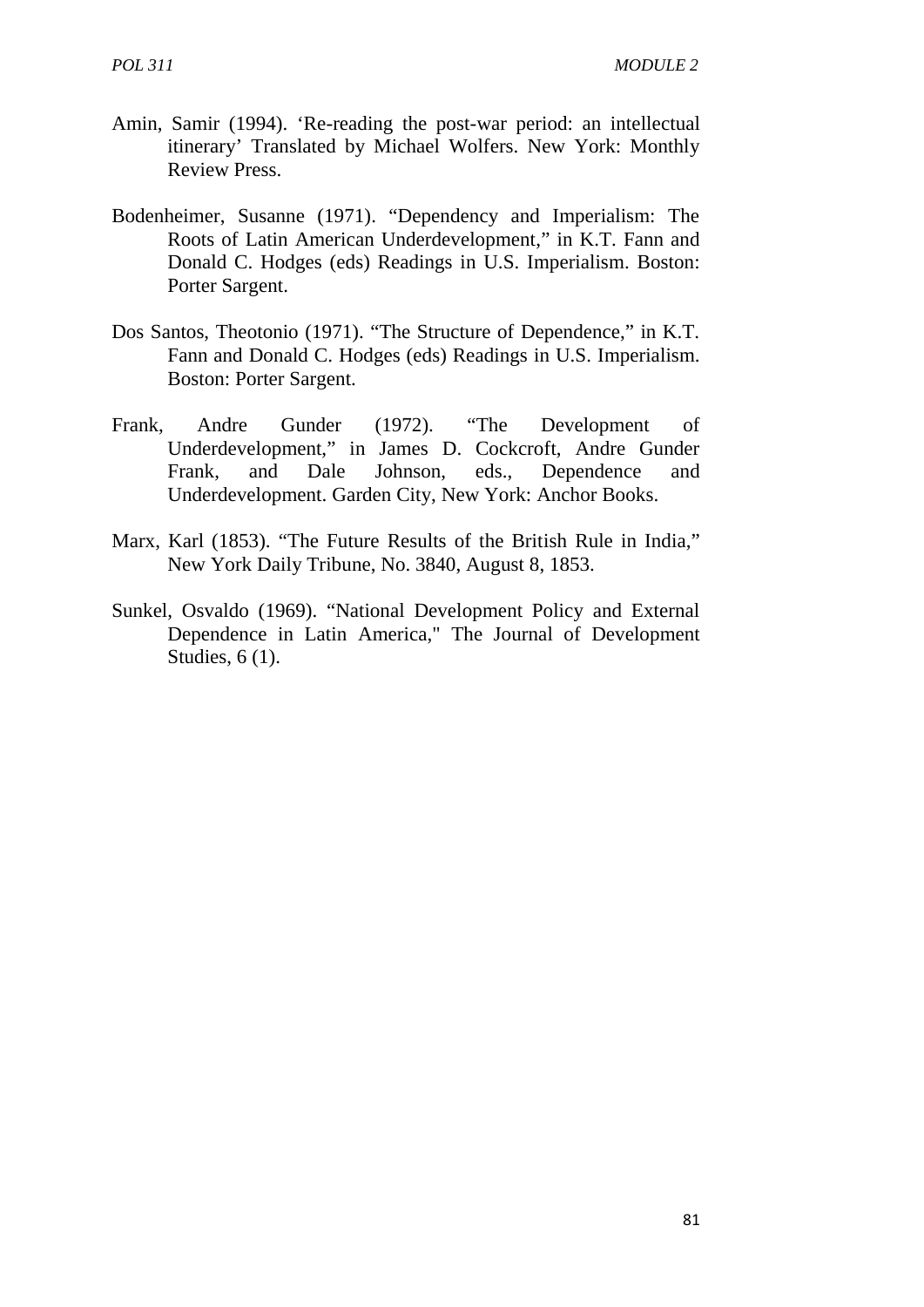Amin, Samir (1994). 'Re-reading the post-war period: an intellectual itinerary' Translated by Michael Wolfers. New York: Monthly Review Press.

Bodenheimer, Susanne (1971). "Dependency and Imperialism: The Roots of Latin American Underdevelopment," in K.T. Fann and Donald C. Hodges (eds) Readings in U.S. Imperialism. Boston: Porter Sargent.

Dos Santos, Theotonio (1971). "The Structure of Dependence," in K.T. Fann and Donald C. Hodges (eds) Readings in U.S. Imperialism. Boston: Porter Sargent.

Frank, Andre Gunder (1972). "The Development of Underdevelopment," in James D. Cockcroft, Andre Gunder Frank, and Dale Johnson, eds., Dependence and Underdevelopment. Garden City, New York: Anchor Books.

Marx, Karl (1853). "The Future Results of the British Rule in India," New York Daily Tribune, No. 3840, August 8, 1853.

Sunkel, Osvaldo (1969). "National Development Policy and External Dependence in Latin America," The Journal of Development Studies, 6 (1).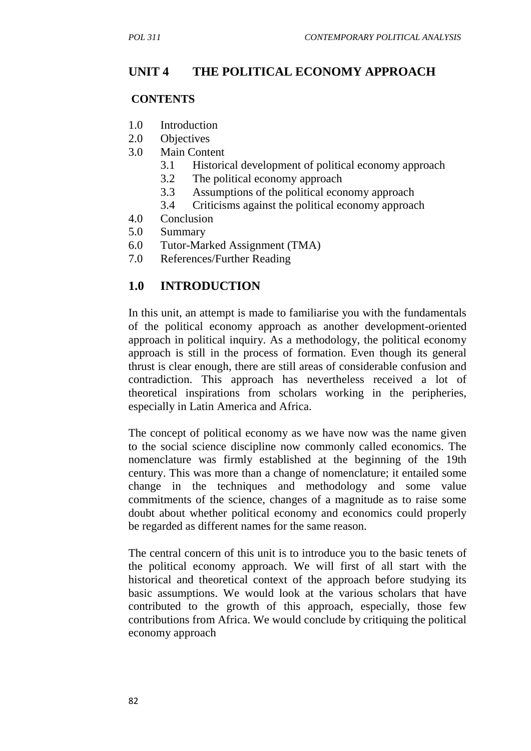## UNIT 4 THE POLITICAL ECONOMY APPROACH

**CONTENTS**

- 1.0 Introduction
- 2.0 Objectives
- 3.0 Main Content
  - 3.1 Historical development of political economy approach
  - 3.2 The political economy approach
  - 3.3 Assumptions of the political economy approach
  - 3.4 Criticisms against the political economy approach
- 4.0 Conclusion
- 5.0 Summary
- 6.0 Tutor-Marked Assignment (TMA)
- 7.0 References/Further Reading

## 1.0 INTRODUCTION

In this unit, an attempt is made to familiarise you with the fundamentals of the political economy approach as another development-oriented approach in political inquiry. As a methodology, the political economy approach is still in the process of formation. Even though its general thrust is clear enough, there are still areas of considerable confusion and contradiction. This approach has nevertheless received a lot of theoretical inspirations from scholars working in the peripheries, especially in Latin America and Africa.

The concept of political economy as we have now was the name given to the social science discipline now commonly called economics. The nomenclature was firmly established at the beginning of the 19th century. This was more than a change of nomenclature; it entailed some change in the techniques and methodology and some value commitments of the science, changes of a magnitude as to raise some doubt about whether political economy and economics could properly be regarded as different names for the same reason.

The central concern of this unit is to introduce you to the basic tenets of the political economy approach. We will first of all start with the historical and theoretical context of the approach before studying its basic assumptions. We would look at the various scholars that have contributed to the growth of this approach, especially, those few contributions from Africa. We would conclude by critiquing the political economy approach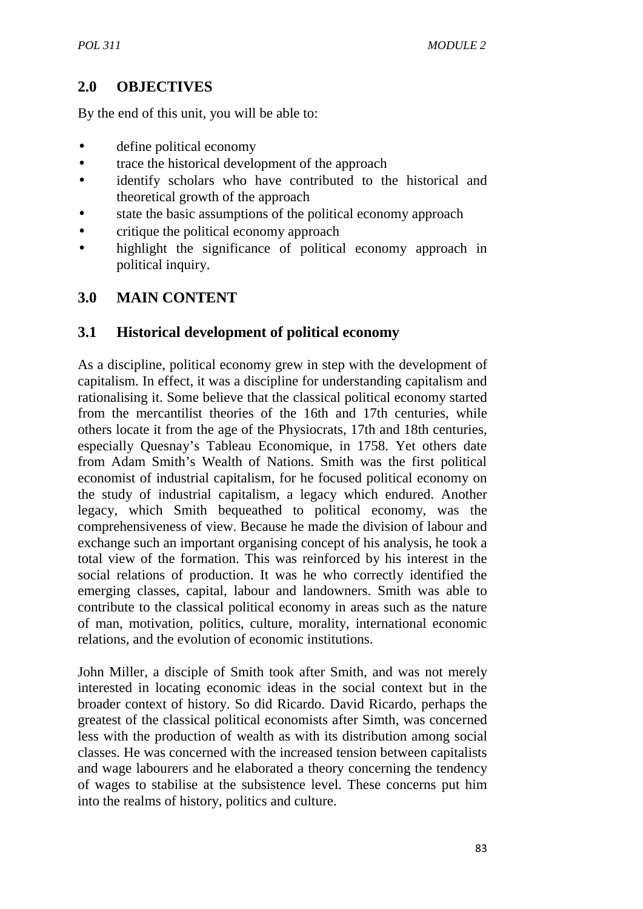## 2.0 OBJECTIVES

By the end of this unit, you will be able to:

- define political economy
- trace the historical development of the approach
- identify scholars who have contributed to the historical and theoretical growth of the approach
- state the basic assumptions of the political economy approach
- critique the political economy approach
- highlight the significance of political economy approach in political inquiry.

## 3.0 MAIN CONTENT

### 3.1 Historical development of political economy

As a discipline, political economy grew in step with the development of capitalism. In effect, it was a discipline for understanding capitalism and rationalising it. Some believe that the classical political economy started from the mercantilist theories of the 16th and 17th centuries, while others locate it from the age of the Physiocrats, 17th and 18th centuries, especially Quesnay's Tableau Economique, in 1758. Yet others date from Adam Smith's Wealth of Nations. Smith was the first political economist of industrial capitalism, for he focused political economy on the study of industrial capitalism, a legacy which endured. Another legacy, which Smith bequeathed to political economy, was the comprehensiveness of view. Because he made the division of labour and exchange such an important organising concept of his analysis, he took a total view of the formation. This was reinforced by his interest in the social relations of production. It was he who correctly identified the emerging classes, capital, labour and landowners. Smith was able to contribute to the classical political economy in areas such as the nature of man, motivation, politics, culture, morality, international economic relations, and the evolution of economic institutions.

John Miller, a disciple of Smith took after Smith, and was not merely interested in locating economic ideas in the social context but in the broader context of history. So did Ricardo. David Ricardo, perhaps the greatest of the classical political economists after Simth, was concerned less with the production of wealth as with its distribution among social classes. He was concerned with the increased tension between capitalists and wage labourers and he elaborated a theory concerning the tendency of wages to stabilise at the subsistence level. These concerns put him into the realms of history, politics and culture.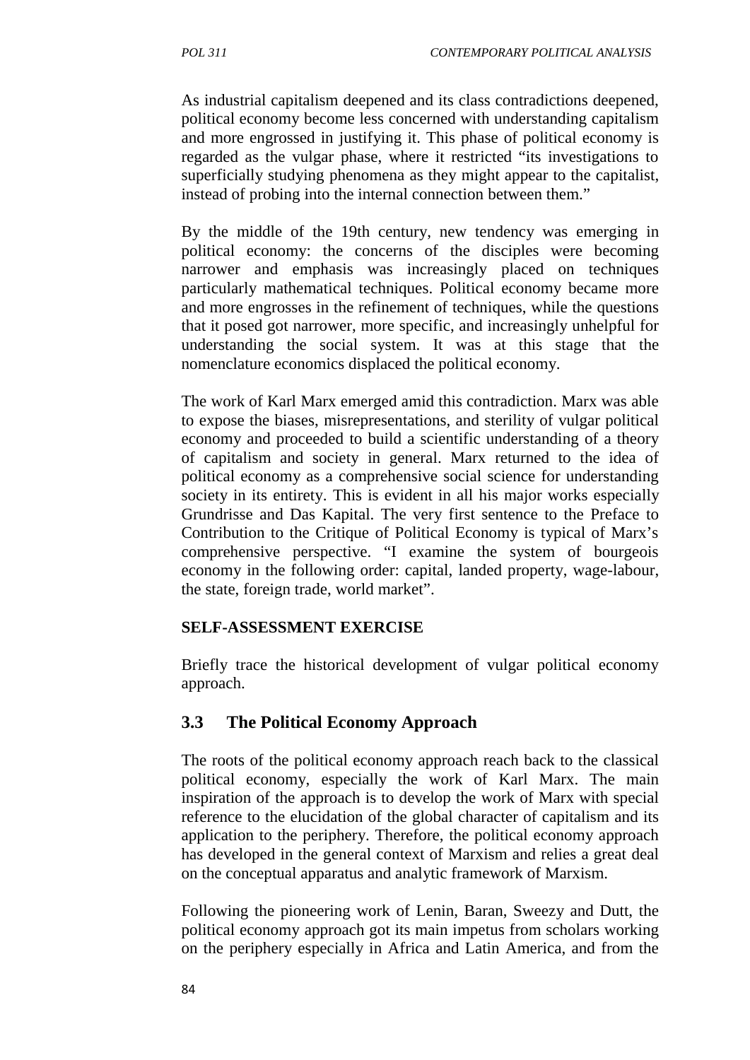As industrial capitalism deepened and its class contradictions deepened, political economy become less concerned with understanding capitalism and more engrossed in justifying it. This phase of political economy is regarded as the vulgar phase, where it restricted "its investigations to superficially studying phenomena as they might appear to the capitalist, instead of probing into the internal connection between them."

By the middle of the 19th century, new tendency was emerging in political economy: the concerns of the disciples were becoming narrower and emphasis was increasingly placed on techniques particularly mathematical techniques. Political economy became more and more engrosses in the refinement of techniques, while the questions that it posed got narrower, more specific, and increasingly unhelpful for understanding the social system. It was at this stage that the nomenclature economics displaced the political economy.

The work of Karl Marx emerged amid this contradiction. Marx was able to expose the biases, misrepresentations, and sterility of vulgar political economy and proceeded to build a scientific understanding of a theory of capitalism and society in general. Marx returned to the idea of political economy as a comprehensive social science for understanding society in its entirety. This is evident in all his major works especially Grundrisse and Das Kapital. The very first sentence to the Preface to Contribution to the Critique of Political Economy is typical of Marx's comprehensive perspective. "I examine the system of bourgeois economy in the following order: capital, landed property, wage-labour, the state, foreign trade, world market".

**SELF-ASSESSMENT EXERCISE**

Briefly trace the historical development of vulgar political economy approach.

## 3.3 The Political Economy Approach

The roots of the political economy approach reach back to the classical political economy, especially the work of Karl Marx. The main inspiration of the approach is to develop the work of Marx with special reference to the elucidation of the global character of capitalism and its application to the periphery. Therefore, the political economy approach has developed in the general context of Marxism and relies a great deal on the conceptual apparatus and analytic framework of Marxism.

Following the pioneering work of Lenin, Baran, Sweezy and Dutt, the political economy approach got its main impetus from scholars working on the periphery especially in Africa and Latin America, and from the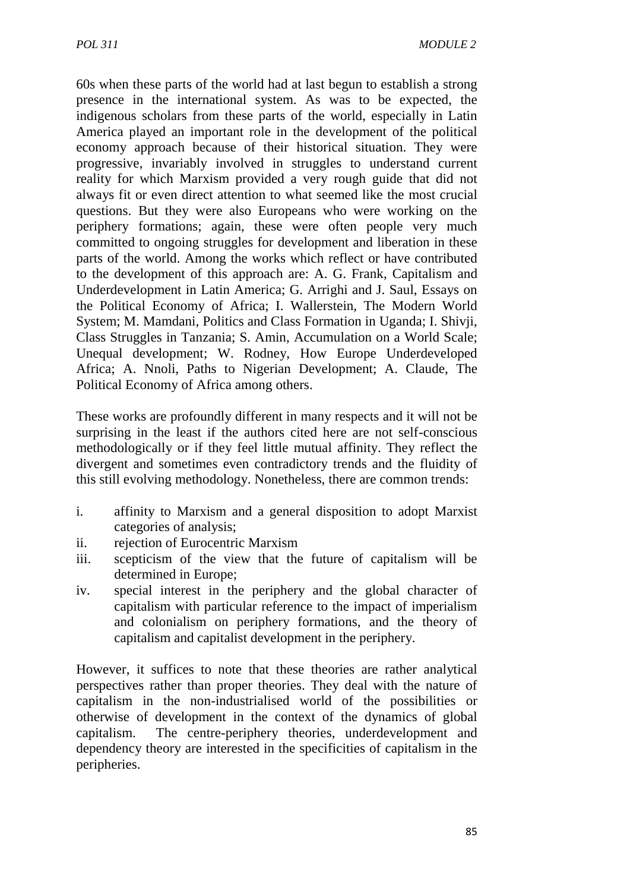60s when these parts of the world had at last begun to establish a strong presence in the international system. As was to be expected, the indigenous scholars from these parts of the world, especially in Latin America played an important role in the development of the political economy approach because of their historical situation. They were progressive, invariably involved in struggles to understand current reality for which Marxism provided a very rough guide that did not always fit or even direct attention to what seemed like the most crucial questions. But they were also Europeans who were working on the periphery formations; again, these were often people very much committed to ongoing struggles for development and liberation in these parts of the world. Among the works which reflect or have contributed to the development of this approach are: A. G. Frank, Capitalism and Underdevelopment in Latin America; G. Arrighi and J. Saul, Essays on the Political Economy of Africa; I. Wallerstein, The Modern World System; M. Mamdani, Politics and Class Formation in Uganda; I. Shivji, Class Struggles in Tanzania; S. Amin, Accumulation on a World Scale; Unequal development; W. Rodney, How Europe Underdeveloped Africa; A. Nnoli, Paths to Nigerian Development; A. Claude, The Political Economy of Africa among others.

These works are profoundly different in many respects and it will not be surprising in the least if the authors cited here are not self-conscious methodologically or if they feel little mutual affinity. They reflect the divergent and sometimes even contradictory trends and the fluidity of this still evolving methodology. Nonetheless, there are common trends:

i. affinity to Marxism and a general disposition to adopt Marxist categories of analysis;
ii. rejection of Eurocentric Marxism
iii. scepticism of the view that the future of capitalism will be determined in Europe;
iv. special interest in the periphery and the global character of capitalism with particular reference to the impact of imperialism and colonialism on periphery formations, and the theory of capitalism and capitalist development in the periphery.

However, it suffices to note that these theories are rather analytical perspectives rather than proper theories. They deal with the nature of capitalism in the non-industrialised world of the possibilities or otherwise of development in the context of the dynamics of global capitalism. The centre-periphery theories, underdevelopment and dependency theory are interested in the specificities of capitalism in the peripheries.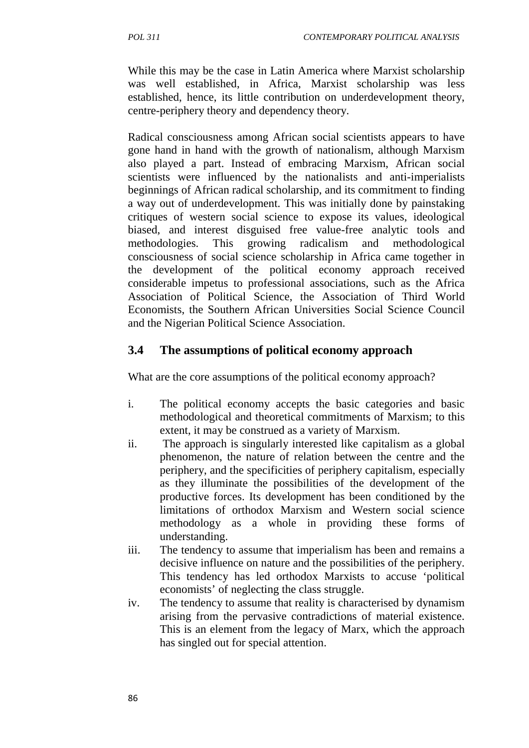While this may be the case in Latin America where Marxist scholarship was well established, in Africa, Marxist scholarship was less established, hence, its little contribution on underdevelopment theory, centre-periphery theory and dependency theory.

Radical consciousness among African social scientists appears to have gone hand in hand with the growth of nationalism, although Marxism also played a part. Instead of embracing Marxism, African social scientists were influenced by the nationalists and anti-imperialists beginnings of African radical scholarship, and its commitment to finding a way out of underdevelopment. This was initially done by painstaking critiques of western social science to expose its values, ideological biased, and interest disguised free value-free analytic tools and methodologies. This growing radicalism and methodological consciousness of social science scholarship in Africa came together in the development of the political economy approach received considerable impetus to professional associations, such as the Africa Association of Political Science, the Association of Third World Economists, the Southern African Universities Social Science Council and the Nigerian Political Science Association.

## 3.4 The assumptions of political economy approach

What are the core assumptions of the political economy approach?

i. The political economy accepts the basic categories and basic methodological and theoretical commitments of Marxism; to this extent, it may be construed as a variety of Marxism.

ii. The approach is singularly interested like capitalism as a global phenomenon, the nature of relation between the centre and the periphery, and the specificities of periphery capitalism, especially as they illuminate the possibilities of the development of the productive forces. Its development has been conditioned by the limitations of orthodox Marxism and Western social science methodology as a whole in providing these forms of understanding.

iii. The tendency to assume that imperialism has been and remains a decisive influence on nature and the possibilities of the periphery. This tendency has led orthodox Marxists to accuse 'political economists' of neglecting the class struggle.

iv. The tendency to assume that reality is characterised by dynamism arising from the pervasive contradictions of material existence. This is an element from the legacy of Marx, which the approach has singled out for special attention.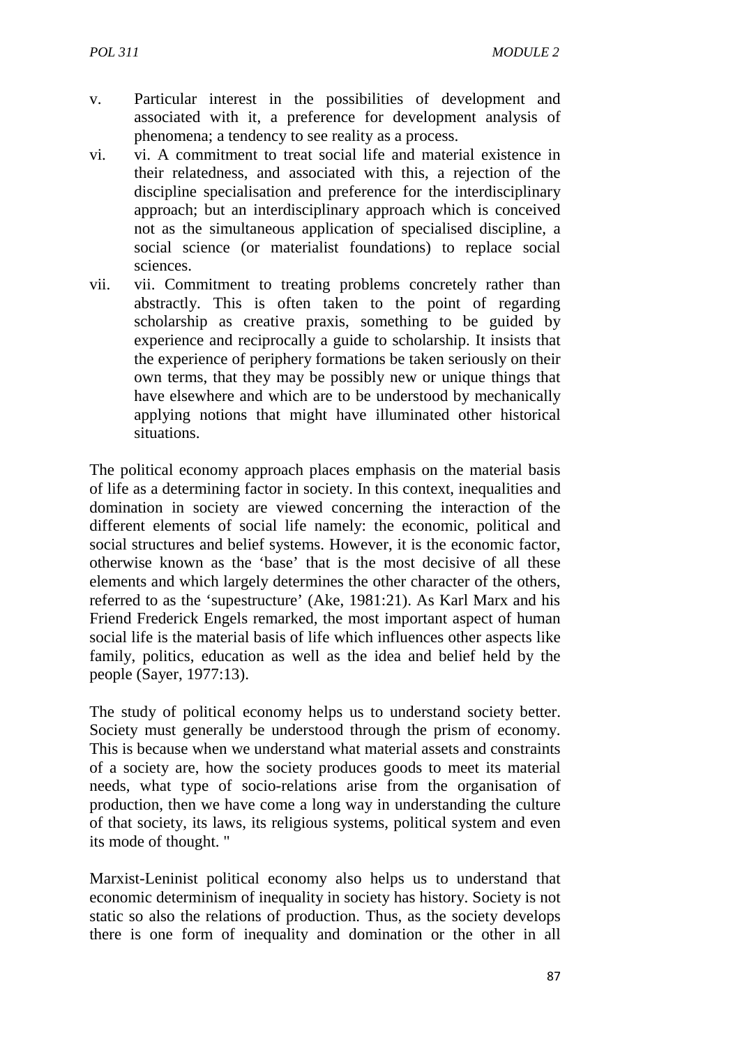v. Particular interest in the possibilities of development and associated with it, a preference for development analysis of phenomena; a tendency to see reality as a process.

vi. vi. A commitment to treat social life and material existence in their relatedness, and associated with this, a rejection of the discipline specialisation and preference for the interdisciplinary approach; but an interdisciplinary approach which is conceived not as the simultaneous application of specialised discipline, a social science (or materialist foundations) to replace social sciences.

vii. vii. Commitment to treating problems concretely rather than abstractly. This is often taken to the point of regarding scholarship as creative praxis, something to be guided by experience and reciprocally a guide to scholarship. It insists that the experience of periphery formations be taken seriously on their own terms, that they may be possibly new or unique things that have elsewhere and which are to be understood by mechanically applying notions that might have illuminated other historical situations.

The political economy approach places emphasis on the material basis of life as a determining factor in society. In this context, inequalities and domination in society are viewed concerning the interaction of the different elements of social life namely: the economic, political and social structures and belief systems. However, it is the economic factor, otherwise known as the 'base' that is the most decisive of all these elements and which largely determines the other character of the others, referred to as the 'supestructure' (Ake, 1981:21). As Karl Marx and his Friend Frederick Engels remarked, the most important aspect of human social life is the material basis of life which influences other aspects like family, politics, education as well as the idea and belief held by the people (Sayer, 1977:13).

The study of political economy helps us to understand society better. Society must generally be understood through the prism of economy. This is because when we understand what material assets and constraints of a society are, how the society produces goods to meet its material needs, what type of socio-relations arise from the organisation of production, then we have come a long way in understanding the culture of that society, its laws, its religious systems, political system and even its mode of thought. "

Marxist-Leninist political economy also helps us to understand that economic determinism of inequality in society has history. Society is not static so also the relations of production. Thus, as the society develops there is one form of inequality and domination or the other in all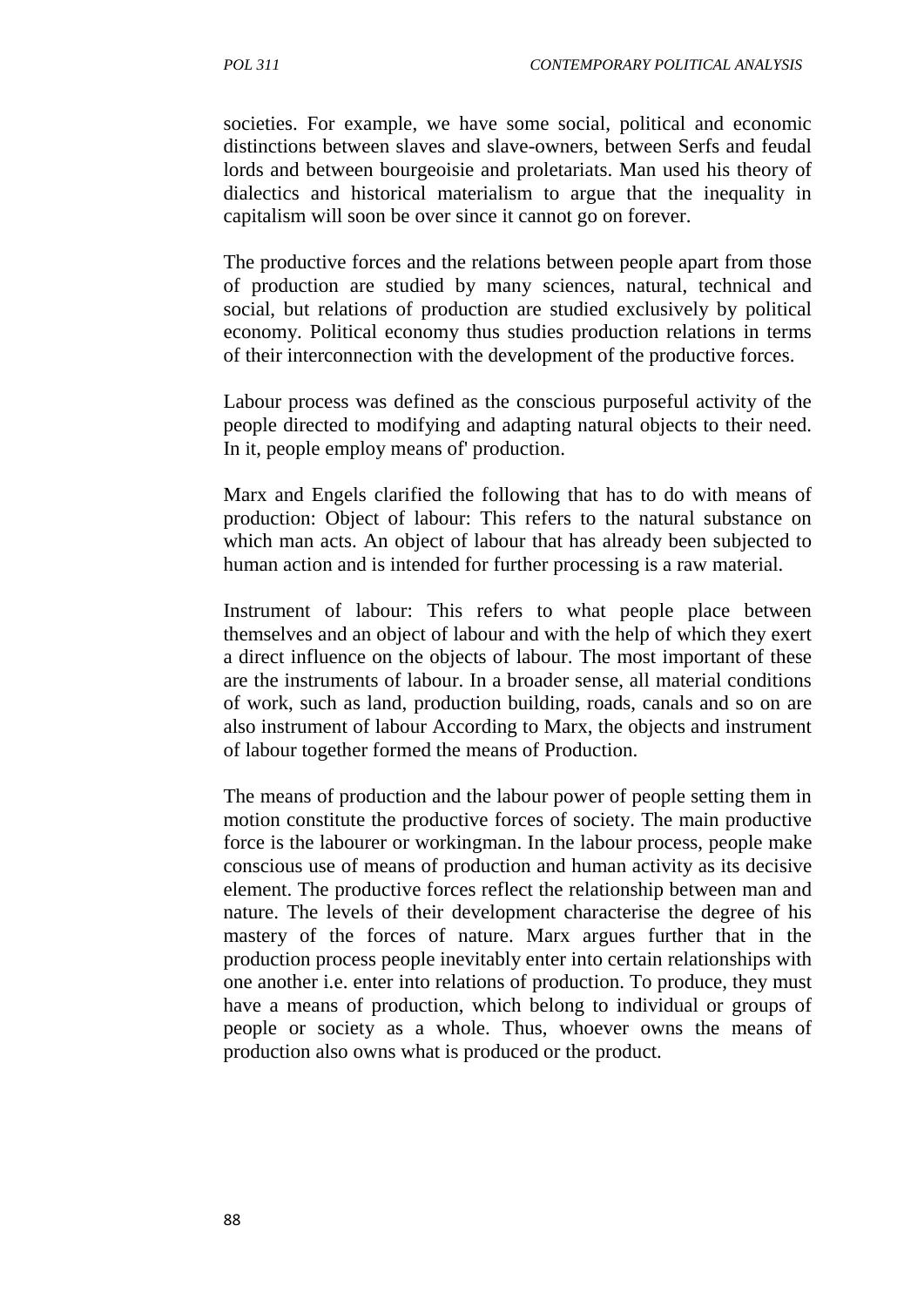societies. For example, we have some social, political and economic distinctions between slaves and slave-owners, between Serfs and feudal lords and between bourgeoisie and proletariats. Man used his theory of dialectics and historical materialism to argue that the inequality in capitalism will soon be over since it cannot go on forever.

The productive forces and the relations between people apart from those of production are studied by many sciences, natural, technical and social, but relations of production are studied exclusively by political economy. Political economy thus studies production relations in terms of their interconnection with the development of the productive forces.

Labour process was defined as the conscious purposeful activity of the people directed to modifying and adapting natural objects to their need. In it, people employ means of' production.

Marx and Engels clarified the following that has to do with means of production: Object of labour: This refers to the natural substance on which man acts. An object of labour that has already been subjected to human action and is intended for further processing is a raw material.

Instrument of labour: This refers to what people place between themselves and an object of labour and with the help of which they exert a direct influence on the objects of labour. The most important of these are the instruments of labour. In a broader sense, all material conditions of work, such as land, production building, roads, canals and so on are also instrument of labour According to Marx, the objects and instrument of labour together formed the means of Production.

The means of production and the labour power of people setting them in motion constitute the productive forces of society. The main productive force is the labourer or workingman. In the labour process, people make conscious use of means of production and human activity as its decisive element. The productive forces reflect the relationship between man and nature. The levels of their development characterise the degree of his mastery of the forces of nature. Marx argues further that in the production process people inevitably enter into certain relationships with one another i.e. enter into relations of production. To produce, they must have a means of production, which belong to individual or groups of people or society as a whole. Thus, whoever owns the means of production also owns what is produced or the product.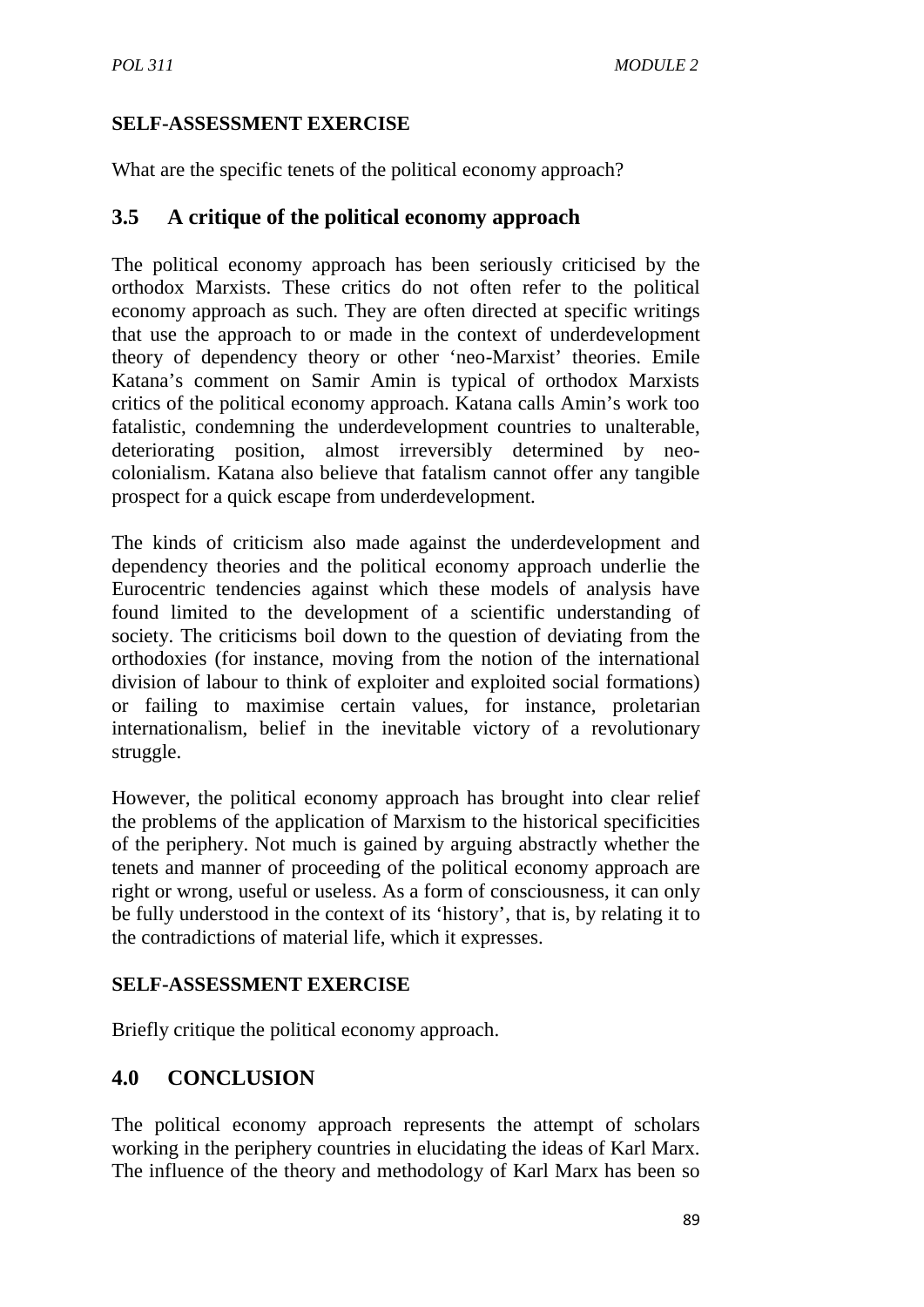**SELF-ASSESSMENT EXERCISE**

What are the specific tenets of the political economy approach?

## 3.5 A critique of the political economy approach

The political economy approach has been seriously criticised by the orthodox Marxists. These critics do not often refer to the political economy approach as such. They are often directed at specific writings that use the approach to or made in the context of underdevelopment theory of dependency theory or other 'neo-Marxist' theories. Emile Katana's comment on Samir Amin is typical of orthodox Marxists critics of the political economy approach. Katana calls Amin's work too fatalistic, condemning the underdevelopment countries to unalterable, deteriorating position, almost irreversibly determined by neo-colonialism. Katana also believe that fatalism cannot offer any tangible prospect for a quick escape from underdevelopment.

The kinds of criticism also made against the underdevelopment and dependency theories and the political economy approach underlie the Eurocentric tendencies against which these models of analysis have found limited to the development of a scientific understanding of society. The criticisms boil down to the question of deviating from the orthodoxies (for instance, moving from the notion of the international division of labour to think of exploiter and exploited social formations) or failing to maximise certain values, for instance, proletarian internationalism, belief in the inevitable victory of a revolutionary struggle.

However, the political economy approach has brought into clear relief the problems of the application of Marxism to the historical specificities of the periphery. Not much is gained by arguing abstractly whether the tenets and manner of proceeding of the political economy approach are right or wrong, useful or useless. As a form of consciousness, it can only be fully understood in the context of its 'history', that is, by relating it to the contradictions of material life, which it expresses.

**SELF-ASSESSMENT EXERCISE**

Briefly critique the political economy approach.

## 4.0 CONCLUSION

The political economy approach represents the attempt of scholars working in the periphery countries in elucidating the ideas of Karl Marx. The influence of the theory and methodology of Karl Marx has been so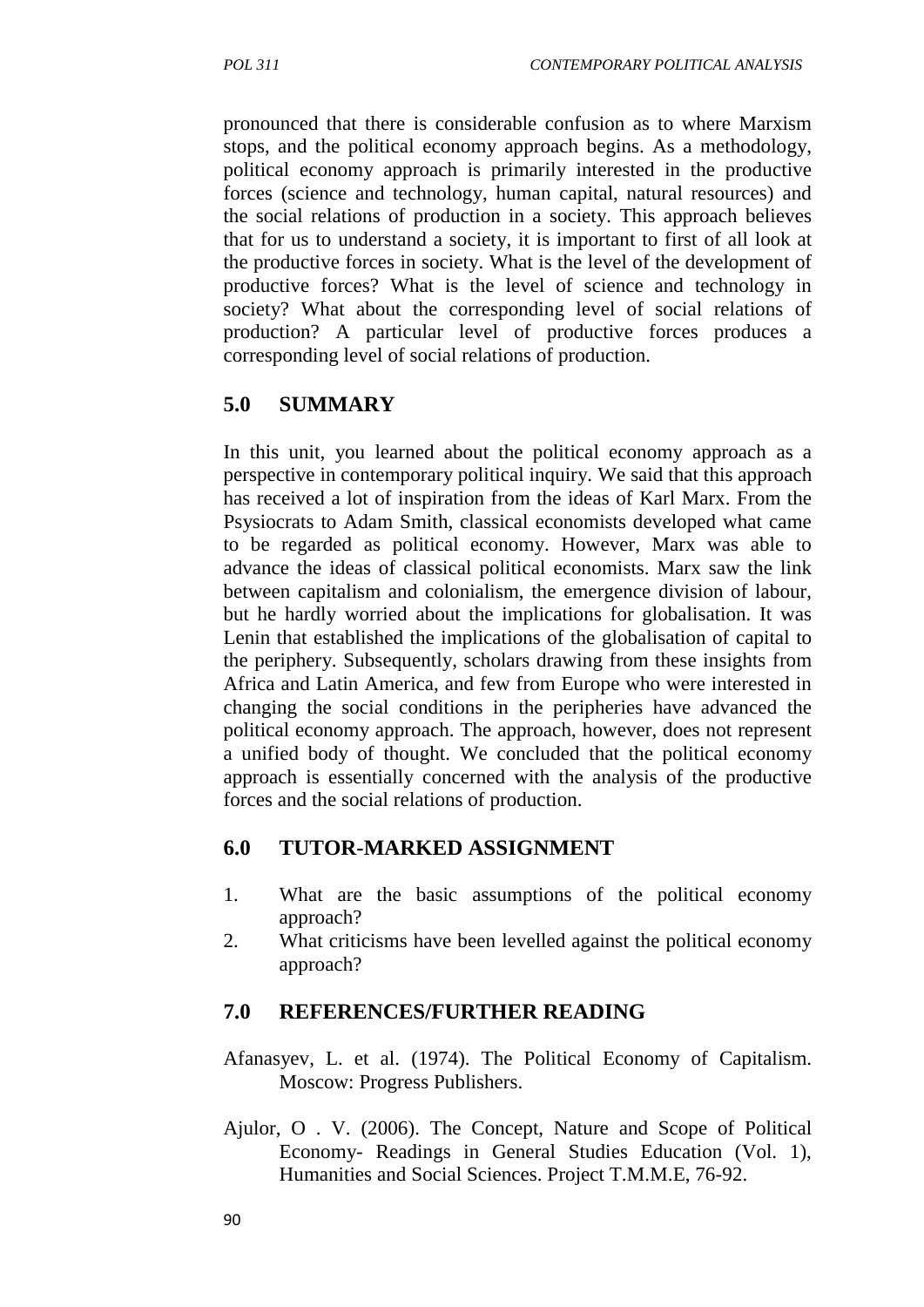pronounced that there is considerable confusion as to where Marxism stops, and the political economy approach begins. As a methodology, political economy approach is primarily interested in the productive forces (science and technology, human capital, natural resources) and the social relations of production in a society. This approach believes that for us to understand a society, it is important to first of all look at the productive forces in society. What is the level of the development of productive forces? What is the level of science and technology in society? What about the corresponding level of social relations of production? A particular level of productive forces produces a corresponding level of social relations of production.

## 5.0 SUMMARY

In this unit, you learned about the political economy approach as a perspective in contemporary political inquiry. We said that this approach has received a lot of inspiration from the ideas of Karl Marx. From the Psysiocrats to Adam Smith, classical economists developed what came to be regarded as political economy. However, Marx was able to advance the ideas of classical political economists. Marx saw the link between capitalism and colonialism, the emergence division of labour, but he hardly worried about the implications for globalisation. It was Lenin that established the implications of the globalisation of capital to the periphery. Subsequently, scholars drawing from these insights from Africa and Latin America, and few from Europe who were interested in changing the social conditions in the peripheries have advanced the political economy approach. The approach, however, does not represent a unified body of thought. We concluded that the political economy approach is essentially concerned with the analysis of the productive forces and the social relations of production.

## 6.0 TUTOR-MARKED ASSIGNMENT

1. What are the basic assumptions of the political economy approach?
2. What criticisms have been levelled against the political economy approach?

## 7.0 REFERENCES/FURTHER READING

Afanasyev, L. et al. (1974). The Political Economy of Capitalism. Moscow: Progress Publishers.

Ajulor, O . V. (2006). The Concept, Nature and Scope of Political Economy- Readings in General Studies Education (Vol. 1), Humanities and Social Sciences. Project T.M.M.E, 76-92.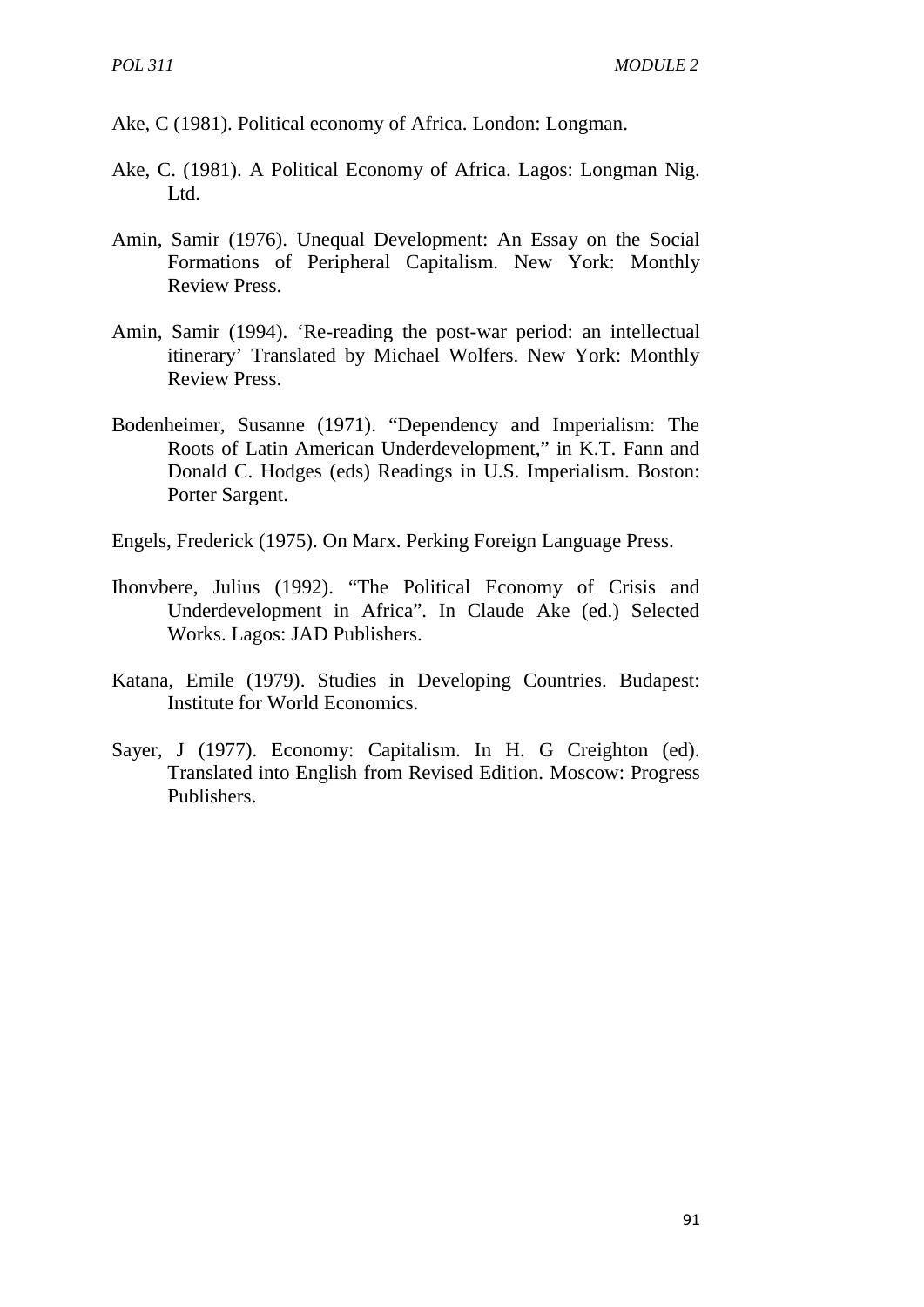Ake, C (1981). Political economy of Africa. London: Longman.

Ake, C. (1981). A Political Economy of Africa. Lagos: Longman Nig. Ltd.

Amin, Samir (1976). Unequal Development: An Essay on the Social Formations of Peripheral Capitalism. New York: Monthly Review Press.

Amin, Samir (1994). 'Re-reading the post-war period: an intellectual itinerary' Translated by Michael Wolfers. New York: Monthly Review Press.

Bodenheimer, Susanne (1971). "Dependency and Imperialism: The Roots of Latin American Underdevelopment," in K.T. Fann and Donald C. Hodges (eds) Readings in U.S. Imperialism. Boston: Porter Sargent.

Engels, Frederick (1975). On Marx. Perking Foreign Language Press.

Ihonvbere, Julius (1992). "The Political Economy of Crisis and Underdevelopment in Africa". In Claude Ake (ed.) Selected Works. Lagos: JAD Publishers.

Katana, Emile (1979). Studies in Developing Countries. Budapest: Institute for World Economics.

Sayer, J (1977). Economy: Capitalism. In H. G Creighton (ed). Translated into English from Revised Edition. Moscow: Progress Publishers.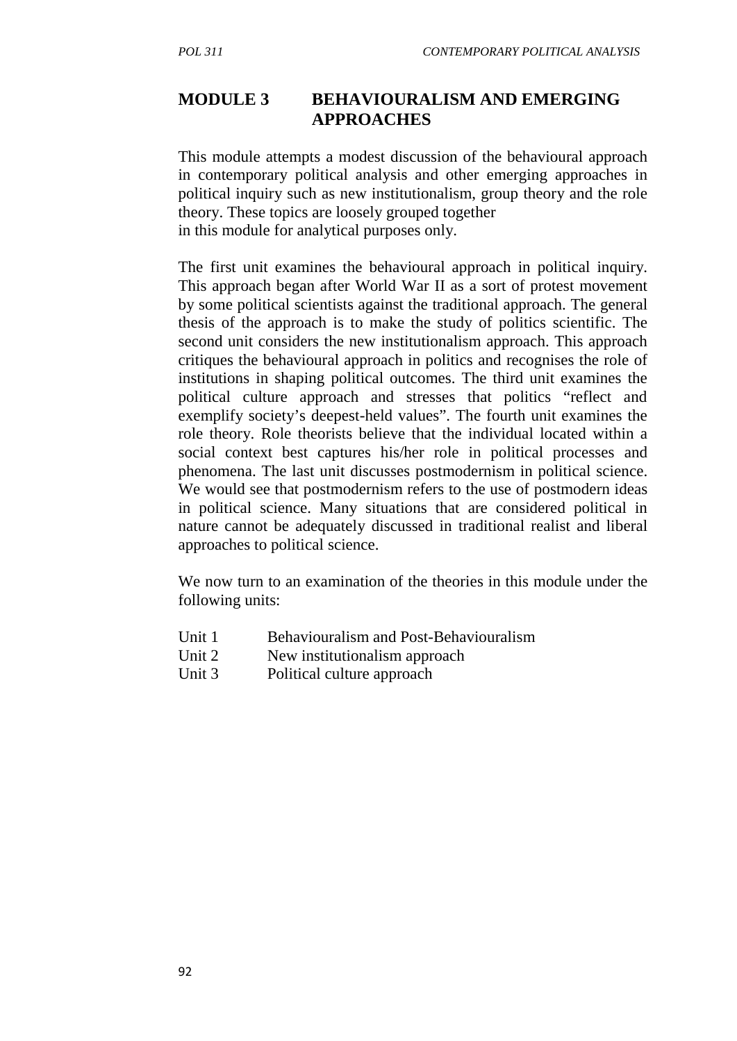# MODULE 3 BEHAVIOURALISM AND EMERGING APPROACHES

This module attempts a modest discussion of the behavioural approach in contemporary political analysis and other emerging approaches in political inquiry such as new institutionalism, group theory and the role theory. These topics are loosely grouped together in this module for analytical purposes only.

The first unit examines the behavioural approach in political inquiry. This approach began after World War II as a sort of protest movement by some political scientists against the traditional approach. The general thesis of the approach is to make the study of politics scientific. The second unit considers the new institutionalism approach. This approach critiques the behavioural approach in politics and recognises the role of institutions in shaping political outcomes. The third unit examines the political culture approach and stresses that politics "reflect and exemplify society's deepest-held values". The fourth unit examines the role theory. Role theorists believe that the individual located within a social context best captures his/her role in political processes and phenomena. The last unit discusses postmodernism in political science. We would see that postmodernism refers to the use of postmodern ideas in political science. Many situations that are considered political in nature cannot be adequately discussed in traditional realist and liberal approaches to political science.

We now turn to an examination of the theories in this module under the following units:

- Unit 1 Behaviouralism and Post-Behaviouralism
- Unit 2 New institutionalism approach
- Unit 3 Political culture approach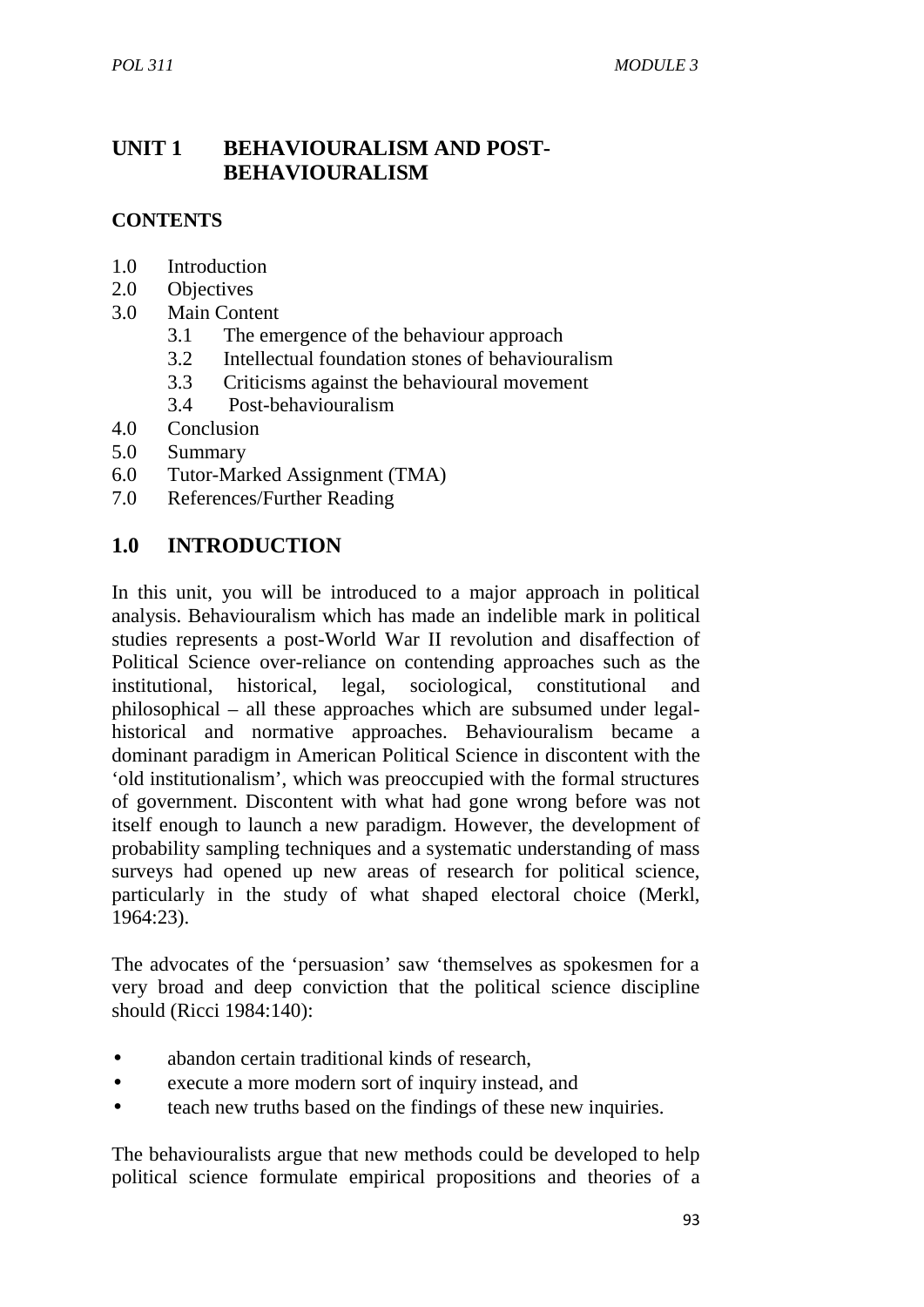# UNIT 1 BEHAVIOURALISM AND POST-BEHAVIOURALISM

## CONTENTS

1.0 Introduction
2.0 Objectives
3.0 Main Content
  3.1 The emergence of the behaviour approach
  3.2 Intellectual foundation stones of behaviouralism
  3.3 Criticisms against the behavioural movement
  3.4 Post-behaviouralism
4.0 Conclusion
5.0 Summary
6.0 Tutor-Marked Assignment (TMA)
7.0 References/Further Reading

## 1.0 INTRODUCTION

In this unit, you will be introduced to a major approach in political analysis. Behaviouralism which has made an indelible mark in political studies represents a post-World War II revolution and disaffection of Political Science over-reliance on contending approaches such as the institutional, historical, legal, sociological, constitutional and philosophical – all these approaches which are subsumed under legal-historical and normative approaches. Behaviouralism became a dominant paradigm in American Political Science in discontent with the 'old institutionalism', which was preoccupied with the formal structures of government. Discontent with what had gone wrong before was not itself enough to launch a new paradigm. However, the development of probability sampling techniques and a systematic understanding of mass surveys had opened up new areas of research for political science, particularly in the study of what shaped electoral choice (Merkl, 1964:23).

The advocates of the 'persuasion' saw 'themselves as spokesmen for a very broad and deep conviction that the political science discipline should (Ricci 1984:140):

- abandon certain traditional kinds of research,
- execute a more modern sort of inquiry instead, and
- teach new truths based on the findings of these new inquiries.

The behaviouralists argue that new methods could be developed to help political science formulate empirical propositions and theories of a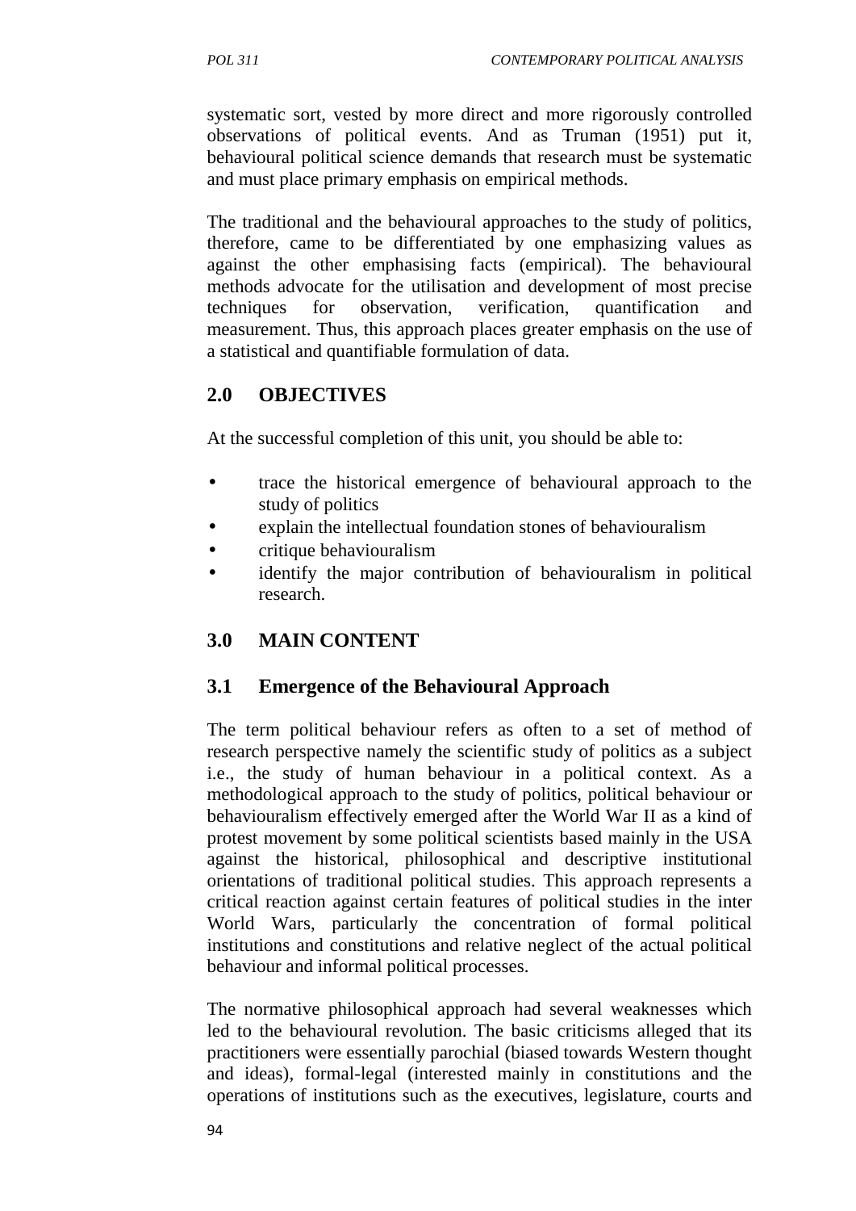systematic sort, vested by more direct and more rigorously controlled observations of political events. And as Truman (1951) put it, behavioural political science demands that research must be systematic and must place primary emphasis on empirical methods.

The traditional and the behavioural approaches to the study of politics, therefore, came to be differentiated by one emphasizing values as against the other emphasising facts (empirical). The behavioural methods advocate for the utilisation and development of most precise techniques for observation, verification, quantification and measurement. Thus, this approach places greater emphasis on the use of a statistical and quantifiable formulation of data.

## 2.0 OBJECTIVES

At the successful completion of this unit, you should be able to:

- trace the historical emergence of behavioural approach to the study of politics
- explain the intellectual foundation stones of behaviouralism
- critique behaviouralism
- identify the major contribution of behaviouralism in political research.

## 3.0 MAIN CONTENT

### 3.1 Emergence of the Behavioural Approach

The term political behaviour refers as often to a set of method of research perspective namely the scientific study of politics as a subject i.e., the study of human behaviour in a political context. As a methodological approach to the study of politics, political behaviour or behaviouralism effectively emerged after the World War II as a kind of protest movement by some political scientists based mainly in the USA against the historical, philosophical and descriptive institutional orientations of traditional political studies. This approach represents a critical reaction against certain features of political studies in the inter World Wars, particularly the concentration of formal political institutions and constitutions and relative neglect of the actual political behaviour and informal political processes.

The normative philosophical approach had several weaknesses which led to the behavioural revolution. The basic criticisms alleged that its practitioners were essentially parochial (biased towards Western thought and ideas), formal-legal (interested mainly in constitutions and the operations of institutions such as the executives, legislature, courts and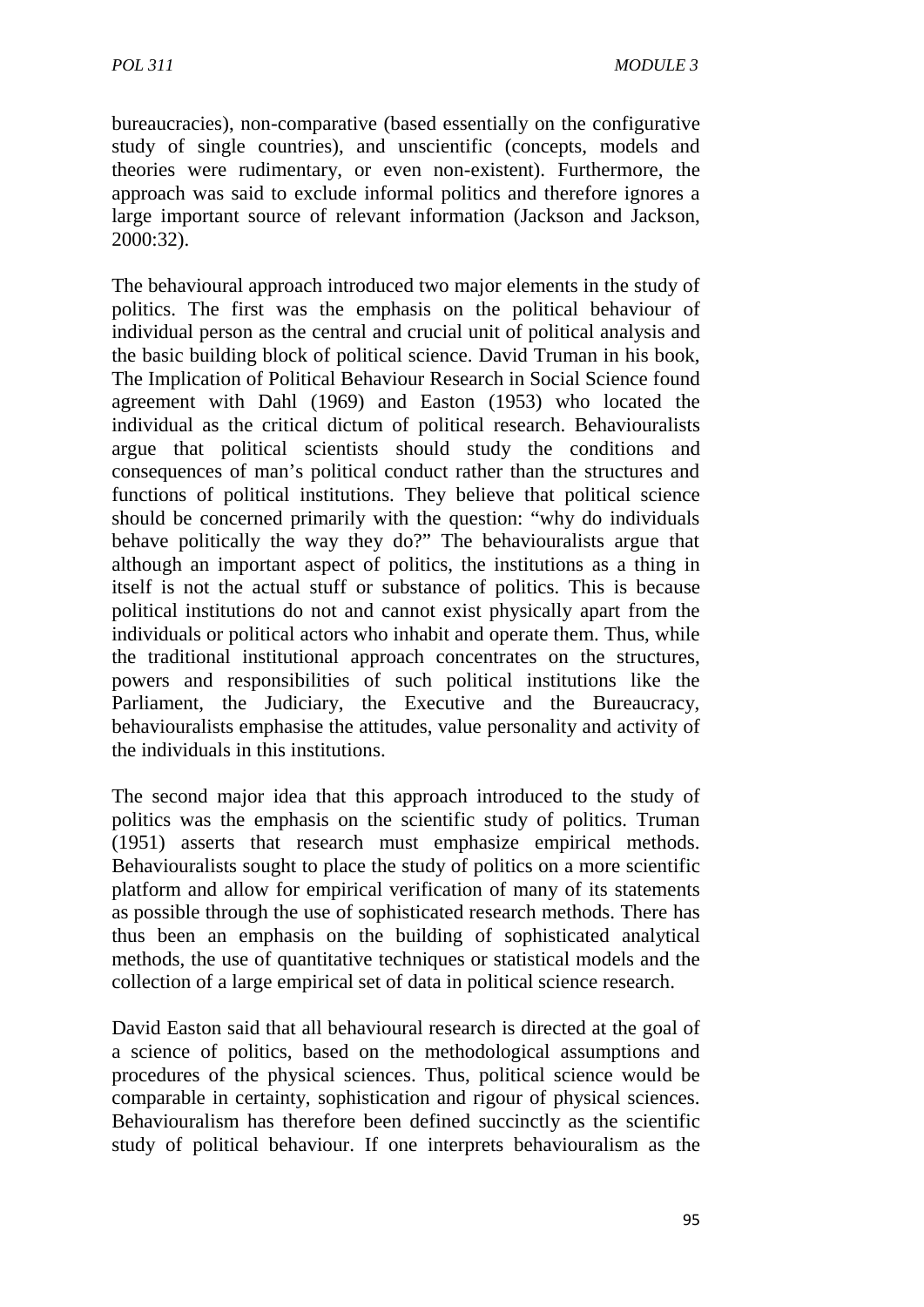bureaucracies), non-comparative (based essentially on the configurative study of single countries), and unscientific (concepts, models and theories were rudimentary, or even non-existent). Furthermore, the approach was said to exclude informal politics and therefore ignores a large important source of relevant information (Jackson and Jackson, 2000:32).

The behavioural approach introduced two major elements in the study of politics. The first was the emphasis on the political behaviour of individual person as the central and crucial unit of political analysis and the basic building block of political science. David Truman in his book, The Implication of Political Behaviour Research in Social Science found agreement with Dahl (1969) and Easton (1953) who located the individual as the critical dictum of political research. Behaviouralists argue that political scientists should study the conditions and consequences of man's political conduct rather than the structures and functions of political institutions. They believe that political science should be concerned primarily with the question: "why do individuals behave politically the way they do?" The behaviouralists argue that although an important aspect of politics, the institutions as a thing in itself is not the actual stuff or substance of politics. This is because political institutions do not and cannot exist physically apart from the individuals or political actors who inhabit and operate them. Thus, while the traditional institutional approach concentrates on the structures, powers and responsibilities of such political institutions like the Parliament, the Judiciary, the Executive and the Bureaucracy, behaviouralists emphasise the attitudes, value personality and activity of the individuals in this institutions.

The second major idea that this approach introduced to the study of politics was the emphasis on the scientific study of politics. Truman (1951) asserts that research must emphasize empirical methods. Behaviouralists sought to place the study of politics on a more scientific platform and allow for empirical verification of many of its statements as possible through the use of sophisticated research methods. There has thus been an emphasis on the building of sophisticated analytical methods, the use of quantitative techniques or statistical models and the collection of a large empirical set of data in political science research.

David Easton said that all behavioural research is directed at the goal of a science of politics, based on the methodological assumptions and procedures of the physical sciences. Thus, political science would be comparable in certainty, sophistication and rigour of physical sciences. Behaviouralism has therefore been defined succinctly as the scientific study of political behaviour. If one interprets behaviouralism as the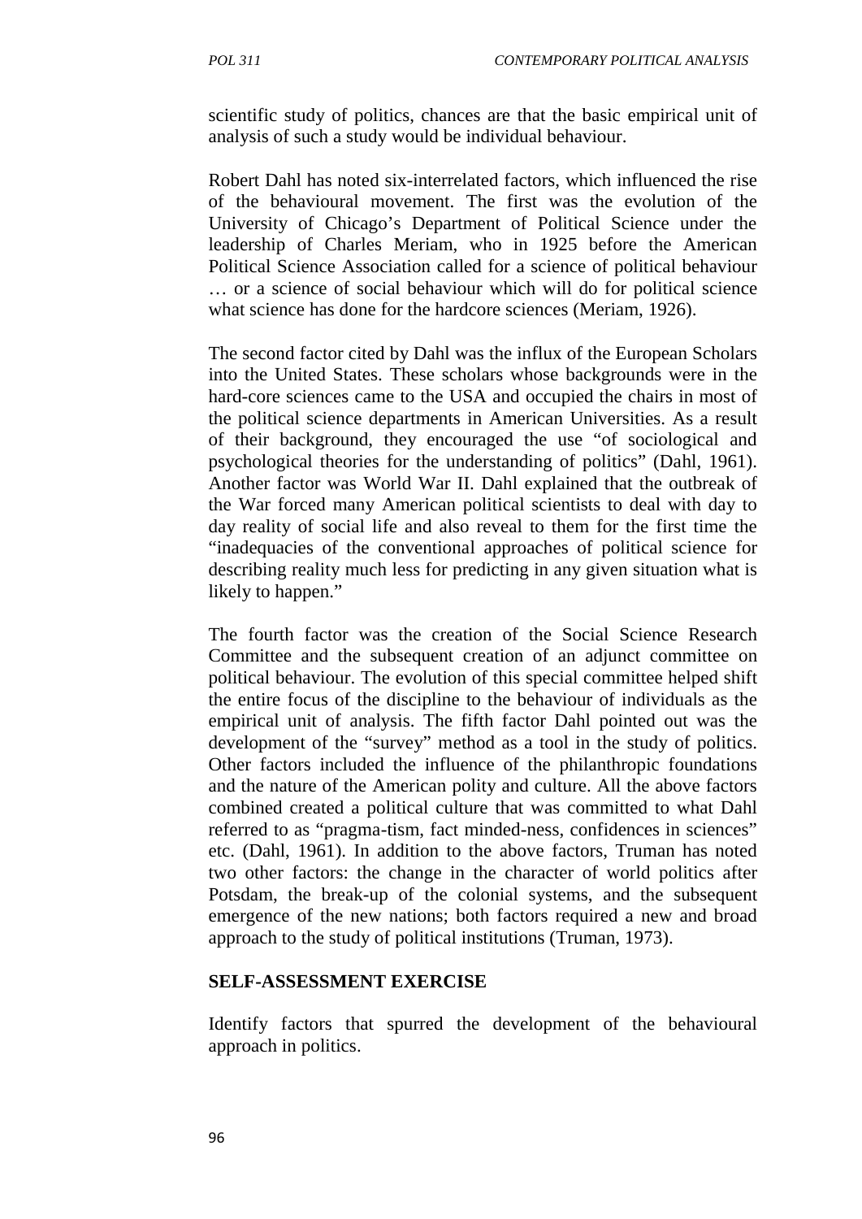scientific study of politics, chances are that the basic empirical unit of analysis of such a study would be individual behaviour.

Robert Dahl has noted six-interrelated factors, which influenced the rise of the behavioural movement. The first was the evolution of the University of Chicago's Department of Political Science under the leadership of Charles Meriam, who in 1925 before the American Political Science Association called for a science of political behaviour … or a science of social behaviour which will do for political science what science has done for the hardcore sciences (Meriam, 1926).

The second factor cited by Dahl was the influx of the European Scholars into the United States. These scholars whose backgrounds were in the hard-core sciences came to the USA and occupied the chairs in most of the political science departments in American Universities. As a result of their background, they encouraged the use "of sociological and psychological theories for the understanding of politics" (Dahl, 1961). Another factor was World War II. Dahl explained that the outbreak of the War forced many American political scientists to deal with day to day reality of social life and also reveal to them for the first time the "inadequacies of the conventional approaches of political science for describing reality much less for predicting in any given situation what is likely to happen."

The fourth factor was the creation of the Social Science Research Committee and the subsequent creation of an adjunct committee on political behaviour. The evolution of this special committee helped shift the entire focus of the discipline to the behaviour of individuals as the empirical unit of analysis. The fifth factor Dahl pointed out was the development of the "survey" method as a tool in the study of politics. Other factors included the influence of the philanthropic foundations and the nature of the American polity and culture. All the above factors combined created a political culture that was committed to what Dahl referred to as "pragma-tism, fact minded-ness, confidences in sciences" etc. (Dahl, 1961). In addition to the above factors, Truman has noted two other factors: the change in the character of world politics after Potsdam, the break-up of the colonial systems, and the subsequent emergence of the new nations; both factors required a new and broad approach to the study of political institutions (Truman, 1973).

**SELF-ASSESSMENT EXERCISE**

Identify factors that spurred the development of the behavioural approach in politics.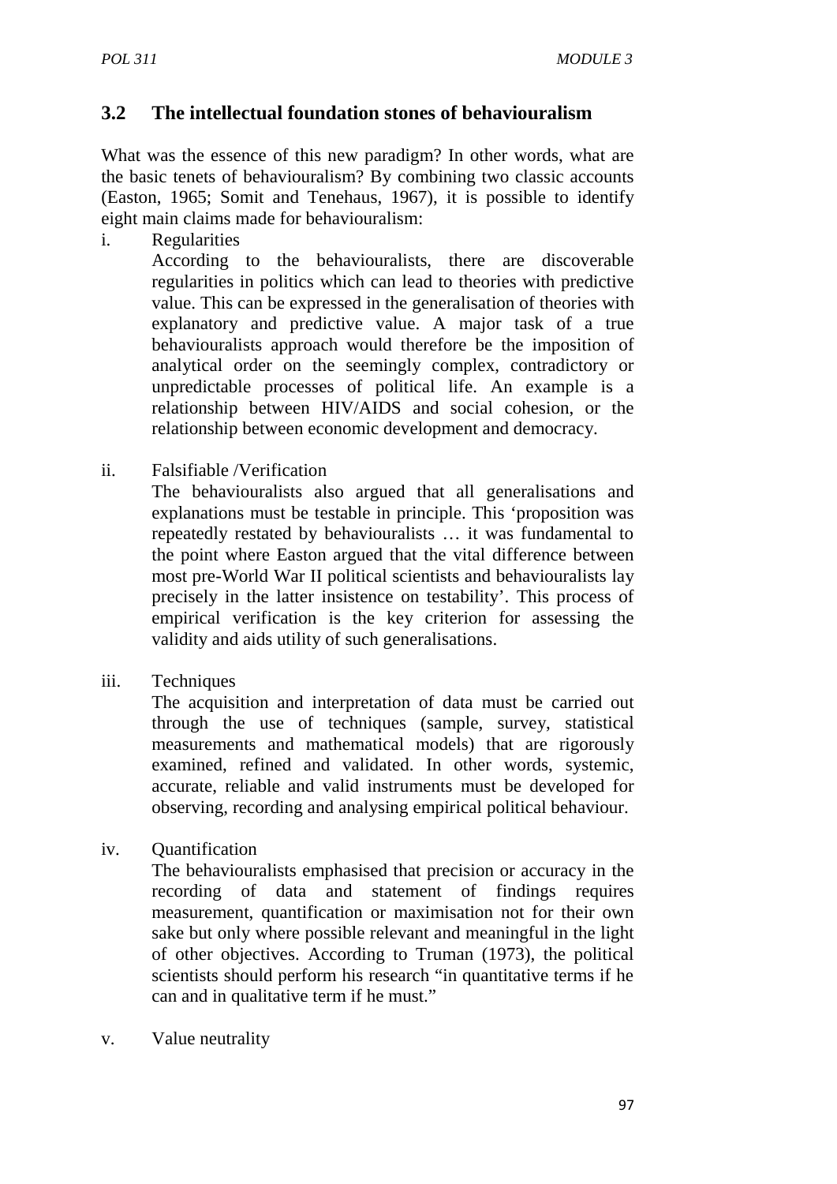## 3.2 The intellectual foundation stones of behaviouralism

What was the essence of this new paradigm? In other words, what are the basic tenets of behaviouralism? By combining two classic accounts (Easton, 1965; Somit and Tenehaus, 1967), it is possible to identify eight main claims made for behaviouralism:

i. Regularities

   According to the behaviouralists, there are discoverable regularities in politics which can lead to theories with predictive value. This can be expressed in the generalisation of theories with explanatory and predictive value. A major task of a true behaviouralists approach would therefore be the imposition of analytical order on the seemingly complex, contradictory or unpredictable processes of political life. An example is a relationship between HIV/AIDS and social cohesion, or the relationship between economic development and democracy.

ii. Falsifiable /Verification

   The behaviouralists also argued that all generalisations and explanations must be testable in principle. This 'proposition was repeatedly restated by behaviouralists … it was fundamental to the point where Easton argued that the vital difference between most pre-World War II political scientists and behaviouralists lay precisely in the latter insistence on testability'. This process of empirical verification is the key criterion for assessing the validity and aids utility of such generalisations.

iii. Techniques

   The acquisition and interpretation of data must be carried out through the use of techniques (sample, survey, statistical measurements and mathematical models) that are rigorously examined, refined and validated. In other words, systemic, accurate, reliable and valid instruments must be developed for observing, recording and analysing empirical political behaviour.

iv. Quantification

   The behaviouralists emphasised that precision or accuracy in the recording of data and statement of findings requires measurement, quantification or maximisation not for their own sake but only where possible relevant and meaningful in the light of other objectives. According to Truman (1973), the political scientists should perform his research "in quantitative terms if he can and in qualitative term if he must."

v. Value neutrality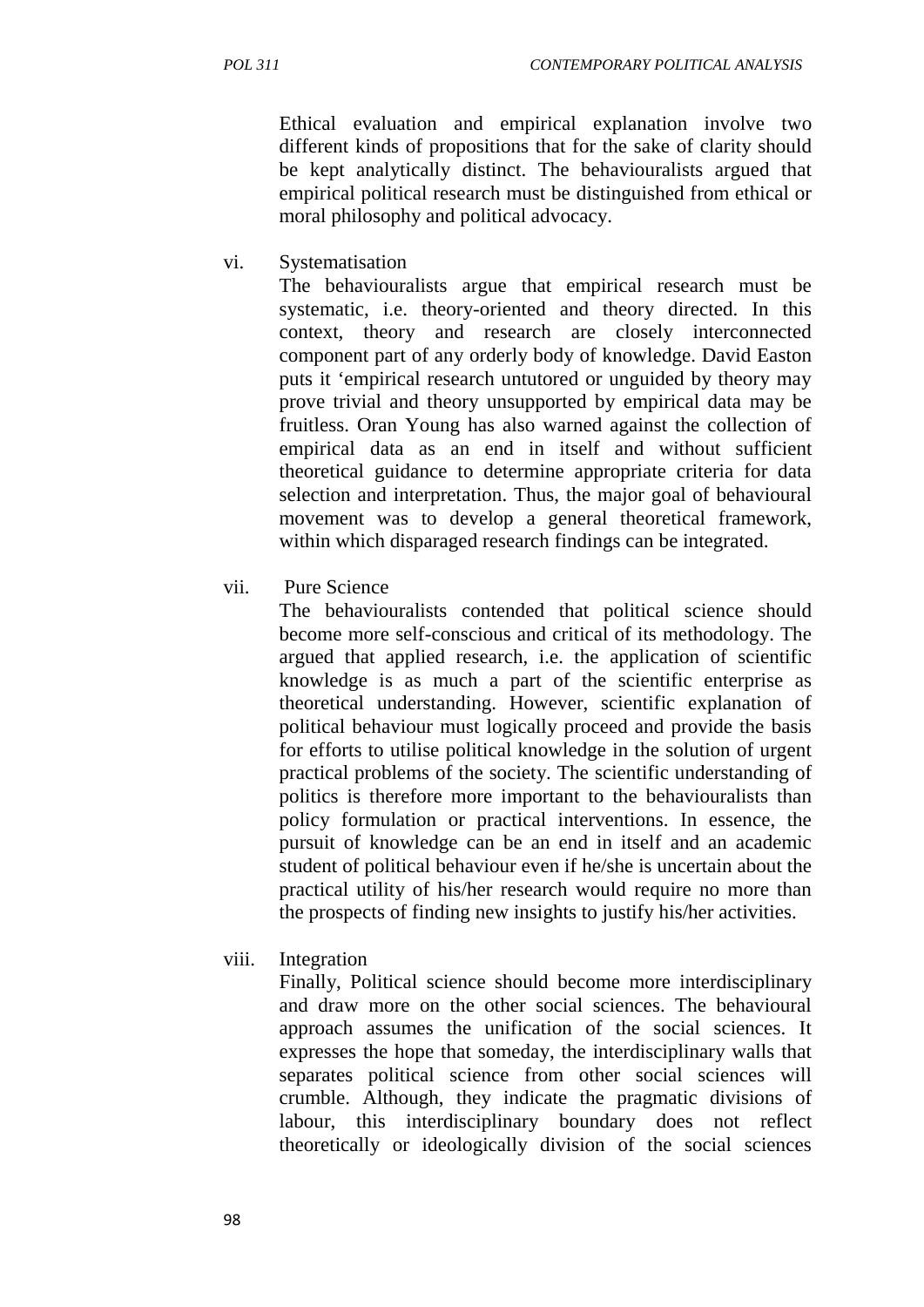Ethical evaluation and empirical explanation involve two different kinds of propositions that for the sake of clarity should be kept analytically distinct. The behaviouralists argued that empirical political research must be distinguished from ethical or moral philosophy and political advocacy.

vi. Systematisation

The behaviouralists argue that empirical research must be systematic, i.e. theory-oriented and theory directed. In this context, theory and research are closely interconnected component part of any orderly body of knowledge. David Easton puts it 'empirical research untutored or unguided by theory may prove trivial and theory unsupported by empirical data may be fruitless. Oran Young has also warned against the collection of empirical data as an end in itself and without sufficient theoretical guidance to determine appropriate criteria for data selection and interpretation. Thus, the major goal of behavioural movement was to develop a general theoretical framework, within which disparaged research findings can be integrated.

vii. Pure Science

The behaviouralists contended that political science should become more self-conscious and critical of its methodology. The argued that applied research, i.e. the application of scientific knowledge is as much a part of the scientific enterprise as theoretical understanding. However, scientific explanation of political behaviour must logically proceed and provide the basis for efforts to utilise political knowledge in the solution of urgent practical problems of the society. The scientific understanding of politics is therefore more important to the behaviouralists than policy formulation or practical interventions. In essence, the pursuit of knowledge can be an end in itself and an academic student of political behaviour even if he/she is uncertain about the practical utility of his/her research would require no more than the prospects of finding new insights to justify his/her activities.

viii. Integration

Finally, Political science should become more interdisciplinary and draw more on the other social sciences. The behavioural approach assumes the unification of the social sciences. It expresses the hope that someday, the interdisciplinary walls that separates political science from other social sciences will crumble. Although, they indicate the pragmatic divisions of labour, this interdisciplinary boundary does not reflect theoretically or ideologically division of the social sciences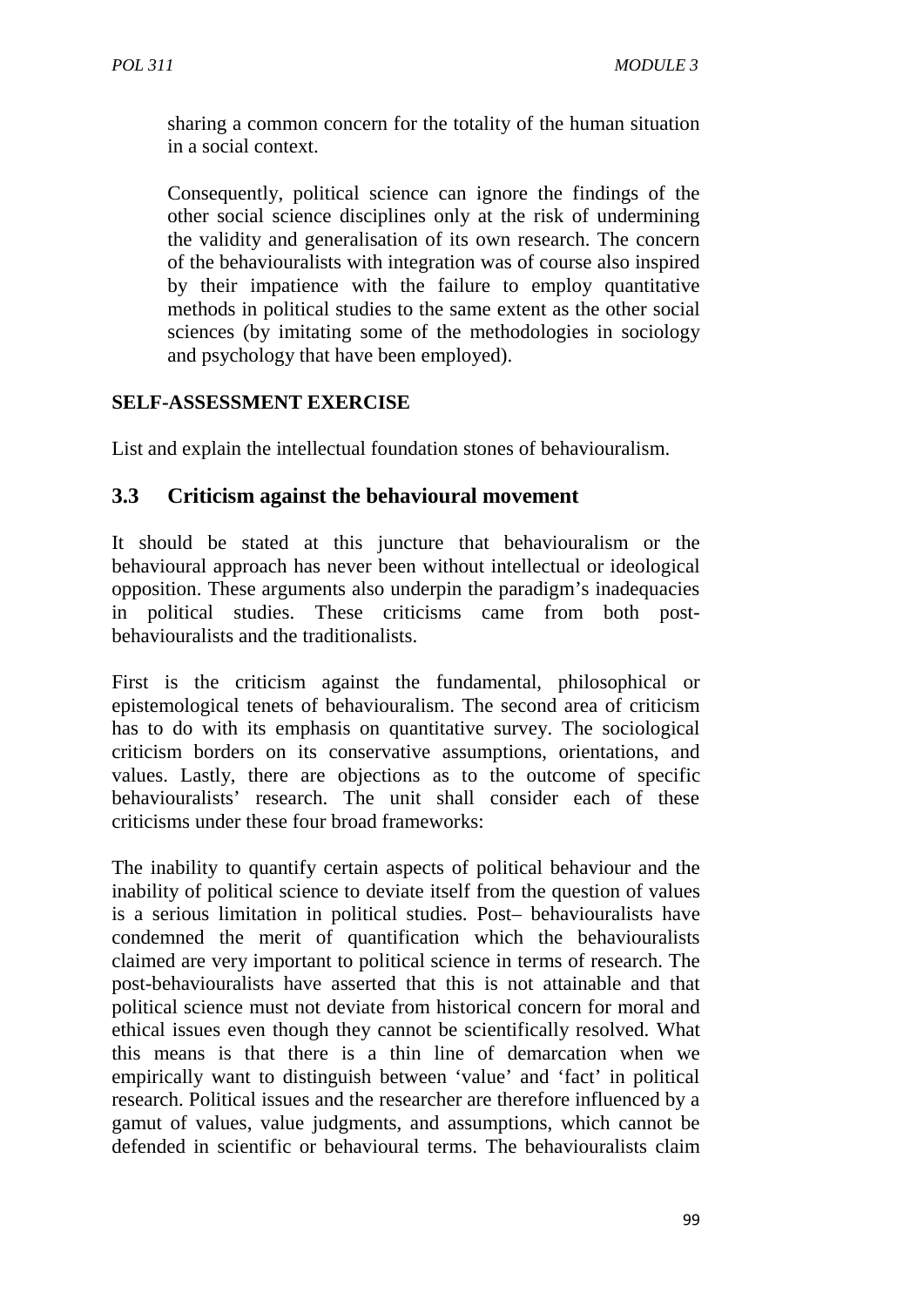sharing a common concern for the totality of the human situation in a social context.

Consequently, political science can ignore the findings of the other social science disciplines only at the risk of undermining the validity and generalisation of its own research. The concern of the behaviouralists with integration was of course also inspired by their impatience with the failure to employ quantitative methods in political studies to the same extent as the other social sciences (by imitating some of the methodologies in sociology and psychology that have been employed).

**SELF-ASSESSMENT EXERCISE**

List and explain the intellectual foundation stones of behaviouralism.

### 3.3 Criticism against the behavioural movement

It should be stated at this juncture that behaviouralism or the behavioural approach has never been without intellectual or ideological opposition. These arguments also underpin the paradigm's inadequacies in political studies. These criticisms came from both post-behaviouralists and the traditionalists.

First is the criticism against the fundamental, philosophical or epistemological tenets of behaviouralism. The second area of criticism has to do with its emphasis on quantitative survey. The sociological criticism borders on its conservative assumptions, orientations, and values. Lastly, there are objections as to the outcome of specific behaviouralists' research. The unit shall consider each of these criticisms under these four broad frameworks:

The inability to quantify certain aspects of political behaviour and the inability of political science to deviate itself from the question of values is a serious limitation in political studies. Post– behaviouralists have condemned the merit of quantification which the behaviouralists claimed are very important to political science in terms of research. The post-behaviouralists have asserted that this is not attainable and that political science must not deviate from historical concern for moral and ethical issues even though they cannot be scientifically resolved. What this means is that there is a thin line of demarcation when we empirically want to distinguish between 'value' and 'fact' in political research. Political issues and the researcher are therefore influenced by a gamut of values, value judgments, and assumptions, which cannot be defended in scientific or behavioural terms. The behaviouralists claim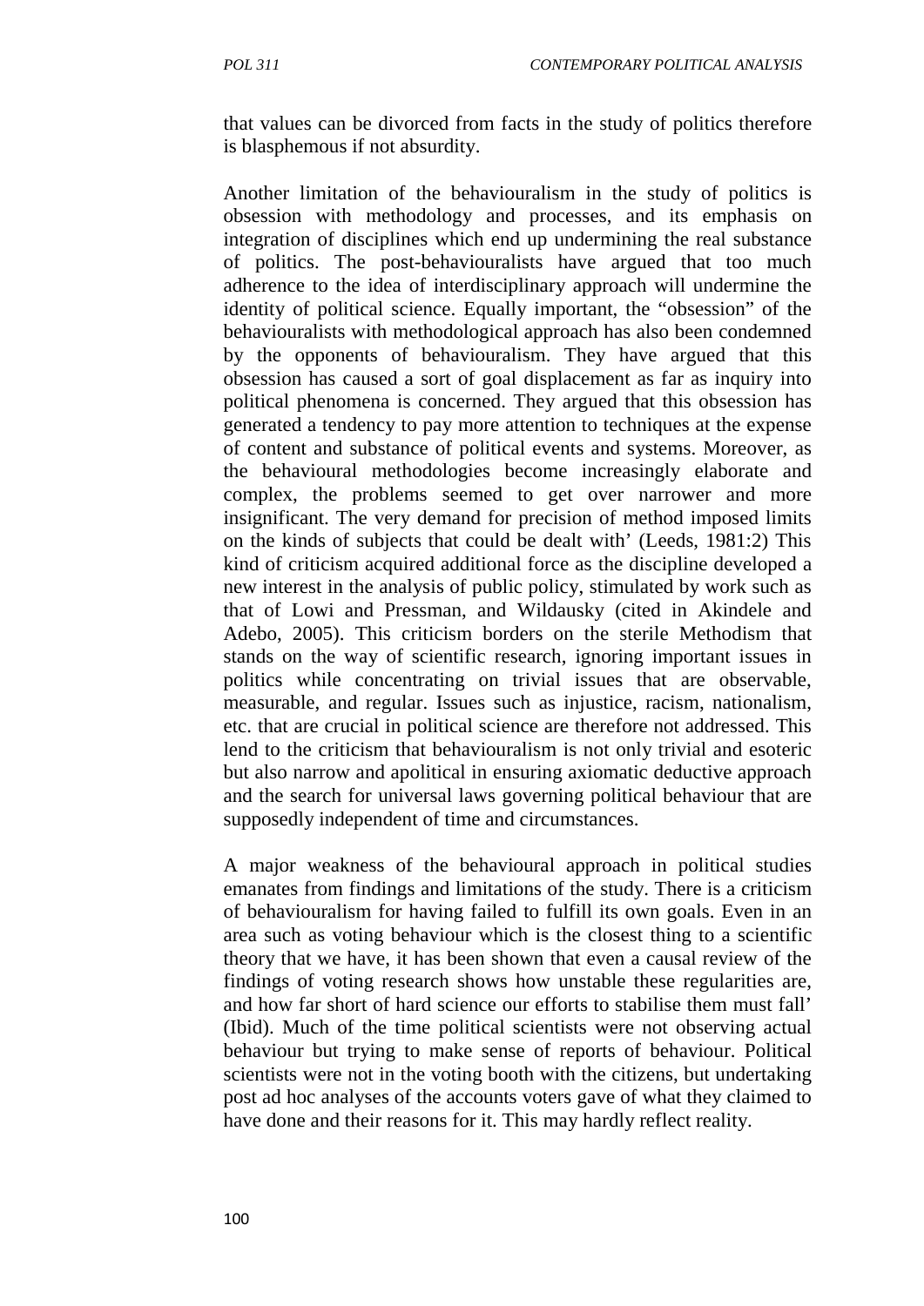that values can be divorced from facts in the study of politics therefore is blasphemous if not absurdity.

Another limitation of the behaviouralism in the study of politics is obsession with methodology and processes, and its emphasis on integration of disciplines which end up undermining the real substance of politics. The post-behaviouralists have argued that too much adherence to the idea of interdisciplinary approach will undermine the identity of political science. Equally important, the "obsession" of the behaviouralists with methodological approach has also been condemned by the opponents of behaviouralism. They have argued that this obsession has caused a sort of goal displacement as far as inquiry into political phenomena is concerned. They argued that this obsession has generated a tendency to pay more attention to techniques at the expense of content and substance of political events and systems. Moreover, as the behavioural methodologies become increasingly elaborate and complex, the problems seemed to get over narrower and more insignificant. The very demand for precision of method imposed limits on the kinds of subjects that could be dealt with' (Leeds, 1981:2) This kind of criticism acquired additional force as the discipline developed a new interest in the analysis of public policy, stimulated by work such as that of Lowi and Pressman, and Wildausky (cited in Akindele and Adebo, 2005). This criticism borders on the sterile Methodism that stands on the way of scientific research, ignoring important issues in politics while concentrating on trivial issues that are observable, measurable, and regular. Issues such as injustice, racism, nationalism, etc. that are crucial in political science are therefore not addressed. This lend to the criticism that behaviouralism is not only trivial and esoteric but also narrow and apolitical in ensuring axiomatic deductive approach and the search for universal laws governing political behaviour that are supposedly independent of time and circumstances.

A major weakness of the behavioural approach in political studies emanates from findings and limitations of the study. There is a criticism of behaviouralism for having failed to fulfill its own goals. Even in an area such as voting behaviour which is the closest thing to a scientific theory that we have, it has been shown that even a causal review of the findings of voting research shows how unstable these regularities are, and how far short of hard science our efforts to stabilise them must fall' (Ibid). Much of the time political scientists were not observing actual behaviour but trying to make sense of reports of behaviour. Political scientists were not in the voting booth with the citizens, but undertaking post ad hoc analyses of the accounts voters gave of what they claimed to have done and their reasons for it. This may hardly reflect reality.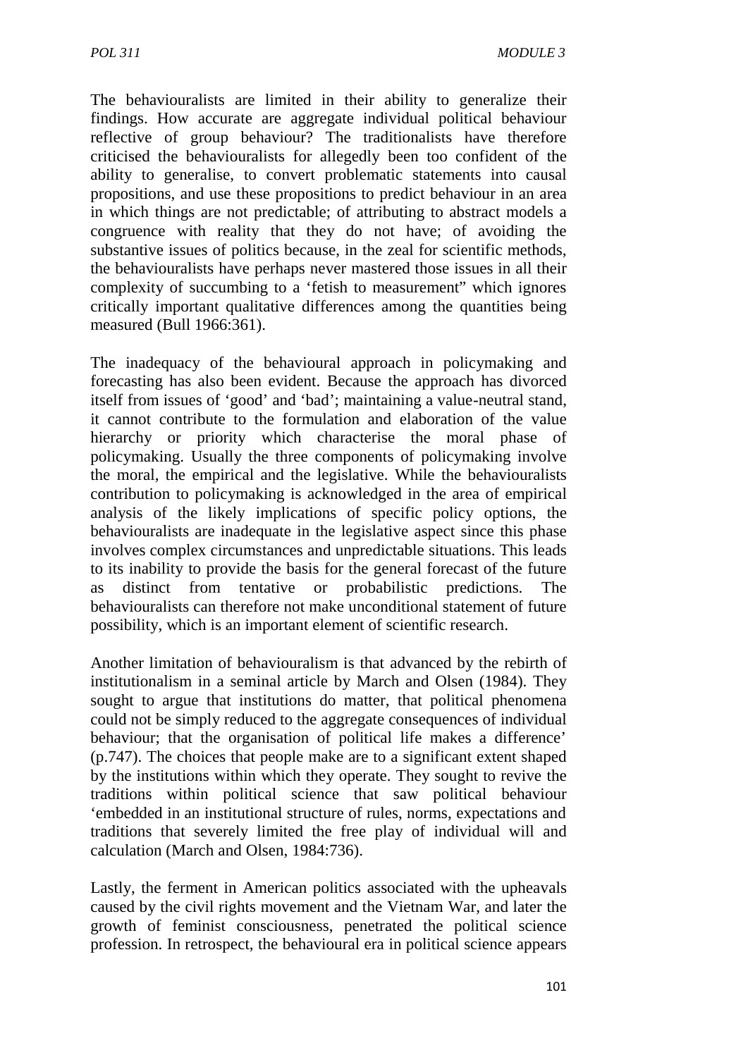The behaviouralists are limited in their ability to generalize their findings. How accurate are aggregate individual political behaviour reflective of group behaviour? The traditionalists have therefore criticised the behaviouralists for allegedly been too confident of the ability to generalise, to convert problematic statements into causal propositions, and use these propositions to predict behaviour in an area in which things are not predictable; of attributing to abstract models a congruence with reality that they do not have; of avoiding the substantive issues of politics because, in the zeal for scientific methods, the behaviouralists have perhaps never mastered those issues in all their complexity of succumbing to a 'fetish to measurement" which ignores critically important qualitative differences among the quantities being measured (Bull 1966:361).

The inadequacy of the behavioural approach in policymaking and forecasting has also been evident. Because the approach has divorced itself from issues of 'good' and 'bad'; maintaining a value-neutral stand, it cannot contribute to the formulation and elaboration of the value hierarchy or priority which characterise the moral phase of policymaking. Usually the three components of policymaking involve the moral, the empirical and the legislative. While the behaviouralists contribution to policymaking is acknowledged in the area of empirical analysis of the likely implications of specific policy options, the behaviouralists are inadequate in the legislative aspect since this phase involves complex circumstances and unpredictable situations. This leads to its inability to provide the basis for the general forecast of the future as distinct from tentative or probabilistic predictions. The behaviouralists can therefore not make unconditional statement of future possibility, which is an important element of scientific research.

Another limitation of behaviouralism is that advanced by the rebirth of institutionalism in a seminal article by March and Olsen (1984). They sought to argue that institutions do matter, that political phenomena could not be simply reduced to the aggregate consequences of individual behaviour; that the organisation of political life makes a difference' (p.747). The choices that people make are to a significant extent shaped by the institutions within which they operate. They sought to revive the traditions within political science that saw political behaviour 'embedded in an institutional structure of rules, norms, expectations and traditions that severely limited the free play of individual will and calculation (March and Olsen, 1984:736).

Lastly, the ferment in American politics associated with the upheavals caused by the civil rights movement and the Vietnam War, and later the growth of feminist consciousness, penetrated the political science profession. In retrospect, the behavioural era in political science appears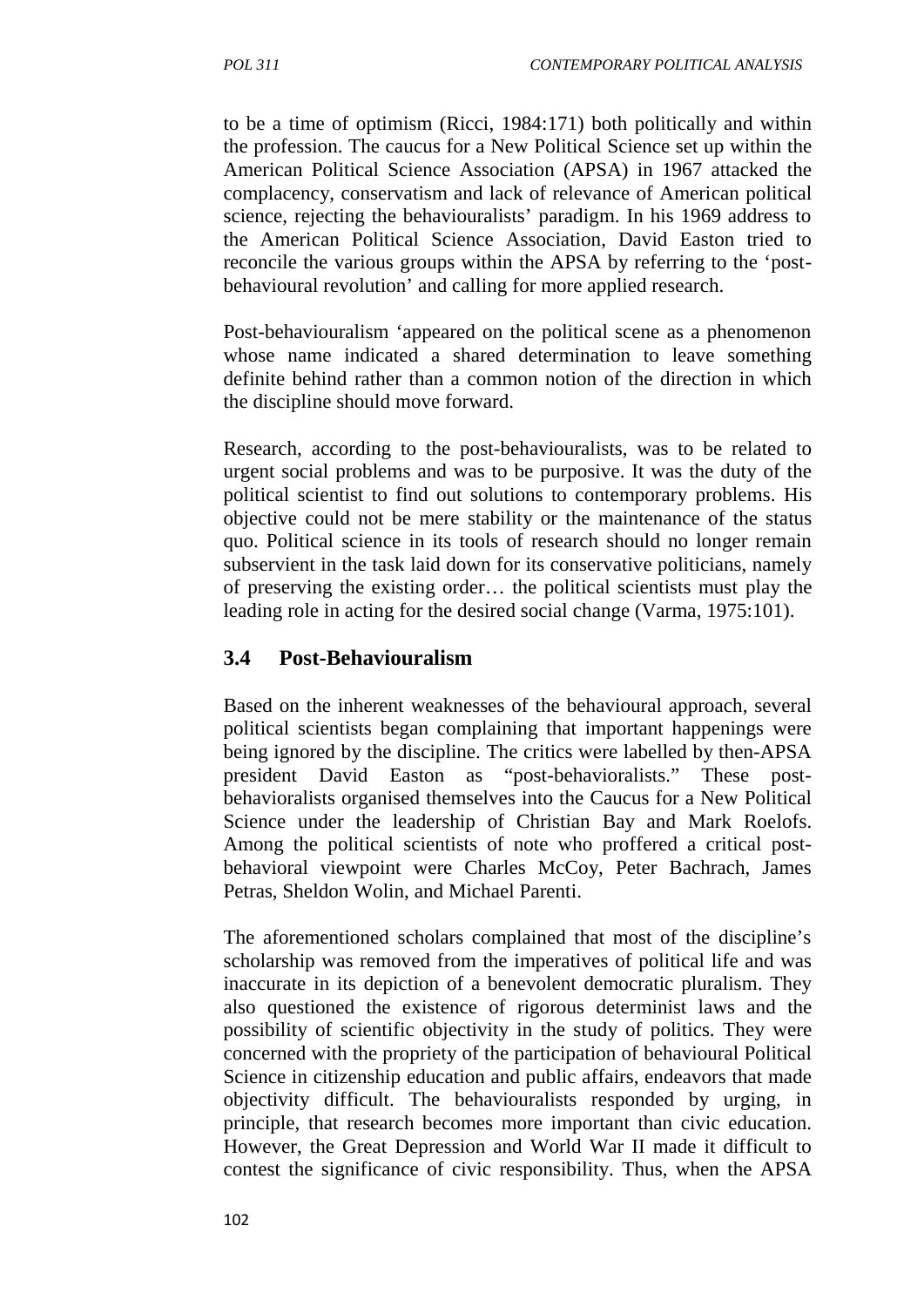to be a time of optimism (Ricci, 1984:171) both politically and within the profession. The caucus for a New Political Science set up within the American Political Science Association (APSA) in 1967 attacked the complacency, conservatism and lack of relevance of American political science, rejecting the behaviouralists' paradigm. In his 1969 address to the American Political Science Association, David Easton tried to reconcile the various groups within the APSA by referring to the 'post-behavioural revolution' and calling for more applied research.

Post-behaviouralism 'appeared on the political scene as a phenomenon whose name indicated a shared determination to leave something definite behind rather than a common notion of the direction in which the discipline should move forward.

Research, according to the post-behaviouralists, was to be related to urgent social problems and was to be purposive. It was the duty of the political scientist to find out solutions to contemporary problems. His objective could not be mere stability or the maintenance of the status quo. Political science in its tools of research should no longer remain subservient in the task laid down for its conservative politicians, namely of preserving the existing order… the political scientists must play the leading role in acting for the desired social change (Varma, 1975:101).

### 3.4 Post-Behaviouralism

Based on the inherent weaknesses of the behavioural approach, several political scientists began complaining that important happenings were being ignored by the discipline. The critics were labelled by then-APSA president David Easton as "post-behavioralists." These post-behavioralists organised themselves into the Caucus for a New Political Science under the leadership of Christian Bay and Mark Roelofs. Among the political scientists of note who proffered a critical post-behavioral viewpoint were Charles McCoy, Peter Bachrach, James Petras, Sheldon Wolin, and Michael Parenti.

The aforementioned scholars complained that most of the discipline's scholarship was removed from the imperatives of political life and was inaccurate in its depiction of a benevolent democratic pluralism. They also questioned the existence of rigorous determinist laws and the possibility of scientific objectivity in the study of politics. They were concerned with the propriety of the participation of behavioural Political Science in citizenship education and public affairs, endeavors that made objectivity difficult. The behaviouralists responded by urging, in principle, that research becomes more important than civic education. However, the Great Depression and World War II made it difficult to contest the significance of civic responsibility. Thus, when the APSA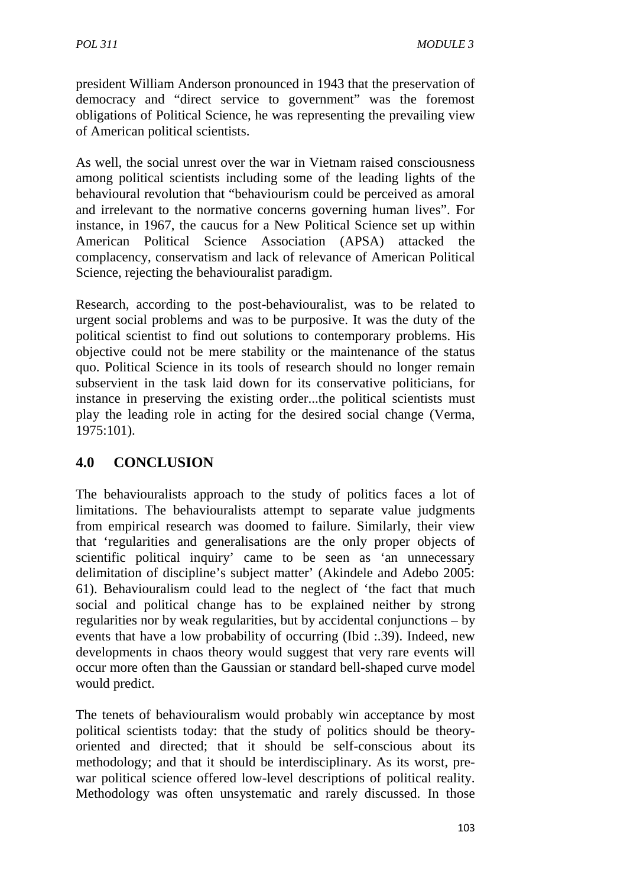president William Anderson pronounced in 1943 that the preservation of democracy and "direct service to government" was the foremost obligations of Political Science, he was representing the prevailing view of American political scientists.

As well, the social unrest over the war in Vietnam raised consciousness among political scientists including some of the leading lights of the behavioural revolution that "behaviourism could be perceived as amoral and irrelevant to the normative concerns governing human lives". For instance, in 1967, the caucus for a New Political Science set up within American Political Science Association (APSA) attacked the complacency, conservatism and lack of relevance of American Political Science, rejecting the behaviouralist paradigm.

Research, according to the post-behaviouralist, was to be related to urgent social problems and was to be purposive. It was the duty of the political scientist to find out solutions to contemporary problems. His objective could not be mere stability or the maintenance of the status quo. Political Science in its tools of research should no longer remain subservient in the task laid down for its conservative politicians, for instance in preserving the existing order...the political scientists must play the leading role in acting for the desired social change (Verma, 1975:101).

## 4.0 CONCLUSION

The behaviouralists approach to the study of politics faces a lot of limitations. The behaviouralists attempt to separate value judgments from empirical research was doomed to failure. Similarly, their view that 'regularities and generalisations are the only proper objects of scientific political inquiry' came to be seen as 'an unnecessary delimitation of discipline's subject matter' (Akindele and Adebo 2005: 61). Behaviouralism could lead to the neglect of 'the fact that much social and political change has to be explained neither by strong regularities nor by weak regularities, but by accidental conjunctions – by events that have a low probability of occurring (Ibid :.39). Indeed, new developments in chaos theory would suggest that very rare events will occur more often than the Gaussian or standard bell-shaped curve model would predict.

The tenets of behaviouralism would probably win acceptance by most political scientists today: that the study of politics should be theory-oriented and directed; that it should be self-conscious about its methodology; and that it should be interdisciplinary. As its worst, pre-war political science offered low-level descriptions of political reality. Methodology was often unsystematic and rarely discussed. In those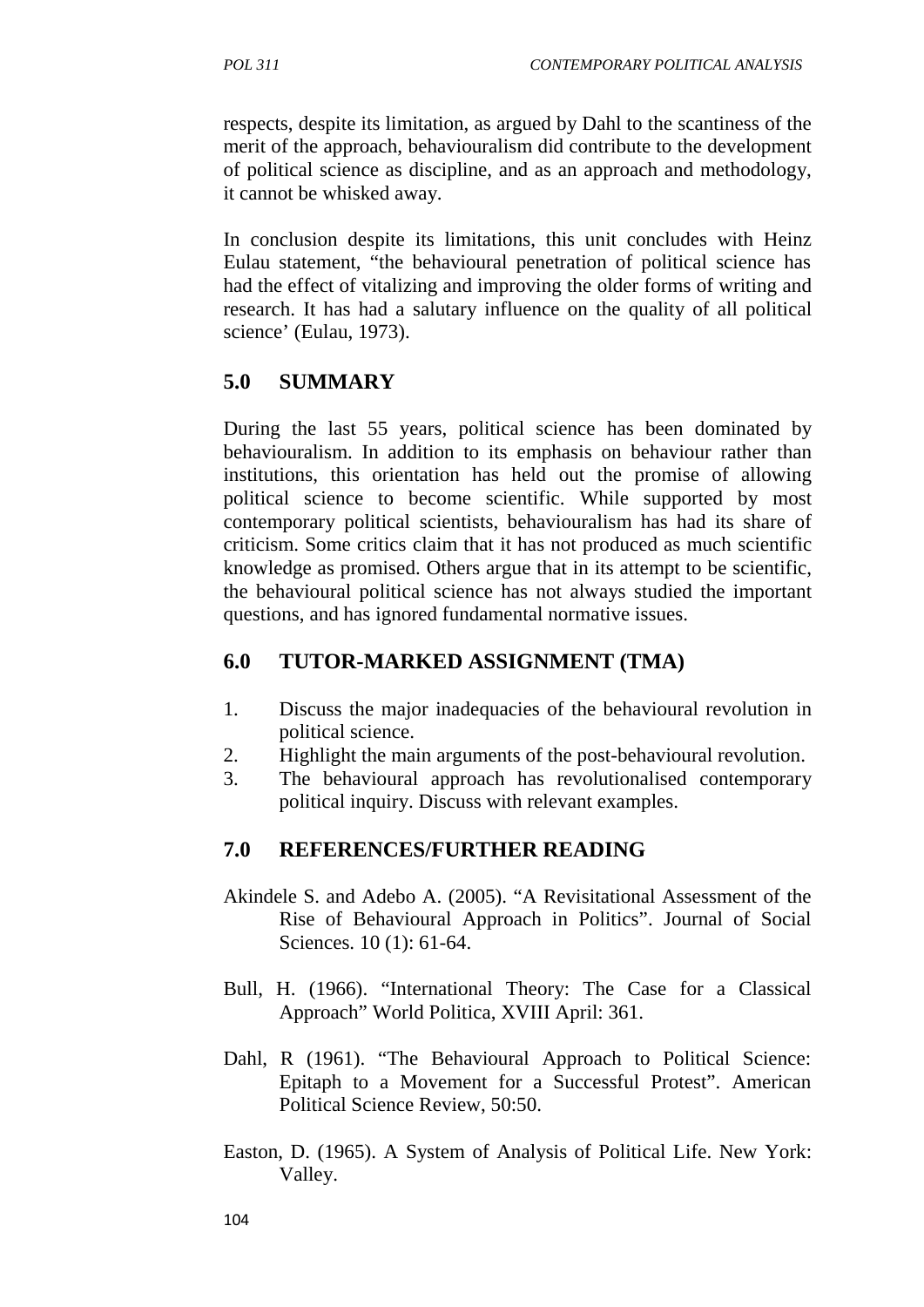respects, despite its limitation, as argued by Dahl to the scantiness of the merit of the approach, behaviouralism did contribute to the development of political science as discipline, and as an approach and methodology, it cannot be whisked away.

In conclusion despite its limitations, this unit concludes with Heinz Eulau statement, "the behavioural penetration of political science has had the effect of vitalizing and improving the older forms of writing and research. It has had a salutary influence on the quality of all political science' (Eulau, 1973).

## 5.0 SUMMARY

During the last 55 years, political science has been dominated by behaviouralism. In addition to its emphasis on behaviour rather than institutions, this orientation has held out the promise of allowing political science to become scientific. While supported by most contemporary political scientists, behaviouralism has had its share of criticism. Some critics claim that it has not produced as much scientific knowledge as promised. Others argue that in its attempt to be scientific, the behavioural political science has not always studied the important questions, and has ignored fundamental normative issues.

## 6.0 TUTOR-MARKED ASSIGNMENT (TMA)

1. Discuss the major inadequacies of the behavioural revolution in political science.
2. Highlight the main arguments of the post-behavioural revolution.
3. The behavioural approach has revolutionalised contemporary political inquiry. Discuss with relevant examples.

## 7.0 REFERENCES/FURTHER READING

Akindele S. and Adebo A. (2005). "A Revisitational Assessment of the Rise of Behavioural Approach in Politics". Journal of Social Sciences. 10 (1): 61-64.

Bull, H. (1966). "International Theory: The Case for a Classical Approach" World Politica, XVIII April: 361.

Dahl, R (1961). "The Behavioural Approach to Political Science: Epitaph to a Movement for a Successful Protest". American Political Science Review, 50:50.

Easton, D. (1965). A System of Analysis of Political Life. New York: Valley.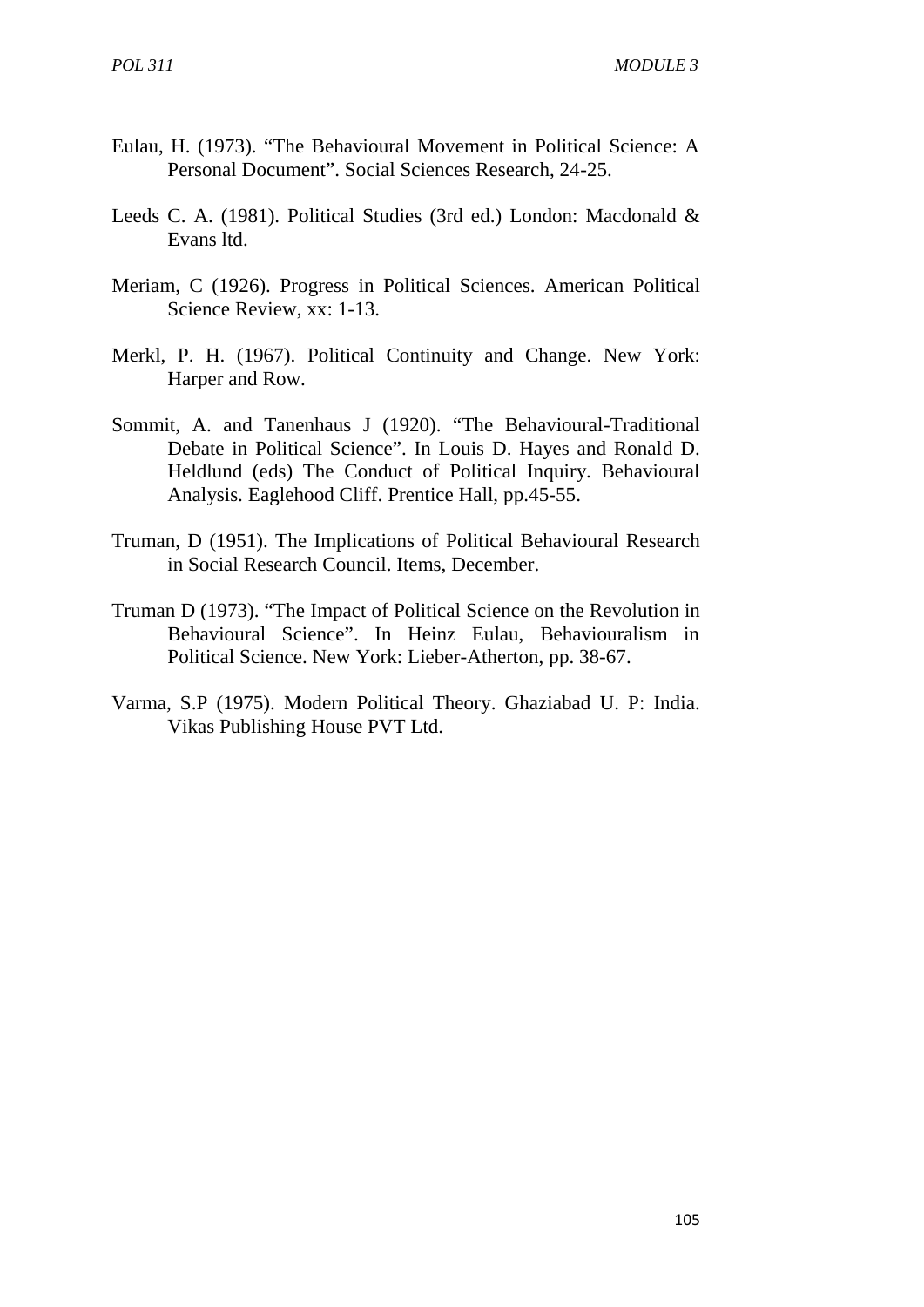Eulau, H. (1973). “The Behavioural Movement in Political Science: A Personal Document”. Social Sciences Research, 24-25.

Leeds C. A. (1981). Political Studies (3rd ed.) London: Macdonald & Evans ltd.

Meriam, C (1926). Progress in Political Sciences. American Political Science Review, xx: 1-13.

Merkl, P. H. (1967). Political Continuity and Change. New York: Harper and Row.

Sommit, A. and Tanenhaus J (1920). “The Behavioural-Traditional Debate in Political Science”. In Louis D. Hayes and Ronald D. Heldlund (eds) The Conduct of Political Inquiry. Behavioural Analysis. Eaglehood Cliff. Prentice Hall, pp.45-55.

Truman, D (1951). The Implications of Political Behavioural Research in Social Research Council. Items, December.

Truman D (1973). “The Impact of Political Science on the Revolution in Behavioural Science”. In Heinz Eulau, Behaviouralism in Political Science. New York: Lieber-Atherton, pp. 38-67.

Varma, S.P (1975). Modern Political Theory. Ghaziabad U. P: India. Vikas Publishing House PVT Ltd.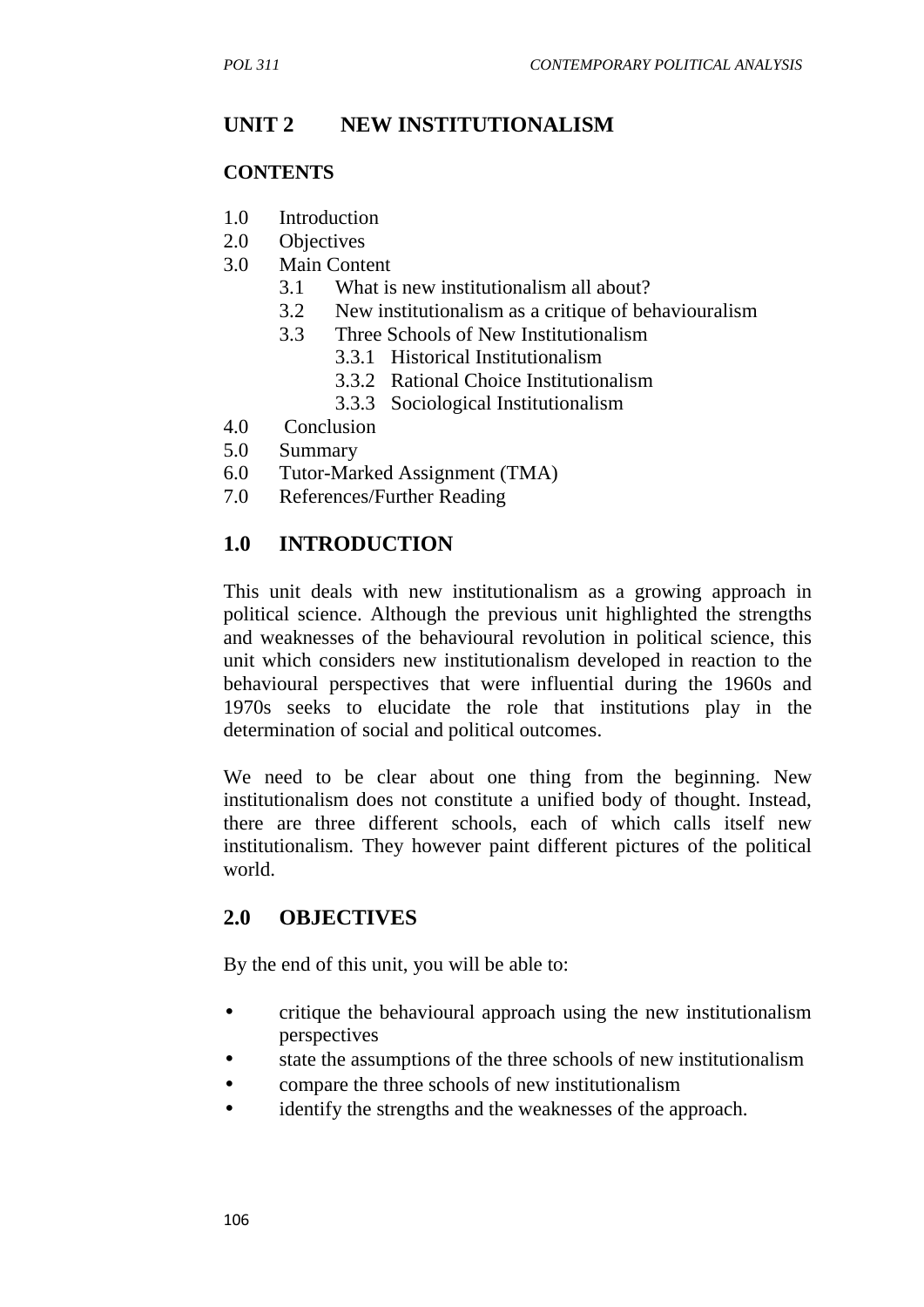# UNIT 2 NEW INSTITUTIONALISM

## CONTENTS

1.0 Introduction
2.0 Objectives
3.0 Main Content
 3.1 What is new institutionalism all about?
 3.2 New institutionalism as a critique of behaviouralism
 3.3 Three Schools of New Institutionalism
  3.3.1 Historical Institutionalism
  3.3.2 Rational Choice Institutionalism
  3.3.3 Sociological Institutionalism
4.0 Conclusion
5.0 Summary
6.0 Tutor-Marked Assignment (TMA)
7.0 References/Further Reading

## 1.0 INTRODUCTION

This unit deals with new institutionalism as a growing approach in political science. Although the previous unit highlighted the strengths and weaknesses of the behavioural revolution in political science, this unit which considers new institutionalism developed in reaction to the behavioural perspectives that were influential during the 1960s and 1970s seeks to elucidate the role that institutions play in the determination of social and political outcomes.

We need to be clear about one thing from the beginning. New institutionalism does not constitute a unified body of thought. Instead, there are three different schools, each of which calls itself new institutionalism. They however paint different pictures of the political world.

## 2.0 OBJECTIVES

By the end of this unit, you will be able to:

- critique the behavioural approach using the new institutionalism perspectives
- state the assumptions of the three schools of new institutionalism
- compare the three schools of new institutionalism
- identify the strengths and the weaknesses of the approach.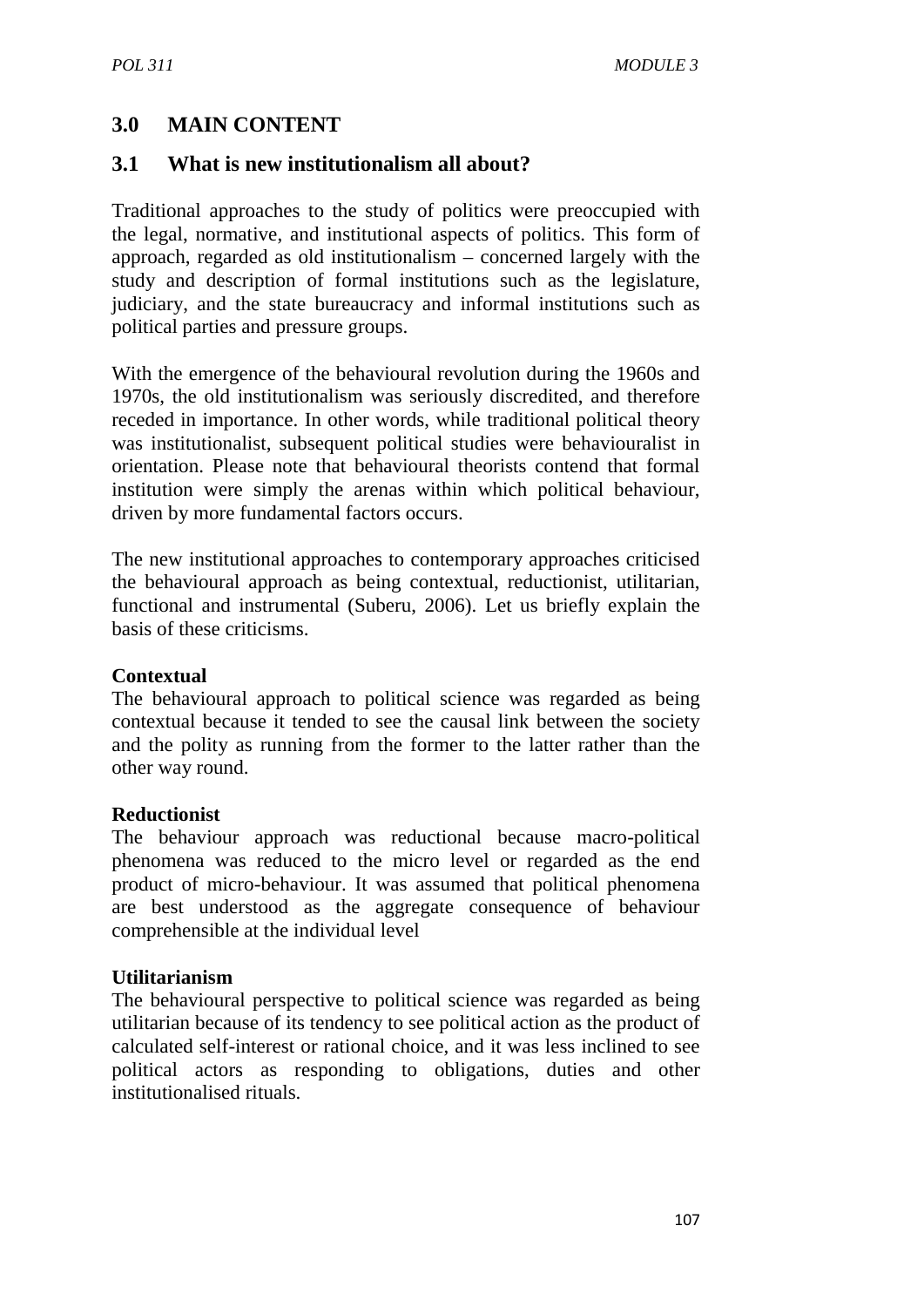## 3.0 MAIN CONTENT

### 3.1 What is new institutionalism all about?

Traditional approaches to the study of politics were preoccupied with the legal, normative, and institutional aspects of politics. This form of approach, regarded as old institutionalism – concerned largely with the study and description of formal institutions such as the legislature, judiciary, and the state bureaucracy and informal institutions such as political parties and pressure groups.

With the emergence of the behavioural revolution during the 1960s and 1970s, the old institutionalism was seriously discredited, and therefore receded in importance. In other words, while traditional political theory was institutionalist, subsequent political studies were behaviouralist in orientation. Please note that behavioural theorists contend that formal institution were simply the arenas within which political behaviour, driven by more fundamental factors occurs.

The new institutional approaches to contemporary approaches criticised the behavioural approach as being contextual, reductionist, utilitarian, functional and instrumental (Suberu, 2006). Let us briefly explain the basis of these criticisms.

**Contextual**
The behavioural approach to political science was regarded as being contextual because it tended to see the causal link between the society and the polity as running from the former to the latter rather than the other way round.

**Reductionist**
The behaviour approach was reductional because macro-political phenomena was reduced to the micro level or regarded as the end product of micro-behaviour. It was assumed that political phenomena are best understood as the aggregate consequence of behaviour comprehensible at the individual level

**Utilitarianism**
The behavioural perspective to political science was regarded as being utilitarian because of its tendency to see political action as the product of calculated self-interest or rational choice, and it was less inclined to see political actors as responding to obligations, duties and other institutionalised rituals.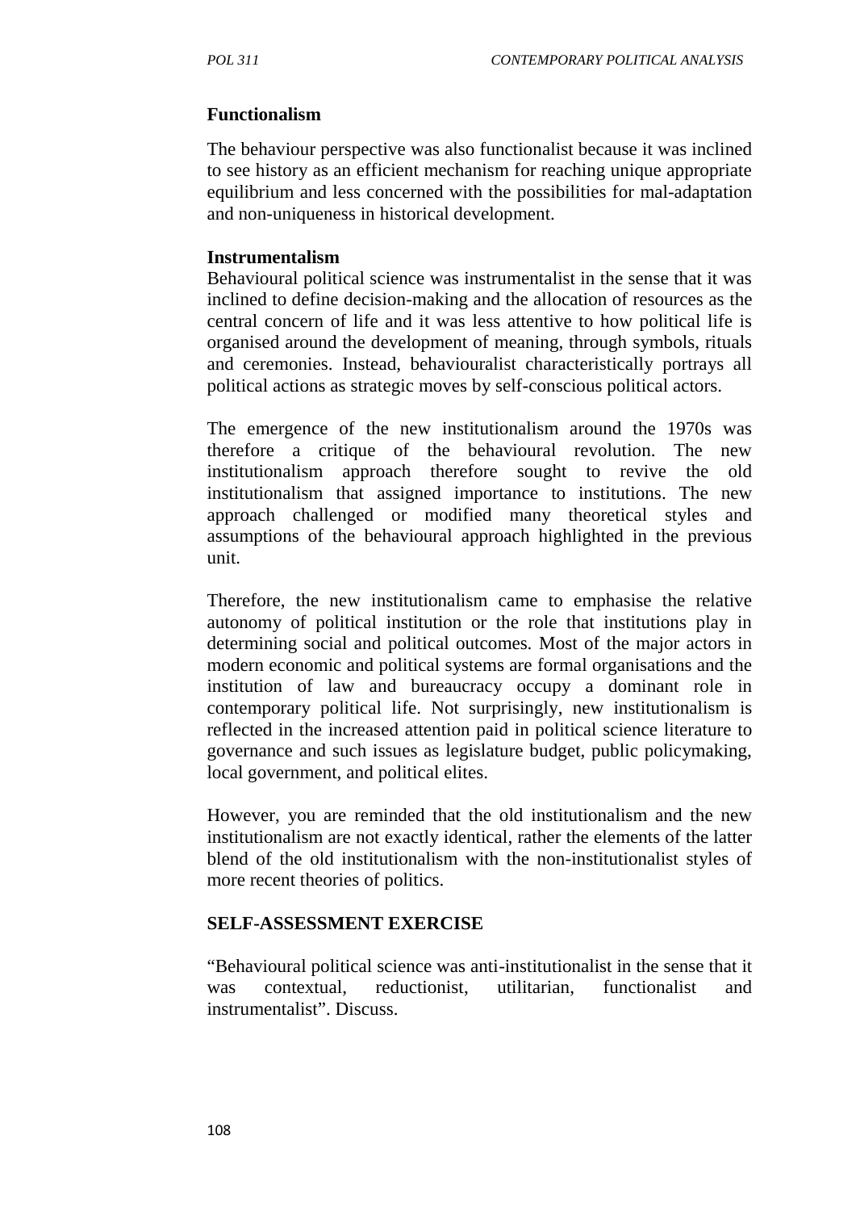**Functionalism**

The behaviour perspective was also functionalist because it was inclined to see history as an efficient mechanism for reaching unique appropriate equilibrium and less concerned with the possibilities for mal-adaptation and non-uniqueness in historical development.

**Instrumentalism**

Behavioural political science was instrumentalist in the sense that it was inclined to define decision-making and the allocation of resources as the central concern of life and it was less attentive to how political life is organised around the development of meaning, through symbols, rituals and ceremonies. Instead, behaviouralist characteristically portrays all political actions as strategic moves by self-conscious political actors.

The emergence of the new institutionalism around the 1970s was therefore a critique of the behavioural revolution. The new institutionalism approach therefore sought to revive the old institutionalism that assigned importance to institutions. The new approach challenged or modified many theoretical styles and assumptions of the behavioural approach highlighted in the previous unit.

Therefore, the new institutionalism came to emphasise the relative autonomy of political institution or the role that institutions play in determining social and political outcomes. Most of the major actors in modern economic and political systems are formal organisations and the institution of law and bureaucracy occupy a dominant role in contemporary political life. Not surprisingly, new institutionalism is reflected in the increased attention paid in political science literature to governance and such issues as legislature budget, public policymaking, local government, and political elites.

However, you are reminded that the old institutionalism and the new institutionalism are not exactly identical, rather the elements of the latter blend of the old institutionalism with the non-institutionalist styles of more recent theories of politics.

**SELF-ASSESSMENT EXERCISE**

"Behavioural political science was anti-institutionalist in the sense that it was contextual, reductionist, utilitarian, functionalist and instrumentalist". Discuss.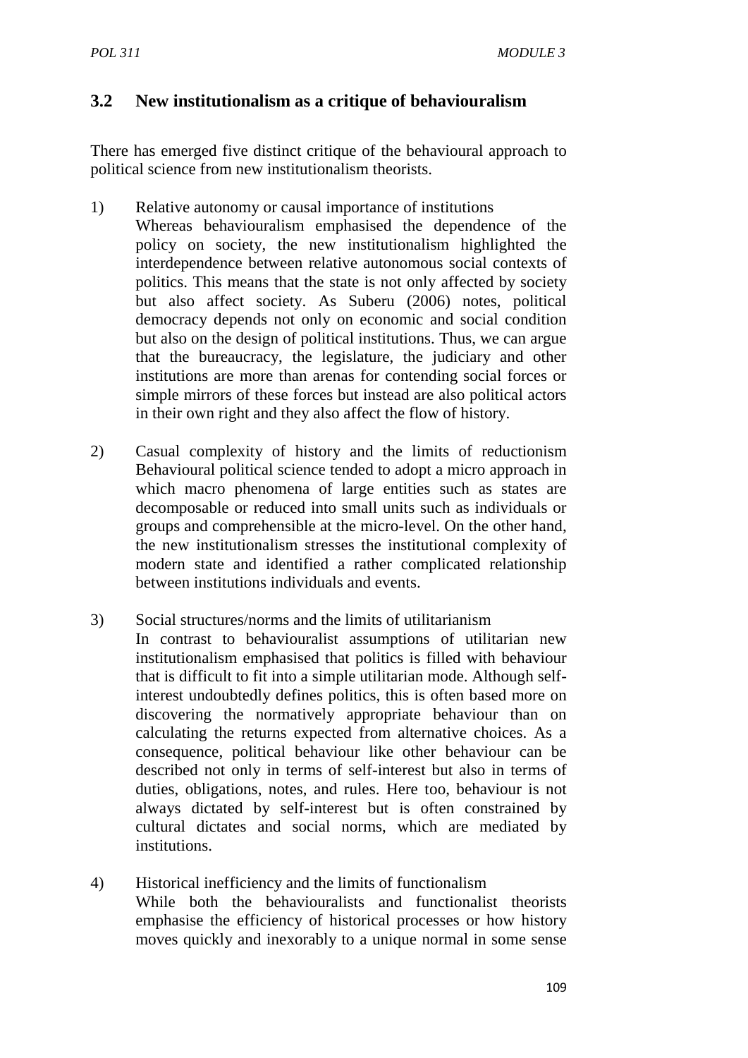## 3.2 New institutionalism as a critique of behaviouralism

There has emerged five distinct critique of the behavioural approach to political science from new institutionalism theorists.

1) Relative autonomy or causal importance of institutions
   Whereas behaviouralism emphasised the dependence of the policy on society, the new institutionalism highlighted the interdependence between relative autonomous social contexts of politics. This means that the state is not only affected by society but also affect society. As Suberu (2006) notes, political democracy depends not only on economic and social condition but also on the design of political institutions. Thus, we can argue that the bureaucracy, the legislature, the judiciary and other institutions are more than arenas for contending social forces or simple mirrors of these forces but instead are also political actors in their own right and they also affect the flow of history.

2) Casual complexity of history and the limits of reductionism
   Behavioural political science tended to adopt a micro approach in which macro phenomena of large entities such as states are decomposable or reduced into small units such as individuals or groups and comprehensible at the micro-level. On the other hand, the new institutionalism stresses the institutional complexity of modern state and identified a rather complicated relationship between institutions individuals and events.

3) Social structures/norms and the limits of utilitarianism
   In contrast to behaviouralist assumptions of utilitarian new institutionalism emphasised that politics is filled with behaviour that is difficult to fit into a simple utilitarian mode. Although self-interest undoubtedly defines politics, this is often based more on discovering the normatively appropriate behaviour than on calculating the returns expected from alternative choices. As a consequence, political behaviour like other behaviour can be described not only in terms of self-interest but also in terms of duties, obligations, notes, and rules. Here too, behaviour is not always dictated by self-interest but is often constrained by cultural dictates and social norms, which are mediated by institutions.

4) Historical inefficiency and the limits of functionalism
   While both the behaviouralists and functionalist theorists emphasise the efficiency of historical processes or how history moves quickly and inexorably to a unique normal in some sense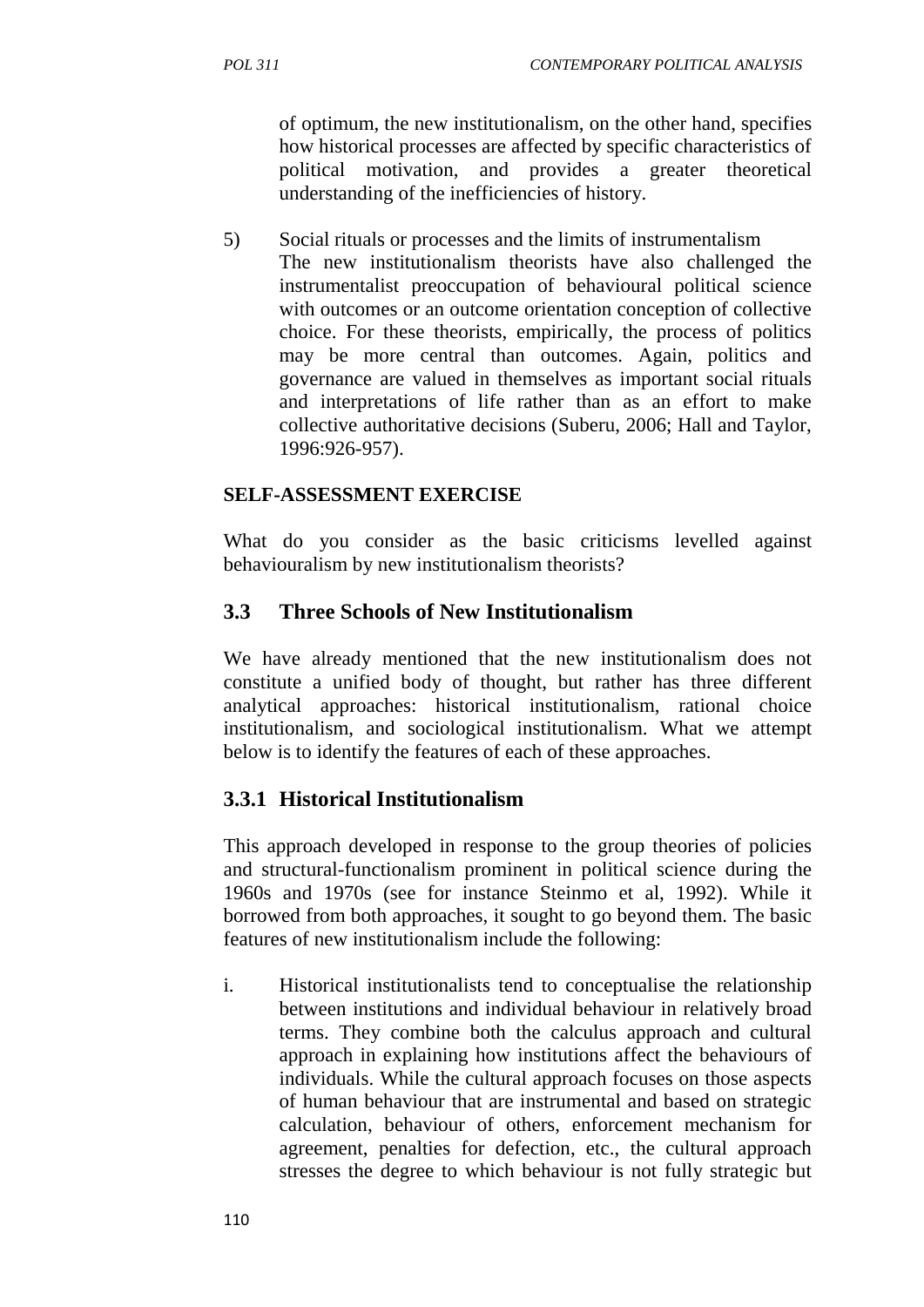of optimum, the new institutionalism, on the other hand, specifies how historical processes are affected by specific characteristics of political motivation, and provides a greater theoretical understanding of the inefficiencies of history.

5) Social rituals or processes and the limits of instrumentalism
The new institutionalism theorists have also challenged the instrumentalist preoccupation of behavioural political science with outcomes or an outcome orientation conception of collective choice. For these theorists, empirically, the process of politics may be more central than outcomes. Again, politics and governance are valued in themselves as important social rituals and interpretations of life rather than as an effort to make collective authoritative decisions (Suberu, 2006; Hall and Taylor, 1996:926-957).

**SELF-ASSESSMENT EXERCISE**

What do you consider as the basic criticisms levelled against behaviouralism by new institutionalism theorists?

## 3.3 Three Schools of New Institutionalism

We have already mentioned that the new institutionalism does not constitute a unified body of thought, but rather has three different analytical approaches: historical institutionalism, rational choice institutionalism, and sociological institutionalism. What we attempt below is to identify the features of each of these approaches.

### 3.3.1 Historical Institutionalism

This approach developed in response to the group theories of policies and structural-functionalism prominent in political science during the 1960s and 1970s (see for instance Steinmo et al, 1992). While it borrowed from both approaches, it sought to go beyond them. The basic features of new institutionalism include the following:

i. Historical institutionalists tend to conceptualise the relationship between institutions and individual behaviour in relatively broad terms. They combine both the calculus approach and cultural approach in explaining how institutions affect the behaviours of individuals. While the cultural approach focuses on those aspects of human behaviour that are instrumental and based on strategic calculation, behaviour of others, enforcement mechanism for agreement, penalties for defection, etc., the cultural approach stresses the degree to which behaviour is not fully strategic but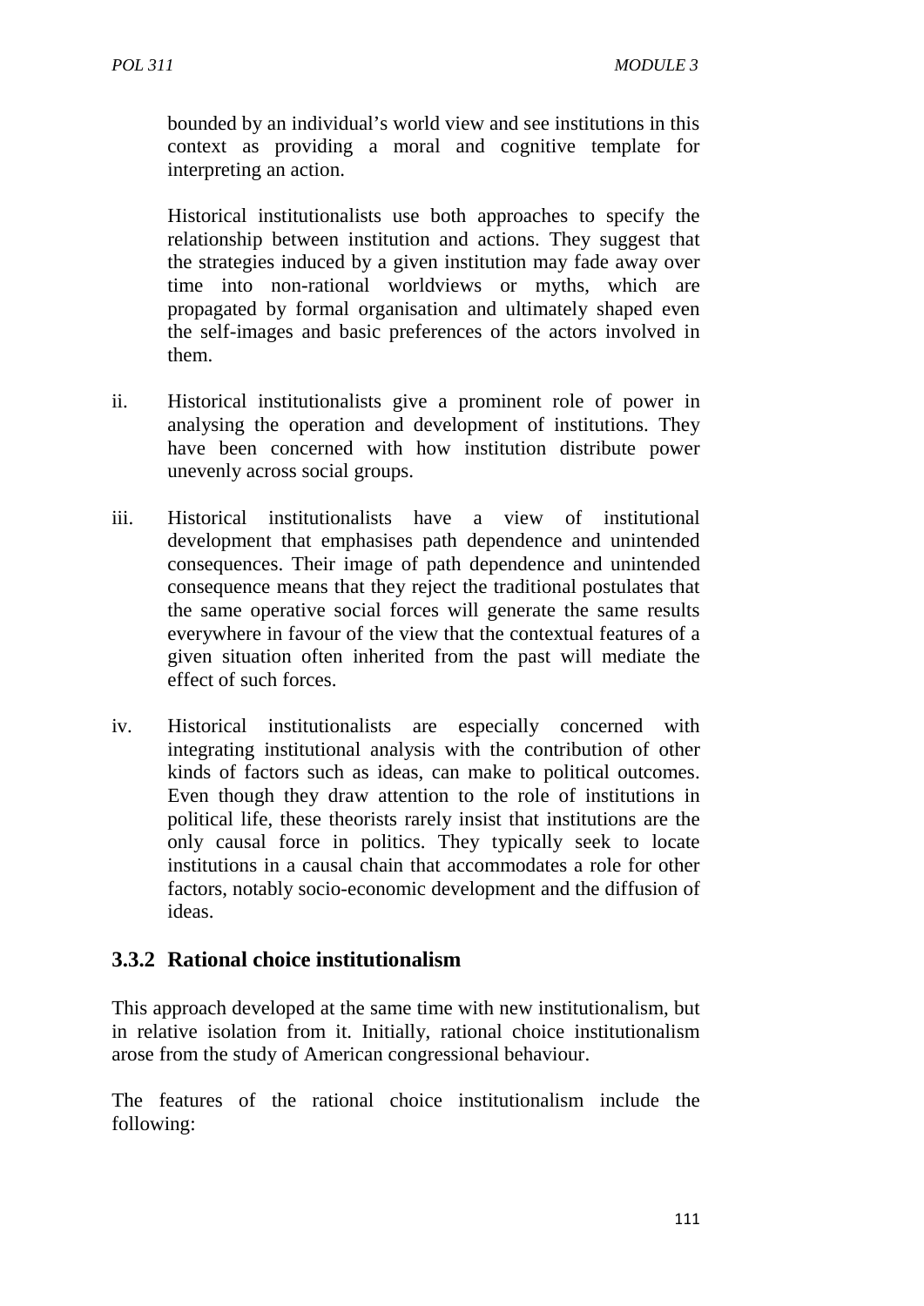bounded by an individual's world view and see institutions in this context as providing a moral and cognitive template for interpreting an action.

Historical institutionalists use both approaches to specify the relationship between institution and actions. They suggest that the strategies induced by a given institution may fade away over time into non-rational worldviews or myths, which are propagated by formal organisation and ultimately shaped even the self-images and basic preferences of the actors involved in them.

ii. Historical institutionalists give a prominent role of power in analysing the operation and development of institutions. They have been concerned with how institution distribute power unevenly across social groups.

iii. Historical institutionalists have a view of institutional development that emphasises path dependence and unintended consequences. Their image of path dependence and unintended consequence means that they reject the traditional postulates that the same operative social forces will generate the same results everywhere in favour of the view that the contextual features of a given situation often inherited from the past will mediate the effect of such forces.

iv. Historical institutionalists are especially concerned with integrating institutional analysis with the contribution of other kinds of factors such as ideas, can make to political outcomes. Even though they draw attention to the role of institutions in political life, these theorists rarely insist that institutions are the only causal force in politics. They typically seek to locate institutions in a causal chain that accommodates a role for other factors, notably socio-economic development and the diffusion of ideas.

### 3.3.2 Rational choice institutionalism

This approach developed at the same time with new institutionalism, but in relative isolation from it. Initially, rational choice institutionalism arose from the study of American congressional behaviour.

The features of the rational choice institutionalism include the following: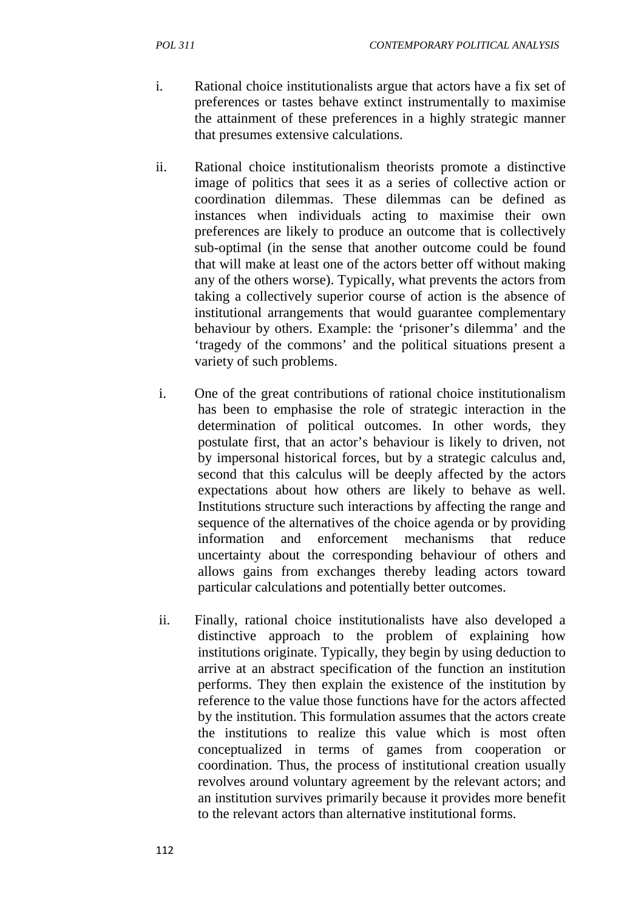i. Rational choice institutionalists argue that actors have a fix set of preferences or tastes behave extinct instrumentally to maximise the attainment of these preferences in a highly strategic manner that presumes extensive calculations.

ii. Rational choice institutionalism theorists promote a distinctive image of politics that sees it as a series of collective action or coordination dilemmas. These dilemmas can be defined as instances when individuals acting to maximise their own preferences are likely to produce an outcome that is collectively sub-optimal (in the sense that another outcome could be found that will make at least one of the actors better off without making any of the others worse). Typically, what prevents the actors from taking a collectively superior course of action is the absence of institutional arrangements that would guarantee complementary behaviour by others. Example: the 'prisoner's dilemma' and the 'tragedy of the commons' and the political situations present a variety of such problems.

i. One of the great contributions of rational choice institutionalism has been to emphasise the role of strategic interaction in the determination of political outcomes. In other words, they postulate first, that an actor's behaviour is likely to driven, not by impersonal historical forces, but by a strategic calculus and, second that this calculus will be deeply affected by the actors expectations about how others are likely to behave as well. Institutions structure such interactions by affecting the range and sequence of the alternatives of the choice agenda or by providing information and enforcement mechanisms that reduce uncertainty about the corresponding behaviour of others and allows gains from exchanges thereby leading actors toward particular calculations and potentially better outcomes.

ii. Finally, rational choice institutionalists have also developed a distinctive approach to the problem of explaining how institutions originate. Typically, they begin by using deduction to arrive at an abstract specification of the function an institution performs. They then explain the existence of the institution by reference to the value those functions have for the actors affected by the institution. This formulation assumes that the actors create the institutions to realize this value which is most often conceptualized in terms of games from cooperation or coordination. Thus, the process of institutional creation usually revolves around voluntary agreement by the relevant actors; and an institution survives primarily because it provides more benefit to the relevant actors than alternative institutional forms.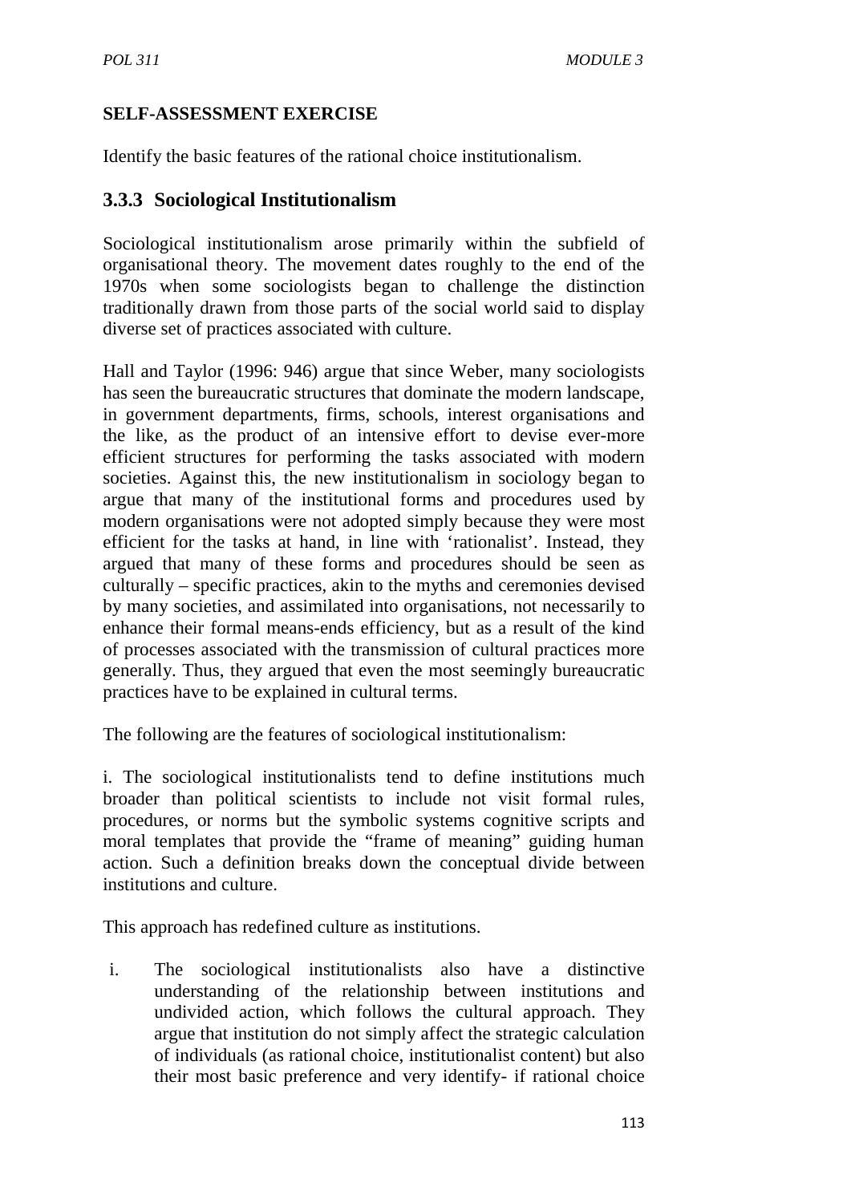**SELF-ASSESSMENT EXERCISE**

Identify the basic features of the rational choice institutionalism.

### 3.3.3 Sociological Institutionalism

Sociological institutionalism arose primarily within the subfield of organisational theory. The movement dates roughly to the end of the 1970s when some sociologists began to challenge the distinction traditionally drawn from those parts of the social world said to display diverse set of practices associated with culture.

Hall and Taylor (1996: 946) argue that since Weber, many sociologists has seen the bureaucratic structures that dominate the modern landscape, in government departments, firms, schools, interest organisations and the like, as the product of an intensive effort to devise ever-more efficient structures for performing the tasks associated with modern societies. Against this, the new institutionalism in sociology began to argue that many of the institutional forms and procedures used by modern organisations were not adopted simply because they were most efficient for the tasks at hand, in line with 'rationalist'. Instead, they argued that many of these forms and procedures should be seen as culturally – specific practices, akin to the myths and ceremonies devised by many societies, and assimilated into organisations, not necessarily to enhance their formal means-ends efficiency, but as a result of the kind of processes associated with the transmission of cultural practices more generally. Thus, they argued that even the most seemingly bureaucratic practices have to be explained in cultural terms.

The following are the features of sociological institutionalism:

i. The sociological institutionalists tend to define institutions much broader than political scientists to include not visit formal rules, procedures, or norms but the symbolic systems cognitive scripts and moral templates that provide the "frame of meaning" guiding human action. Such a definition breaks down the conceptual divide between institutions and culture.

This approach has redefined culture as institutions.

i. The sociological institutionalists also have a distinctive understanding of the relationship between institutions and undivided action, which follows the cultural approach. They argue that institution do not simply affect the strategic calculation of individuals (as rational choice, institutionalist content) but also their most basic preference and very identify- if rational choice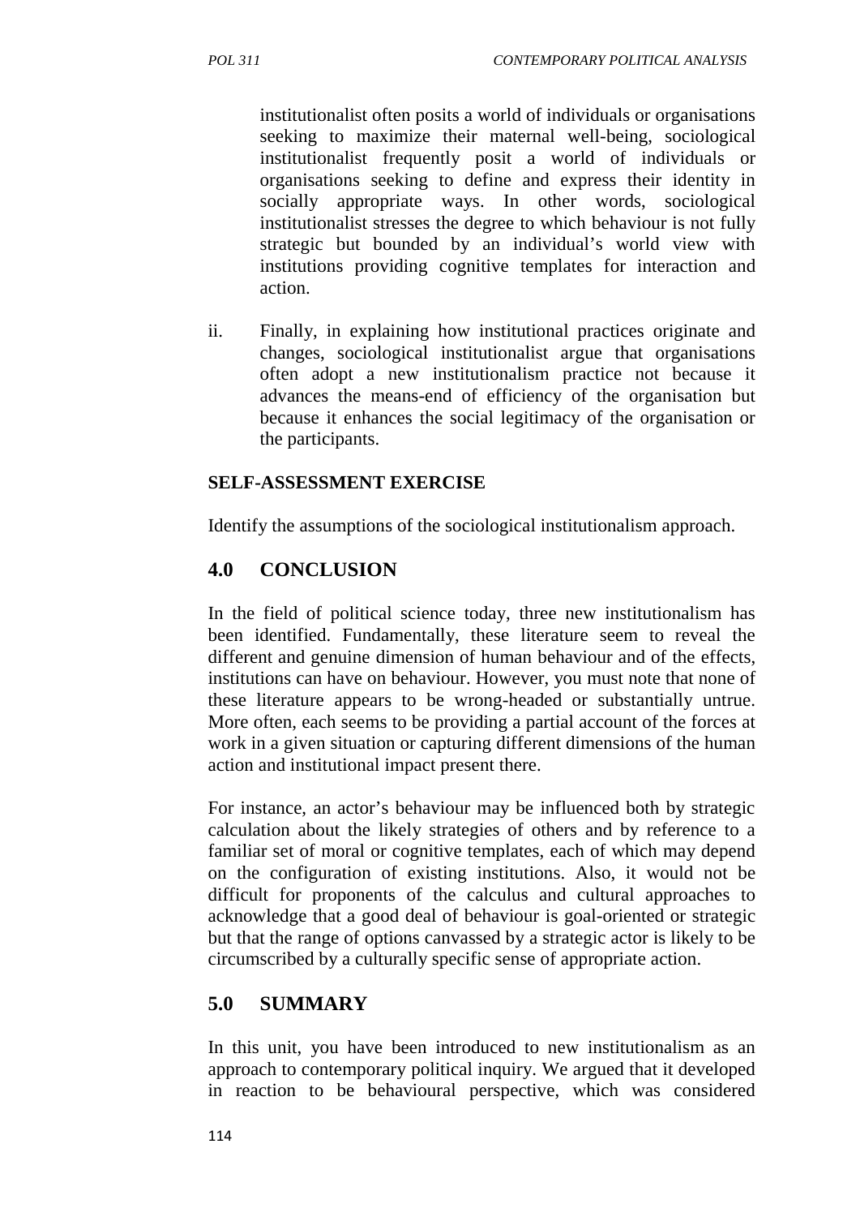institutionalist often posits a world of individuals or organisations seeking to maximize their maternal well-being, sociological institutionalist frequently posit a world of individuals or organisations seeking to define and express their identity in socially appropriate ways. In other words, sociological institutionalist stresses the degree to which behaviour is not fully strategic but bounded by an individual's world view with institutions providing cognitive templates for interaction and action.

ii. Finally, in explaining how institutional practices originate and changes, sociological institutionalist argue that organisations often adopt a new institutionalism practice not because it advances the means-end of efficiency of the organisation but because it enhances the social legitimacy of the organisation or the participants.

**SELF-ASSESSMENT EXERCISE**

Identify the assumptions of the sociological institutionalism approach.

## 4.0 CONCLUSION

In the field of political science today, three new institutionalism has been identified. Fundamentally, these literature seem to reveal the different and genuine dimension of human behaviour and of the effects, institutions can have on behaviour. However, you must note that none of these literature appears to be wrong-headed or substantially untrue. More often, each seems to be providing a partial account of the forces at work in a given situation or capturing different dimensions of the human action and institutional impact present there.

For instance, an actor's behaviour may be influenced both by strategic calculation about the likely strategies of others and by reference to a familiar set of moral or cognitive templates, each of which may depend on the configuration of existing institutions. Also, it would not be difficult for proponents of the calculus and cultural approaches to acknowledge that a good deal of behaviour is goal-oriented or strategic but that the range of options canvassed by a strategic actor is likely to be circumscribed by a culturally specific sense of appropriate action.

## 5.0 SUMMARY

In this unit, you have been introduced to new institutionalism as an approach to contemporary political inquiry. We argued that it developed in reaction to be behavioural perspective, which was considered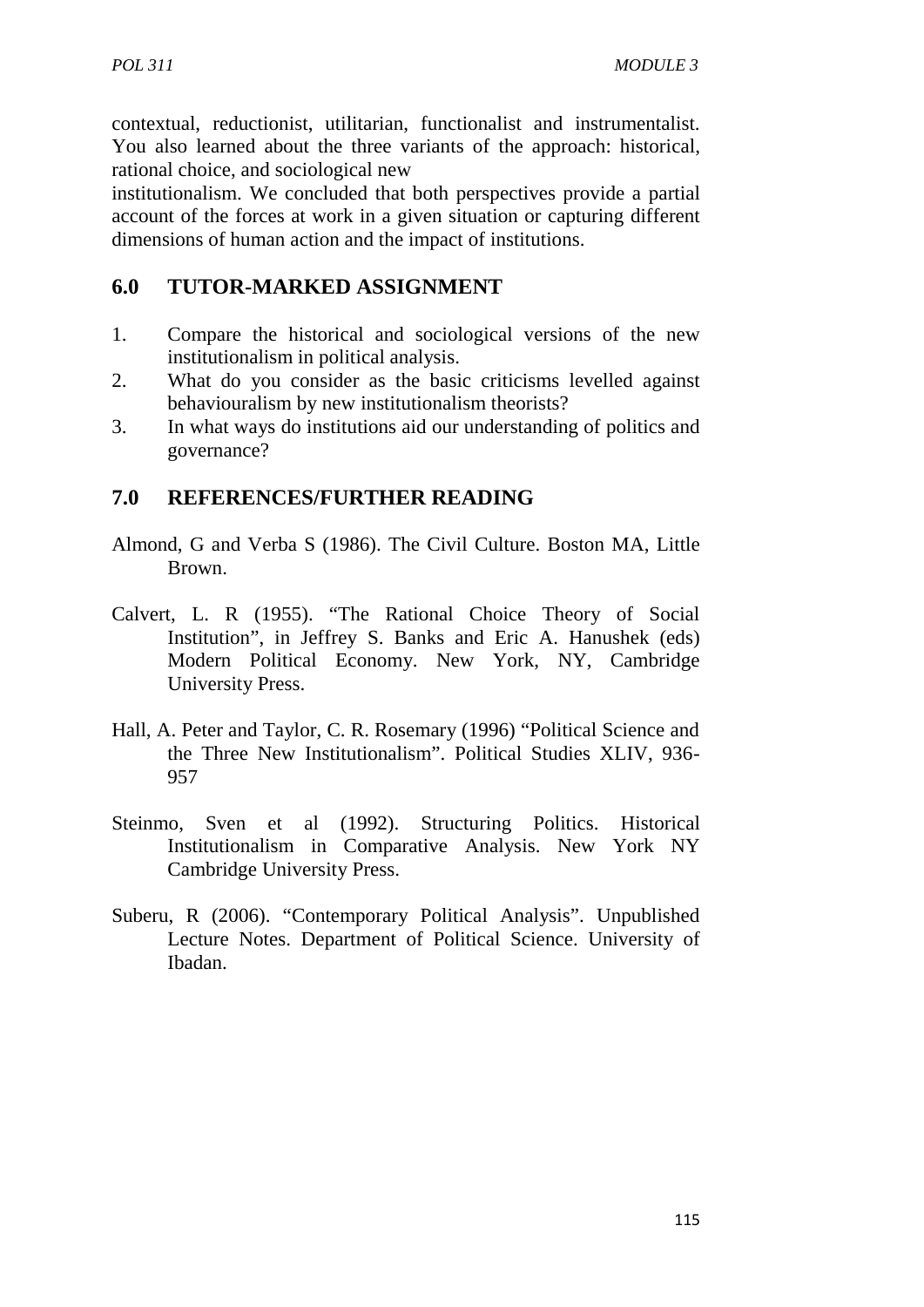contextual, reductionist, utilitarian, functionalist and instrumentalist. You also learned about the three variants of the approach: historical, rational choice, and sociological new

institutionalism. We concluded that both perspectives provide a partial account of the forces at work in a given situation or capturing different dimensions of human action and the impact of institutions.

## 6.0 TUTOR-MARKED ASSIGNMENT

1. Compare the historical and sociological versions of the new institutionalism in political analysis.
2. What do you consider as the basic criticisms levelled against behaviouralism by new institutionalism theorists?
3. In what ways do institutions aid our understanding of politics and governance?

## 7.0 REFERENCES/FURTHER READING

Almond, G and Verba S (1986). The Civil Culture. Boston MA, Little Brown.

Calvert, L. R (1955). "The Rational Choice Theory of Social Institution", in Jeffrey S. Banks and Eric A. Hanushek (eds) Modern Political Economy. New York, NY, Cambridge University Press.

Hall, A. Peter and Taylor, C. R. Rosemary (1996) "Political Science and the Three New Institutionalism". Political Studies XLIV, 936-957

Steinmo, Sven et al (1992). Structuring Politics. Historical Institutionalism in Comparative Analysis. New York NY Cambridge University Press.

Suberu, R (2006). "Contemporary Political Analysis". Unpublished Lecture Notes. Department of Political Science. University of Ibadan.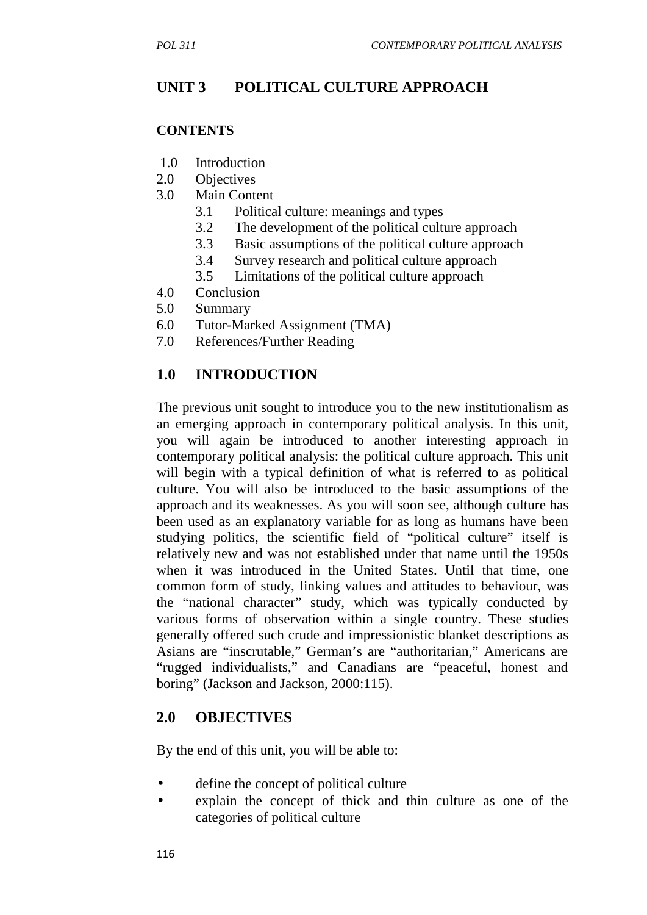# UNIT 3 POLITICAL CULTURE APPROACH

**CONTENTS**

1.0 Introduction
2.0 Objectives
3.0 Main Content
 3.1 Political culture: meanings and types
 3.2 The development of the political culture approach
 3.3 Basic assumptions of the political culture approach
 3.4 Survey research and political culture approach
 3.5 Limitations of the political culture approach
4.0 Conclusion
5.0 Summary
6.0 Tutor-Marked Assignment (TMA)
7.0 References/Further Reading

## 1.0 INTRODUCTION

The previous unit sought to introduce you to the new institutionalism as an emerging approach in contemporary political analysis. In this unit, you will again be introduced to another interesting approach in contemporary political analysis: the political culture approach. This unit will begin with a typical definition of what is referred to as political culture. You will also be introduced to the basic assumptions of the approach and its weaknesses. As you will soon see, although culture has been used as an explanatory variable for as long as humans have been studying politics, the scientific field of "political culture" itself is relatively new and was not established under that name until the 1950s when it was introduced in the United States. Until that time, one common form of study, linking values and attitudes to behaviour, was the "national character" study, which was typically conducted by various forms of observation within a single country. These studies generally offered such crude and impressionistic blanket descriptions as Asians are "inscrutable," German's are "authoritarian," Americans are "rugged individualists," and Canadians are "peaceful, honest and boring" (Jackson and Jackson, 2000:115).

## 2.0 OBJECTIVES

By the end of this unit, you will be able to:

- define the concept of political culture
- explain the concept of thick and thin culture as one of the categories of political culture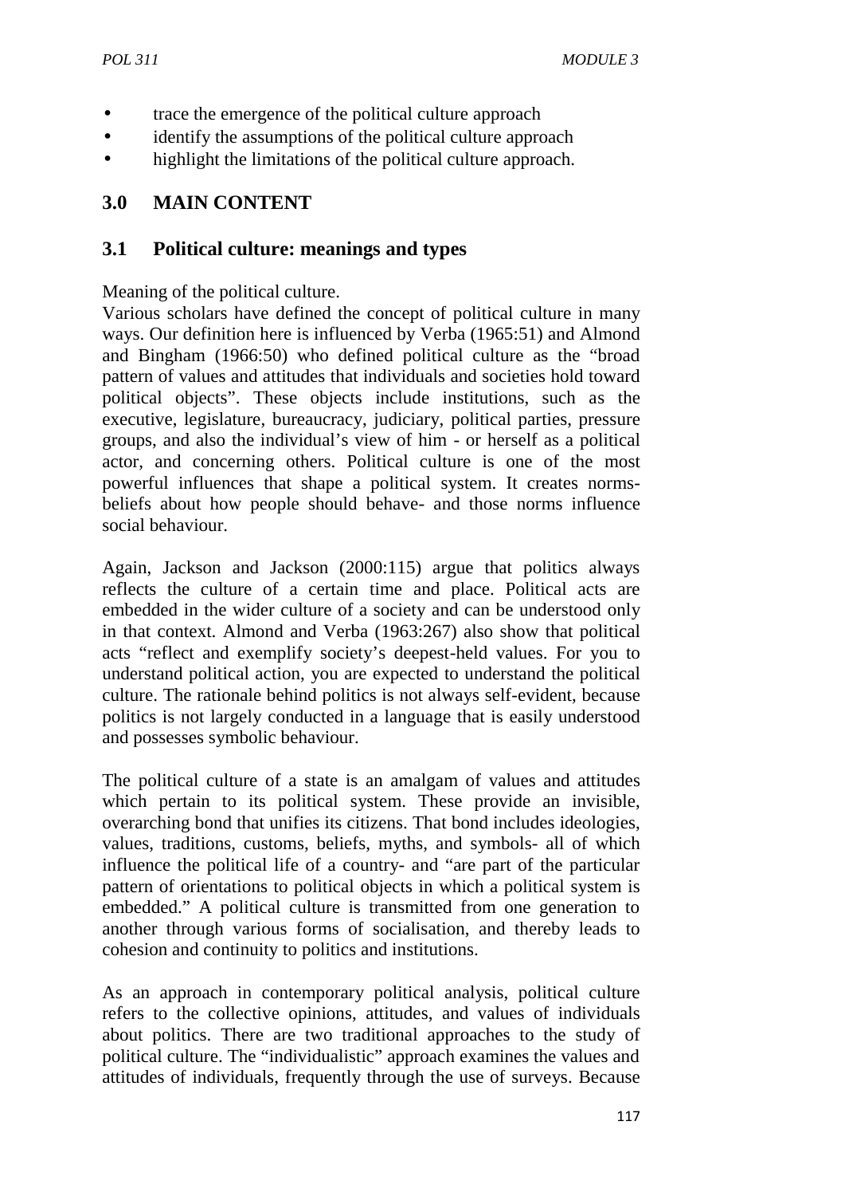- trace the emergence of the political culture approach
- identify the assumptions of the political culture approach
- highlight the limitations of the political culture approach.

## 3.0 MAIN CONTENT

### 3.1 Political culture: meanings and types

Meaning of the political culture.

Various scholars have defined the concept of political culture in many ways. Our definition here is influenced by Verba (1965:51) and Almond and Bingham (1966:50) who defined political culture as the "broad pattern of values and attitudes that individuals and societies hold toward political objects". These objects include institutions, such as the executive, legislature, bureaucracy, judiciary, political parties, pressure groups, and also the individual's view of him - or herself as a political actor, and concerning others. Political culture is one of the most powerful influences that shape a political system. It creates norms-beliefs about how people should behave- and those norms influence social behaviour.

Again, Jackson and Jackson (2000:115) argue that politics always reflects the culture of a certain time and place. Political acts are embedded in the wider culture of a society and can be understood only in that context. Almond and Verba (1963:267) also show that political acts "reflect and exemplify society's deepest-held values. For you to understand political action, you are expected to understand the political culture. The rationale behind politics is not always self-evident, because politics is not largely conducted in a language that is easily understood and possesses symbolic behaviour.

The political culture of a state is an amalgam of values and attitudes which pertain to its political system. These provide an invisible, overarching bond that unifies its citizens. That bond includes ideologies, values, traditions, customs, beliefs, myths, and symbols- all of which influence the political life of a country- and "are part of the particular pattern of orientations to political objects in which a political system is embedded." A political culture is transmitted from one generation to another through various forms of socialisation, and thereby leads to cohesion and continuity to politics and institutions.

As an approach in contemporary political analysis, political culture refers to the collective opinions, attitudes, and values of individuals about politics. There are two traditional approaches to the study of political culture. The "individualistic" approach examines the values and attitudes of individuals, frequently through the use of surveys. Because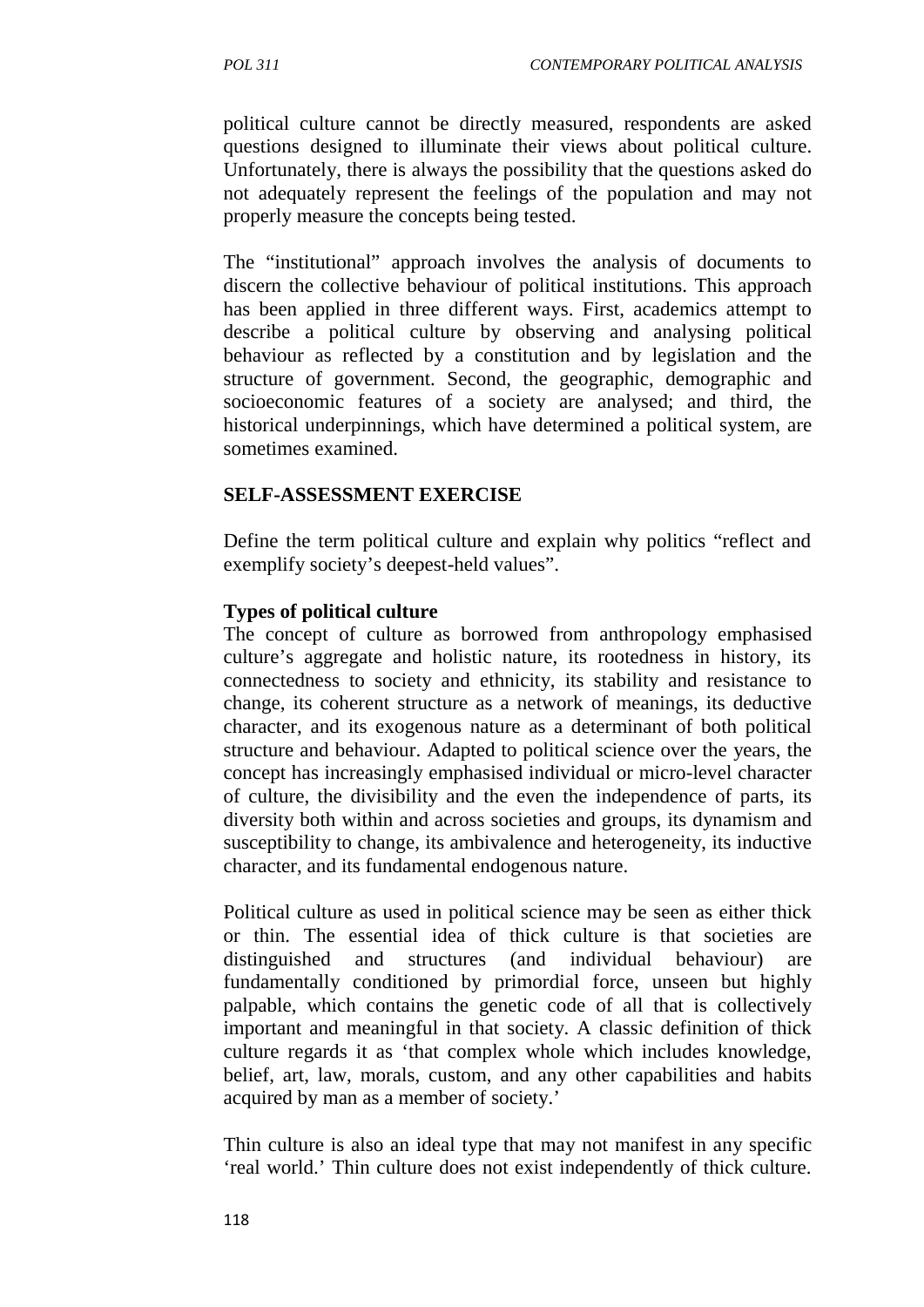political culture cannot be directly measured, respondents are asked questions designed to illuminate their views about political culture. Unfortunately, there is always the possibility that the questions asked do not adequately represent the feelings of the population and may not properly measure the concepts being tested.

The "institutional" approach involves the analysis of documents to discern the collective behaviour of political institutions. This approach has been applied in three different ways. First, academics attempt to describe a political culture by observing and analysing political behaviour as reflected by a constitution and by legislation and the structure of government. Second, the geographic, demographic and socioeconomic features of a society are analysed; and third, the historical underpinnings, which have determined a political system, are sometimes examined.

**SELF-ASSESSMENT EXERCISE**

Define the term political culture and explain why politics "reflect and exemplify society's deepest-held values".

**Types of political culture**

The concept of culture as borrowed from anthropology emphasised culture's aggregate and holistic nature, its rootedness in history, its connectedness to society and ethnicity, its stability and resistance to change, its coherent structure as a network of meanings, its deductive character, and its exogenous nature as a determinant of both political structure and behaviour. Adapted to political science over the years, the concept has increasingly emphasised individual or micro-level character of culture, the divisibility and the even the independence of parts, its diversity both within and across societies and groups, its dynamism and susceptibility to change, its ambivalence and heterogeneity, its inductive character, and its fundamental endogenous nature.

Political culture as used in political science may be seen as either thick or thin. The essential idea of thick culture is that societies are distinguished and structures (and individual behaviour) are fundamentally conditioned by primordial force, unseen but highly palpable, which contains the genetic code of all that is collectively important and meaningful in that society. A classic definition of thick culture regards it as 'that complex whole which includes knowledge, belief, art, law, morals, custom, and any other capabilities and habits acquired by man as a member of society.'

Thin culture is also an ideal type that may not manifest in any specific 'real world.' Thin culture does not exist independently of thick culture.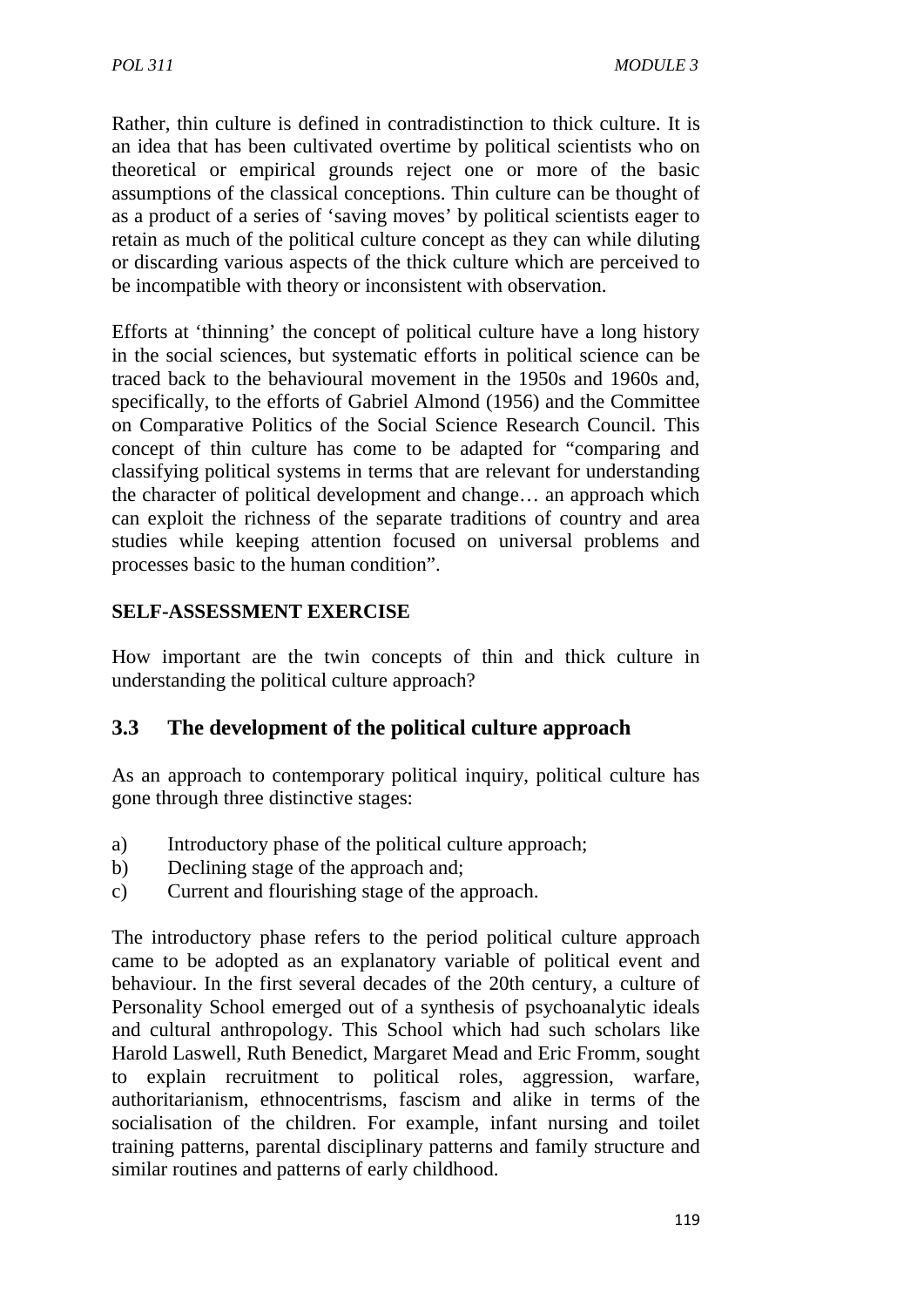Rather, thin culture is defined in contradistinction to thick culture. It is an idea that has been cultivated overtime by political scientists who on theoretical or empirical grounds reject one or more of the basic assumptions of the classical conceptions. Thin culture can be thought of as a product of a series of 'saving moves' by political scientists eager to retain as much of the political culture concept as they can while diluting or discarding various aspects of the thick culture which are perceived to be incompatible with theory or inconsistent with observation.

Efforts at 'thinning' the concept of political culture have a long history in the social sciences, but systematic efforts in political science can be traced back to the behavioural movement in the 1950s and 1960s and, specifically, to the efforts of Gabriel Almond (1956) and the Committee on Comparative Politics of the Social Science Research Council. This concept of thin culture has come to be adapted for "comparing and classifying political systems in terms that are relevant for understanding the character of political development and change… an approach which can exploit the richness of the separate traditions of country and area studies while keeping attention focused on universal problems and processes basic to the human condition".

**SELF-ASSESSMENT EXERCISE**

How important are the twin concepts of thin and thick culture in understanding the political culture approach?

## 3.3 The development of the political culture approach

As an approach to contemporary political inquiry, political culture has gone through three distinctive stages:

a) Introductory phase of the political culture approach;
b) Declining stage of the approach and;
c) Current and flourishing stage of the approach.

The introductory phase refers to the period political culture approach came to be adopted as an explanatory variable of political event and behaviour. In the first several decades of the 20th century, a culture of Personality School emerged out of a synthesis of psychoanalytic ideals and cultural anthropology. This School which had such scholars like Harold Laswell, Ruth Benedict, Margaret Mead and Eric Fromm, sought to explain recruitment to political roles, aggression, warfare, authoritarianism, ethnocentrisms, fascism and alike in terms of the socialisation of the children. For example, infant nursing and toilet training patterns, parental disciplinary patterns and family structure and similar routines and patterns of early childhood.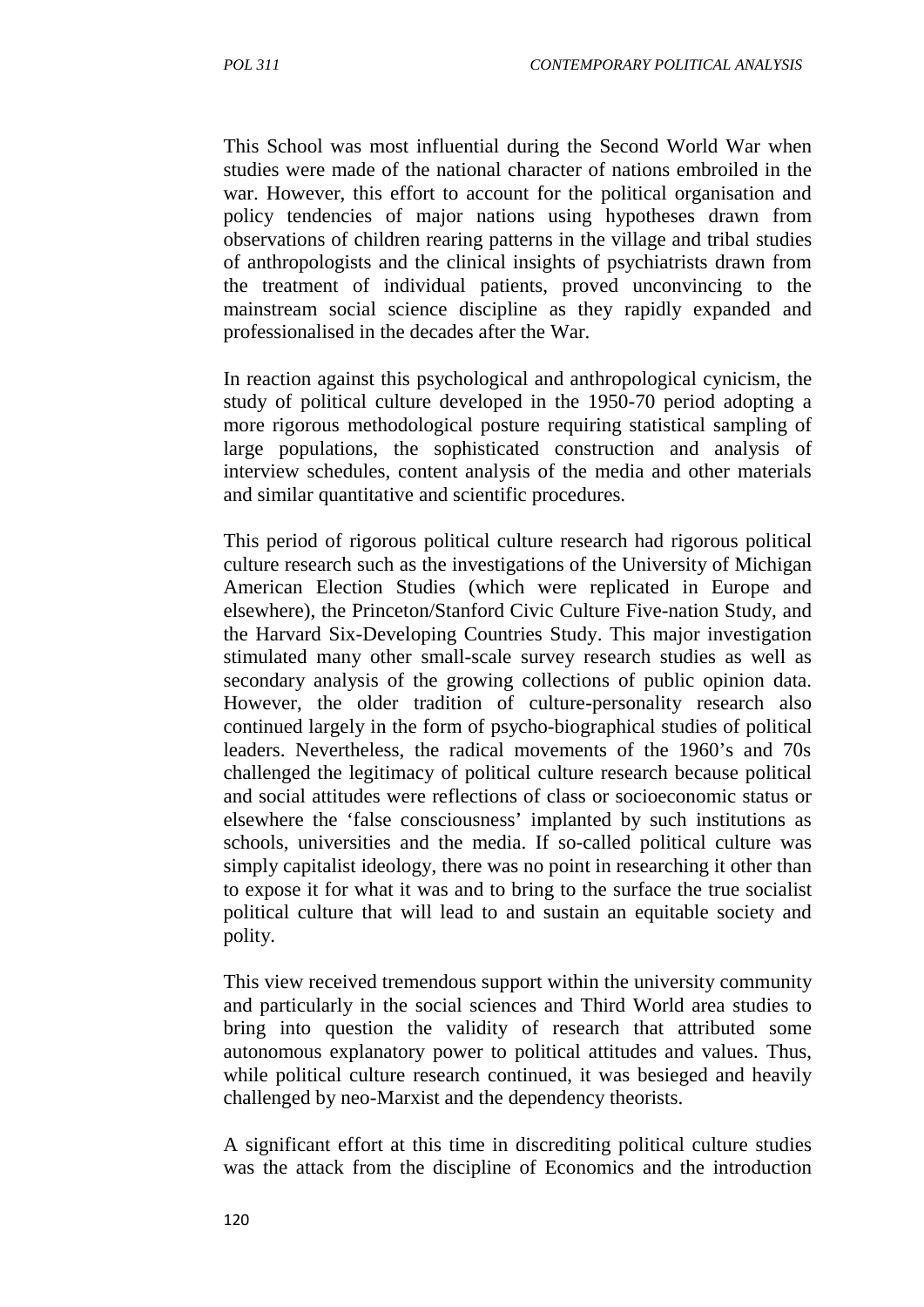This School was most influential during the Second World War when studies were made of the national character of nations embroiled in the war. However, this effort to account for the political organisation and policy tendencies of major nations using hypotheses drawn from observations of children rearing patterns in the village and tribal studies of anthropologists and the clinical insights of psychiatrists drawn from the treatment of individual patients, proved unconvincing to the mainstream social science discipline as they rapidly expanded and professionalised in the decades after the War.

In reaction against this psychological and anthropological cynicism, the study of political culture developed in the 1950-70 period adopting a more rigorous methodological posture requiring statistical sampling of large populations, the sophisticated construction and analysis of interview schedules, content analysis of the media and other materials and similar quantitative and scientific procedures.

This period of rigorous political culture research had rigorous political culture research such as the investigations of the University of Michigan American Election Studies (which were replicated in Europe and elsewhere), the Princeton/Stanford Civic Culture Five-nation Study, and the Harvard Six-Developing Countries Study. This major investigation stimulated many other small-scale survey research studies as well as secondary analysis of the growing collections of public opinion data. However, the older tradition of culture-personality research also continued largely in the form of psycho-biographical studies of political leaders. Nevertheless, the radical movements of the 1960's and 70s challenged the legitimacy of political culture research because political and social attitudes were reflections of class or socioeconomic status or elsewhere the 'false consciousness' implanted by such institutions as schools, universities and the media. If so-called political culture was simply capitalist ideology, there was no point in researching it other than to expose it for what it was and to bring to the surface the true socialist political culture that will lead to and sustain an equitable society and polity.

This view received tremendous support within the university community and particularly in the social sciences and Third World area studies to bring into question the validity of research that attributed some autonomous explanatory power to political attitudes and values. Thus, while political culture research continued, it was besieged and heavily challenged by neo-Marxist and the dependency theorists.

A significant effort at this time in discrediting political culture studies was the attack from the discipline of Economics and the introduction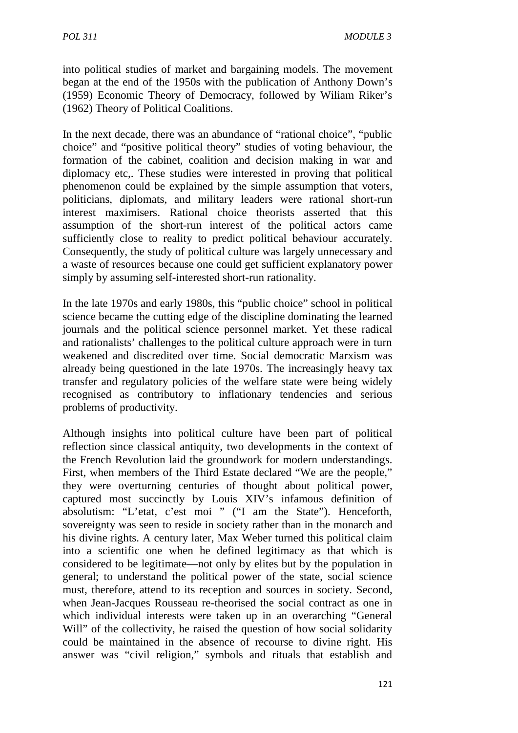into political studies of market and bargaining models. The movement began at the end of the 1950s with the publication of Anthony Down's (1959) Economic Theory of Democracy, followed by Wiliam Riker's (1962) Theory of Political Coalitions.

In the next decade, there was an abundance of "rational choice", "public choice" and "positive political theory" studies of voting behaviour, the formation of the cabinet, coalition and decision making in war and diplomacy etc,. These studies were interested in proving that political phenomenon could be explained by the simple assumption that voters, politicians, diplomats, and military leaders were rational short-run interest maximisers. Rational choice theorists asserted that this assumption of the short-run interest of the political actors came sufficiently close to reality to predict political behaviour accurately. Consequently, the study of political culture was largely unnecessary and a waste of resources because one could get sufficient explanatory power simply by assuming self-interested short-run rationality.

In the late 1970s and early 1980s, this "public choice" school in political science became the cutting edge of the discipline dominating the learned journals and the political science personnel market. Yet these radical and rationalists' challenges to the political culture approach were in turn weakened and discredited over time. Social democratic Marxism was already being questioned in the late 1970s. The increasingly heavy tax transfer and regulatory policies of the welfare state were being widely recognised as contributory to inflationary tendencies and serious problems of productivity.

Although insights into political culture have been part of political reflection since classical antiquity, two developments in the context of the French Revolution laid the groundwork for modern understandings. First, when members of the Third Estate declared "We are the people," they were overturning centuries of thought about political power, captured most succinctly by Louis XIV's infamous definition of absolutism: "L'etat, c'est moi " ("I am the State"). Henceforth, sovereignty was seen to reside in society rather than in the monarch and his divine rights. A century later, Max Weber turned this political claim into a scientific one when he defined legitimacy as that which is considered to be legitimate—not only by elites but by the population in general; to understand the political power of the state, social science must, therefore, attend to its reception and sources in society. Second, when Jean-Jacques Rousseau re-theorised the social contract as one in which individual interests were taken up in an overarching "General Will" of the collectivity, he raised the question of how social solidarity could be maintained in the absence of recourse to divine right. His answer was "civil religion," symbols and rituals that establish and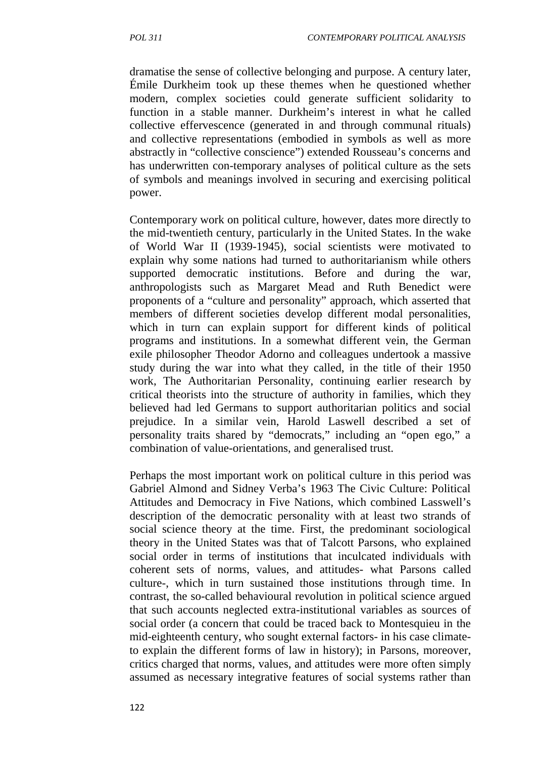dramatise the sense of collective belonging and purpose. A century later, Émile Durkheim took up these themes when he questioned whether modern, complex societies could generate sufficient solidarity to function in a stable manner. Durkheim's interest in what he called collective effervescence (generated in and through communal rituals) and collective representations (embodied in symbols as well as more abstractly in "collective conscience") extended Rousseau's concerns and has underwritten con-temporary analyses of political culture as the sets of symbols and meanings involved in securing and exercising political power.

Contemporary work on political culture, however, dates more directly to the mid-twentieth century, particularly in the United States. In the wake of World War II (1939-1945), social scientists were motivated to explain why some nations had turned to authoritarianism while others supported democratic institutions. Before and during the war, anthropologists such as Margaret Mead and Ruth Benedict were proponents of a "culture and personality" approach, which asserted that members of different societies develop different modal personalities, which in turn can explain support for different kinds of political programs and institutions. In a somewhat different vein, the German exile philosopher Theodor Adorno and colleagues undertook a massive study during the war into what they called, in the title of their 1950 work, The Authoritarian Personality, continuing earlier research by critical theorists into the structure of authority in families, which they believed had led Germans to support authoritarian politics and social prejudice. In a similar vein, Harold Laswell described a set of personality traits shared by "democrats," including an "open ego," a combination of value-orientations, and generalised trust.

Perhaps the most important work on political culture in this period was Gabriel Almond and Sidney Verba's 1963 The Civic Culture: Political Attitudes and Democracy in Five Nations, which combined Lasswell's description of the democratic personality with at least two strands of social science theory at the time. First, the predominant sociological theory in the United States was that of Talcott Parsons, who explained social order in terms of institutions that inculcated individuals with coherent sets of norms, values, and attitudes- what Parsons called culture-, which in turn sustained those institutions through time. In contrast, the so-called behavioural revolution in political science argued that such accounts neglected extra-institutional variables as sources of social order (a concern that could be traced back to Montesquieu in the mid-eighteenth century, who sought external factors- in his case climate- to explain the different forms of law in history); in Parsons, moreover, critics charged that norms, values, and attitudes were more often simply assumed as necessary integrative features of social systems rather than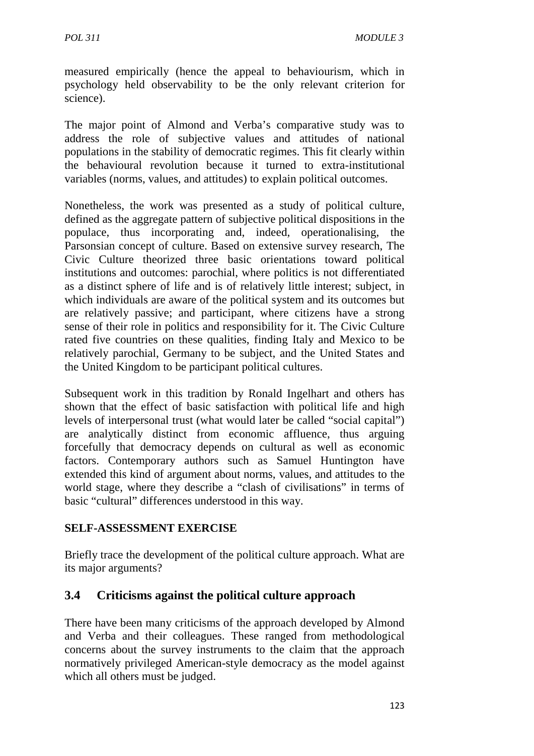measured empirically (hence the appeal to behaviourism, which in psychology held observability to be the only relevant criterion for science).

The major point of Almond and Verba's comparative study was to address the role of subjective values and attitudes of national populations in the stability of democratic regimes. This fit clearly within the behavioural revolution because it turned to extra-institutional variables (norms, values, and attitudes) to explain political outcomes.

Nonetheless, the work was presented as a study of political culture, defined as the aggregate pattern of subjective political dispositions in the populace, thus incorporating and, indeed, operationalising, the Parsonsian concept of culture. Based on extensive survey research, The Civic Culture theorized three basic orientations toward political institutions and outcomes: parochial, where politics is not differentiated as a distinct sphere of life and is of relatively little interest; subject, in which individuals are aware of the political system and its outcomes but are relatively passive; and participant, where citizens have a strong sense of their role in politics and responsibility for it. The Civic Culture rated five countries on these qualities, finding Italy and Mexico to be relatively parochial, Germany to be subject, and the United States and the United Kingdom to be participant political cultures.

Subsequent work in this tradition by Ronald Ingelhart and others has shown that the effect of basic satisfaction with political life and high levels of interpersonal trust (what would later be called "social capital") are analytically distinct from economic affluence, thus arguing forcefully that democracy depends on cultural as well as economic factors. Contemporary authors such as Samuel Huntington have extended this kind of argument about norms, values, and attitudes to the world stage, where they describe a "clash of civilisations" in terms of basic "cultural" differences understood in this way.

**SELF-ASSESSMENT EXERCISE**

Briefly trace the development of the political culture approach. What are its major arguments?

## 3.4 Criticisms against the political culture approach

There have been many criticisms of the approach developed by Almond and Verba and their colleagues. These ranged from methodological concerns about the survey instruments to the claim that the approach normatively privileged American-style democracy as the model against which all others must be judged.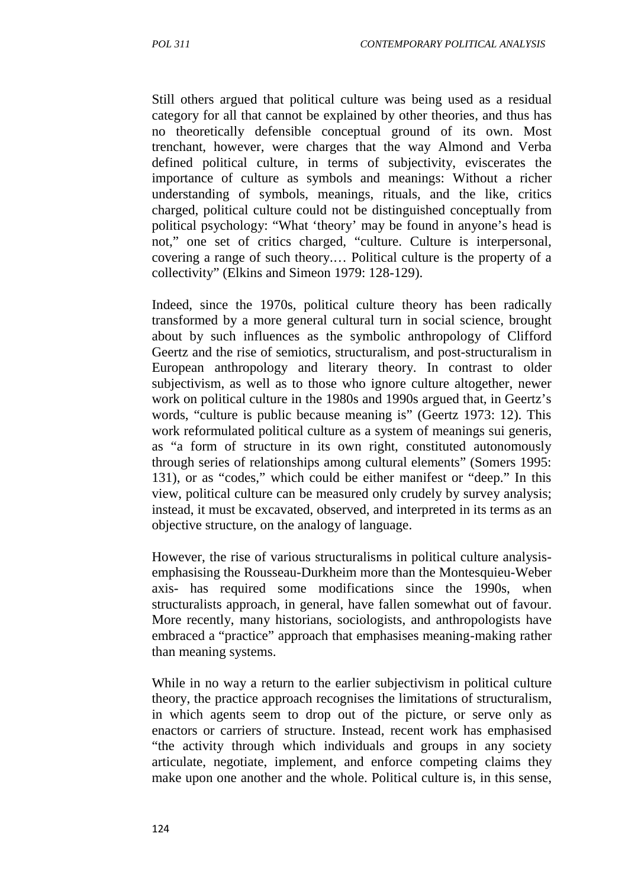Still others argued that political culture was being used as a residual category for all that cannot be explained by other theories, and thus has no theoretically defensible conceptual ground of its own. Most trenchant, however, were charges that the way Almond and Verba defined political culture, in terms of subjectivity, eviscerates the importance of culture as symbols and meanings: Without a richer understanding of symbols, meanings, rituals, and the like, critics charged, political culture could not be distinguished conceptually from political psychology: "What 'theory' may be found in anyone's head is not," one set of critics charged, "culture. Culture is interpersonal, covering a range of such theory.… Political culture is the property of a collectivity" (Elkins and Simeon 1979: 128-129).

Indeed, since the 1970s, political culture theory has been radically transformed by a more general cultural turn in social science, brought about by such influences as the symbolic anthropology of Clifford Geertz and the rise of semiotics, structuralism, and post-structuralism in European anthropology and literary theory. In contrast to older subjectivism, as well as to those who ignore culture altogether, newer work on political culture in the 1980s and 1990s argued that, in Geertz's words, "culture is public because meaning is" (Geertz 1973: 12). This work reformulated political culture as a system of meanings sui generis, as "a form of structure in its own right, constituted autonomously through series of relationships among cultural elements" (Somers 1995: 131), or as "codes," which could be either manifest or "deep." In this view, political culture can be measured only crudely by survey analysis; instead, it must be excavated, observed, and interpreted in its terms as an objective structure, on the analogy of language.

However, the rise of various structuralisms in political culture analysis- emphasising the Rousseau-Durkheim more than the Montesquieu-Weber axis- has required some modifications since the 1990s, when structuralists approach, in general, have fallen somewhat out of favour. More recently, many historians, sociologists, and anthropologists have embraced a "practice" approach that emphasises meaning-making rather than meaning systems.

While in no way a return to the earlier subjectivism in political culture theory, the practice approach recognises the limitations of structuralism, in which agents seem to drop out of the picture, or serve only as enactors or carriers of structure. Instead, recent work has emphasised "the activity through which individuals and groups in any society articulate, negotiate, implement, and enforce competing claims they make upon one another and the whole. Political culture is, in this sense,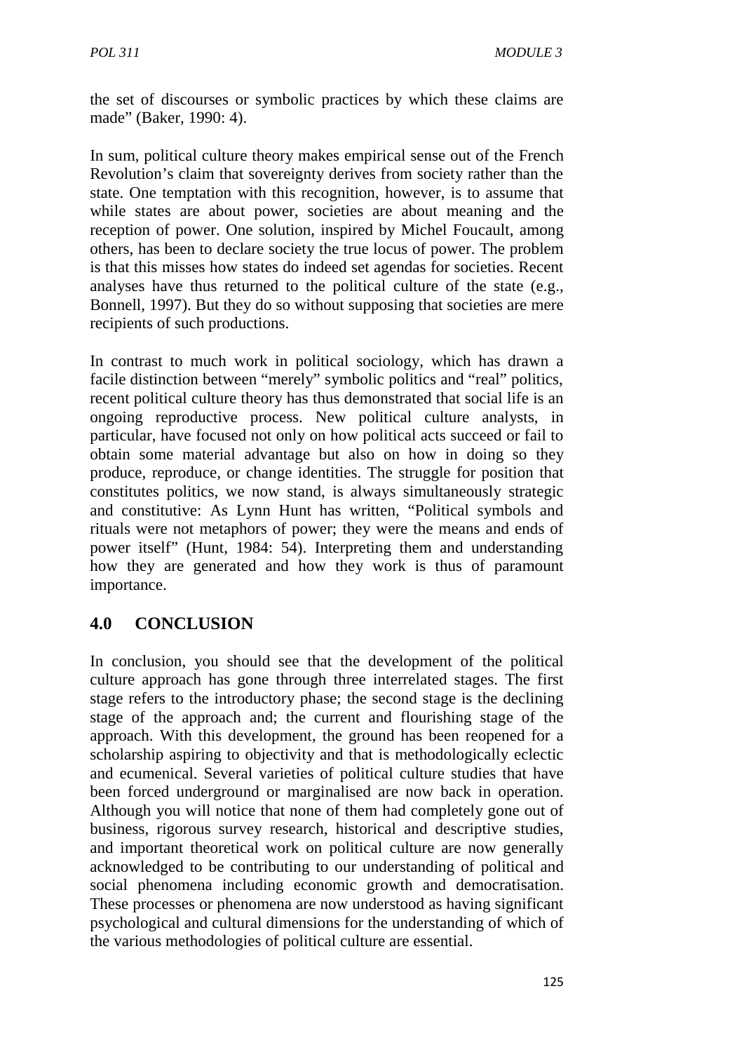the set of discourses or symbolic practices by which these claims are made" (Baker, 1990: 4).

In sum, political culture theory makes empirical sense out of the French Revolution's claim that sovereignty derives from society rather than the state. One temptation with this recognition, however, is to assume that while states are about power, societies are about meaning and the reception of power. One solution, inspired by Michel Foucault, among others, has been to declare society the true locus of power. The problem is that this misses how states do indeed set agendas for societies. Recent analyses have thus returned to the political culture of the state (e.g., Bonnell, 1997). But they do so without supposing that societies are mere recipients of such productions.

In contrast to much work in political sociology, which has drawn a facile distinction between "merely" symbolic politics and "real" politics, recent political culture theory has thus demonstrated that social life is an ongoing reproductive process. New political culture analysts, in particular, have focused not only on how political acts succeed or fail to obtain some material advantage but also on how in doing so they produce, reproduce, or change identities. The struggle for position that constitutes politics, we now stand, is always simultaneously strategic and constitutive: As Lynn Hunt has written, "Political symbols and rituals were not metaphors of power; they were the means and ends of power itself" (Hunt, 1984: 54). Interpreting them and understanding how they are generated and how they work is thus of paramount importance.

## 4.0 CONCLUSION

In conclusion, you should see that the development of the political culture approach has gone through three interrelated stages. The first stage refers to the introductory phase; the second stage is the declining stage of the approach and; the current and flourishing stage of the approach. With this development, the ground has been reopened for a scholarship aspiring to objectivity and that is methodologically eclectic and ecumenical. Several varieties of political culture studies that have been forced underground or marginalised are now back in operation. Although you will notice that none of them had completely gone out of business, rigorous survey research, historical and descriptive studies, and important theoretical work on political culture are now generally acknowledged to be contributing to our understanding of political and social phenomena including economic growth and democratisation. These processes or phenomena are now understood as having significant psychological and cultural dimensions for the understanding of which of the various methodologies of political culture are essential.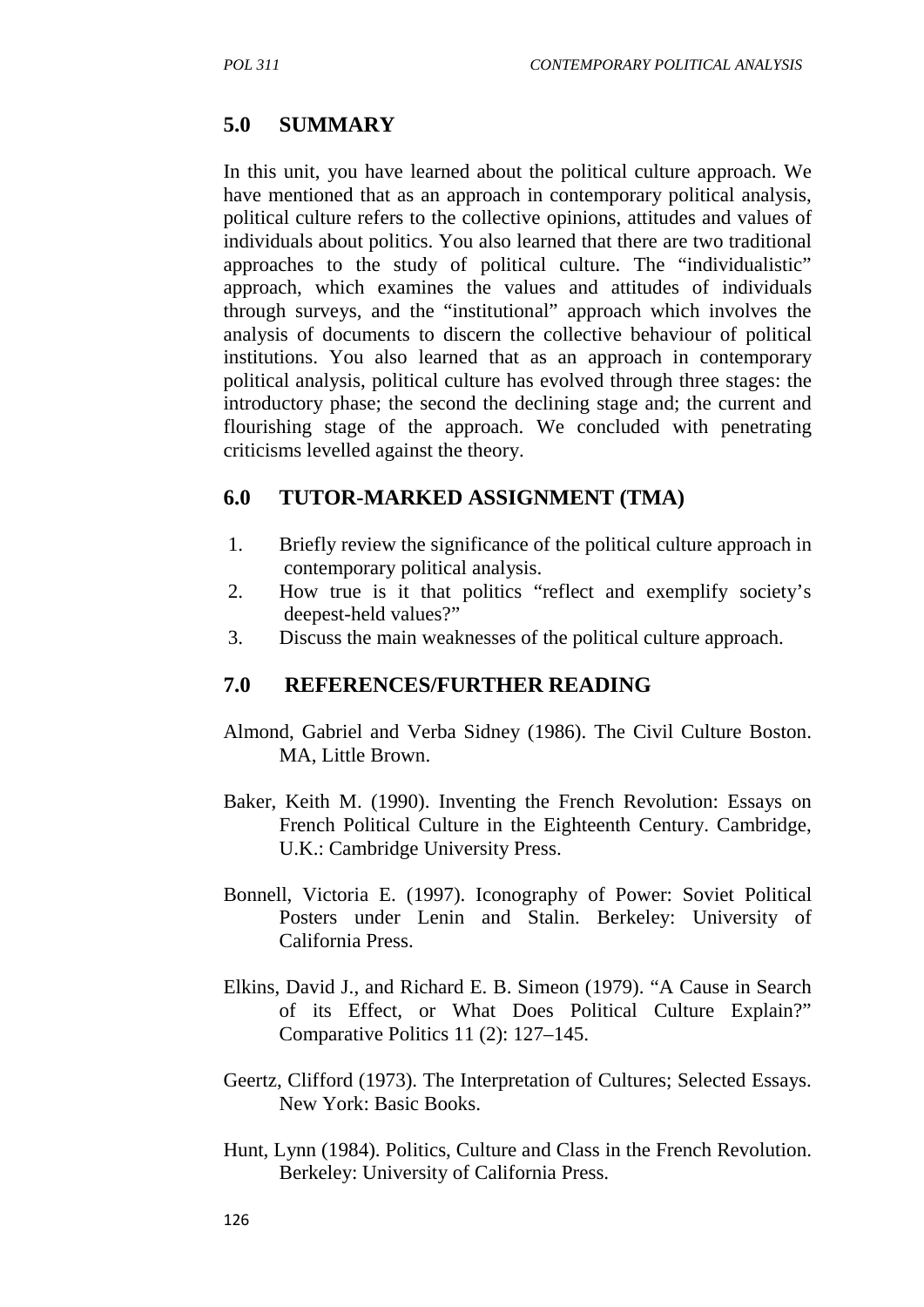## 5.0 SUMMARY

In this unit, you have learned about the political culture approach. We have mentioned that as an approach in contemporary political analysis, political culture refers to the collective opinions, attitudes and values of individuals about politics. You also learned that there are two traditional approaches to the study of political culture. The "individualistic" approach, which examines the values and attitudes of individuals through surveys, and the "institutional" approach which involves the analysis of documents to discern the collective behaviour of political institutions. You also learned that as an approach in contemporary political analysis, political culture has evolved through three stages: the introductory phase; the second the declining stage and; the current and flourishing stage of the approach. We concluded with penetrating criticisms levelled against the theory.

## 6.0 TUTOR-MARKED ASSIGNMENT (TMA)

1. Briefly review the significance of the political culture approach in contemporary political analysis.
2. How true is it that politics "reflect and exemplify society's deepest-held values?"
3. Discuss the main weaknesses of the political culture approach.

## 7.0 REFERENCES/FURTHER READING

Almond, Gabriel and Verba Sidney (1986). The Civil Culture Boston. MA, Little Brown.

Baker, Keith M. (1990). Inventing the French Revolution: Essays on French Political Culture in the Eighteenth Century. Cambridge, U.K.: Cambridge University Press.

Bonnell, Victoria E. (1997). Iconography of Power: Soviet Political Posters under Lenin and Stalin. Berkeley: University of California Press.

Elkins, David J., and Richard E. B. Simeon (1979). "A Cause in Search of its Effect, or What Does Political Culture Explain?" Comparative Politics 11 (2): 127–145.

Geertz, Clifford (1973). The Interpretation of Cultures; Selected Essays. New York: Basic Books.

Hunt, Lynn (1984). Politics, Culture and Class in the French Revolution. Berkeley: University of California Press.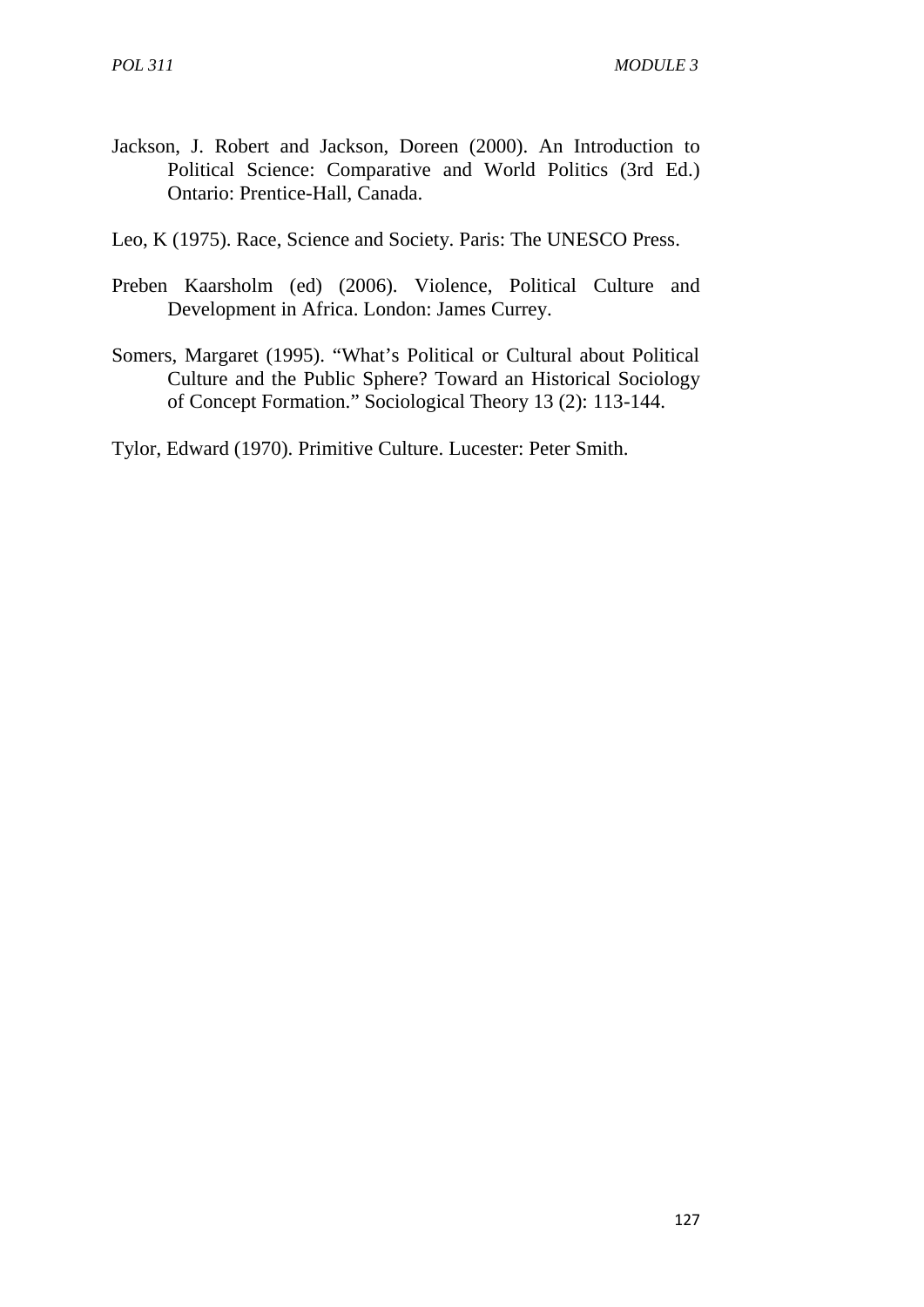Jackson, J. Robert and Jackson, Doreen (2000). An Introduction to Political Science: Comparative and World Politics (3rd Ed.) Ontario: Prentice-Hall, Canada.

Leo, K (1975). Race, Science and Society. Paris: The UNESCO Press.

Preben Kaarsholm (ed) (2006). Violence, Political Culture and Development in Africa. London: James Currey.

Somers, Margaret (1995). "What's Political or Cultural about Political Culture and the Public Sphere? Toward an Historical Sociology of Concept Formation." Sociological Theory 13 (2): 113-144.

Tylor, Edward (1970). Primitive Culture. Lucester: Peter Smith.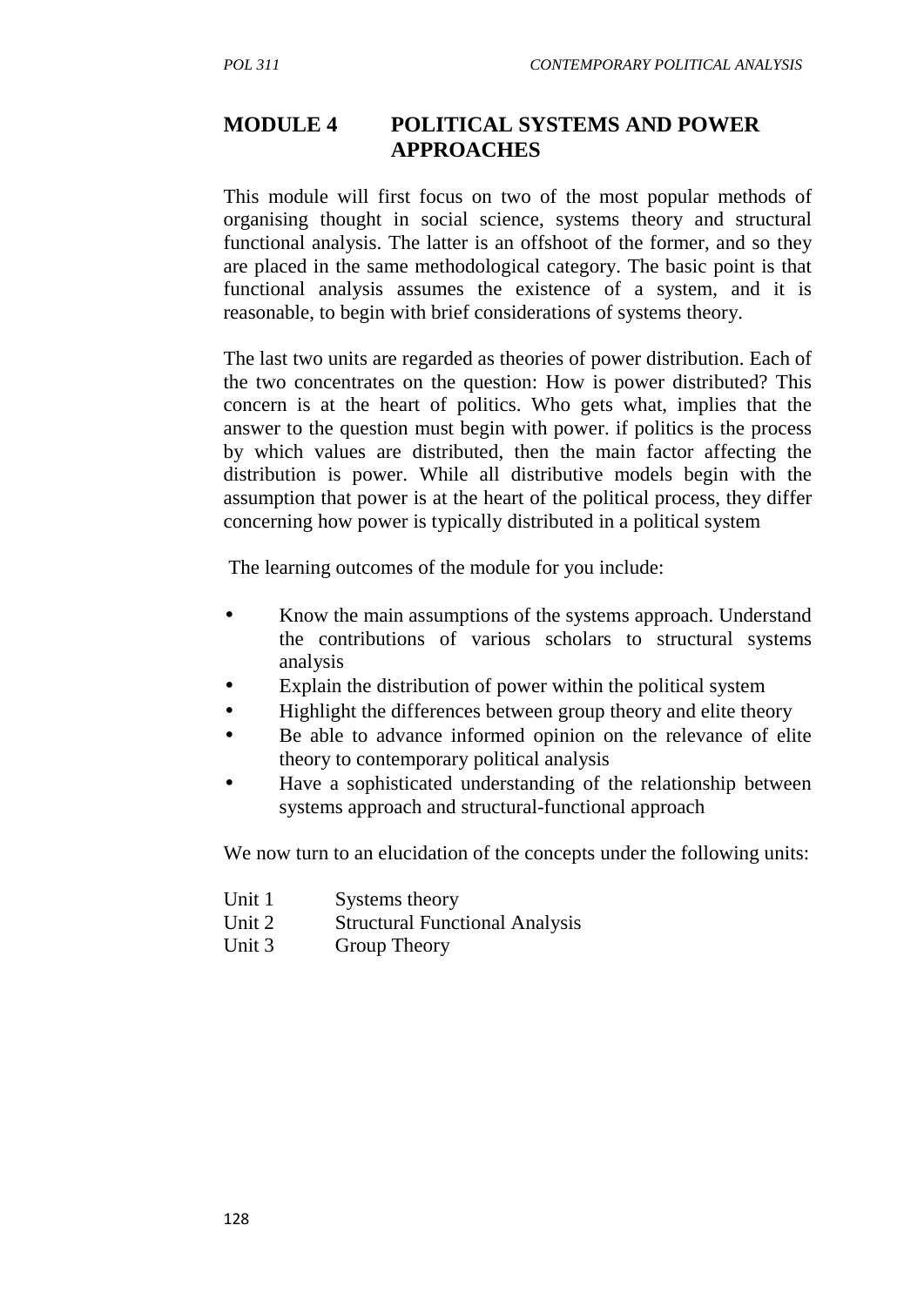# MODULE 4 POLITICAL SYSTEMS AND POWER APPROACHES

This module will first focus on two of the most popular methods of organising thought in social science, systems theory and structural functional analysis. The latter is an offshoot of the former, and so they are placed in the same methodological category. The basic point is that functional analysis assumes the existence of a system, and it is reasonable, to begin with brief considerations of systems theory.

The last two units are regarded as theories of power distribution. Each of the two concentrates on the question: How is power distributed? This concern is at the heart of politics. Who gets what, implies that the answer to the question must begin with power. if politics is the process by which values are distributed, then the main factor affecting the distribution is power. While all distributive models begin with the assumption that power is at the heart of the political process, they differ concerning how power is typically distributed in a political system

The learning outcomes of the module for you include:

- Know the main assumptions of the systems approach. Understand the contributions of various scholars to structural systems analysis
- Explain the distribution of power within the political system
- Highlight the differences between group theory and elite theory
- Be able to advance informed opinion on the relevance of elite theory to contemporary political analysis
- Have a sophisticated understanding of the relationship between systems approach and structural-functional approach

We now turn to an elucidation of the concepts under the following units:

Unit 1 Systems theory
Unit 2 Structural Functional Analysis
Unit 3 Group Theory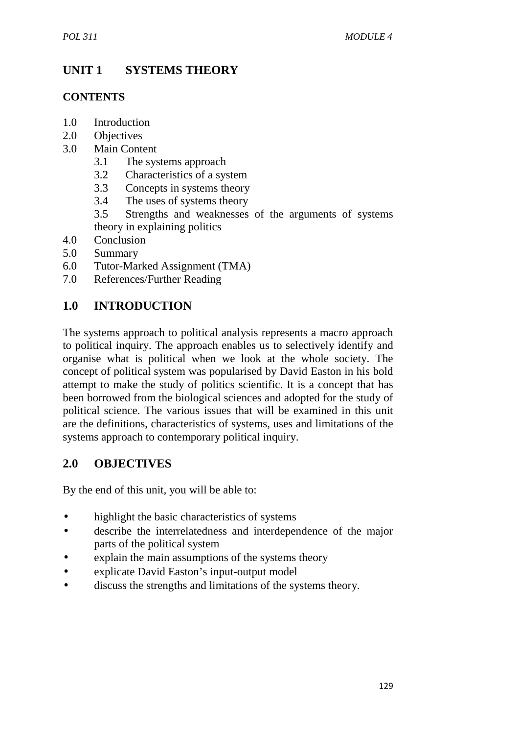# UNIT 1 SYSTEMS THEORY

## CONTENTS

1.0 Introduction
2.0 Objectives
3.0 Main Content
   3.1 The systems approach
   3.2 Characteristics of a system
   3.3 Concepts in systems theory
   3.4 The uses of systems theory
   3.5 Strengths and weaknesses of the arguments of systems theory in explaining politics
4.0 Conclusion
5.0 Summary
6.0 Tutor-Marked Assignment (TMA)
7.0 References/Further Reading

## 1.0 INTRODUCTION

The systems approach to political analysis represents a macro approach to political inquiry. The approach enables us to selectively identify and organise what is political when we look at the whole society. The concept of political system was popularised by David Easton in his bold attempt to make the study of politics scientific. It is a concept that has been borrowed from the biological sciences and adopted for the study of political science. The various issues that will be examined in this unit are the definitions, characteristics of systems, uses and limitations of the systems approach to contemporary political inquiry.

## 2.0 OBJECTIVES

By the end of this unit, you will be able to:

- highlight the basic characteristics of systems
- describe the interrelatedness and interdependence of the major parts of the political system
- explain the main assumptions of the systems theory
- explicate David Easton's input-output model
- discuss the strengths and limitations of the systems theory.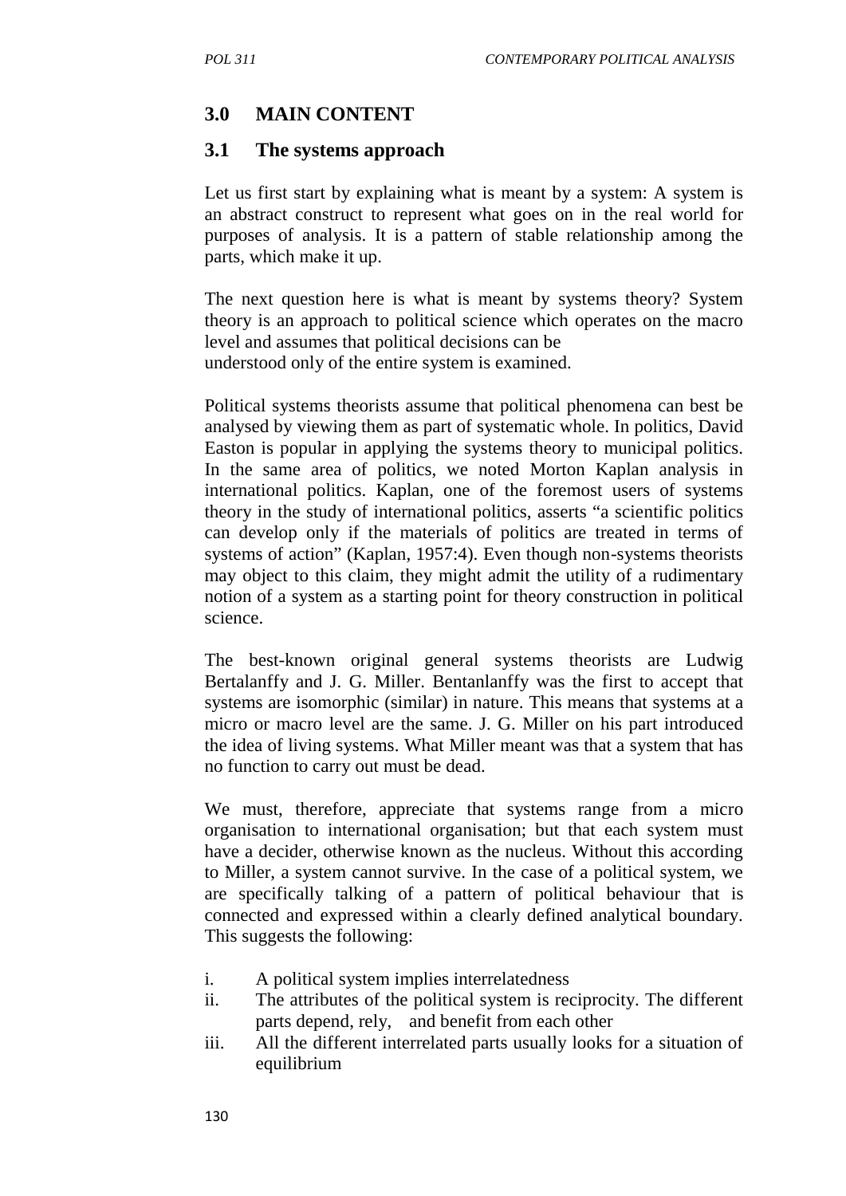## 3.0 MAIN CONTENT

### 3.1 The systems approach

Let us first start by explaining what is meant by a system: A system is an abstract construct to represent what goes on in the real world for purposes of analysis. It is a pattern of stable relationship among the parts, which make it up.

The next question here is what is meant by systems theory? System theory is an approach to political science which operates on the macro level and assumes that political decisions can be understood only of the entire system is examined.

Political systems theorists assume that political phenomena can best be analysed by viewing them as part of systematic whole. In politics, David Easton is popular in applying the systems theory to municipal politics. In the same area of politics, we noted Morton Kaplan analysis in international politics. Kaplan, one of the foremost users of systems theory in the study of international politics, asserts "a scientific politics can develop only if the materials of politics are treated in terms of systems of action" (Kaplan, 1957:4). Even though non-systems theorists may object to this claim, they might admit the utility of a rudimentary notion of a system as a starting point for theory construction in political science.

The best-known original general systems theorists are Ludwig Bertalanffy and J. G. Miller. Bentanlanffy was the first to accept that systems are isomorphic (similar) in nature. This means that systems at a micro or macro level are the same. J. G. Miller on his part introduced the idea of living systems. What Miller meant was that a system that has no function to carry out must be dead.

We must, therefore, appreciate that systems range from a micro organisation to international organisation; but that each system must have a decider, otherwise known as the nucleus. Without this according to Miller, a system cannot survive. In the case of a political system, we are specifically talking of a pattern of political behaviour that is connected and expressed within a clearly defined analytical boundary. This suggests the following:

i. A political system implies interrelatedness
ii. The attributes of the political system is reciprocity. The different parts depend, rely, and benefit from each other
iii. All the different interrelated parts usually looks for a situation of equilibrium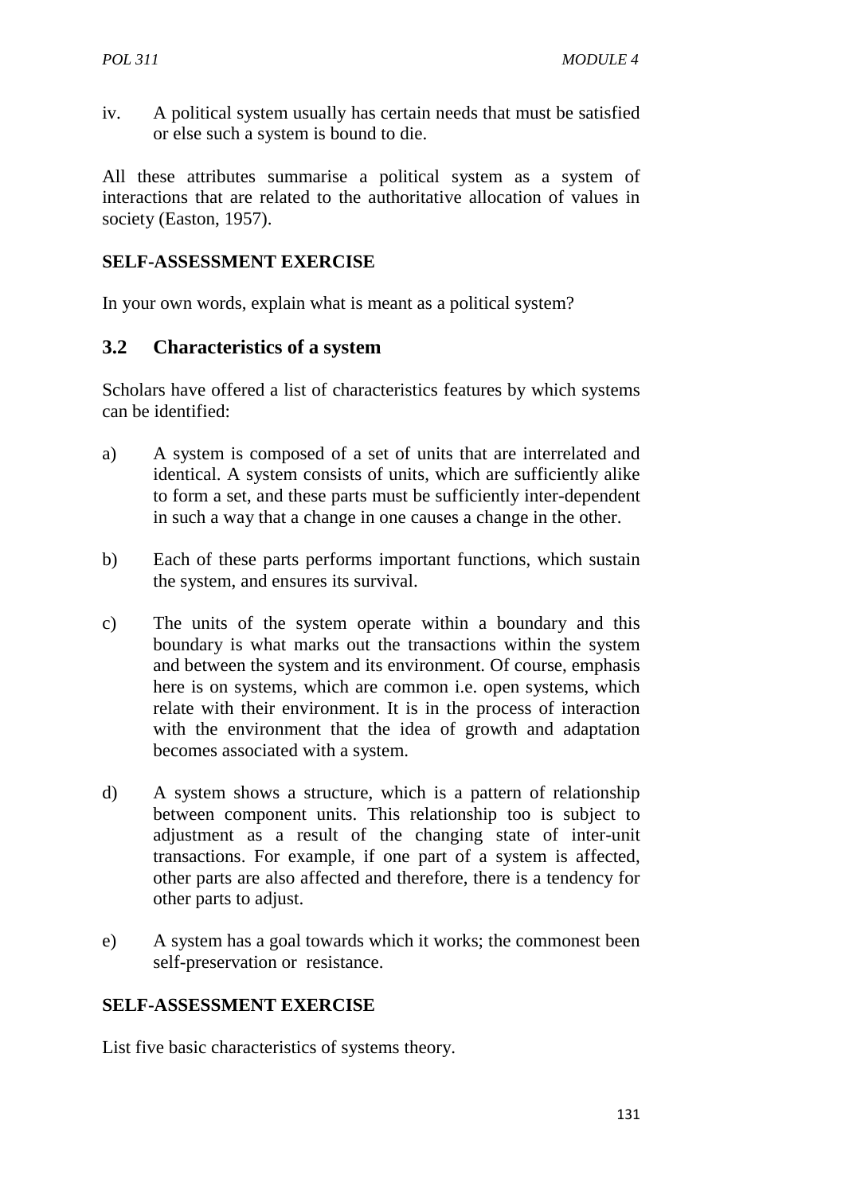iv. A political system usually has certain needs that must be satisfied or else such a system is bound to die.

All these attributes summarise a political system as a system of interactions that are related to the authoritative allocation of values in society (Easton, 1957).

**SELF-ASSESSMENT EXERCISE**

In your own words, explain what is meant as a political system?

## 3.2 Characteristics of a system

Scholars have offered a list of characteristics features by which systems can be identified:

a) A system is composed of a set of units that are interrelated and identical. A system consists of units, which are sufficiently alike to form a set, and these parts must be sufficiently inter-dependent in such a way that a change in one causes a change in the other.

b) Each of these parts performs important functions, which sustain the system, and ensures its survival.

c) The units of the system operate within a boundary and this boundary is what marks out the transactions within the system and between the system and its environment. Of course, emphasis here is on systems, which are common i.e. open systems, which relate with their environment. It is in the process of interaction with the environment that the idea of growth and adaptation becomes associated with a system.

d) A system shows a structure, which is a pattern of relationship between component units. This relationship too is subject to adjustment as a result of the changing state of inter-unit transactions. For example, if one part of a system is affected, other parts are also affected and therefore, there is a tendency for other parts to adjust.

e) A system has a goal towards which it works; the commonest been self-preservation or resistance.

**SELF-ASSESSMENT EXERCISE**

List five basic characteristics of systems theory.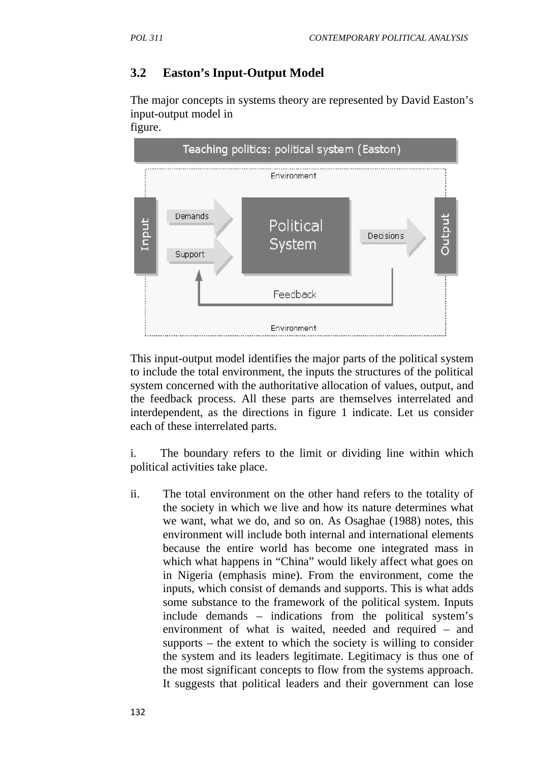## 3.2 Easton's Input-Output Model

The major concepts in systems theory are represented by David Easton's input-output model in
figure.

This input-output model identifies the major parts of the political system to include the total environment, the inputs the structures of the political system concerned with the authoritative allocation of values, output, and the feedback process. All these parts are themselves interrelated and interdependent, as the directions in figure 1 indicate. Let us consider each of these interrelated parts.

i. The boundary refers to the limit or dividing line within which political activities take place.

ii. The total environment on the other hand refers to the totality of the society in which we live and how its nature determines what we want, what we do, and so on. As Osaghae (1988) notes, this environment will include both internal and international elements because the entire world has become one integrated mass in which what happens in "China" would likely affect what goes on in Nigeria (emphasis mine). From the environment, come the inputs, which consist of demands and supports. This is what adds some substance to the framework of the political system. Inputs include demands – indications from the political system's environment of what is waited, needed and required – and supports – the extent to which the society is willing to consider the system and its leaders legitimate. Legitimacy is thus one of the most significant concepts to flow from the systems approach. It suggests that political leaders and their government can lose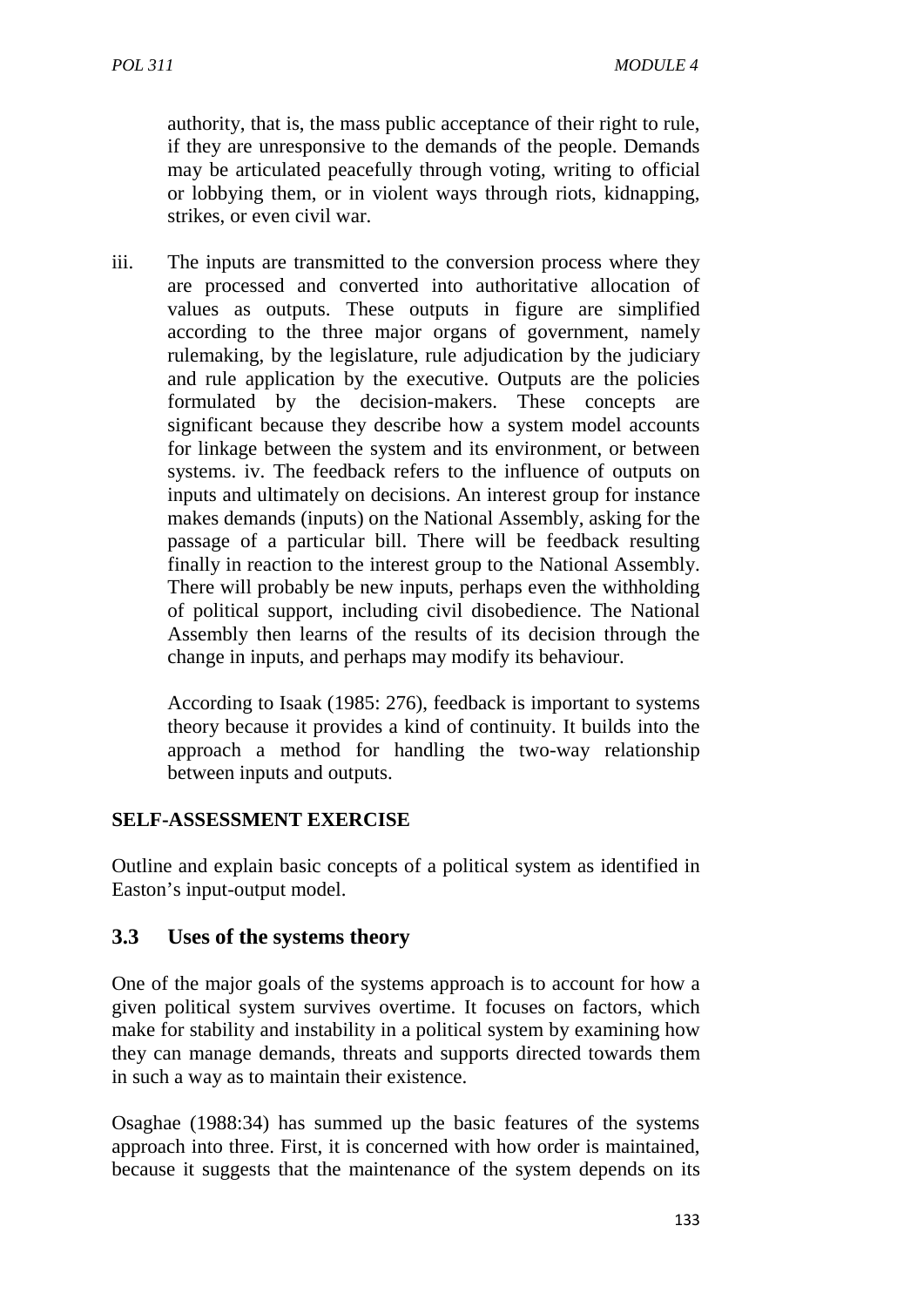authority, that is, the mass public acceptance of their right to rule, if they are unresponsive to the demands of the people. Demands may be articulated peacefully through voting, writing to official or lobbying them, or in violent ways through riots, kidnapping, strikes, or even civil war.

iii. The inputs are transmitted to the conversion process where they are processed and converted into authoritative allocation of values as outputs. These outputs in figure are simplified according to the three major organs of government, namely rulemaking, by the legislature, rule adjudication by the judiciary and rule application by the executive. Outputs are the policies formulated by the decision-makers. These concepts are significant because they describe how a system model accounts for linkage between the system and its environment, or between systems. iv. The feedback refers to the influence of outputs on inputs and ultimately on decisions. An interest group for instance makes demands (inputs) on the National Assembly, asking for the passage of a particular bill. There will be feedback resulting finally in reaction to the interest group to the National Assembly. There will probably be new inputs, perhaps even the withholding of political support, including civil disobedience. The National Assembly then learns of the results of its decision through the change in inputs, and perhaps may modify its behaviour.

According to Isaak (1985: 276), feedback is important to systems theory because it provides a kind of continuity. It builds into the approach a method for handling the two-way relationship between inputs and outputs.

**SELF-ASSESSMENT EXERCISE**

Outline and explain basic concepts of a political system as identified in Easton's input-output model.

## 3.3 Uses of the systems theory

One of the major goals of the systems approach is to account for how a given political system survives overtime. It focuses on factors, which make for stability and instability in a political system by examining how they can manage demands, threats and supports directed towards them in such a way as to maintain their existence.

Osaghae (1988:34) has summed up the basic features of the systems approach into three. First, it is concerned with how order is maintained, because it suggests that the maintenance of the system depends on its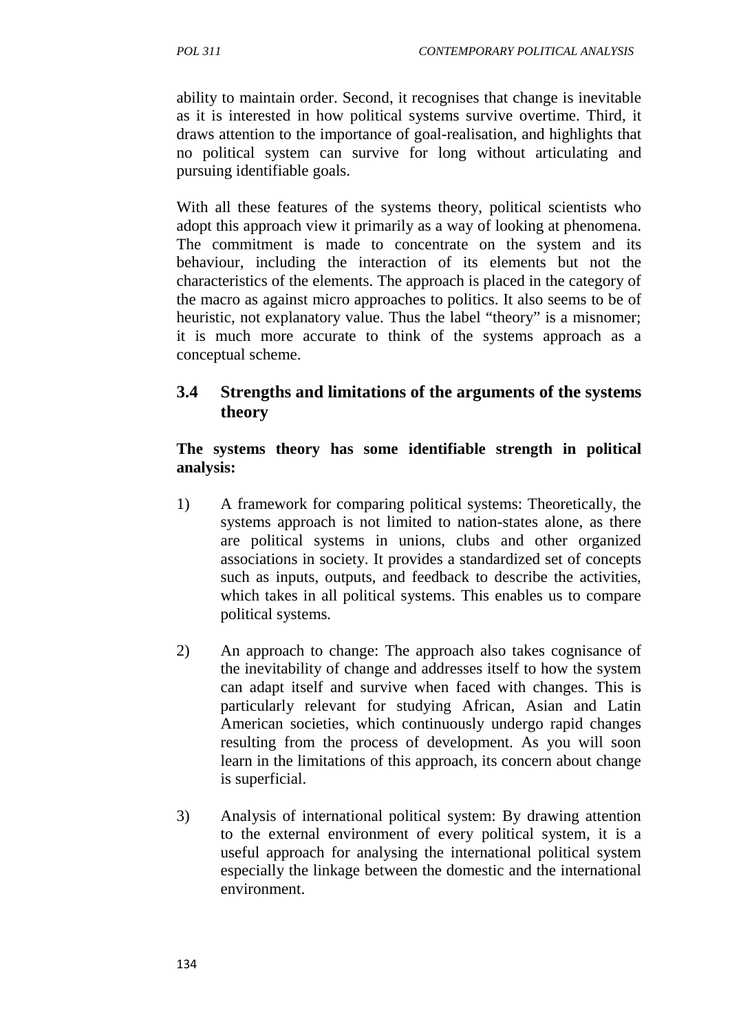ability to maintain order. Second, it recognises that change is inevitable as it is interested in how political systems survive overtime. Third, it draws attention to the importance of goal-realisation, and highlights that no political system can survive for long without articulating and pursuing identifiable goals.

With all these features of the systems theory, political scientists who adopt this approach view it primarily as a way of looking at phenomena. The commitment is made to concentrate on the system and its behaviour, including the interaction of its elements but not the characteristics of the elements. The approach is placed in the category of the macro as against micro approaches to politics. It also seems to be of heuristic, not explanatory value. Thus the label "theory" is a misnomer; it is much more accurate to think of the systems approach as a conceptual scheme.

## 3.4 Strengths and limitations of the arguments of the systems theory

**The systems theory has some identifiable strength in political analysis:**

1) A framework for comparing political systems: Theoretically, the systems approach is not limited to nation-states alone, as there are political systems in unions, clubs and other organized associations in society. It provides a standardized set of concepts such as inputs, outputs, and feedback to describe the activities, which takes in all political systems. This enables us to compare political systems.

2) An approach to change: The approach also takes cognisance of the inevitability of change and addresses itself to how the system can adapt itself and survive when faced with changes. This is particularly relevant for studying African, Asian and Latin American societies, which continuously undergo rapid changes resulting from the process of development. As you will soon learn in the limitations of this approach, its concern about change is superficial.

3) Analysis of international political system: By drawing attention to the external environment of every political system, it is a useful approach for analysing the international political system especially the linkage between the domestic and the international environment.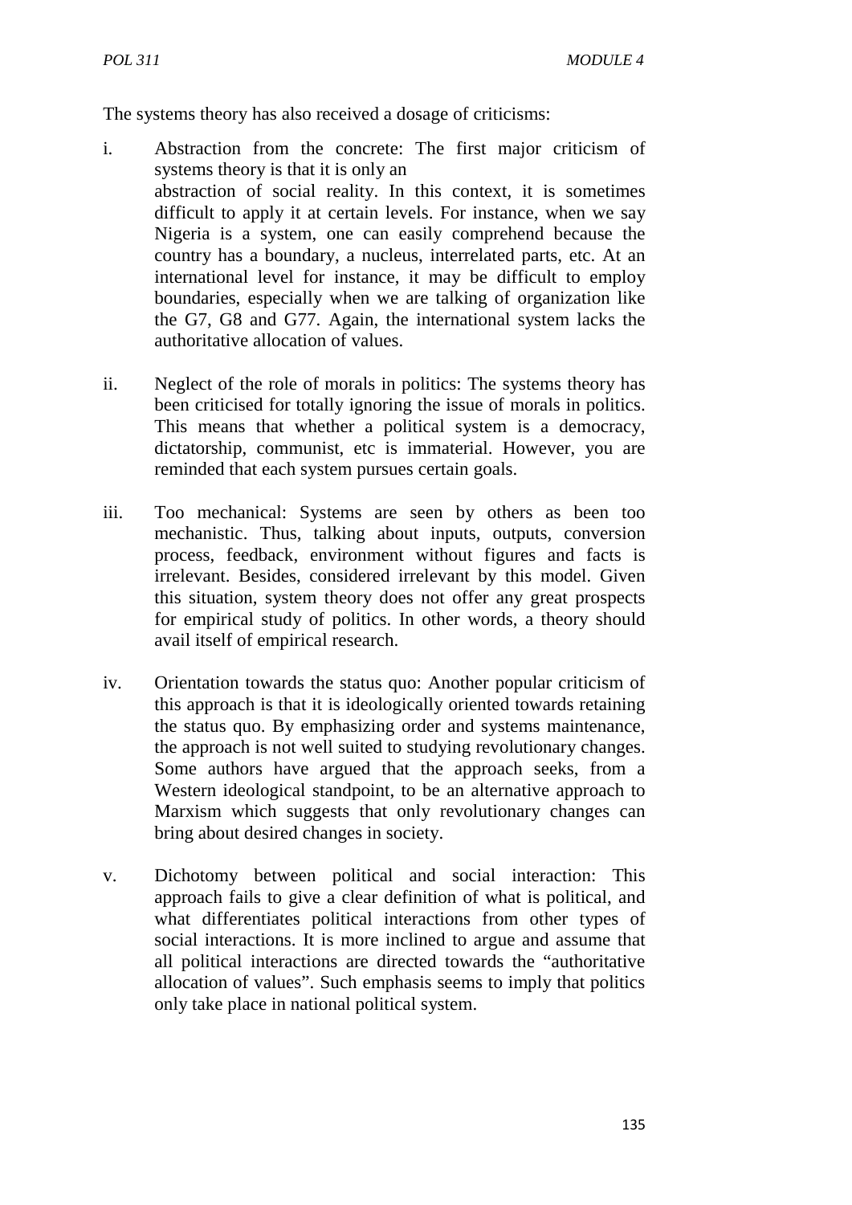The systems theory has also received a dosage of criticisms:

i. Abstraction from the concrete: The first major criticism of systems theory is that it is only an abstraction of social reality. In this context, it is sometimes difficult to apply it at certain levels. For instance, when we say Nigeria is a system, one can easily comprehend because the country has a boundary, a nucleus, interrelated parts, etc. At an international level for instance, it may be difficult to employ boundaries, especially when we are talking of organization like the G7, G8 and G77. Again, the international system lacks the authoritative allocation of values.

ii. Neglect of the role of morals in politics: The systems theory has been criticised for totally ignoring the issue of morals in politics. This means that whether a political system is a democracy, dictatorship, communist, etc is immaterial. However, you are reminded that each system pursues certain goals.

iii. Too mechanical: Systems are seen by others as been too mechanistic. Thus, talking about inputs, outputs, conversion process, feedback, environment without figures and facts is irrelevant. Besides, considered irrelevant by this model. Given this situation, system theory does not offer any great prospects for empirical study of politics. In other words, a theory should avail itself of empirical research.

iv. Orientation towards the status quo: Another popular criticism of this approach is that it is ideologically oriented towards retaining the status quo. By emphasizing order and systems maintenance, the approach is not well suited to studying revolutionary changes. Some authors have argued that the approach seeks, from a Western ideological standpoint, to be an alternative approach to Marxism which suggests that only revolutionary changes can bring about desired changes in society.

v. Dichotomy between political and social interaction: This approach fails to give a clear definition of what is political, and what differentiates political interactions from other types of social interactions. It is more inclined to argue and assume that all political interactions are directed towards the "authoritative allocation of values". Such emphasis seems to imply that politics only take place in national political system.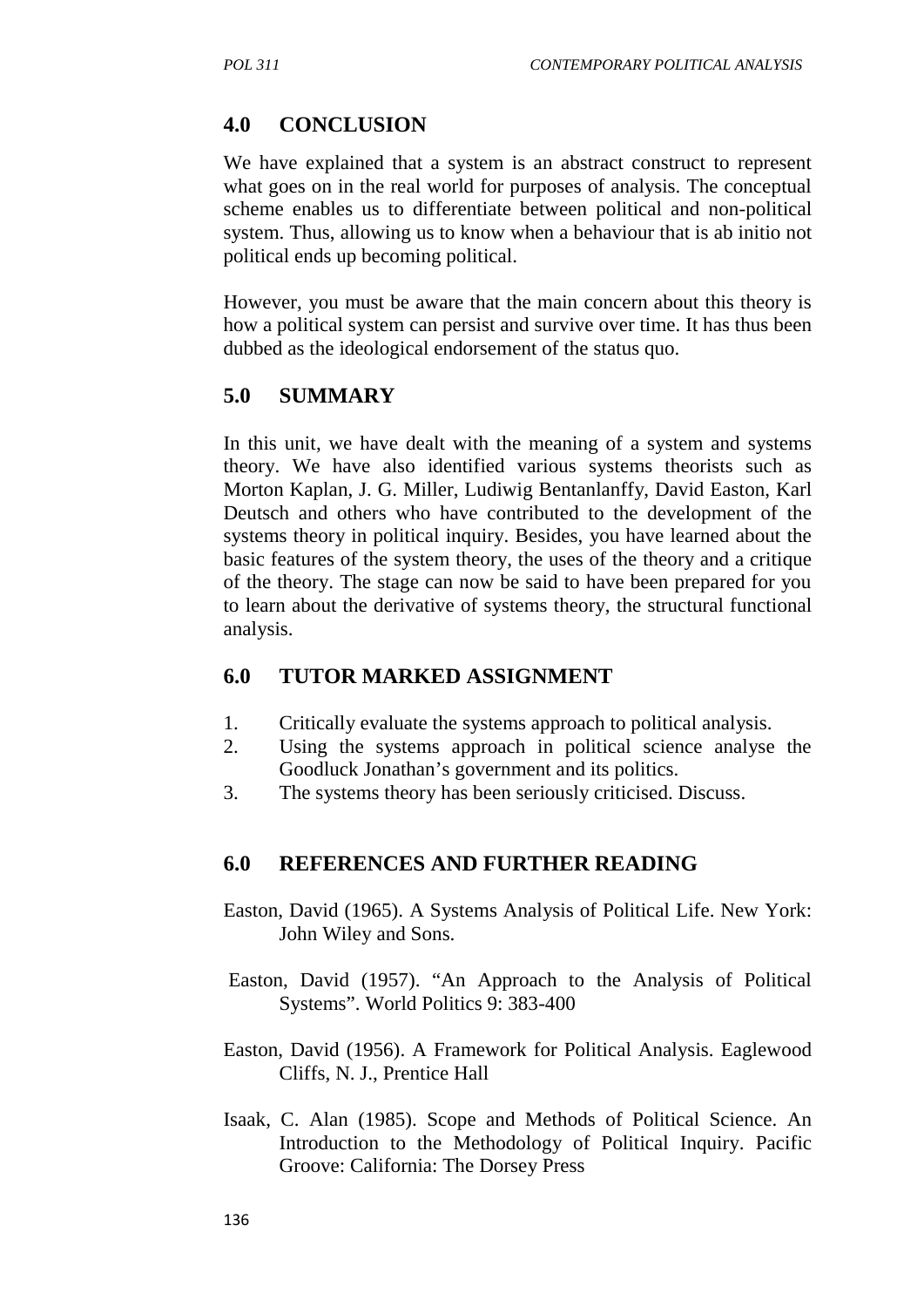## 4.0 CONCLUSION

We have explained that a system is an abstract construct to represent what goes on in the real world for purposes of analysis. The conceptual scheme enables us to differentiate between political and non-political system. Thus, allowing us to know when a behaviour that is ab initio not political ends up becoming political.

However, you must be aware that the main concern about this theory is how a political system can persist and survive over time. It has thus been dubbed as the ideological endorsement of the status quo.

## 5.0 SUMMARY

In this unit, we have dealt with the meaning of a system and systems theory. We have also identified various systems theorists such as Morton Kaplan, J. G. Miller, Ludiwig Bentanlanffy, David Easton, Karl Deutsch and others who have contributed to the development of the systems theory in political inquiry. Besides, you have learned about the basic features of the system theory, the uses of the theory and a critique of the theory. The stage can now be said to have been prepared for you to learn about the derivative of systems theory, the structural functional analysis.

## 6.0 TUTOR MARKED ASSIGNMENT

1. Critically evaluate the systems approach to political analysis.
2. Using the systems approach in political science analyse the Goodluck Jonathan's government and its politics.
3. The systems theory has been seriously criticised. Discuss.

## 6.0 REFERENCES AND FURTHER READING

Easton, David (1965). A Systems Analysis of Political Life. New York: John Wiley and Sons.

Easton, David (1957). "An Approach to the Analysis of Political Systems". World Politics 9: 383-400

Easton, David (1956). A Framework for Political Analysis. Eaglewood Cliffs, N. J., Prentice Hall

Isaak, C. Alan (1985). Scope and Methods of Political Science. An Introduction to the Methodology of Political Inquiry. Pacific Groove: California: The Dorsey Press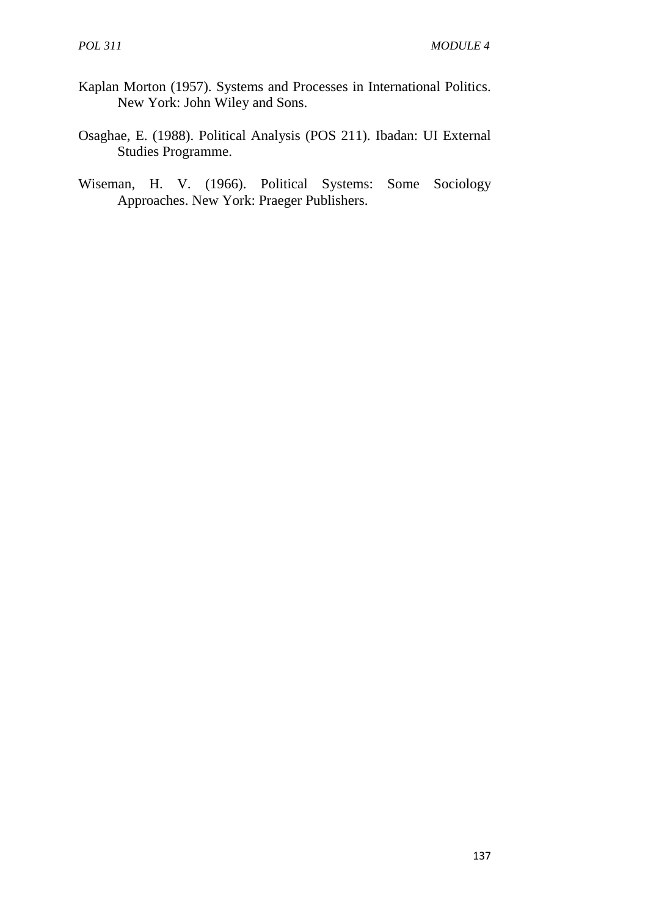Kaplan Morton (1957). Systems and Processes in International Politics. New York: John Wiley and Sons.

Osaghae, E. (1988). Political Analysis (POS 211). Ibadan: UI External Studies Programme.

Wiseman, H. V. (1966). Political Systems: Some Sociology Approaches. New York: Praeger Publishers.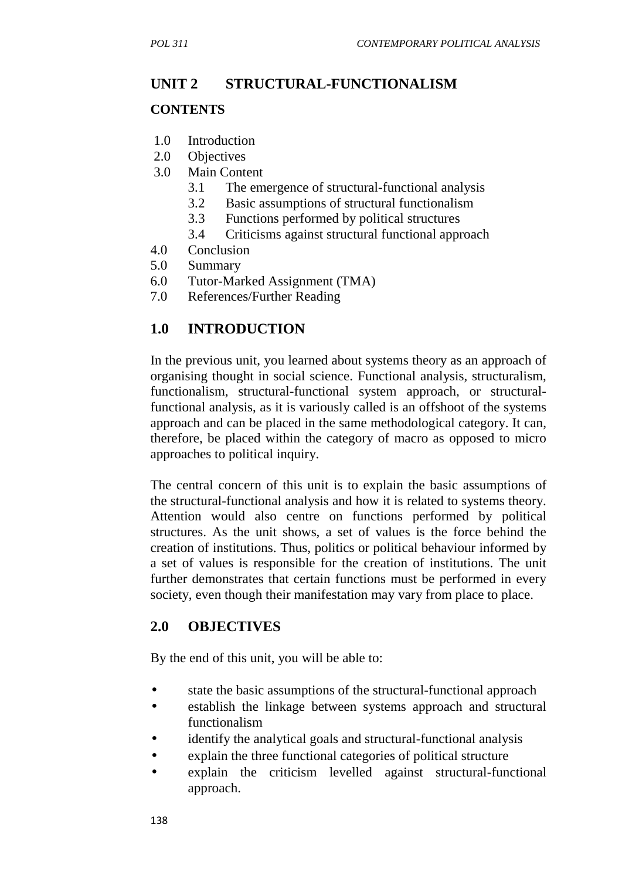## UNIT 2 STRUCTURAL-FUNCTIONALISM

### CONTENTS

1.0 Introduction
2.0 Objectives
3.0 Main Content
    3.1 The emergence of structural-functional analysis
    3.2 Basic assumptions of structural functionalism
    3.3 Functions performed by political structures
    3.4 Criticisms against structural functional approach
4.0 Conclusion
5.0 Summary
6.0 Tutor-Marked Assignment (TMA)
7.0 References/Further Reading

## 1.0 INTRODUCTION

In the previous unit, you learned about systems theory as an approach of organising thought in social science. Functional analysis, structuralism, functionalism, structural-functional system approach, or structural-functional analysis, as it is variously called is an offshoot of the systems approach and can be placed in the same methodological category. It can, therefore, be placed within the category of macro as opposed to micro approaches to political inquiry.

The central concern of this unit is to explain the basic assumptions of the structural-functional analysis and how it is related to systems theory. Attention would also centre on functions performed by political structures. As the unit shows, a set of values is the force behind the creation of institutions. Thus, politics or political behaviour informed by a set of values is responsible for the creation of institutions. The unit further demonstrates that certain functions must be performed in every society, even though their manifestation may vary from place to place.

## 2.0 OBJECTIVES

By the end of this unit, you will be able to:

- state the basic assumptions of the structural-functional approach
- establish the linkage between systems approach and structural functionalism
- identify the analytical goals and structural-functional analysis
- explain the three functional categories of political structure
- explain the criticism levelled against structural-functional approach.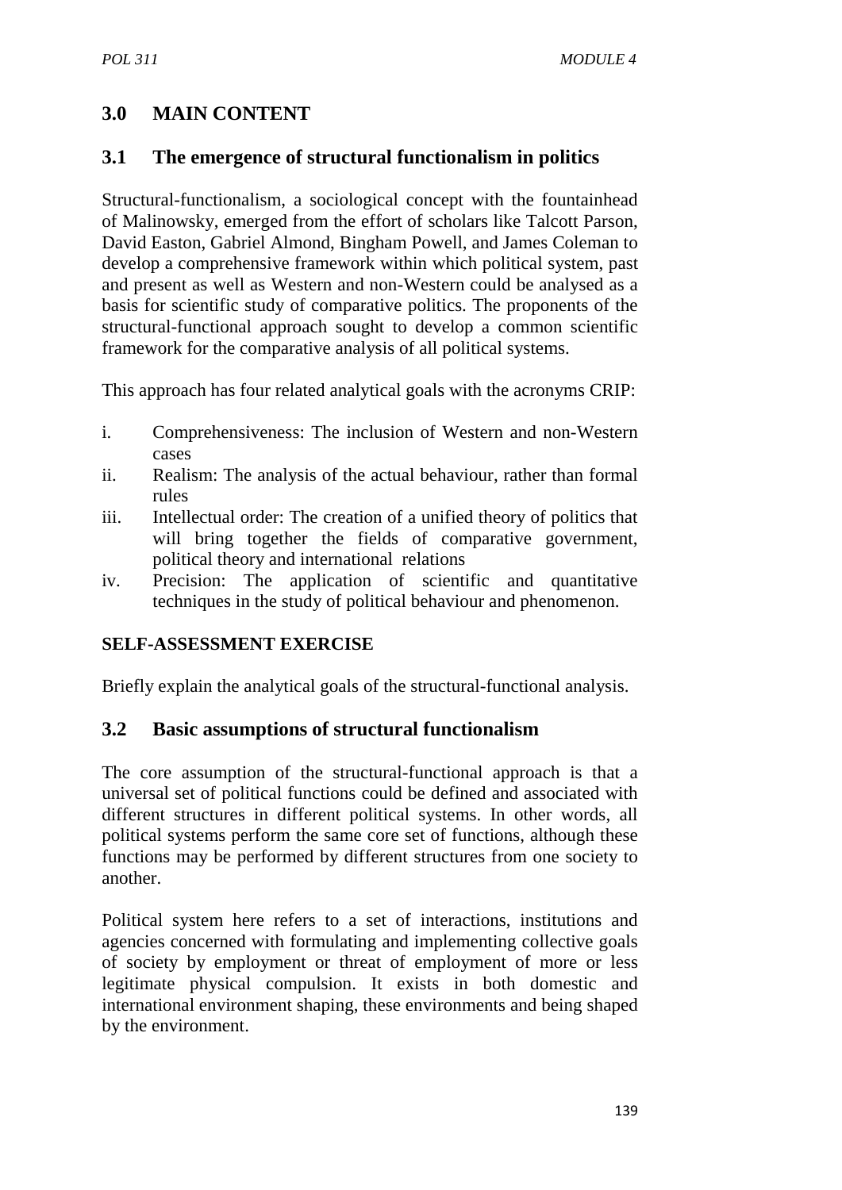## 3.0 MAIN CONTENT

### 3.1 The emergence of structural functionalism in politics

Structural-functionalism, a sociological concept with the fountainhead of Malinowsky, emerged from the effort of scholars like Talcott Parson, David Easton, Gabriel Almond, Bingham Powell, and James Coleman to develop a comprehensive framework within which political system, past and present as well as Western and non-Western could be analysed as a basis for scientific study of comparative politics. The proponents of the structural-functional approach sought to develop a common scientific framework for the comparative analysis of all political systems.

This approach has four related analytical goals with the acronyms CRIP:

i. Comprehensiveness: The inclusion of Western and non-Western cases
ii. Realism: The analysis of the actual behaviour, rather than formal rules
iii. Intellectual order: The creation of a unified theory of politics that will bring together the fields of comparative government, political theory and international relations
iv. Precision: The application of scientific and quantitative techniques in the study of political behaviour and phenomenon.

**SELF-ASSESSMENT EXERCISE**

Briefly explain the analytical goals of the structural-functional analysis.

### 3.2 Basic assumptions of structural functionalism

The core assumption of the structural-functional approach is that a universal set of political functions could be defined and associated with different structures in different political systems. In other words, all political systems perform the same core set of functions, although these functions may be performed by different structures from one society to another.

Political system here refers to a set of interactions, institutions and agencies concerned with formulating and implementing collective goals of society by employment or threat of employment of more or less legitimate physical compulsion. It exists in both domestic and international environment shaping, these environments and being shaped by the environment.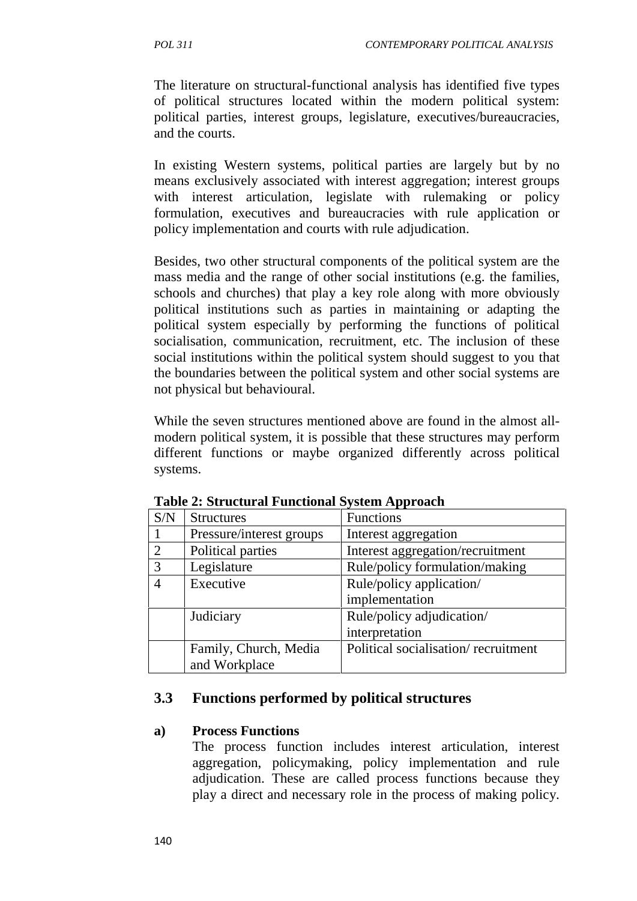The literature on structural-functional analysis has identified five types of political structures located within the modern political system: political parties, interest groups, legislature, executives/bureaucracies, and the courts.

In existing Western systems, political parties are largely but by no means exclusively associated with interest aggregation; interest groups with interest articulation, legislate with rulemaking or policy formulation, executives and bureaucracies with rule application or policy implementation and courts with rule adjudication.

Besides, two other structural components of the political system are the mass media and the range of other social institutions (e.g. the families, schools and churches) that play a key role along with more obviously political institutions such as parties in maintaining or adapting the political system especially by performing the functions of political socialisation, communication, recruitment, etc. The inclusion of these social institutions within the political system should suggest to you that the boundaries between the political system and other social systems are not physical but behavioural.

While the seven structures mentioned above are found in the almost all-modern political system, it is possible that these structures may perform different functions or maybe organized differently across political systems.

**Table 2: Structural Functional System Approach**

| S/N | Structures | Functions |
|---|---|---|
| 1 | Pressure/interest groups | Interest aggregation |
| 2 | Political parties | Interest aggregation/recruitment |
| 3 | Legislature | Rule/policy formulation/making |
| 4 | Executive | Rule/policy application/ implementation |
| | Judiciary | Rule/policy adjudication/ interpretation |
| | Family, Church, Media and Workplace | Political socialisation/ recruitment |

## 3.3 Functions performed by political structures

**a) Process Functions**

The process function includes interest articulation, interest aggregation, policymaking, policy implementation and rule adjudication. These are called process functions because they play a direct and necessary role in the process of making policy.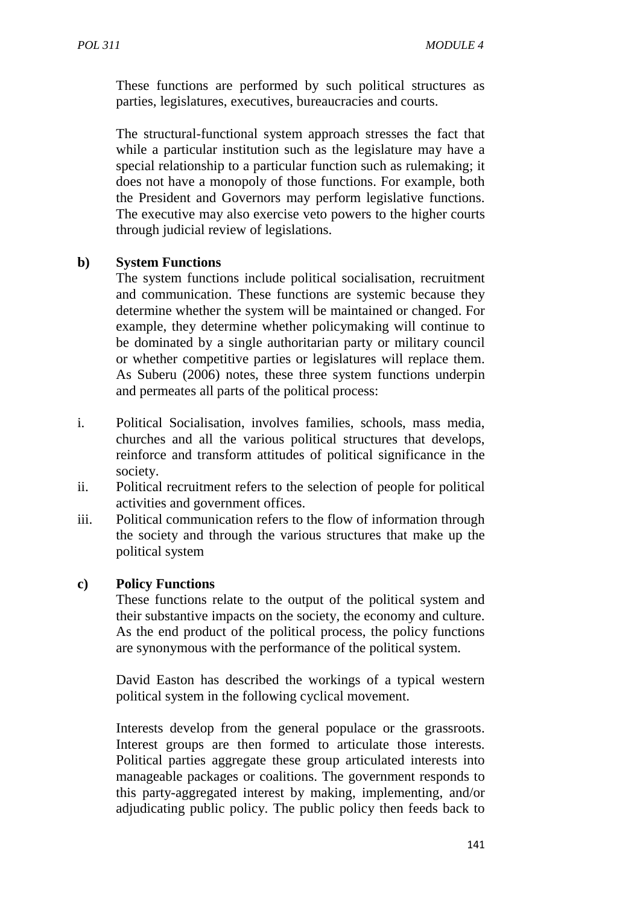These functions are performed by such political structures as parties, legislatures, executives, bureaucracies and courts.

The structural-functional system approach stresses the fact that while a particular institution such as the legislature may have a special relationship to a particular function such as rulemaking; it does not have a monopoly of those functions. For example, both the President and Governors may perform legislative functions. The executive may also exercise veto powers to the higher courts through judicial review of legislations.

**b) System Functions**

The system functions include political socialisation, recruitment and communication. These functions are systemic because they determine whether the system will be maintained or changed. For example, they determine whether policymaking will continue to be dominated by a single authoritarian party or military council or whether competitive parties or legislatures will replace them. As Suberu (2006) notes, these three system functions underpin and permeates all parts of the political process:

i. Political Socialisation, involves families, schools, mass media, churches and all the various political structures that develops, reinforce and transform attitudes of political significance in the society.
ii. Political recruitment refers to the selection of people for political activities and government offices.
iii. Political communication refers to the flow of information through the society and through the various structures that make up the political system

**c) Policy Functions**

These functions relate to the output of the political system and their substantive impacts on the society, the economy and culture. As the end product of the political process, the policy functions are synonymous with the performance of the political system.

David Easton has described the workings of a typical western political system in the following cyclical movement.

Interests develop from the general populace or the grassroots. Interest groups are then formed to articulate those interests. Political parties aggregate these group articulated interests into manageable packages or coalitions. The government responds to this party-aggregated interest by making, implementing, and/or adjudicating public policy. The public policy then feeds back to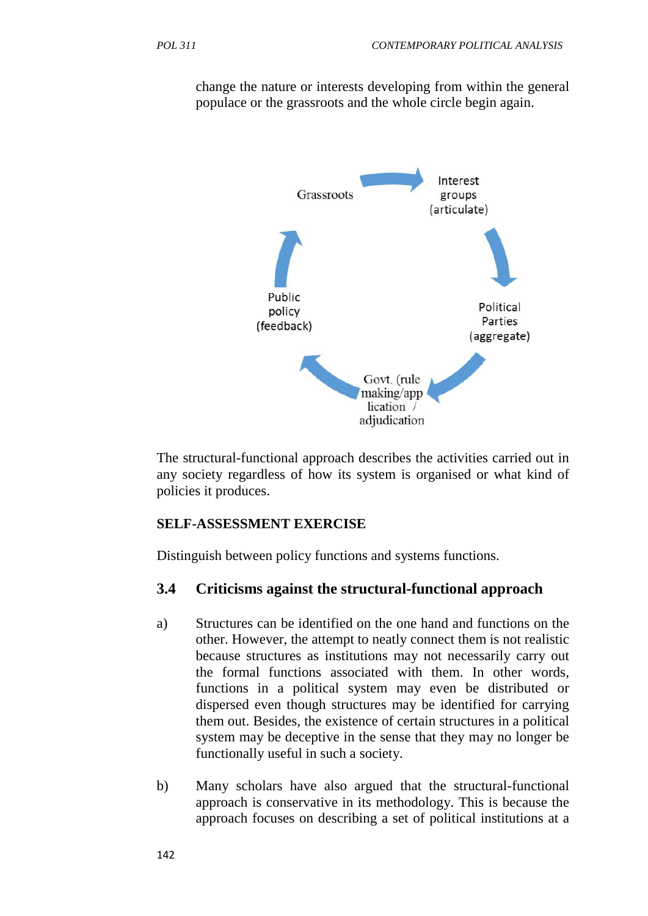change the nature or interests developing from within the general populace or the grassroots and the whole circle begin again.

Grassroots

Interest groups (articulate)

Political Parties (aggregate)

Govt. (rule making/application / adjudication

Public policy (feedback)

The structural-functional approach describes the activities carried out in any society regardless of how its system is organised or what kind of policies it produces.

**SELF-ASSESSMENT EXERCISE**

Distinguish between policy functions and systems functions.

## 3.4 Criticisms against the structural-functional approach

a) Structures can be identified on the one hand and functions on the other. However, the attempt to neatly connect them is not realistic because structures as institutions may not necessarily carry out the formal functions associated with them. In other words, functions in a political system may even be distributed or dispersed even though structures may be identified for carrying them out. Besides, the existence of certain structures in a political system may be deceptive in the sense that they may no longer be functionally useful in such a society.

b) Many scholars have also argued that the structural-functional approach is conservative in its methodology. This is because the approach focuses on describing a set of political institutions at a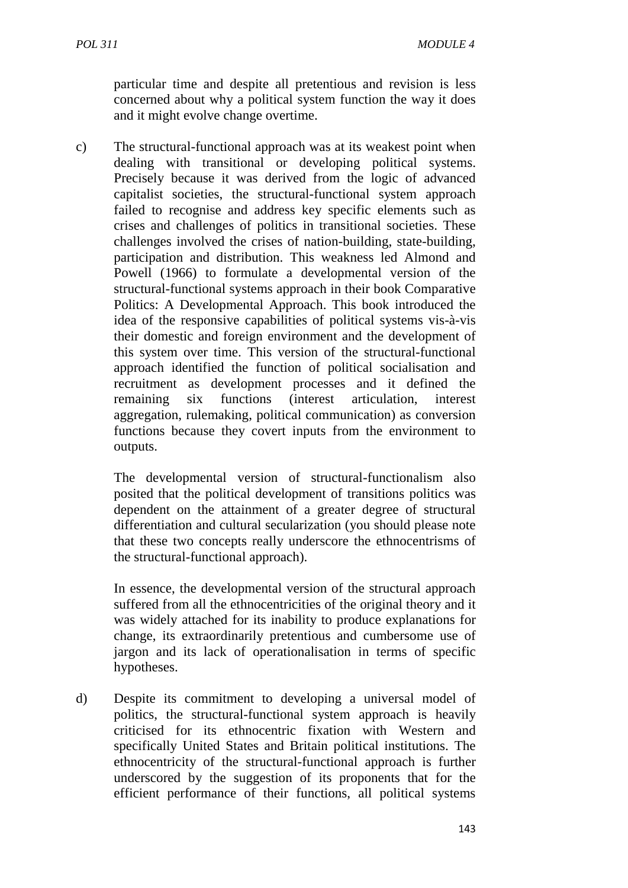particular time and despite all pretentious and revision is less concerned about why a political system function the way it does and it might evolve change overtime.

c) The structural-functional approach was at its weakest point when dealing with transitional or developing political systems. Precisely because it was derived from the logic of advanced capitalist societies, the structural-functional system approach failed to recognise and address key specific elements such as crises and challenges of politics in transitional societies. These challenges involved the crises of nation-building, state-building, participation and distribution. This weakness led Almond and Powell (1966) to formulate a developmental version of the structural-functional systems approach in their book Comparative Politics: A Developmental Approach. This book introduced the idea of the responsive capabilities of political systems vis-à-vis their domestic and foreign environment and the development of this system over time. This version of the structural-functional approach identified the function of political socialisation and recruitment as development processes and it defined the remaining six functions (interest articulation, interest aggregation, rulemaking, political communication) as conversion functions because they covert inputs from the environment to outputs.

   The developmental version of structural-functionalism also posited that the political development of transitions politics was dependent on the attainment of a greater degree of structural differentiation and cultural secularization (you should please note that these two concepts really underscore the ethnocentrisms of the structural-functional approach).

   In essence, the developmental version of the structural approach suffered from all the ethnocentricities of the original theory and it was widely attached for its inability to produce explanations for change, its extraordinarily pretentious and cumbersome use of jargon and its lack of operationalisation in terms of specific hypotheses.

d) Despite its commitment to developing a universal model of politics, the structural-functional system approach is heavily criticised for its ethnocentric fixation with Western and specifically United States and Britain political institutions. The ethnocentricity of the structural-functional approach is further underscored by the suggestion of its proponents that for the efficient performance of their functions, all political systems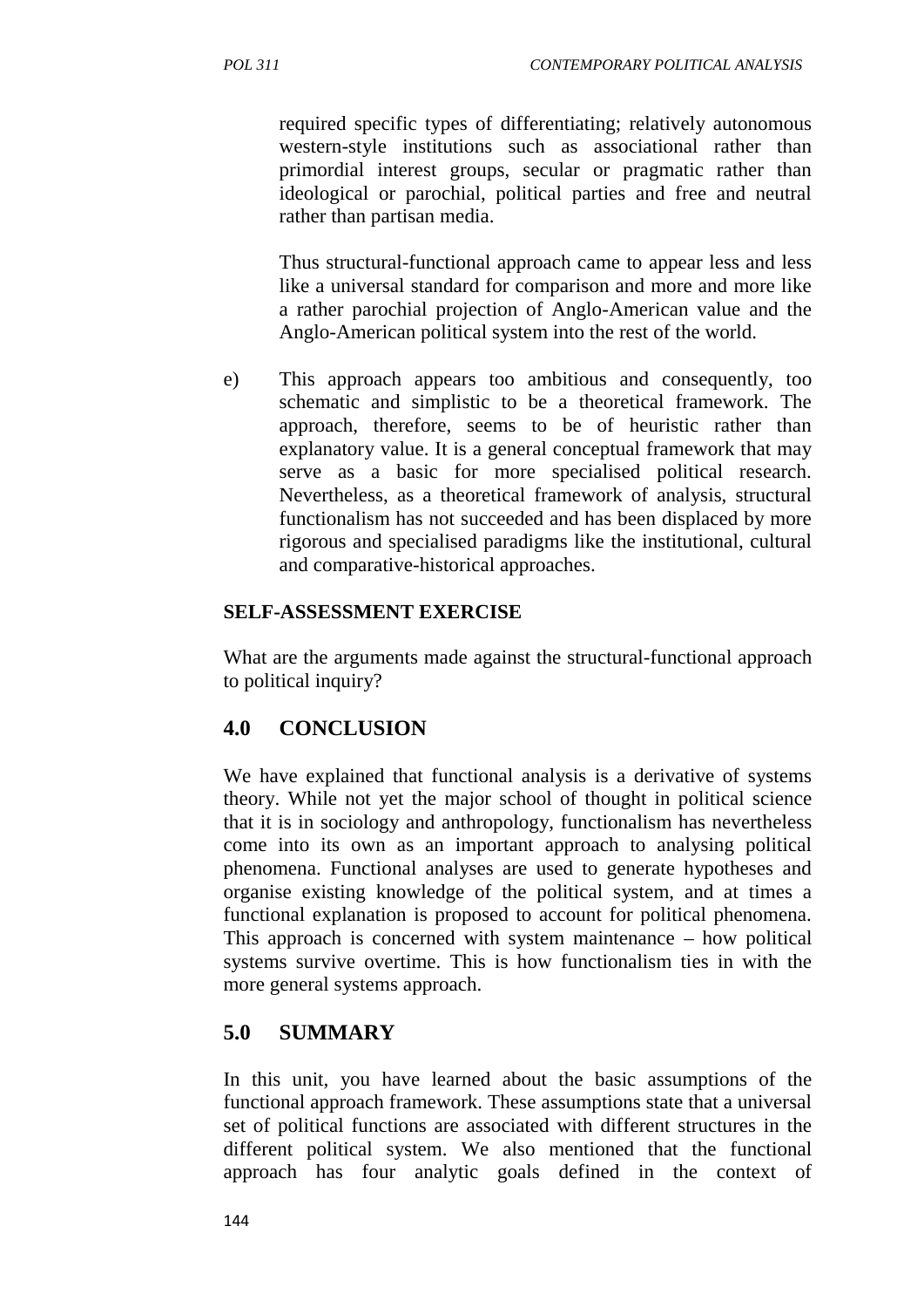required specific types of differentiating; relatively autonomous western-style institutions such as associational rather than primordial interest groups, secular or pragmatic rather than ideological or parochial, political parties and free and neutral rather than partisan media.

Thus structural-functional approach came to appear less and less like a universal standard for comparison and more and more like a rather parochial projection of Anglo-American value and the Anglo-American political system into the rest of the world.

e) This approach appears too ambitious and consequently, too schematic and simplistic to be a theoretical framework. The approach, therefore, seems to be of heuristic rather than explanatory value. It is a general conceptual framework that may serve as a basic for more specialised political research. Nevertheless, as a theoretical framework of analysis, structural functionalism has not succeeded and has been displaced by more rigorous and specialised paradigms like the institutional, cultural and comparative-historical approaches.

**SELF-ASSESSMENT EXERCISE**

What are the arguments made against the structural-functional approach to political inquiry?

## 4.0 CONCLUSION

We have explained that functional analysis is a derivative of systems theory. While not yet the major school of thought in political science that it is in sociology and anthropology, functionalism has nevertheless come into its own as an important approach to analysing political phenomena. Functional analyses are used to generate hypotheses and organise existing knowledge of the political system, and at times a functional explanation is proposed to account for political phenomena. This approach is concerned with system maintenance – how political systems survive overtime. This is how functionalism ties in with the more general systems approach.

## 5.0 SUMMARY

In this unit, you have learned about the basic assumptions of the functional approach framework. These assumptions state that a universal set of political functions are associated with different structures in the different political system. We also mentioned that the functional approach has four analytic goals defined in the context of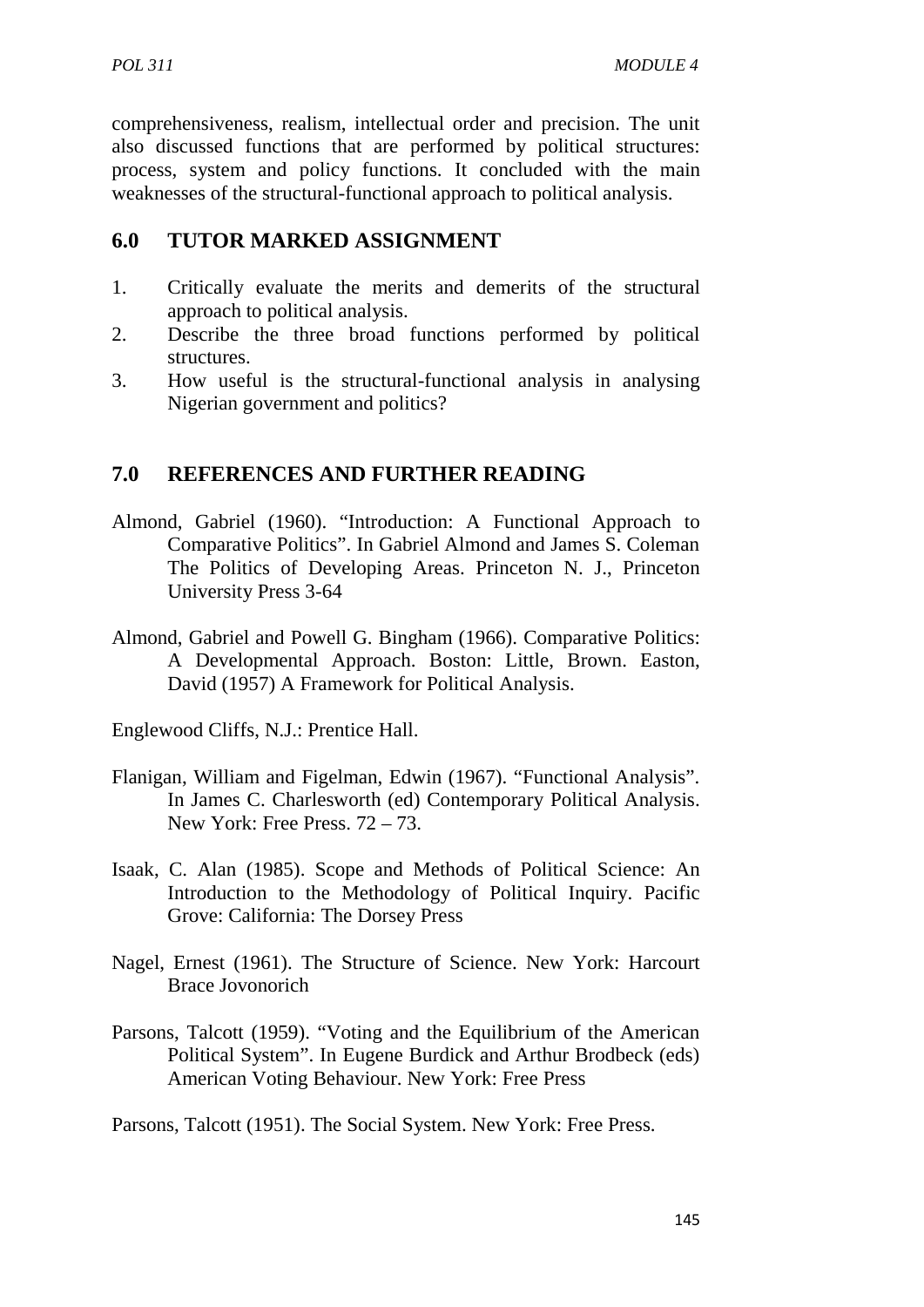comprehensiveness, realism, intellectual order and precision. The unit also discussed functions that are performed by political structures: process, system and policy functions. It concluded with the main weaknesses of the structural-functional approach to political analysis.

## 6.0 TUTOR MARKED ASSIGNMENT

1. Critically evaluate the merits and demerits of the structural approach to political analysis.
2. Describe the three broad functions performed by political structures.
3. How useful is the structural-functional analysis in analysing Nigerian government and politics?

## 7.0 REFERENCES AND FURTHER READING

Almond, Gabriel (1960). "Introduction: A Functional Approach to Comparative Politics". In Gabriel Almond and James S. Coleman The Politics of Developing Areas. Princeton N. J., Princeton University Press 3-64

Almond, Gabriel and Powell G. Bingham (1966). Comparative Politics: A Developmental Approach. Boston: Little, Brown. Easton, David (1957) A Framework for Political Analysis.

Englewood Cliffs, N.J.: Prentice Hall.

Flanigan, William and Figelman, Edwin (1967). "Functional Analysis". In James C. Charlesworth (ed) Contemporary Political Analysis. New York: Free Press. 72 – 73.

Isaak, C. Alan (1985). Scope and Methods of Political Science: An Introduction to the Methodology of Political Inquiry. Pacific Grove: California: The Dorsey Press

Nagel, Ernest (1961). The Structure of Science. New York: Harcourt Brace Jovonorich

Parsons, Talcott (1959). "Voting and the Equilibrium of the American Political System". In Eugene Burdick and Arthur Brodbeck (eds) American Voting Behaviour. New York: Free Press

Parsons, Talcott (1951). The Social System. New York: Free Press.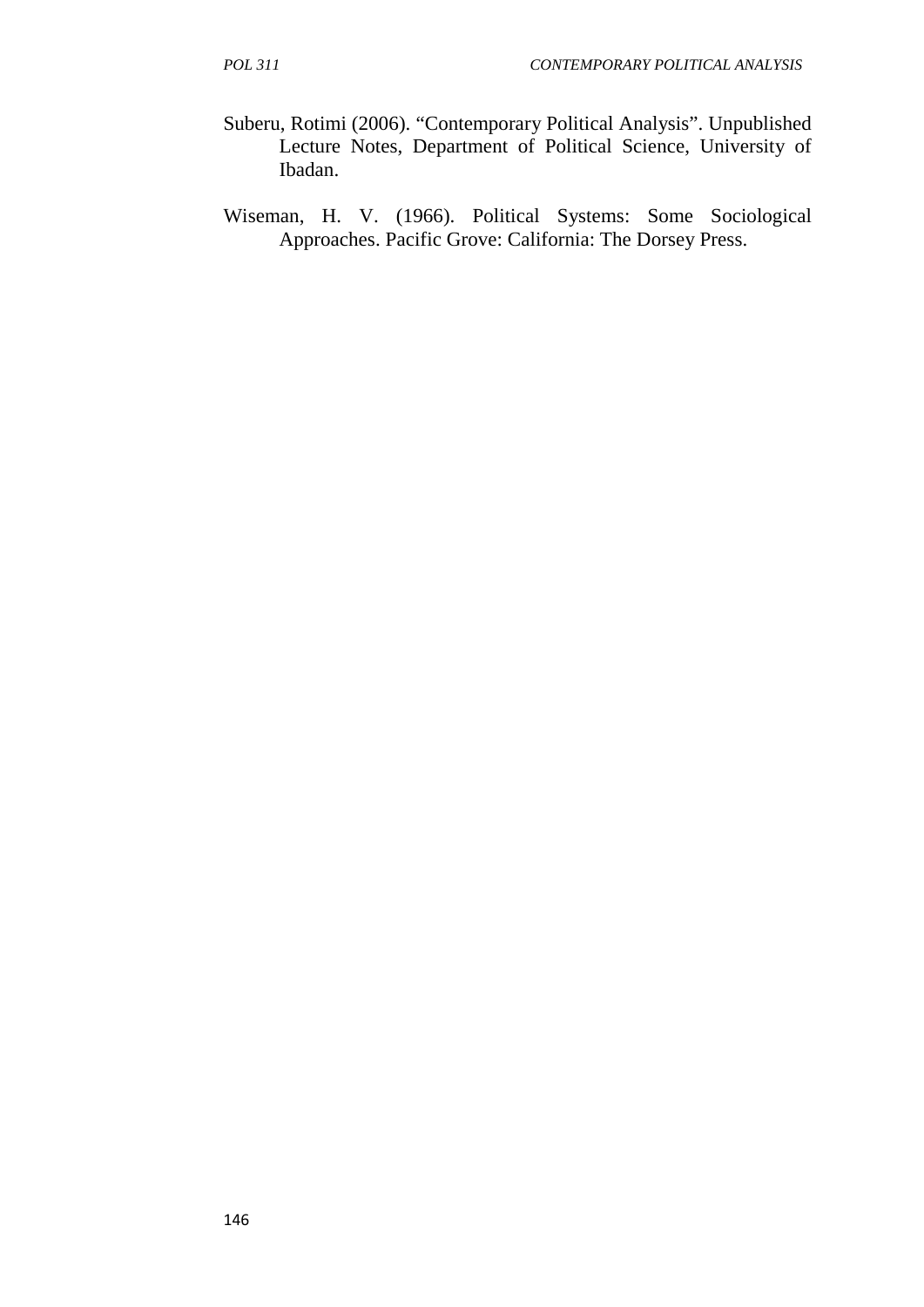Suberu, Rotimi (2006). "Contemporary Political Analysis". Unpublished Lecture Notes, Department of Political Science, University of Ibadan.

Wiseman, H. V. (1966). Political Systems: Some Sociological Approaches. Pacific Grove: California: The Dorsey Press.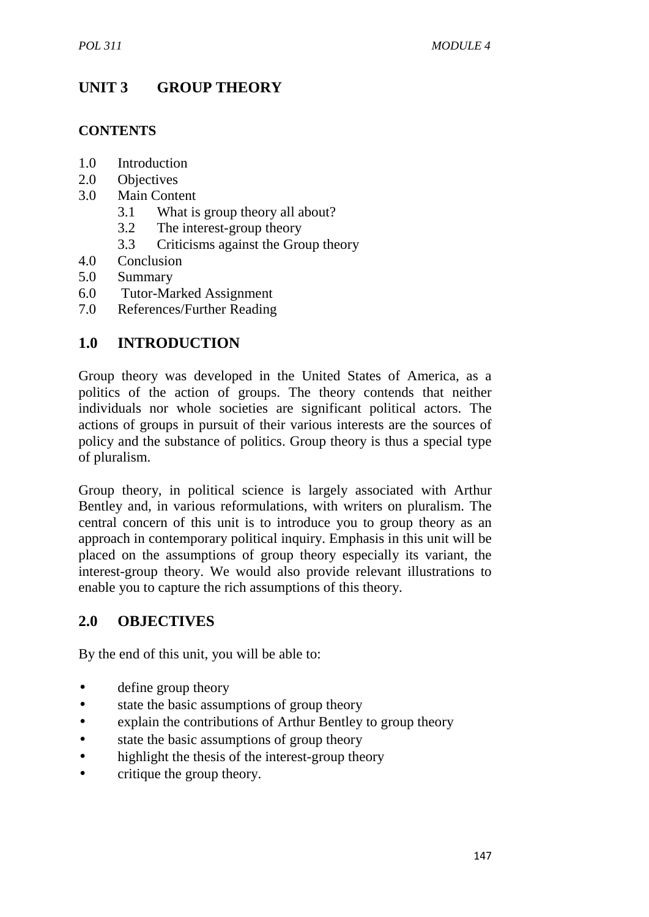# UNIT 3 GROUP THEORY

## CONTENTS

1.0 Introduction
2.0 Objectives
3.0 Main Content
  3.1 What is group theory all about?
  3.2 The interest-group theory
  3.3 Criticisms against the Group theory
4.0 Conclusion
5.0 Summary
6.0 Tutor-Marked Assignment
7.0 References/Further Reading

## 1.0 INTRODUCTION

Group theory was developed in the United States of America, as a politics of the action of groups. The theory contends that neither individuals nor whole societies are significant political actors. The actions of groups in pursuit of their various interests are the sources of policy and the substance of politics. Group theory is thus a special type of pluralism.

Group theory, in political science is largely associated with Arthur Bentley and, in various reformulations, with writers on pluralism. The central concern of this unit is to introduce you to group theory as an approach in contemporary political inquiry. Emphasis in this unit will be placed on the assumptions of group theory especially its variant, the interest-group theory. We would also provide relevant illustrations to enable you to capture the rich assumptions of this theory.

## 2.0 OBJECTIVES

By the end of this unit, you will be able to:

- define group theory
- state the basic assumptions of group theory
- explain the contributions of Arthur Bentley to group theory
- state the basic assumptions of group theory
- highlight the thesis of the interest-group theory
- critique the group theory.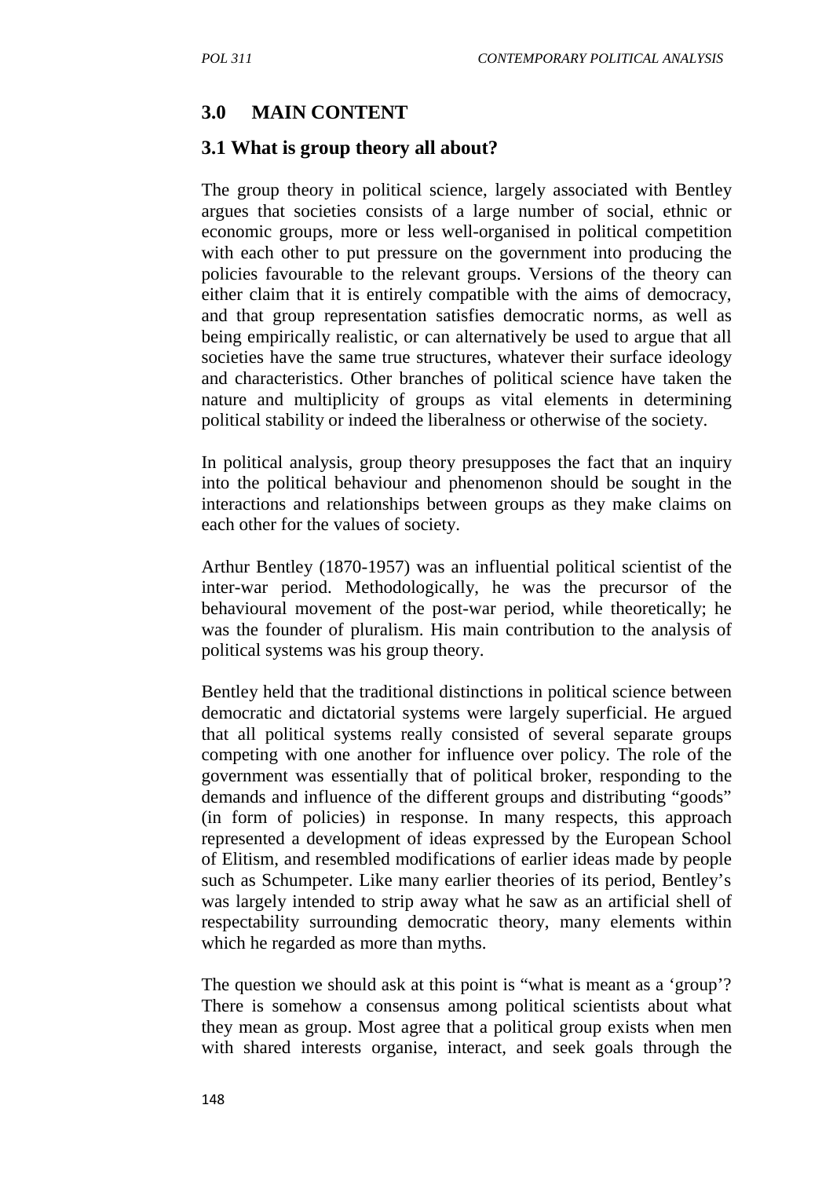## 3.0 MAIN CONTENT

### 3.1 What is group theory all about?

The group theory in political science, largely associated with Bentley argues that societies consists of a large number of social, ethnic or economic groups, more or less well-organised in political competition with each other to put pressure on the government into producing the policies favourable to the relevant groups. Versions of the theory can either claim that it is entirely compatible with the aims of democracy, and that group representation satisfies democratic norms, as well as being empirically realistic, or can alternatively be used to argue that all societies have the same true structures, whatever their surface ideology and characteristics. Other branches of political science have taken the nature and multiplicity of groups as vital elements in determining political stability or indeed the liberalness or otherwise of the society.

In political analysis, group theory presupposes the fact that an inquiry into the political behaviour and phenomenon should be sought in the interactions and relationships between groups as they make claims on each other for the values of society.

Arthur Bentley (1870-1957) was an influential political scientist of the inter-war period. Methodologically, he was the precursor of the behavioural movement of the post-war period, while theoretically; he was the founder of pluralism. His main contribution to the analysis of political systems was his group theory.

Bentley held that the traditional distinctions in political science between democratic and dictatorial systems were largely superficial. He argued that all political systems really consisted of several separate groups competing with one another for influence over policy. The role of the government was essentially that of political broker, responding to the demands and influence of the different groups and distributing "goods" (in form of policies) in response. In many respects, this approach represented a development of ideas expressed by the European School of Elitism, and resembled modifications of earlier ideas made by people such as Schumpeter. Like many earlier theories of its period, Bentley's was largely intended to strip away what he saw as an artificial shell of respectability surrounding democratic theory, many elements within which he regarded as more than myths.

The question we should ask at this point is "what is meant as a 'group'? There is somehow a consensus among political scientists about what they mean as group. Most agree that a political group exists when men with shared interests organise, interact, and seek goals through the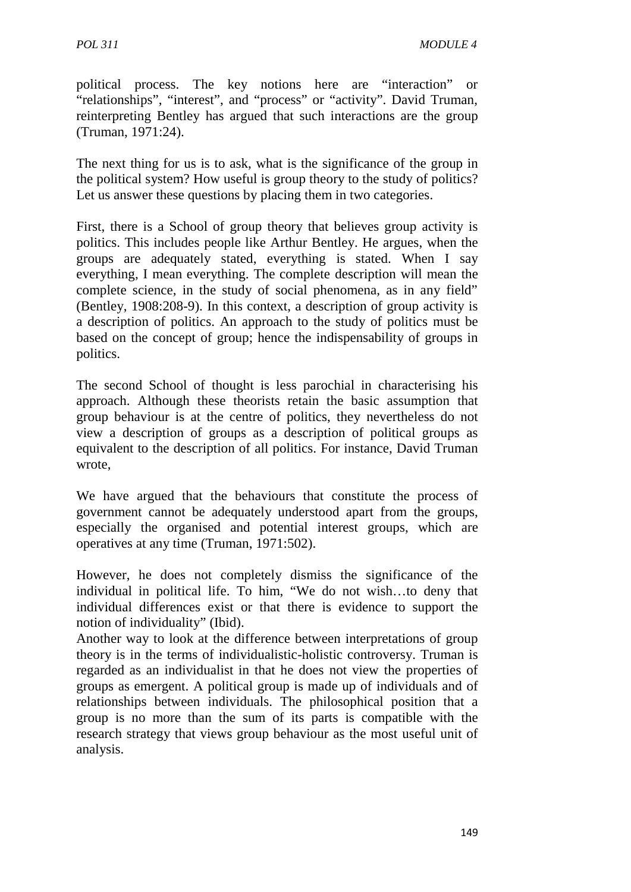political process. The key notions here are "interaction" or "relationships", "interest", and "process" or "activity". David Truman, reinterpreting Bentley has argued that such interactions are the group (Truman, 1971:24).

The next thing for us is to ask, what is the significance of the group in the political system? How useful is group theory to the study of politics? Let us answer these questions by placing them in two categories.

First, there is a School of group theory that believes group activity is politics. This includes people like Arthur Bentley. He argues, when the groups are adequately stated, everything is stated. When I say everything, I mean everything. The complete description will mean the complete science, in the study of social phenomena, as in any field" (Bentley, 1908:208-9). In this context, a description of group activity is a description of politics. An approach to the study of politics must be based on the concept of group; hence the indispensability of groups in politics.

The second School of thought is less parochial in characterising his approach. Although these theorists retain the basic assumption that group behaviour is at the centre of politics, they nevertheless do not view a description of groups as a description of political groups as equivalent to the description of all politics. For instance, David Truman wrote,

We have argued that the behaviours that constitute the process of government cannot be adequately understood apart from the groups, especially the organised and potential interest groups, which are operatives at any time (Truman, 1971:502).

However, he does not completely dismiss the significance of the individual in political life. To him, "We do not wish…to deny that individual differences exist or that there is evidence to support the notion of individuality" (Ibid).

Another way to look at the difference between interpretations of group theory is in the terms of individualistic-holistic controversy. Truman is regarded as an individualist in that he does not view the properties of groups as emergent. A political group is made up of individuals and of relationships between individuals. The philosophical position that a group is no more than the sum of its parts is compatible with the research strategy that views group behaviour as the most useful unit of analysis.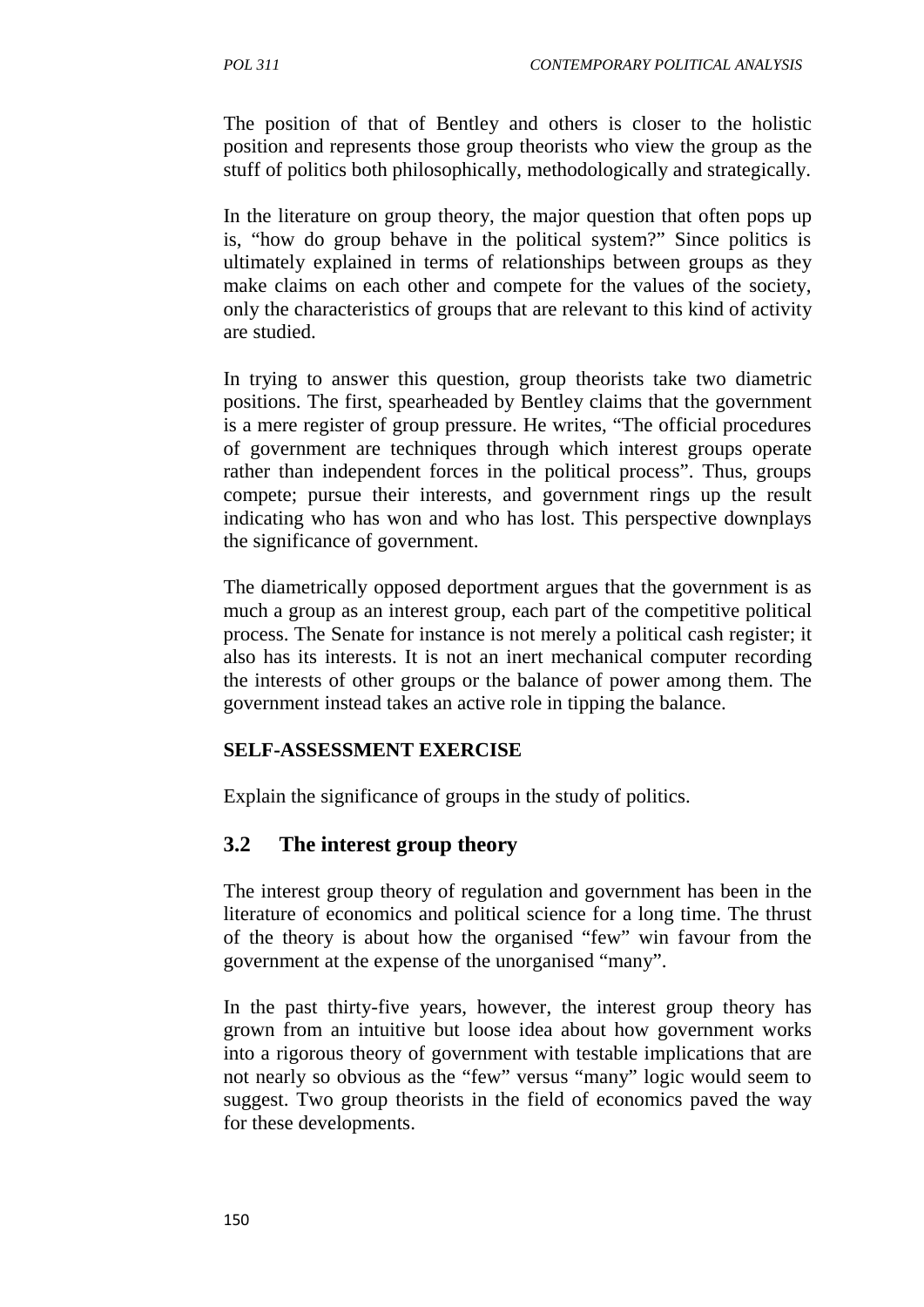The position of that of Bentley and others is closer to the holistic position and represents those group theorists who view the group as the stuff of politics both philosophically, methodologically and strategically.

In the literature on group theory, the major question that often pops up is, "how do group behave in the political system?" Since politics is ultimately explained in terms of relationships between groups as they make claims on each other and compete for the values of the society, only the characteristics of groups that are relevant to this kind of activity are studied.

In trying to answer this question, group theorists take two diametric positions. The first, spearheaded by Bentley claims that the government is a mere register of group pressure. He writes, "The official procedures of government are techniques through which interest groups operate rather than independent forces in the political process". Thus, groups compete; pursue their interests, and government rings up the result indicating who has won and who has lost. This perspective downplays the significance of government.

The diametrically opposed deportment argues that the government is as much a group as an interest group, each part of the competitive political process. The Senate for instance is not merely a political cash register; it also has its interests. It is not an inert mechanical computer recording the interests of other groups or the balance of power among them. The government instead takes an active role in tipping the balance.

**SELF-ASSESSMENT EXERCISE**

Explain the significance of groups in the study of politics.

## 3.2 The interest group theory

The interest group theory of regulation and government has been in the literature of economics and political science for a long time. The thrust of the theory is about how the organised "few" win favour from the government at the expense of the unorganised "many".

In the past thirty-five years, however, the interest group theory has grown from an intuitive but loose idea about how government works into a rigorous theory of government with testable implications that are not nearly so obvious as the "few" versus "many" logic would seem to suggest. Two group theorists in the field of economics paved the way for these developments.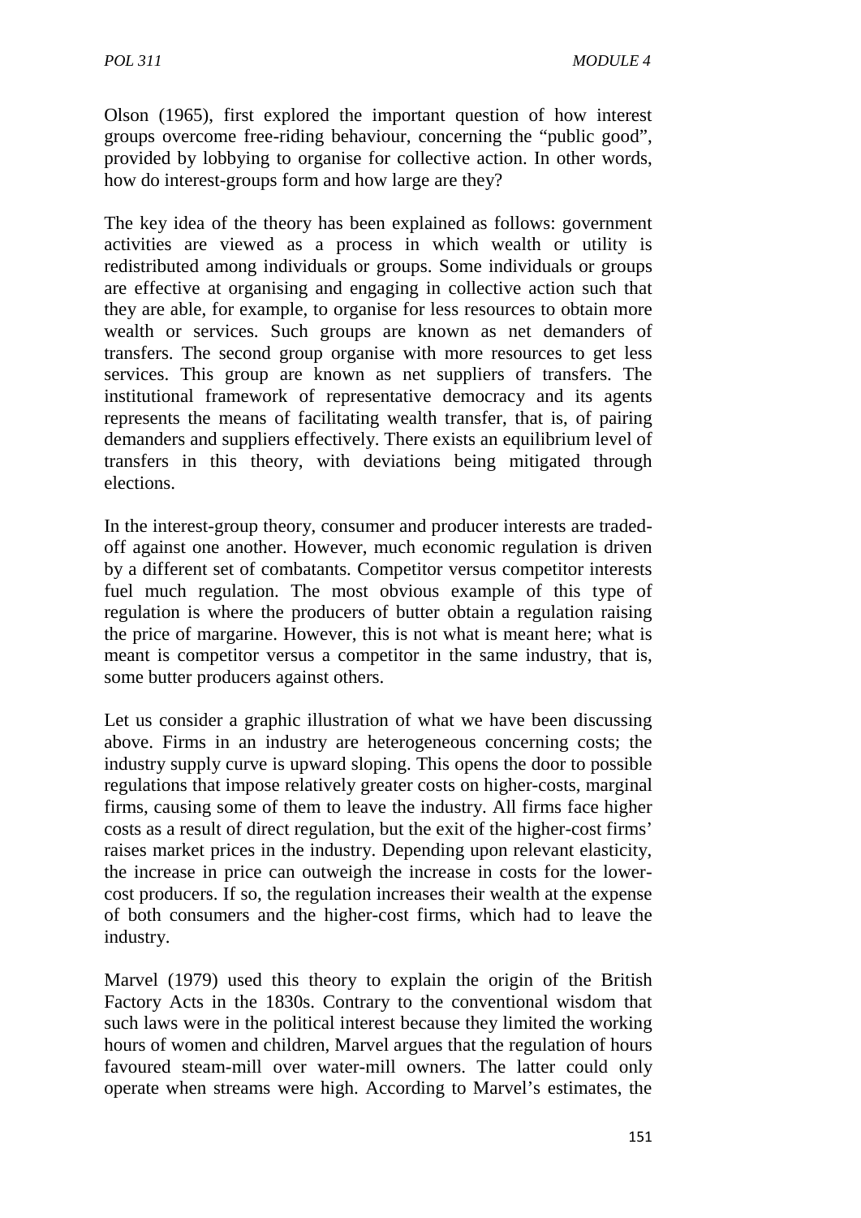Olson (1965), first explored the important question of how interest groups overcome free-riding behaviour, concerning the "public good", provided by lobbying to organise for collective action. In other words, how do interest-groups form and how large are they?

The key idea of the theory has been explained as follows: government activities are viewed as a process in which wealth or utility is redistributed among individuals or groups. Some individuals or groups are effective at organising and engaging in collective action such that they are able, for example, to organise for less resources to obtain more wealth or services. Such groups are known as net demanders of transfers. The second group organise with more resources to get less services. This group are known as net suppliers of transfers. The institutional framework of representative democracy and its agents represents the means of facilitating wealth transfer, that is, of pairing demanders and suppliers effectively. There exists an equilibrium level of transfers in this theory, with deviations being mitigated through elections.

In the interest-group theory, consumer and producer interests are traded-off against one another. However, much economic regulation is driven by a different set of combatants. Competitor versus competitor interests fuel much regulation. The most obvious example of this type of regulation is where the producers of butter obtain a regulation raising the price of margarine. However, this is not what is meant here; what is meant is competitor versus a competitor in the same industry, that is, some butter producers against others.

Let us consider a graphic illustration of what we have been discussing above. Firms in an industry are heterogeneous concerning costs; the industry supply curve is upward sloping. This opens the door to possible regulations that impose relatively greater costs on higher-costs, marginal firms, causing some of them to leave the industry. All firms face higher costs as a result of direct regulation, but the exit of the higher-cost firms' raises market prices in the industry. Depending upon relevant elasticity, the increase in price can outweigh the increase in costs for the lower-cost producers. If so, the regulation increases their wealth at the expense of both consumers and the higher-cost firms, which had to leave the industry.

Marvel (1979) used this theory to explain the origin of the British Factory Acts in the 1830s. Contrary to the conventional wisdom that such laws were in the political interest because they limited the working hours of women and children, Marvel argues that the regulation of hours favoured steam-mill over water-mill owners. The latter could only operate when streams were high. According to Marvel's estimates, the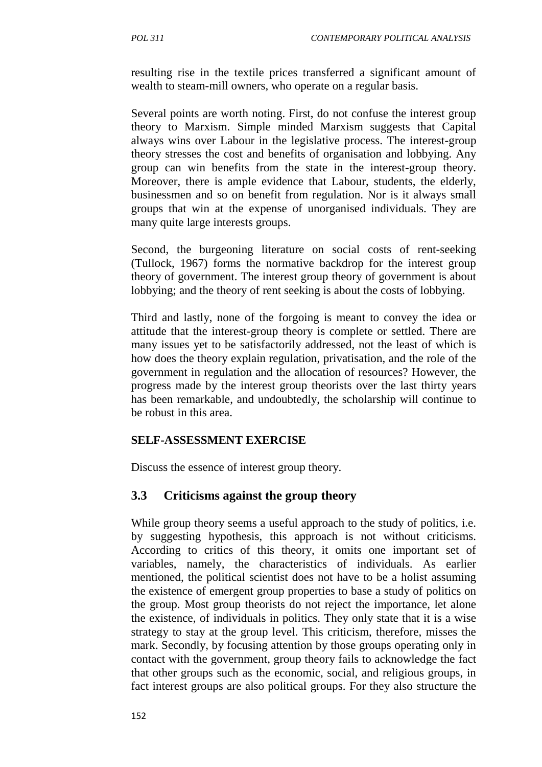resulting rise in the textile prices transferred a significant amount of wealth to steam-mill owners, who operate on a regular basis.

Several points are worth noting. First, do not confuse the interest group theory to Marxism. Simple minded Marxism suggests that Capital always wins over Labour in the legislative process. The interest-group theory stresses the cost and benefits of organisation and lobbying. Any group can win benefits from the state in the interest-group theory. Moreover, there is ample evidence that Labour, students, the elderly, businessmen and so on benefit from regulation. Nor is it always small groups that win at the expense of unorganised individuals. They are many quite large interests groups.

Second, the burgeoning literature on social costs of rent-seeking (Tullock, 1967) forms the normative backdrop for the interest group theory of government. The interest group theory of government is about lobbying; and the theory of rent seeking is about the costs of lobbying.

Third and lastly, none of the forgoing is meant to convey the idea or attitude that the interest-group theory is complete or settled. There are many issues yet to be satisfactorily addressed, not the least of which is how does the theory explain regulation, privatisation, and the role of the government in regulation and the allocation of resources? However, the progress made by the interest group theorists over the last thirty years has been remarkable, and undoubtedly, the scholarship will continue to be robust in this area.

**SELF-ASSESSMENT EXERCISE**

Discuss the essence of interest group theory.

## 3.3 Criticisms against the group theory

While group theory seems a useful approach to the study of politics, i.e. by suggesting hypothesis, this approach is not without criticisms. According to critics of this theory, it omits one important set of variables, namely, the characteristics of individuals. As earlier mentioned, the political scientist does not have to be a holist assuming the existence of emergent group properties to base a study of politics on the group. Most group theorists do not reject the importance, let alone the existence, of individuals in politics. They only state that it is a wise strategy to stay at the group level. This criticism, therefore, misses the mark. Secondly, by focusing attention by those groups operating only in contact with the government, group theory fails to acknowledge the fact that other groups such as the economic, social, and religious groups, in fact interest groups are also political groups. For they also structure the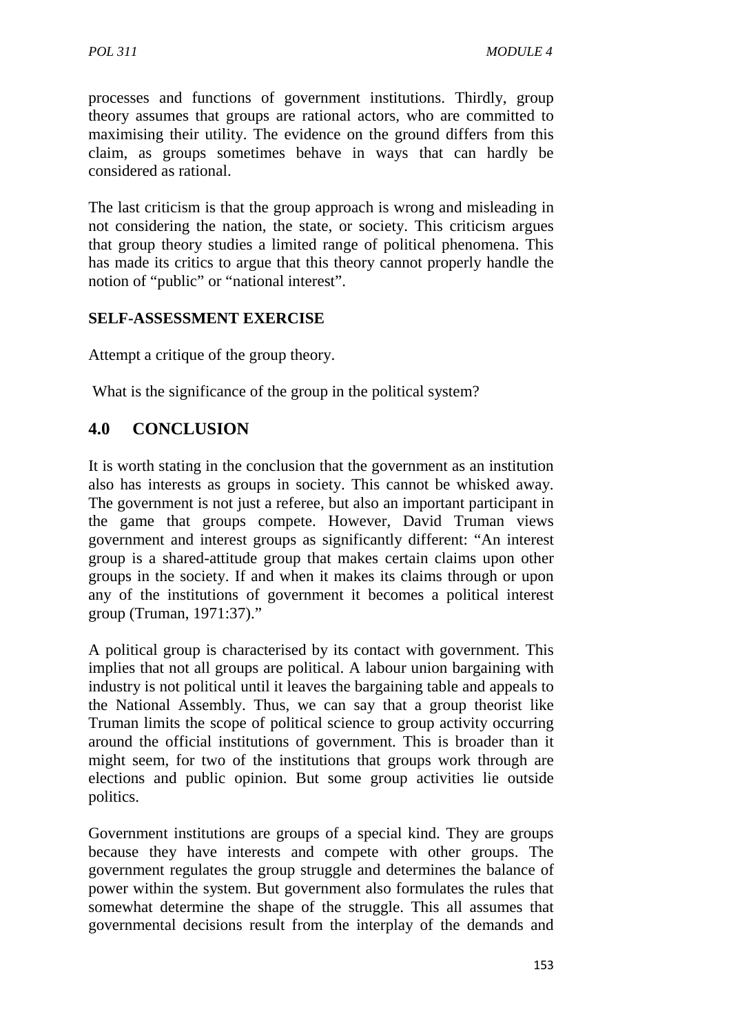processes and functions of government institutions. Thirdly, group theory assumes that groups are rational actors, who are committed to maximising their utility. The evidence on the ground differs from this claim, as groups sometimes behave in ways that can hardly be considered as rational.

The last criticism is that the group approach is wrong and misleading in not considering the nation, the state, or society. This criticism argues that group theory studies a limited range of political phenomena. This has made its critics to argue that this theory cannot properly handle the notion of "public" or "national interest".

**SELF-ASSESSMENT EXERCISE**

Attempt a critique of the group theory.

What is the significance of the group in the political system?

## 4.0 CONCLUSION

It is worth stating in the conclusion that the government as an institution also has interests as groups in society. This cannot be whisked away. The government is not just a referee, but also an important participant in the game that groups compete. However, David Truman views government and interest groups as significantly different: "An interest group is a shared-attitude group that makes certain claims upon other groups in the society. If and when it makes its claims through or upon any of the institutions of government it becomes a political interest group (Truman, 1971:37)."

A political group is characterised by its contact with government. This implies that not all groups are political. A labour union bargaining with industry is not political until it leaves the bargaining table and appeals to the National Assembly. Thus, we can say that a group theorist like Truman limits the scope of political science to group activity occurring around the official institutions of government. This is broader than it might seem, for two of the institutions that groups work through are elections and public opinion. But some group activities lie outside politics.

Government institutions are groups of a special kind. They are groups because they have interests and compete with other groups. The government regulates the group struggle and determines the balance of power within the system. But government also formulates the rules that somewhat determine the shape of the struggle. This all assumes that governmental decisions result from the interplay of the demands and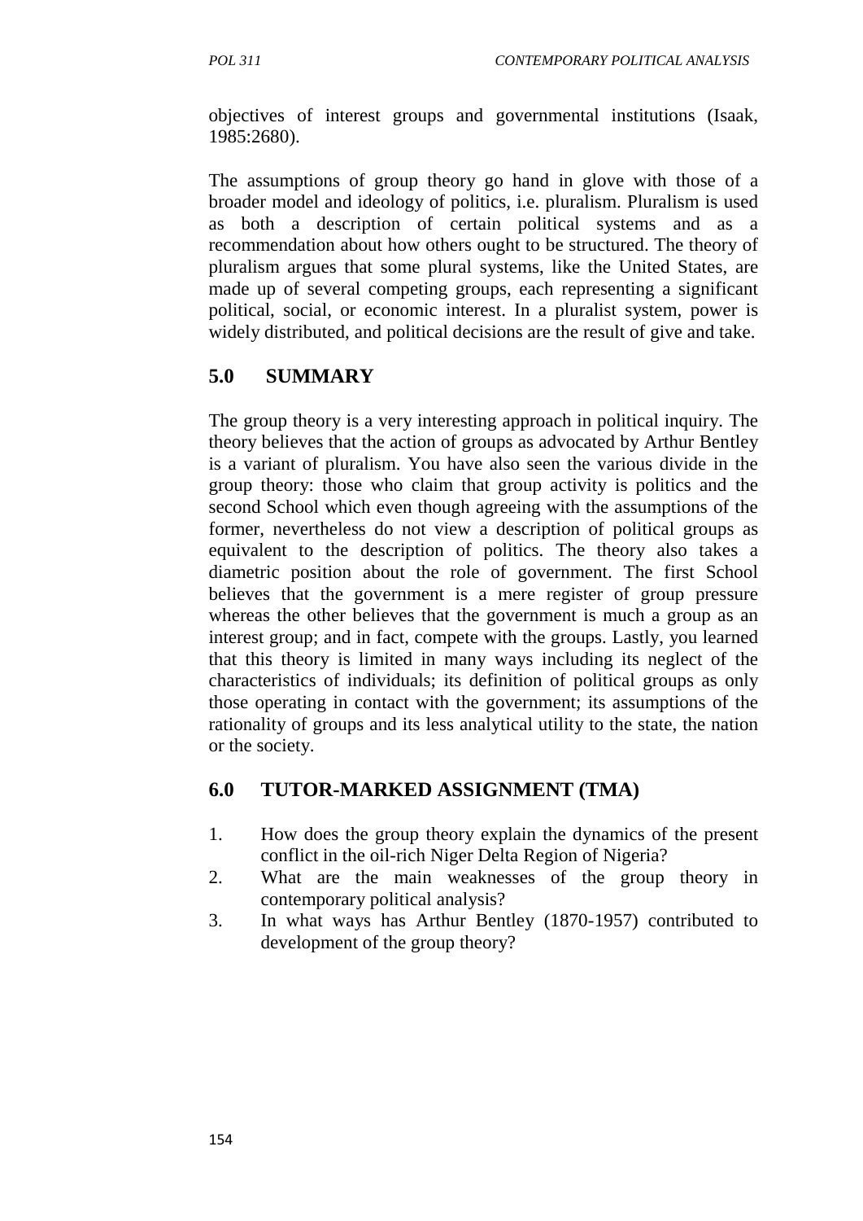objectives of interest groups and governmental institutions (Isaak, 1985:2680).

The assumptions of group theory go hand in glove with those of a broader model and ideology of politics, i.e. pluralism. Pluralism is used as both a description of certain political systems and as a recommendation about how others ought to be structured. The theory of pluralism argues that some plural systems, like the United States, are made up of several competing groups, each representing a significant political, social, or economic interest. In a pluralist system, power is widely distributed, and political decisions are the result of give and take.

## 5.0 SUMMARY

The group theory is a very interesting approach in political inquiry. The theory believes that the action of groups as advocated by Arthur Bentley is a variant of pluralism. You have also seen the various divide in the group theory: those who claim that group activity is politics and the second School which even though agreeing with the assumptions of the former, nevertheless do not view a description of political groups as equivalent to the description of politics. The theory also takes a diametric position about the role of government. The first School believes that the government is a mere register of group pressure whereas the other believes that the government is much a group as an interest group; and in fact, compete with the groups. Lastly, you learned that this theory is limited in many ways including its neglect of the characteristics of individuals; its definition of political groups as only those operating in contact with the government; its assumptions of the rationality of groups and its less analytical utility to the state, the nation or the society.

## 6.0 TUTOR-MARKED ASSIGNMENT (TMA)

1. How does the group theory explain the dynamics of the present conflict in the oil-rich Niger Delta Region of Nigeria?
2. What are the main weaknesses of the group theory in contemporary political analysis?
3. In what ways has Arthur Bentley (1870-1957) contributed to development of the group theory?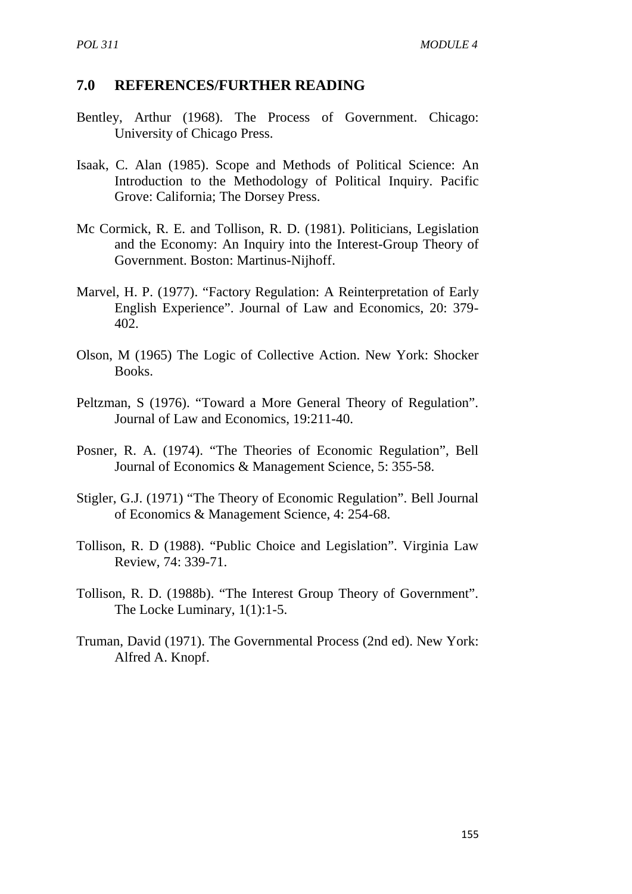## 7.0 REFERENCES/FURTHER READING

Bentley, Arthur (1968). The Process of Government. Chicago: University of Chicago Press.

Isaak, C. Alan (1985). Scope and Methods of Political Science: An Introduction to the Methodology of Political Inquiry. Pacific Grove: California; The Dorsey Press.

Mc Cormick, R. E. and Tollison, R. D. (1981). Politicians, Legislation and the Economy: An Inquiry into the Interest-Group Theory of Government. Boston: Martinus-Nijhoff.

Marvel, H. P. (1977). "Factory Regulation: A Reinterpretation of Early English Experience". Journal of Law and Economics, 20: 379-402.

Olson, M (1965) The Logic of Collective Action. New York: Shocker Books.

Peltzman, S (1976). "Toward a More General Theory of Regulation". Journal of Law and Economics, 19:211-40.

Posner, R. A. (1974). "The Theories of Economic Regulation", Bell Journal of Economics & Management Science, 5: 355-58.

Stigler, G.J. (1971) "The Theory of Economic Regulation". Bell Journal of Economics & Management Science, 4: 254-68.

Tollison, R. D (1988). "Public Choice and Legislation". Virginia Law Review, 74: 339-71.

Tollison, R. D. (1988b). "The Interest Group Theory of Government". The Locke Luminary, 1(1):1-5.

Truman, David (1971). The Governmental Process (2nd ed). New York: Alfred A. Knopf.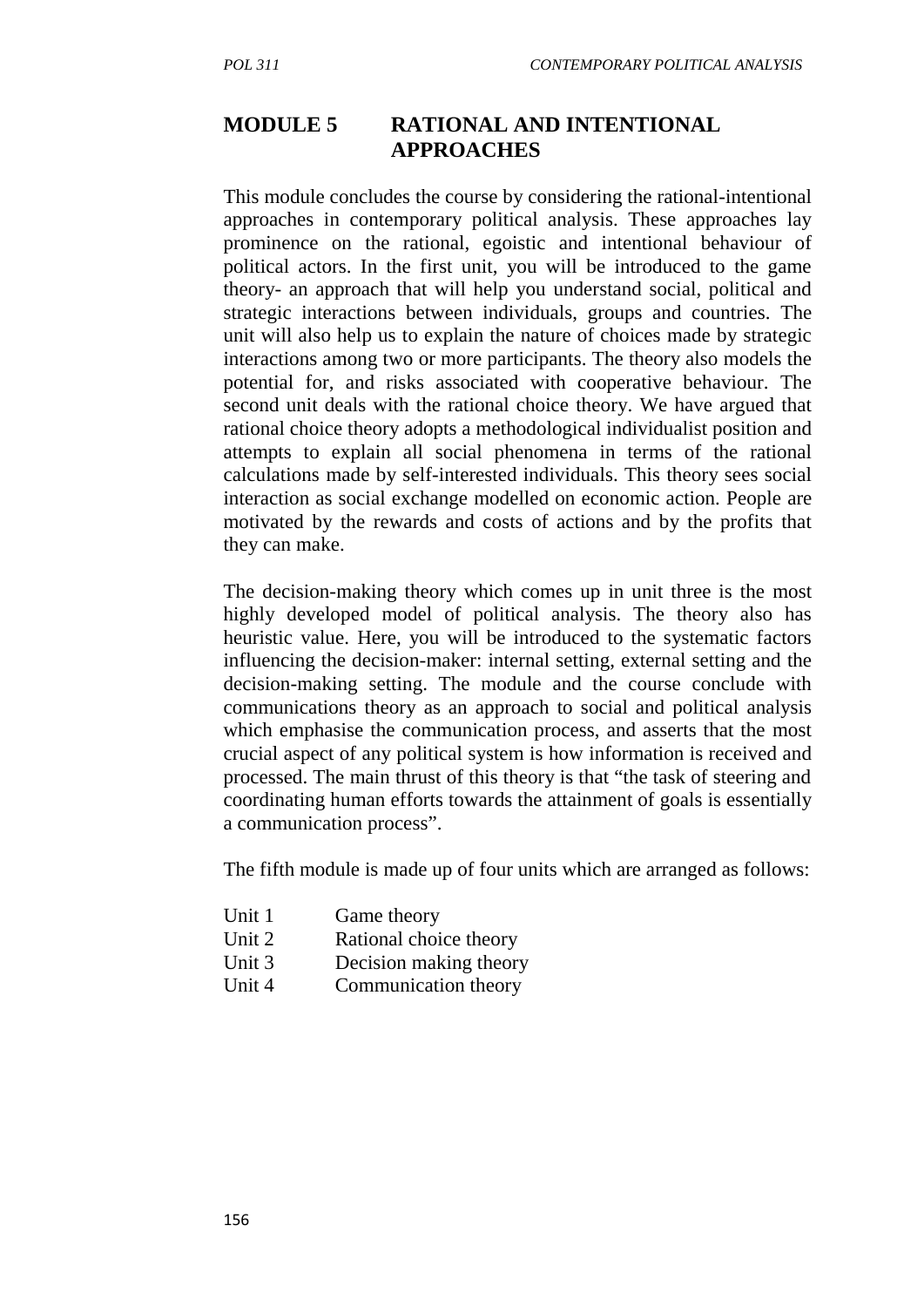# MODULE 5 RATIONAL AND INTENTIONAL APPROACHES

This module concludes the course by considering the rational-intentional approaches in contemporary political analysis. These approaches lay prominence on the rational, egoistic and intentional behaviour of political actors. In the first unit, you will be introduced to the game theory- an approach that will help you understand social, political and strategic interactions between individuals, groups and countries. The unit will also help us to explain the nature of choices made by strategic interactions among two or more participants. The theory also models the potential for, and risks associated with cooperative behaviour. The second unit deals with the rational choice theory. We have argued that rational choice theory adopts a methodological individualist position and attempts to explain all social phenomena in terms of the rational calculations made by self-interested individuals. This theory sees social interaction as social exchange modelled on economic action. People are motivated by the rewards and costs of actions and by the profits that they can make.

The decision-making theory which comes up in unit three is the most highly developed model of political analysis. The theory also has heuristic value. Here, you will be introduced to the systematic factors influencing the decision-maker: internal setting, external setting and the decision-making setting. The module and the course conclude with communications theory as an approach to social and political analysis which emphasise the communication process, and asserts that the most crucial aspect of any political system is how information is received and processed. The main thrust of this theory is that "the task of steering and coordinating human efforts towards the attainment of goals is essentially a communication process".

The fifth module is made up of four units which are arranged as follows:

Unit 1 Game theory
Unit 2 Rational choice theory
Unit 3 Decision making theory
Unit 4 Communication theory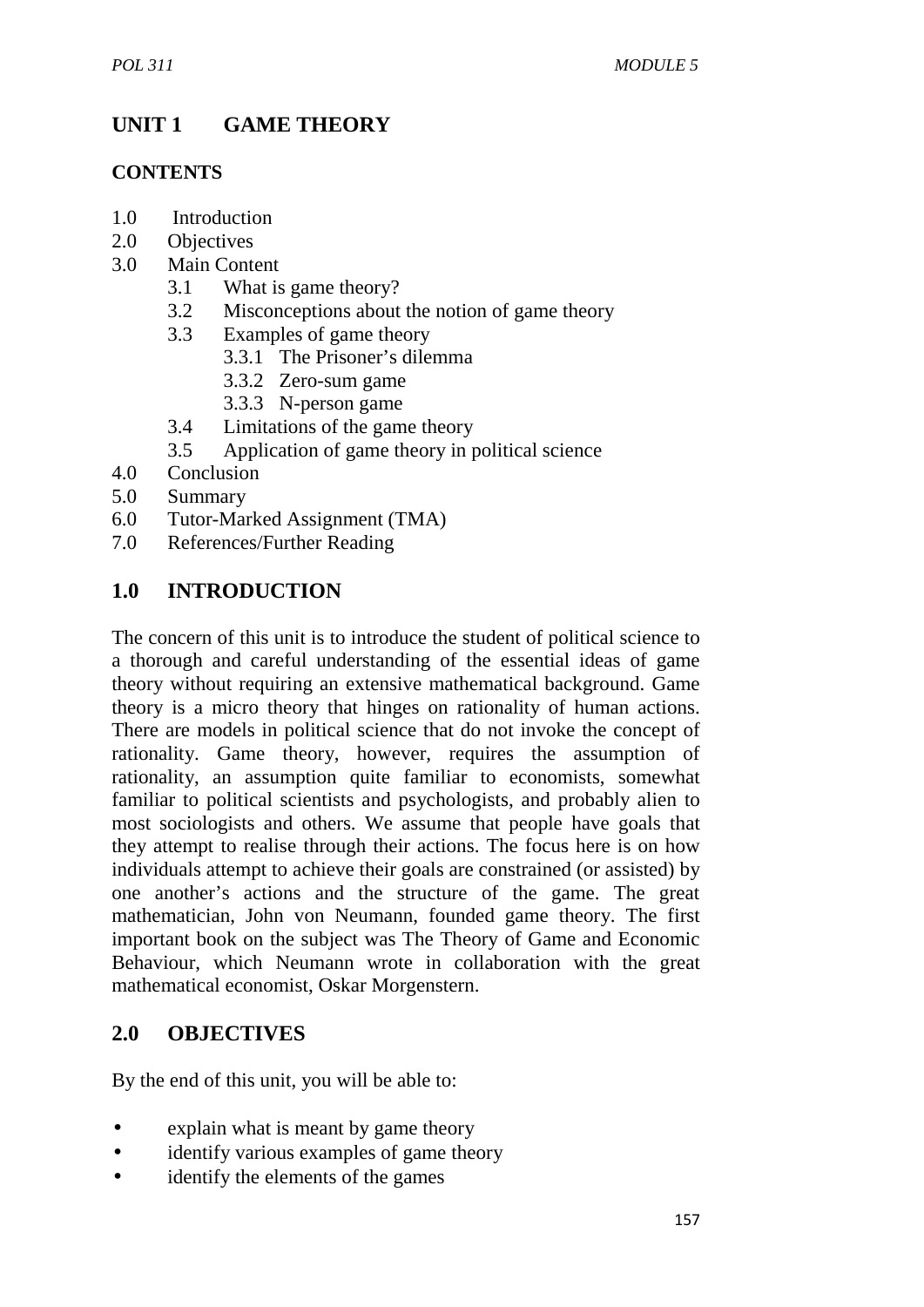# UNIT 1 GAME THEORY

## CONTENTS

1.0 Introduction
2.0 Objectives
3.0 Main Content
  - 3.1 What is game theory?
  - 3.2 Misconceptions about the notion of game theory
  - 3.3 Examples of game theory
    - 3.3.1 The Prisoner's dilemma
    - 3.3.2 Zero-sum game
    - 3.3.3 N-person game
  - 3.4 Limitations of the game theory
  - 3.5 Application of game theory in political science

4.0 Conclusion
5.0 Summary
6.0 Tutor-Marked Assignment (TMA)
7.0 References/Further Reading

## 1.0 INTRODUCTION

The concern of this unit is to introduce the student of political science to a thorough and careful understanding of the essential ideas of game theory without requiring an extensive mathematical background. Game theory is a micro theory that hinges on rationality of human actions. There are models in political science that do not invoke the concept of rationality. Game theory, however, requires the assumption of rationality, an assumption quite familiar to economists, somewhat familiar to political scientists and psychologists, and probably alien to most sociologists and others. We assume that people have goals that they attempt to realise through their actions. The focus here is on how individuals attempt to achieve their goals are constrained (or assisted) by one another's actions and the structure of the game. The great mathematician, John von Neumann, founded game theory. The first important book on the subject was The Theory of Game and Economic Behaviour, which Neumann wrote in collaboration with the great mathematical economist, Oskar Morgenstern.

## 2.0 OBJECTIVES

By the end of this unit, you will be able to:

- explain what is meant by game theory
- identify various examples of game theory
- identify the elements of the games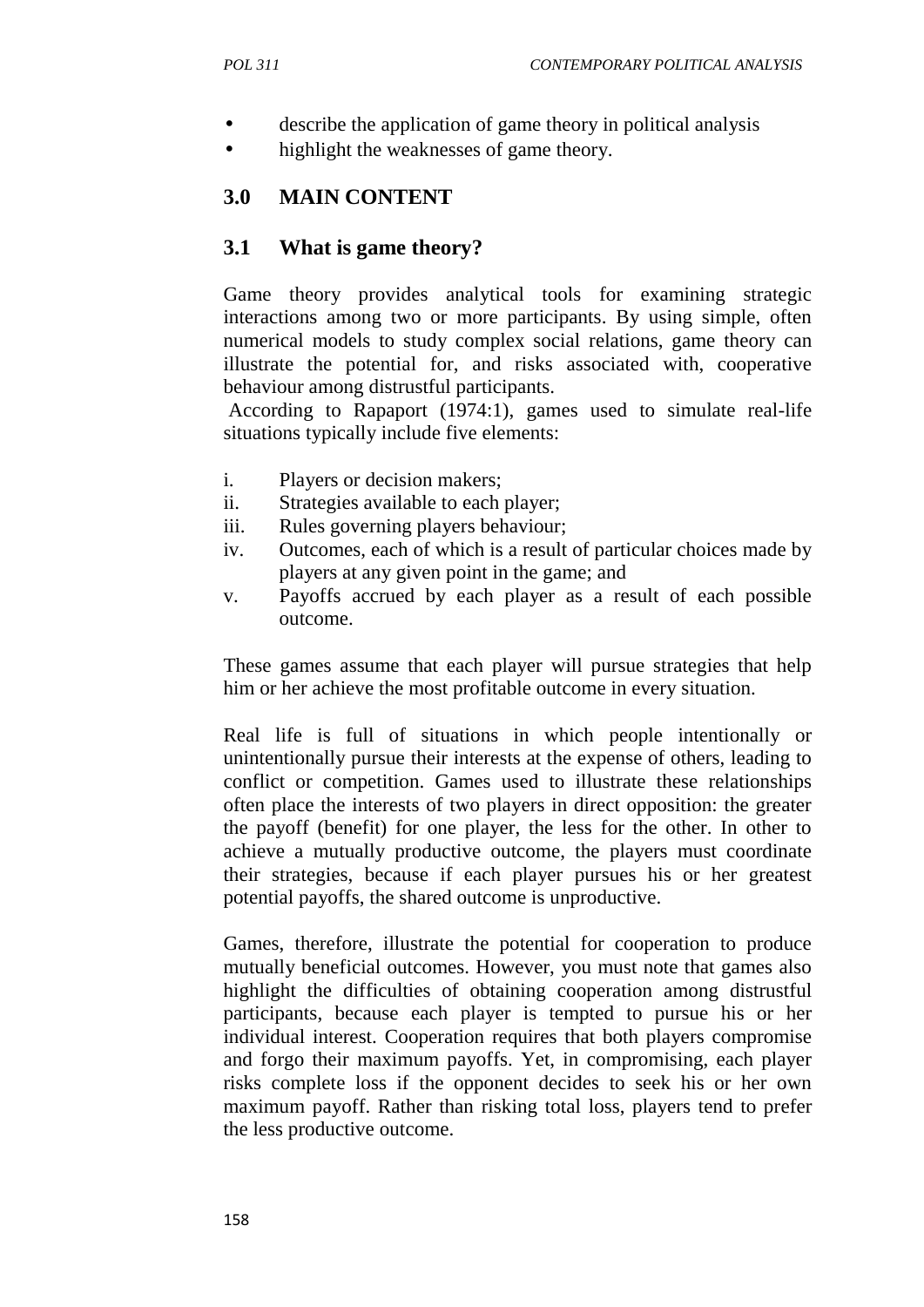- describe the application of game theory in political analysis
- highlight the weaknesses of game theory.

## 3.0 MAIN CONTENT

### 3.1 What is game theory?

Game theory provides analytical tools for examining strategic interactions among two or more participants. By using simple, often numerical models to study complex social relations, game theory can illustrate the potential for, and risks associated with, cooperative behaviour among distrustful participants.

According to Rapaport (1974:1), games used to simulate real-life situations typically include five elements:

i. Players or decision makers;
ii. Strategies available to each player;
iii. Rules governing players behaviour;
iv. Outcomes, each of which is a result of particular choices made by players at any given point in the game; and
v. Payoffs accrued by each player as a result of each possible outcome.

These games assume that each player will pursue strategies that help him or her achieve the most profitable outcome in every situation.

Real life is full of situations in which people intentionally or unintentionally pursue their interests at the expense of others, leading to conflict or competition. Games used to illustrate these relationships often place the interests of two players in direct opposition: the greater the payoff (benefit) for one player, the less for the other. In other to achieve a mutually productive outcome, the players must coordinate their strategies, because if each player pursues his or her greatest potential payoffs, the shared outcome is unproductive.

Games, therefore, illustrate the potential for cooperation to produce mutually beneficial outcomes. However, you must note that games also highlight the difficulties of obtaining cooperation among distrustful participants, because each player is tempted to pursue his or her individual interest. Cooperation requires that both players compromise and forgo their maximum payoffs. Yet, in compromising, each player risks complete loss if the opponent decides to seek his or her own maximum payoff. Rather than risking total loss, players tend to prefer the less productive outcome.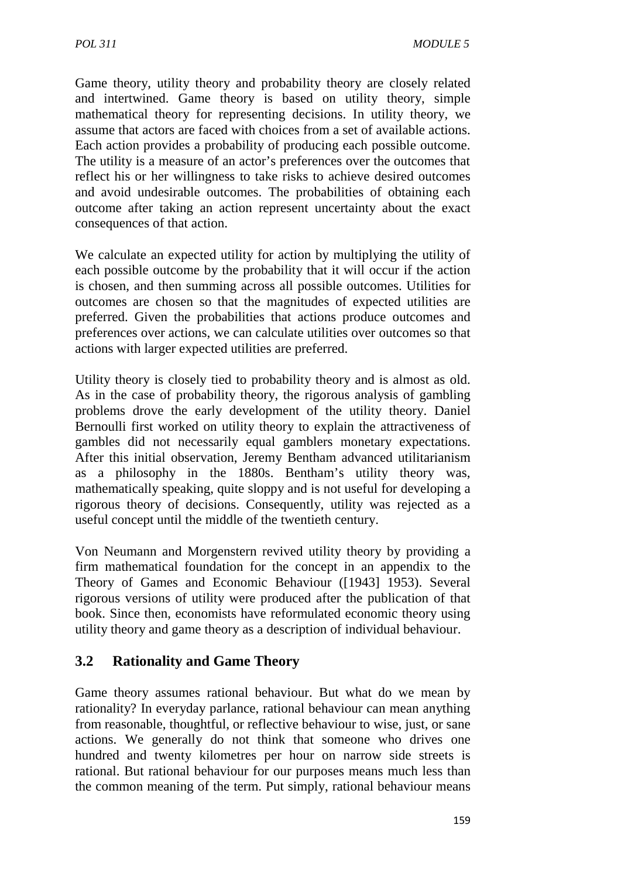Game theory, utility theory and probability theory are closely related and intertwined. Game theory is based on utility theory, simple mathematical theory for representing decisions. In utility theory, we assume that actors are faced with choices from a set of available actions. Each action provides a probability of producing each possible outcome. The utility is a measure of an actor's preferences over the outcomes that reflect his or her willingness to take risks to achieve desired outcomes and avoid undesirable outcomes. The probabilities of obtaining each outcome after taking an action represent uncertainty about the exact consequences of that action.

We calculate an expected utility for action by multiplying the utility of each possible outcome by the probability that it will occur if the action is chosen, and then summing across all possible outcomes. Utilities for outcomes are chosen so that the magnitudes of expected utilities are preferred. Given the probabilities that actions produce outcomes and preferences over actions, we can calculate utilities over outcomes so that actions with larger expected utilities are preferred.

Utility theory is closely tied to probability theory and is almost as old. As in the case of probability theory, the rigorous analysis of gambling problems drove the early development of the utility theory. Daniel Bernoulli first worked on utility theory to explain the attractiveness of gambles did not necessarily equal gamblers monetary expectations. After this initial observation, Jeremy Bentham advanced utilitarianism as a philosophy in the 1880s. Bentham's utility theory was, mathematically speaking, quite sloppy and is not useful for developing a rigorous theory of decisions. Consequently, utility was rejected as a useful concept until the middle of the twentieth century.

Von Neumann and Morgenstern revived utility theory by providing a firm mathematical foundation for the concept in an appendix to the Theory of Games and Economic Behaviour ([1943] 1953). Several rigorous versions of utility were produced after the publication of that book. Since then, economists have reformulated economic theory using utility theory and game theory as a description of individual behaviour.

## 3.2 Rationality and Game Theory

Game theory assumes rational behaviour. But what do we mean by rationality? In everyday parlance, rational behaviour can mean anything from reasonable, thoughtful, or reflective behaviour to wise, just, or sane actions. We generally do not think that someone who drives one hundred and twenty kilometres per hour on narrow side streets is rational. But rational behaviour for our purposes means much less than the common meaning of the term. Put simply, rational behaviour means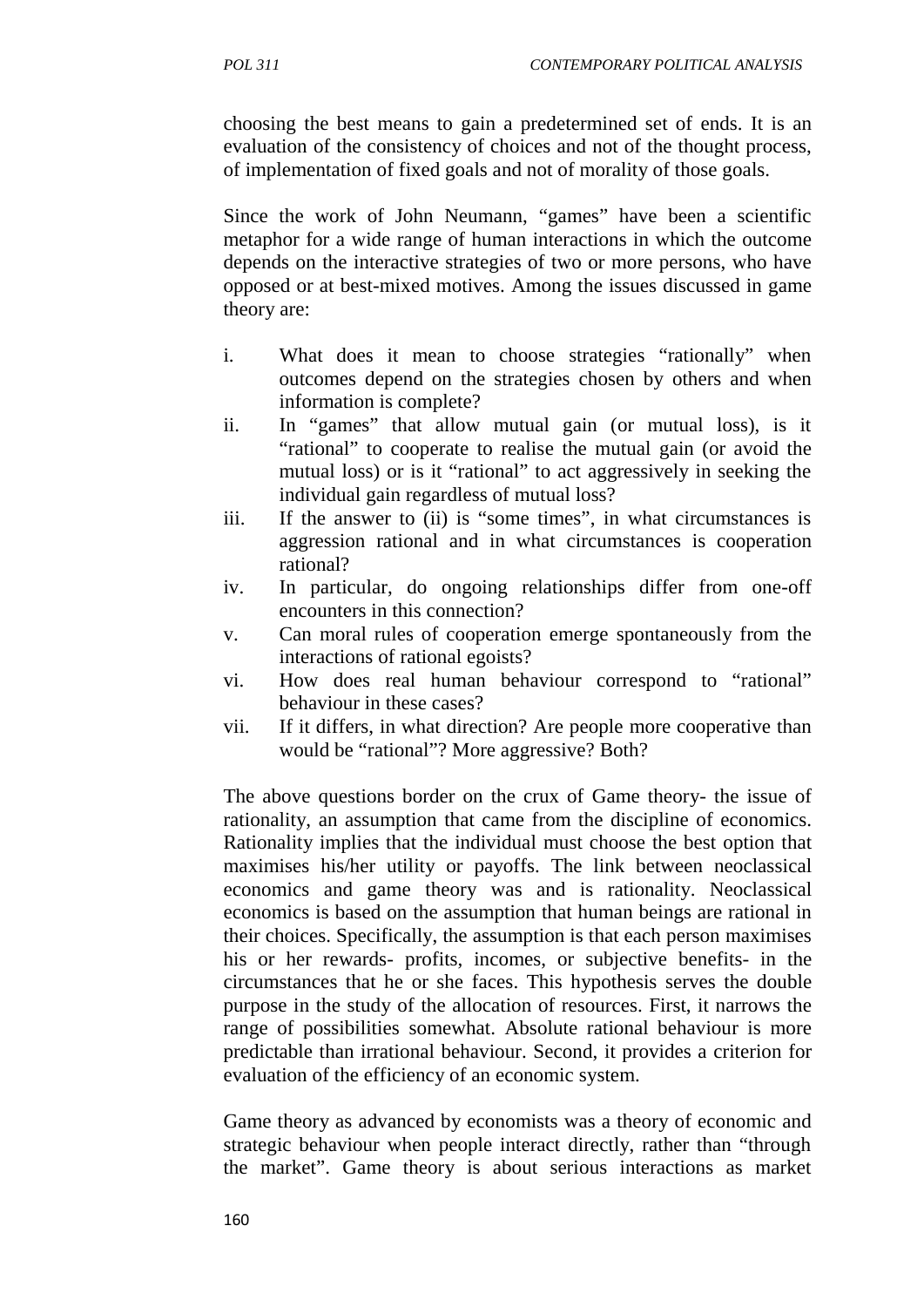choosing the best means to gain a predetermined set of ends. It is an evaluation of the consistency of choices and not of the thought process, of implementation of fixed goals and not of morality of those goals.

Since the work of John Neumann, "games" have been a scientific metaphor for a wide range of human interactions in which the outcome depends on the interactive strategies of two or more persons, who have opposed or at best-mixed motives. Among the issues discussed in game theory are:

i. What does it mean to choose strategies "rationally" when outcomes depend on the strategies chosen by others and when information is complete?
ii. In "games" that allow mutual gain (or mutual loss), is it "rational" to cooperate to realise the mutual gain (or avoid the mutual loss) or is it "rational" to act aggressively in seeking the individual gain regardless of mutual loss?
iii. If the answer to (ii) is "some times", in what circumstances is aggression rational and in what circumstances is cooperation rational?
iv. In particular, do ongoing relationships differ from one-off encounters in this connection?
v. Can moral rules of cooperation emerge spontaneously from the interactions of rational egoists?
vi. How does real human behaviour correspond to "rational" behaviour in these cases?
vii. If it differs, in what direction? Are people more cooperative than would be "rational"? More aggressive? Both?

The above questions border on the crux of Game theory- the issue of rationality, an assumption that came from the discipline of economics. Rationality implies that the individual must choose the best option that maximises his/her utility or payoffs. The link between neoclassical economics and game theory was and is rationality. Neoclassical economics is based on the assumption that human beings are rational in their choices. Specifically, the assumption is that each person maximises his or her rewards- profits, incomes, or subjective benefits- in the circumstances that he or she faces. This hypothesis serves the double purpose in the study of the allocation of resources. First, it narrows the range of possibilities somewhat. Absolute rational behaviour is more predictable than irrational behaviour. Second, it provides a criterion for evaluation of the efficiency of an economic system.

Game theory as advanced by economists was a theory of economic and strategic behaviour when people interact directly, rather than "through the market". Game theory is about serious interactions as market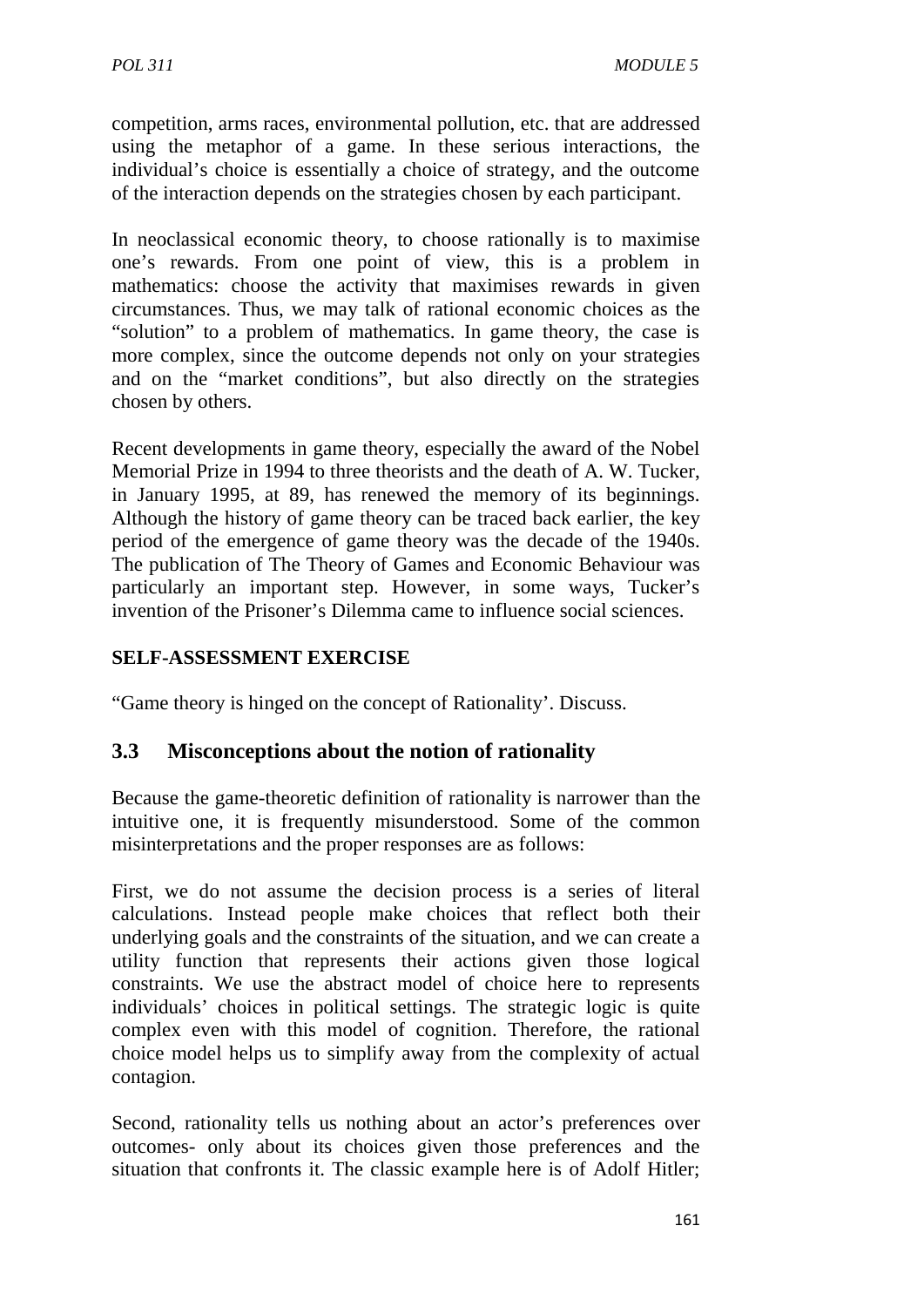competition, arms races, environmental pollution, etc. that are addressed using the metaphor of a game. In these serious interactions, the individual's choice is essentially a choice of strategy, and the outcome of the interaction depends on the strategies chosen by each participant.

In neoclassical economic theory, to choose rationally is to maximise one's rewards. From one point of view, this is a problem in mathematics: choose the activity that maximises rewards in given circumstances. Thus, we may talk of rational economic choices as the "solution" to a problem of mathematics. In game theory, the case is more complex, since the outcome depends not only on your strategies and on the "market conditions", but also directly on the strategies chosen by others.

Recent developments in game theory, especially the award of the Nobel Memorial Prize in 1994 to three theorists and the death of A. W. Tucker, in January 1995, at 89, has renewed the memory of its beginnings. Although the history of game theory can be traced back earlier, the key period of the emergence of game theory was the decade of the 1940s. The publication of The Theory of Games and Economic Behaviour was particularly an important step. However, in some ways, Tucker's invention of the Prisoner's Dilemma came to influence social sciences.

**SELF-ASSESSMENT EXERCISE**

"Game theory is hinged on the concept of Rationality'. Discuss.

## 3.3 Misconceptions about the notion of rationality

Because the game-theoretic definition of rationality is narrower than the intuitive one, it is frequently misunderstood. Some of the common misinterpretations and the proper responses are as follows:

First, we do not assume the decision process is a series of literal calculations. Instead people make choices that reflect both their underlying goals and the constraints of the situation, and we can create a utility function that represents their actions given those logical constraints. We use the abstract model of choice here to represents individuals' choices in political settings. The strategic logic is quite complex even with this model of cognition. Therefore, the rational choice model helps us to simplify away from the complexity of actual contagion.

Second, rationality tells us nothing about an actor's preferences over outcomes- only about its choices given those preferences and the situation that confronts it. The classic example here is of Adolf Hitler;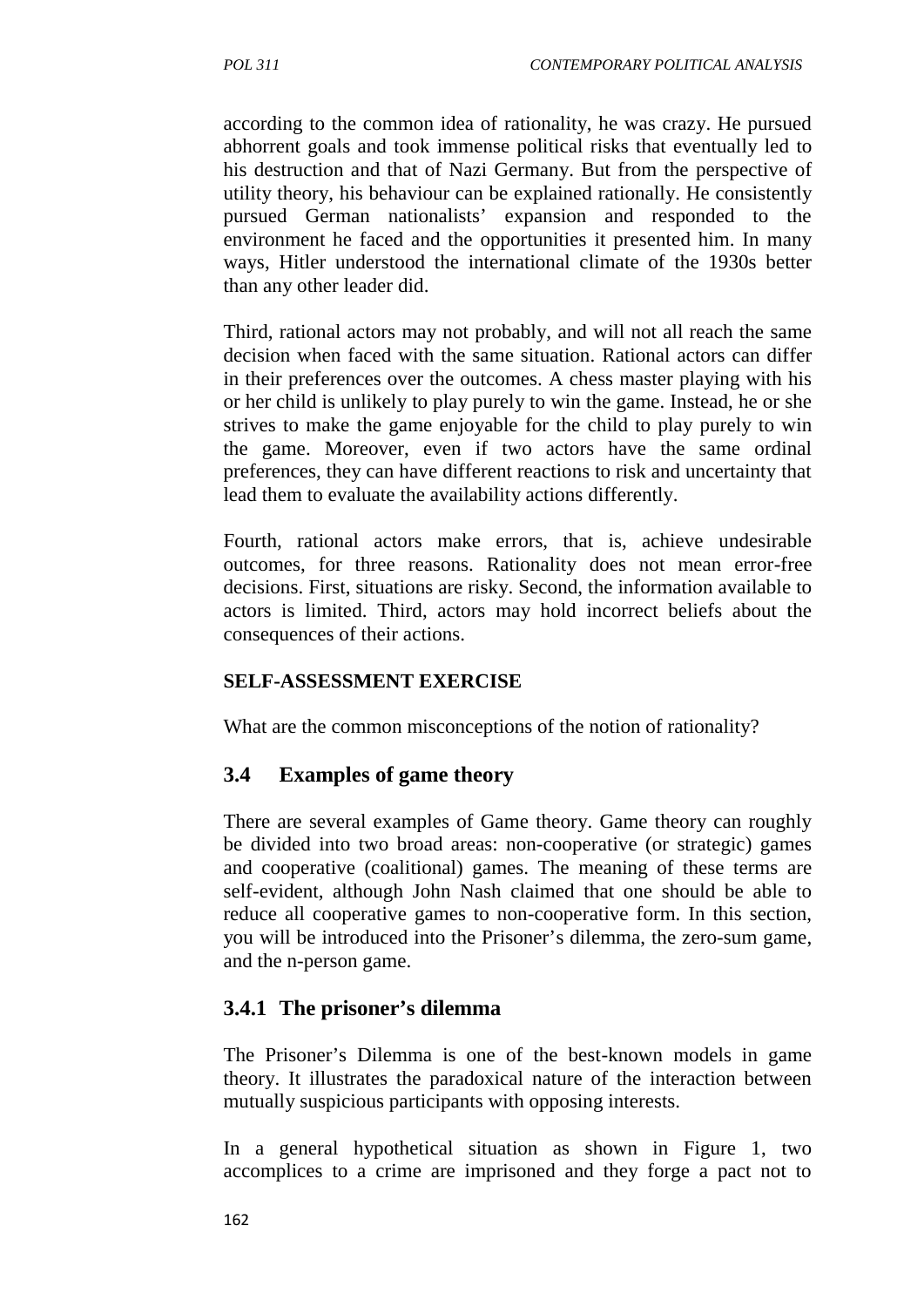according to the common idea of rationality, he was crazy. He pursued abhorrent goals and took immense political risks that eventually led to his destruction and that of Nazi Germany. But from the perspective of utility theory, his behaviour can be explained rationally. He consistently pursued German nationalists' expansion and responded to the environment he faced and the opportunities it presented him. In many ways, Hitler understood the international climate of the 1930s better than any other leader did.

Third, rational actors may not probably, and will not all reach the same decision when faced with the same situation. Rational actors can differ in their preferences over the outcomes. A chess master playing with his or her child is unlikely to play purely to win the game. Instead, he or she strives to make the game enjoyable for the child to play purely to win the game. Moreover, even if two actors have the same ordinal preferences, they can have different reactions to risk and uncertainty that lead them to evaluate the availability actions differently.

Fourth, rational actors make errors, that is, achieve undesirable outcomes, for three reasons. Rationality does not mean error-free decisions. First, situations are risky. Second, the information available to actors is limited. Third, actors may hold incorrect beliefs about the consequences of their actions.

**SELF-ASSESSMENT EXERCISE**

What are the common misconceptions of the notion of rationality?

## 3.4 Examples of game theory

There are several examples of Game theory. Game theory can roughly be divided into two broad areas: non-cooperative (or strategic) games and cooperative (coalitional) games. The meaning of these terms are self-evident, although John Nash claimed that one should be able to reduce all cooperative games to non-cooperative form. In this section, you will be introduced into the Prisoner's dilemma, the zero-sum game, and the n-person game.

### 3.4.1 The prisoner's dilemma

The Prisoner's Dilemma is one of the best-known models in game theory. It illustrates the paradoxical nature of the interaction between mutually suspicious participants with opposing interests.

In a general hypothetical situation as shown in Figure 1, two accomplices to a crime are imprisoned and they forge a pact not to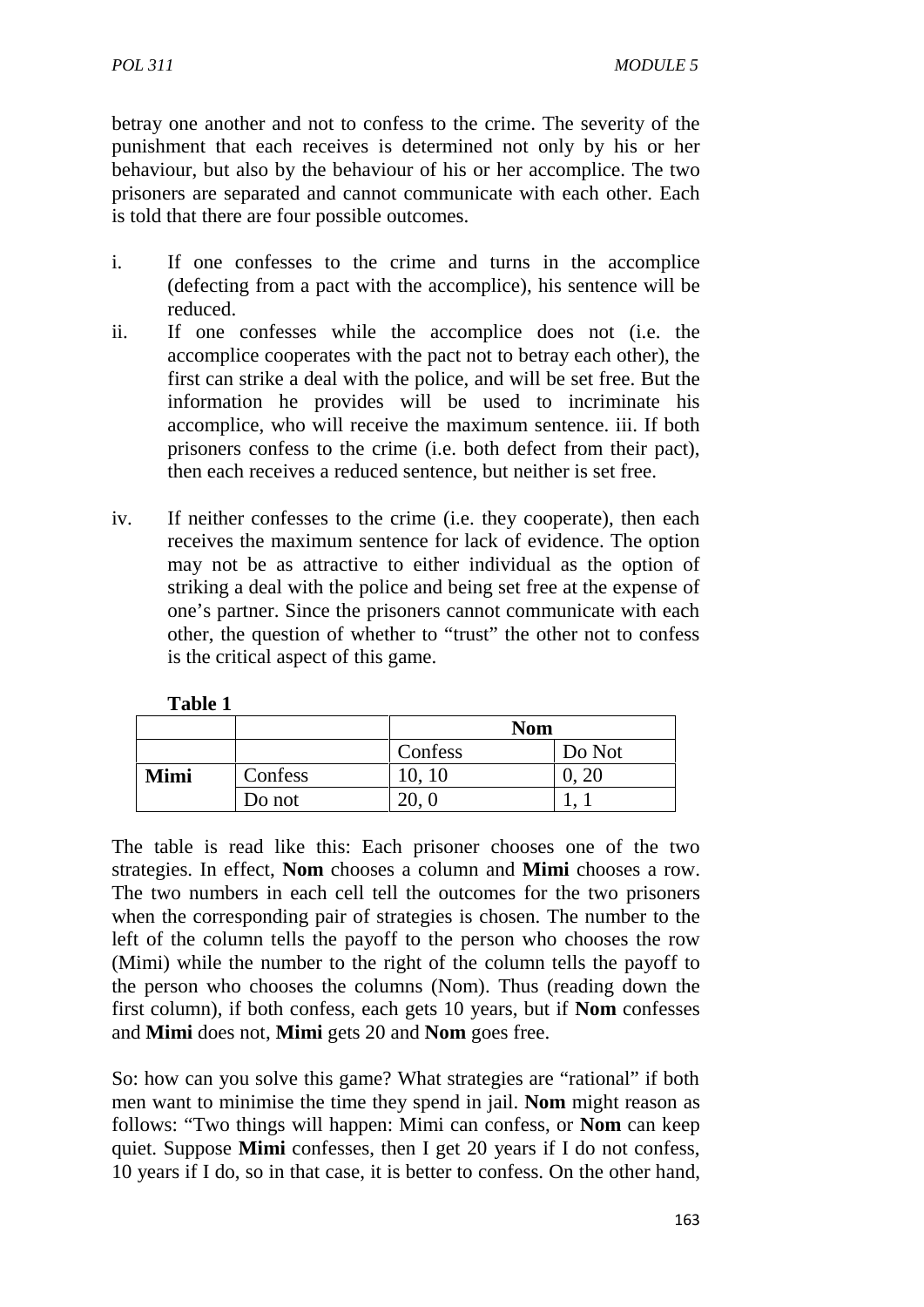betray one another and not to confess to the crime. The severity of the punishment that each receives is determined not only by his or her behaviour, but also by the behaviour of his or her accomplice. The two prisoners are separated and cannot communicate with each other. Each is told that there are four possible outcomes.

i. If one confesses to the crime and turns in the accomplice (defecting from a pact with the accomplice), his sentence will be reduced.
ii. If one confesses while the accomplice does not (i.e. the accomplice cooperates with the pact not to betray each other), the first can strike a deal with the police, and will be set free. But the information he provides will be used to incriminate his accomplice, who will receive the maximum sentence. iii. If both prisoners confess to the crime (i.e. both defect from their pact), then each receives a reduced sentence, but neither is set free.

iv. If neither confesses to the crime (i.e. they cooperate), then each receives the maximum sentence for lack of evidence. The option may not be as attractive to either individual as the option of striking a deal with the police and being set free at the expense of one's partner. Since the prisoners cannot communicate with each other, the question of whether to "trust" the other not to confess is the critical aspect of this game.

**Table 1**

| | | **Nom** | |
|---|---|---|---|
| | | Confess | Do Not |
| **Mimi** | Confess | 10, 10 | 0, 20 |
| | Do not | 20, 0 | 1, 1 |

The table is read like this: Each prisoner chooses one of the two strategies. In effect, **Nom** chooses a column and **Mimi** chooses a row. The two numbers in each cell tell the outcomes for the two prisoners when the corresponding pair of strategies is chosen. The number to the left of the column tells the payoff to the person who chooses the row (Mimi) while the number to the right of the column tells the payoff to the person who chooses the columns (Nom). Thus (reading down the first column), if both confess, each gets 10 years, but if **Nom** confesses and **Mimi** does not, **Mimi** gets 20 and **Nom** goes free.

So: how can you solve this game? What strategies are "rational" if both men want to minimise the time they spend in jail. **Nom** might reason as follows: "Two things will happen: Mimi can confess, or **Nom** can keep quiet. Suppose **Mimi** confesses, then I get 20 years if I do not confess, 10 years if I do, so in that case, it is better to confess. On the other hand,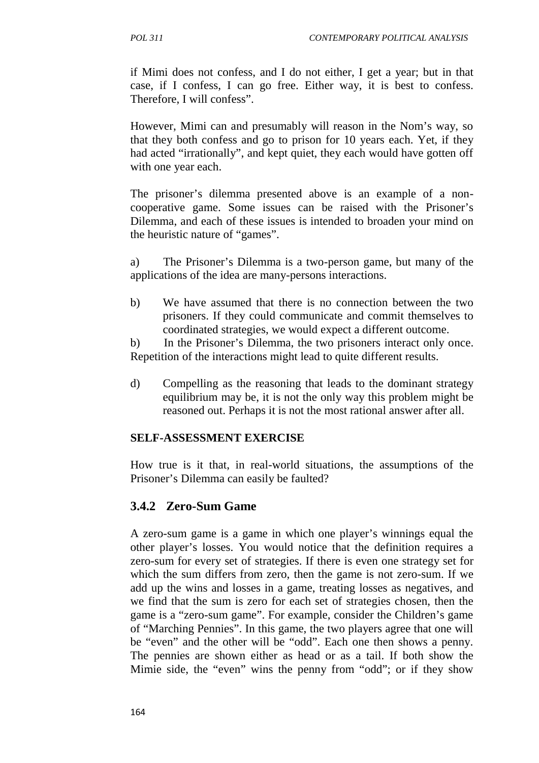if Mimi does not confess, and I do not either, I get a year; but in that case, if I confess, I can go free. Either way, it is best to confess. Therefore, I will confess".

However, Mimi can and presumably will reason in the Nom's way, so that they both confess and go to prison for 10 years each. Yet, if they had acted "irrationally", and kept quiet, they each would have gotten off with one year each.

The prisoner's dilemma presented above is an example of a non-cooperative game. Some issues can be raised with the Prisoner's Dilemma, and each of these issues is intended to broaden your mind on the heuristic nature of "games".

a) The Prisoner's Dilemma is a two-person game, but many of the applications of the idea are many-persons interactions.

b) We have assumed that there is no connection between the two prisoners. If they could communicate and commit themselves to coordinated strategies, we would expect a different outcome.

b) In the Prisoner's Dilemma, the two prisoners interact only once. Repetition of the interactions might lead to quite different results.

d) Compelling as the reasoning that leads to the dominant strategy equilibrium may be, it is not the only way this problem might be reasoned out. Perhaps it is not the most rational answer after all.

**SELF-ASSESSMENT EXERCISE**

How true is it that, in real-world situations, the assumptions of the Prisoner's Dilemma can easily be faulted?

### 3.4.2 Zero-Sum Game

A zero-sum game is a game in which one player's winnings equal the other player's losses. You would notice that the definition requires a zero-sum for every set of strategies. If there is even one strategy set for which the sum differs from zero, then the game is not zero-sum. If we add up the wins and losses in a game, treating losses as negatives, and we find that the sum is zero for each set of strategies chosen, then the game is a "zero-sum game". For example, consider the Children's game of "Marching Pennies". In this game, the two players agree that one will be "even" and the other will be "odd". Each one then shows a penny. The pennies are shown either as head or as a tail. If both show the Mimie side, the "even" wins the penny from "odd"; or if they show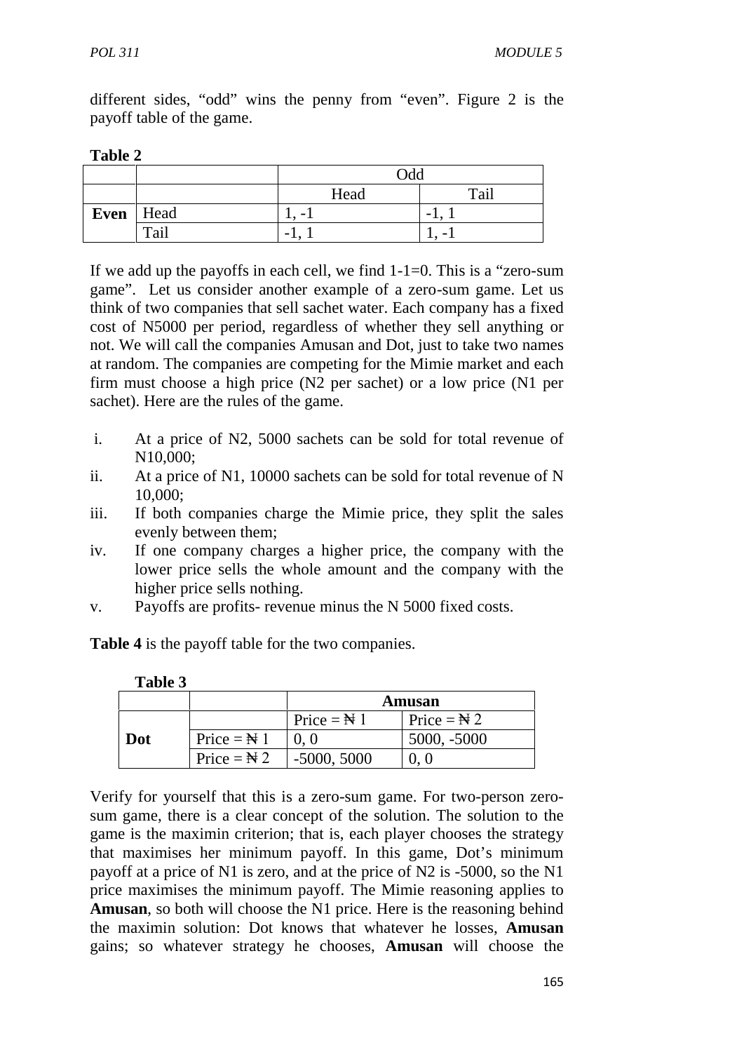different sides, "odd" wins the penny from "even". Figure 2 is the payoff table of the game.

**Table 2**

| | | Odd | |
|---|---|---|---|
| | | Head | Tail |
| **Even** | Head | 1, -1 | -1, 1 |
| | Tail | -1, 1 | 1, -1 |

If we add up the payoffs in each cell, we find 1-1=0. This is a "zero-sum game". Let us consider another example of a zero-sum game. Let us think of two companies that sell sachet water. Each company has a fixed cost of N5000 per period, regardless of whether they sell anything or not. We will call the companies Amusan and Dot, just to take two names at random. The companies are competing for the Mimie market and each firm must choose a high price (N2 per sachet) or a low price (N1 per sachet). Here are the rules of the game.

i. At a price of N2, 5000 sachets can be sold for total revenue of N10,000;
ii. At a price of N1, 10000 sachets can be sold for total revenue of N 10,000;
iii. If both companies charge the Mimie price, they split the sales evenly between them;
iv. If one company charges a higher price, the company with the lower price sells the whole amount and the company with the higher price sells nothing.
v. Payoffs are profits- revenue minus the N 5000 fixed costs.

**Table 4** is the payoff table for the two companies.

**Table 3**

| | | **Amusan** | |
|---|---|---|---|
| | | Price = ₦ 1 | Price = ₦ 2 |
| **Dot** | Price = ₦ 1 | 0, 0 | 5000, -5000 |
| | Price = ₦ 2 | -5000, 5000 | 0, 0 |

Verify for yourself that this is a zero-sum game. For two-person zero-sum game, there is a clear concept of the solution. The solution to the game is the maximin criterion; that is, each player chooses the strategy that maximises her minimum payoff. In this game, Dot's minimum payoff at a price of N1 is zero, and at the price of N2 is -5000, so the N1 price maximises the minimum payoff. The Mimie reasoning applies to **Amusan**, so both will choose the N1 price. Here is the reasoning behind the maximin solution: Dot knows that whatever he losses, **Amusan** gains; so whatever strategy he chooses, **Amusan** will choose the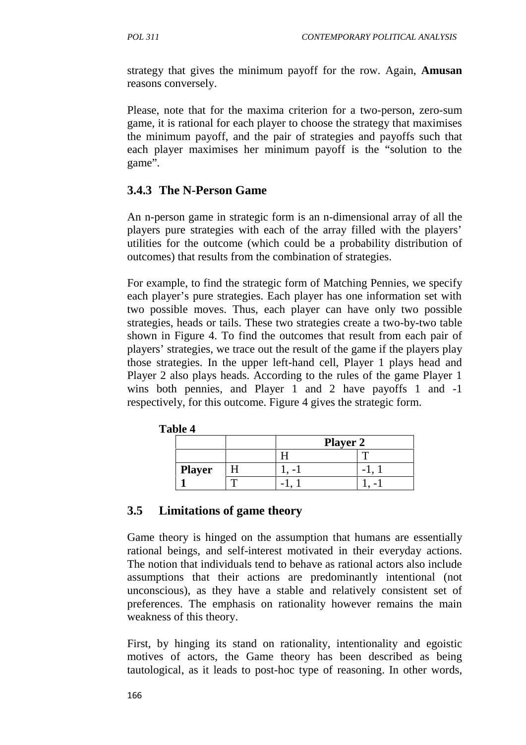strategy that gives the minimum payoff for the row. Again, **Amusan** reasons conversely.

Please, note that for the maxima criterion for a two-person, zero-sum game, it is rational for each player to choose the strategy that maximises the minimum payoff, and the pair of strategies and payoffs such that each player maximises her minimum payoff is the "solution to the game".

### 3.4.3 The N-Person Game

An n-person game in strategic form is an n-dimensional array of all the players pure strategies with each of the array filled with the players' utilities for the outcome (which could be a probability distribution of outcomes) that results from the combination of strategies.

For example, to find the strategic form of Matching Pennies, we specify each player's pure strategies. Each player has one information set with two possible moves. Thus, each player can have only two possible strategies, heads or tails. These two strategies create a two-by-two table shown in Figure 4. To find the outcomes that result from each pair of players' strategies, we trace out the result of the game if the players play those strategies. In the upper left-hand cell, Player 1 plays head and Player 2 also plays heads. According to the rules of the game Player 1 wins both pennies, and Player 1 and 2 have payoffs 1 and -1 respectively, for this outcome. Figure 4 gives the strategic form.

**Table 4**

| | | **Player 2** | |
|---|---|---|---|
| | | H | T |
| **Player 1** | H | 1, -1 | -1, 1 |
| | T | -1, 1 | 1, -1 |

## 3.5 Limitations of game theory

Game theory is hinged on the assumption that humans are essentially rational beings, and self-interest motivated in their everyday actions. The notion that individuals tend to behave as rational actors also include assumptions that their actions are predominantly intentional (not unconscious), as they have a stable and relatively consistent set of preferences. The emphasis on rationality however remains the main weakness of this theory.

First, by hinging its stand on rationality, intentionality and egoistic motives of actors, the Game theory has been described as being tautological, as it leads to post-hoc type of reasoning. In other words,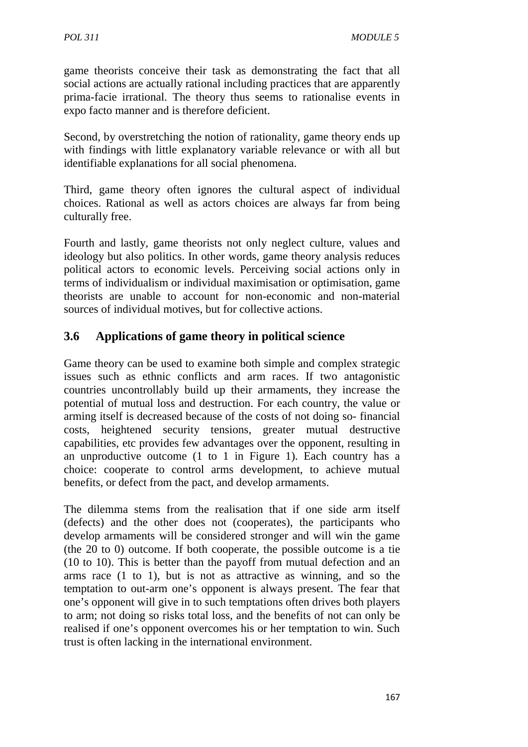game theorists conceive their task as demonstrating the fact that all social actions are actually rational including practices that are apparently prima-facie irrational. The theory thus seems to rationalise events in expo facto manner and is therefore deficient.

Second, by overstretching the notion of rationality, game theory ends up with findings with little explanatory variable relevance or with all but identifiable explanations for all social phenomena.

Third, game theory often ignores the cultural aspect of individual choices. Rational as well as actors choices are always far from being culturally free.

Fourth and lastly, game theorists not only neglect culture, values and ideology but also politics. In other words, game theory analysis reduces political actors to economic levels. Perceiving social actions only in terms of individualism or individual maximisation or optimisation, game theorists are unable to account for non-economic and non-material sources of individual motives, but for collective actions.

## 3.6 Applications of game theory in political science

Game theory can be used to examine both simple and complex strategic issues such as ethnic conflicts and arm races. If two antagonistic countries uncontrollably build up their armaments, they increase the potential of mutual loss and destruction. For each country, the value or arming itself is decreased because of the costs of not doing so- financial costs, heightened security tensions, greater mutual destructive capabilities, etc provides few advantages over the opponent, resulting in an unproductive outcome (1 to 1 in Figure 1). Each country has a choice: cooperate to control arms development, to achieve mutual benefits, or defect from the pact, and develop armaments.

The dilemma stems from the realisation that if one side arm itself (defects) and the other does not (cooperates), the participants who develop armaments will be considered stronger and will win the game (the 20 to 0) outcome. If both cooperate, the possible outcome is a tie (10 to 10). This is better than the payoff from mutual defection and an arms race (1 to 1), but is not as attractive as winning, and so the temptation to out-arm one's opponent is always present. The fear that one's opponent will give in to such temptations often drives both players to arm; not doing so risks total loss, and the benefits of not can only be realised if one's opponent overcomes his or her temptation to win. Such trust is often lacking in the international environment.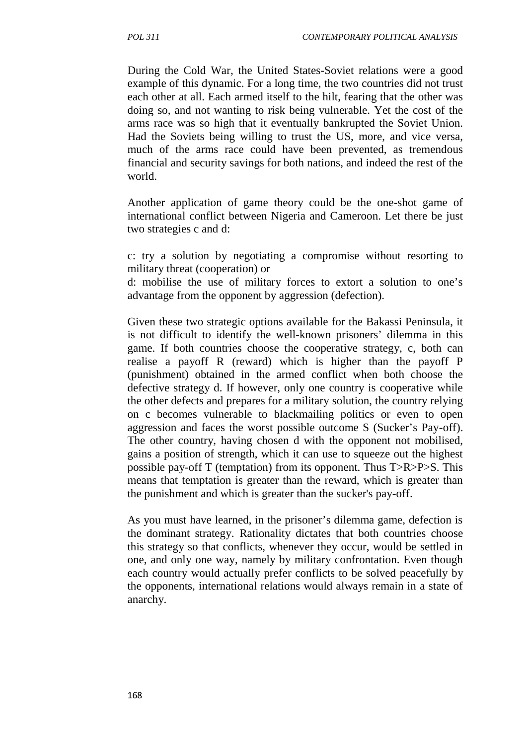During the Cold War, the United States-Soviet relations were a good example of this dynamic. For a long time, the two countries did not trust each other at all. Each armed itself to the hilt, fearing that the other was doing so, and not wanting to risk being vulnerable. Yet the cost of the arms race was so high that it eventually bankrupted the Soviet Union. Had the Soviets being willing to trust the US, more, and vice versa, much of the arms race could have been prevented, as tremendous financial and security savings for both nations, and indeed the rest of the world.

Another application of game theory could be the one-shot game of international conflict between Nigeria and Cameroon. Let there be just two strategies c and d:

c: try a solution by negotiating a compromise without resorting to military threat (cooperation) or

d: mobilise the use of military forces to extort a solution to one's advantage from the opponent by aggression (defection).

Given these two strategic options available for the Bakassi Peninsula, it is not difficult to identify the well-known prisoners' dilemma in this game. If both countries choose the cooperative strategy, c, both can realise a payoff R (reward) which is higher than the payoff P (punishment) obtained in the armed conflict when both choose the defective strategy d. If however, only one country is cooperative while the other defects and prepares for a military solution, the country relying on c becomes vulnerable to blackmailing politics or even to open aggression and faces the worst possible outcome S (Sucker's Pay-off). The other country, having chosen d with the opponent not mobilised, gains a position of strength, which it can use to squeeze out the highest possible pay-off T (temptation) from its opponent. Thus $T>R>P>S$. This means that temptation is greater than the reward, which is greater than the punishment and which is greater than the sucker's pay-off.

As you must have learned, in the prisoner's dilemma game, defection is the dominant strategy. Rationality dictates that both countries choose this strategy so that conflicts, whenever they occur, would be settled in one, and only one way, namely by military confrontation. Even though each country would actually prefer conflicts to be solved peacefully by the opponents, international relations would always remain in a state of anarchy.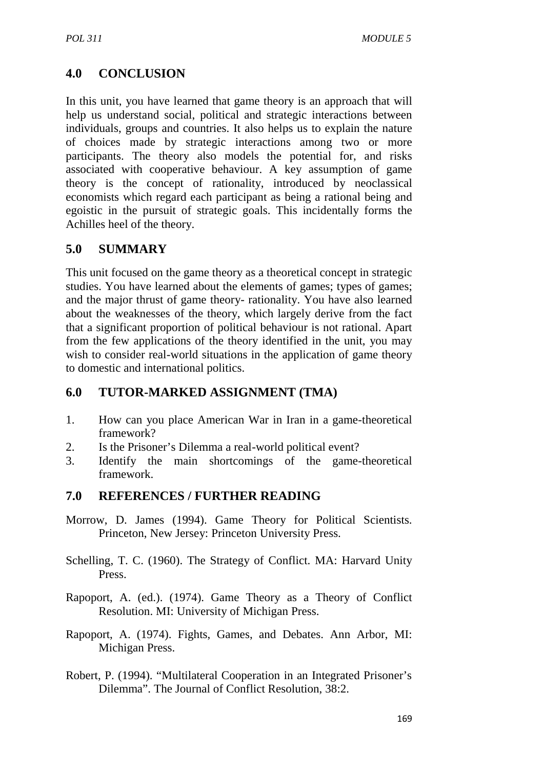## 4.0 CONCLUSION

In this unit, you have learned that game theory is an approach that will help us understand social, political and strategic interactions between individuals, groups and countries. It also helps us to explain the nature of choices made by strategic interactions among two or more participants. The theory also models the potential for, and risks associated with cooperative behaviour. A key assumption of game theory is the concept of rationality, introduced by neoclassical economists which regard each participant as being a rational being and egoistic in the pursuit of strategic goals. This incidentally forms the Achilles heel of the theory.

## 5.0 SUMMARY

This unit focused on the game theory as a theoretical concept in strategic studies. You have learned about the elements of games; types of games; and the major thrust of game theory- rationality. You have also learned about the weaknesses of the theory, which largely derive from the fact that a significant proportion of political behaviour is not rational. Apart from the few applications of the theory identified in the unit, you may wish to consider real-world situations in the application of game theory to domestic and international politics.

## 6.0 TUTOR-MARKED ASSIGNMENT (TMA)

1. How can you place American War in Iran in a game-theoretical framework?
2. Is the Prisoner's Dilemma a real-world political event?
3. Identify the main shortcomings of the game-theoretical framework.

## 7.0 REFERENCES / FURTHER READING

Morrow, D. James (1994). Game Theory for Political Scientists. Princeton, New Jersey: Princeton University Press.

Schelling, T. C. (1960). The Strategy of Conflict. MA: Harvard Unity Press.

Rapoport, A. (ed.). (1974). Game Theory as a Theory of Conflict Resolution. MI: University of Michigan Press.

Rapoport, A. (1974). Fights, Games, and Debates. Ann Arbor, MI: Michigan Press.

Robert, P. (1994). "Multilateral Cooperation in an Integrated Prisoner's Dilemma". The Journal of Conflict Resolution, 38:2.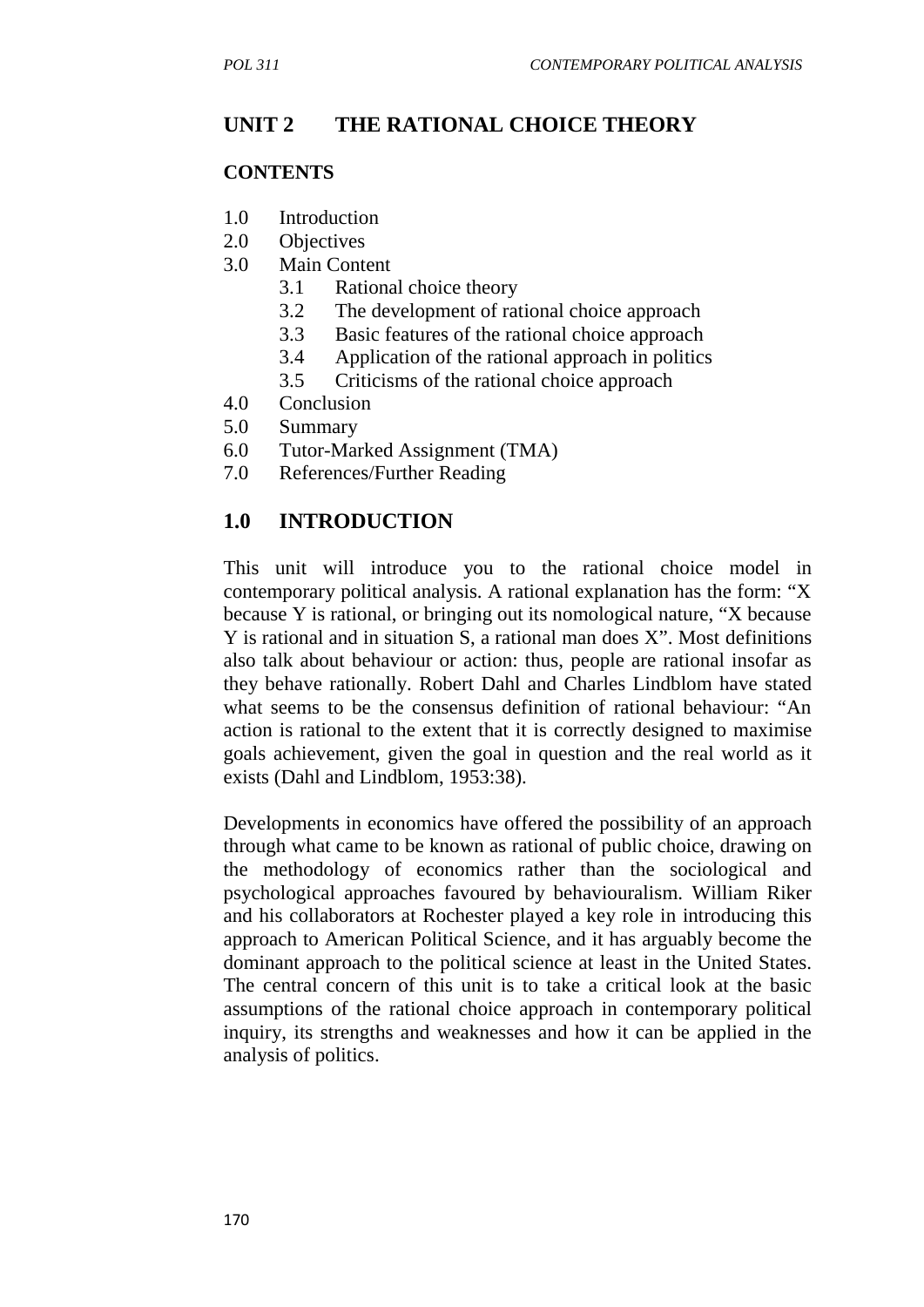# UNIT 2 THE RATIONAL CHOICE THEORY

## CONTENTS

1.0 Introduction
2.0 Objectives
3.0 Main Content
 3.1 Rational choice theory
 3.2 The development of rational choice approach
 3.3 Basic features of the rational choice approach
 3.4 Application of the rational approach in politics
 3.5 Criticisms of the rational choice approach
4.0 Conclusion
5.0 Summary
6.0 Tutor-Marked Assignment (TMA)
7.0 References/Further Reading

## 1.0 INTRODUCTION

This unit will introduce you to the rational choice model in contemporary political analysis. A rational explanation has the form: "X because Y is rational, or bringing out its nomological nature, "X because Y is rational and in situation S, a rational man does X". Most definitions also talk about behaviour or action: thus, people are rational insofar as they behave rationally. Robert Dahl and Charles Lindblom have stated what seems to be the consensus definition of rational behaviour: "An action is rational to the extent that it is correctly designed to maximise goals achievement, given the goal in question and the real world as it exists (Dahl and Lindblom, 1953:38).

Developments in economics have offered the possibility of an approach through what came to be known as rational of public choice, drawing on the methodology of economics rather than the sociological and psychological approaches favoured by behaviouralism. William Riker and his collaborators at Rochester played a key role in introducing this approach to American Political Science, and it has arguably become the dominant approach to the political science at least in the United States. The central concern of this unit is to take a critical look at the basic assumptions of the rational choice approach in contemporary political inquiry, its strengths and weaknesses and how it can be applied in the analysis of politics.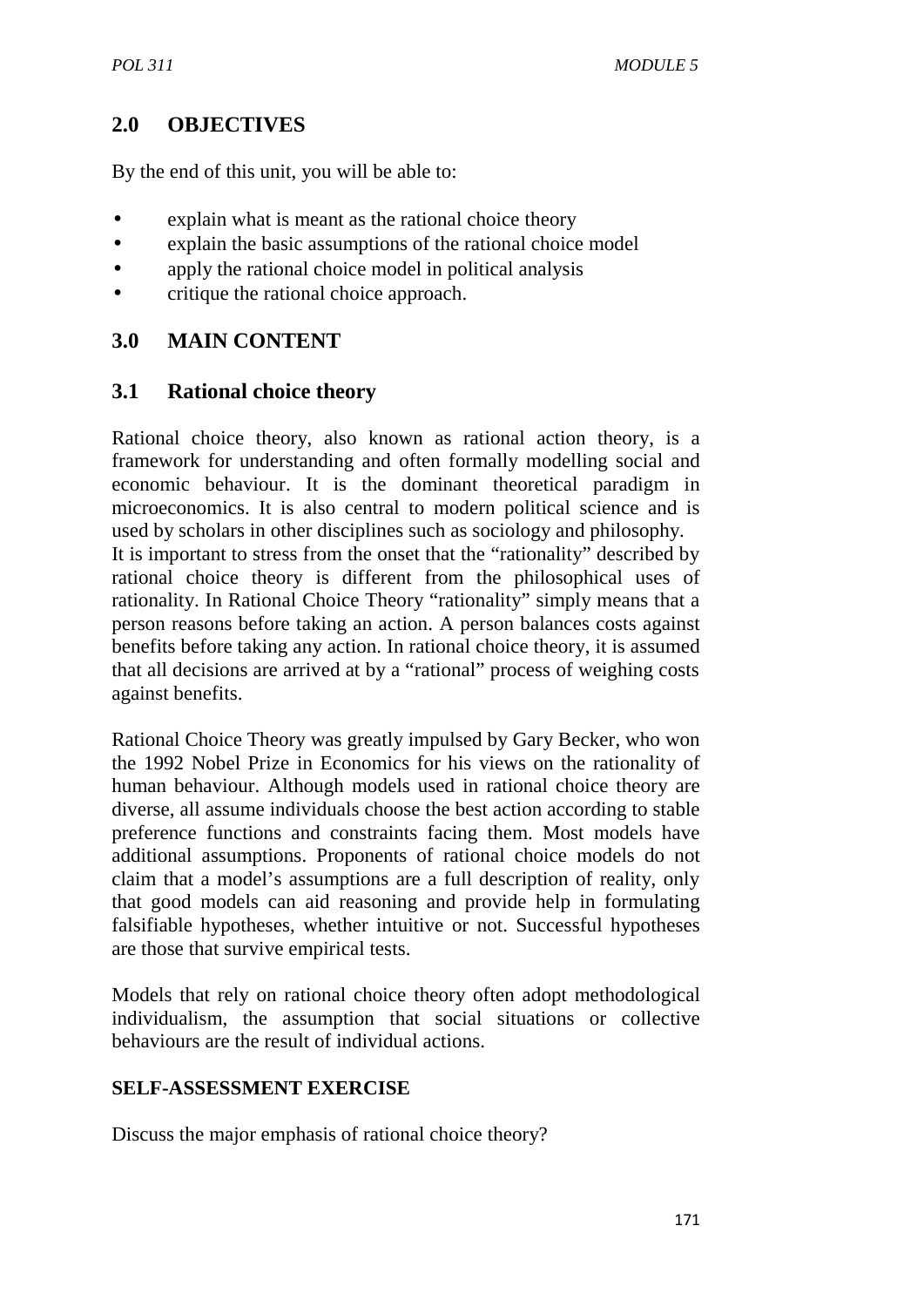## 2.0 OBJECTIVES

By the end of this unit, you will be able to:

- explain what is meant as the rational choice theory
- explain the basic assumptions of the rational choice model
- apply the rational choice model in political analysis
- critique the rational choice approach.

## 3.0 MAIN CONTENT

### 3.1 Rational choice theory

Rational choice theory, also known as rational action theory, is a framework for understanding and often formally modelling social and economic behaviour. It is the dominant theoretical paradigm in microeconomics. It is also central to modern political science and is used by scholars in other disciplines such as sociology and philosophy.
It is important to stress from the onset that the "rationality" described by rational choice theory is different from the philosophical uses of rationality. In Rational Choice Theory "rationality" simply means that a person reasons before taking an action. A person balances costs against benefits before taking any action. In rational choice theory, it is assumed that all decisions are arrived at by a "rational" process of weighing costs against benefits.

Rational Choice Theory was greatly impulsed by Gary Becker, who won the 1992 Nobel Prize in Economics for his views on the rationality of human behaviour. Although models used in rational choice theory are diverse, all assume individuals choose the best action according to stable preference functions and constraints facing them. Most models have additional assumptions. Proponents of rational choice models do not claim that a model's assumptions are a full description of reality, only that good models can aid reasoning and provide help in formulating falsifiable hypotheses, whether intuitive or not. Successful hypotheses are those that survive empirical tests.

Models that rely on rational choice theory often adopt methodological individualism, the assumption that social situations or collective behaviours are the result of individual actions.

**SELF-ASSESSMENT EXERCISE**

Discuss the major emphasis of rational choice theory?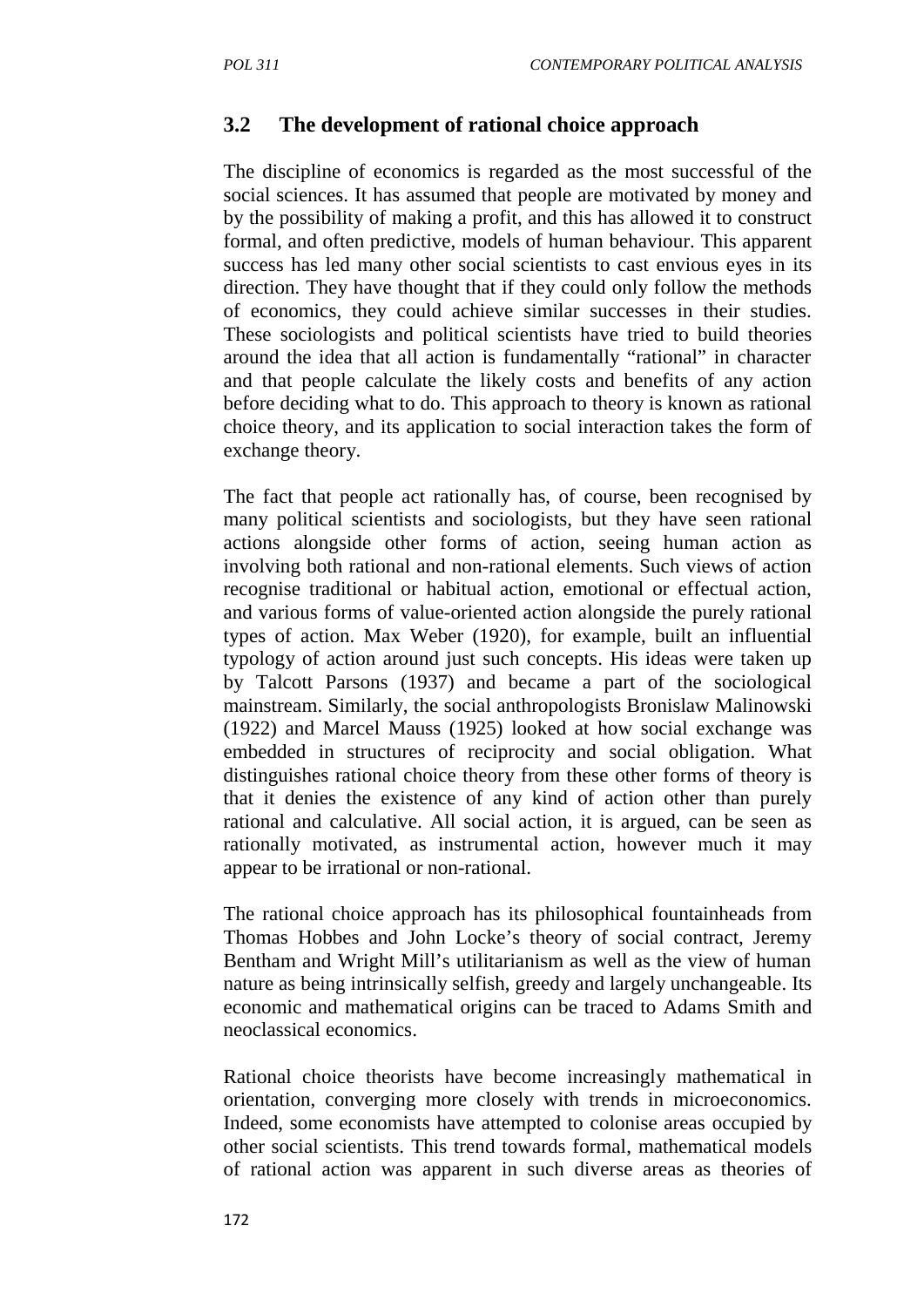## 3.2 The development of rational choice approach

The discipline of economics is regarded as the most successful of the social sciences. It has assumed that people are motivated by money and by the possibility of making a profit, and this has allowed it to construct formal, and often predictive, models of human behaviour. This apparent success has led many other social scientists to cast envious eyes in its direction. They have thought that if they could only follow the methods of economics, they could achieve similar successes in their studies. These sociologists and political scientists have tried to build theories around the idea that all action is fundamentally "rational" in character and that people calculate the likely costs and benefits of any action before deciding what to do. This approach to theory is known as rational choice theory, and its application to social interaction takes the form of exchange theory.

The fact that people act rationally has, of course, been recognised by many political scientists and sociologists, but they have seen rational actions alongside other forms of action, seeing human action as involving both rational and non-rational elements. Such views of action recognise traditional or habitual action, emotional or effectual action, and various forms of value-oriented action alongside the purely rational types of action. Max Weber (1920), for example, built an influential typology of action around just such concepts. His ideas were taken up by Talcott Parsons (1937) and became a part of the sociological mainstream. Similarly, the social anthropologists Bronislaw Malinowski (1922) and Marcel Mauss (1925) looked at how social exchange was embedded in structures of reciprocity and social obligation. What distinguishes rational choice theory from these other forms of theory is that it denies the existence of any kind of action other than purely rational and calculative. All social action, it is argued, can be seen as rationally motivated, as instrumental action, however much it may appear to be irrational or non-rational.

The rational choice approach has its philosophical fountainheads from Thomas Hobbes and John Locke's theory of social contract, Jeremy Bentham and Wright Mill's utilitarianism as well as the view of human nature as being intrinsically selfish, greedy and largely unchangeable. Its economic and mathematical origins can be traced to Adams Smith and neoclassical economics.

Rational choice theorists have become increasingly mathematical in orientation, converging more closely with trends in microeconomics. Indeed, some economists have attempted to colonise areas occupied by other social scientists. This trend towards formal, mathematical models of rational action was apparent in such diverse areas as theories of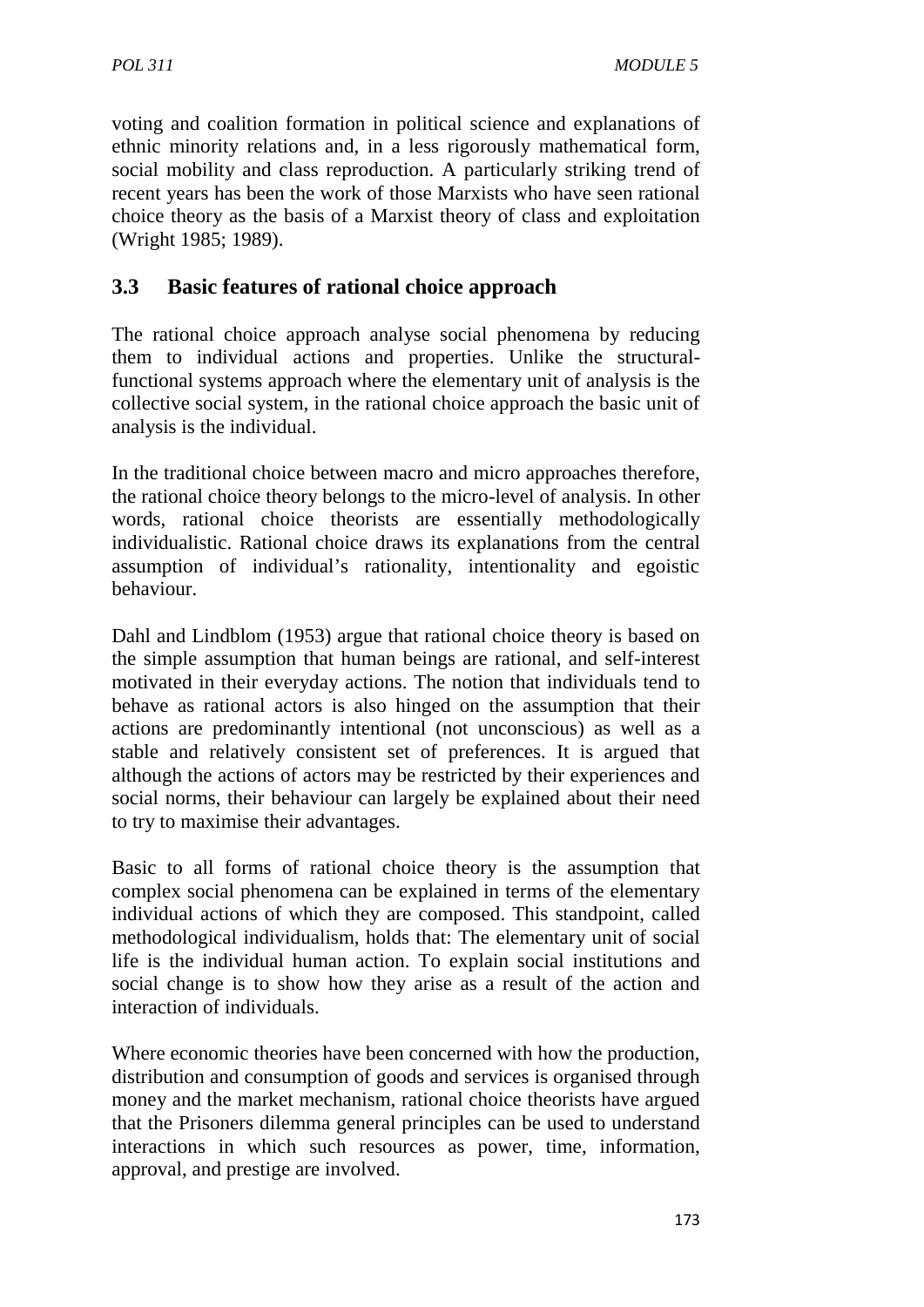voting and coalition formation in political science and explanations of ethnic minority relations and, in a less rigorously mathematical form, social mobility and class reproduction. A particularly striking trend of recent years has been the work of those Marxists who have seen rational choice theory as the basis of a Marxist theory of class and exploitation (Wright 1985; 1989).

## 3.3 Basic features of rational choice approach

The rational choice approach analyse social phenomena by reducing them to individual actions and properties. Unlike the structural-functional systems approach where the elementary unit of analysis is the collective social system, in the rational choice approach the basic unit of analysis is the individual.

In the traditional choice between macro and micro approaches therefore, the rational choice theory belongs to the micro-level of analysis. In other words, rational choice theorists are essentially methodologically individualistic. Rational choice draws its explanations from the central assumption of individual's rationality, intentionality and egoistic behaviour.

Dahl and Lindblom (1953) argue that rational choice theory is based on the simple assumption that human beings are rational, and self-interest motivated in their everyday actions. The notion that individuals tend to behave as rational actors is also hinged on the assumption that their actions are predominantly intentional (not unconscious) as well as a stable and relatively consistent set of preferences. It is argued that although the actions of actors may be restricted by their experiences and social norms, their behaviour can largely be explained about their need to try to maximise their advantages.

Basic to all forms of rational choice theory is the assumption that complex social phenomena can be explained in terms of the elementary individual actions of which they are composed. This standpoint, called methodological individualism, holds that: The elementary unit of social life is the individual human action. To explain social institutions and social change is to show how they arise as a result of the action and interaction of individuals.

Where economic theories have been concerned with how the production, distribution and consumption of goods and services is organised through money and the market mechanism, rational choice theorists have argued that the Prisoners dilemma general principles can be used to understand interactions in which such resources as power, time, information, approval, and prestige are involved.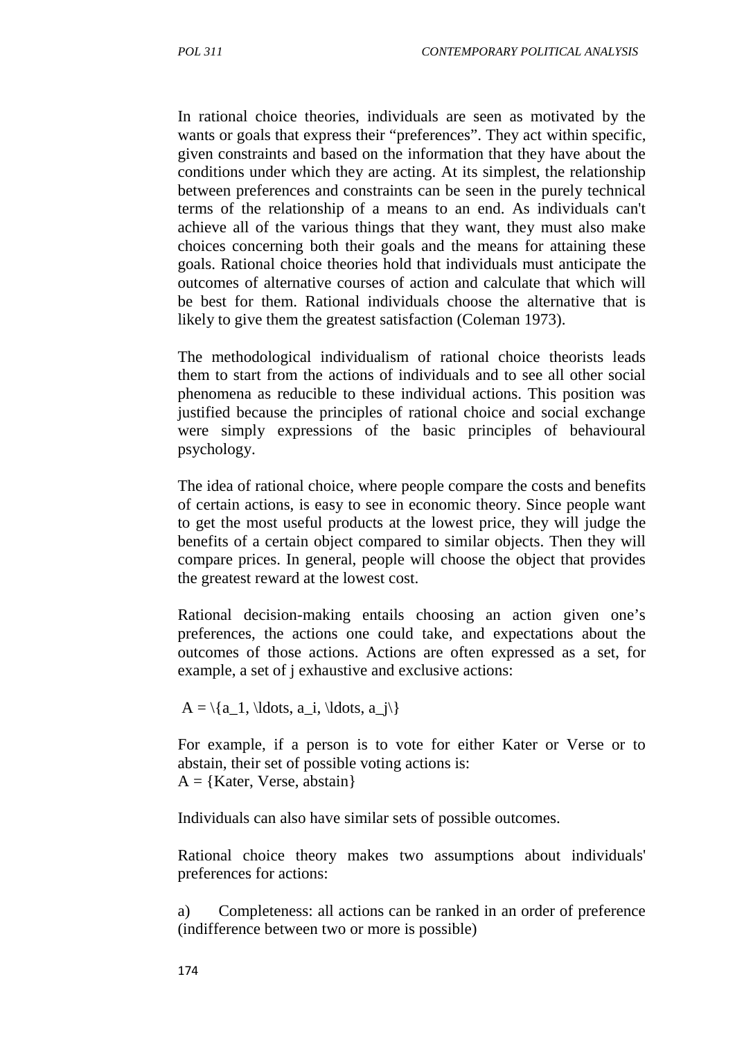In rational choice theories, individuals are seen as motivated by the wants or goals that express their "preferences". They act within specific, given constraints and based on the information that they have about the conditions under which they are acting. At its simplest, the relationship between preferences and constraints can be seen in the purely technical terms of the relationship of a means to an end. As individuals can't achieve all of the various things that they want, they must also make choices concerning both their goals and the means for attaining these goals. Rational choice theories hold that individuals must anticipate the outcomes of alternative courses of action and calculate that which will be best for them. Rational individuals choose the alternative that is likely to give them the greatest satisfaction (Coleman 1973).

The methodological individualism of rational choice theorists leads them to start from the actions of individuals and to see all other social phenomena as reducible to these individual actions. This position was justified because the principles of rational choice and social exchange were simply expressions of the basic principles of behavioural psychology.

The idea of rational choice, where people compare the costs and benefits of certain actions, is easy to see in economic theory. Since people want to get the most useful products at the lowest price, they will judge the benefits of a certain object compared to similar objects. Then they will compare prices. In general, people will choose the object that provides the greatest reward at the lowest cost.

Rational decision-making entails choosing an action given one's preferences, the actions one could take, and expectations about the outcomes of those actions. Actions are often expressed as a set, for example, a set of j exhaustive and exclusive actions:

$$A = \{a_1, \ldots, a_i, \ldots, a_j\}$$

For example, if a person is to vote for either Kater or Verse or to abstain, their set of possible voting actions is:
A = {Kater, Verse, abstain}

Individuals can also have similar sets of possible outcomes.

Rational choice theory makes two assumptions about individuals' preferences for actions:

a) Completeness: all actions can be ranked in an order of preference (indifference between two or more is possible)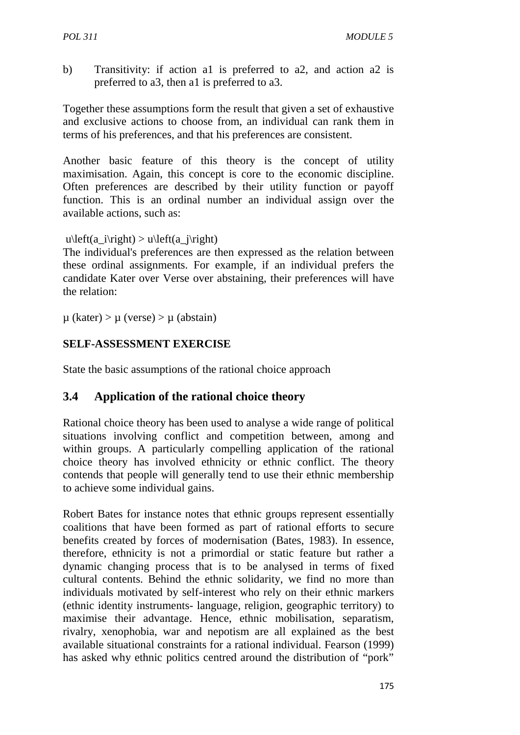b) Transitivity: if action a1 is preferred to a2, and action a2 is preferred to a3, then a1 is preferred to a3.

Together these assumptions form the result that given a set of exhaustive and exclusive actions to choose from, an individual can rank them in terms of his preferences, and that his preferences are consistent.

Another basic feature of this theory is the concept of utility maximisation. Again, this concept is core to the economic discipline. Often preferences are described by their utility function or payoff function. This is an ordinal number an individual assign over the available actions, such as:

$u\left(a_i\right) > u\left(a_j\right)$

The individual's preferences are then expressed as the relation between these ordinal assignments. For example, if an individual prefers the candidate Kater over Verse over abstaining, their preferences will have the relation:

$\mu$ (kater) > $\mu$ (verse) > $\mu$ (abstain)

**SELF-ASSESSMENT EXERCISE**

State the basic assumptions of the rational choice approach

## 3.4 Application of the rational choice theory

Rational choice theory has been used to analyse a wide range of political situations involving conflict and competition between, among and within groups. A particularly compelling application of the rational choice theory has involved ethnicity or ethnic conflict. The theory contends that people will generally tend to use their ethnic membership to achieve some individual gains.

Robert Bates for instance notes that ethnic groups represent essentially coalitions that have been formed as part of rational efforts to secure benefits created by forces of modernisation (Bates, 1983). In essence, therefore, ethnicity is not a primordial or static feature but rather a dynamic changing process that is to be analysed in terms of fixed cultural contents. Behind the ethnic solidarity, we find no more than individuals motivated by self-interest who rely on their ethnic markers (ethnic identity instruments- language, religion, geographic territory) to maximise their advantage. Hence, ethnic mobilisation, separatism, rivalry, xenophobia, war and nepotism are all explained as the best available situational constraints for a rational individual. Fearson (1999) has asked why ethnic politics centred around the distribution of "pork"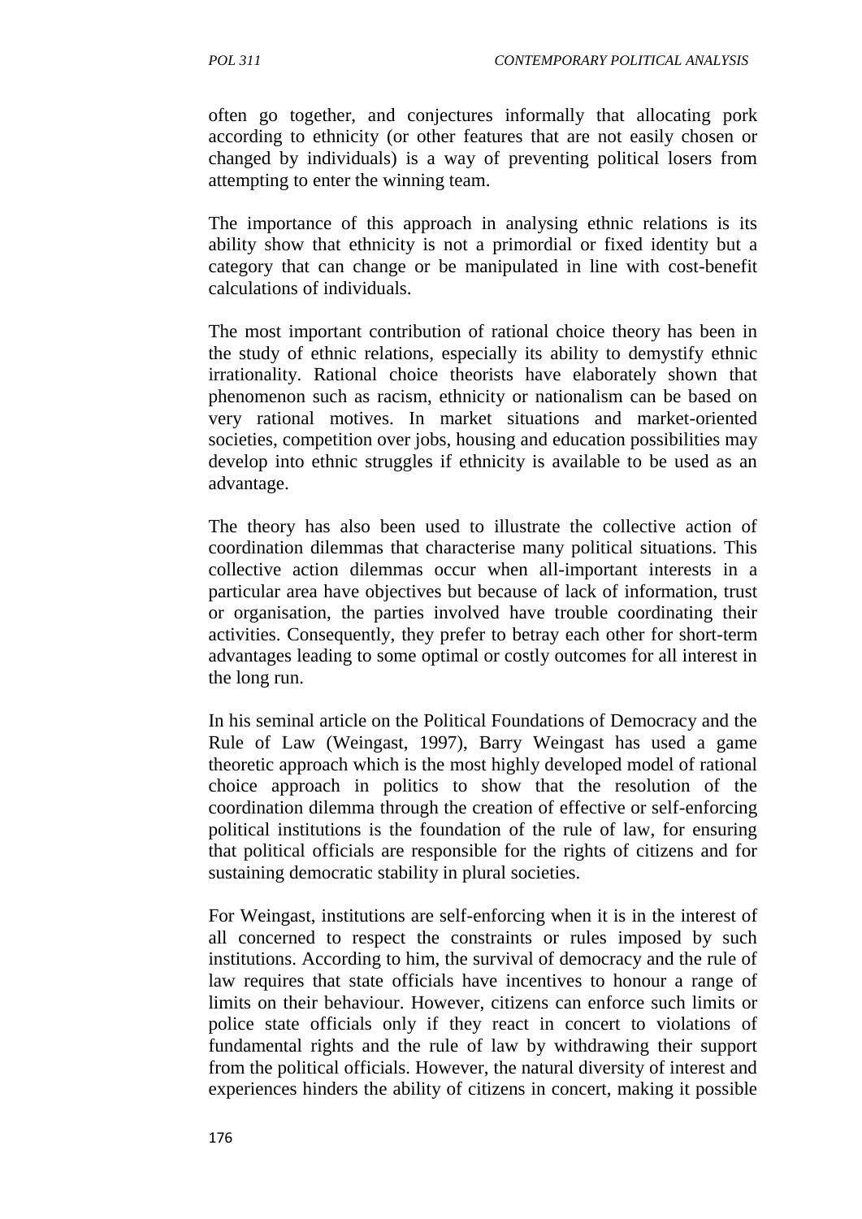often go together, and conjectures informally that allocating pork according to ethnicity (or other features that are not easily chosen or changed by individuals) is a way of preventing political losers from attempting to enter the winning team.

The importance of this approach in analysing ethnic relations is its ability show that ethnicity is not a primordial or fixed identity but a category that can change or be manipulated in line with cost-benefit calculations of individuals.

The most important contribution of rational choice theory has been in the study of ethnic relations, especially its ability to demystify ethnic irrationality. Rational choice theorists have elaborately shown that phenomenon such as racism, ethnicity or nationalism can be based on very rational motives. In market situations and market-oriented societies, competition over jobs, housing and education possibilities may develop into ethnic struggles if ethnicity is available to be used as an advantage.

The theory has also been used to illustrate the collective action of coordination dilemmas that characterise many political situations. This collective action dilemmas occur when all-important interests in a particular area have objectives but because of lack of information, trust or organisation, the parties involved have trouble coordinating their activities. Consequently, they prefer to betray each other for short-term advantages leading to some optimal or costly outcomes for all interest in the long run.

In his seminal article on the Political Foundations of Democracy and the Rule of Law (Weingast, 1997), Barry Weingast has used a game theoretic approach which is the most highly developed model of rational choice approach in politics to show that the resolution of the coordination dilemma through the creation of effective or self-enforcing political institutions is the foundation of the rule of law, for ensuring that political officials are responsible for the rights of citizens and for sustaining democratic stability in plural societies.

For Weingast, institutions are self-enforcing when it is in the interest of all concerned to respect the constraints or rules imposed by such institutions. According to him, the survival of democracy and the rule of law requires that state officials have incentives to honour a range of limits on their behaviour. However, citizens can enforce such limits or police state officials only if they react in concert to violations of fundamental rights and the rule of law by withdrawing their support from the political officials. However, the natural diversity of interest and experiences hinders the ability of citizens in concert, making it possible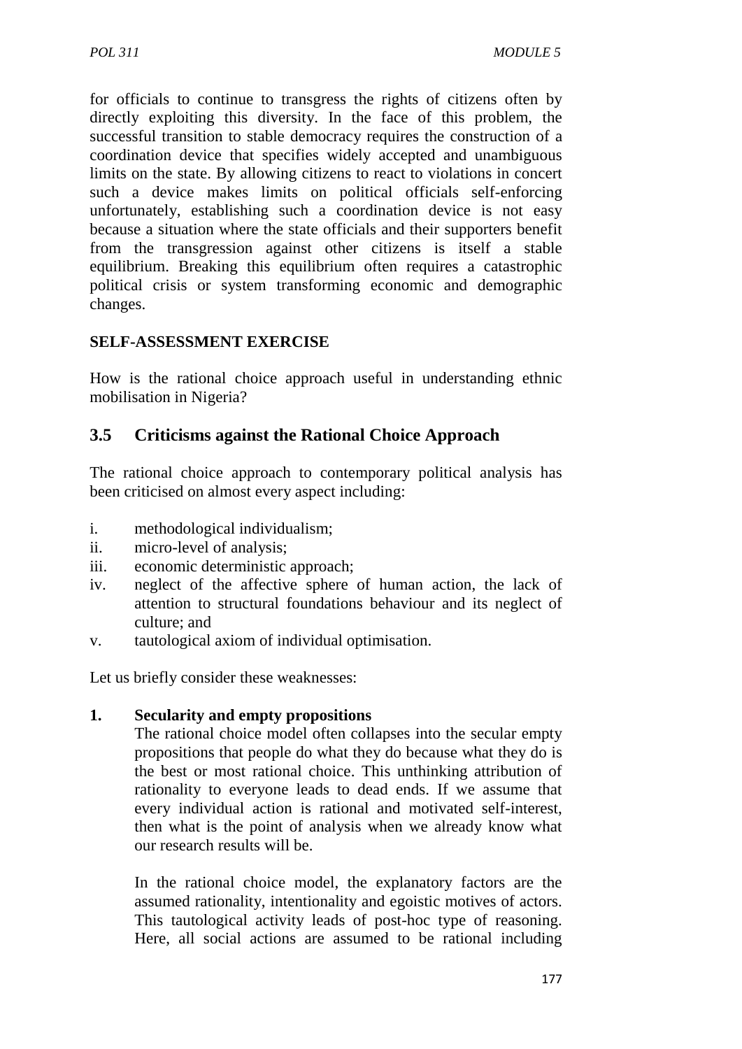for officials to continue to transgress the rights of citizens often by directly exploiting this diversity. In the face of this problem, the successful transition to stable democracy requires the construction of a coordination device that specifies widely accepted and unambiguous limits on the state. By allowing citizens to react to violations in concert such a device makes limits on political officials self-enforcing unfortunately, establishing such a coordination device is not easy because a situation where the state officials and their supporters benefit from the transgression against other citizens is itself a stable equilibrium. Breaking this equilibrium often requires a catastrophic political crisis or system transforming economic and demographic changes.

**SELF-ASSESSMENT EXERCISE**

How is the rational choice approach useful in understanding ethnic mobilisation in Nigeria?

## 3.5 Criticisms against the Rational Choice Approach

The rational choice approach to contemporary political analysis has been criticised on almost every aspect including:

i. methodological individualism;
ii. micro-level of analysis;
iii. economic deterministic approach;
iv. neglect of the affective sphere of human action, the lack of attention to structural foundations behaviour and its neglect of culture; and
v. tautological axiom of individual optimisation.

Let us briefly consider these weaknesses:

**1. Secularity and empty propositions**

The rational choice model often collapses into the secular empty propositions that people do what they do because what they do is the best or most rational choice. This unthinking attribution of rationality to everyone leads to dead ends. If we assume that every individual action is rational and motivated self-interest, then what is the point of analysis when we already know what our research results will be.

In the rational choice model, the explanatory factors are the assumed rationality, intentionality and egoistic motives of actors. This tautological activity leads of post-hoc type of reasoning. Here, all social actions are assumed to be rational including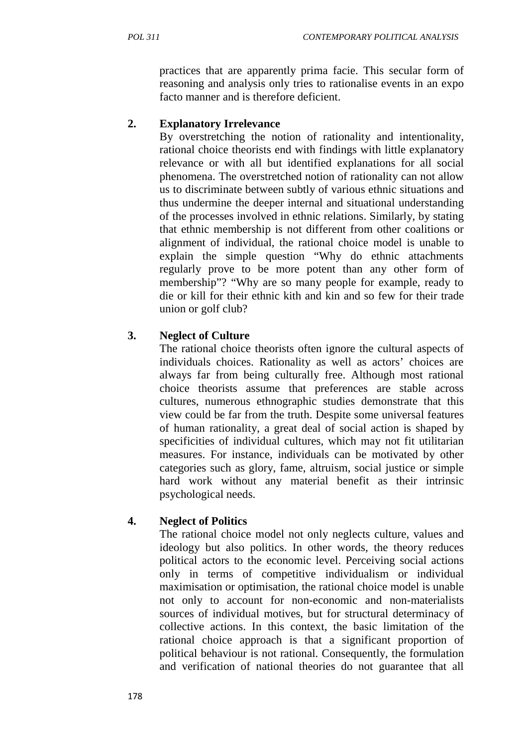practices that are apparently prima facie. This secular form of reasoning and analysis only tries to rationalise events in an expo facto manner and is therefore deficient.

**2. Explanatory Irrelevance**

By overstretching the notion of rationality and intentionality, rational choice theorists end with findings with little explanatory relevance or with all but identified explanations for all social phenomena. The overstretched notion of rationality can not allow us to discriminate between subtly of various ethnic situations and thus undermine the deeper internal and situational understanding of the processes involved in ethnic relations. Similarly, by stating that ethnic membership is not different from other coalitions or alignment of individual, the rational choice model is unable to explain the simple question "Why do ethnic attachments regularly prove to be more potent than any other form of membership"? "Why are so many people for example, ready to die or kill for their ethnic kith and kin and so few for their trade union or golf club?

**3. Neglect of Culture**

The rational choice theorists often ignore the cultural aspects of individuals choices. Rationality as well as actors' choices are always far from being culturally free. Although most rational choice theorists assume that preferences are stable across cultures, numerous ethnographic studies demonstrate that this view could be far from the truth. Despite some universal features of human rationality, a great deal of social action is shaped by specificities of individual cultures, which may not fit utilitarian measures. For instance, individuals can be motivated by other categories such as glory, fame, altruism, social justice or simple hard work without any material benefit as their intrinsic psychological needs.

**4. Neglect of Politics**

The rational choice model not only neglects culture, values and ideology but also politics. In other words, the theory reduces political actors to the economic level. Perceiving social actions only in terms of competitive individualism or individual maximisation or optimisation, the rational choice model is unable not only to account for non-economic and non-materialists sources of individual motives, but for structural determinacy of collective actions. In this context, the basic limitation of the rational choice approach is that a significant proportion of political behaviour is not rational. Consequently, the formulation and verification of national theories do not guarantee that all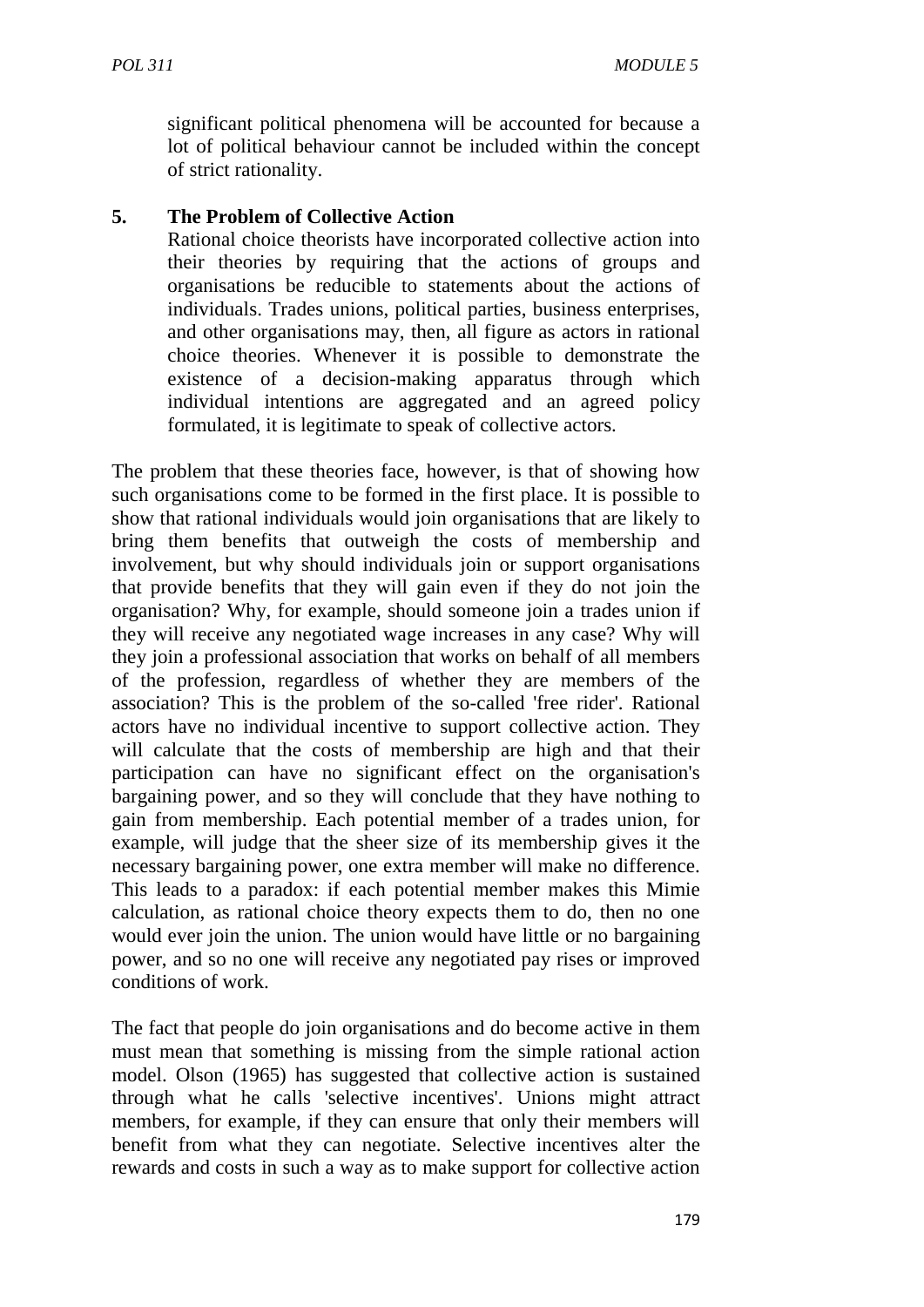significant political phenomena will be accounted for because a lot of political behaviour cannot be included within the concept of strict rationality.

**5. The Problem of Collective Action**

Rational choice theorists have incorporated collective action into their theories by requiring that the actions of groups and organisations be reducible to statements about the actions of individuals. Trades unions, political parties, business enterprises, and other organisations may, then, all figure as actors in rational choice theories. Whenever it is possible to demonstrate the existence of a decision-making apparatus through which individual intentions are aggregated and an agreed policy formulated, it is legitimate to speak of collective actors.

The problem that these theories face, however, is that of showing how such organisations come to be formed in the first place. It is possible to show that rational individuals would join organisations that are likely to bring them benefits that outweigh the costs of membership and involvement, but why should individuals join or support organisations that provide benefits that they will gain even if they do not join the organisation? Why, for example, should someone join a trades union if they will receive any negotiated wage increases in any case? Why will they join a professional association that works on behalf of all members of the profession, regardless of whether they are members of the association? This is the problem of the so-called 'free rider'. Rational actors have no individual incentive to support collective action. They will calculate that the costs of membership are high and that their participation can have no significant effect on the organisation's bargaining power, and so they will conclude that they have nothing to gain from membership. Each potential member of a trades union, for example, will judge that the sheer size of its membership gives it the necessary bargaining power, one extra member will make no difference. This leads to a paradox: if each potential member makes this Mimie calculation, as rational choice theory expects them to do, then no one would ever join the union. The union would have little or no bargaining power, and so no one will receive any negotiated pay rises or improved conditions of work.

The fact that people do join organisations and do become active in them must mean that something is missing from the simple rational action model. Olson (1965) has suggested that collective action is sustained through what he calls 'selective incentives'. Unions might attract members, for example, if they can ensure that only their members will benefit from what they can negotiate. Selective incentives alter the rewards and costs in such a way as to make support for collective action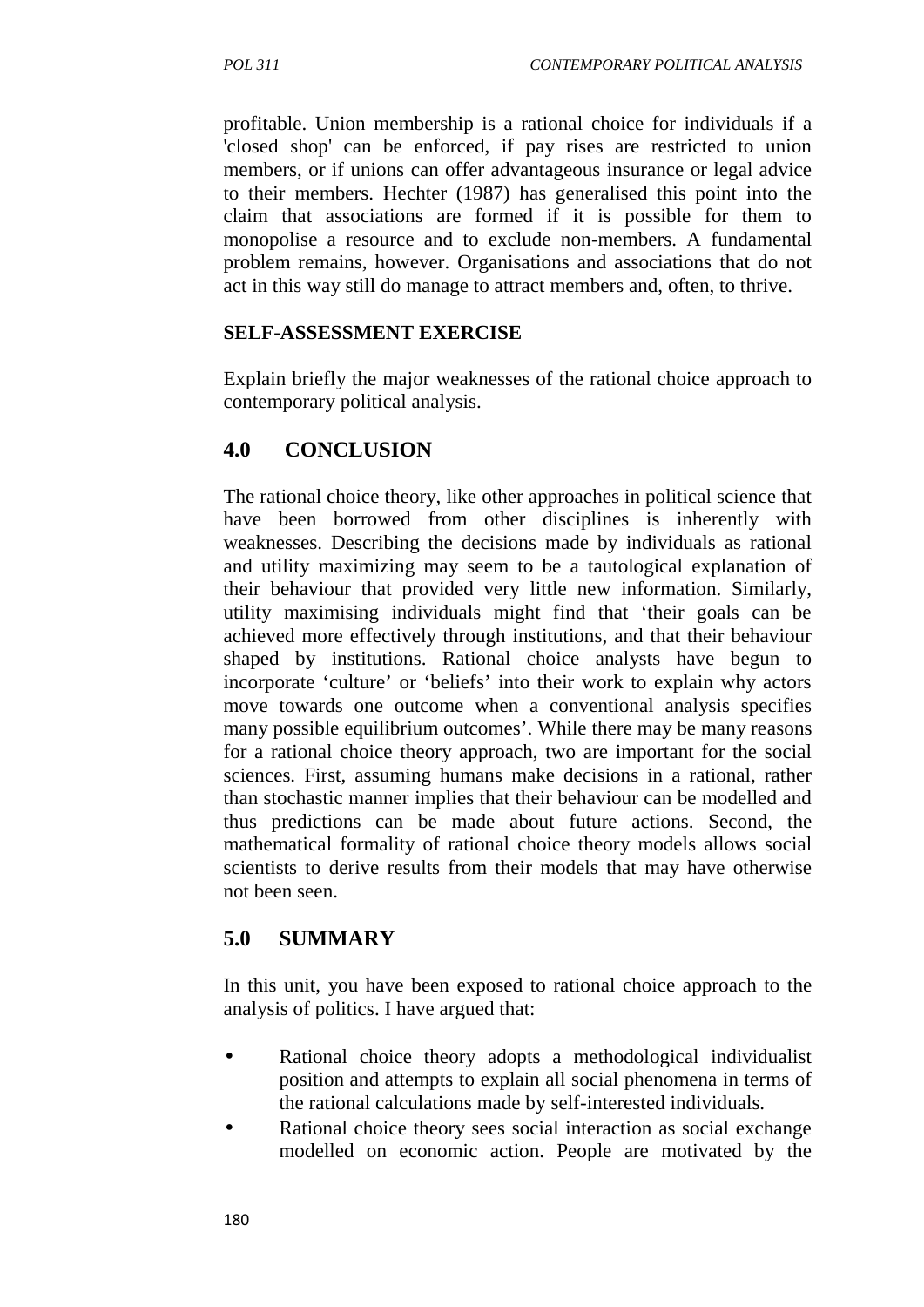profitable. Union membership is a rational choice for individuals if a 'closed shop' can be enforced, if pay rises are restricted to union members, or if unions can offer advantageous insurance or legal advice to their members. Hechter (1987) has generalised this point into the claim that associations are formed if it is possible for them to monopolise a resource and to exclude non-members. A fundamental problem remains, however. Organisations and associations that do not act in this way still do manage to attract members and, often, to thrive.

**SELF-ASSESSMENT EXERCISE**

Explain briefly the major weaknesses of the rational choice approach to contemporary political analysis.

## 4.0 CONCLUSION

The rational choice theory, like other approaches in political science that have been borrowed from other disciplines is inherently with weaknesses. Describing the decisions made by individuals as rational and utility maximizing may seem to be a tautological explanation of their behaviour that provided very little new information. Similarly, utility maximising individuals might find that 'their goals can be achieved more effectively through institutions, and that their behaviour shaped by institutions. Rational choice analysts have begun to incorporate 'culture' or 'beliefs' into their work to explain why actors move towards one outcome when a conventional analysis specifies many possible equilibrium outcomes'. While there may be many reasons for a rational choice theory approach, two are important for the social sciences. First, assuming humans make decisions in a rational, rather than stochastic manner implies that their behaviour can be modelled and thus predictions can be made about future actions. Second, the mathematical formality of rational choice theory models allows social scientists to derive results from their models that may have otherwise not been seen.

## 5.0 SUMMARY

In this unit, you have been exposed to rational choice approach to the analysis of politics. I have argued that:

- Rational choice theory adopts a methodological individualist position and attempts to explain all social phenomena in terms of the rational calculations made by self-interested individuals.
- Rational choice theory sees social interaction as social exchange modelled on economic action. People are motivated by the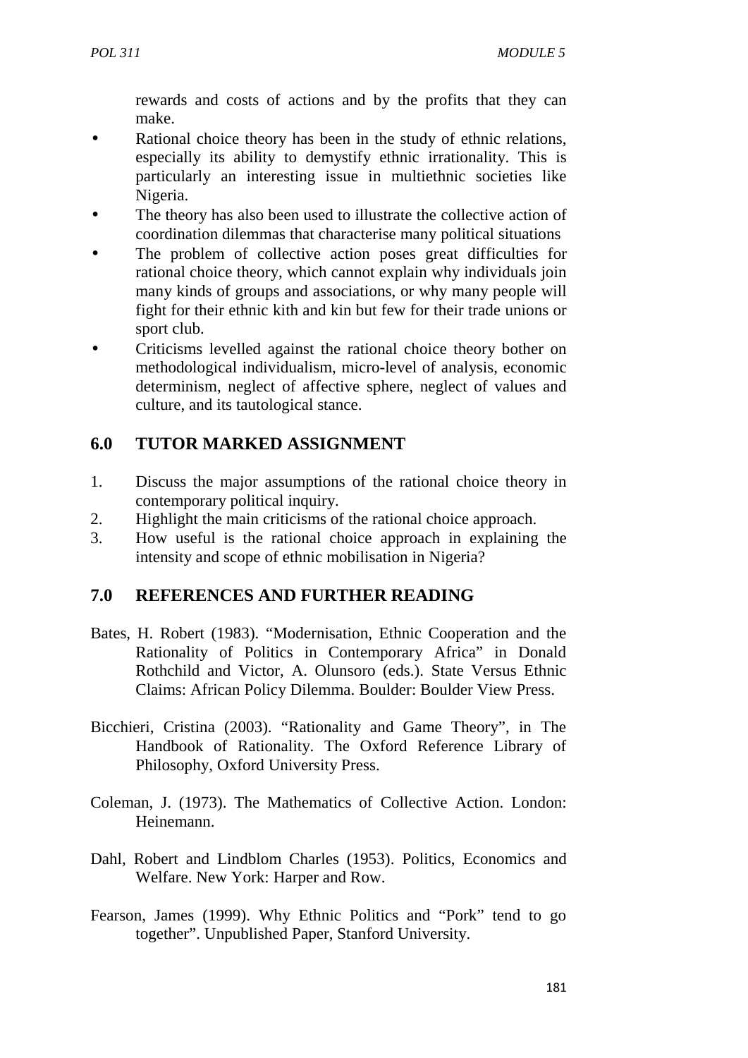rewards and costs of actions and by the profits that they can make.

- Rational choice theory has been in the study of ethnic relations, especially its ability to demystify ethnic irrationality. This is particularly an interesting issue in multiethnic societies like Nigeria.
- The theory has also been used to illustrate the collective action of coordination dilemmas that characterise many political situations
- The problem of collective action poses great difficulties for rational choice theory, which cannot explain why individuals join many kinds of groups and associations, or why many people will fight for their ethnic kith and kin but few for their trade unions or sport club.
- Criticisms levelled against the rational choice theory bother on methodological individualism, micro-level of analysis, economic determinism, neglect of affective sphere, neglect of values and culture, and its tautological stance.

## 6.0 TUTOR MARKED ASSIGNMENT

1. Discuss the major assumptions of the rational choice theory in contemporary political inquiry.
2. Highlight the main criticisms of the rational choice approach.
3. How useful is the rational choice approach in explaining the intensity and scope of ethnic mobilisation in Nigeria?

## 7.0 REFERENCES AND FURTHER READING

Bates, H. Robert (1983). "Modernisation, Ethnic Cooperation and the Rationality of Politics in Contemporary Africa" in Donald Rothchild and Victor, A. Olunsoro (eds.). State Versus Ethnic Claims: African Policy Dilemma. Boulder: Boulder View Press.

Bicchieri, Cristina (2003). "Rationality and Game Theory", in The Handbook of Rationality. The Oxford Reference Library of Philosophy, Oxford University Press.

Coleman, J. (1973). The Mathematics of Collective Action. London: Heinemann.

Dahl, Robert and Lindblom Charles (1953). Politics, Economics and Welfare. New York: Harper and Row.

Fearson, James (1999). Why Ethnic Politics and "Pork" tend to go together". Unpublished Paper, Stanford University.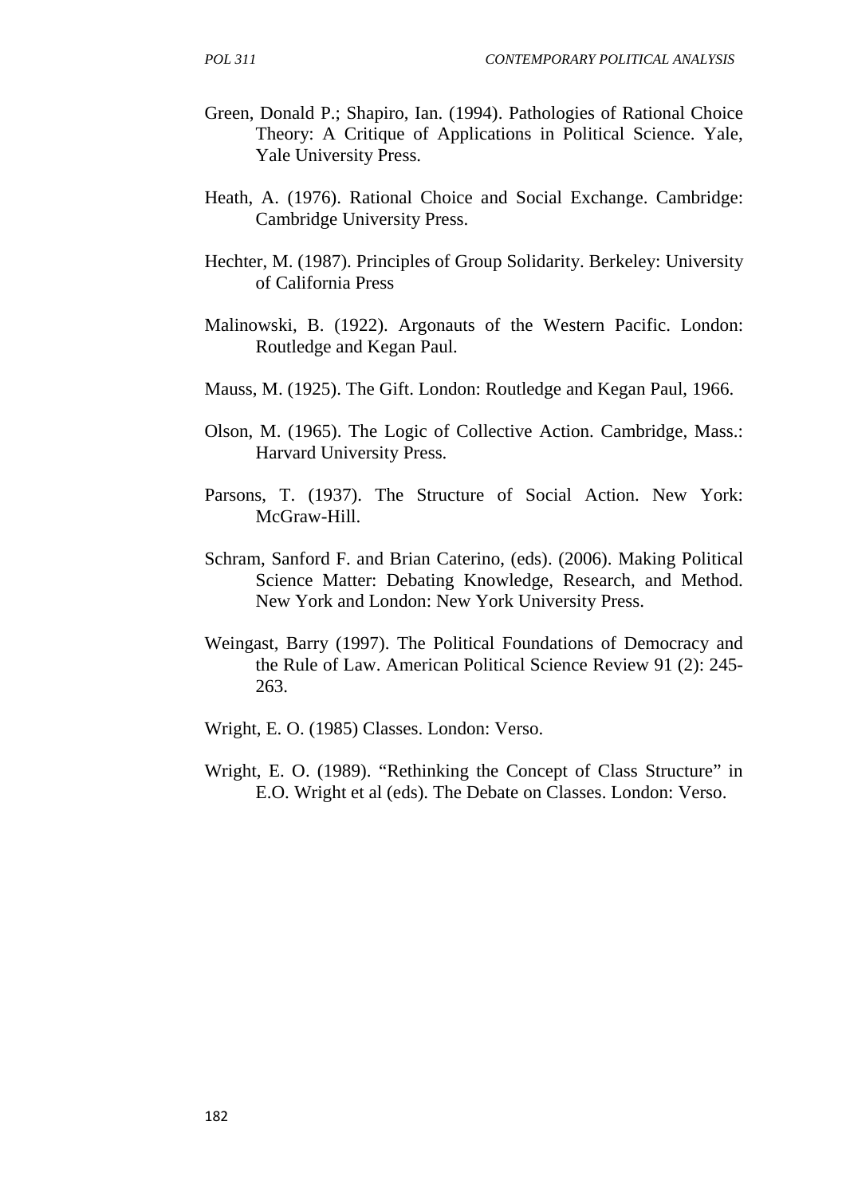Green, Donald P.; Shapiro, Ian. (1994). Pathologies of Rational Choice Theory: A Critique of Applications in Political Science. Yale, Yale University Press.

Heath, A. (1976). Rational Choice and Social Exchange. Cambridge: Cambridge University Press.

Hechter, M. (1987). Principles of Group Solidarity. Berkeley: University of California Press

Malinowski, B. (1922). Argonauts of the Western Pacific. London: Routledge and Kegan Paul.

Mauss, M. (1925). The Gift. London: Routledge and Kegan Paul, 1966.

Olson, M. (1965). The Logic of Collective Action. Cambridge, Mass.: Harvard University Press.

Parsons, T. (1937). The Structure of Social Action. New York: McGraw-Hill.

Schram, Sanford F. and Brian Caterino, (eds). (2006). Making Political Science Matter: Debating Knowledge, Research, and Method. New York and London: New York University Press.

Weingast, Barry (1997). The Political Foundations of Democracy and the Rule of Law. American Political Science Review 91 (2): 245-263.

Wright, E. O. (1985) Classes. London: Verso.

Wright, E. O. (1989). "Rethinking the Concept of Class Structure" in E.O. Wright et al (eds). The Debate on Classes. London: Verso.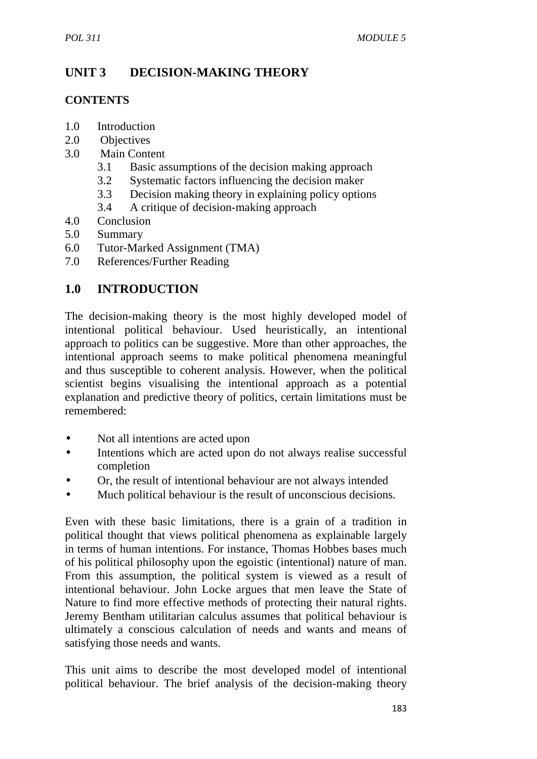# UNIT 3 DECISION-MAKING THEORY

## CONTENTS

1.0 Introduction
2.0 Objectives
3.0 Main Content
  3.1 Basic assumptions of the decision making approach
  3.2 Systematic factors influencing the decision maker
  3.3 Decision making theory in explaining policy options
  3.4 A critique of decision-making approach
4.0 Conclusion
5.0 Summary
6.0 Tutor-Marked Assignment (TMA)
7.0 References/Further Reading

## 1.0 INTRODUCTION

The decision-making theory is the most highly developed model of intentional political behaviour. Used heuristically, an intentional approach to politics can be suggestive. More than other approaches, the intentional approach seems to make political phenomena meaningful and thus susceptible to coherent analysis. However, when the political scientist begins visualising the intentional approach as a potential explanation and predictive theory of politics, certain limitations must be remembered:

- Not all intentions are acted upon
- Intentions which are acted upon do not always realise successful completion
- Or, the result of intentional behaviour are not always intended
- Much political behaviour is the result of unconscious decisions.

Even with these basic limitations, there is a grain of a tradition in political thought that views political phenomena as explainable largely in terms of human intentions. For instance, Thomas Hobbes bases much of his political philosophy upon the egoistic (intentional) nature of man. From this assumption, the political system is viewed as a result of intentional behaviour. John Locke argues that men leave the State of Nature to find more effective methods of protecting their natural rights. Jeremy Bentham utilitarian calculus assumes that political behaviour is ultimately a conscious calculation of needs and wants and means of satisfying those needs and wants.

This unit aims to describe the most developed model of intentional political behaviour. The brief analysis of the decision-making theory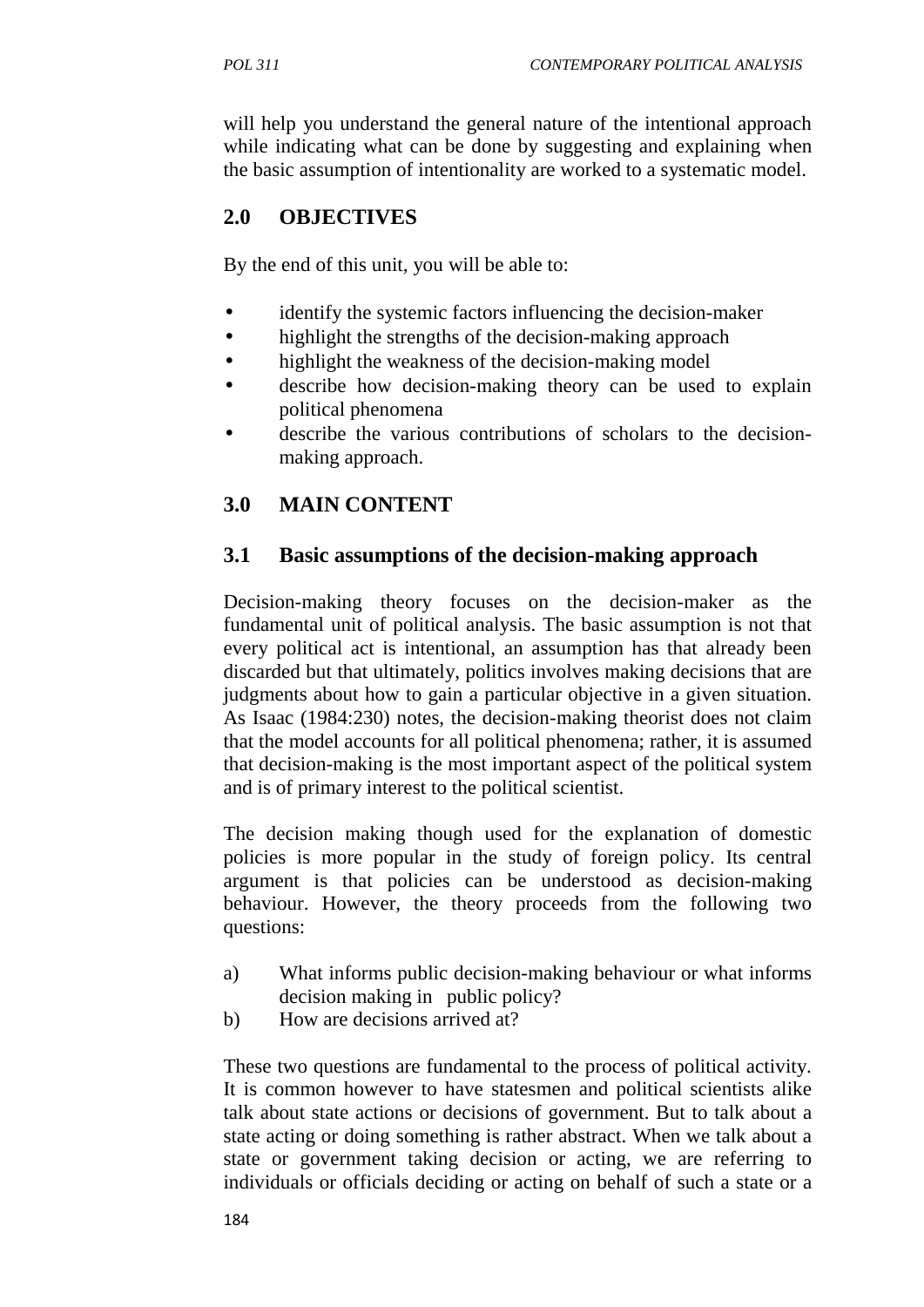will help you understand the general nature of the intentional approach while indicating what can be done by suggesting and explaining when the basic assumption of intentionality are worked to a systematic model.

## 2.0 OBJECTIVES

By the end of this unit, you will be able to:

- identify the systemic factors influencing the decision-maker
- highlight the strengths of the decision-making approach
- highlight the weakness of the decision-making model
- describe how decision-making theory can be used to explain political phenomena
- describe the various contributions of scholars to the decision-making approach.

## 3.0 MAIN CONTENT

### 3.1 Basic assumptions of the decision-making approach

Decision-making theory focuses on the decision-maker as the fundamental unit of political analysis. The basic assumption is not that every political act is intentional, an assumption has that already been discarded but that ultimately, politics involves making decisions that are judgments about how to gain a particular objective in a given situation. As Isaac (1984:230) notes, the decision-making theorist does not claim that the model accounts for all political phenomena; rather, it is assumed that decision-making is the most important aspect of the political system and is of primary interest to the political scientist.

The decision making though used for the explanation of domestic policies is more popular in the study of foreign policy. Its central argument is that policies can be understood as decision-making behaviour. However, the theory proceeds from the following two questions:

a) What informs public decision-making behaviour or what informs decision making in public policy?
b) How are decisions arrived at?

These two questions are fundamental to the process of political activity. It is common however to have statesmen and political scientists alike talk about state actions or decisions of government. But to talk about a state acting or doing something is rather abstract. When we talk about a state or government taking decision or acting, we are referring to individuals or officials deciding or acting on behalf of such a state or a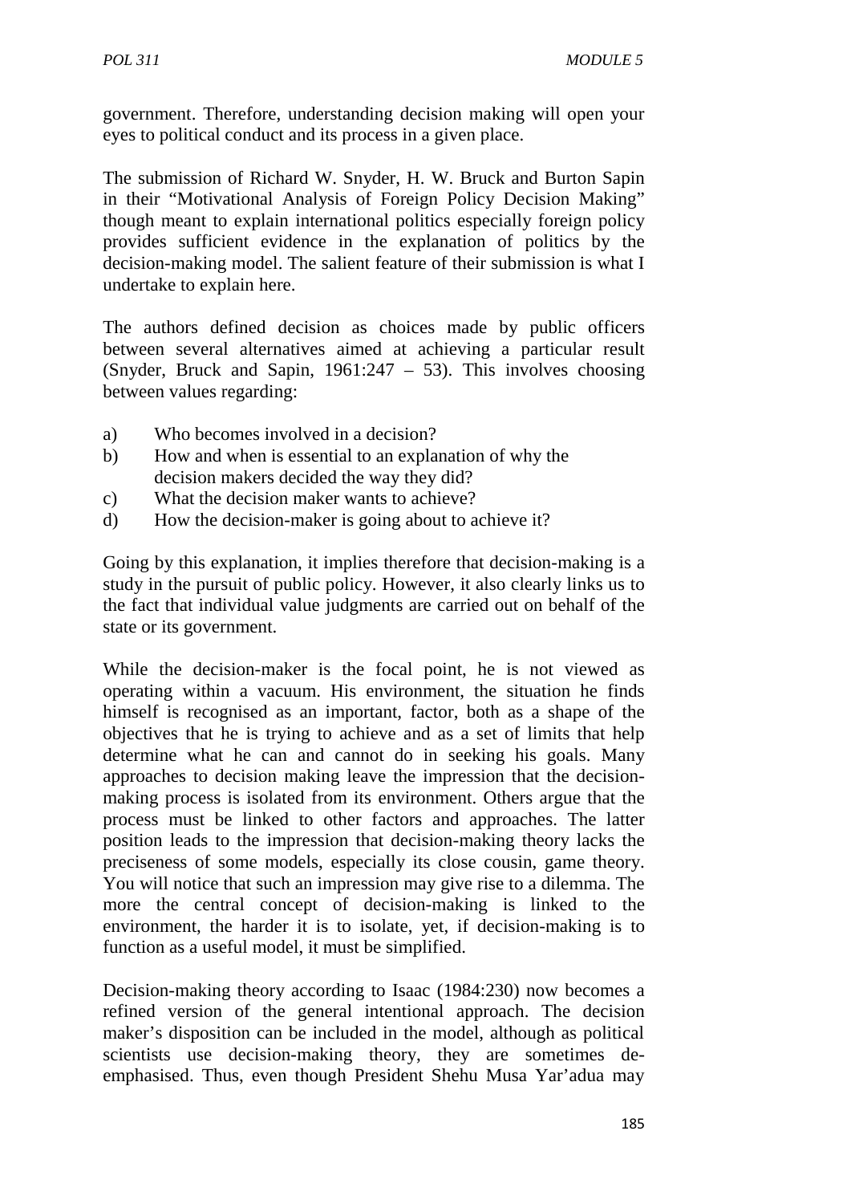government. Therefore, understanding decision making will open your eyes to political conduct and its process in a given place.

The submission of Richard W. Snyder, H. W. Bruck and Burton Sapin in their "Motivational Analysis of Foreign Policy Decision Making" though meant to explain international politics especially foreign policy provides sufficient evidence in the explanation of politics by the decision-making model. The salient feature of their submission is what I undertake to explain here.

The authors defined decision as choices made by public officers between several alternatives aimed at achieving a particular result (Snyder, Bruck and Sapin, 1961:247 – 53). This involves choosing between values regarding:

a) Who becomes involved in a decision?
b) How and when is essential to an explanation of why the decision makers decided the way they did?
c) What the decision maker wants to achieve?
d) How the decision-maker is going about to achieve it?

Going by this explanation, it implies therefore that decision-making is a study in the pursuit of public policy. However, it also clearly links us to the fact that individual value judgments are carried out on behalf of the state or its government.

While the decision-maker is the focal point, he is not viewed as operating within a vacuum. His environment, the situation he finds himself is recognised as an important, factor, both as a shape of the objectives that he is trying to achieve and as a set of limits that help determine what he can and cannot do in seeking his goals. Many approaches to decision making leave the impression that the decision-making process is isolated from its environment. Others argue that the process must be linked to other factors and approaches. The latter position leads to the impression that decision-making theory lacks the preciseness of some models, especially its close cousin, game theory. You will notice that such an impression may give rise to a dilemma. The more the central concept of decision-making is linked to the environment, the harder it is to isolate, yet, if decision-making is to function as a useful model, it must be simplified.

Decision-making theory according to Isaac (1984:230) now becomes a refined version of the general intentional approach. The decision maker's disposition can be included in the model, although as political scientists use decision-making theory, they are sometimes de-emphasised. Thus, even though President Shehu Musa Yar'adua may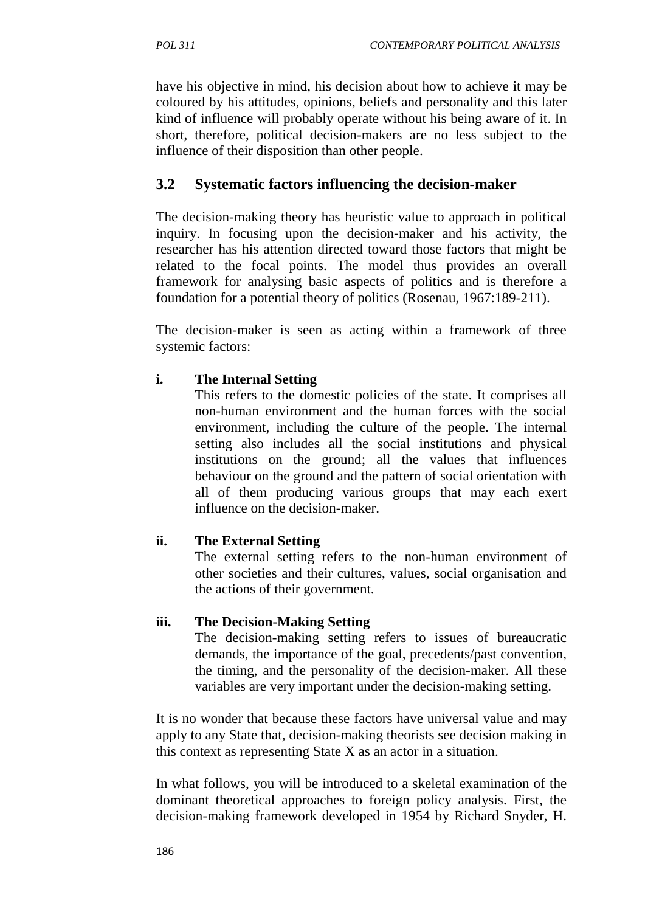have his objective in mind, his decision about how to achieve it may be coloured by his attitudes, opinions, beliefs and personality and this later kind of influence will probably operate without his being aware of it. In short, therefore, political decision-makers are no less subject to the influence of their disposition than other people.

## 3.2 Systematic factors influencing the decision-maker

The decision-making theory has heuristic value to approach in political inquiry. In focusing upon the decision-maker and his activity, the researcher has his attention directed toward those factors that might be related to the focal points. The model thus provides an overall framework for analysing basic aspects of politics and is therefore a foundation for a potential theory of politics (Rosenau, 1967:189-211).

The decision-maker is seen as acting within a framework of three systemic factors:

**i. The Internal Setting**

This refers to the domestic policies of the state. It comprises all non-human environment and the human forces with the social environment, including the culture of the people. The internal setting also includes all the social institutions and physical institutions on the ground; all the values that influences behaviour on the ground and the pattern of social orientation with all of them producing various groups that may each exert influence on the decision-maker.

**ii. The External Setting**

The external setting refers to the non-human environment of other societies and their cultures, values, social organisation and the actions of their government.

**iii. The Decision-Making Setting**

The decision-making setting refers to issues of bureaucratic demands, the importance of the goal, precedents/past convention, the timing, and the personality of the decision-maker. All these variables are very important under the decision-making setting.

It is no wonder that because these factors have universal value and may apply to any State that, decision-making theorists see decision making in this context as representing State X as an actor in a situation.

In what follows, you will be introduced to a skeletal examination of the dominant theoretical approaches to foreign policy analysis. First, the decision-making framework developed in 1954 by Richard Snyder, H.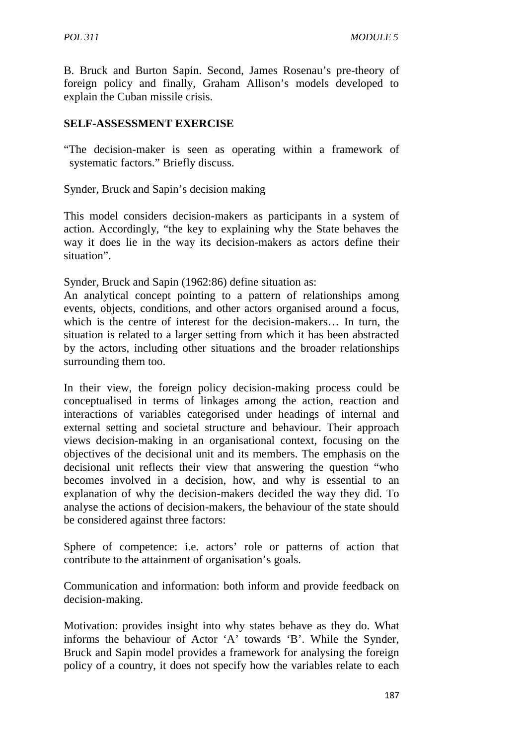B. Bruck and Burton Sapin. Second, James Rosenau's pre-theory of foreign policy and finally, Graham Allison's models developed to explain the Cuban missile crisis.

## SELF-ASSESSMENT EXERCISE

"The decision-maker is seen as operating within a framework of systematic factors." Briefly discuss.

Synder, Bruck and Sapin's decision making

This model considers decision-makers as participants in a system of action. Accordingly, "the key to explaining why the State behaves the way it does lie in the way its decision-makers as actors define their situation".

Synder, Bruck and Sapin (1962:86) define situation as:

An analytical concept pointing to a pattern of relationships among events, objects, conditions, and other actors organised around a focus, which is the centre of interest for the decision-makers… In turn, the situation is related to a larger setting from which it has been abstracted by the actors, including other situations and the broader relationships surrounding them too.

In their view, the foreign policy decision-making process could be conceptualised in terms of linkages among the action, reaction and interactions of variables categorised under headings of internal and external setting and societal structure and behaviour. Their approach views decision-making in an organisational context, focusing on the objectives of the decisional unit and its members. The emphasis on the decisional unit reflects their view that answering the question "who becomes involved in a decision, how, and why is essential to an explanation of why the decision-makers decided the way they did. To analyse the actions of decision-makers, the behaviour of the state should be considered against three factors:

Sphere of competence: i.e. actors' role or patterns of action that contribute to the attainment of organisation's goals.

Communication and information: both inform and provide feedback on decision-making.

Motivation: provides insight into why states behave as they do. What informs the behaviour of Actor 'A' towards 'B'. While the Synder, Bruck and Sapin model provides a framework for analysing the foreign policy of a country, it does not specify how the variables relate to each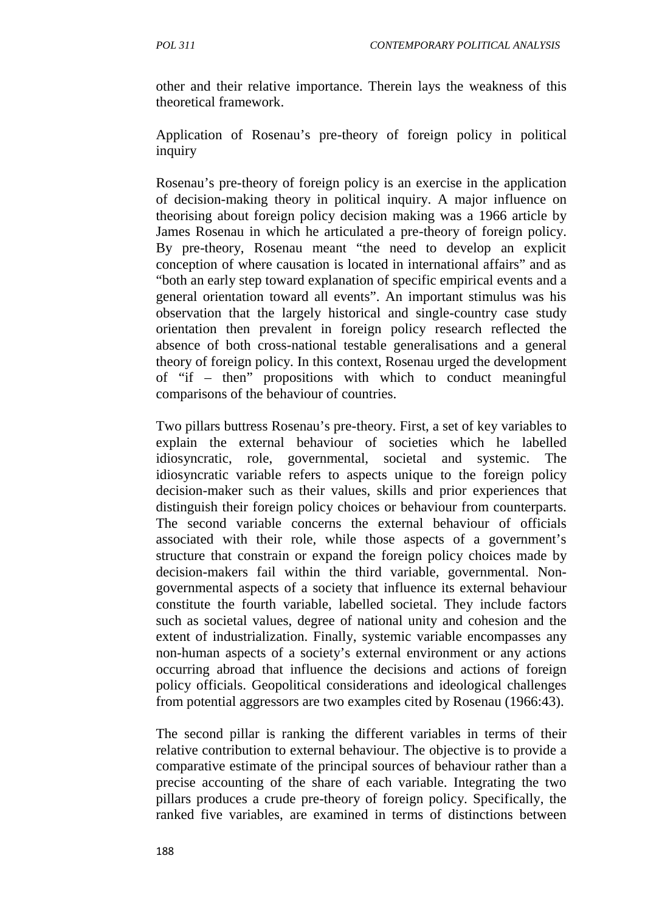other and their relative importance. Therein lays the weakness of this theoretical framework.

Application of Rosenau's pre-theory of foreign policy in political inquiry

Rosenau's pre-theory of foreign policy is an exercise in the application of decision-making theory in political inquiry. A major influence on theorising about foreign policy decision making was a 1966 article by James Rosenau in which he articulated a pre-theory of foreign policy. By pre-theory, Rosenau meant "the need to develop an explicit conception of where causation is located in international affairs" and as "both an early step toward explanation of specific empirical events and a general orientation toward all events". An important stimulus was his observation that the largely historical and single-country case study orientation then prevalent in foreign policy research reflected the absence of both cross-national testable generalisations and a general theory of foreign policy. In this context, Rosenau urged the development of "if – then" propositions with which to conduct meaningful comparisons of the behaviour of countries.

Two pillars buttress Rosenau's pre-theory. First, a set of key variables to explain the external behaviour of societies which he labelled idiosyncratic, role, governmental, societal and systemic. The idiosyncratic variable refers to aspects unique to the foreign policy decision-maker such as their values, skills and prior experiences that distinguish their foreign policy choices or behaviour from counterparts. The second variable concerns the external behaviour of officials associated with their role, while those aspects of a government's structure that constrain or expand the foreign policy choices made by decision-makers fail within the third variable, governmental. Non-governmental aspects of a society that influence its external behaviour constitute the fourth variable, labelled societal. They include factors such as societal values, degree of national unity and cohesion and the extent of industrialization. Finally, systemic variable encompasses any non-human aspects of a society's external environment or any actions occurring abroad that influence the decisions and actions of foreign policy officials. Geopolitical considerations and ideological challenges from potential aggressors are two examples cited by Rosenau (1966:43).

The second pillar is ranking the different variables in terms of their relative contribution to external behaviour. The objective is to provide a comparative estimate of the principal sources of behaviour rather than a precise accounting of the share of each variable. Integrating the two pillars produces a crude pre-theory of foreign policy. Specifically, the ranked five variables, are examined in terms of distinctions between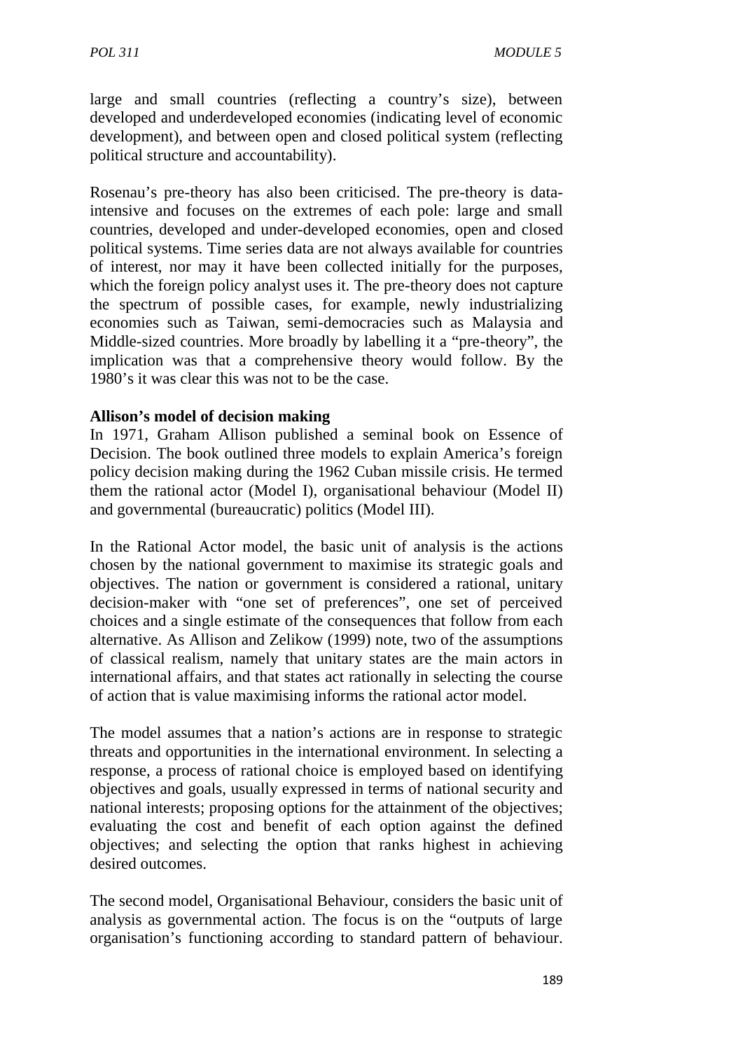large and small countries (reflecting a country's size), between developed and underdeveloped economies (indicating level of economic development), and between open and closed political system (reflecting political structure and accountability).

Rosenau's pre-theory has also been criticised. The pre-theory is data-intensive and focuses on the extremes of each pole: large and small countries, developed and under-developed economies, open and closed political systems. Time series data are not always available for countries of interest, nor may it have been collected initially for the purposes, which the foreign policy analyst uses it. The pre-theory does not capture the spectrum of possible cases, for example, newly industrializing economies such as Taiwan, semi-democracies such as Malaysia and Middle-sized countries. More broadly by labelling it a "pre-theory", the implication was that a comprehensive theory would follow. By the 1980's it was clear this was not to be the case.

**Allison's model of decision making**

In 1971, Graham Allison published a seminal book on Essence of Decision. The book outlined three models to explain America's foreign policy decision making during the 1962 Cuban missile crisis. He termed them the rational actor (Model I), organisational behaviour (Model II) and governmental (bureaucratic) politics (Model III).

In the Rational Actor model, the basic unit of analysis is the actions chosen by the national government to maximise its strategic goals and objectives. The nation or government is considered a rational, unitary decision-maker with "one set of preferences", one set of perceived choices and a single estimate of the consequences that follow from each alternative. As Allison and Zelikow (1999) note, two of the assumptions of classical realism, namely that unitary states are the main actors in international affairs, and that states act rationally in selecting the course of action that is value maximising informs the rational actor model.

The model assumes that a nation's actions are in response to strategic threats and opportunities in the international environment. In selecting a response, a process of rational choice is employed based on identifying objectives and goals, usually expressed in terms of national security and national interests; proposing options for the attainment of the objectives; evaluating the cost and benefit of each option against the defined objectives; and selecting the option that ranks highest in achieving desired outcomes.

The second model, Organisational Behaviour, considers the basic unit of analysis as governmental action. The focus is on the "outputs of large organisation's functioning according to standard pattern of behaviour.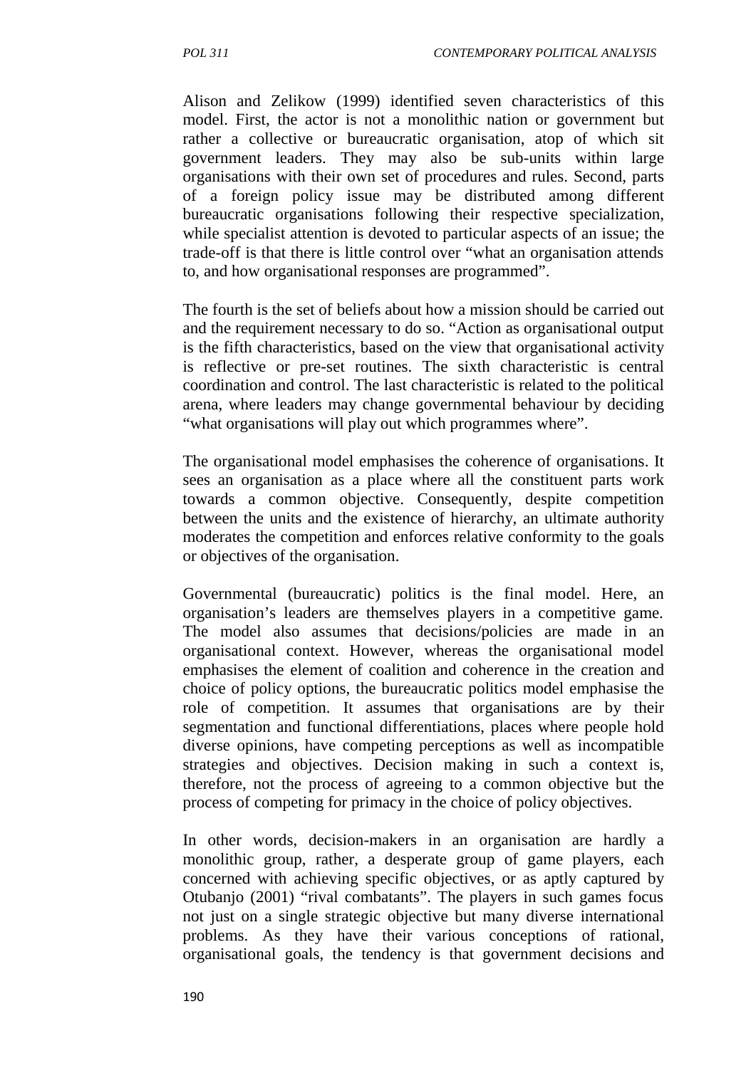Alison and Zelikow (1999) identified seven characteristics of this model. First, the actor is not a monolithic nation or government but rather a collective or bureaucratic organisation, atop of which sit government leaders. They may also be sub-units within large organisations with their own set of procedures and rules. Second, parts of a foreign policy issue may be distributed among different bureaucratic organisations following their respective specialization, while specialist attention is devoted to particular aspects of an issue; the trade-off is that there is little control over "what an organisation attends to, and how organisational responses are programmed".

The fourth is the set of beliefs about how a mission should be carried out and the requirement necessary to do so. "Action as organisational output is the fifth characteristics, based on the view that organisational activity is reflective or pre-set routines. The sixth characteristic is central coordination and control. The last characteristic is related to the political arena, where leaders may change governmental behaviour by deciding "what organisations will play out which programmes where".

The organisational model emphasises the coherence of organisations. It sees an organisation as a place where all the constituent parts work towards a common objective. Consequently, despite competition between the units and the existence of hierarchy, an ultimate authority moderates the competition and enforces relative conformity to the goals or objectives of the organisation.

Governmental (bureaucratic) politics is the final model. Here, an organisation's leaders are themselves players in a competitive game. The model also assumes that decisions/policies are made in an organisational context. However, whereas the organisational model emphasises the element of coalition and coherence in the creation and choice of policy options, the bureaucratic politics model emphasise the role of competition. It assumes that organisations are by their segmentation and functional differentiations, places where people hold diverse opinions, have competing perceptions as well as incompatible strategies and objectives. Decision making in such a context is, therefore, not the process of agreeing to a common objective but the process of competing for primacy in the choice of policy objectives.

In other words, decision-makers in an organisation are hardly a monolithic group, rather, a desperate group of game players, each concerned with achieving specific objectives, or as aptly captured by Otubanjo (2001) "rival combatants". The players in such games focus not just on a single strategic objective but many diverse international problems. As they have their various conceptions of rational, organisational goals, the tendency is that government decisions and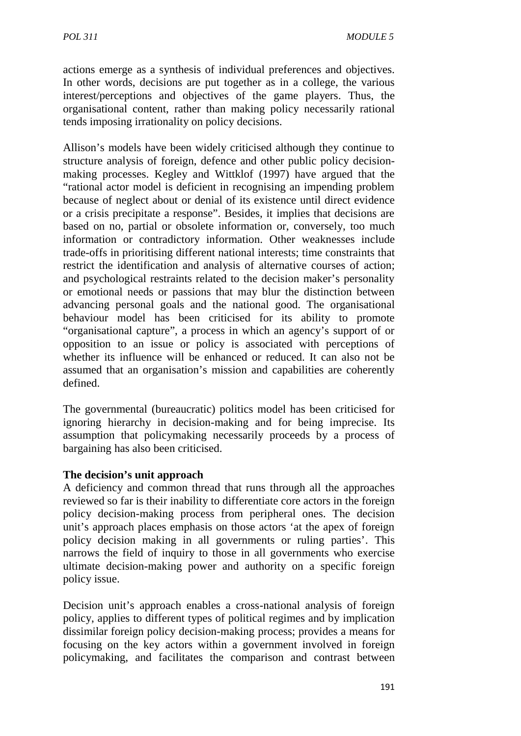actions emerge as a synthesis of individual preferences and objectives. In other words, decisions are put together as in a college, the various interest/perceptions and objectives of the game players. Thus, the organisational content, rather than making policy necessarily rational tends imposing irrationality on policy decisions.

Allison's models have been widely criticised although they continue to structure analysis of foreign, defence and other public policy decision-making processes. Kegley and Wittklof (1997) have argued that the "rational actor model is deficient in recognising an impending problem because of neglect about or denial of its existence until direct evidence or a crisis precipitate a response". Besides, it implies that decisions are based on no, partial or obsolete information or, conversely, too much information or contradictory information. Other weaknesses include trade-offs in prioritising different national interests; time constraints that restrict the identification and analysis of alternative courses of action; and psychological restraints related to the decision maker's personality or emotional needs or passions that may blur the distinction between advancing personal goals and the national good. The organisational behaviour model has been criticised for its ability to promote "organisational capture", a process in which an agency's support of or opposition to an issue or policy is associated with perceptions of whether its influence will be enhanced or reduced. It can also not be assumed that an organisation's mission and capabilities are coherently defined.

The governmental (bureaucratic) politics model has been criticised for ignoring hierarchy in decision-making and for being imprecise. Its assumption that policymaking necessarily proceeds by a process of bargaining has also been criticised.

**The decision's unit approach**

A deficiency and common thread that runs through all the approaches reviewed so far is their inability to differentiate core actors in the foreign policy decision-making process from peripheral ones. The decision unit's approach places emphasis on those actors 'at the apex of foreign policy decision making in all governments or ruling parties'. This narrows the field of inquiry to those in all governments who exercise ultimate decision-making power and authority on a specific foreign policy issue.

Decision unit's approach enables a cross-national analysis of foreign policy, applies to different types of political regimes and by implication dissimilar foreign policy decision-making process; provides a means for focusing on the key actors within a government involved in foreign policymaking, and facilitates the comparison and contrast between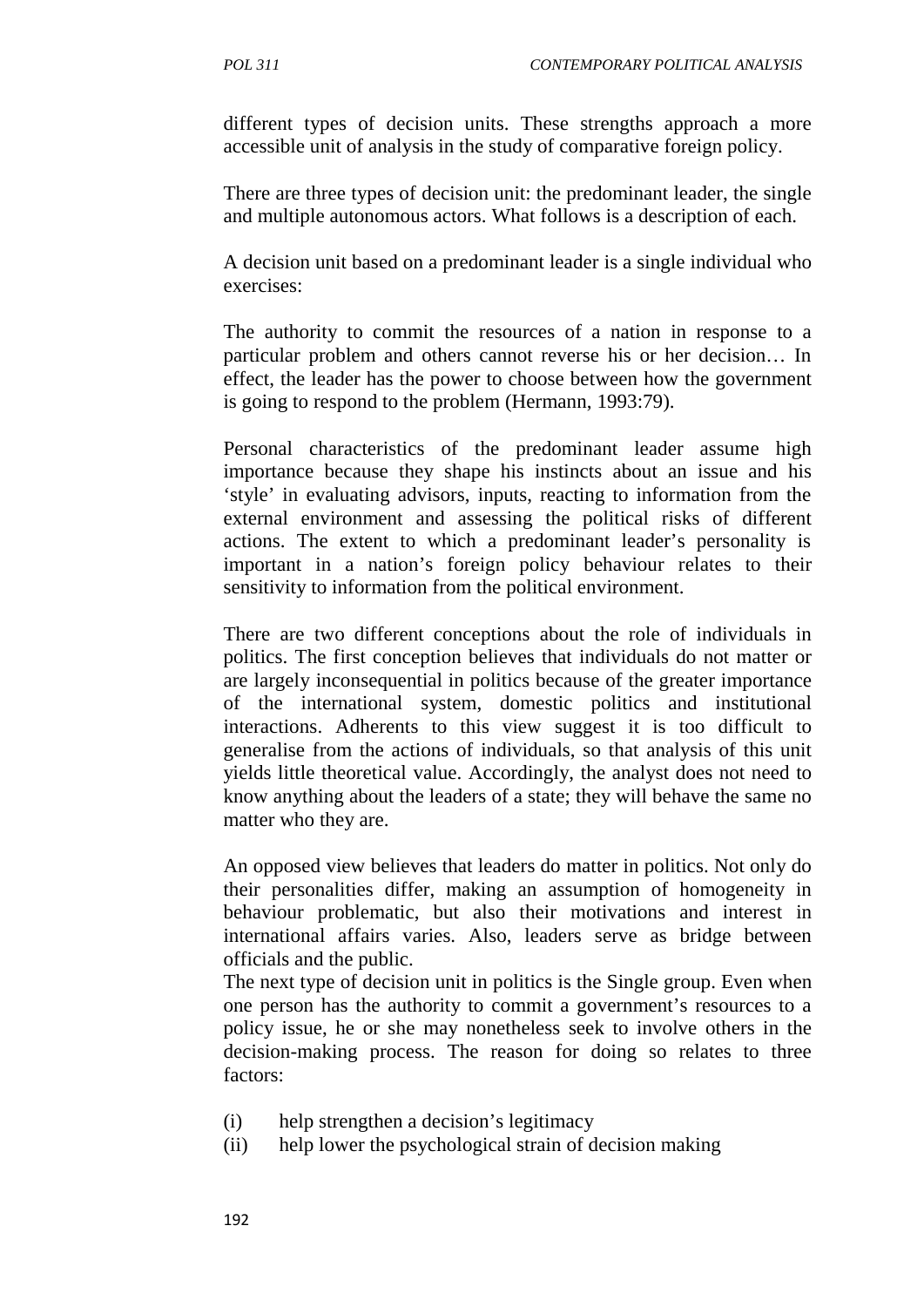different types of decision units. These strengths approach a more accessible unit of analysis in the study of comparative foreign policy.

There are three types of decision unit: the predominant leader, the single and multiple autonomous actors. What follows is a description of each.

A decision unit based on a predominant leader is a single individual who exercises:

The authority to commit the resources of a nation in response to a particular problem and others cannot reverse his or her decision… In effect, the leader has the power to choose between how the government is going to respond to the problem (Hermann, 1993:79).

Personal characteristics of the predominant leader assume high importance because they shape his instincts about an issue and his 'style' in evaluating advisors, inputs, reacting to information from the external environment and assessing the political risks of different actions. The extent to which a predominant leader's personality is important in a nation's foreign policy behaviour relates to their sensitivity to information from the political environment.

There are two different conceptions about the role of individuals in politics. The first conception believes that individuals do not matter or are largely inconsequential in politics because of the greater importance of the international system, domestic politics and institutional interactions. Adherents to this view suggest it is too difficult to generalise from the actions of individuals, so that analysis of this unit yields little theoretical value. Accordingly, the analyst does not need to know anything about the leaders of a state; they will behave the same no matter who they are.

An opposed view believes that leaders do matter in politics. Not only do their personalities differ, making an assumption of homogeneity in behaviour problematic, but also their motivations and interest in international affairs varies. Also, leaders serve as bridge between officials and the public.
The next type of decision unit in politics is the Single group. Even when one person has the authority to commit a government's resources to a policy issue, he or she may nonetheless seek to involve others in the decision-making process. The reason for doing so relates to three factors:

(i) help strengthen a decision's legitimacy
(ii) help lower the psychological strain of decision making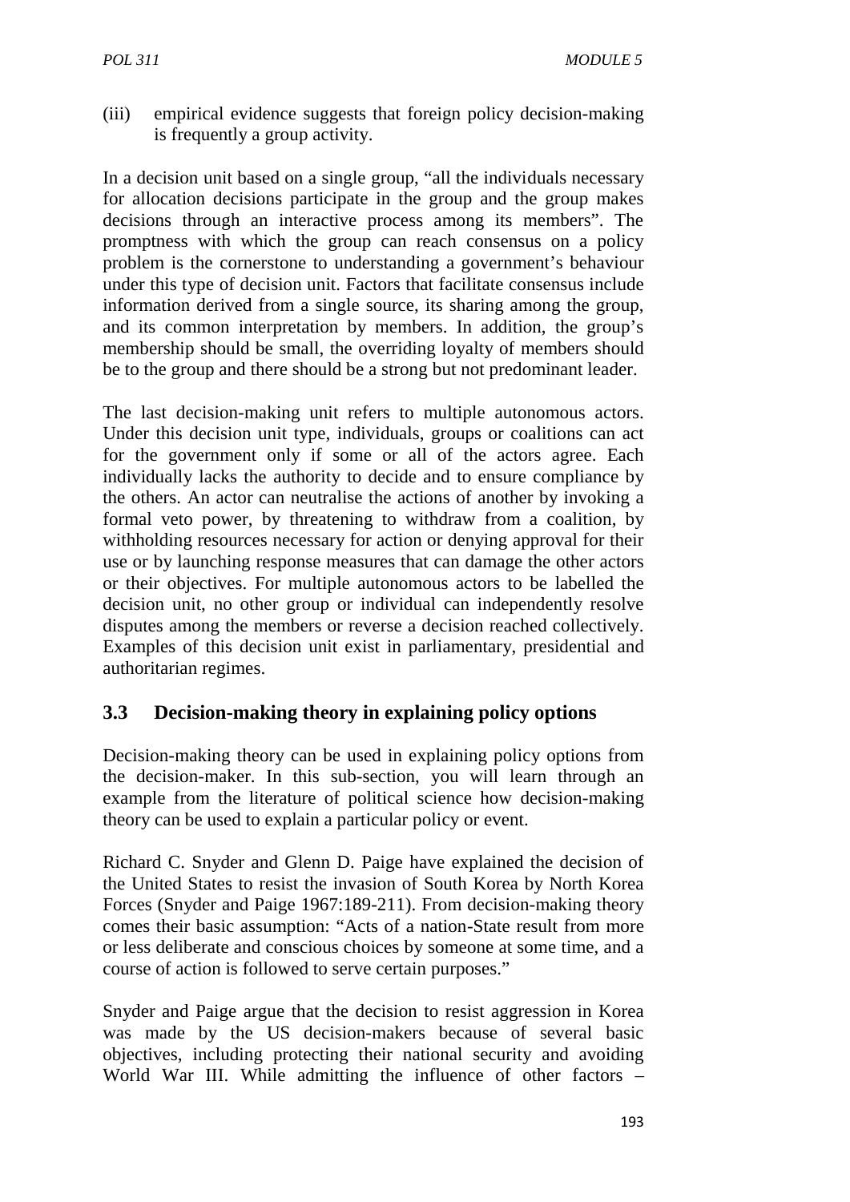(iii) empirical evidence suggests that foreign policy decision-making is frequently a group activity.

In a decision unit based on a single group, "all the individuals necessary for allocation decisions participate in the group and the group makes decisions through an interactive process among its members". The promptness with which the group can reach consensus on a policy problem is the cornerstone to understanding a government's behaviour under this type of decision unit. Factors that facilitate consensus include information derived from a single source, its sharing among the group, and its common interpretation by members. In addition, the group's membership should be small, the overriding loyalty of members should be to the group and there should be a strong but not predominant leader.

The last decision-making unit refers to multiple autonomous actors. Under this decision unit type, individuals, groups or coalitions can act for the government only if some or all of the actors agree. Each individually lacks the authority to decide and to ensure compliance by the others. An actor can neutralise the actions of another by invoking a formal veto power, by threatening to withdraw from a coalition, by withholding resources necessary for action or denying approval for their use or by launching response measures that can damage the other actors or their objectives. For multiple autonomous actors to be labelled the decision unit, no other group or individual can independently resolve disputes among the members or reverse a decision reached collectively. Examples of this decision unit exist in parliamentary, presidential and authoritarian regimes.

## 3.3 Decision-making theory in explaining policy options

Decision-making theory can be used in explaining policy options from the decision-maker. In this sub-section, you will learn through an example from the literature of political science how decision-making theory can be used to explain a particular policy or event.

Richard C. Snyder and Glenn D. Paige have explained the decision of the United States to resist the invasion of South Korea by North Korea Forces (Snyder and Paige 1967:189-211). From decision-making theory comes their basic assumption: "Acts of a nation-State result from more or less deliberate and conscious choices by someone at some time, and a course of action is followed to serve certain purposes."

Snyder and Paige argue that the decision to resist aggression in Korea was made by the US decision-makers because of several basic objectives, including protecting their national security and avoiding World War III. While admitting the influence of other factors –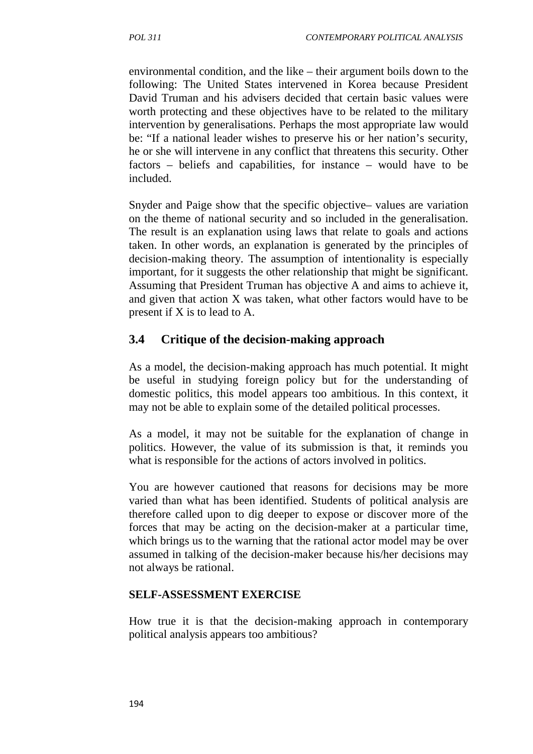environmental condition, and the like – their argument boils down to the following: The United States intervened in Korea because President David Truman and his advisers decided that certain basic values were worth protecting and these objectives have to be related to the military intervention by generalisations. Perhaps the most appropriate law would be: "If a national leader wishes to preserve his or her nation's security, he or she will intervene in any conflict that threatens this security. Other factors – beliefs and capabilities, for instance – would have to be included.

Snyder and Paige show that the specific objective– values are variation on the theme of national security and so included in the generalisation. The result is an explanation using laws that relate to goals and actions taken. In other words, an explanation is generated by the principles of decision-making theory. The assumption of intentionality is especially important, for it suggests the other relationship that might be significant. Assuming that President Truman has objective A and aims to achieve it, and given that action X was taken, what other factors would have to be present if X is to lead to A.

## 3.4 Critique of the decision-making approach

As a model, the decision-making approach has much potential. It might be useful in studying foreign policy but for the understanding of domestic politics, this model appears too ambitious. In this context, it may not be able to explain some of the detailed political processes.

As a model, it may not be suitable for the explanation of change in politics. However, the value of its submission is that, it reminds you what is responsible for the actions of actors involved in politics.

You are however cautioned that reasons for decisions may be more varied than what has been identified. Students of political analysis are therefore called upon to dig deeper to expose or discover more of the forces that may be acting on the decision-maker at a particular time, which brings us to the warning that the rational actor model may be over assumed in talking of the decision-maker because his/her decisions may not always be rational.

**SELF-ASSESSMENT EXERCISE**

How true it is that the decision-making approach in contemporary political analysis appears too ambitious?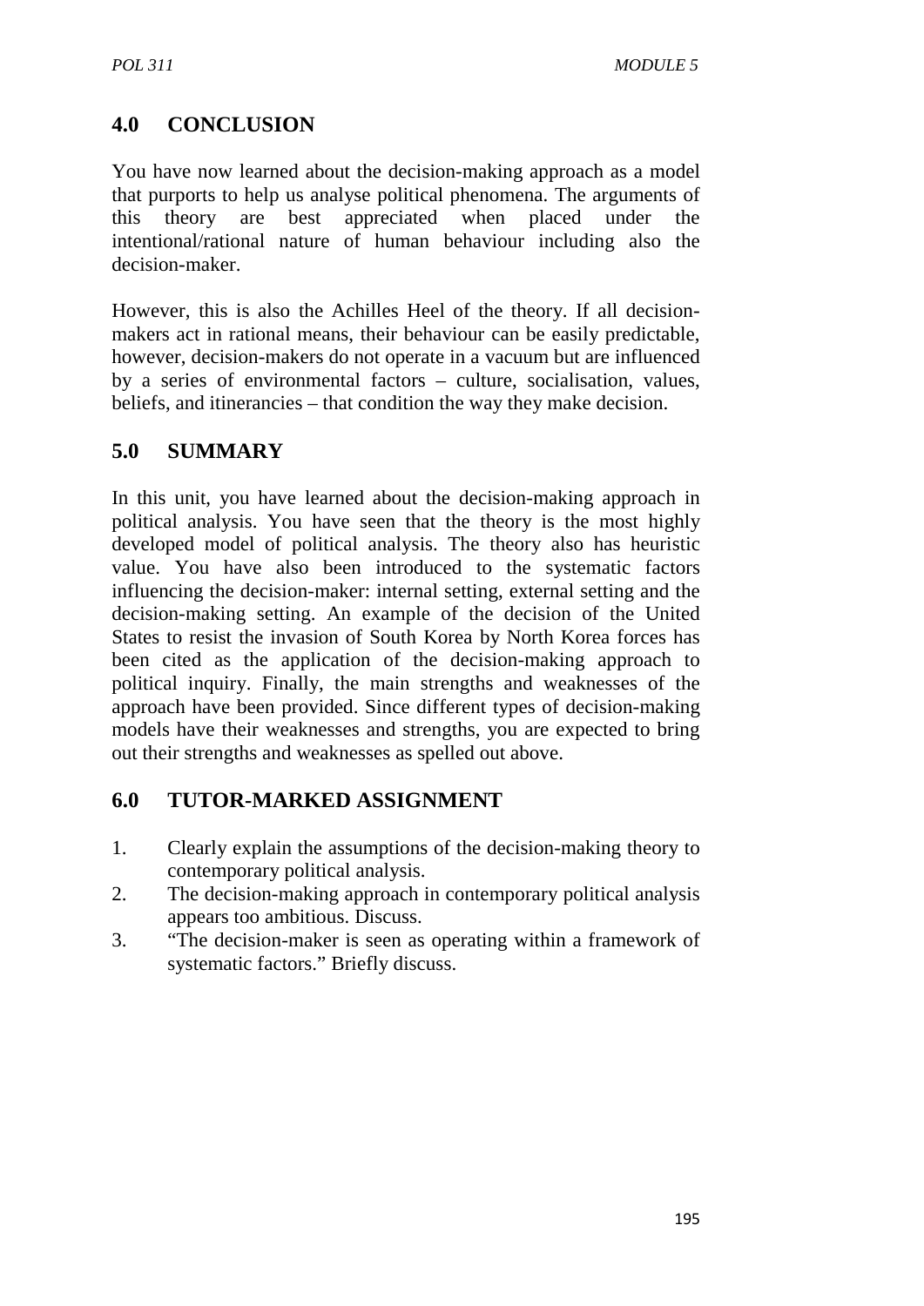## 4.0 CONCLUSION

You have now learned about the decision-making approach as a model that purports to help us analyse political phenomena. The arguments of this theory are best appreciated when placed under the intentional/rational nature of human behaviour including also the decision-maker.

However, this is also the Achilles Heel of the theory. If all decision-makers act in rational means, their behaviour can be easily predictable, however, decision-makers do not operate in a vacuum but are influenced by a series of environmental factors – culture, socialisation, values, beliefs, and itinerancies – that condition the way they make decision.

## 5.0 SUMMARY

In this unit, you have learned about the decision-making approach in political analysis. You have seen that the theory is the most highly developed model of political analysis. The theory also has heuristic value. You have also been introduced to the systematic factors influencing the decision-maker: internal setting, external setting and the decision-making setting. An example of the decision of the United States to resist the invasion of South Korea by North Korea forces has been cited as the application of the decision-making approach to political inquiry. Finally, the main strengths and weaknesses of the approach have been provided. Since different types of decision-making models have their weaknesses and strengths, you are expected to bring out their strengths and weaknesses as spelled out above.

## 6.0 TUTOR-MARKED ASSIGNMENT

1. Clearly explain the assumptions of the decision-making theory to contemporary political analysis.
2. The decision-making approach in contemporary political analysis appears too ambitious. Discuss.
3. "The decision-maker is seen as operating within a framework of systematic factors." Briefly discuss.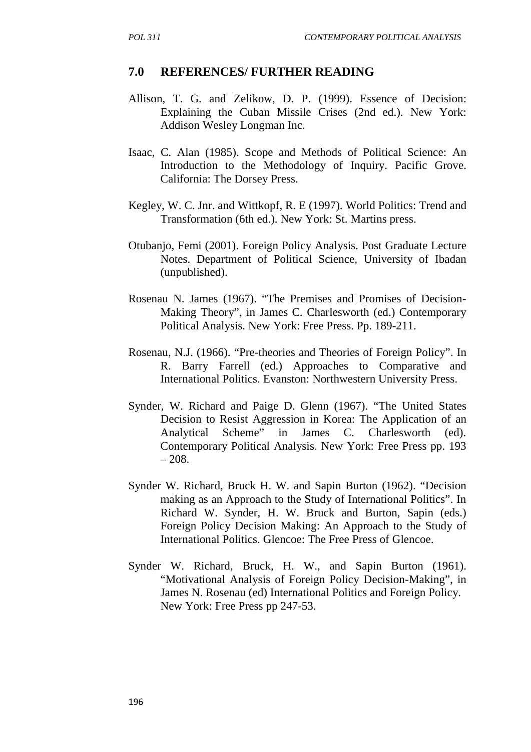## 7.0 REFERENCES/ FURTHER READING

Allison, T. G. and Zelikow, D. P. (1999). Essence of Decision: Explaining the Cuban Missile Crises (2nd ed.). New York: Addison Wesley Longman Inc.

Isaac, C. Alan (1985). Scope and Methods of Political Science: An Introduction to the Methodology of Inquiry. Pacific Grove. California: The Dorsey Press.

Kegley, W. C. Jnr. and Wittkopf, R. E (1997). World Politics: Trend and Transformation (6th ed.). New York: St. Martins press.

Otubanjo, Femi (2001). Foreign Policy Analysis. Post Graduate Lecture Notes. Department of Political Science, University of Ibadan (unpublished).

Rosenau N. James (1967). "The Premises and Promises of Decision-Making Theory", in James C. Charlesworth (ed.) Contemporary Political Analysis. New York: Free Press. Pp. 189-211.

Rosenau, N.J. (1966). "Pre-theories and Theories of Foreign Policy". In R. Barry Farrell (ed.) Approaches to Comparative and International Politics. Evanston: Northwestern University Press.

Synder, W. Richard and Paige D. Glenn (1967). "The United States Decision to Resist Aggression in Korea: The Application of an Analytical Scheme" in James C. Charlesworth (ed). Contemporary Political Analysis. New York: Free Press pp. 193 – 208.

Synder W. Richard, Bruck H. W. and Sapin Burton (1962). "Decision making as an Approach to the Study of International Politics". In Richard W. Synder, H. W. Bruck and Burton, Sapin (eds.) Foreign Policy Decision Making: An Approach to the Study of International Politics. Glencoe: The Free Press of Glencoe.

Synder W. Richard, Bruck, H. W., and Sapin Burton (1961). "Motivational Analysis of Foreign Policy Decision-Making", in James N. Rosenau (ed) International Politics and Foreign Policy. New York: Free Press pp 247-53.